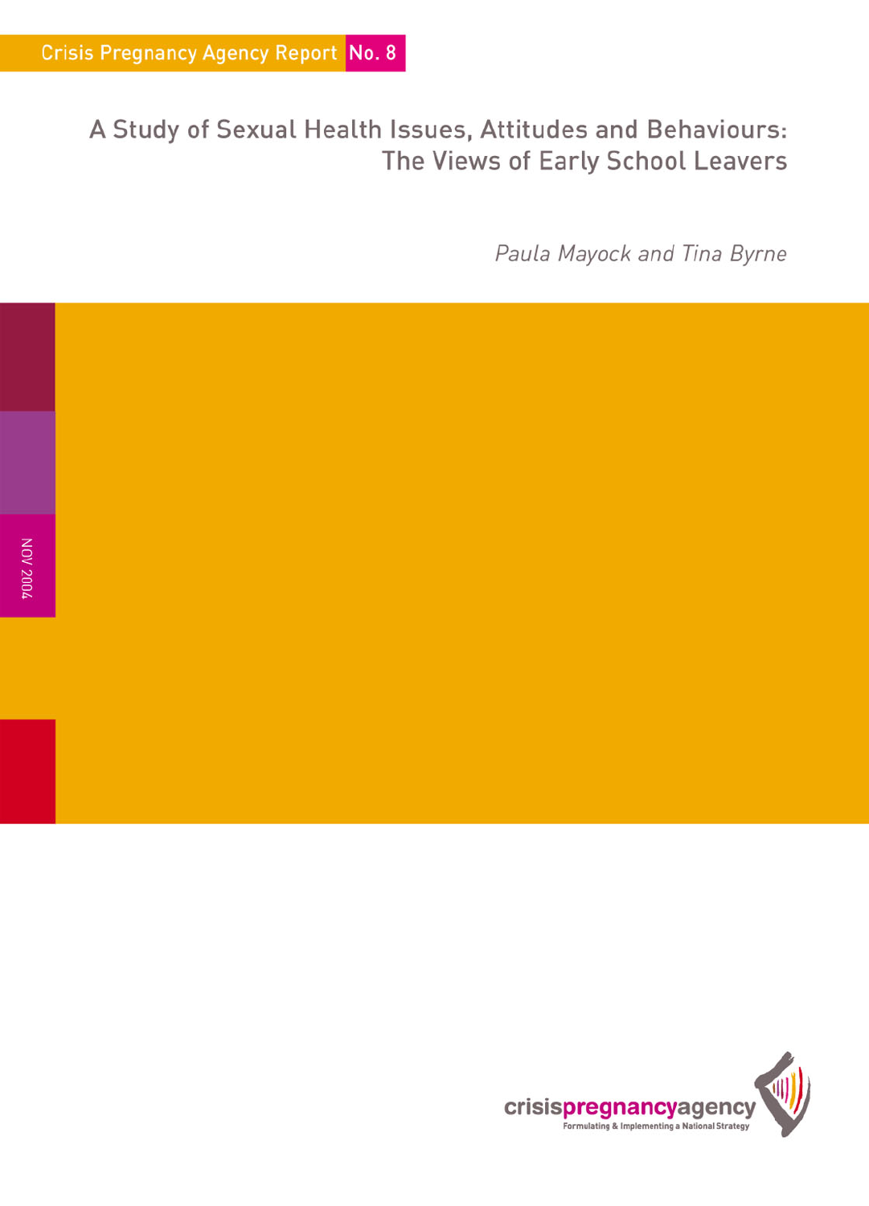Crisis Pregnancy Agency Report No. 8

# A Study of Sexual Health Issues, Attitudes and Behaviours: The Views of Early School Leavers

*Paula Mayock and Tina Byrne*

NOV 2004

crisispregnancyagency

Formulating & Implementing a National Strategy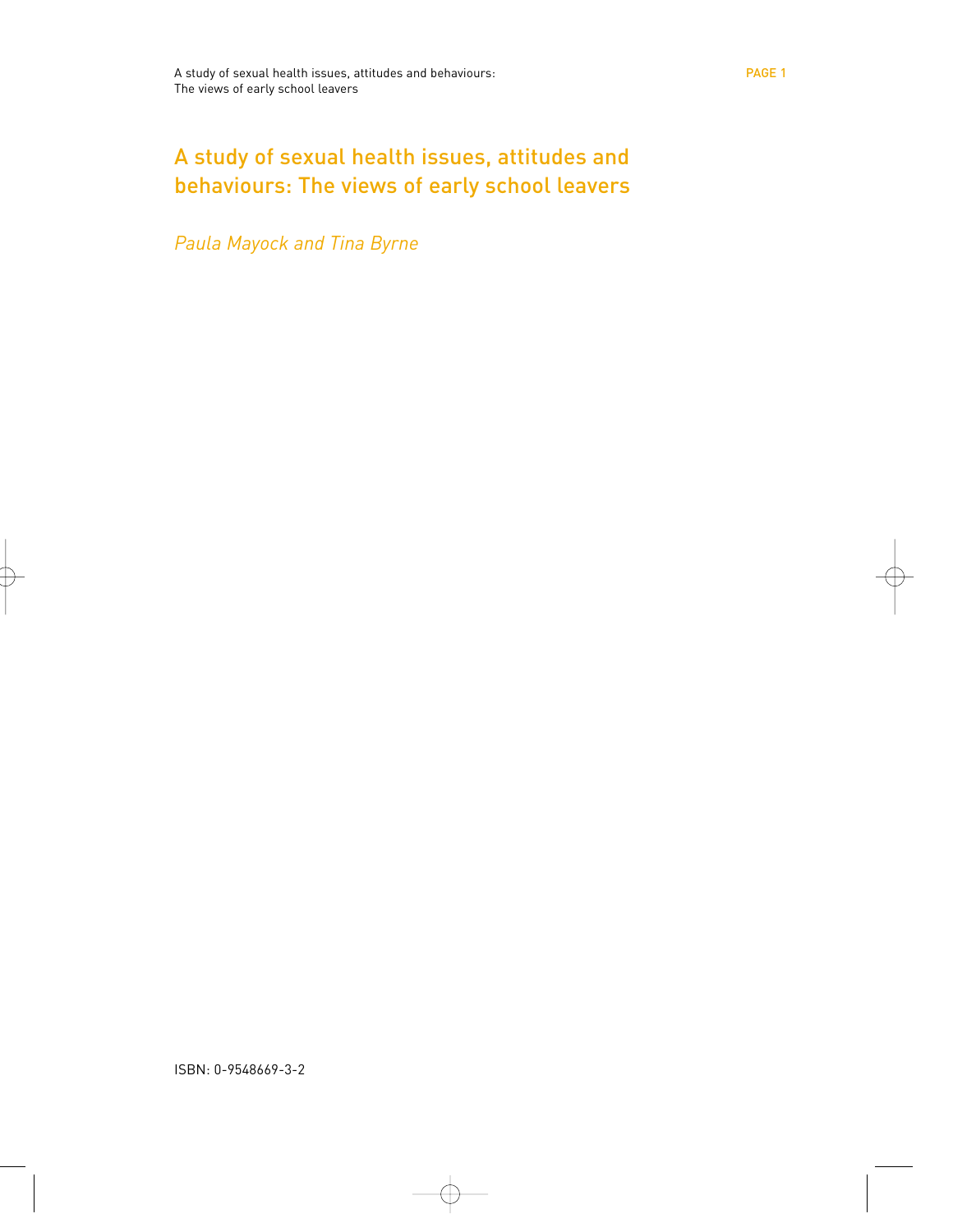# A study of sexual health issues, attitudes and behaviours: The views of early school leavers

*Paula Mayock and Tina Byrne*

ISBN: 0-9548669-3-2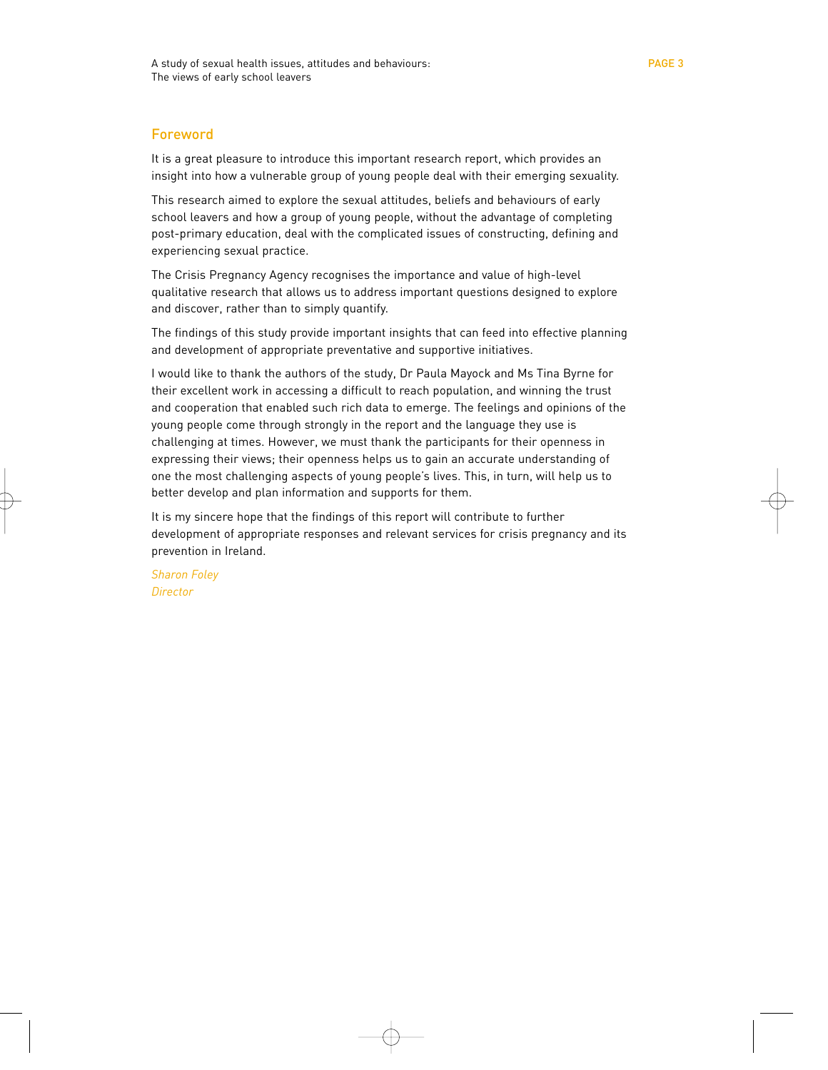## Foreword

It is a great pleasure to introduce this important research report, which provides an insight into how a vulnerable group of young people deal with their emerging sexuality.

This research aimed to explore the sexual attitudes, beliefs and behaviours of early school leavers and how a group of young people, without the advantage of completing post-primary education, deal with the complicated issues of constructing, defining and experiencing sexual practice.

The Crisis Pregnancy Agency recognises the importance and value of high-level qualitative research that allows us to address important questions designed to explore and discover, rather than to simply quantify.

The findings of this study provide important insights that can feed into effective planning and development of appropriate preventative and supportive initiatives.

I would like to thank the authors of the study, Dr Paula Mayock and Ms Tina Byrne for their excellent work in accessing a difficult to reach population, and winning the trust and cooperation that enabled such rich data to emerge. The feelings and opinions of the young people come through strongly in the report and the language they use is challenging at times. However, we must thank the participants for their openness in expressing their views; their openness helps us to gain an accurate understanding of one the most challenging aspects of young people's lives. This, in turn, will help us to better develop and plan information and supports for them.

It is my sincere hope that the findings of this report will contribute to further development of appropriate responses and relevant services for crisis pregnancy and its prevention in Ireland.

*Sharon Foley*
*Director*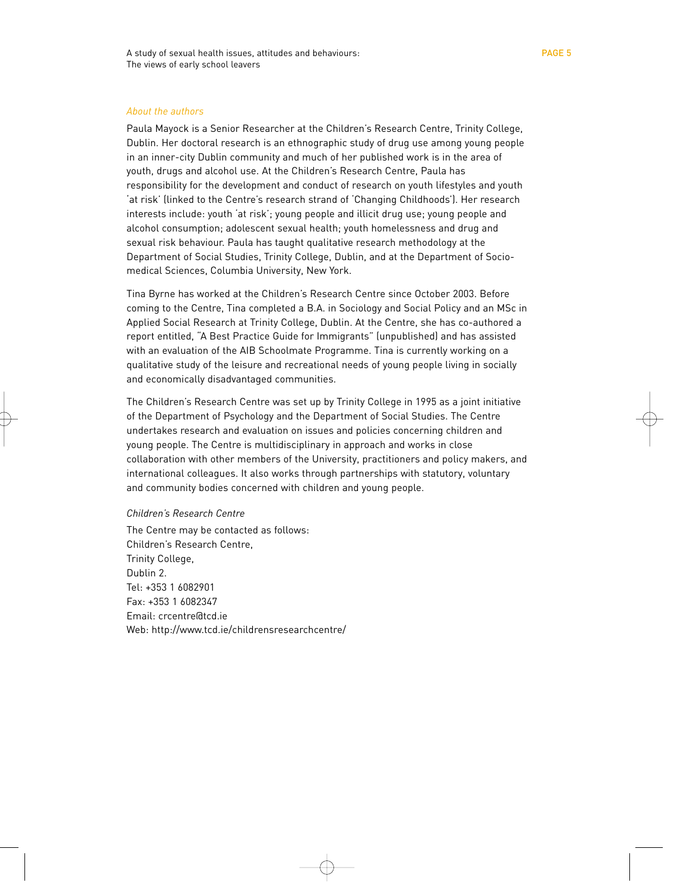*About the authors*

Paula Mayock is a Senior Researcher at the Children's Research Centre, Trinity College, Dublin. Her doctoral research is an ethnographic study of drug use among young people in an inner-city Dublin community and much of her published work is in the area of youth, drugs and alcohol use. At the Children's Research Centre, Paula has responsibility for the development and conduct of research on youth lifestyles and youth 'at risk' (linked to the Centre's research strand of 'Changing Childhoods'). Her research interests include: youth 'at risk'; young people and illicit drug use; young people and alcohol consumption; adolescent sexual health; youth homelessness and drug and sexual risk behaviour. Paula has taught qualitative research methodology at the Department of Social Studies, Trinity College, Dublin, and at the Department of Socio-medical Sciences, Columbia University, New York.

Tina Byrne has worked at the Children's Research Centre since October 2003. Before coming to the Centre, Tina completed a B.A. in Sociology and Social Policy and an MSc in Applied Social Research at Trinity College, Dublin. At the Centre, she has co-authored a report entitled, "A Best Practice Guide for Immigrants" (unpublished) and has assisted with an evaluation of the AIB Schoolmate Programme. Tina is currently working on a qualitative study of the leisure and recreational needs of young people living in socially and economically disadvantaged communities.

The Children's Research Centre was set up by Trinity College in 1995 as a joint initiative of the Department of Psychology and the Department of Social Studies. The Centre undertakes research and evaluation on issues and policies concerning children and young people. The Centre is multidisciplinary in approach and works in close collaboration with other members of the University, practitioners and policy makers, and international colleagues. It also works through partnerships with statutory, voluntary and community bodies concerned with children and young people.

*Children's Research Centre*

The Centre may be contacted as follows:
Children's Research Centre,
Trinity College,
Dublin 2.
Tel: +353 1 6082901
Fax: +353 1 6082347
Email: crcentre@tcd.ie
Web: http://www.tcd.ie/childrensresearchcentre/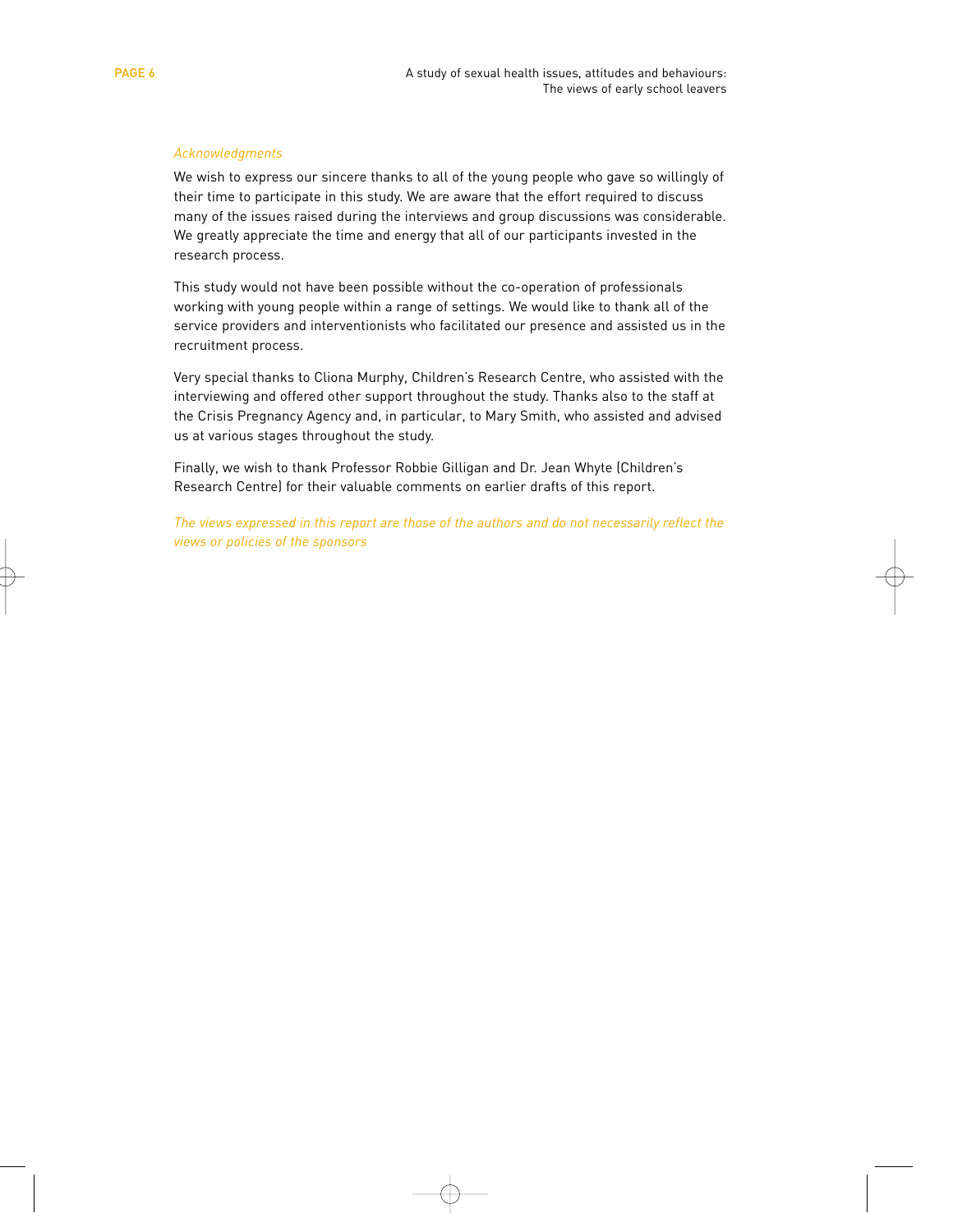*Acknowledgments*

We wish to express our sincere thanks to all of the young people who gave so willingly of their time to participate in this study. We are aware that the effort required to discuss many of the issues raised during the interviews and group discussions was considerable. We greatly appreciate the time and energy that all of our participants invested in the research process.

This study would not have been possible without the co-operation of professionals working with young people within a range of settings. We would like to thank all of the service providers and interventionists who facilitated our presence and assisted us in the recruitment process.

Very special thanks to Cliona Murphy, Children's Research Centre, who assisted with the interviewing and offered other support throughout the study. Thanks also to the staff at the Crisis Pregnancy Agency and, in particular, to Mary Smith, who assisted and advised us at various stages throughout the study.

Finally, we wish to thank Professor Robbie Gilligan and Dr. Jean Whyte (Children's Research Centre) for their valuable comments on earlier drafts of this report.

*The views expressed in this report are those of the authors and do not necessarily reflect the views or policies of the sponsors*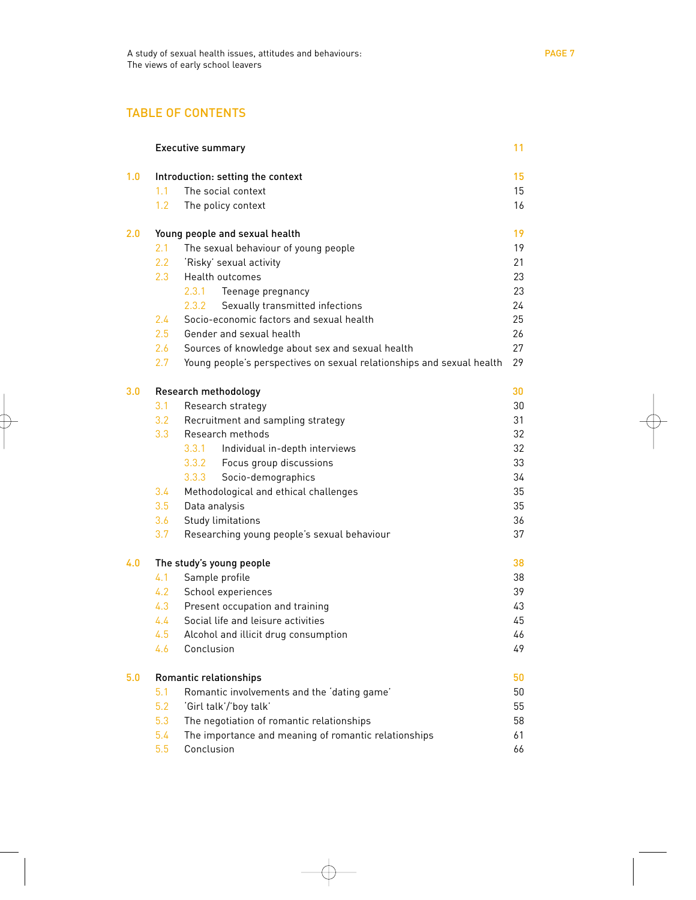## TABLE OF CONTENTS

| | | Page |
|---|---|---|
| | **Executive summary** | 11 |
| **1.0** | **Introduction: setting the context** | 15 |
| 1.1 | The social context | 15 |
| 1.2 | The policy context | 16 |
| **2.0** | **Young people and sexual health** | 19 |
| 2.1 | The sexual behaviour of young people | 19 |
| 2.2 | 'Risky' sexual activity | 21 |
| 2.3 | Health outcomes | 23 |
| 2.3.1 | Teenage pregnancy | 23 |
| 2.3.2 | Sexually transmitted infections | 24 |
| 2.4 | Socio-economic factors and sexual health | 25 |
| 2.5 | Gender and sexual health | 26 |
| 2.6 | Sources of knowledge about sex and sexual health | 27 |
| 2.7 | Young people's perspectives on sexual relationships and sexual health | 29 |
| **3.0** | **Research methodology** | 30 |
| 3.1 | Research strategy | 30 |
| 3.2 | Recruitment and sampling strategy | 31 |
| 3.3 | Research methods | 32 |
| 3.3.1 | Individual in-depth interviews | 32 |
| 3.3.2 | Focus group discussions | 33 |
| 3.3.3 | Socio-demographics | 34 |
| 3.4 | Methodological and ethical challenges | 35 |
| 3.5 | Data analysis | 35 |
| 3.6 | Study limitations | 36 |
| 3.7 | Researching young people's sexual behaviour | 37 |
| **4.0** | **The study's young people** | 38 |
| 4.1 | Sample profile | 38 |
| 4.2 | School experiences | 39 |
| 4.3 | Present occupation and training | 43 |
| 4.4 | Social life and leisure activities | 45 |
| 4.5 | Alcohol and illicit drug consumption | 46 |
| 4.6 | Conclusion | 49 |
| **5.0** | **Romantic relationships** | 50 |
| 5.1 | Romantic involvements and the 'dating game' | 50 |
| 5.2 | 'Girl talk'/'boy talk' | 55 |
| 5.3 | The negotiation of romantic relationships | 58 |
| 5.4 | The importance and meaning of romantic relationships | 61 |
| 5.5 | Conclusion | 66 |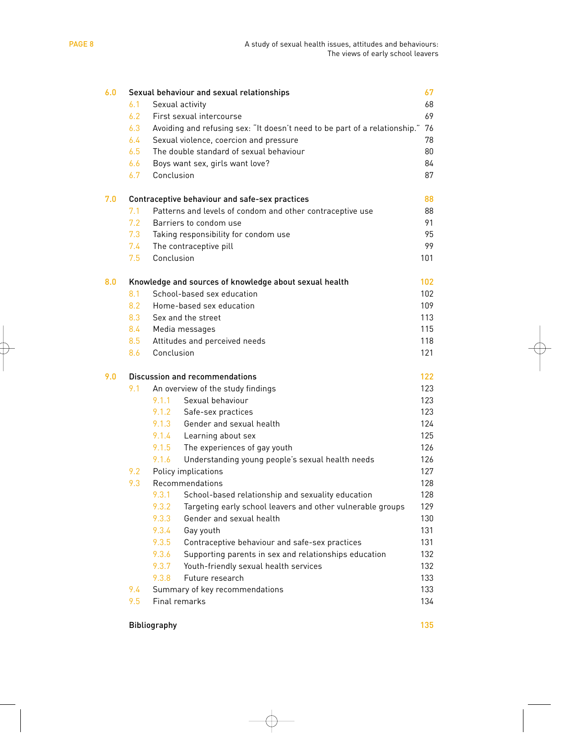| | | |
|---|---|---|
| **6.0** | **Sexual behaviour and sexual relationships** | **67** |
| 6.1 | Sexual activity | 68 |
| 6.2 | First sexual intercourse | 69 |
| 6.3 | Avoiding and refusing sex: "It doesn't need to be part of a relationship." | 76 |
| 6.4 | Sexual violence, coercion and pressure | 78 |
| 6.5 | The double standard of sexual behaviour | 80 |
| 6.6 | Boys want sex, girls want love? | 84 |
| 6.7 | Conclusion | 87 |
| **7.0** | **Contraceptive behaviour and safe-sex practices** | **88** |
| 7.1 | Patterns and levels of condom and other contraceptive use | 88 |
| 7.2 | Barriers to condom use | 91 |
| 7.3 | Taking responsibility for condom use | 95 |
| 7.4 | The contraceptive pill | 99 |
| 7.5 | Conclusion | 101 |
| **8.0** | **Knowledge and sources of knowledge about sexual health** | **102** |
| 8.1 | School-based sex education | 102 |
| 8.2 | Home-based sex education | 109 |
| 8.3 | Sex and the street | 113 |
| 8.4 | Media messages | 115 |
| 8.5 | Attitudes and perceived needs | 118 |
| 8.6 | Conclusion | 121 |
| **9.0** | **Discussion and recommendations** | **122** |
| 9.1 | An overview of the study findings | 123 |
| 9.1.1 | Sexual behaviour | 123 |
| 9.1.2 | Safe-sex practices | 123 |
| 9.1.3 | Gender and sexual health | 124 |
| 9.1.4 | Learning about sex | 125 |
| 9.1.5 | The experiences of gay youth | 126 |
| 9.1.6 | Understanding young people's sexual health needs | 126 |
| 9.2 | Policy implications | 127 |
| 9.3 | Recommendations | 128 |
| 9.3.1 | School-based relationship and sexuality education | 128 |
| 9.3.2 | Targeting early school leavers and other vulnerable groups | 129 |
| 9.3.3 | Gender and sexual health | 130 |
| 9.3.4 | Gay youth | 131 |
| 9.3.5 | Contraceptive behaviour and safe-sex practices | 131 |
| 9.3.6 | Supporting parents in sex and relationships education | 132 |
| 9.3.7 | Youth-friendly sexual health services | 132 |
| 9.3.8 | Future research | 133 |
| 9.4 | Summary of key recommendations | 133 |
| 9.5 | Final remarks | 134 |
| | **Bibliography** | **135** |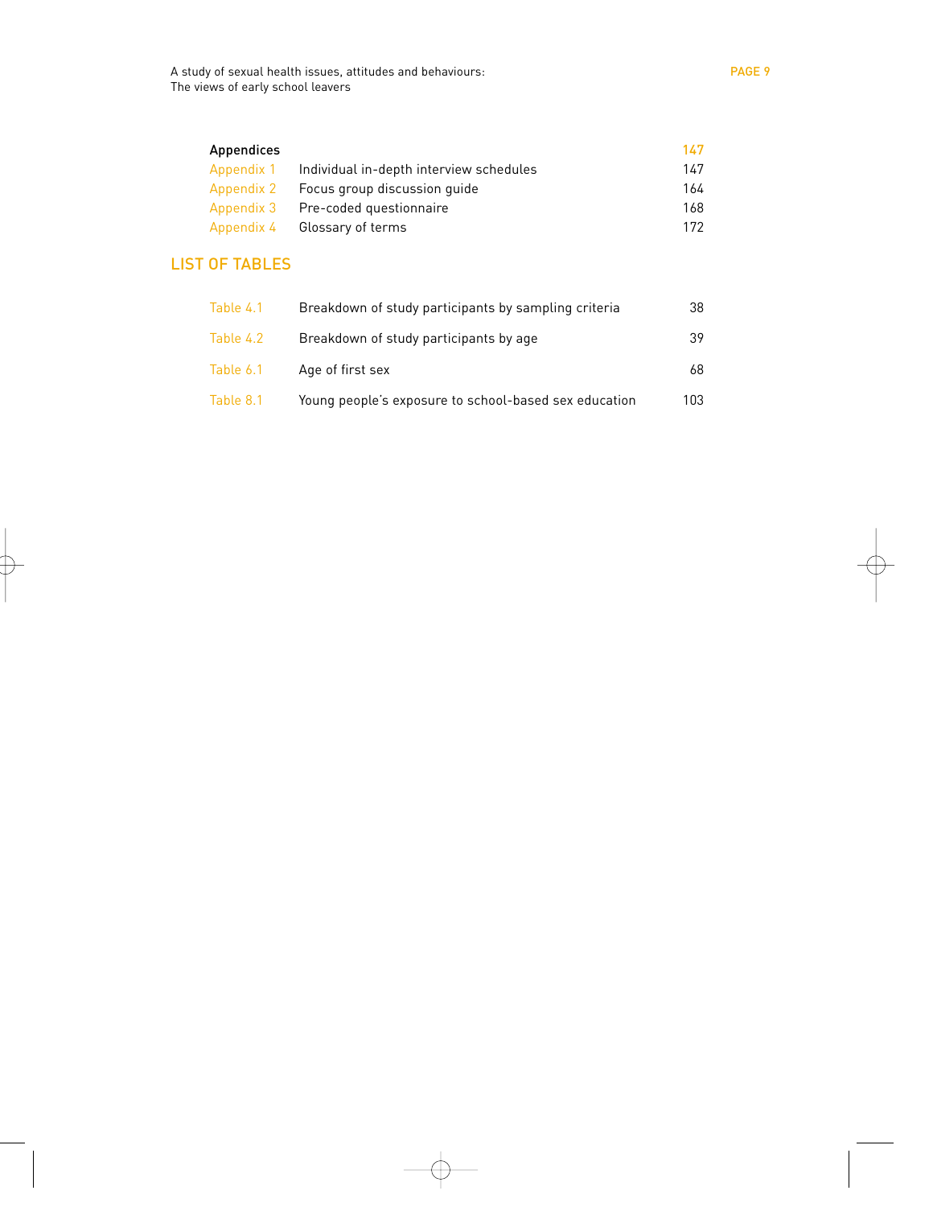| Appendices | | 147 |
|---|---|---|
| Appendix 1 | Individual in-depth interview schedules | 147 |
| Appendix 2 | Focus group discussion guide | 164 |
| Appendix 3 | Pre-coded questionnaire | 168 |
| Appendix 4 | Glossary of terms | 172 |

## LIST OF TABLES

| | | |
|---|---|---|
| Table 4.1 | Breakdown of study participants by sampling criteria | 38 |
| Table 4.2 | Breakdown of study participants by age | 39 |
| Table 6.1 | Age of first sex | 68 |
| Table 8.1 | Young people's exposure to school-based sex education | 103 |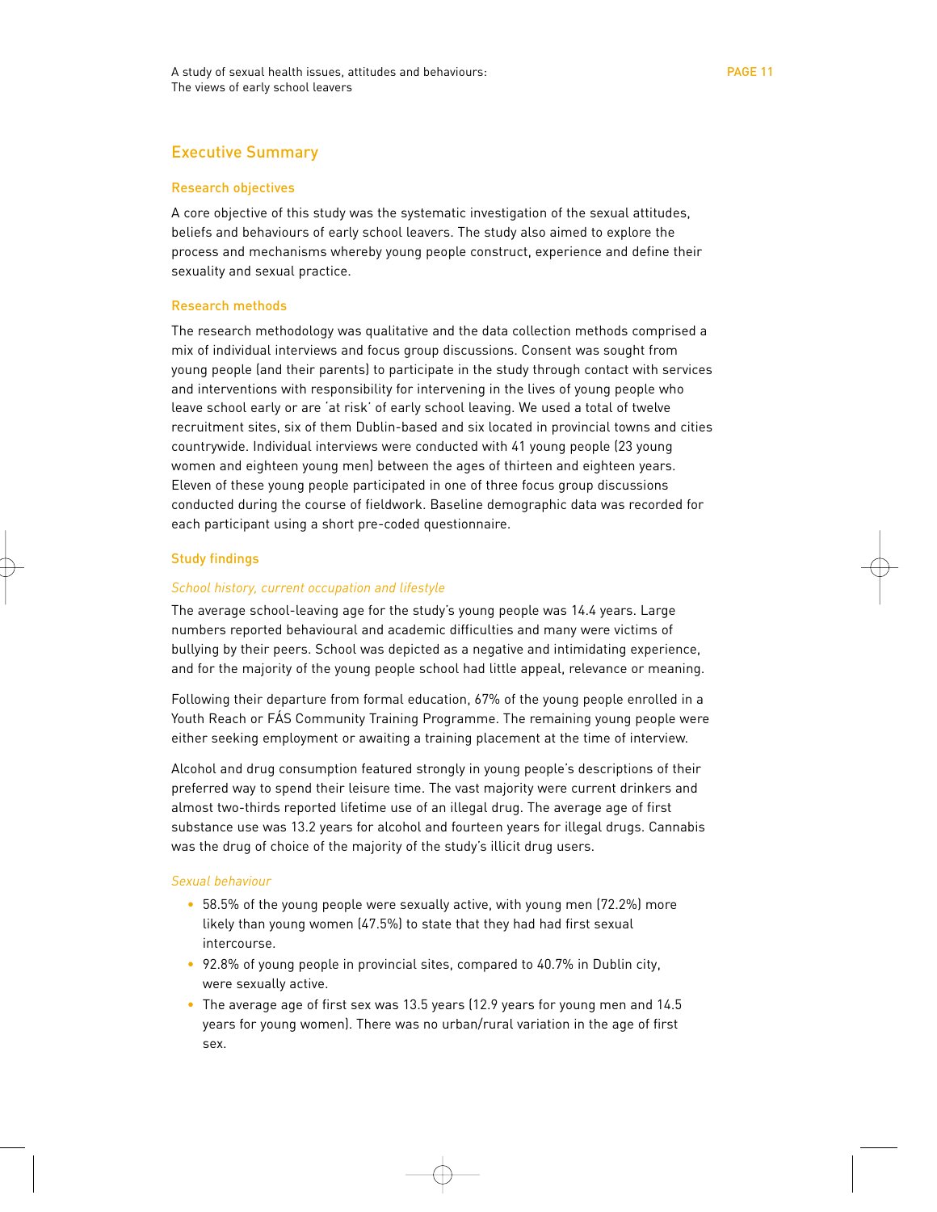## Executive Summary

### Research objectives

A core objective of this study was the systematic investigation of the sexual attitudes, beliefs and behaviours of early school leavers. The study also aimed to explore the process and mechanisms whereby young people construct, experience and define their sexuality and sexual practice.

### Research methods

The research methodology was qualitative and the data collection methods comprised a mix of individual interviews and focus group discussions. Consent was sought from young people (and their parents) to participate in the study through contact with services and interventions with responsibility for intervening in the lives of young people who leave school early or are 'at risk' of early school leaving. We used a total of twelve recruitment sites, six of them Dublin-based and six located in provincial towns and cities countrywide. Individual interviews were conducted with 41 young people (23 young women and eighteen young men) between the ages of thirteen and eighteen years. Eleven of these young people participated in one of three focus group discussions conducted during the course of fieldwork. Baseline demographic data was recorded for each participant using a short pre-coded questionnaire.

### Study findings

*School history, current occupation and lifestyle*

The average school-leaving age for the study's young people was 14.4 years. Large numbers reported behavioural and academic difficulties and many were victims of bullying by their peers. School was depicted as a negative and intimidating experience, and for the majority of the young people school had little appeal, relevance or meaning.

Following their departure from formal education, 67% of the young people enrolled in a Youth Reach or FÁS Community Training Programme. The remaining young people were either seeking employment or awaiting a training placement at the time of interview.

Alcohol and drug consumption featured strongly in young people's descriptions of their preferred way to spend their leisure time. The vast majority were current drinkers and almost two-thirds reported lifetime use of an illegal drug. The average age of first substance use was 13.2 years for alcohol and fourteen years for illegal drugs. Cannabis was the drug of choice of the majority of the study's illicit drug users.

*Sexual behaviour*

- 58.5% of the young people were sexually active, with young men (72.2%) more likely than young women (47.5%) to state that they had had first sexual intercourse.
- 92.8% of young people in provincial sites, compared to 40.7% in Dublin city, were sexually active.
- The average age of first sex was 13.5 years (12.9 years for young men and 14.5 years for young women). There was no urban/rural variation in the age of first sex.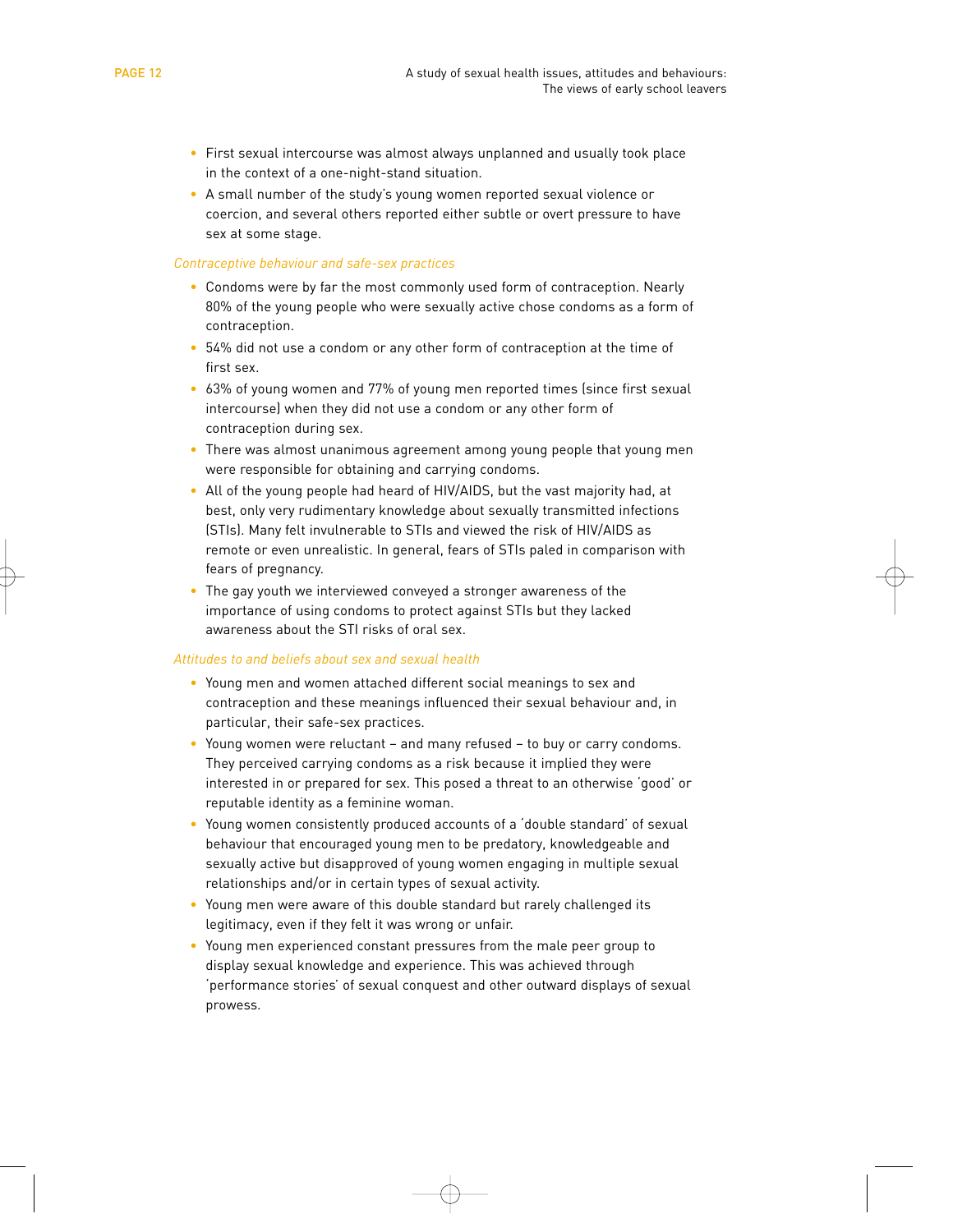- First sexual intercourse was almost always unplanned and usually took place in the context of a one-night-stand situation.
- A small number of the study's young women reported sexual violence or coercion, and several others reported either subtle or overt pressure to have sex at some stage.

*Contraceptive behaviour and safe-sex practices*

- Condoms were by far the most commonly used form of contraception. Nearly 80% of the young people who were sexually active chose condoms as a form of contraception.
- 54% did not use a condom or any other form of contraception at the time of first sex.
- 63% of young women and 77% of young men reported times (since first sexual intercourse) when they did not use a condom or any other form of contraception during sex.
- There was almost unanimous agreement among young people that young men were responsible for obtaining and carrying condoms.
- All of the young people had heard of HIV/AIDS, but the vast majority had, at best, only very rudimentary knowledge about sexually transmitted infections (STIs). Many felt invulnerable to STIs and viewed the risk of HIV/AIDS as remote or even unrealistic. In general, fears of STIs paled in comparison with fears of pregnancy.
- The gay youth we interviewed conveyed a stronger awareness of the importance of using condoms to protect against STIs but they lacked awareness about the STI risks of oral sex.

*Attitudes to and beliefs about sex and sexual health*

- Young men and women attached different social meanings to sex and contraception and these meanings influenced their sexual behaviour and, in particular, their safe-sex practices.
- Young women were reluctant – and many refused – to buy or carry condoms. They perceived carrying condoms as a risk because it implied they were interested in or prepared for sex. This posed a threat to an otherwise 'good' or reputable identity as a feminine woman.
- Young women consistently produced accounts of a 'double standard' of sexual behaviour that encouraged young men to be predatory, knowledgeable and sexually active but disapproved of young women engaging in multiple sexual relationships and/or in certain types of sexual activity.
- Young men were aware of this double standard but rarely challenged its legitimacy, even if they felt it was wrong or unfair.
- Young men experienced constant pressures from the male peer group to display sexual knowledge and experience. This was achieved through 'performance stories' of sexual conquest and other outward displays of sexual prowess.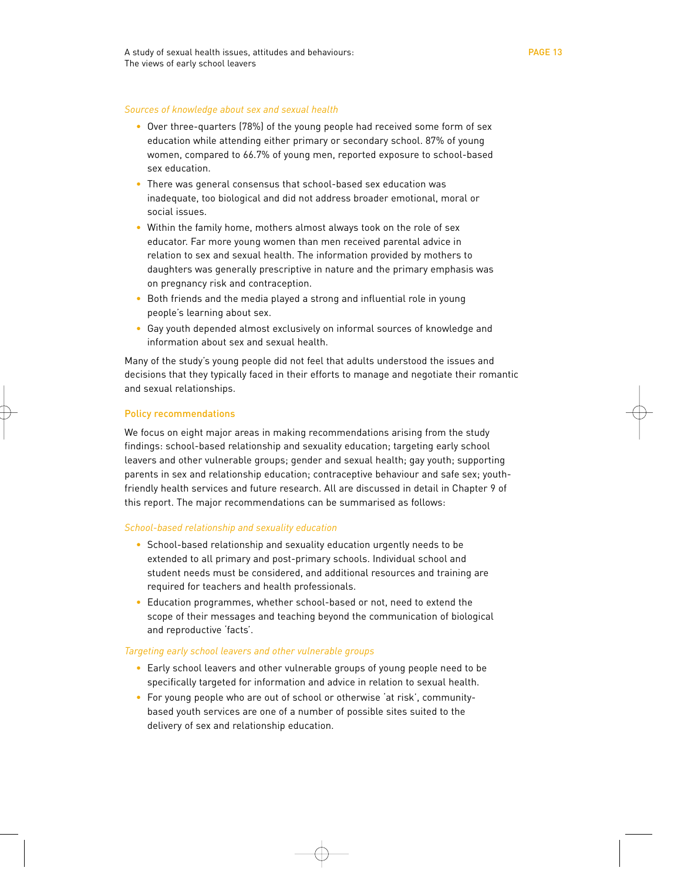*Sources of knowledge about sex and sexual health*

- Over three-quarters (78%) of the young people had received some form of sex education while attending either primary or secondary school. 87% of young women, compared to 66.7% of young men, reported exposure to school-based sex education.
- There was general consensus that school-based sex education was inadequate, too biological and did not address broader emotional, moral or social issues.
- Within the family home, mothers almost always took on the role of sex educator. Far more young women than men received parental advice in relation to sex and sexual health. The information provided by mothers to daughters was generally prescriptive in nature and the primary emphasis was on pregnancy risk and contraception.
- Both friends and the media played a strong and influential role in young people's learning about sex.
- Gay youth depended almost exclusively on informal sources of knowledge and information about sex and sexual health.

Many of the study's young people did not feel that adults understood the issues and decisions that they typically faced in their efforts to manage and negotiate their romantic and sexual relationships.

## Policy recommendations

We focus on eight major areas in making recommendations arising from the study findings: school-based relationship and sexuality education; targeting early school leavers and other vulnerable groups; gender and sexual health; gay youth; supporting parents in sex and relationship education; contraceptive behaviour and safe sex; youth-friendly health services and future research. All are discussed in detail in Chapter 9 of this report. The major recommendations can be summarised as follows:

*School-based relationship and sexuality education*

- School-based relationship and sexuality education urgently needs to be extended to all primary and post-primary schools. Individual school and student needs must be considered, and additional resources and training are required for teachers and health professionals.
- Education programmes, whether school-based or not, need to extend the scope of their messages and teaching beyond the communication of biological and reproductive 'facts'.

*Targeting early school leavers and other vulnerable groups*

- Early school leavers and other vulnerable groups of young people need to be specifically targeted for information and advice in relation to sexual health.
- For young people who are out of school or otherwise 'at risk', community-based youth services are one of a number of possible sites suited to the delivery of sex and relationship education.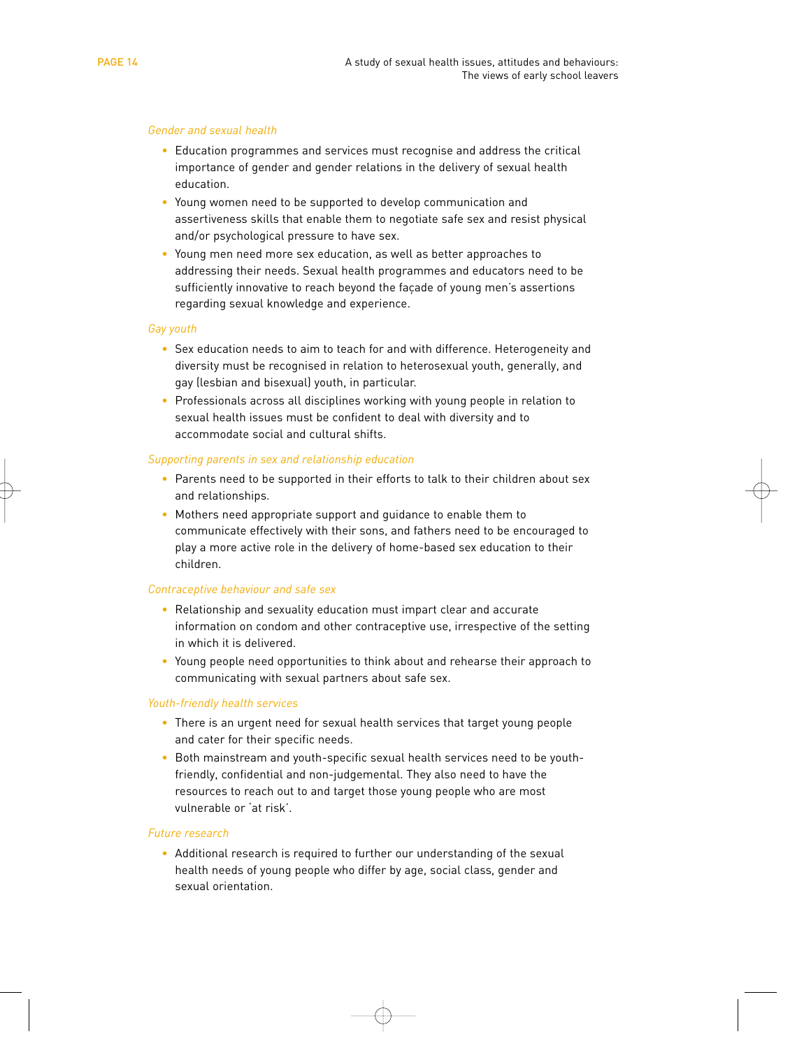*Gender and sexual health*

- Education programmes and services must recognise and address the critical importance of gender and gender relations in the delivery of sexual health education.
- Young women need to be supported to develop communication and assertiveness skills that enable them to negotiate safe sex and resist physical and/or psychological pressure to have sex.
- Young men need more sex education, as well as better approaches to addressing their needs. Sexual health programmes and educators need to be sufficiently innovative to reach beyond the façade of young men's assertions regarding sexual knowledge and experience.

*Gay youth*

- Sex education needs to aim to teach for and with difference. Heterogeneity and diversity must be recognised in relation to heterosexual youth, generally, and gay (lesbian and bisexual) youth, in particular.
- Professionals across all disciplines working with young people in relation to sexual health issues must be confident to deal with diversity and to accommodate social and cultural shifts.

*Supporting parents in sex and relationship education*

- Parents need to be supported in their efforts to talk to their children about sex and relationships.
- Mothers need appropriate support and guidance to enable them to communicate effectively with their sons, and fathers need to be encouraged to play a more active role in the delivery of home-based sex education to their children.

*Contraceptive behaviour and safe sex*

- Relationship and sexuality education must impart clear and accurate information on condom and other contraceptive use, irrespective of the setting in which it is delivered.
- Young people need opportunities to think about and rehearse their approach to communicating with sexual partners about safe sex.

*Youth-friendly health services*

- There is an urgent need for sexual health services that target young people and cater for their specific needs.
- Both mainstream and youth-specific sexual health services need to be youth-friendly, confidential and non-judgemental. They also need to have the resources to reach out to and target those young people who are most vulnerable or 'at risk'.

*Future research*

- Additional research is required to further our understanding of the sexual health needs of young people who differ by age, social class, gender and sexual orientation.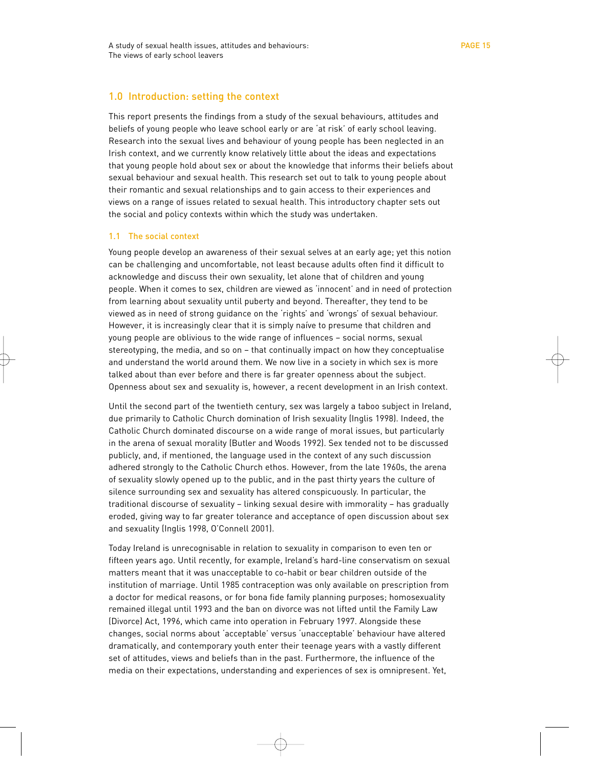## 1.0 Introduction: setting the context

This report presents the findings from a study of the sexual behaviours, attitudes and beliefs of young people who leave school early or are 'at risk' of early school leaving. Research into the sexual lives and behaviour of young people has been neglected in an Irish context, and we currently know relatively little about the ideas and expectations that young people hold about sex or about the knowledge that informs their beliefs about sexual behaviour and sexual health. This research set out to talk to young people about their romantic and sexual relationships and to gain access to their experiences and views on a range of issues related to sexual health. This introductory chapter sets out the social and policy contexts within which the study was undertaken.

### 1.1 The social context

Young people develop an awareness of their sexual selves at an early age; yet this notion can be challenging and uncomfortable, not least because adults often find it difficult to acknowledge and discuss their own sexuality, let alone that of children and young people. When it comes to sex, children are viewed as 'innocent' and in need of protection from learning about sexuality until puberty and beyond. Thereafter, they tend to be viewed as in need of strong guidance on the 'rights' and 'wrongs' of sexual behaviour. However, it is increasingly clear that it is simply naïve to presume that children and young people are oblivious to the wide range of influences – social norms, sexual stereotyping, the media, and so on – that continually impact on how they conceptualise and understand the world around them. We now live in a society in which sex is more talked about than ever before and there is far greater openness about the subject. Openness about sex and sexuality is, however, a recent development in an Irish context.

Until the second part of the twentieth century, sex was largely a taboo subject in Ireland, due primarily to Catholic Church domination of Irish sexuality (Inglis 1998). Indeed, the Catholic Church dominated discourse on a wide range of moral issues, but particularly in the arena of sexual morality (Butler and Woods 1992). Sex tended not to be discussed publicly, and, if mentioned, the language used in the context of any such discussion adhered strongly to the Catholic Church ethos. However, from the late 1960s, the arena of sexuality slowly opened up to the public, and in the past thirty years the culture of silence surrounding sex and sexuality has altered conspicuously. In particular, the traditional discourse of sexuality – linking sexual desire with immorality – has gradually eroded, giving way to far greater tolerance and acceptance of open discussion about sex and sexuality (Inglis 1998, O'Connell 2001).

Today Ireland is unrecognisable in relation to sexuality in comparison to even ten or fifteen years ago. Until recently, for example, Ireland's hard-line conservatism on sexual matters meant that it was unacceptable to co-habit or bear children outside of the institution of marriage. Until 1985 contraception was only available on prescription from a doctor for medical reasons, or for bona fide family planning purposes; homosexuality remained illegal until 1993 and the ban on divorce was not lifted until the Family Law (Divorce) Act, 1996, which came into operation in February 1997. Alongside these changes, social norms about 'acceptable' versus 'unacceptable' behaviour have altered dramatically, and contemporary youth enter their teenage years with a vastly different set of attitudes, views and beliefs than in the past. Furthermore, the influence of the media on their expectations, understanding and experiences of sex is omnipresent. Yet,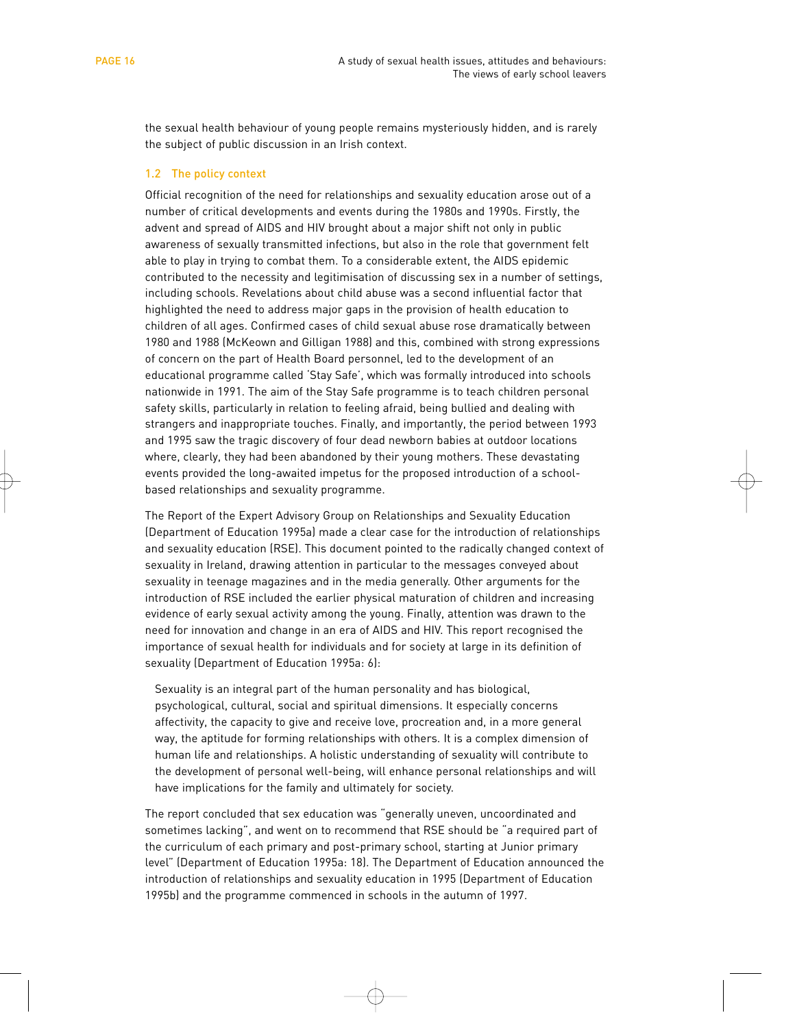the sexual health behaviour of young people remains mysteriously hidden, and is rarely the subject of public discussion in an Irish context.

## 1.2 The policy context

Official recognition of the need for relationships and sexuality education arose out of a number of critical developments and events during the 1980s and 1990s. Firstly, the advent and spread of AIDS and HIV brought about a major shift not only in public awareness of sexually transmitted infections, but also in the role that government felt able to play in trying to combat them. To a considerable extent, the AIDS epidemic contributed to the necessity and legitimisation of discussing sex in a number of settings, including schools. Revelations about child abuse was a second influential factor that highlighted the need to address major gaps in the provision of health education to children of all ages. Confirmed cases of child sexual abuse rose dramatically between 1980 and 1988 (McKeown and Gilligan 1988) and this, combined with strong expressions of concern on the part of Health Board personnel, led to the development of an educational programme called 'Stay Safe', which was formally introduced into schools nationwide in 1991. The aim of the Stay Safe programme is to teach children personal safety skills, particularly in relation to feeling afraid, being bullied and dealing with strangers and inappropriate touches. Finally, and importantly, the period between 1993 and 1995 saw the tragic discovery of four dead newborn babies at outdoor locations where, clearly, they had been abandoned by their young mothers. These devastating events provided the long-awaited impetus for the proposed introduction of a school-based relationships and sexuality programme.

The Report of the Expert Advisory Group on Relationships and Sexuality Education (Department of Education 1995a) made a clear case for the introduction of relationships and sexuality education (RSE). This document pointed to the radically changed context of sexuality in Ireland, drawing attention in particular to the messages conveyed about sexuality in teenage magazines and in the media generally. Other arguments for the introduction of RSE included the earlier physical maturation of children and increasing evidence of early sexual activity among the young. Finally, attention was drawn to the need for innovation and change in an era of AIDS and HIV. This report recognised the importance of sexual health for individuals and for society at large in its definition of sexuality (Department of Education 1995a: 6):

> Sexuality is an integral part of the human personality and has biological, psychological, cultural, social and spiritual dimensions. It especially concerns affectivity, the capacity to give and receive love, procreation and, in a more general way, the aptitude for forming relationships with others. It is a complex dimension of human life and relationships. A holistic understanding of sexuality will contribute to the development of personal well-being, will enhance personal relationships and will have implications for the family and ultimately for society.

The report concluded that sex education was "generally uneven, uncoordinated and sometimes lacking", and went on to recommend that RSE should be "a required part of the curriculum of each primary and post-primary school, starting at Junior primary level" (Department of Education 1995a: 18). The Department of Education announced the introduction of relationships and sexuality education in 1995 (Department of Education 1995b) and the programme commenced in schools in the autumn of 1997.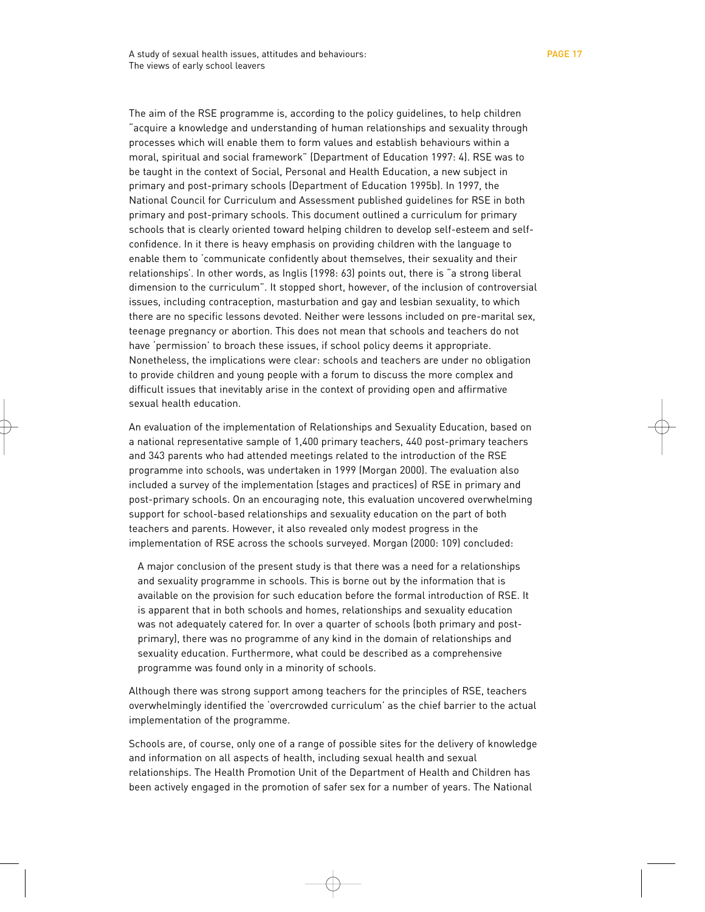The aim of the RSE programme is, according to the policy guidelines, to help children "acquire a knowledge and understanding of human relationships and sexuality through processes which will enable them to form values and establish behaviours within a moral, spiritual and social framework" (Department of Education 1997: 4). RSE was to be taught in the context of Social, Personal and Health Education, a new subject in primary and post-primary schools (Department of Education 1995b). In 1997, the National Council for Curriculum and Assessment published guidelines for RSE in both primary and post-primary schools. This document outlined a curriculum for primary schools that is clearly oriented toward helping children to develop self-esteem and self-confidence. In it there is heavy emphasis on providing children with the language to enable them to 'communicate confidently about themselves, their sexuality and their relationships'. In other words, as Inglis (1998: 63) points out, there is "a strong liberal dimension to the curriculum". It stopped short, however, of the inclusion of controversial issues, including contraception, masturbation and gay and lesbian sexuality, to which there are no specific lessons devoted. Neither were lessons included on pre-marital sex, teenage pregnancy or abortion. This does not mean that schools and teachers do not have 'permission' to broach these issues, if school policy deems it appropriate. Nonetheless, the implications were clear: schools and teachers are under no obligation to provide children and young people with a forum to discuss the more complex and difficult issues that inevitably arise in the context of providing open and affirmative sexual health education.

An evaluation of the implementation of Relationships and Sexuality Education, based on a national representative sample of 1,400 primary teachers, 440 post-primary teachers and 343 parents who had attended meetings related to the introduction of the RSE programme into schools, was undertaken in 1999 (Morgan 2000). The evaluation also included a survey of the implementation (stages and practices) of RSE in primary and post-primary schools. On an encouraging note, this evaluation uncovered overwhelming support for school-based relationships and sexuality education on the part of both teachers and parents. However, it also revealed only modest progress in the implementation of RSE across the schools surveyed. Morgan (2000: 109) concluded:

> A major conclusion of the present study is that there was a need for a relationships and sexuality programme in schools. This is borne out by the information that is available on the provision for such education before the formal introduction of RSE. It is apparent that in both schools and homes, relationships and sexuality education was not adequately catered for. In over a quarter of schools (both primary and post-primary), there was no programme of any kind in the domain of relationships and sexuality education. Furthermore, what could be described as a comprehensive programme was found only in a minority of schools.

Although there was strong support among teachers for the principles of RSE, teachers overwhelmingly identified the 'overcrowded curriculum' as the chief barrier to the actual implementation of the programme.

Schools are, of course, only one of a range of possible sites for the delivery of knowledge and information on all aspects of health, including sexual health and sexual relationships. The Health Promotion Unit of the Department of Health and Children has been actively engaged in the promotion of safer sex for a number of years. The National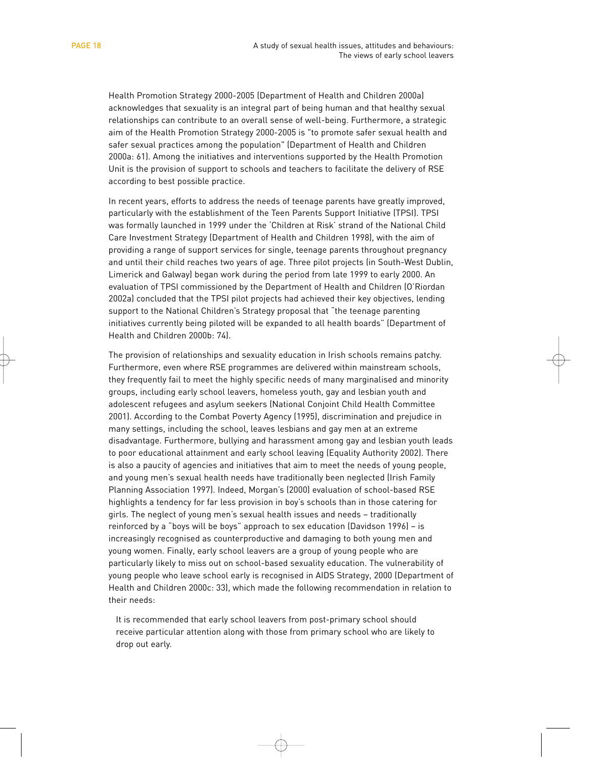Health Promotion Strategy 2000-2005 (Department of Health and Children 2000a) acknowledges that sexuality is an integral part of being human and that healthy sexual relationships can contribute to an overall sense of well-being. Furthermore, a strategic aim of the Health Promotion Strategy 2000-2005 is "to promote safer sexual health and safer sexual practices among the population" (Department of Health and Children 2000a: 61). Among the initiatives and interventions supported by the Health Promotion Unit is the provision of support to schools and teachers to facilitate the delivery of RSE according to best possible practice.

In recent years, efforts to address the needs of teenage parents have greatly improved, particularly with the establishment of the Teen Parents Support Initiative (TPSI). TPSI was formally launched in 1999 under the 'Children at Risk' strand of the National Child Care Investment Strategy (Department of Health and Children 1998), with the aim of providing a range of support services for single, teenage parents throughout pregnancy and until their child reaches two years of age. Three pilot projects (in South-West Dublin, Limerick and Galway) began work during the period from late 1999 to early 2000. An evaluation of TPSI commissioned by the Department of Health and Children (O'Riordan 2002a) concluded that the TPSI pilot projects had achieved their key objectives, lending support to the National Children's Strategy proposal that "the teenage parenting initiatives currently being piloted will be expanded to all health boards" (Department of Health and Children 2000b: 74).

The provision of relationships and sexuality education in Irish schools remains patchy. Furthermore, even where RSE programmes are delivered within mainstream schools, they frequently fail to meet the highly specific needs of many marginalised and minority groups, including early school leavers, homeless youth, gay and lesbian youth and adolescent refugees and asylum seekers (National Conjoint Child Health Committee 2001). According to the Combat Poverty Agency (1995), discrimination and prejudice in many settings, including the school, leaves lesbians and gay men at an extreme disadvantage. Furthermore, bullying and harassment among gay and lesbian youth leads to poor educational attainment and early school leaving (Equality Authority 2002). There is also a paucity of agencies and initiatives that aim to meet the needs of young people, and young men's sexual health needs have traditionally been neglected (Irish Family Planning Association 1997). Indeed, Morgan's (2000) evaluation of school-based RSE highlights a tendency for far less provision in boy's schools than in those catering for girls. The neglect of young men's sexual health issues and needs – traditionally reinforced by a "boys will be boys" approach to sex education (Davidson 1996) – is increasingly recognised as counterproductive and damaging to both young men and young women. Finally, early school leavers are a group of young people who are particularly likely to miss out on school-based sexuality education. The vulnerability of young people who leave school early is recognised in AIDS Strategy, 2000 (Department of Health and Children 2000c: 33), which made the following recommendation in relation to their needs:

> It is recommended that early school leavers from post-primary school should receive particular attention along with those from primary school who are likely to drop out early.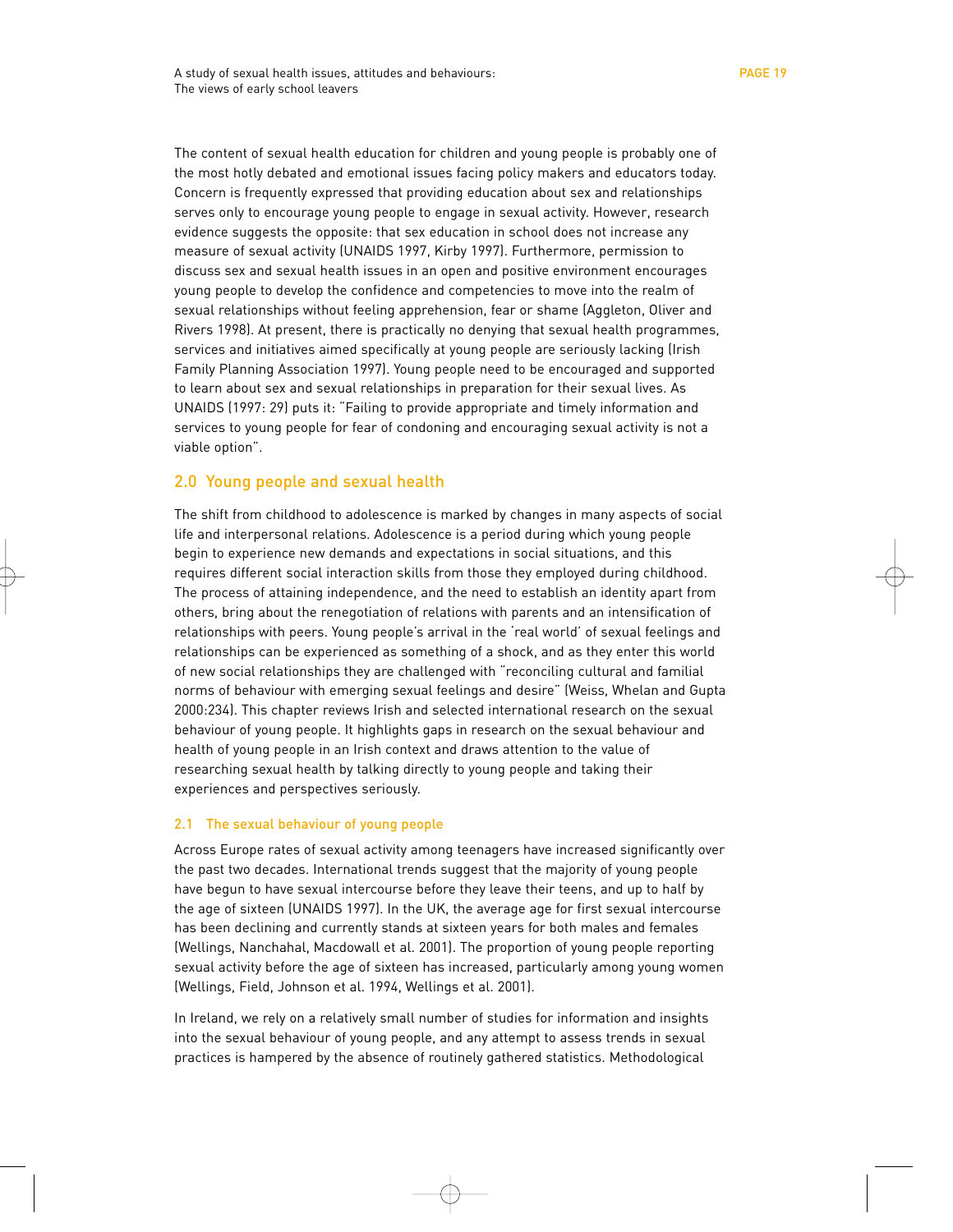The content of sexual health education for children and young people is probably one of the most hotly debated and emotional issues facing policy makers and educators today. Concern is frequently expressed that providing education about sex and relationships serves only to encourage young people to engage in sexual activity. However, research evidence suggests the opposite: that sex education in school does not increase any measure of sexual activity (UNAIDS 1997, Kirby 1997). Furthermore, permission to discuss sex and sexual health issues in an open and positive environment encourages young people to develop the confidence and competencies to move into the realm of sexual relationships without feeling apprehension, fear or shame (Aggleton, Oliver and Rivers 1998). At present, there is practically no denying that sexual health programmes, services and initiatives aimed specifically at young people are seriously lacking (Irish Family Planning Association 1997). Young people need to be encouraged and supported to learn about sex and sexual relationships in preparation for their sexual lives. As UNAIDS (1997: 29) puts it: "Failing to provide appropriate and timely information and services to young people for fear of condoning and encouraging sexual activity is not a viable option".

## 2.0 Young people and sexual health

The shift from childhood to adolescence is marked by changes in many aspects of social life and interpersonal relations. Adolescence is a period during which young people begin to experience new demands and expectations in social situations, and this requires different social interaction skills from those they employed during childhood. The process of attaining independence, and the need to establish an identity apart from others, bring about the renegotiation of relations with parents and an intensification of relationships with peers. Young people's arrival in the 'real world' of sexual feelings and relationships can be experienced as something of a shock, and as they enter this world of new social relationships they are challenged with "reconciling cultural and familial norms of behaviour with emerging sexual feelings and desire" (Weiss, Whelan and Gupta 2000:234). This chapter reviews Irish and selected international research on the sexual behaviour of young people. It highlights gaps in research on the sexual behaviour and health of young people in an Irish context and draws attention to the value of researching sexual health by talking directly to young people and taking their experiences and perspectives seriously.

### 2.1 The sexual behaviour of young people

Across Europe rates of sexual activity among teenagers have increased significantly over the past two decades. International trends suggest that the majority of young people have begun to have sexual intercourse before they leave their teens, and up to half by the age of sixteen (UNAIDS 1997). In the UK, the average age for first sexual intercourse has been declining and currently stands at sixteen years for both males and females (Wellings, Nanchahal, Macdowall et al. 2001). The proportion of young people reporting sexual activity before the age of sixteen has increased, particularly among young women (Wellings, Field, Johnson et al. 1994, Wellings et al. 2001).

In Ireland, we rely on a relatively small number of studies for information and insights into the sexual behaviour of young people, and any attempt to assess trends in sexual practices is hampered by the absence of routinely gathered statistics. Methodological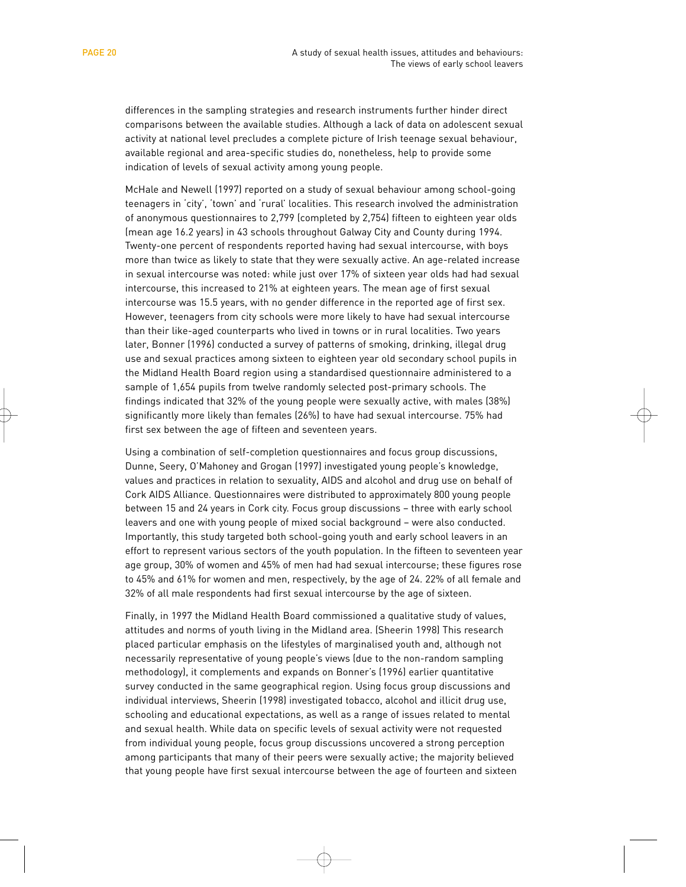differences in the sampling strategies and research instruments further hinder direct comparisons between the available studies. Although a lack of data on adolescent sexual activity at national level precludes a complete picture of Irish teenage sexual behaviour, available regional and area-specific studies do, nonetheless, help to provide some indication of levels of sexual activity among young people.

McHale and Newell (1997) reported on a study of sexual behaviour among school-going teenagers in 'city', 'town' and 'rural' localities. This research involved the administration of anonymous questionnaires to 2,799 (completed by 2,754) fifteen to eighteen year olds (mean age 16.2 years) in 43 schools throughout Galway City and County during 1994. Twenty-one percent of respondents reported having had sexual intercourse, with boys more than twice as likely to state that they were sexually active. An age-related increase in sexual intercourse was noted: while just over 17% of sixteen year olds had had sexual intercourse, this increased to 21% at eighteen years. The mean age of first sexual intercourse was 15.5 years, with no gender difference in the reported age of first sex. However, teenagers from city schools were more likely to have had sexual intercourse than their like-aged counterparts who lived in towns or in rural localities. Two years later, Bonner (1996) conducted a survey of patterns of smoking, drinking, illegal drug use and sexual practices among sixteen to eighteen year old secondary school pupils in the Midland Health Board region using a standardised questionnaire administered to a sample of 1,654 pupils from twelve randomly selected post-primary schools. The findings indicated that 32% of the young people were sexually active, with males (38%) significantly more likely than females (26%) to have had sexual intercourse. 75% had first sex between the age of fifteen and seventeen years.

Using a combination of self-completion questionnaires and focus group discussions, Dunne, Seery, O'Mahoney and Grogan (1997) investigated young people's knowledge, values and practices in relation to sexuality, AIDS and alcohol and drug use on behalf of Cork AIDS Alliance. Questionnaires were distributed to approximately 800 young people between 15 and 24 years in Cork city. Focus group discussions – three with early school leavers and one with young people of mixed social background – were also conducted. Importantly, this study targeted both school-going youth and early school leavers in an effort to represent various sectors of the youth population. In the fifteen to seventeen year age group, 30% of women and 45% of men had had sexual intercourse; these figures rose to 45% and 61% for women and men, respectively, by the age of 24. 22% of all female and 32% of all male respondents had first sexual intercourse by the age of sixteen.

Finally, in 1997 the Midland Health Board commissioned a qualitative study of values, attitudes and norms of youth living in the Midland area. (Sheerin 1998) This research placed particular emphasis on the lifestyles of marginalised youth and, although not necessarily representative of young people's views (due to the non-random sampling methodology), it complements and expands on Bonner's (1996) earlier quantitative survey conducted in the same geographical region. Using focus group discussions and individual interviews, Sheerin (1998) investigated tobacco, alcohol and illicit drug use, schooling and educational expectations, as well as a range of issues related to mental and sexual health. While data on specific levels of sexual activity were not requested from individual young people, focus group discussions uncovered a strong perception among participants that many of their peers were sexually active; the majority believed that young people have first sexual intercourse between the age of fourteen and sixteen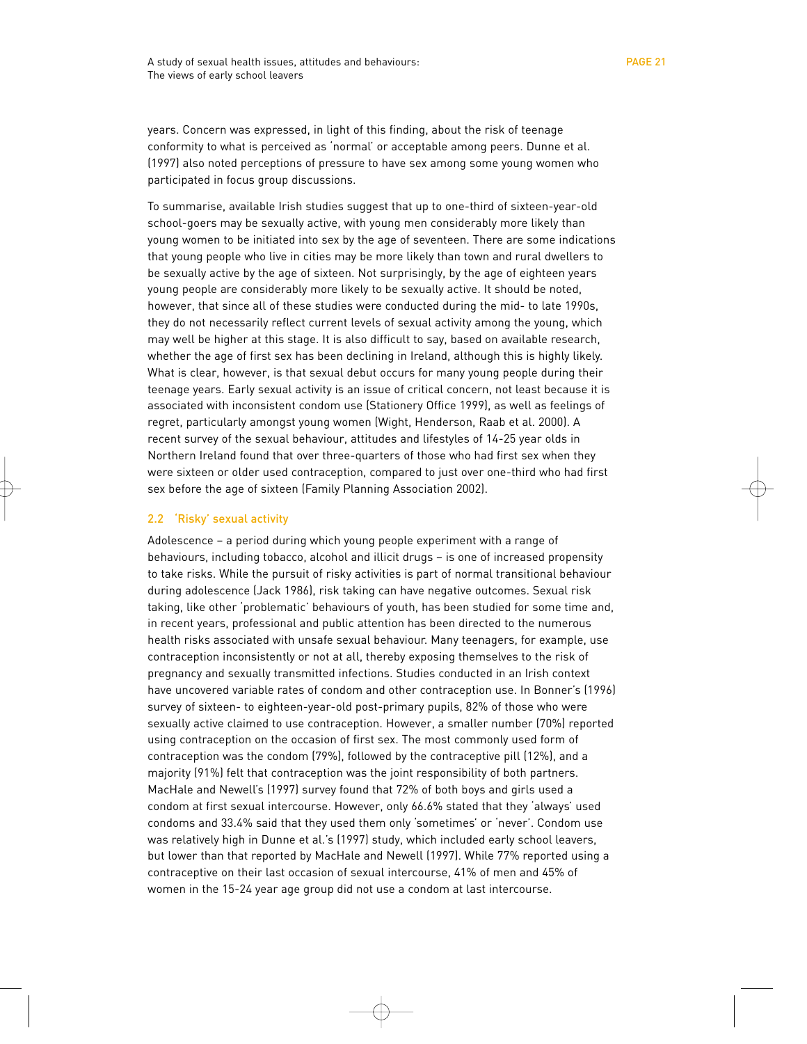years. Concern was expressed, in light of this finding, about the risk of teenage conformity to what is perceived as 'normal' or acceptable among peers. Dunne et al. (1997) also noted perceptions of pressure to have sex among some young women who participated in focus group discussions.

To summarise, available Irish studies suggest that up to one-third of sixteen-year-old school-goers may be sexually active, with young men considerably more likely than young women to be initiated into sex by the age of seventeen. There are some indications that young people who live in cities may be more likely than town and rural dwellers to be sexually active by the age of sixteen. Not surprisingly, by the age of eighteen years young people are considerably more likely to be sexually active. It should be noted, however, that since all of these studies were conducted during the mid- to late 1990s, they do not necessarily reflect current levels of sexual activity among the young, which may well be higher at this stage. It is also difficult to say, based on available research, whether the age of first sex has been declining in Ireland, although this is highly likely. What is clear, however, is that sexual debut occurs for many young people during their teenage years. Early sexual activity is an issue of critical concern, not least because it is associated with inconsistent condom use (Stationery Office 1999), as well as feelings of regret, particularly amongst young women (Wight, Henderson, Raab et al. 2000). A recent survey of the sexual behaviour, attitudes and lifestyles of 14-25 year olds in Northern Ireland found that over three-quarters of those who had first sex when they were sixteen or older used contraception, compared to just over one-third who had first sex before the age of sixteen (Family Planning Association 2002).

## 2.2 'Risky' sexual activity

Adolescence – a period during which young people experiment with a range of behaviours, including tobacco, alcohol and illicit drugs – is one of increased propensity to take risks. While the pursuit of risky activities is part of normal transitional behaviour during adolescence (Jack 1986), risk taking can have negative outcomes. Sexual risk taking, like other 'problematic' behaviours of youth, has been studied for some time and, in recent years, professional and public attention has been directed to the numerous health risks associated with unsafe sexual behaviour. Many teenagers, for example, use contraception inconsistently or not at all, thereby exposing themselves to the risk of pregnancy and sexually transmitted infections. Studies conducted in an Irish context have uncovered variable rates of condom and other contraception use. In Bonner's (1996) survey of sixteen- to eighteen-year-old post-primary pupils, 82% of those who were sexually active claimed to use contraception. However, a smaller number (70%) reported using contraception on the occasion of first sex. The most commonly used form of contraception was the condom (79%), followed by the contraceptive pill (12%), and a majority (91%) felt that contraception was the joint responsibility of both partners. MacHale and Newell's (1997) survey found that 72% of both boys and girls used a condom at first sexual intercourse. However, only 66.6% stated that they 'always' used condoms and 33.4% said that they used them only 'sometimes' or 'never'. Condom use was relatively high in Dunne et al.'s (1997) study, which included early school leavers, but lower than that reported by MacHale and Newell (1997). While 77% reported using a contraceptive on their last occasion of sexual intercourse, 41% of men and 45% of women in the 15-24 year age group did not use a condom at last intercourse.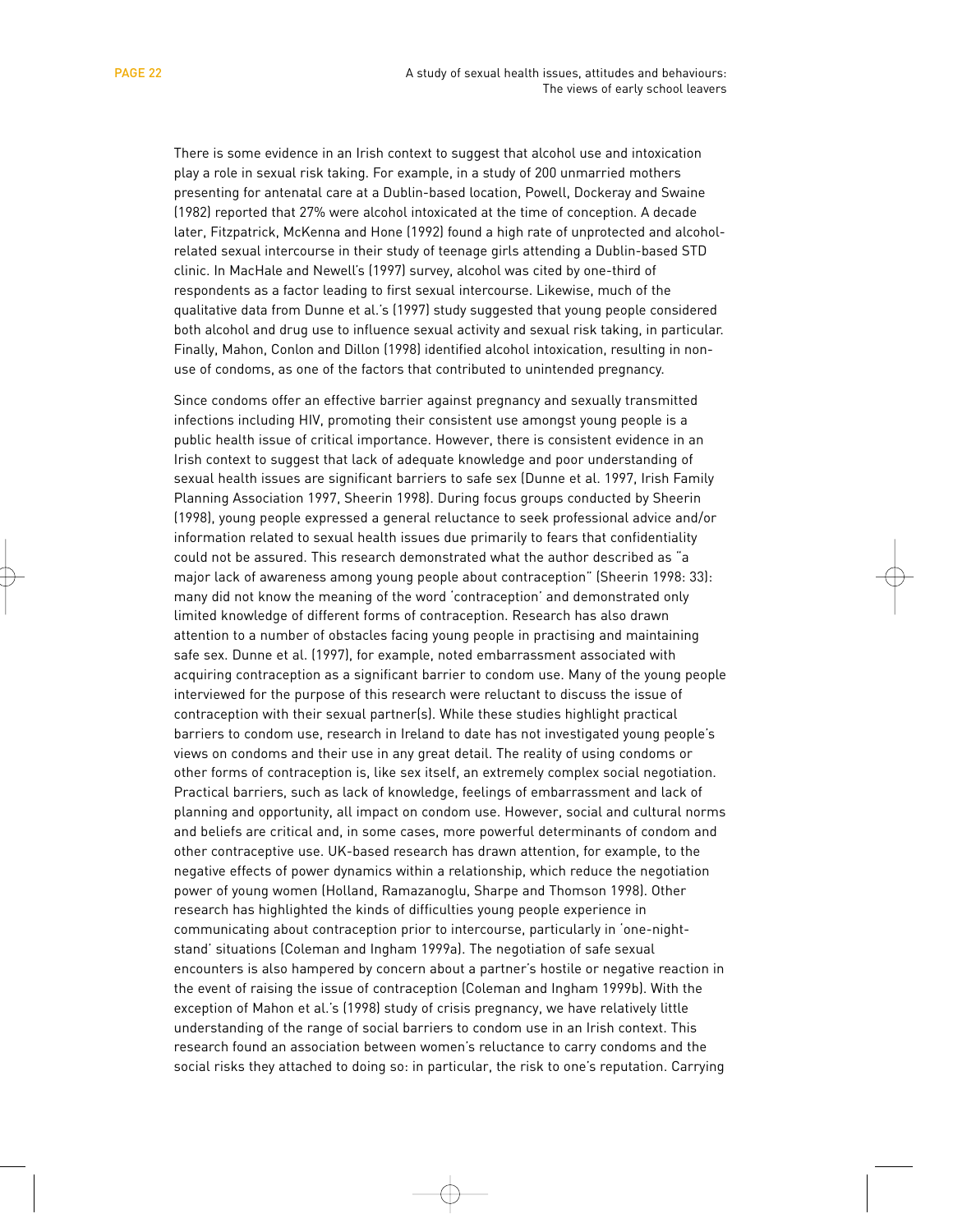There is some evidence in an Irish context to suggest that alcohol use and intoxication play a role in sexual risk taking. For example, in a study of 200 unmarried mothers presenting for antenatal care at a Dublin-based location, Powell, Dockeray and Swaine (1982) reported that 27% were alcohol intoxicated at the time of conception. A decade later, Fitzpatrick, McKenna and Hone (1992) found a high rate of unprotected and alcohol-related sexual intercourse in their study of teenage girls attending a Dublin-based STD clinic. In MacHale and Newell's (1997) survey, alcohol was cited by one-third of respondents as a factor leading to first sexual intercourse. Likewise, much of the qualitative data from Dunne et al.'s (1997) study suggested that young people considered both alcohol and drug use to influence sexual activity and sexual risk taking, in particular. Finally, Mahon, Conlon and Dillon (1998) identified alcohol intoxication, resulting in non-use of condoms, as one of the factors that contributed to unintended pregnancy.

Since condoms offer an effective barrier against pregnancy and sexually transmitted infections including HIV, promoting their consistent use amongst young people is a public health issue of critical importance. However, there is consistent evidence in an Irish context to suggest that lack of adequate knowledge and poor understanding of sexual health issues are significant barriers to safe sex (Dunne et al. 1997, Irish Family Planning Association 1997, Sheerin 1998). During focus groups conducted by Sheerin (1998), young people expressed a general reluctance to seek professional advice and/or information related to sexual health issues due primarily to fears that confidentiality could not be assured. This research demonstrated what the author described as "a major lack of awareness among young people about contraception" (Sheerin 1998: 33): many did not know the meaning of the word 'contraception' and demonstrated only limited knowledge of different forms of contraception. Research has also drawn attention to a number of obstacles facing young people in practising and maintaining safe sex. Dunne et al. (1997), for example, noted embarrassment associated with acquiring contraception as a significant barrier to condom use. Many of the young people interviewed for the purpose of this research were reluctant to discuss the issue of contraception with their sexual partner(s). While these studies highlight practical barriers to condom use, research in Ireland to date has not investigated young people's views on condoms and their use in any great detail. The reality of using condoms or other forms of contraception is, like sex itself, an extremely complex social negotiation. Practical barriers, such as lack of knowledge, feelings of embarrassment and lack of planning and opportunity, all impact on condom use. However, social and cultural norms and beliefs are critical and, in some cases, more powerful determinants of condom and other contraceptive use. UK-based research has drawn attention, for example, to the negative effects of power dynamics within a relationship, which reduce the negotiation power of young women (Holland, Ramazanoglu, Sharpe and Thomson 1998). Other research has highlighted the kinds of difficulties young people experience in communicating about contraception prior to intercourse, particularly in 'one-night-stand' situations (Coleman and Ingham 1999a). The negotiation of safe sexual encounters is also hampered by concern about a partner's hostile or negative reaction in the event of raising the issue of contraception (Coleman and Ingham 1999b). With the exception of Mahon et al.'s (1998) study of crisis pregnancy, we have relatively little understanding of the range of social barriers to condom use in an Irish context. This research found an association between women's reluctance to carry condoms and the social risks they attached to doing so: in particular, the risk to one's reputation. Carrying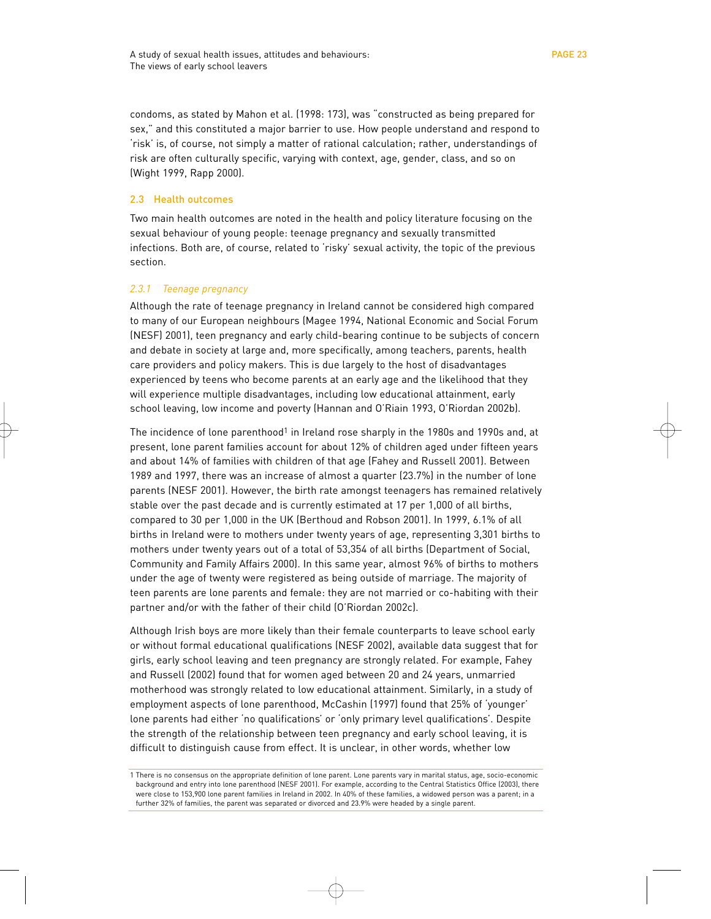condoms, as stated by Mahon et al. (1998: 173), was "constructed as being prepared for sex," and this constituted a major barrier to use. How people understand and respond to 'risk' is, of course, not simply a matter of rational calculation; rather, understandings of risk are often culturally specific, varying with context, age, gender, class, and so on (Wight 1999, Rapp 2000).

## 2.3 Health outcomes

Two main health outcomes are noted in the health and policy literature focusing on the sexual behaviour of young people: teenage pregnancy and sexually transmitted infections. Both are, of course, related to 'risky' sexual activity, the topic of the previous section.

### *2.3.1 Teenage pregnancy*

Although the rate of teenage pregnancy in Ireland cannot be considered high compared to many of our European neighbours (Magee 1994, National Economic and Social Forum (NESF) 2001), teen pregnancy and early child-bearing continue to be subjects of concern and debate in society at large and, more specifically, among teachers, parents, health care providers and policy makers. This is due largely to the host of disadvantages experienced by teens who become parents at an early age and the likelihood that they will experience multiple disadvantages, including low educational attainment, early school leaving, low income and poverty (Hannan and O'Riain 1993, O'Riordan 2002b).

The incidence of lone parenthood[1] in Ireland rose sharply in the 1980s and 1990s and, at present, lone parent families account for about 12% of children aged under fifteen years and about 14% of families with children of that age (Fahey and Russell 2001). Between 1989 and 1997, there was an increase of almost a quarter (23.7%) in the number of lone parents (NESF 2001). However, the birth rate amongst teenagers has remained relatively stable over the past decade and is currently estimated at 17 per 1,000 of all births, compared to 30 per 1,000 in the UK (Berthoud and Robson 2001). In 1999, 6.1% of all births in Ireland were to mothers under twenty years of age, representing 3,301 births to mothers under twenty years out of a total of 53,354 of all births (Department of Social, Community and Family Affairs 2000). In this same year, almost 96% of births to mothers under the age of twenty were registered as being outside of marriage. The majority of teen parents are lone parents and female: they are not married or co-habiting with their partner and/or with the father of their child (O'Riordan 2002c).

Although Irish boys are more likely than their female counterparts to leave school early or without formal educational qualifications (NESF 2002), available data suggest that for girls, early school leaving and teen pregnancy are strongly related. For example, Fahey and Russell (2002) found that for women aged between 20 and 24 years, unmarried motherhood was strongly related to low educational attainment. Similarly, in a study of employment aspects of lone parenthood, McCashin (1997) found that 25% of 'younger' lone parents had either 'no qualifications' or 'only primary level qualifications'. Despite the strength of the relationship between teen pregnancy and early school leaving, it is difficult to distinguish cause from effect. It is unclear, in other words, whether low

---

[1] There is no consensus on the appropriate definition of lone parent. Lone parents vary in marital status, age, socio-economic background and entry into lone parenthood (NESF 2001). For example, according to the Central Statistics Office (2003), there were close to 153,900 lone parent families in Ireland in 2002. In 40% of these families, a widowed person was a parent; in a further 32% of families, the parent was separated or divorced and 23.9% were headed by a single parent.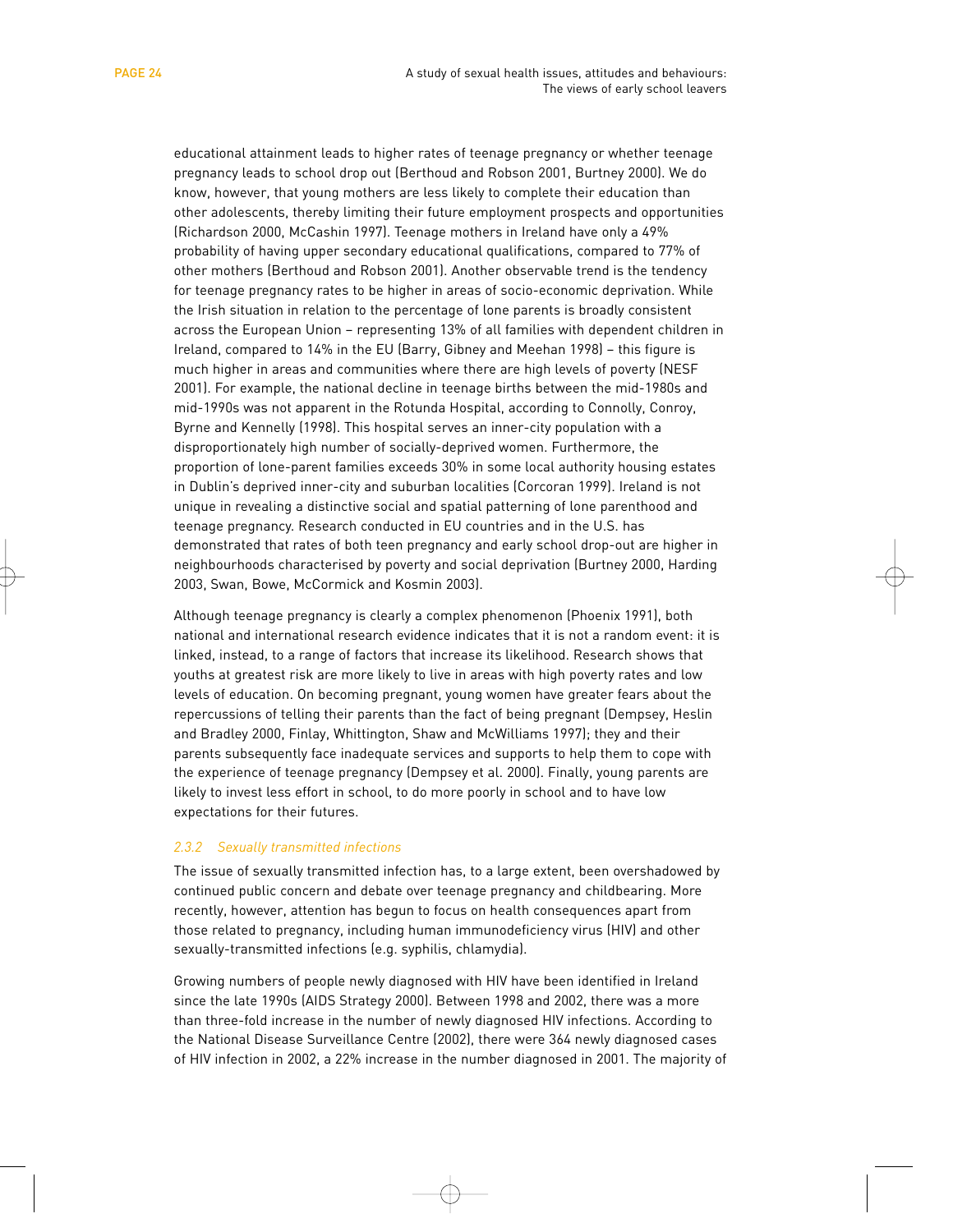educational attainment leads to higher rates of teenage pregnancy or whether teenage pregnancy leads to school drop out (Berthoud and Robson 2001, Burtney 2000). We do know, however, that young mothers are less likely to complete their education than other adolescents, thereby limiting their future employment prospects and opportunities (Richardson 2000, McCashin 1997). Teenage mothers in Ireland have only a 49% probability of having upper secondary educational qualifications, compared to 77% of other mothers (Berthoud and Robson 2001). Another observable trend is the tendency for teenage pregnancy rates to be higher in areas of socio-economic deprivation. While the Irish situation in relation to the percentage of lone parents is broadly consistent across the European Union – representing 13% of all families with dependent children in Ireland, compared to 14% in the EU (Barry, Gibney and Meehan 1998) – this figure is much higher in areas and communities where there are high levels of poverty (NESF 2001). For example, the national decline in teenage births between the mid-1980s and mid-1990s was not apparent in the Rotunda Hospital, according to Connolly, Conroy, Byrne and Kennelly (1998). This hospital serves an inner-city population with a disproportionately high number of socially-deprived women. Furthermore, the proportion of lone-parent families exceeds 30% in some local authority housing estates in Dublin's deprived inner-city and suburban localities (Corcoran 1999). Ireland is not unique in revealing a distinctive social and spatial patterning of lone parenthood and teenage pregnancy. Research conducted in EU countries and in the U.S. has demonstrated that rates of both teen pregnancy and early school drop-out are higher in neighbourhoods characterised by poverty and social deprivation (Burtney 2000, Harding 2003, Swan, Bowe, McCormick and Kosmin 2003).

Although teenage pregnancy is clearly a complex phenomenon (Phoenix 1991), both national and international research evidence indicates that it is not a random event: it is linked, instead, to a range of factors that increase its likelihood. Research shows that youths at greatest risk are more likely to live in areas with high poverty rates and low levels of education. On becoming pregnant, young women have greater fears about the repercussions of telling their parents than the fact of being pregnant (Dempsey, Heslin and Bradley 2000, Finlay, Whittington, Shaw and McWilliams 1997); they and their parents subsequently face inadequate services and supports to help them to cope with the experience of teenage pregnancy (Dempsey et al. 2000). Finally, young parents are likely to invest less effort in school, to do more poorly in school and to have low expectations for their futures.

### *2.3.2 Sexually transmitted infections*

The issue of sexually transmitted infection has, to a large extent, been overshadowed by continued public concern and debate over teenage pregnancy and childbearing. More recently, however, attention has begun to focus on health consequences apart from those related to pregnancy, including human immunodeficiency virus (HIV) and other sexually-transmitted infections (e.g. syphilis, chlamydia).

Growing numbers of people newly diagnosed with HIV have been identified in Ireland since the late 1990s (AIDS Strategy 2000). Between 1998 and 2002, there was a more than three-fold increase in the number of newly diagnosed HIV infections. According to the National Disease Surveillance Centre (2002), there were 364 newly diagnosed cases of HIV infection in 2002, a 22% increase in the number diagnosed in 2001. The majority of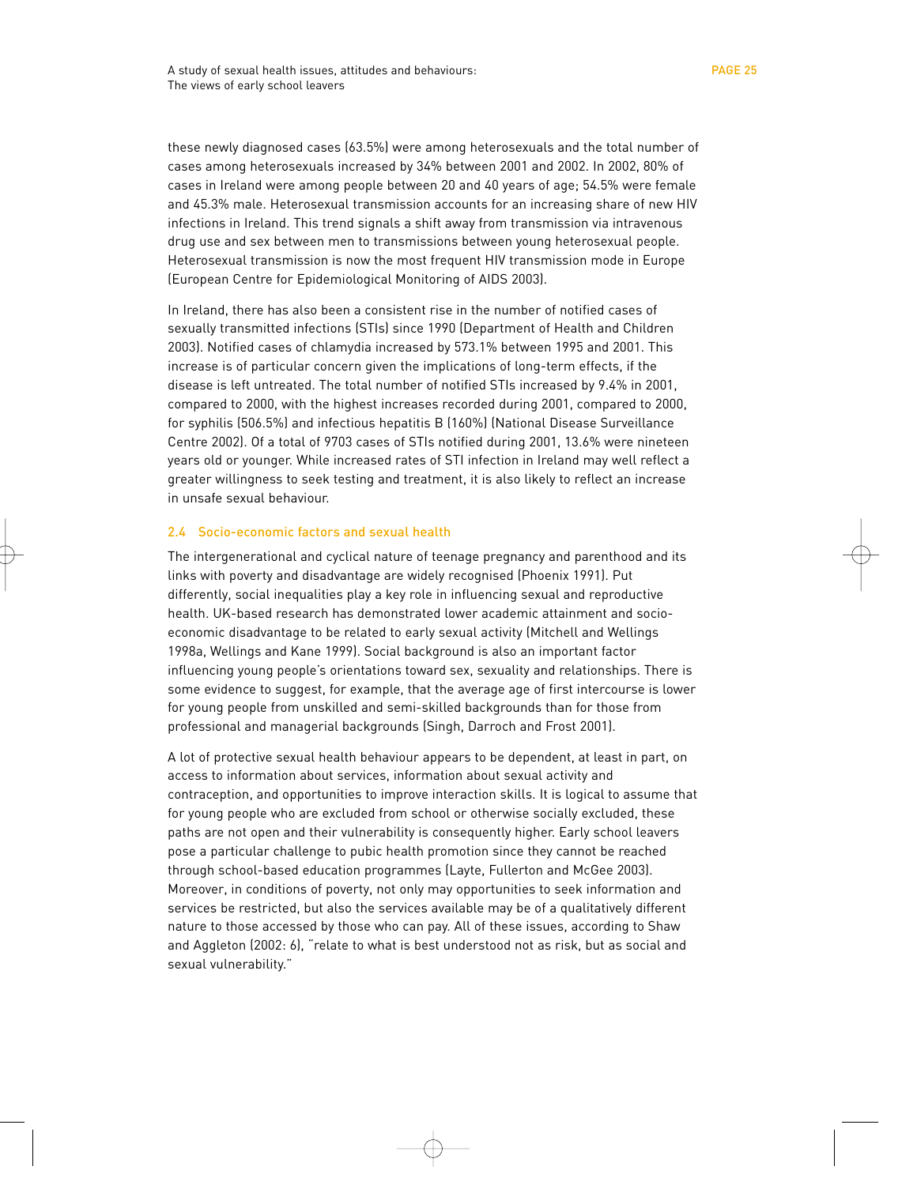these newly diagnosed cases (63.5%) were among heterosexuals and the total number of cases among heterosexuals increased by 34% between 2001 and 2002. In 2002, 80% of cases in Ireland were among people between 20 and 40 years of age; 54.5% were female and 45.3% male. Heterosexual transmission accounts for an increasing share of new HIV infections in Ireland. This trend signals a shift away from transmission via intravenous drug use and sex between men to transmissions between young heterosexual people. Heterosexual transmission is now the most frequent HIV transmission mode in Europe (European Centre for Epidemiological Monitoring of AIDS 2003).

In Ireland, there has also been a consistent rise in the number of notified cases of sexually transmitted infections (STIs) since 1990 (Department of Health and Children 2003). Notified cases of chlamydia increased by 573.1% between 1995 and 2001. This increase is of particular concern given the implications of long-term effects, if the disease is left untreated. The total number of notified STIs increased by 9.4% in 2001, compared to 2000, with the highest increases recorded during 2001, compared to 2000, for syphilis (506.5%) and infectious hepatitis B (160%) (National Disease Surveillance Centre 2002). Of a total of 9703 cases of STIs notified during 2001, 13.6% were nineteen years old or younger. While increased rates of STI infection in Ireland may well reflect a greater willingness to seek testing and treatment, it is also likely to reflect an increase in unsafe sexual behaviour.

## 2.4 Socio-economic factors and sexual health

The intergenerational and cyclical nature of teenage pregnancy and parenthood and its links with poverty and disadvantage are widely recognised (Phoenix 1991). Put differently, social inequalities play a key role in influencing sexual and reproductive health. UK-based research has demonstrated lower academic attainment and socio-economic disadvantage to be related to early sexual activity (Mitchell and Wellings 1998a, Wellings and Kane 1999). Social background is also an important factor influencing young people's orientations toward sex, sexuality and relationships. There is some evidence to suggest, for example, that the average age of first intercourse is lower for young people from unskilled and semi-skilled backgrounds than for those from professional and managerial backgrounds (Singh, Darroch and Frost 2001).

A lot of protective sexual health behaviour appears to be dependent, at least in part, on access to information about services, information about sexual activity and contraception, and opportunities to improve interaction skills. It is logical to assume that for young people who are excluded from school or otherwise socially excluded, these paths are not open and their vulnerability is consequently higher. Early school leavers pose a particular challenge to pubic health promotion since they cannot be reached through school-based education programmes (Layte, Fullerton and McGee 2003). Moreover, in conditions of poverty, not only may opportunities to seek information and services be restricted, but also the services available may be of a qualitatively different nature to those accessed by those who can pay. All of these issues, according to Shaw and Aggleton (2002: 6), "relate to what is best understood not as risk, but as social and sexual vulnerability."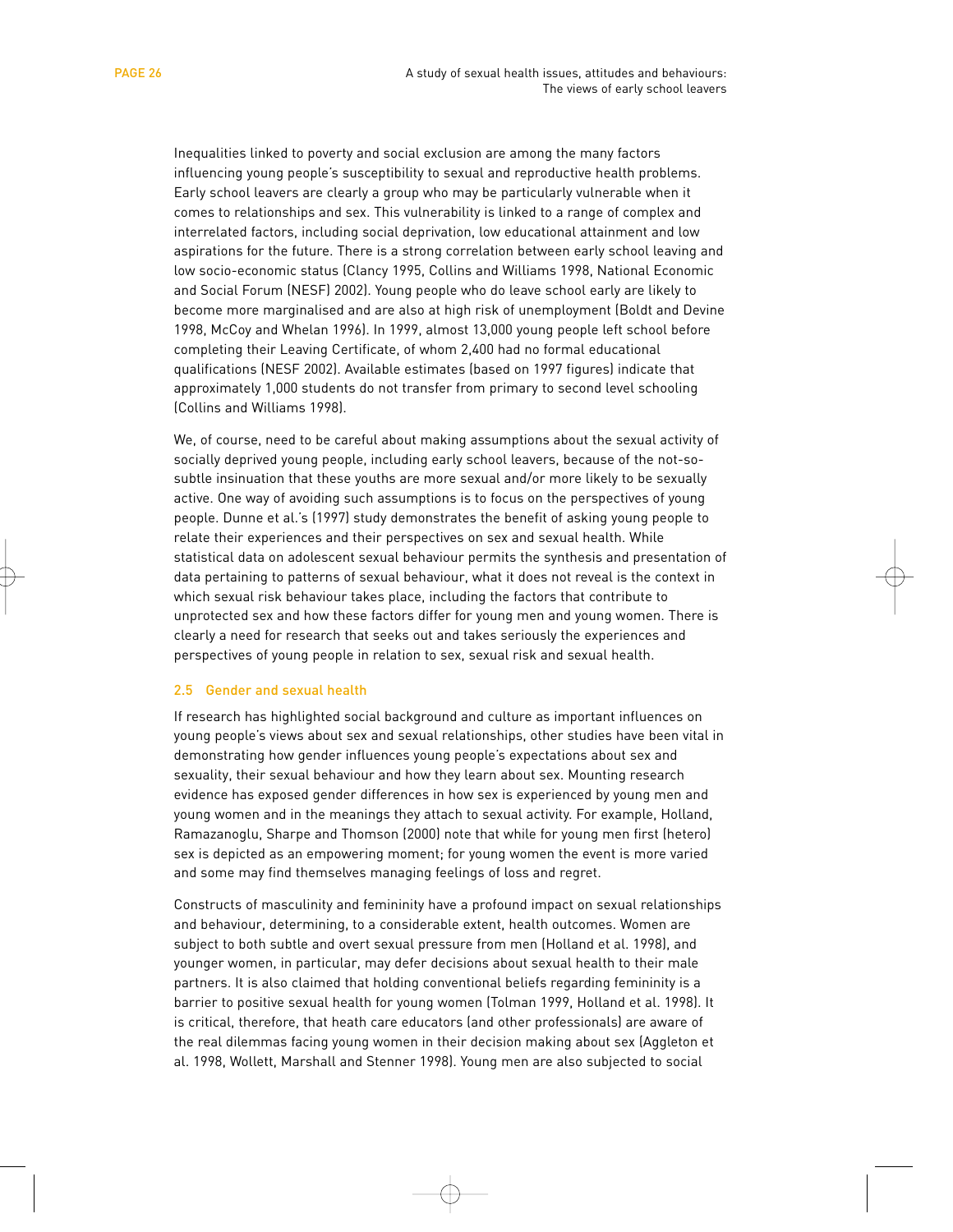Inequalities linked to poverty and social exclusion are among the many factors influencing young people's susceptibility to sexual and reproductive health problems. Early school leavers are clearly a group who may be particularly vulnerable when it comes to relationships and sex. This vulnerability is linked to a range of complex and interrelated factors, including social deprivation, low educational attainment and low aspirations for the future. There is a strong correlation between early school leaving and low socio-economic status (Clancy 1995, Collins and Williams 1998, National Economic and Social Forum (NESF) 2002). Young people who do leave school early are likely to become more marginalised and are also at high risk of unemployment (Boldt and Devine 1998, McCoy and Whelan 1996). In 1999, almost 13,000 young people left school before completing their Leaving Certificate, of whom 2,400 had no formal educational qualifications (NESF 2002). Available estimates (based on 1997 figures) indicate that approximately 1,000 students do not transfer from primary to second level schooling (Collins and Williams 1998).

We, of course, need to be careful about making assumptions about the sexual activity of socially deprived young people, including early school leavers, because of the not-so-subtle insinuation that these youths are more sexual and/or more likely to be sexually active. One way of avoiding such assumptions is to focus on the perspectives of young people. Dunne et al.'s (1997) study demonstrates the benefit of asking young people to relate their experiences and their perspectives on sex and sexual health. While statistical data on adolescent sexual behaviour permits the synthesis and presentation of data pertaining to patterns of sexual behaviour, what it does not reveal is the context in which sexual risk behaviour takes place, including the factors that contribute to unprotected sex and how these factors differ for young men and young women. There is clearly a need for research that seeks out and takes seriously the experiences and perspectives of young people in relation to sex, sexual risk and sexual health.

## 2.5 Gender and sexual health

If research has highlighted social background and culture as important influences on young people's views about sex and sexual relationships, other studies have been vital in demonstrating how gender influences young people's expectations about sex and sexuality, their sexual behaviour and how they learn about sex. Mounting research evidence has exposed gender differences in how sex is experienced by young men and young women and in the meanings they attach to sexual activity. For example, Holland, Ramazanoglu, Sharpe and Thomson (2000) note that while for young men first (hetero) sex is depicted as an empowering moment; for young women the event is more varied and some may find themselves managing feelings of loss and regret.

Constructs of masculinity and femininity have a profound impact on sexual relationships and behaviour, determining, to a considerable extent, health outcomes. Women are subject to both subtle and overt sexual pressure from men (Holland et al. 1998), and younger women, in particular, may defer decisions about sexual health to their male partners. It is also claimed that holding conventional beliefs regarding femininity is a barrier to positive sexual health for young women (Tolman 1999, Holland et al. 1998). It is critical, therefore, that heath care educators (and other professionals) are aware of the real dilemmas facing young women in their decision making about sex (Aggleton et al. 1998, Wollett, Marshall and Stenner 1998). Young men are also subjected to social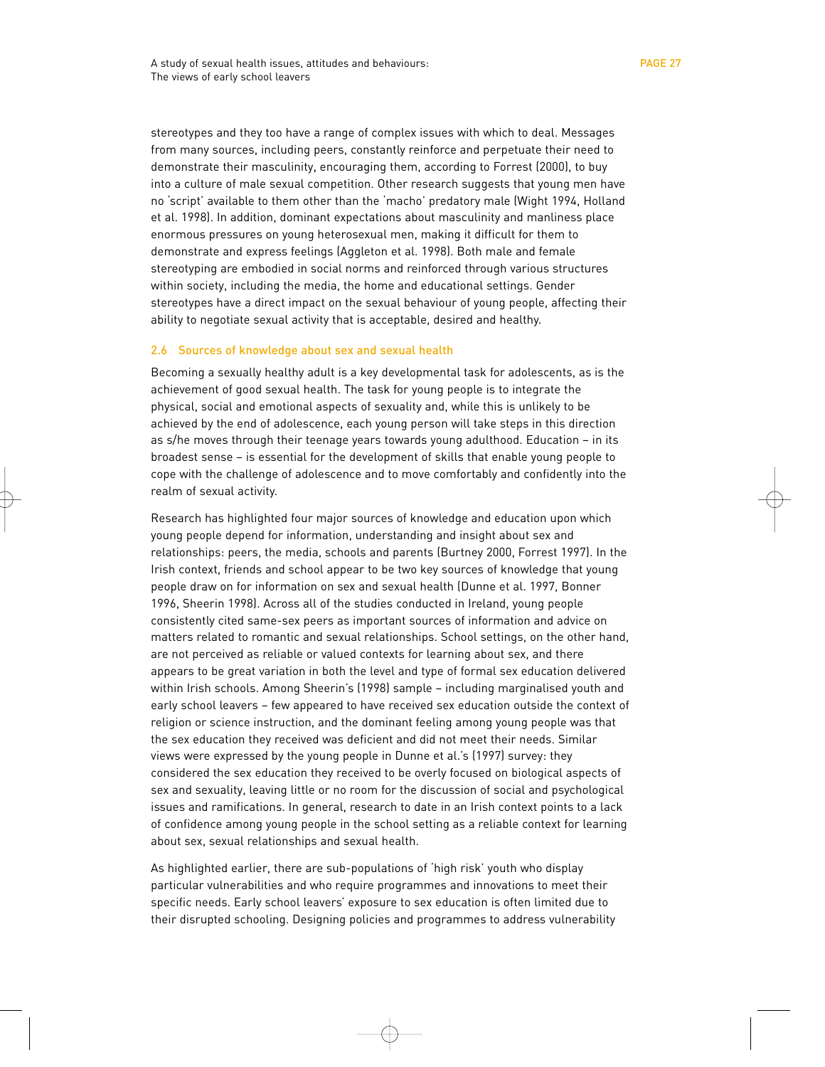stereotypes and they too have a range of complex issues with which to deal. Messages from many sources, including peers, constantly reinforce and perpetuate their need to demonstrate their masculinity, encouraging them, according to Forrest (2000), to buy into a culture of male sexual competition. Other research suggests that young men have no 'script' available to them other than the 'macho' predatory male (Wight 1994, Holland et al. 1998). In addition, dominant expectations about masculinity and manliness place enormous pressures on young heterosexual men, making it difficult for them to demonstrate and express feelings (Aggleton et al. 1998). Both male and female stereotyping are embodied in social norms and reinforced through various structures within society, including the media, the home and educational settings. Gender stereotypes have a direct impact on the sexual behaviour of young people, affecting their ability to negotiate sexual activity that is acceptable, desired and healthy.

## 2.6 Sources of knowledge about sex and sexual health

Becoming a sexually healthy adult is a key developmental task for adolescents, as is the achievement of good sexual health. The task for young people is to integrate the physical, social and emotional aspects of sexuality and, while this is unlikely to be achieved by the end of adolescence, each young person will take steps in this direction as s/he moves through their teenage years towards young adulthood. Education – in its broadest sense – is essential for the development of skills that enable young people to cope with the challenge of adolescence and to move comfortably and confidently into the realm of sexual activity.

Research has highlighted four major sources of knowledge and education upon which young people depend for information, understanding and insight about sex and relationships: peers, the media, schools and parents (Burtney 2000, Forrest 1997). In the Irish context, friends and school appear to be two key sources of knowledge that young people draw on for information on sex and sexual health (Dunne et al. 1997, Bonner 1996, Sheerin 1998). Across all of the studies conducted in Ireland, young people consistently cited same-sex peers as important sources of information and advice on matters related to romantic and sexual relationships. School settings, on the other hand, are not perceived as reliable or valued contexts for learning about sex, and there appears to be great variation in both the level and type of formal sex education delivered within Irish schools. Among Sheerin's (1998) sample – including marginalised youth and early school leavers – few appeared to have received sex education outside the context of religion or science instruction, and the dominant feeling among young people was that the sex education they received was deficient and did not meet their needs. Similar views were expressed by the young people in Dunne et al.'s (1997) survey: they considered the sex education they received to be overly focused on biological aspects of sex and sexuality, leaving little or no room for the discussion of social and psychological issues and ramifications. In general, research to date in an Irish context points to a lack of confidence among young people in the school setting as a reliable context for learning about sex, sexual relationships and sexual health.

As highlighted earlier, there are sub-populations of 'high risk' youth who display particular vulnerabilities and who require programmes and innovations to meet their specific needs. Early school leavers' exposure to sex education is often limited due to their disrupted schooling. Designing policies and programmes to address vulnerability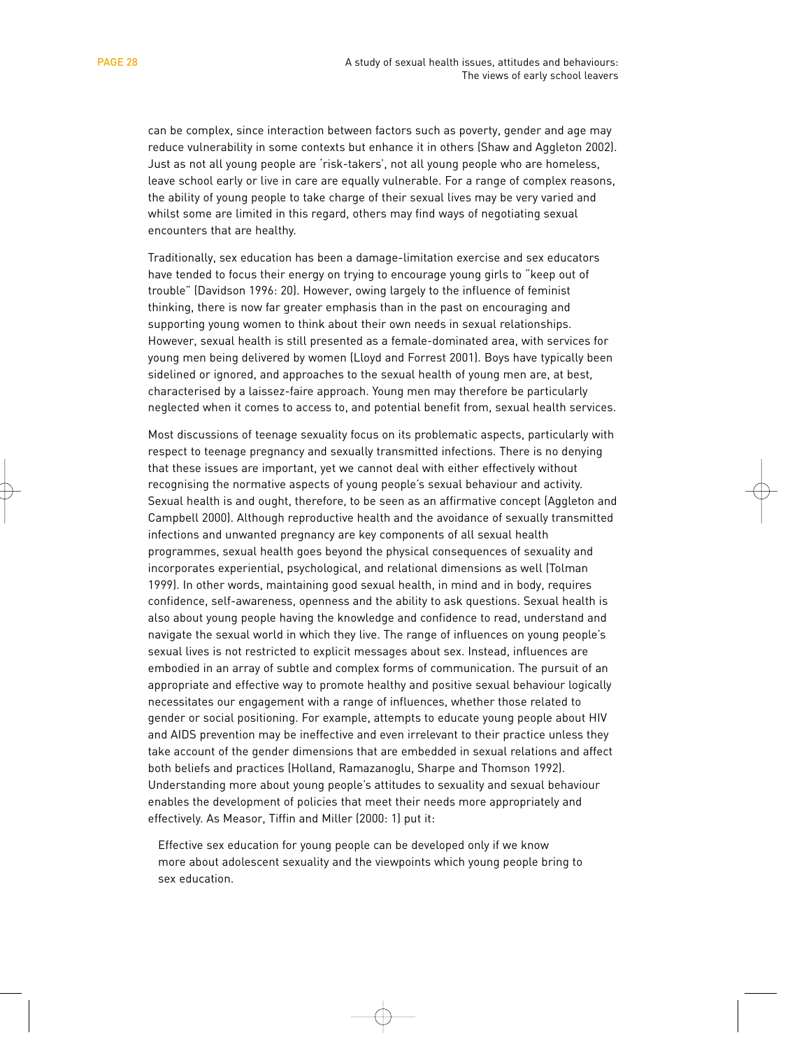can be complex, since interaction between factors such as poverty, gender and age may reduce vulnerability in some contexts but enhance it in others (Shaw and Aggleton 2002). Just as not all young people are 'risk-takers', not all young people who are homeless, leave school early or live in care are equally vulnerable. For a range of complex reasons, the ability of young people to take charge of their sexual lives may be very varied and whilst some are limited in this regard, others may find ways of negotiating sexual encounters that are healthy.

Traditionally, sex education has been a damage-limitation exercise and sex educators have tended to focus their energy on trying to encourage young girls to "keep out of trouble" (Davidson 1996: 20). However, owing largely to the influence of feminist thinking, there is now far greater emphasis than in the past on encouraging and supporting young women to think about their own needs in sexual relationships. However, sexual health is still presented as a female-dominated area, with services for young men being delivered by women (Lloyd and Forrest 2001). Boys have typically been sidelined or ignored, and approaches to the sexual health of young men are, at best, characterised by a laissez-faire approach. Young men may therefore be particularly neglected when it comes to access to, and potential benefit from, sexual health services.

Most discussions of teenage sexuality focus on its problematic aspects, particularly with respect to teenage pregnancy and sexually transmitted infections. There is no denying that these issues are important, yet we cannot deal with either effectively without recognising the normative aspects of young people's sexual behaviour and activity. Sexual health is and ought, therefore, to be seen as an affirmative concept (Aggleton and Campbell 2000). Although reproductive health and the avoidance of sexually transmitted infections and unwanted pregnancy are key components of all sexual health programmes, sexual health goes beyond the physical consequences of sexuality and incorporates experiential, psychological, and relational dimensions as well (Tolman 1999). In other words, maintaining good sexual health, in mind and in body, requires confidence, self-awareness, openness and the ability to ask questions. Sexual health is also about young people having the knowledge and confidence to read, understand and navigate the sexual world in which they live. The range of influences on young people's sexual lives is not restricted to explicit messages about sex. Instead, influences are embodied in an array of subtle and complex forms of communication. The pursuit of an appropriate and effective way to promote healthy and positive sexual behaviour logically necessitates our engagement with a range of influences, whether those related to gender or social positioning. For example, attempts to educate young people about HIV and AIDS prevention may be ineffective and even irrelevant to their practice unless they take account of the gender dimensions that are embedded in sexual relations and affect both beliefs and practices (Holland, Ramazanoglu, Sharpe and Thomson 1992). Understanding more about young people's attitudes to sexuality and sexual behaviour enables the development of policies that meet their needs more appropriately and effectively. As Measor, Tiffin and Miller (2000: 1) put it:

> Effective sex education for young people can be developed only if we know more about adolescent sexuality and the viewpoints which young people bring to sex education.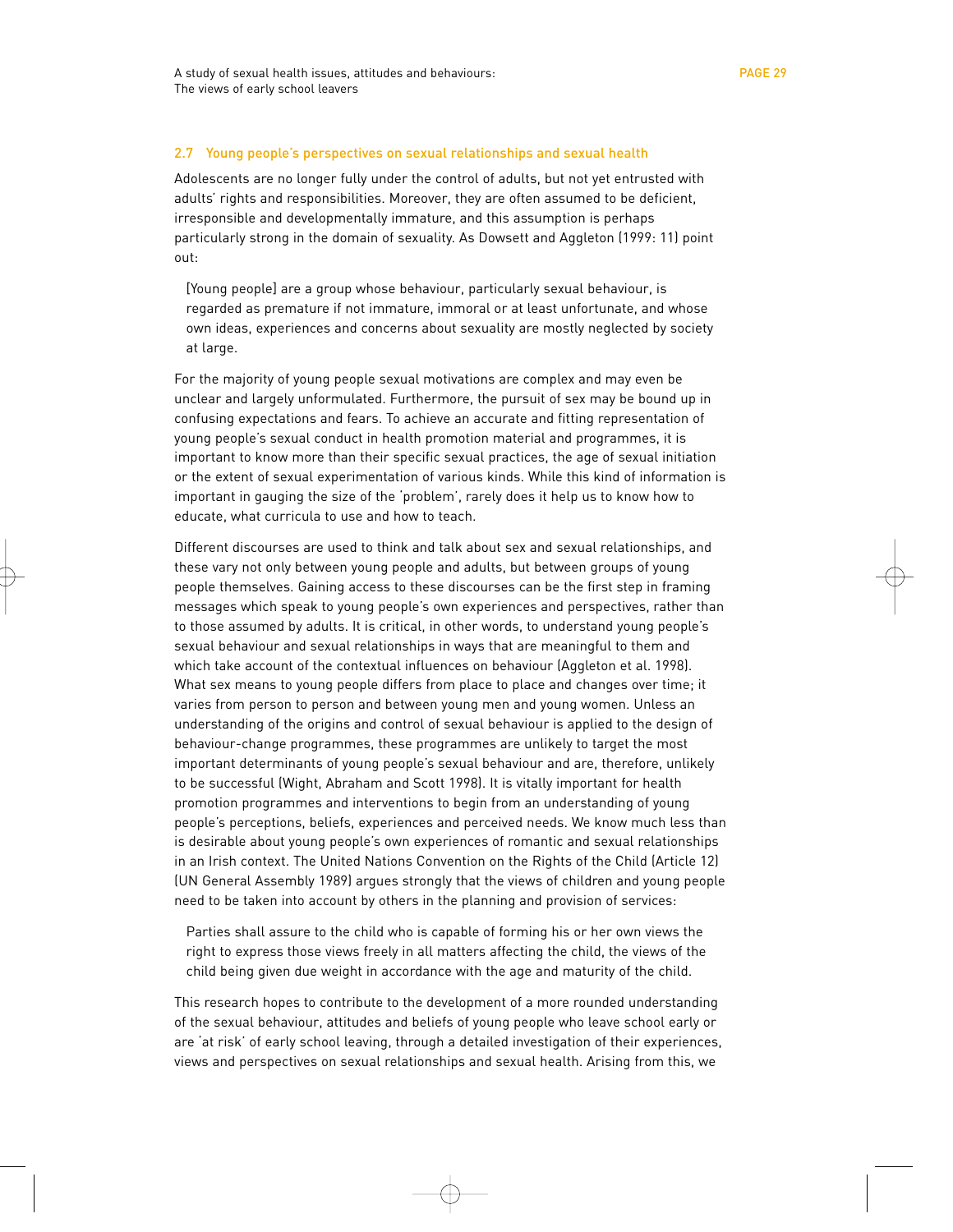## 2.7 Young people's perspectives on sexual relationships and sexual health

Adolescents are no longer fully under the control of adults, but not yet entrusted with adults' rights and responsibilities. Moreover, they are often assumed to be deficient, irresponsible and developmentally immature, and this assumption is perhaps particularly strong in the domain of sexuality. As Dowsett and Aggleton (1999: 11) point out:

> [Young people] are a group whose behaviour, particularly sexual behaviour, is regarded as premature if not immature, immoral or at least unfortunate, and whose own ideas, experiences and concerns about sexuality are mostly neglected by society at large.

For the majority of young people sexual motivations are complex and may even be unclear and largely unformulated. Furthermore, the pursuit of sex may be bound up in confusing expectations and fears. To achieve an accurate and fitting representation of young people's sexual conduct in health promotion material and programmes, it is important to know more than their specific sexual practices, the age of sexual initiation or the extent of sexual experimentation of various kinds. While this kind of information is important in gauging the size of the 'problem', rarely does it help us to know how to educate, what curricula to use and how to teach.

Different discourses are used to think and talk about sex and sexual relationships, and these vary not only between young people and adults, but between groups of young people themselves. Gaining access to these discourses can be the first step in framing messages which speak to young people's own experiences and perspectives, rather than to those assumed by adults. It is critical, in other words, to understand young people's sexual behaviour and sexual relationships in ways that are meaningful to them and which take account of the contextual influences on behaviour (Aggleton et al. 1998). What sex means to young people differs from place to place and changes over time; it varies from person to person and between young men and young women. Unless an understanding of the origins and control of sexual behaviour is applied to the design of behaviour-change programmes, these programmes are unlikely to target the most important determinants of young people's sexual behaviour and are, therefore, unlikely to be successful (Wight, Abraham and Scott 1998). It is vitally important for health promotion programmes and interventions to begin from an understanding of young people's perceptions, beliefs, experiences and perceived needs. We know much less than is desirable about young people's own experiences of romantic and sexual relationships in an Irish context. The United Nations Convention on the Rights of the Child (Article 12) (UN General Assembly 1989) argues strongly that the views of children and young people need to be taken into account by others in the planning and provision of services:

> Parties shall assure to the child who is capable of forming his or her own views the right to express those views freely in all matters affecting the child, the views of the child being given due weight in accordance with the age and maturity of the child.

This research hopes to contribute to the development of a more rounded understanding of the sexual behaviour, attitudes and beliefs of young people who leave school early or are 'at risk' of early school leaving, through a detailed investigation of their experiences, views and perspectives on sexual relationships and sexual health. Arising from this, we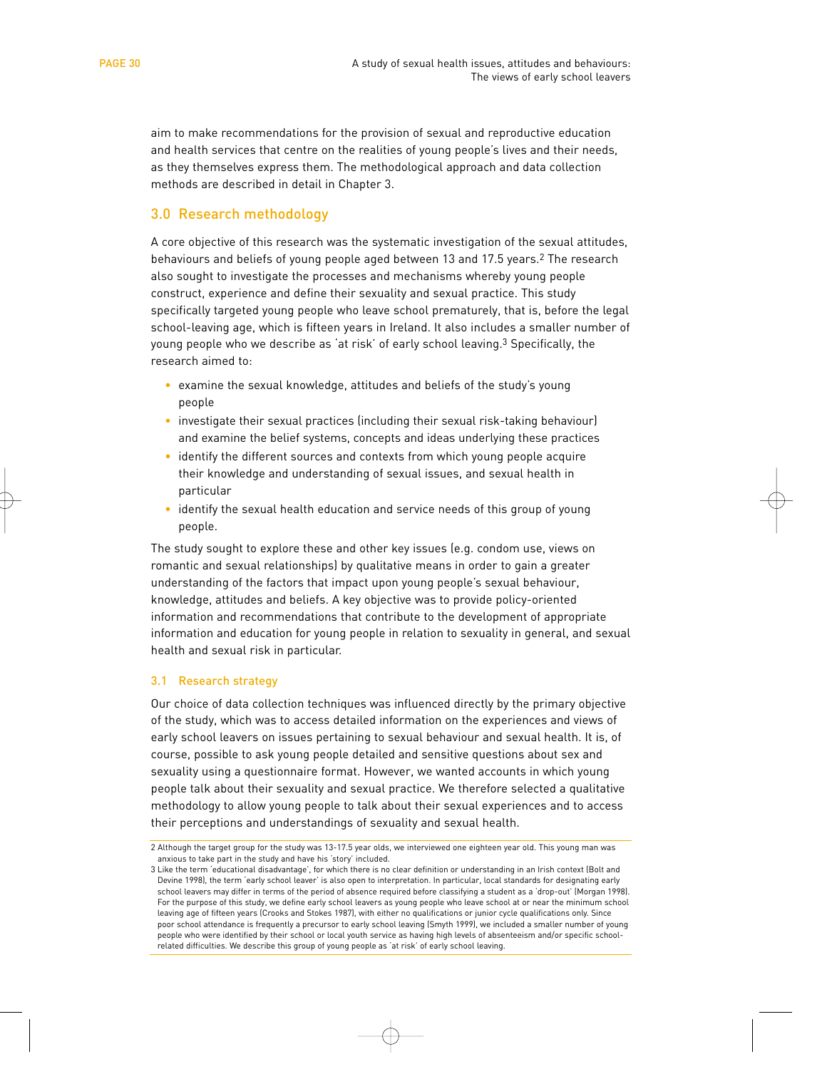aim to make recommendations for the provision of sexual and reproductive education and health services that centre on the realities of young people's lives and their needs, as they themselves express them. The methodological approach and data collection methods are described in detail in Chapter 3.

## 3.0 Research methodology

A core objective of this research was the systematic investigation of the sexual attitudes, behaviours and beliefs of young people aged between 13 and 17.5 years.[2] The research also sought to investigate the processes and mechanisms whereby young people construct, experience and define their sexuality and sexual practice. This study specifically targeted young people who leave school prematurely, that is, before the legal school-leaving age, which is fifteen years in Ireland. It also includes a smaller number of young people who we describe as 'at risk' of early school leaving.[3] Specifically, the research aimed to:

- examine the sexual knowledge, attitudes and beliefs of the study's young people
- investigate their sexual practices (including their sexual risk-taking behaviour) and examine the belief systems, concepts and ideas underlying these practices
- identify the different sources and contexts from which young people acquire their knowledge and understanding of sexual issues, and sexual health in particular
- identify the sexual health education and service needs of this group of young people.

The study sought to explore these and other key issues (e.g. condom use, views on romantic and sexual relationships) by qualitative means in order to gain a greater understanding of the factors that impact upon young people's sexual behaviour, knowledge, attitudes and beliefs. A key objective was to provide policy-oriented information and recommendations that contribute to the development of appropriate information and education for young people in relation to sexuality in general, and sexual health and sexual risk in particular.

### 3.1 Research strategy

Our choice of data collection techniques was influenced directly by the primary objective of the study, which was to access detailed information on the experiences and views of early school leavers on issues pertaining to sexual behaviour and sexual health. It is, of course, possible to ask young people detailed and sensitive questions about sex and sexuality using a questionnaire format. However, we wanted accounts in which young people talk about their sexuality and sexual practice. We therefore selected a qualitative methodology to allow young people to talk about their sexual experiences and to access their perceptions and understandings of sexuality and sexual health.

---

2 Although the target group for the study was 13-17.5 year olds, we interviewed one eighteen year old. This young man was anxious to take part in the study and have his 'story' included.

3 Like the term 'educational disadvantage', for which there is no clear definition or understanding in an Irish context (Bolt and Devine 1998), the term 'early school leaver' is also open to interpretation. In particular, local standards for designating early school leavers may differ in terms of the period of absence required before classifying a student as a 'drop-out' (Morgan 1998). For the purpose of this study, we define early school leavers as young people who leave school at or near the minimum school leaving age of fifteen years (Crooks and Stokes 1987), with either no qualifications or junior cycle qualifications only. Since poor school attendance is frequently a precursor to early school leaving (Smyth 1999), we included a smaller number of young people who were identified by their school or local youth service as having high levels of absenteeism and/or specific school-related difficulties. We describe this group of young people as 'at risk' of early school leaving.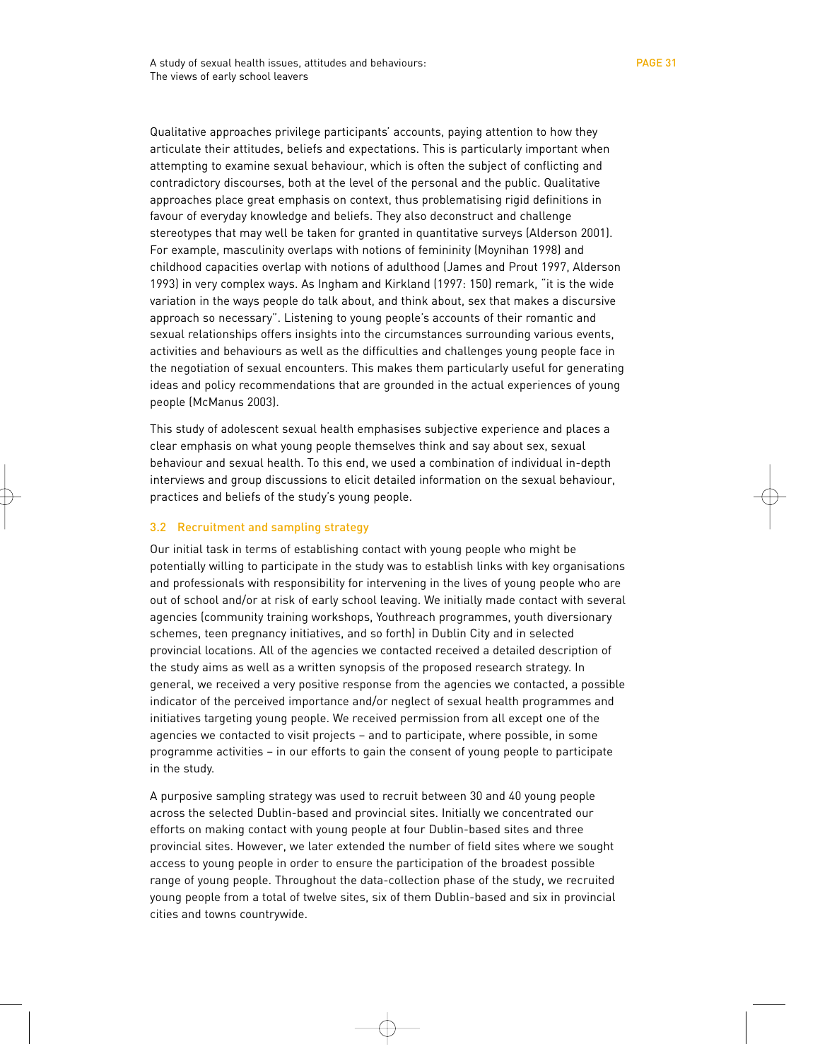Qualitative approaches privilege participants' accounts, paying attention to how they articulate their attitudes, beliefs and expectations. This is particularly important when attempting to examine sexual behaviour, which is often the subject of conflicting and contradictory discourses, both at the level of the personal and the public. Qualitative approaches place great emphasis on context, thus problematising rigid definitions in favour of everyday knowledge and beliefs. They also deconstruct and challenge stereotypes that may well be taken for granted in quantitative surveys (Alderson 2001). For example, masculinity overlaps with notions of femininity (Moynihan 1998) and childhood capacities overlap with notions of adulthood (James and Prout 1997, Alderson 1993) in very complex ways. As Ingham and Kirkland (1997: 150) remark, "it is the wide variation in the ways people do talk about, and think about, sex that makes a discursive approach so necessary". Listening to young people's accounts of their romantic and sexual relationships offers insights into the circumstances surrounding various events, activities and behaviours as well as the difficulties and challenges young people face in the negotiation of sexual encounters. This makes them particularly useful for generating ideas and policy recommendations that are grounded in the actual experiences of young people (McManus 2003).

This study of adolescent sexual health emphasises subjective experience and places a clear emphasis on what young people themselves think and say about sex, sexual behaviour and sexual health. To this end, we used a combination of individual in-depth interviews and group discussions to elicit detailed information on the sexual behaviour, practices and beliefs of the study's young people.

### 3.2 Recruitment and sampling strategy

Our initial task in terms of establishing contact with young people who might be potentially willing to participate in the study was to establish links with key organisations and professionals with responsibility for intervening in the lives of young people who are out of school and/or at risk of early school leaving. We initially made contact with several agencies (community training workshops, Youthreach programmes, youth diversionary schemes, teen pregnancy initiatives, and so forth) in Dublin City and in selected provincial locations. All of the agencies we contacted received a detailed description of the study aims as well as a written synopsis of the proposed research strategy. In general, we received a very positive response from the agencies we contacted, a possible indicator of the perceived importance and/or neglect of sexual health programmes and initiatives targeting young people. We received permission from all except one of the agencies we contacted to visit projects – and to participate, where possible, in some programme activities – in our efforts to gain the consent of young people to participate in the study.

A purposive sampling strategy was used to recruit between 30 and 40 young people across the selected Dublin-based and provincial sites. Initially we concentrated our efforts on making contact with young people at four Dublin-based sites and three provincial sites. However, we later extended the number of field sites where we sought access to young people in order to ensure the participation of the broadest possible range of young people. Throughout the data-collection phase of the study, we recruited young people from a total of twelve sites, six of them Dublin-based and six in provincial cities and towns countrywide.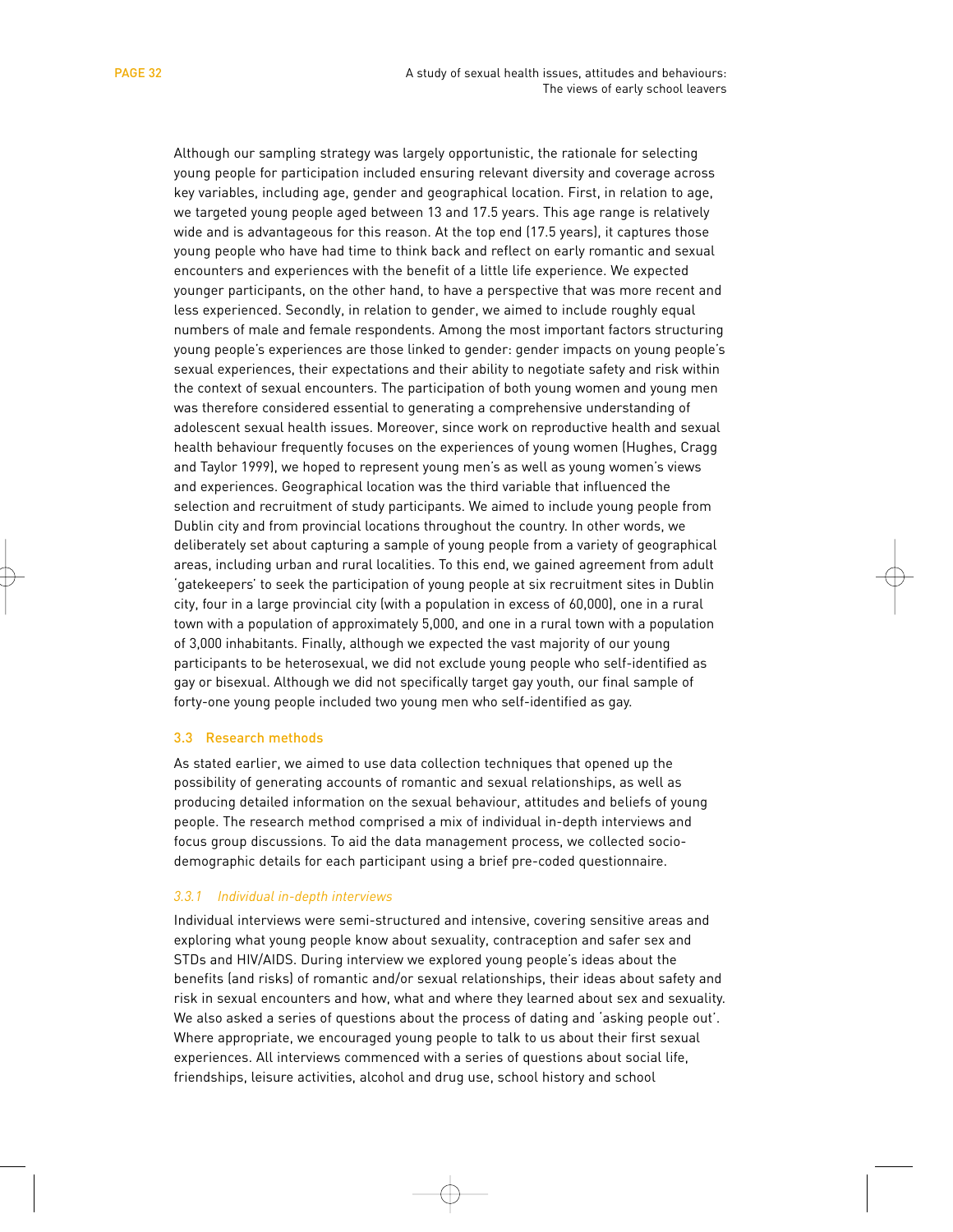Although our sampling strategy was largely opportunistic, the rationale for selecting young people for participation included ensuring relevant diversity and coverage across key variables, including age, gender and geographical location. First, in relation to age, we targeted young people aged between 13 and 17.5 years. This age range is relatively wide and is advantageous for this reason. At the top end (17.5 years), it captures those young people who have had time to think back and reflect on early romantic and sexual encounters and experiences with the benefit of a little life experience. We expected younger participants, on the other hand, to have a perspective that was more recent and less experienced. Secondly, in relation to gender, we aimed to include roughly equal numbers of male and female respondents. Among the most important factors structuring young people's experiences are those linked to gender: gender impacts on young people's sexual experiences, their expectations and their ability to negotiate safety and risk within the context of sexual encounters. The participation of both young women and young men was therefore considered essential to generating a comprehensive understanding of adolescent sexual health issues. Moreover, since work on reproductive health and sexual health behaviour frequently focuses on the experiences of young women (Hughes, Cragg and Taylor 1999), we hoped to represent young men's as well as young women's views and experiences. Geographical location was the third variable that influenced the selection and recruitment of study participants. We aimed to include young people from Dublin city and from provincial locations throughout the country. In other words, we deliberately set about capturing a sample of young people from a variety of geographical areas, including urban and rural localities. To this end, we gained agreement from adult 'gatekeepers' to seek the participation of young people at six recruitment sites in Dublin city, four in a large provincial city (with a population in excess of 60,000), one in a rural town with a population of approximately 5,000, and one in a rural town with a population of 3,000 inhabitants. Finally, although we expected the vast majority of our young participants to be heterosexual, we did not exclude young people who self-identified as gay or bisexual. Although we did not specifically target gay youth, our final sample of forty-one young people included two young men who self-identified as gay.

## 3.3 Research methods

As stated earlier, we aimed to use data collection techniques that opened up the possibility of generating accounts of romantic and sexual relationships, as well as producing detailed information on the sexual behaviour, attitudes and beliefs of young people. The research method comprised a mix of individual in-depth interviews and focus group discussions. To aid the data management process, we collected socio-demographic details for each participant using a brief pre-coded questionnaire.

### *3.3.1 Individual in-depth interviews*

Individual interviews were semi-structured and intensive, covering sensitive areas and exploring what young people know about sexuality, contraception and safer sex and STDs and HIV/AIDS. During interview we explored young people's ideas about the benefits (and risks) of romantic and/or sexual relationships, their ideas about safety and risk in sexual encounters and how, what and where they learned about sex and sexuality. We also asked a series of questions about the process of dating and 'asking people out'. Where appropriate, we encouraged young people to talk to us about their first sexual experiences. All interviews commenced with a series of questions about social life, friendships, leisure activities, alcohol and drug use, school history and school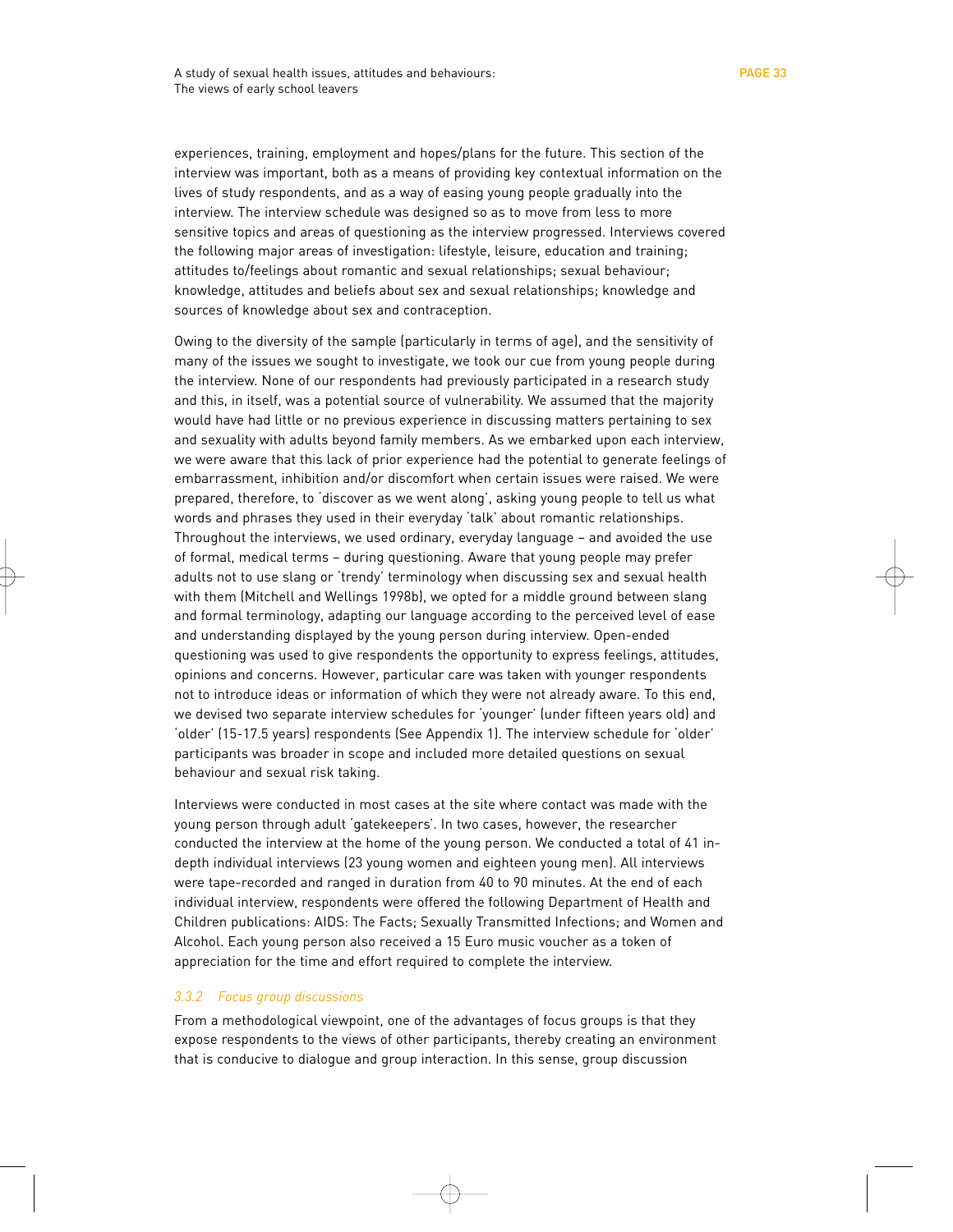experiences, training, employment and hopes/plans for the future. This section of the interview was important, both as a means of providing key contextual information on the lives of study respondents, and as a way of easing young people gradually into the interview. The interview schedule was designed so as to move from less to more sensitive topics and areas of questioning as the interview progressed. Interviews covered the following major areas of investigation: lifestyle, leisure, education and training; attitudes to/feelings about romantic and sexual relationships; sexual behaviour; knowledge, attitudes and beliefs about sex and sexual relationships; knowledge and sources of knowledge about sex and contraception.

Owing to the diversity of the sample (particularly in terms of age), and the sensitivity of many of the issues we sought to investigate, we took our cue from young people during the interview. None of our respondents had previously participated in a research study and this, in itself, was a potential source of vulnerability. We assumed that the majority would have had little or no previous experience in discussing matters pertaining to sex and sexuality with adults beyond family members. As we embarked upon each interview, we were aware that this lack of prior experience had the potential to generate feelings of embarrassment, inhibition and/or discomfort when certain issues were raised. We were prepared, therefore, to 'discover as we went along', asking young people to tell us what words and phrases they used in their everyday 'talk' about romantic relationships. Throughout the interviews, we used ordinary, everyday language – and avoided the use of formal, medical terms – during questioning. Aware that young people may prefer adults not to use slang or 'trendy' terminology when discussing sex and sexual health with them (Mitchell and Wellings 1998b), we opted for a middle ground between slang and formal terminology, adapting our language according to the perceived level of ease and understanding displayed by the young person during interview. Open-ended questioning was used to give respondents the opportunity to express feelings, attitudes, opinions and concerns. However, particular care was taken with younger respondents not to introduce ideas or information of which they were not already aware. To this end, we devised two separate interview schedules for 'younger' (under fifteen years old) and 'older' (15-17.5 years) respondents (See Appendix 1). The interview schedule for 'older' participants was broader in scope and included more detailed questions on sexual behaviour and sexual risk taking.

Interviews were conducted in most cases at the site where contact was made with the young person through adult 'gatekeepers'. In two cases, however, the researcher conducted the interview at the home of the young person. We conducted a total of 41 in-depth individual interviews (23 young women and eighteen young men). All interviews were tape-recorded and ranged in duration from 40 to 90 minutes. At the end of each individual interview, respondents were offered the following Department of Health and Children publications: AIDS: The Facts; Sexually Transmitted Infections; and Women and Alcohol. Each young person also received a 15 Euro music voucher as a token of appreciation for the time and effort required to complete the interview.

### *3.3.2 Focus group discussions*

From a methodological viewpoint, one of the advantages of focus groups is that they expose respondents to the views of other participants, thereby creating an environment that is conducive to dialogue and group interaction. In this sense, group discussion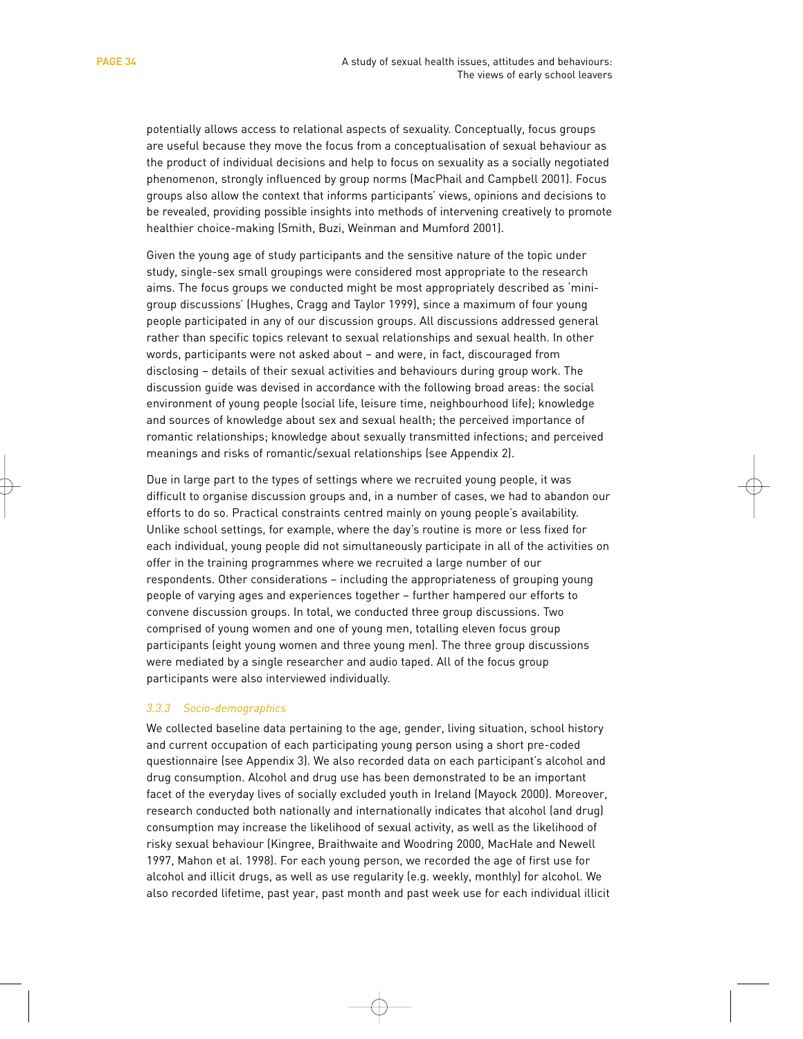potentially allows access to relational aspects of sexuality. Conceptually, focus groups are useful because they move the focus from a conceptualisation of sexual behaviour as the product of individual decisions and help to focus on sexuality as a socially negotiated phenomenon, strongly influenced by group norms (MacPhail and Campbell 2001). Focus groups also allow the context that informs participants' views, opinions and decisions to be revealed, providing possible insights into methods of intervening creatively to promote healthier choice-making (Smith, Buzi, Weinman and Mumford 2001).

Given the young age of study participants and the sensitive nature of the topic under study, single-sex small groupings were considered most appropriate to the research aims. The focus groups we conducted might be most appropriately described as 'mini-group discussions' (Hughes, Cragg and Taylor 1999), since a maximum of four young people participated in any of our discussion groups. All discussions addressed general rather than specific topics relevant to sexual relationships and sexual health. In other words, participants were not asked about – and were, in fact, discouraged from disclosing – details of their sexual activities and behaviours during group work. The discussion guide was devised in accordance with the following broad areas: the social environment of young people (social life, leisure time, neighbourhood life); knowledge and sources of knowledge about sex and sexual health; the perceived importance of romantic relationships; knowledge about sexually transmitted infections; and perceived meanings and risks of romantic/sexual relationships (see Appendix 2).

Due in large part to the types of settings where we recruited young people, it was difficult to organise discussion groups and, in a number of cases, we had to abandon our efforts to do so. Practical constraints centred mainly on young people's availability. Unlike school settings, for example, where the day's routine is more or less fixed for each individual, young people did not simultaneously participate in all of the activities on offer in the training programmes where we recruited a large number of our respondents. Other considerations – including the appropriateness of grouping young people of varying ages and experiences together – further hampered our efforts to convene discussion groups. In total, we conducted three group discussions. Two comprised of young women and one of young men, totalling eleven focus group participants (eight young women and three young men). The three group discussions were mediated by a single researcher and audio taped. All of the focus group participants were also interviewed individually.

### *3.3.3 Socio-demographics*

We collected baseline data pertaining to the age, gender, living situation, school history and current occupation of each participating young person using a short pre-coded questionnaire (see Appendix 3). We also recorded data on each participant's alcohol and drug consumption. Alcohol and drug use has been demonstrated to be an important facet of the everyday lives of socially excluded youth in Ireland (Mayock 2000). Moreover, research conducted both nationally and internationally indicates that alcohol (and drug) consumption may increase the likelihood of sexual activity, as well as the likelihood of risky sexual behaviour (Kingree, Braithwaite and Woodring 2000, MacHale and Newell 1997, Mahon et al. 1998). For each young person, we recorded the age of first use for alcohol and illicit drugs, as well as use regularity (e.g. weekly, monthly) for alcohol. We also recorded lifetime, past year, past month and past week use for each individual illicit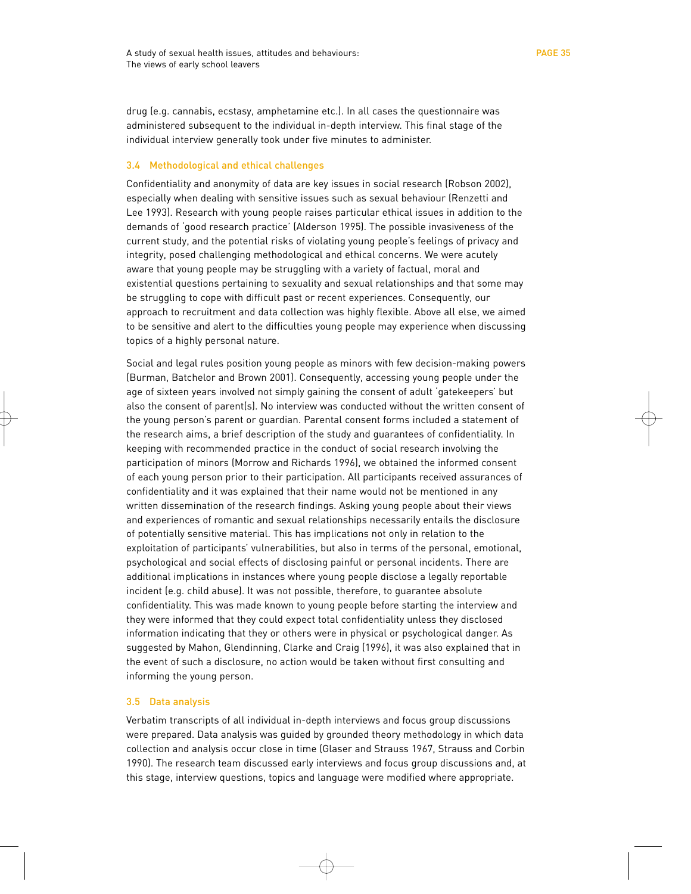drug (e.g. cannabis, ecstasy, amphetamine etc.). In all cases the questionnaire was administered subsequent to the individual in-depth interview. This final stage of the individual interview generally took under five minutes to administer.

### 3.4 Methodological and ethical challenges

Confidentiality and anonymity of data are key issues in social research (Robson 2002), especially when dealing with sensitive issues such as sexual behaviour (Renzetti and Lee 1993). Research with young people raises particular ethical issues in addition to the demands of 'good research practice' (Alderson 1995). The possible invasiveness of the current study, and the potential risks of violating young people's feelings of privacy and integrity, posed challenging methodological and ethical concerns. We were acutely aware that young people may be struggling with a variety of factual, moral and existential questions pertaining to sexuality and sexual relationships and that some may be struggling to cope with difficult past or recent experiences. Consequently, our approach to recruitment and data collection was highly flexible. Above all else, we aimed to be sensitive and alert to the difficulties young people may experience when discussing topics of a highly personal nature.

Social and legal rules position young people as minors with few decision-making powers (Burman, Batchelor and Brown 2001). Consequently, accessing young people under the age of sixteen years involved not simply gaining the consent of adult 'gatekeepers' but also the consent of parent(s). No interview was conducted without the written consent of the young person's parent or guardian. Parental consent forms included a statement of the research aims, a brief description of the study and guarantees of confidentiality. In keeping with recommended practice in the conduct of social research involving the participation of minors (Morrow and Richards 1996), we obtained the informed consent of each young person prior to their participation. All participants received assurances of confidentiality and it was explained that their name would not be mentioned in any written dissemination of the research findings. Asking young people about their views and experiences of romantic and sexual relationships necessarily entails the disclosure of potentially sensitive material. This has implications not only in relation to the exploitation of participants' vulnerabilities, but also in terms of the personal, emotional, psychological and social effects of disclosing painful or personal incidents. There are additional implications in instances where young people disclose a legally reportable incident (e.g. child abuse). It was not possible, therefore, to guarantee absolute confidentiality. This was made known to young people before starting the interview and they were informed that they could expect total confidentiality unless they disclosed information indicating that they or others were in physical or psychological danger. As suggested by Mahon, Glendinning, Clarke and Craig (1996), it was also explained that in the event of such a disclosure, no action would be taken without first consulting and informing the young person.

### 3.5 Data analysis

Verbatim transcripts of all individual in-depth interviews and focus group discussions were prepared. Data analysis was guided by grounded theory methodology in which data collection and analysis occur close in time (Glaser and Strauss 1967, Strauss and Corbin 1990). The research team discussed early interviews and focus group discussions and, at this stage, interview questions, topics and language were modified where appropriate.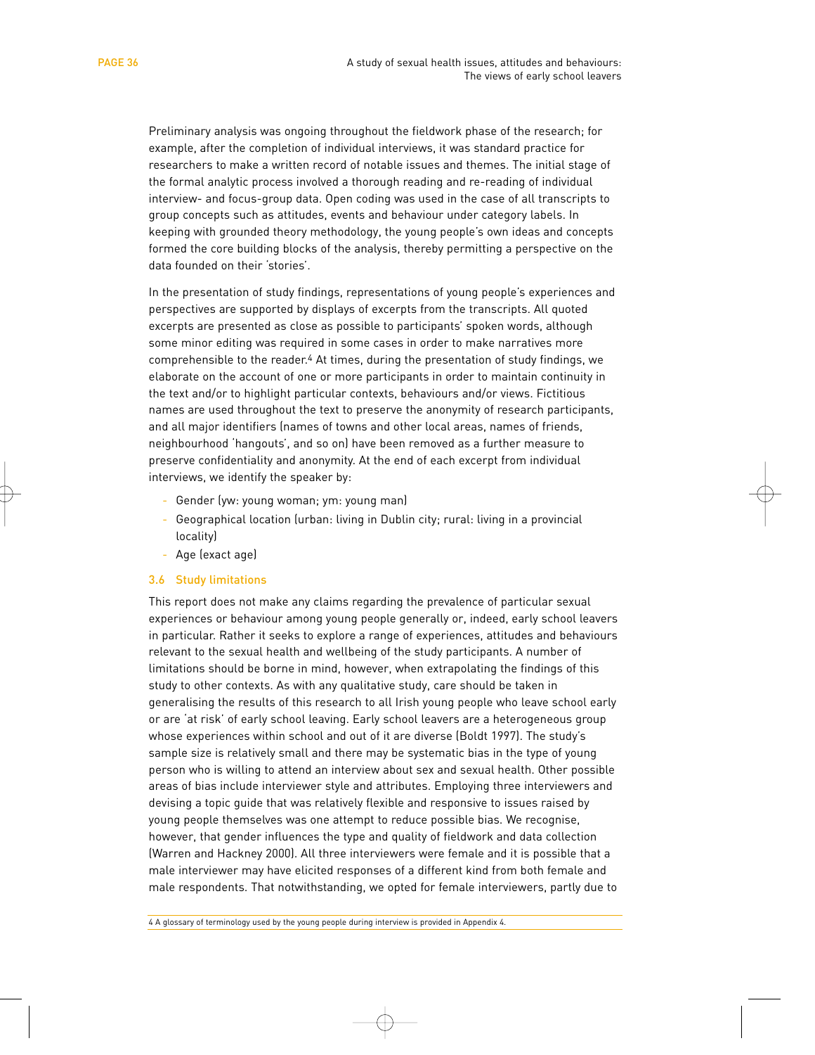Preliminary analysis was ongoing throughout the fieldwork phase of the research; for example, after the completion of individual interviews, it was standard practice for researchers to make a written record of notable issues and themes. The initial stage of the formal analytic process involved a thorough reading and re-reading of individual interview- and focus-group data. Open coding was used in the case of all transcripts to group concepts such as attitudes, events and behaviour under category labels. In keeping with grounded theory methodology, the young people's own ideas and concepts formed the core building blocks of the analysis, thereby permitting a perspective on the data founded on their 'stories'.

In the presentation of study findings, representations of young people's experiences and perspectives are supported by displays of excerpts from the transcripts. All quoted excerpts are presented as close as possible to participants' spoken words, although some minor editing was required in some cases in order to make narratives more comprehensible to the reader.[4] At times, during the presentation of study findings, we elaborate on the account of one or more participants in order to maintain continuity in the text and/or to highlight particular contexts, behaviours and/or views. Fictitious names are used throughout the text to preserve the anonymity of research participants, and all major identifiers (names of towns and other local areas, names of friends, neighbourhood 'hangouts', and so on) have been removed as a further measure to preserve confidentiality and anonymity. At the end of each excerpt from individual interviews, we identify the speaker by:

- Gender (yw: young woman; ym: young man)
- Geographical location (urban: living in Dublin city; rural: living in a provincial locality)
- Age (exact age)

### 3.6 Study limitations

This report does not make any claims regarding the prevalence of particular sexual experiences or behaviour among young people generally or, indeed, early school leavers in particular. Rather it seeks to explore a range of experiences, attitudes and behaviours relevant to the sexual health and wellbeing of the study participants. A number of limitations should be borne in mind, however, when extrapolating the findings of this study to other contexts. As with any qualitative study, care should be taken in generalising the results of this research to all Irish young people who leave school early or are 'at risk' of early school leaving. Early school leavers are a heterogeneous group whose experiences within school and out of it are diverse (Boldt 1997). The study's sample size is relatively small and there may be systematic bias in the type of young person who is willing to attend an interview about sex and sexual health. Other possible areas of bias include interviewer style and attributes. Employing three interviewers and devising a topic guide that was relatively flexible and responsive to issues raised by young people themselves was one attempt to reduce possible bias. We recognise, however, that gender influences the type and quality of fieldwork and data collection (Warren and Hackney 2000). All three interviewers were female and it is possible that a male interviewer may have elicited responses of a different kind from both female and male respondents. That notwithstanding, we opted for female interviewers, partly due to

4 A glossary of terminology used by the young people during interview is provided in Appendix 4.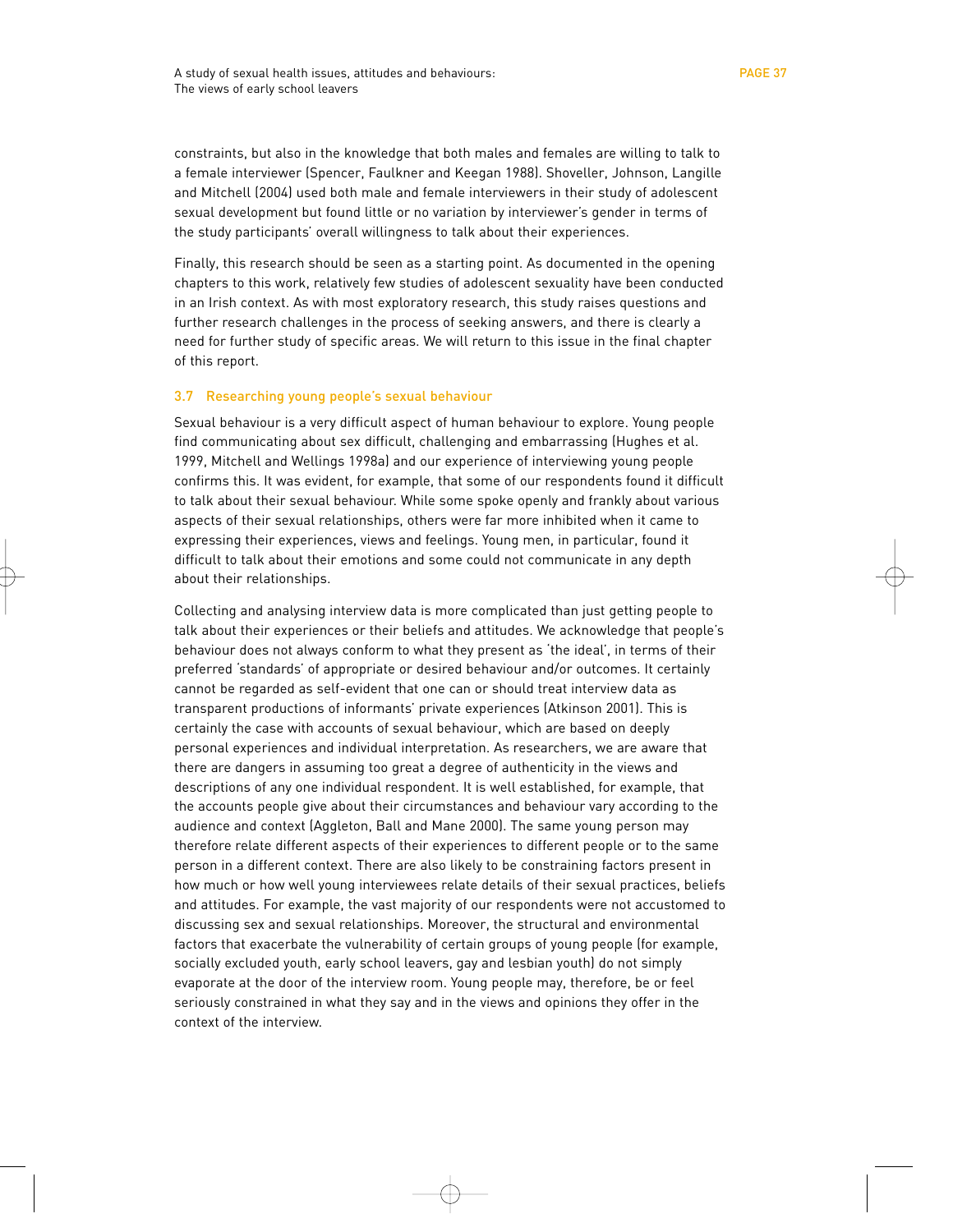constraints, but also in the knowledge that both males and females are willing to talk to a female interviewer (Spencer, Faulkner and Keegan 1988). Shoveller, Johnson, Langille and Mitchell (2004) used both male and female interviewers in their study of adolescent sexual development but found little or no variation by interviewer's gender in terms of the study participants' overall willingness to talk about their experiences.

Finally, this research should be seen as a starting point. As documented in the opening chapters to this work, relatively few studies of adolescent sexuality have been conducted in an Irish context. As with most exploratory research, this study raises questions and further research challenges in the process of seeking answers, and there is clearly a need for further study of specific areas. We will return to this issue in the final chapter of this report.

### 3.7 Researching young people's sexual behaviour

Sexual behaviour is a very difficult aspect of human behaviour to explore. Young people find communicating about sex difficult, challenging and embarrassing (Hughes et al. 1999, Mitchell and Wellings 1998a) and our experience of interviewing young people confirms this. It was evident, for example, that some of our respondents found it difficult to talk about their sexual behaviour. While some spoke openly and frankly about various aspects of their sexual relationships, others were far more inhibited when it came to expressing their experiences, views and feelings. Young men, in particular, found it difficult to talk about their emotions and some could not communicate in any depth about their relationships.

Collecting and analysing interview data is more complicated than just getting people to talk about their experiences or their beliefs and attitudes. We acknowledge that people's behaviour does not always conform to what they present as 'the ideal', in terms of their preferred 'standards' of appropriate or desired behaviour and/or outcomes. It certainly cannot be regarded as self-evident that one can or should treat interview data as transparent productions of informants' private experiences (Atkinson 2001). This is certainly the case with accounts of sexual behaviour, which are based on deeply personal experiences and individual interpretation. As researchers, we are aware that there are dangers in assuming too great a degree of authenticity in the views and descriptions of any one individual respondent. It is well established, for example, that the accounts people give about their circumstances and behaviour vary according to the audience and context (Aggleton, Ball and Mane 2000). The same young person may therefore relate different aspects of their experiences to different people or to the same person in a different context. There are also likely to be constraining factors present in how much or how well young interviewees relate details of their sexual practices, beliefs and attitudes. For example, the vast majority of our respondents were not accustomed to discussing sex and sexual relationships. Moreover, the structural and environmental factors that exacerbate the vulnerability of certain groups of young people (for example, socially excluded youth, early school leavers, gay and lesbian youth) do not simply evaporate at the door of the interview room. Young people may, therefore, be or feel seriously constrained in what they say and in the views and opinions they offer in the context of the interview.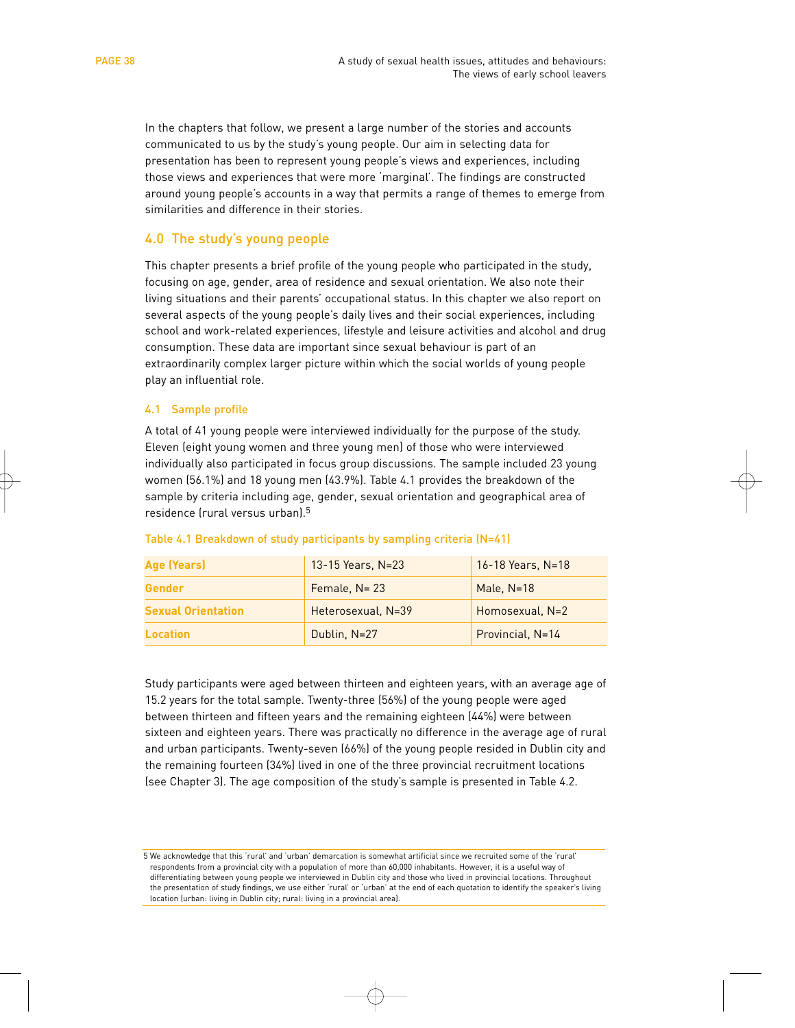In the chapters that follow, we present a large number of the stories and accounts communicated to us by the study's young people. Our aim in selecting data for presentation has been to represent young people's views and experiences, including those views and experiences that were more 'marginal'. The findings are constructed around young people's accounts in a way that permits a range of themes to emerge from similarities and difference in their stories.

## 4.0 The study's young people

This chapter presents a brief profile of the young people who participated in the study, focusing on age, gender, area of residence and sexual orientation. We also note their living situations and their parents' occupational status. In this chapter we also report on several aspects of the young people's daily lives and their social experiences, including school and work-related experiences, lifestyle and leisure activities and alcohol and drug consumption. These data are important since sexual behaviour is part of an extraordinarily complex larger picture within which the social worlds of young people play an influential role.

### 4.1 Sample profile

A total of 41 young people were interviewed individually for the purpose of the study. Eleven (eight young women and three young men) of those who were interviewed individually also participated in focus group discussions. The sample included 23 young women (56.1%) and 18 young men (43.9%). Table 4.1 provides the breakdown of the sample by criteria including age, gender, sexual orientation and geographical area of residence (rural versus urban).[5]

Table 4.1 Breakdown of study participants by sampling criteria (N=41)

| | | |
|---|---|---|
| **Age (Years)** | 13-15 Years, N=23 | 16-18 Years, N=18 |
| **Gender** | Female, N= 23 | Male, N=18 |
| **Sexual Orientation** | Heterosexual, N=39 | Homosexual, N=2 |
| **Location** | Dublin, N=27 | Provincial, N=14 |

Study participants were aged between thirteen and eighteen years, with an average age of 15.2 years for the total sample. Twenty-three (56%) of the young people were aged between thirteen and fifteen years and the remaining eighteen (44%) were between sixteen and eighteen years. There was practically no difference in the average age of rural and urban participants. Twenty-seven (66%) of the young people resided in Dublin city and the remaining fourteen (34%) lived in one of the three provincial recruitment locations (see Chapter 3). The age composition of the study's sample is presented in Table 4.2.

5 We acknowledge that this 'rural' and 'urban' demarcation is somewhat artificial since we recruited some of the 'rural' respondents from a provincial city with a population of more than 60,000 inhabitants. However, it is a useful way of differentiating between young people we interviewed in Dublin city and those who lived in provincial locations. Throughout the presentation of study findings, we use either 'rural' or 'urban' at the end of each quotation to identify the speaker's living location (urban: living in Dublin city; rural: living in a provincial area).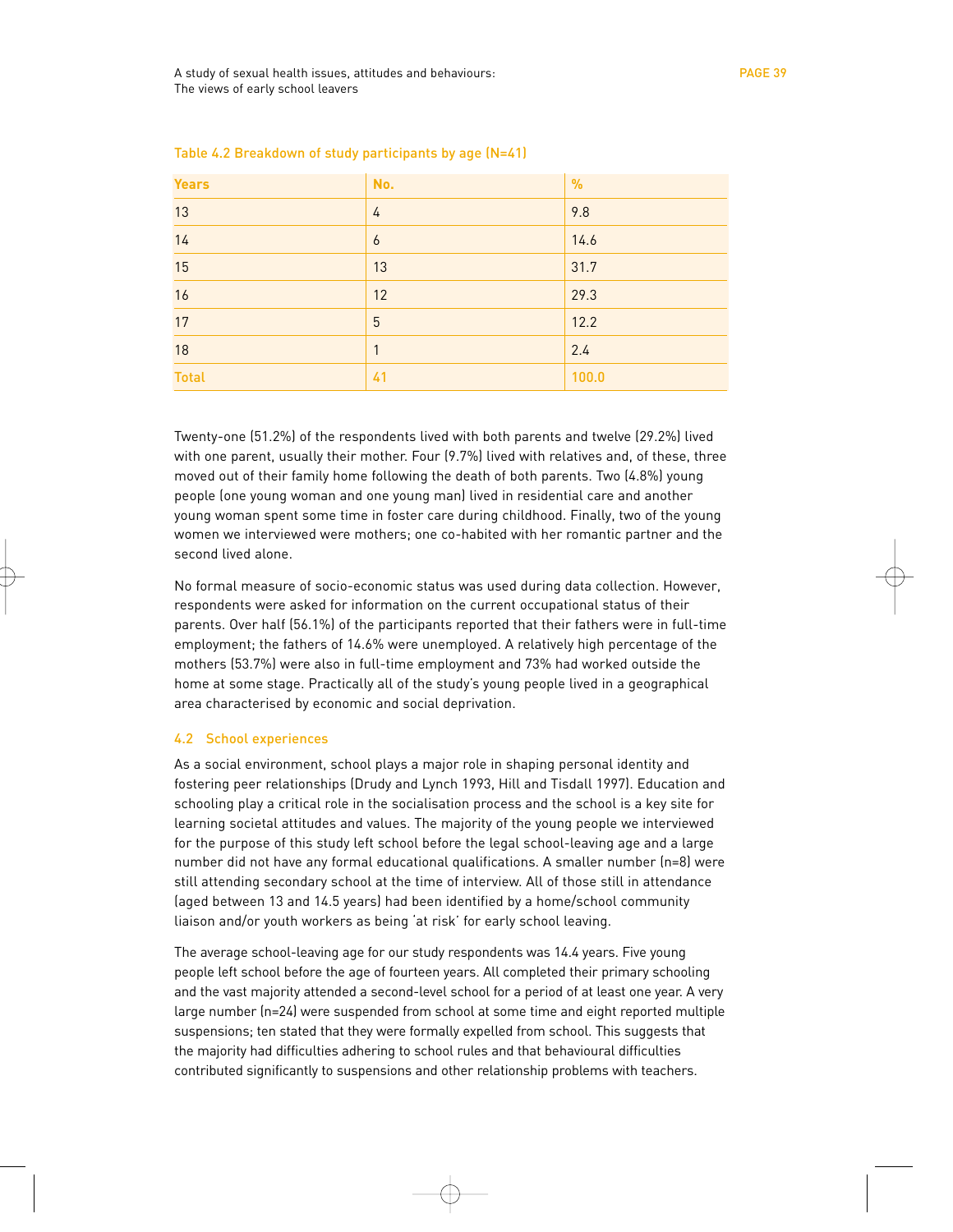Table 4.2 Breakdown of study participants by age (N=41)

| Years | No. | % |
|---|---|---|
| 13 | 4 | 9.8 |
| 14 | 6 | 14.6 |
| 15 | 13 | 31.7 |
| 16 | 12 | 29.3 |
| 17 | 5 | 12.2 |
| 18 | 1 | 2.4 |
| Total | 41 | 100.0 |

Twenty-one (51.2%) of the respondents lived with both parents and twelve (29.2%) lived with one parent, usually their mother. Four (9.7%) lived with relatives and, of these, three moved out of their family home following the death of both parents. Two (4.8%) young people (one young woman and one young man) lived in residential care and another young woman spent some time in foster care during childhood. Finally, two of the young women we interviewed were mothers; one co-habited with her romantic partner and the second lived alone.

No formal measure of socio-economic status was used during data collection. However, respondents were asked for information on the current occupational status of their parents. Over half (56.1%) of the participants reported that their fathers were in full-time employment; the fathers of 14.6% were unemployed. A relatively high percentage of the mothers (53.7%) were also in full-time employment and 73% had worked outside the home at some stage. Practically all of the study's young people lived in a geographical area characterised by economic and social deprivation.

## 4.2 School experiences

As a social environment, school plays a major role in shaping personal identity and fostering peer relationships (Drudy and Lynch 1993, Hill and Tisdall 1997). Education and schooling play a critical role in the socialisation process and the school is a key site for learning societal attitudes and values. The majority of the young people we interviewed for the purpose of this study left school before the legal school-leaving age and a large number did not have any formal educational qualifications. A smaller number (n=8) were still attending secondary school at the time of interview. All of those still in attendance (aged between 13 and 14.5 years) had been identified by a home/school community liaison and/or youth workers as being 'at risk' for early school leaving.

The average school-leaving age for our study respondents was 14.4 years. Five young people left school before the age of fourteen years. All completed their primary schooling and the vast majority attended a second-level school for a period of at least one year. A very large number (n=24) were suspended from school at some time and eight reported multiple suspensions; ten stated that they were formally expelled from school. This suggests that the majority had difficulties adhering to school rules and that behavioural difficulties contributed significantly to suspensions and other relationship problems with teachers.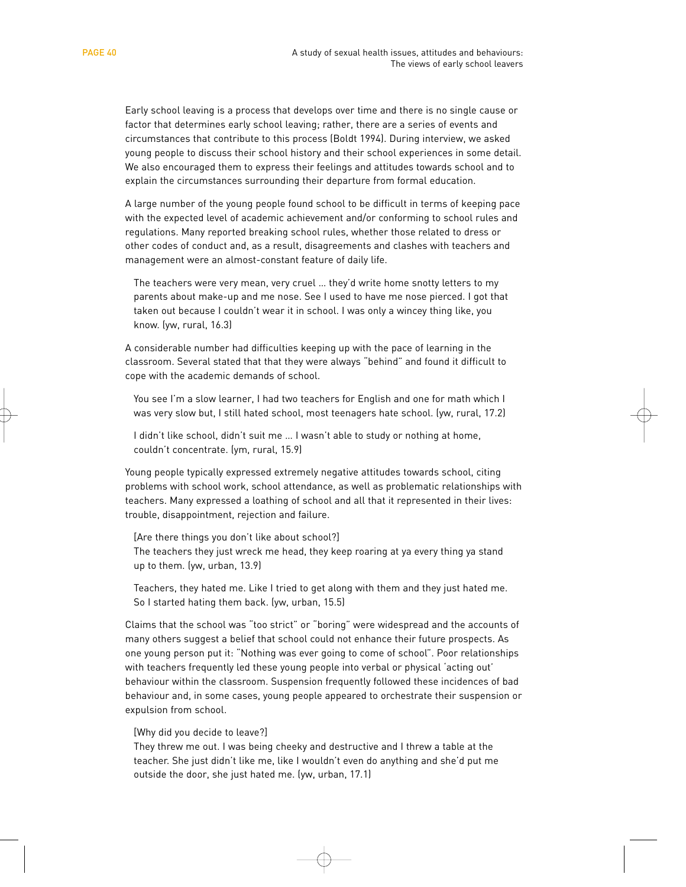Early school leaving is a process that develops over time and there is no single cause or factor that determines early school leaving; rather, there are a series of events and circumstances that contribute to this process (Boldt 1994). During interview, we asked young people to discuss their school history and their school experiences in some detail. We also encouraged them to express their feelings and attitudes towards school and to explain the circumstances surrounding their departure from formal education.

A large number of the young people found school to be difficult in terms of keeping pace with the expected level of academic achievement and/or conforming to school rules and regulations. Many reported breaking school rules, whether those related to dress or other codes of conduct and, as a result, disagreements and clashes with teachers and management were an almost-constant feature of daily life.

> The teachers were very mean, very cruel ... they'd write home snotty letters to my parents about make-up and me nose. See I used to have me nose pierced. I got that taken out because I couldn't wear it in school. I was only a wincey thing like, you know. (yw, rural, 16.3)

A considerable number had difficulties keeping up with the pace of learning in the classroom. Several stated that that they were always "behind" and found it difficult to cope with the academic demands of school.

> You see I'm a slow learner, I had two teachers for English and one for math which I was very slow but, I still hated school, most teenagers hate school. (yw, rural, 17.2)

> I didn't like school, didn't suit me ... I wasn't able to study or nothing at home, couldn't concentrate. (ym, rural, 15.9)

Young people typically expressed extremely negative attitudes towards school, citing problems with school work, school attendance, as well as problematic relationships with teachers. Many expressed a loathing of school and all that it represented in their lives: trouble, disappointment, rejection and failure.

> [Are there things you don't like about school?]
> The teachers they just wreck me head, they keep roaring at ya every thing ya stand up to them. (yw, urban, 13.9)

> Teachers, they hated me. Like I tried to get along with them and they just hated me. So I started hating them back. (yw, urban, 15.5)

Claims that the school was "too strict" or "boring" were widespread and the accounts of many others suggest a belief that school could not enhance their future prospects. As one young person put it: "Nothing was ever going to come of school". Poor relationships with teachers frequently led these young people into verbal or physical 'acting out' behaviour within the classroom. Suspension frequently followed these incidences of bad behaviour and, in some cases, young people appeared to orchestrate their suspension or expulsion from school.

> [Why did you decide to leave?]
> They threw me out. I was being cheeky and destructive and I threw a table at the teacher. She just didn't like me, like I wouldn't even do anything and she'd put me outside the door, she just hated me. (yw, urban, 17.1)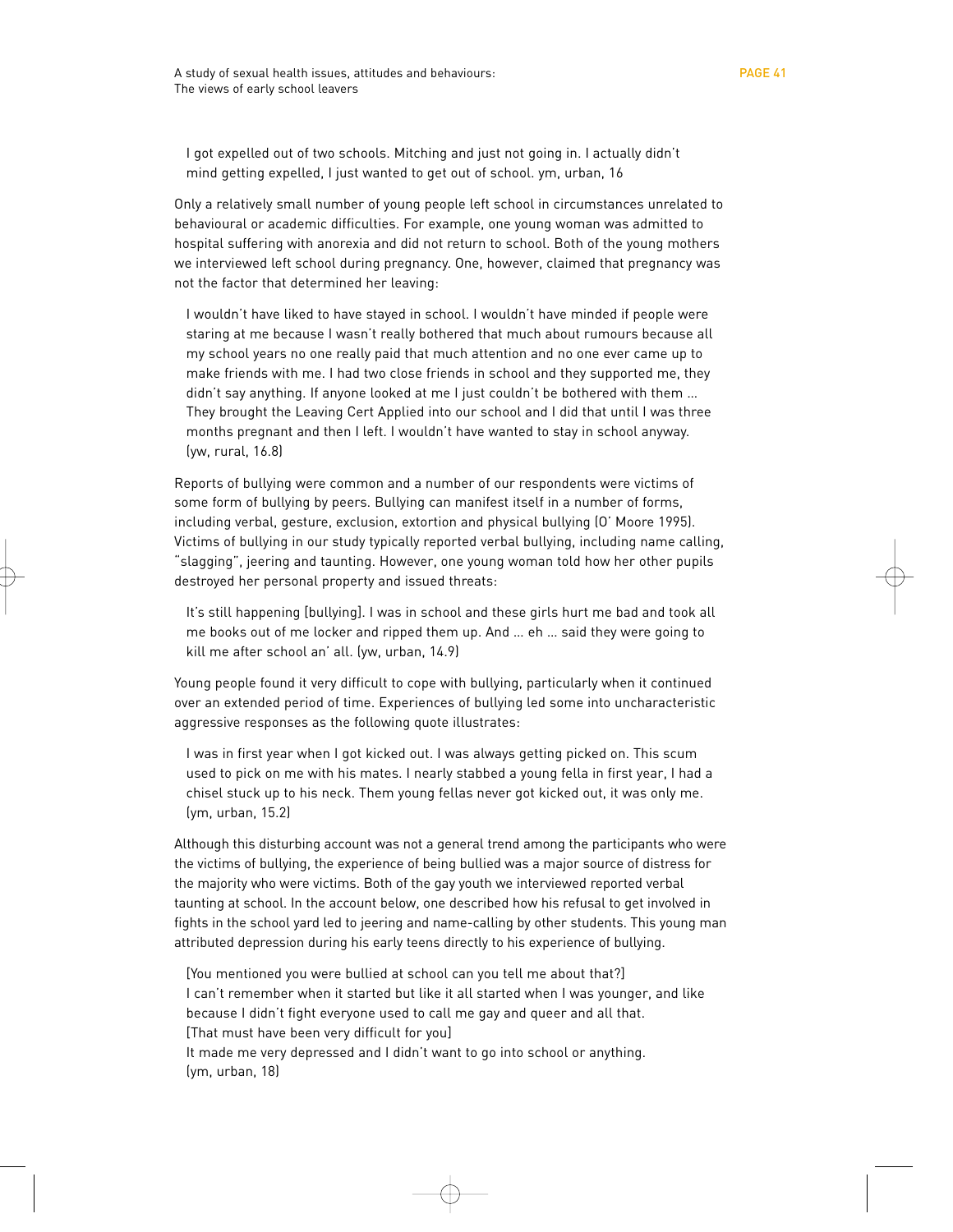> I got expelled out of two schools. Mitching and just not going in. I actually didn't mind getting expelled, I just wanted to get out of school. ym, urban, 16

Only a relatively small number of young people left school in circumstances unrelated to behavioural or academic difficulties. For example, one young woman was admitted to hospital suffering with anorexia and did not return to school. Both of the young mothers we interviewed left school during pregnancy. One, however, claimed that pregnancy was not the factor that determined her leaving:

> I wouldn't have liked to have stayed in school. I wouldn't have minded if people were staring at me because I wasn't really bothered that much about rumours because all my school years no one really paid that much attention and no one ever came up to make friends with me. I had two close friends in school and they supported me, they didn't say anything. If anyone looked at me I just couldn't be bothered with them ... They brought the Leaving Cert Applied into our school and I did that until I was three months pregnant and then I left. I wouldn't have wanted to stay in school anyway. (yw, rural, 16.8)

Reports of bullying were common and a number of our respondents were victims of some form of bullying by peers. Bullying can manifest itself in a number of forms, including verbal, gesture, exclusion, extortion and physical bullying (O' Moore 1995). Victims of bullying in our study typically reported verbal bullying, including name calling, "slagging", jeering and taunting. However, one young woman told how her other pupils destroyed her personal property and issued threats:

> It's still happening [bullying]. I was in school and these girls hurt me bad and took all me books out of me locker and ripped them up. And ... eh ... said they were going to kill me after school an' all. (yw, urban, 14.9)

Young people found it very difficult to cope with bullying, particularly when it continued over an extended period of time. Experiences of bullying led some into uncharacteristic aggressive responses as the following quote illustrates:

> I was in first year when I got kicked out. I was always getting picked on. This scum used to pick on me with his mates. I nearly stabbed a young fella in first year, I had a chisel stuck up to his neck. Them young fellas never got kicked out, it was only me. (ym, urban, 15.2)

Although this disturbing account was not a general trend among the participants who were the victims of bullying, the experience of being bullied was a major source of distress for the majority who were victims. Both of the gay youth we interviewed reported verbal taunting at school. In the account below, one described how his refusal to get involved in fights in the school yard led to jeering and name-calling by other students. This young man attributed depression during his early teens directly to his experience of bullying.

> [You mentioned you were bullied at school can you tell me about that?]
> I can't remember when it started but like it all started when I was younger, and like because I didn't fight everyone used to call me gay and queer and all that.
> [That must have been very difficult for you]
> It made me very depressed and I didn't want to go into school or anything.
> (ym, urban, 18)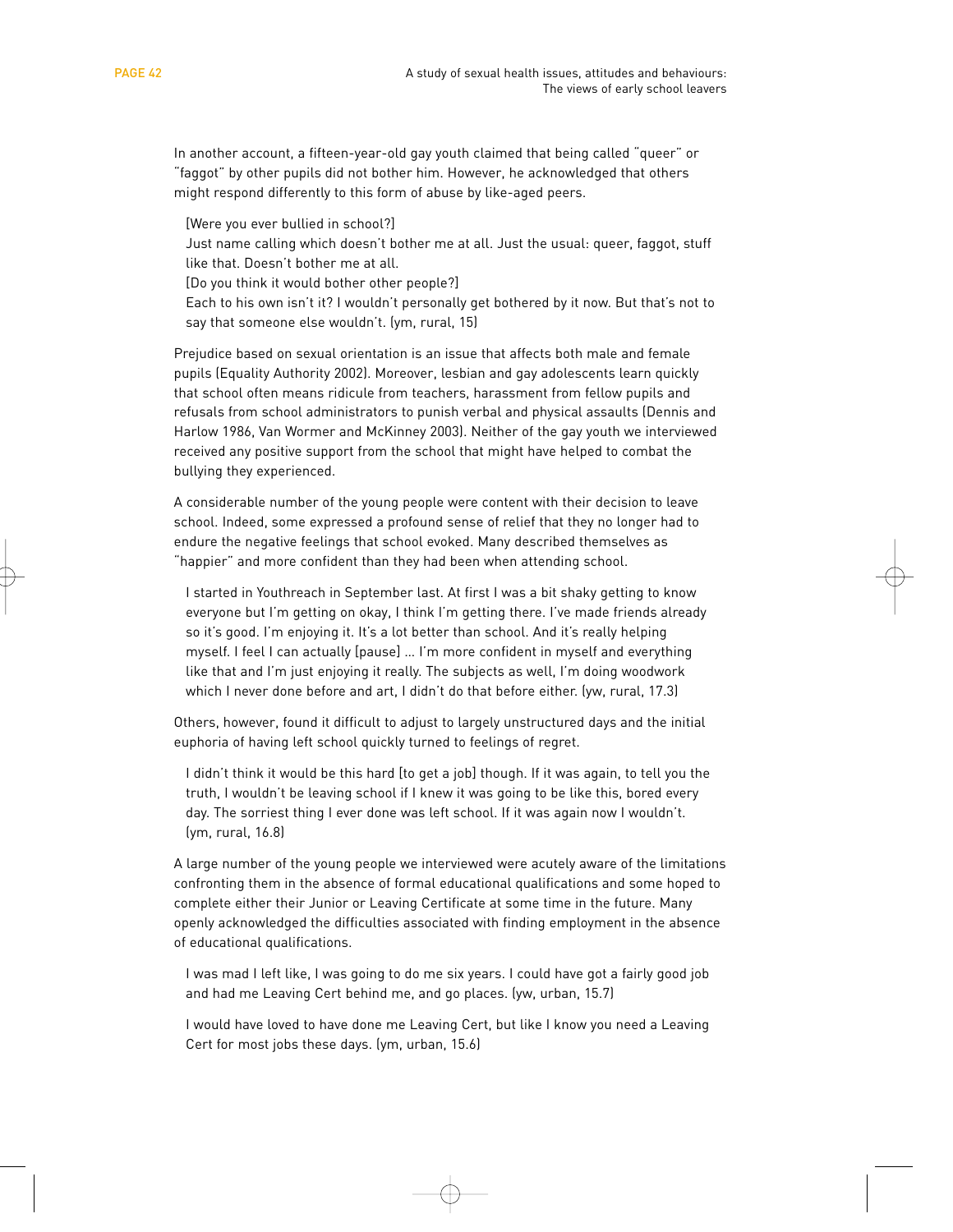In another account, a fifteen-year-old gay youth claimed that being called "queer" or "faggot" by other pupils did not bother him. However, he acknowledged that others might respond differently to this form of abuse by like-aged peers.

> [Were you ever bullied in school?]
> Just name calling which doesn't bother me at all. Just the usual: queer, faggot, stuff like that. Doesn't bother me at all.
> [Do you think it would bother other people?]
> Each to his own isn't it? I wouldn't personally get bothered by it now. But that's not to say that someone else wouldn't. (ym, rural, 15)

Prejudice based on sexual orientation is an issue that affects both male and female pupils (Equality Authority 2002). Moreover, lesbian and gay adolescents learn quickly that school often means ridicule from teachers, harassment from fellow pupils and refusals from school administrators to punish verbal and physical assaults (Dennis and Harlow 1986, Van Wormer and McKinney 2003). Neither of the gay youth we interviewed received any positive support from the school that might have helped to combat the bullying they experienced.

A considerable number of the young people were content with their decision to leave school. Indeed, some expressed a profound sense of relief that they no longer had to endure the negative feelings that school evoked. Many described themselves as "happier" and more confident than they had been when attending school.

> I started in Youthreach in September last. At first I was a bit shaky getting to know everyone but I'm getting on okay, I think I'm getting there. I've made friends already so it's good. I'm enjoying it. It's a lot better than school. And it's really helping myself. I feel I can actually [pause] ... I'm more confident in myself and everything like that and I'm just enjoying it really. The subjects as well, I'm doing woodwork which I never done before and art, I didn't do that before either. (yw, rural, 17.3)

Others, however, found it difficult to adjust to largely unstructured days and the initial euphoria of having left school quickly turned to feelings of regret.

> I didn't think it would be this hard [to get a job] though. If it was again, to tell you the truth, I wouldn't be leaving school if I knew it was going to be like this, bored every day. The sorriest thing I ever done was left school. If it was again now I wouldn't. (ym, rural, 16.8)

A large number of the young people we interviewed were acutely aware of the limitations confronting them in the absence of formal educational qualifications and some hoped to complete either their Junior or Leaving Certificate at some time in the future. Many openly acknowledged the difficulties associated with finding employment in the absence of educational qualifications.

> I was mad I left like, I was going to do me six years. I could have got a fairly good job and had me Leaving Cert behind me, and go places. (yw, urban, 15.7)

> I would have loved to have done me Leaving Cert, but like I know you need a Leaving Cert for most jobs these days. (ym, urban, 15.6)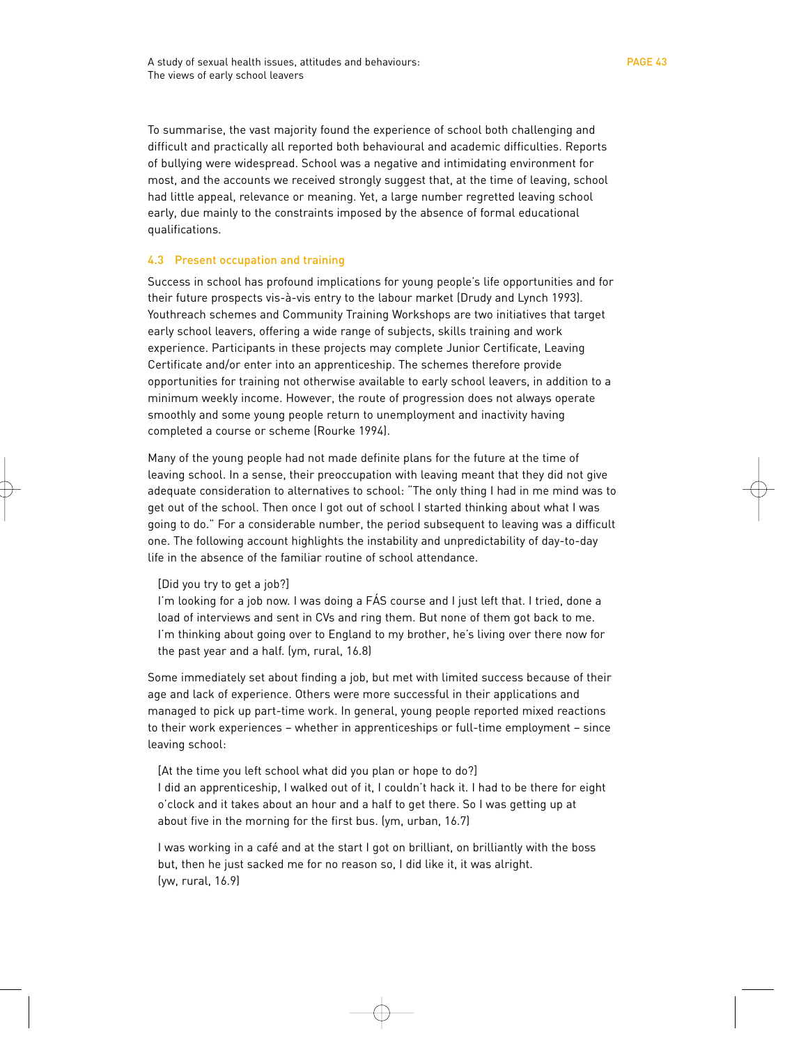To summarise, the vast majority found the experience of school both challenging and difficult and practically all reported both behavioural and academic difficulties. Reports of bullying were widespread. School was a negative and intimidating environment for most, and the accounts we received strongly suggest that, at the time of leaving, school had little appeal, relevance or meaning. Yet, a large number regretted leaving school early, due mainly to the constraints imposed by the absence of formal educational qualifications.

### 4.3 Present occupation and training

Success in school has profound implications for young people's life opportunities and for their future prospects vis-à-vis entry to the labour market (Drudy and Lynch 1993). Youthreach schemes and Community Training Workshops are two initiatives that target early school leavers, offering a wide range of subjects, skills training and work experience. Participants in these projects may complete Junior Certificate, Leaving Certificate and/or enter into an apprenticeship. The schemes therefore provide opportunities for training not otherwise available to early school leavers, in addition to a minimum weekly income. However, the route of progression does not always operate smoothly and some young people return to unemployment and inactivity having completed a course or scheme (Rourke 1994).

Many of the young people had not made definite plans for the future at the time of leaving school. In a sense, their preoccupation with leaving meant that they did not give adequate consideration to alternatives to school: "The only thing I had in me mind was to get out of the school. Then once I got out of school I started thinking about what I was going to do." For a considerable number, the period subsequent to leaving was a difficult one. The following account highlights the instability and unpredictability of day-to-day life in the absence of the familiar routine of school attendance.

> [Did you try to get a job?]
> I'm looking for a job now. I was doing a FÁS course and I just left that. I tried, done a load of interviews and sent in CVs and ring them. But none of them got back to me. I'm thinking about going over to England to my brother, he's living over there now for the past year and a half. (ym, rural, 16.8)

Some immediately set about finding a job, but met with limited success because of their age and lack of experience. Others were more successful in their applications and managed to pick up part-time work. In general, young people reported mixed reactions to their work experiences – whether in apprenticeships or full-time employment – since leaving school:

> [At the time you left school what did you plan or hope to do?]
> I did an apprenticeship, I walked out of it, I couldn't hack it. I had to be there for eight o'clock and it takes about an hour and a half to get there. So I was getting up at about five in the morning for the first bus. (ym, urban, 16.7)

> I was working in a café and at the start I got on brilliant, on brilliantly with the boss but, then he just sacked me for no reason so, I did like it, it was alright. (yw, rural, 16.9)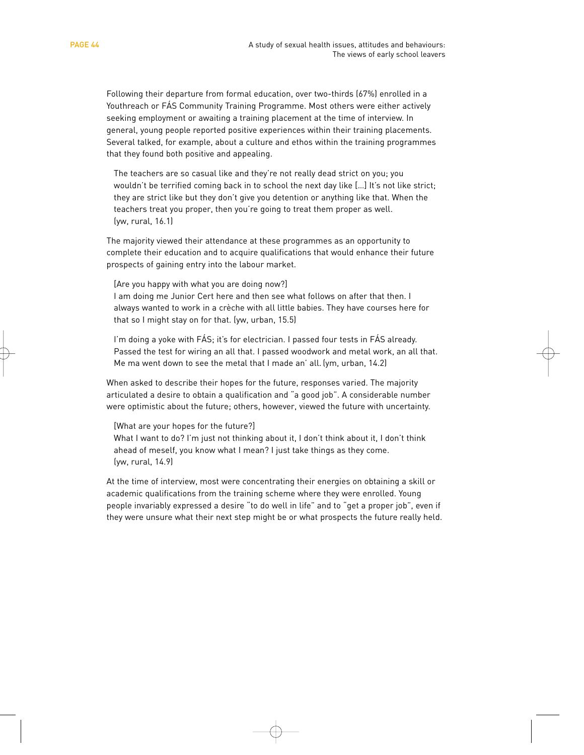Following their departure from formal education, over two-thirds (67%) enrolled in a Youthreach or FÁS Community Training Programme. Most others were either actively seeking employment or awaiting a training placement at the time of interview. In general, young people reported positive experiences within their training placements. Several talked, for example, about a culture and ethos within the training programmes that they found both positive and appealing.

> The teachers are so casual like and they're not really dead strict on you; you wouldn't be terrified coming back in to school the next day like [...] It's not like strict; they are strict like but they don't give you detention or anything like that. When the teachers treat you proper, then you're going to treat them proper as well. (yw, rural, 16.1)

The majority viewed their attendance at these programmes as an opportunity to complete their education and to acquire qualifications that would enhance their future prospects of gaining entry into the labour market.

> [Are you happy with what you are doing now?]
> I am doing me Junior Cert here and then see what follows on after that then. I always wanted to work in a crèche with all little babies. They have courses here for that so I might stay on for that. (yw, urban, 15.5)

> I'm doing a yoke with FÁS; it's for electrician. I passed four tests in FÁS already. Passed the test for wiring an all that. I passed woodwork and metal work, an all that. Me ma went down to see the metal that I made an' all. (ym, urban, 14.2)

When asked to describe their hopes for the future, responses varied. The majority articulated a desire to obtain a qualification and "a good job". A considerable number were optimistic about the future; others, however, viewed the future with uncertainty.

> [What are your hopes for the future?]
> What I want to do? I'm just not thinking about it, I don't think about it, I don't think ahead of meself, you know what I mean? I just take things as they come. (yw, rural, 14.9)

At the time of interview, most were concentrating their energies on obtaining a skill or academic qualifications from the training scheme where they were enrolled. Young people invariably expressed a desire "to do well in life" and to "get a proper job", even if they were unsure what their next step might be or what prospects the future really held.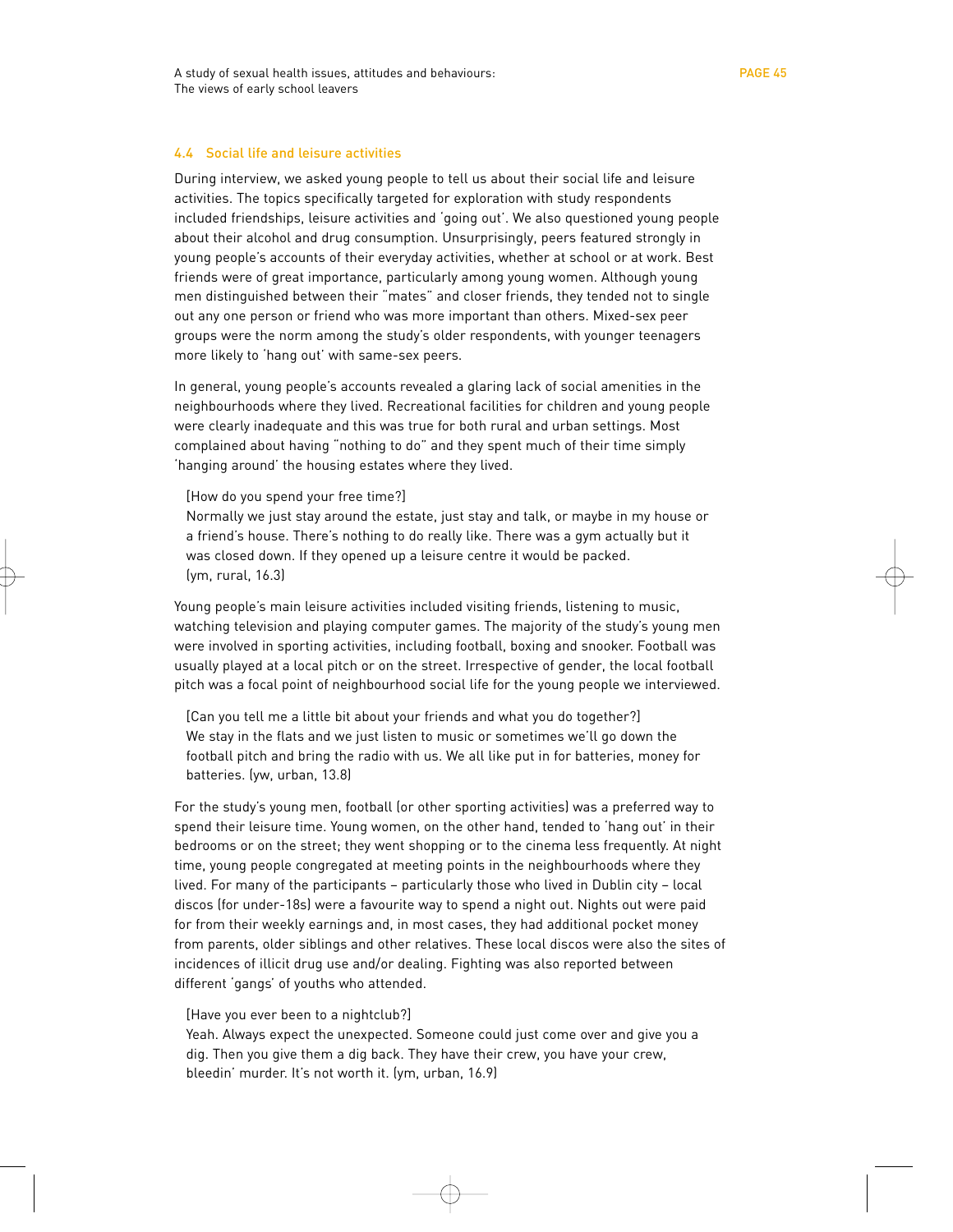### 4.4 Social life and leisure activities

During interview, we asked young people to tell us about their social life and leisure activities. The topics specifically targeted for exploration with study respondents included friendships, leisure activities and 'going out'. We also questioned young people about their alcohol and drug consumption. Unsurprisingly, peers featured strongly in young people's accounts of their everyday activities, whether at school or at work. Best friends were of great importance, particularly among young women. Although young men distinguished between their "mates" and closer friends, they tended not to single out any one person or friend who was more important than others. Mixed-sex peer groups were the norm among the study's older respondents, with younger teenagers more likely to 'hang out' with same-sex peers.

In general, young people's accounts revealed a glaring lack of social amenities in the neighbourhoods where they lived. Recreational facilities for children and young people were clearly inadequate and this was true for both rural and urban settings. Most complained about having "nothing to do" and they spent much of their time simply 'hanging around' the housing estates where they lived.

> [How do you spend your free time?]
> Normally we just stay around the estate, just stay and talk, or maybe in my house or a friend's house. There's nothing to do really like. There was a gym actually but it was closed down. If they opened up a leisure centre it would be packed.
> (ym, rural, 16.3)

Young people's main leisure activities included visiting friends, listening to music, watching television and playing computer games. The majority of the study's young men were involved in sporting activities, including football, boxing and snooker. Football was usually played at a local pitch or on the street. Irrespective of gender, the local football pitch was a focal point of neighbourhood social life for the young people we interviewed.

> [Can you tell me a little bit about your friends and what you do together?]
> We stay in the flats and we just listen to music or sometimes we'll go down the football pitch and bring the radio with us. We all like put in for batteries, money for batteries. (yw, urban, 13.8)

For the study's young men, football (or other sporting activities) was a preferred way to spend their leisure time. Young women, on the other hand, tended to 'hang out' in their bedrooms or on the street; they went shopping or to the cinema less frequently. At night time, young people congregated at meeting points in the neighbourhoods where they lived. For many of the participants – particularly those who lived in Dublin city – local discos (for under-18s) were a favourite way to spend a night out. Nights out were paid for from their weekly earnings and, in most cases, they had additional pocket money from parents, older siblings and other relatives. These local discos were also the sites of incidences of illicit drug use and/or dealing. Fighting was also reported between different 'gangs' of youths who attended.

> [Have you ever been to a nightclub?]
> Yeah. Always expect the unexpected. Someone could just come over and give you a dig. Then you give them a dig back. They have their crew, you have your crew, bleedin' murder. It's not worth it. (ym, urban, 16.9)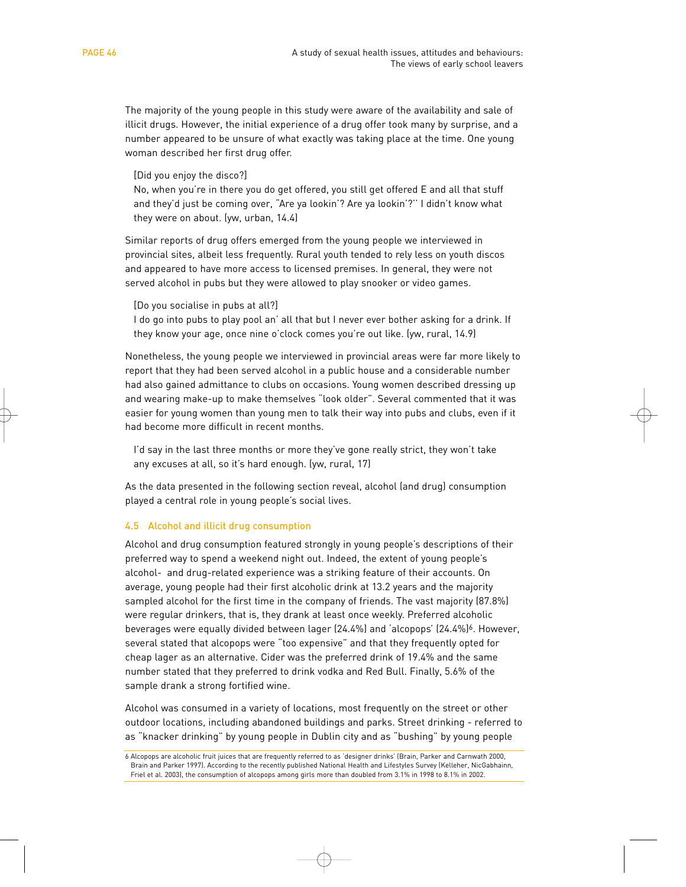The majority of the young people in this study were aware of the availability and sale of illicit drugs. However, the initial experience of a drug offer took many by surprise, and a number appeared to be unsure of what exactly was taking place at the time. One young woman described her first drug offer.

> [Did you enjoy the disco?]
> No, when you're in there you do get offered, you still get offered E and all that stuff and they'd just be coming over, "Are ya lookin'? Are ya lookin'?" I didn't know what they were on about. (yw, urban, 14.4)

Similar reports of drug offers emerged from the young people we interviewed in provincial sites, albeit less frequently. Rural youth tended to rely less on youth discos and appeared to have more access to licensed premises. In general, they were not served alcohol in pubs but they were allowed to play snooker or video games.

> [Do you socialise in pubs at all?]
> I do go into pubs to play pool an' all that but I never ever bother asking for a drink. If they know your age, once nine o'clock comes you're out like. (yw, rural, 14.9)

Nonetheless, the young people we interviewed in provincial areas were far more likely to report that they had been served alcohol in a public house and a considerable number had also gained admittance to clubs on occasions. Young women described dressing up and wearing make-up to make themselves "look older". Several commented that it was easier for young women than young men to talk their way into pubs and clubs, even if it had become more difficult in recent months.

> I'd say in the last three months or more they've gone really strict, they won't take any excuses at all, so it's hard enough. (yw, rural, 17)

As the data presented in the following section reveal, alcohol (and drug) consumption played a central role in young people's social lives.

## 4.5 Alcohol and illicit drug consumption

Alcohol and drug consumption featured strongly in young people's descriptions of their preferred way to spend a weekend night out. Indeed, the extent of young people's alcohol- and drug-related experience was a striking feature of their accounts. On average, young people had their first alcoholic drink at 13.2 years and the majority sampled alcohol for the first time in the company of friends. The vast majority (87.8%) were regular drinkers, that is, they drank at least once weekly. Preferred alcoholic beverages were equally divided between lager (24.4%) and 'alcopops' (24.4%)[6]. However, several stated that alcopops were "too expensive" and that they frequently opted for cheap lager as an alternative. Cider was the preferred drink of 19.4% and the same number stated that they preferred to drink vodka and Red Bull. Finally, 5.6% of the sample drank a strong fortified wine.

Alcohol was consumed in a variety of locations, most frequently on the street or other outdoor locations, including abandoned buildings and parks. Street drinking - referred to as "knacker drinking" by young people in Dublin city and as "bushing" by young people

---

6 Alcopops are alcoholic fruit juices that are frequently referred to as 'designer drinks' (Brain, Parker and Carnwath 2000, Brain and Parker 1997). According to the recently published National Health and Lifestyles Survey (Kelleher, NicGabhainn, Friel et al. 2003), the consumption of alcopops among girls more than doubled from 3.1% in 1998 to 8.1% in 2002.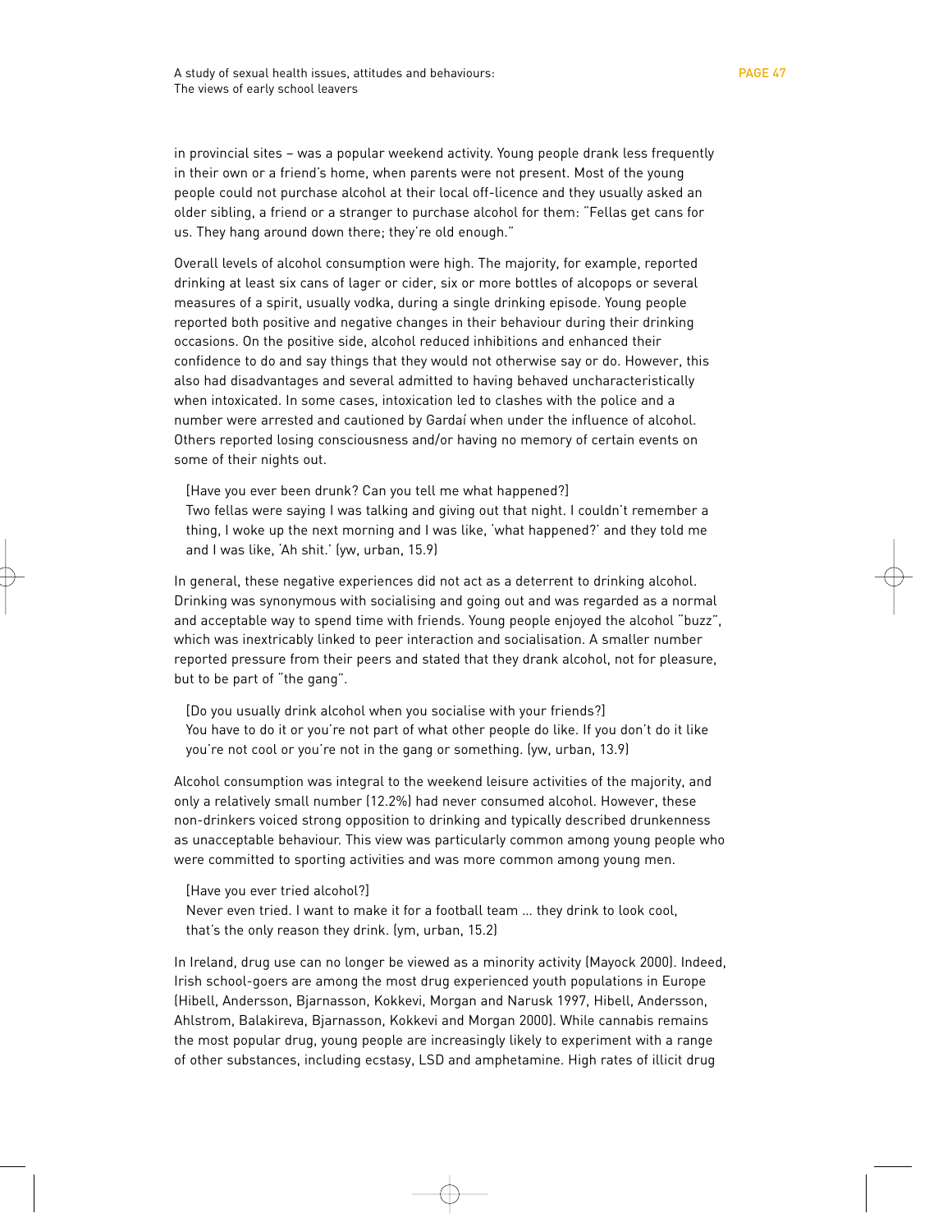in provincial sites – was a popular weekend activity. Young people drank less frequently in their own or a friend's home, when parents were not present. Most of the young people could not purchase alcohol at their local off-licence and they usually asked an older sibling, a friend or a stranger to purchase alcohol for them: "Fellas get cans for us. They hang around down there; they're old enough."

Overall levels of alcohol consumption were high. The majority, for example, reported drinking at least six cans of lager or cider, six or more bottles of alcopops or several measures of a spirit, usually vodka, during a single drinking episode. Young people reported both positive and negative changes in their behaviour during their drinking occasions. On the positive side, alcohol reduced inhibitions and enhanced their confidence to do and say things that they would not otherwise say or do. However, this also had disadvantages and several admitted to having behaved uncharacteristically when intoxicated. In some cases, intoxication led to clashes with the police and a number were arrested and cautioned by Gardaí when under the influence of alcohol. Others reported losing consciousness and/or having no memory of certain events on some of their nights out.

> [Have you ever been drunk? Can you tell me what happened?]
> Two fellas were saying I was talking and giving out that night. I couldn't remember a thing, I woke up the next morning and I was like, 'what happened?' and they told me and I was like, 'Ah shit.' (yw, urban, 15.9)

In general, these negative experiences did not act as a deterrent to drinking alcohol. Drinking was synonymous with socialising and going out and was regarded as a normal and acceptable way to spend time with friends. Young people enjoyed the alcohol "buzz", which was inextricably linked to peer interaction and socialisation. A smaller number reported pressure from their peers and stated that they drank alcohol, not for pleasure, but to be part of "the gang".

> [Do you usually drink alcohol when you socialise with your friends?]
> You have to do it or you're not part of what other people do like. If you don't do it like you're not cool or you're not in the gang or something. (yw, urban, 13.9)

Alcohol consumption was integral to the weekend leisure activities of the majority, and only a relatively small number (12.2%) had never consumed alcohol. However, these non-drinkers voiced strong opposition to drinking and typically described drunkenness as unacceptable behaviour. This view was particularly common among young people who were committed to sporting activities and was more common among young men.

> [Have you ever tried alcohol?]
> Never even tried. I want to make it for a football team ... they drink to look cool, that's the only reason they drink. (ym, urban, 15.2)

In Ireland, drug use can no longer be viewed as a minority activity (Mayock 2000). Indeed, Irish school-goers are among the most drug experienced youth populations in Europe (Hibell, Andersson, Bjarnasson, Kokkevi, Morgan and Narusk 1997, Hibell, Andersson, Ahlstrom, Balakireva, Bjarnasson, Kokkevi and Morgan 2000). While cannabis remains the most popular drug, young people are increasingly likely to experiment with a range of other substances, including ecstasy, LSD and amphetamine. High rates of illicit drug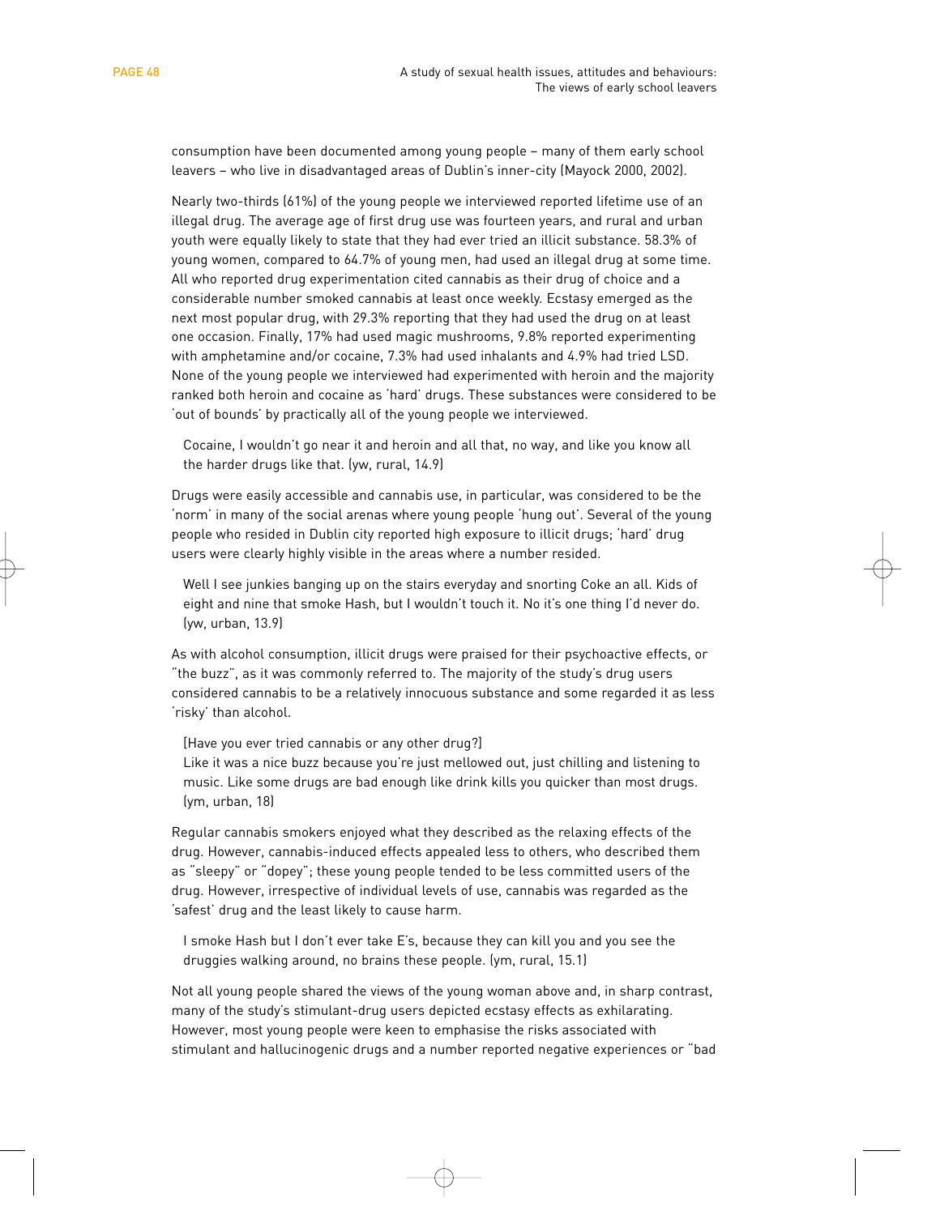consumption have been documented among young people – many of them early school leavers – who live in disadvantaged areas of Dublin's inner-city (Mayock 2000, 2002).

Nearly two-thirds (61%) of the young people we interviewed reported lifetime use of an illegal drug. The average age of first drug use was fourteen years, and rural and urban youth were equally likely to state that they had ever tried an illicit substance. 58.3% of young women, compared to 64.7% of young men, had used an illegal drug at some time. All who reported drug experimentation cited cannabis as their drug of choice and a considerable number smoked cannabis at least once weekly. Ecstasy emerged as the next most popular drug, with 29.3% reporting that they had used the drug on at least one occasion. Finally, 17% had used magic mushrooms, 9.8% reported experimenting with amphetamine and/or cocaine, 7.3% had used inhalants and 4.9% had tried LSD. None of the young people we interviewed had experimented with heroin and the majority ranked both heroin and cocaine as 'hard' drugs. These substances were considered to be 'out of bounds' by practically all of the young people we interviewed.

> Cocaine, I wouldn't go near it and heroin and all that, no way, and like you know all the harder drugs like that. (yw, rural, 14.9)

Drugs were easily accessible and cannabis use, in particular, was considered to be the 'norm' in many of the social arenas where young people 'hung out'. Several of the young people who resided in Dublin city reported high exposure to illicit drugs; 'hard' drug users were clearly highly visible in the areas where a number resided.

> Well I see junkies banging up on the stairs everyday and snorting Coke an all. Kids of eight and nine that smoke Hash, but I wouldn't touch it. No it's one thing I'd never do. (yw, urban, 13.9)

As with alcohol consumption, illicit drugs were praised for their psychoactive effects, or "the buzz", as it was commonly referred to. The majority of the study's drug users considered cannabis to be a relatively innocuous substance and some regarded it as less 'risky' than alcohol.

> [Have you ever tried cannabis or any other drug?]
> Like it was a nice buzz because you're just mellowed out, just chilling and listening to music. Like some drugs are bad enough like drink kills you quicker than most drugs. (ym, urban, 18)

Regular cannabis smokers enjoyed what they described as the relaxing effects of the drug. However, cannabis-induced effects appealed less to others, who described them as "sleepy" or "dopey"; these young people tended to be less committed users of the drug. However, irrespective of individual levels of use, cannabis was regarded as the 'safest' drug and the least likely to cause harm.

> I smoke Hash but I don't ever take E's, because they can kill you and you see the druggies walking around, no brains these people. (ym, rural, 15.1)

Not all young people shared the views of the young woman above and, in sharp contrast, many of the study's stimulant-drug users depicted ecstasy effects as exhilarating. However, most young people were keen to emphasise the risks associated with stimulant and hallucinogenic drugs and a number reported negative experiences or "bad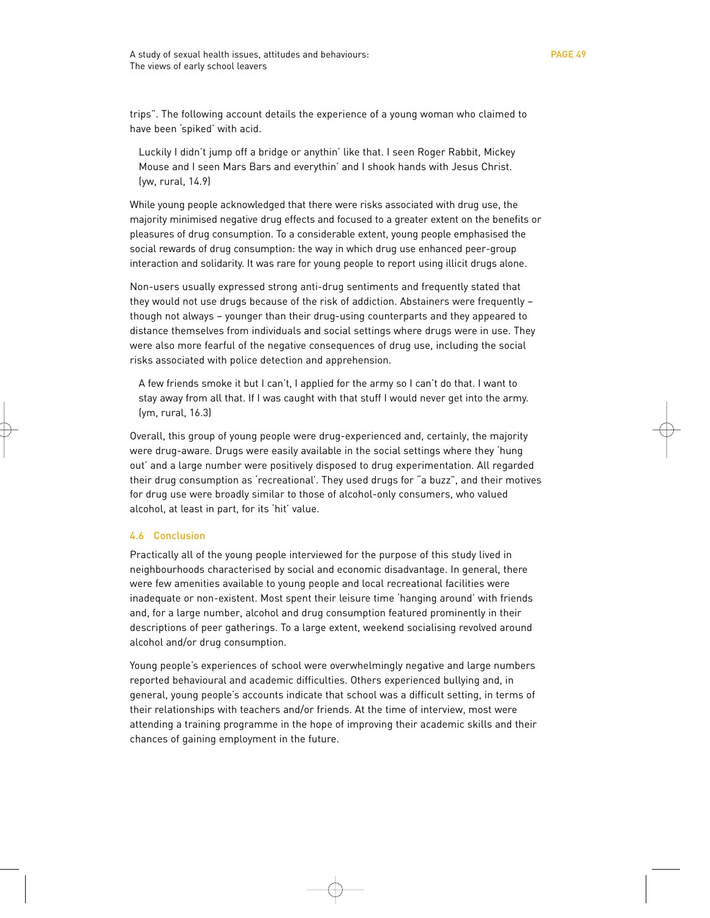trips". The following account details the experience of a young woman who claimed to have been 'spiked' with acid.

> Luckily I didn't jump off a bridge or anythin' like that. I seen Roger Rabbit, Mickey Mouse and I seen Mars Bars and everythin' and I shook hands with Jesus Christ. (yw, rural, 14.9)

While young people acknowledged that there were risks associated with drug use, the majority minimised negative drug effects and focused to a greater extent on the benefits or pleasures of drug consumption. To a considerable extent, young people emphasised the social rewards of drug consumption: the way in which drug use enhanced peer-group interaction and solidarity. It was rare for young people to report using illicit drugs alone.

Non-users usually expressed strong anti-drug sentiments and frequently stated that they would not use drugs because of the risk of addiction. Abstainers were frequently – though not always – younger than their drug-using counterparts and they appeared to distance themselves from individuals and social settings where drugs were in use. They were also more fearful of the negative consequences of drug use, including the social risks associated with police detection and apprehension.

> A few friends smoke it but I can't, I applied for the army so I can't do that. I want to stay away from all that. If I was caught with that stuff I would never get into the army. (ym, rural, 16.3)

Overall, this group of young people were drug-experienced and, certainly, the majority were drug-aware. Drugs were easily available in the social settings where they 'hung out' and a large number were positively disposed to drug experimentation. All regarded their drug consumption as 'recreational'. They used drugs for "a buzz", and their motives for drug use were broadly similar to those of alcohol-only consumers, who valued alcohol, at least in part, for its 'hit' value.

### 4.6 Conclusion

Practically all of the young people interviewed for the purpose of this study lived in neighbourhoods characterised by social and economic disadvantage. In general, there were few amenities available to young people and local recreational facilities were inadequate or non-existent. Most spent their leisure time 'hanging around' with friends and, for a large number, alcohol and drug consumption featured prominently in their descriptions of peer gatherings. To a large extent, weekend socialising revolved around alcohol and/or drug consumption.

Young people's experiences of school were overwhelmingly negative and large numbers reported behavioural and academic difficulties. Others experienced bullying and, in general, young people's accounts indicate that school was a difficult setting, in terms of their relationships with teachers and/or friends. At the time of interview, most were attending a training programme in the hope of improving their academic skills and their chances of gaining employment in the future.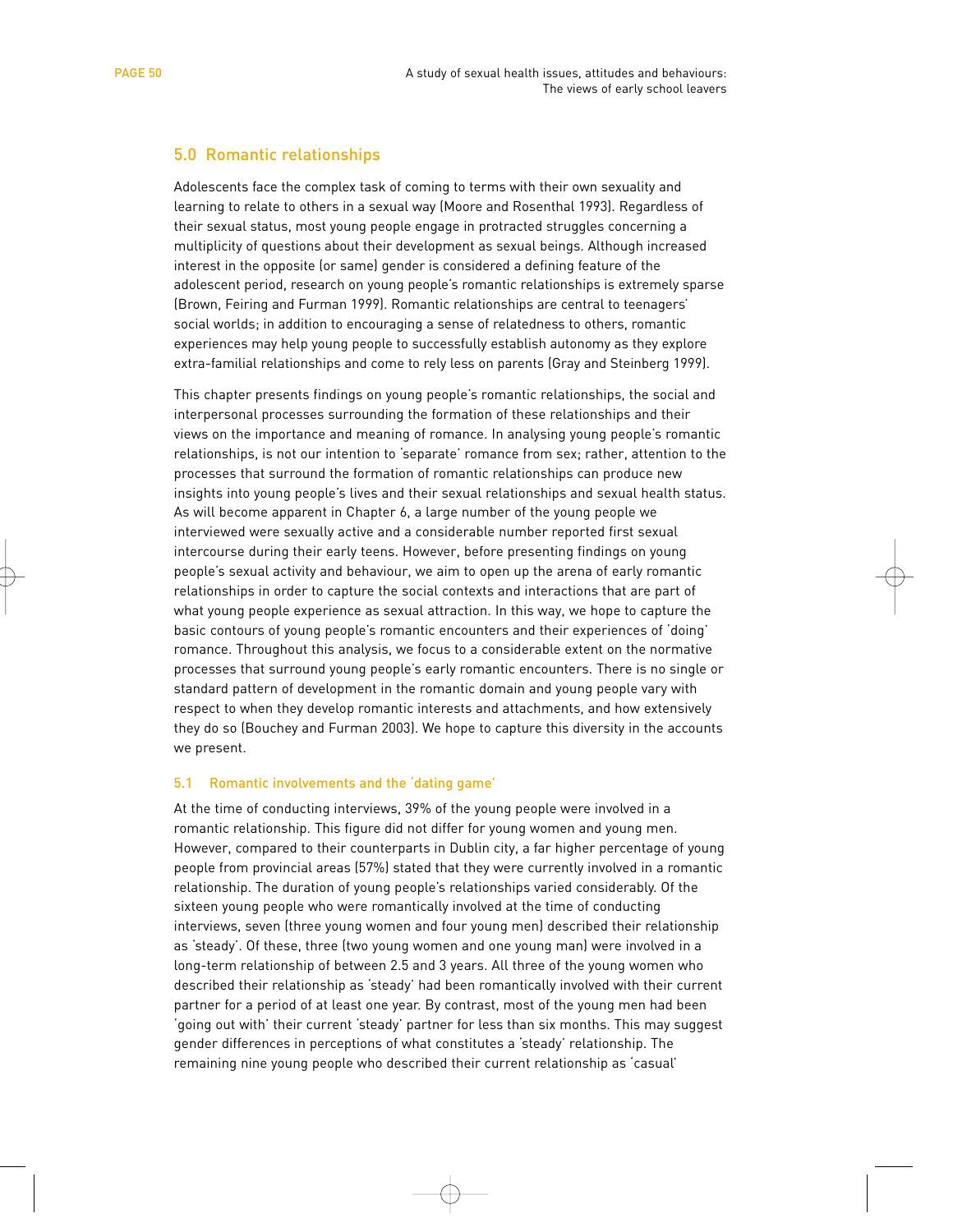## 5.0 Romantic relationships

Adolescents face the complex task of coming to terms with their own sexuality and learning to relate to others in a sexual way (Moore and Rosenthal 1993). Regardless of their sexual status, most young people engage in protracted struggles concerning a multiplicity of questions about their development as sexual beings. Although increased interest in the opposite (or same) gender is considered a defining feature of the adolescent period, research on young people's romantic relationships is extremely sparse (Brown, Feiring and Furman 1999). Romantic relationships are central to teenagers' social worlds; in addition to encouraging a sense of relatedness to others, romantic experiences may help young people to successfully establish autonomy as they explore extra-familial relationships and come to rely less on parents (Gray and Steinberg 1999).

This chapter presents findings on young people's romantic relationships, the social and interpersonal processes surrounding the formation of these relationships and their views on the importance and meaning of romance. In analysing young people's romantic relationships, is not our intention to 'separate' romance from sex; rather, attention to the processes that surround the formation of romantic relationships can produce new insights into young people's lives and their sexual relationships and sexual health status. As will become apparent in Chapter 6, a large number of the young people we interviewed were sexually active and a considerable number reported first sexual intercourse during their early teens. However, before presenting findings on young people's sexual activity and behaviour, we aim to open up the arena of early romantic relationships in order to capture the social contexts and interactions that are part of what young people experience as sexual attraction. In this way, we hope to capture the basic contours of young people's romantic encounters and their experiences of 'doing' romance. Throughout this analysis, we focus to a considerable extent on the normative processes that surround young people's early romantic encounters. There is no single or standard pattern of development in the romantic domain and young people vary with respect to when they develop romantic interests and attachments, and how extensively they do so (Bouchey and Furman 2003). We hope to capture this diversity in the accounts we present.

### 5.1 Romantic involvements and the 'dating game'

At the time of conducting interviews, 39% of the young people were involved in a romantic relationship. This figure did not differ for young women and young men. However, compared to their counterparts in Dublin city, a far higher percentage of young people from provincial areas (57%) stated that they were currently involved in a romantic relationship. The duration of young people's relationships varied considerably. Of the sixteen young people who were romantically involved at the time of conducting interviews, seven (three young women and four young men) described their relationship as 'steady'. Of these, three (two young women and one young man) were involved in a long-term relationship of between 2.5 and 3 years. All three of the young women who described their relationship as 'steady' had been romantically involved with their current partner for a period of at least one year. By contrast, most of the young men had been 'going out with' their current 'steady' partner for less than six months. This may suggest gender differences in perceptions of what constitutes a 'steady' relationship. The remaining nine young people who described their current relationship as 'casual'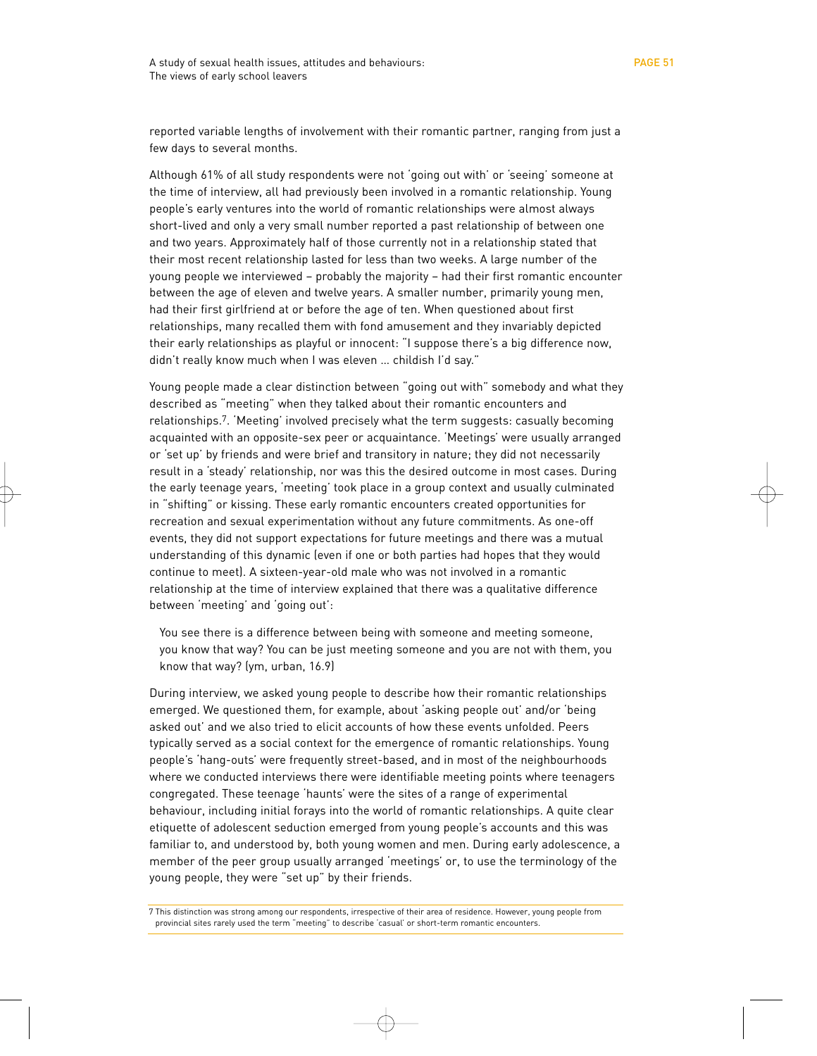reported variable lengths of involvement with their romantic partner, ranging from just a few days to several months.

Although 61% of all study respondents were not 'going out with' or 'seeing' someone at the time of interview, all had previously been involved in a romantic relationship. Young people's early ventures into the world of romantic relationships were almost always short-lived and only a very small number reported a past relationship of between one and two years. Approximately half of those currently not in a relationship stated that their most recent relationship lasted for less than two weeks. A large number of the young people we interviewed – probably the majority – had their first romantic encounter between the age of eleven and twelve years. A smaller number, primarily young men, had their first girlfriend at or before the age of ten. When questioned about first relationships, many recalled them with fond amusement and they invariably depicted their early relationships as playful or innocent: "I suppose there's a big difference now, didn't really know much when I was eleven ... childish I'd say."

Young people made a clear distinction between "going out with" somebody and what they described as "meeting" when they talked about their romantic encounters and relationships.[7]. 'Meeting' involved precisely what the term suggests: casually becoming acquainted with an opposite-sex peer or acquaintance. 'Meetings' were usually arranged or 'set up' by friends and were brief and transitory in nature; they did not necessarily result in a 'steady' relationship, nor was this the desired outcome in most cases. During the early teenage years, 'meeting' took place in a group context and usually culminated in "shifting" or kissing. These early romantic encounters created opportunities for recreation and sexual experimentation without any future commitments. As one-off events, they did not support expectations for future meetings and there was a mutual understanding of this dynamic (even if one or both parties had hopes that they would continue to meet). A sixteen-year-old male who was not involved in a romantic relationship at the time of interview explained that there was a qualitative difference between 'meeting' and 'going out':

> You see there is a difference between being with someone and meeting someone, you know that way? You can be just meeting someone and you are not with them, you know that way? (ym, urban, 16.9)

During interview, we asked young people to describe how their romantic relationships emerged. We questioned them, for example, about 'asking people out' and/or 'being asked out' and we also tried to elicit accounts of how these events unfolded. Peers typically served as a social context for the emergence of romantic relationships. Young people's 'hang-outs' were frequently street-based, and in most of the neighbourhoods where we conducted interviews there were identifiable meeting points where teenagers congregated. These teenage 'haunts' were the sites of a range of experimental behaviour, including initial forays into the world of romantic relationships. A quite clear etiquette of adolescent seduction emerged from young people's accounts and this was familiar to, and understood by, both young women and men. During early adolescence, a member of the peer group usually arranged 'meetings' or, to use the terminology of the young people, they were "set up" by their friends.

---

7 This distinction was strong among our respondents, irrespective of their area of residence. However, young people from provincial sites rarely used the term "meeting" to describe 'casual' or short-term romantic encounters.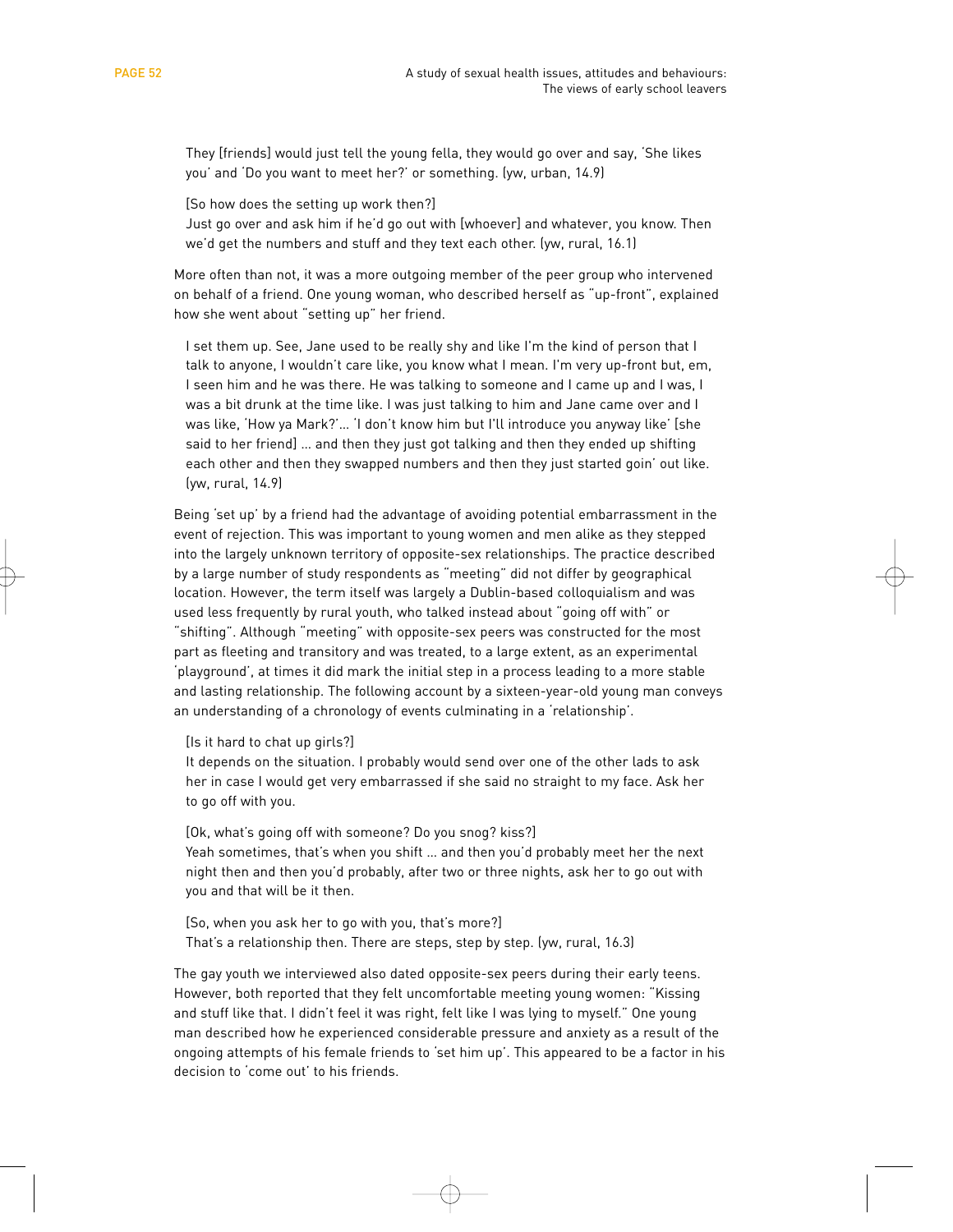> They [friends] would just tell the young fella, they would go over and say, 'She likes you' and 'Do you want to meet her?' or something. (yw, urban, 14.9)

> [So how does the setting up work then?]
> Just go over and ask him if he'd go out with [whoever] and whatever, you know. Then we'd get the numbers and stuff and they text each other. (yw, rural, 16.1)

More often than not, it was a more outgoing member of the peer group who intervened on behalf of a friend. One young woman, who described herself as "up-front", explained how she went about "setting up" her friend.

> I set them up. See, Jane used to be really shy and like I'm the kind of person that I talk to anyone, I wouldn't care like, you know what I mean. I'm very up-front but, em, I seen him and he was there. He was talking to someone and I came up and I was, I was a bit drunk at the time like. I was just talking to him and Jane came over and I was like, 'How ya Mark?'... 'I don't know him but I'll introduce you anyway like' [she said to her friend] ... and then they just got talking and then they ended up shifting each other and then they swapped numbers and then they just started goin' out like. (yw, rural, 14.9)

Being 'set up' by a friend had the advantage of avoiding potential embarrassment in the event of rejection. This was important to young women and men alike as they stepped into the largely unknown territory of opposite-sex relationships. The practice described by a large number of study respondents as "meeting" did not differ by geographical location. However, the term itself was largely a Dublin-based colloquialism and was used less frequently by rural youth, who talked instead about "going off with" or "shifting". Although "meeting" with opposite-sex peers was constructed for the most part as fleeting and transitory and was treated, to a large extent, as an experimental 'playground', at times it did mark the initial step in a process leading to a more stable and lasting relationship. The following account by a sixteen-year-old young man conveys an understanding of a chronology of events culminating in a 'relationship'.

> [Is it hard to chat up girls?]
> It depends on the situation. I probably would send over one of the other lads to ask her in case I would get very embarrassed if she said no straight to my face. Ask her to go off with you.

> [Ok, what's going off with someone? Do you snog? kiss?]
> Yeah sometimes, that's when you shift ... and then you'd probably meet her the next night then and then you'd probably, after two or three nights, ask her to go out with you and that will be it then.

> [So, when you ask her to go with you, that's more?]
> That's a relationship then. There are steps, step by step. (yw, rural, 16.3)

The gay youth we interviewed also dated opposite-sex peers during their early teens. However, both reported that they felt uncomfortable meeting young women: "Kissing and stuff like that. I didn't feel it was right, felt like I was lying to myself." One young man described how he experienced considerable pressure and anxiety as a result of the ongoing attempts of his female friends to 'set him up'. This appeared to be a factor in his decision to 'come out' to his friends.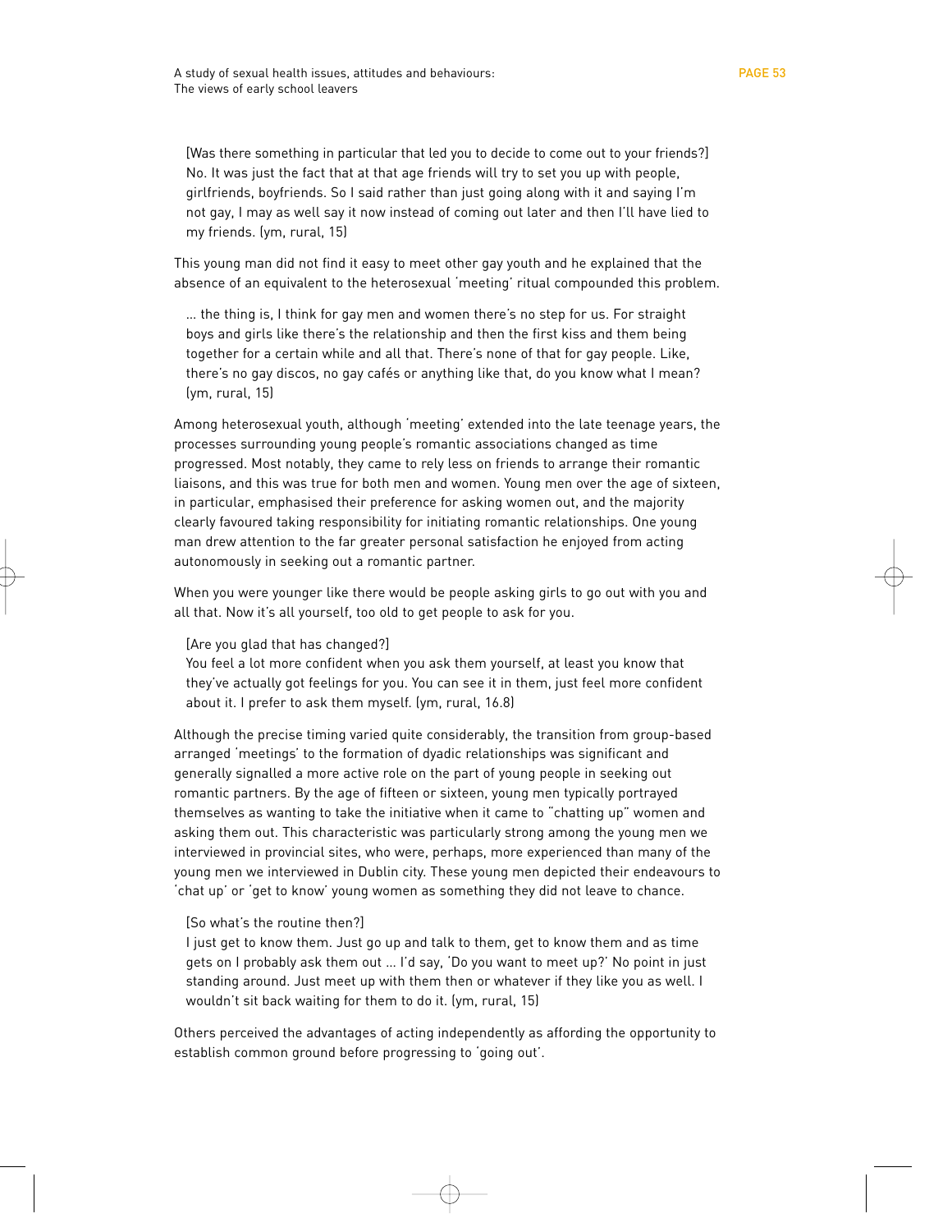> [Was there something in particular that led you to decide to come out to your friends?] No. It was just the fact that at that age friends will try to set you up with people, girlfriends, boyfriends. So I said rather than just going along with it and saying I'm not gay, I may as well say it now instead of coming out later and then I'll have lied to my friends. (ym, rural, 15)

This young man did not find it easy to meet other gay youth and he explained that the absence of an equivalent to the heterosexual 'meeting' ritual compounded this problem.

> ... the thing is, I think for gay men and women there's no step for us. For straight boys and girls like there's the relationship and then the first kiss and them being together for a certain while and all that. There's none of that for gay people. Like, there's no gay discos, no gay cafés or anything like that, do you know what I mean? (ym, rural, 15)

Among heterosexual youth, although 'meeting' extended into the late teenage years, the processes surrounding young people's romantic associations changed as time progressed. Most notably, they came to rely less on friends to arrange their romantic liaisons, and this was true for both men and women. Young men over the age of sixteen, in particular, emphasised their preference for asking women out, and the majority clearly favoured taking responsibility for initiating romantic relationships. One young man drew attention to the far greater personal satisfaction he enjoyed from acting autonomously in seeking out a romantic partner.

When you were younger like there would be people asking girls to go out with you and all that. Now it's all yourself, too old to get people to ask for you.

> [Are you glad that has changed?]
> You feel a lot more confident when you ask them yourself, at least you know that they've actually got feelings for you. You can see it in them, just feel more confident about it. I prefer to ask them myself. (ym, rural, 16.8)

Although the precise timing varied quite considerably, the transition from group-based arranged 'meetings' to the formation of dyadic relationships was significant and generally signalled a more active role on the part of young people in seeking out romantic partners. By the age of fifteen or sixteen, young men typically portrayed themselves as wanting to take the initiative when it came to "chatting up" women and asking them out. This characteristic was particularly strong among the young men we interviewed in provincial sites, who were, perhaps, more experienced than many of the young men we interviewed in Dublin city. These young men depicted their endeavours to 'chat up' or 'get to know' young women as something they did not leave to chance.

> [So what's the routine then?]
> I just get to know them. Just go up and talk to them, get to know them and as time gets on I probably ask them out ... I'd say, 'Do you want to meet up?' No point in just standing around. Just meet up with them then or whatever if they like you as well. I wouldn't sit back waiting for them to do it. (ym, rural, 15)

Others perceived the advantages of acting independently as affording the opportunity to establish common ground before progressing to 'going out'.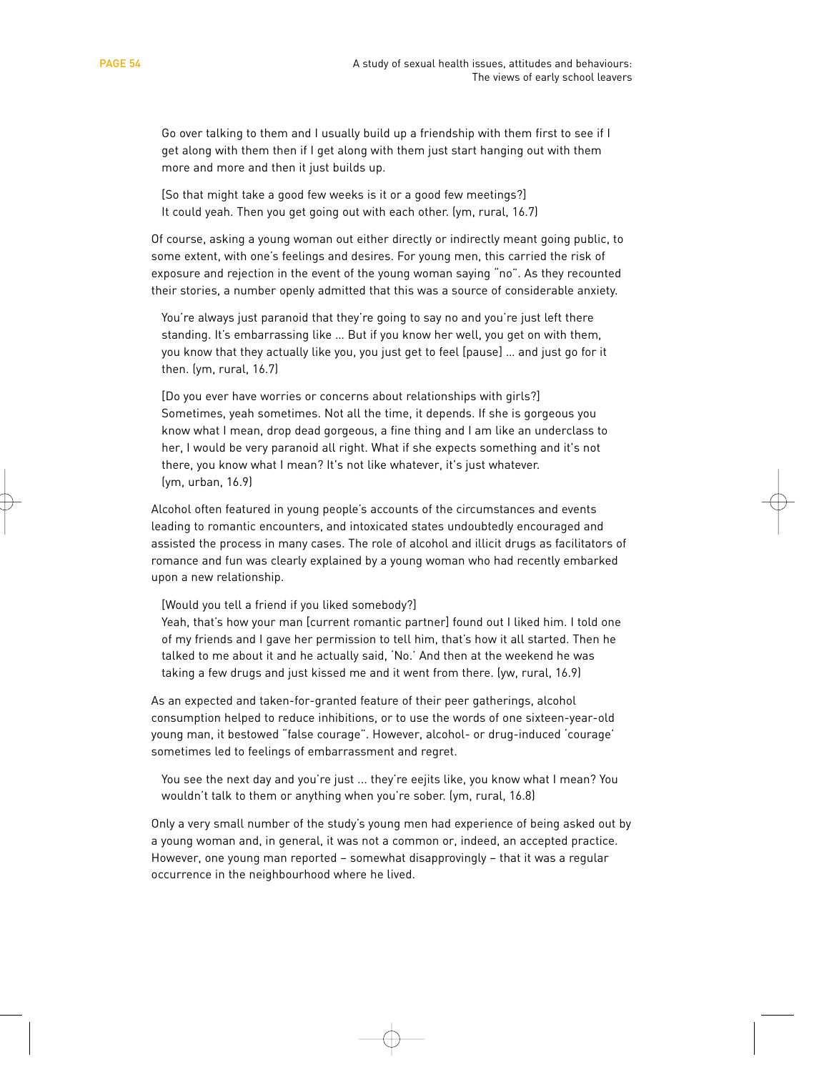> Go over talking to them and I usually build up a friendship with them first to see if I get along with them then if I get along with them just start hanging out with them more and more and then it just builds up.
>
> [So that might take a good few weeks is it or a good few meetings?]
> It could yeah. Then you get going out with each other. (ym, rural, 16.7)

Of course, asking a young woman out either directly or indirectly meant going public, to some extent, with one's feelings and desires. For young men, this carried the risk of exposure and rejection in the event of the young woman saying "no". As they recounted their stories, a number openly admitted that this was a source of considerable anxiety.

> You're always just paranoid that they're going to say no and you're just left there standing. It's embarrassing like … But if you know her well, you get on with them, you know that they actually like you, you just get to feel [pause] … and just go for it then. (ym, rural, 16.7)

> [Do you ever have worries or concerns about relationships with girls?]
> Sometimes, yeah sometimes. Not all the time, it depends. If she is gorgeous you know what I mean, drop dead gorgeous, a fine thing and I am like an underclass to her, I would be very paranoid all right. What if she expects something and it's not there, you know what I mean? It's not like whatever, it's just whatever. (ym, urban, 16.9)

Alcohol often featured in young people's accounts of the circumstances and events leading to romantic encounters, and intoxicated states undoubtedly encouraged and assisted the process in many cases. The role of alcohol and illicit drugs as facilitators of romance and fun was clearly explained by a young woman who had recently embarked upon a new relationship.

> [Would you tell a friend if you liked somebody?]
> Yeah, that's how your man [current romantic partner] found out I liked him. I told one of my friends and I gave her permission to tell him, that's how it all started. Then he talked to me about it and he actually said, 'No.' And then at the weekend he was taking a few drugs and just kissed me and it went from there. (yw, rural, 16.9)

As an expected and taken-for-granted feature of their peer gatherings, alcohol consumption helped to reduce inhibitions, or to use the words of one sixteen-year-old young man, it bestowed "false courage". However, alcohol- or drug-induced 'courage' sometimes led to feelings of embarrassment and regret.

> You see the next day and you're just … they're eejits like, you know what I mean? You wouldn't talk to them or anything when you're sober. (ym, rural, 16.8)

Only a very small number of the study's young men had experience of being asked out by a young woman and, in general, it was not a common or, indeed, an accepted practice. However, one young man reported – somewhat disapprovingly – that it was a regular occurrence in the neighbourhood where he lived.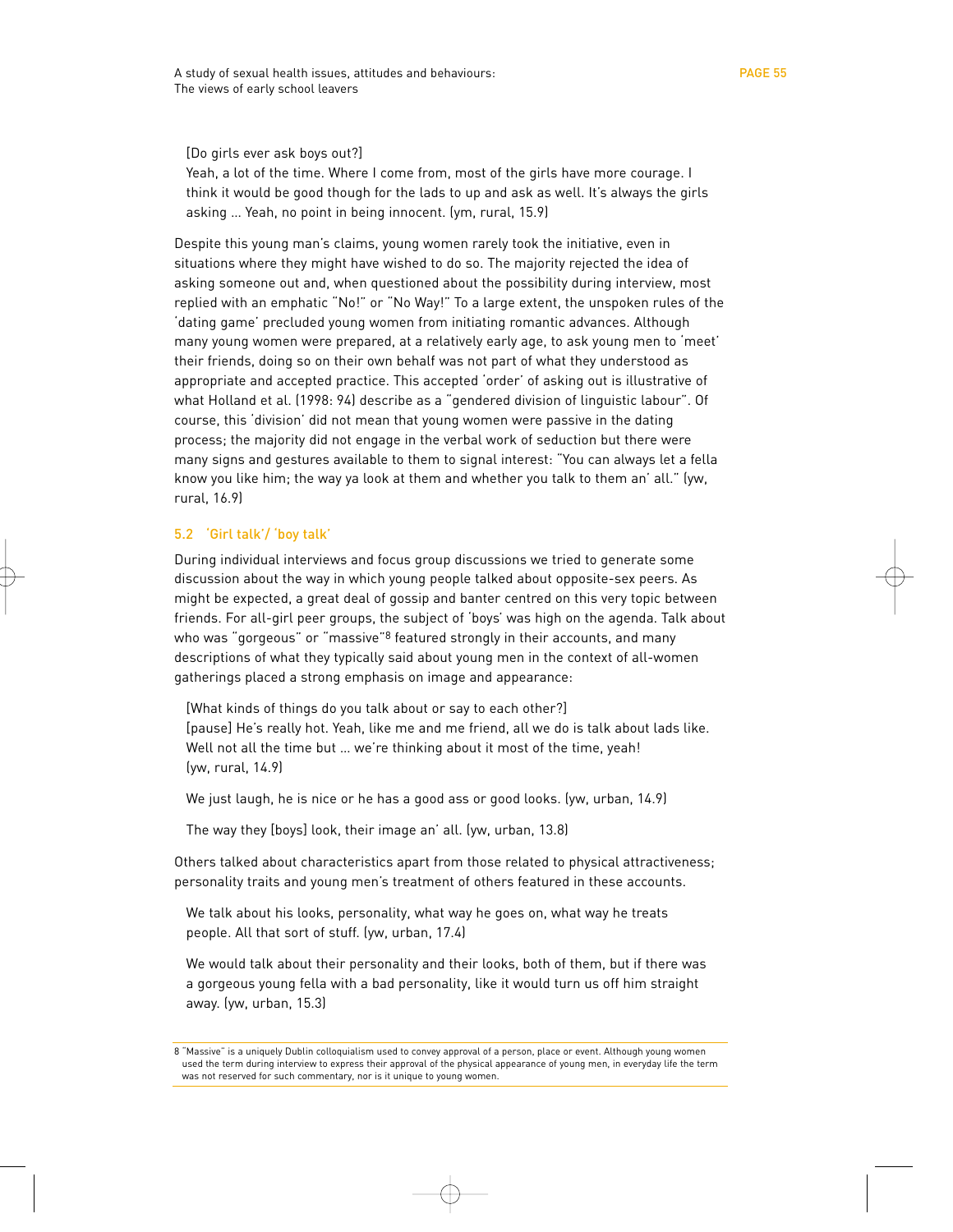[Do girls ever ask boys out?]
Yeah, a lot of the time. Where I come from, most of the girls have more courage. I think it would be good though for the lads to up and ask as well. It's always the girls asking … Yeah, no point in being innocent. (ym, rural, 15.9)

Despite this young man's claims, young women rarely took the initiative, even in situations where they might have wished to do so. The majority rejected the idea of asking someone out and, when questioned about the possibility during interview, most replied with an emphatic "No!" or "No Way!" To a large extent, the unspoken rules of the 'dating game' precluded young women from initiating romantic advances. Although many young women were prepared, at a relatively early age, to ask young men to 'meet' their friends, doing so on their own behalf was not part of what they understood as appropriate and accepted practice. This accepted 'order' of asking out is illustrative of what Holland et al. (1998: 94) describe as a "gendered division of linguistic labour". Of course, this 'division' did not mean that young women were passive in the dating process; the majority did not engage in the verbal work of seduction but there were many signs and gestures available to them to signal interest: "You can always let a fella know you like him; the way ya look at them and whether you talk to them an' all." (yw, rural, 16.9)

## 5.2 'Girl talk'/ 'boy talk'

During individual interviews and focus group discussions we tried to generate some discussion about the way in which young people talked about opposite-sex peers. As might be expected, a great deal of gossip and banter centred on this very topic between friends. For all-girl peer groups, the subject of 'boys' was high on the agenda. Talk about who was "gorgeous" or "massive"[8] featured strongly in their accounts, and many descriptions of what they typically said about young men in the context of all-women gatherings placed a strong emphasis on image and appearance:

[What kinds of things do you talk about or say to each other?]
[pause] He's really hot. Yeah, like me and me friend, all we do is talk about lads like. Well not all the time but … we're thinking about it most of the time, yeah!
(yw, rural, 14.9)

We just laugh, he is nice or he has a good ass or good looks. (yw, urban, 14.9)

The way they [boys] look, their image an' all. (yw, urban, 13.8)

Others talked about characteristics apart from those related to physical attractiveness; personality traits and young men's treatment of others featured in these accounts.

We talk about his looks, personality, what way he goes on, what way he treats people. All that sort of stuff. (yw, urban, 17.4)

We would talk about their personality and their looks, both of them, but if there was a gorgeous young fella with a bad personality, like it would turn us off him straight away. (yw, urban, 15.3)

8 "Massive" is a uniquely Dublin colloquialism used to convey approval of a person, place or event. Although young women used the term during interview to express their approval of the physical appearance of young men, in everyday life the term was not reserved for such commentary, nor is it unique to young women.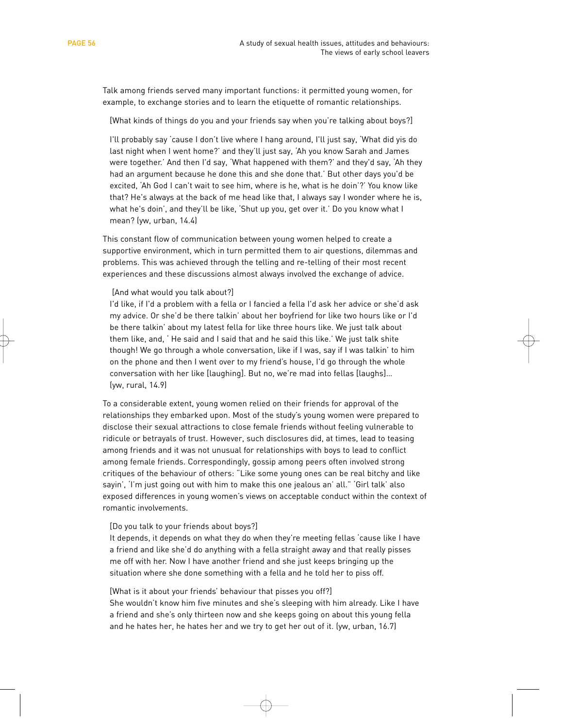Talk among friends served many important functions: it permitted young women, for example, to exchange stories and to learn the etiquette of romantic relationships.

> [What kinds of things do you and your friends say when you're talking about boys?]
>
> I'll probably say 'cause I don't live where I hang around, I'll just say, 'What did yis do last night when I went home?' and they'll just say, 'Ah you know Sarah and James were together.' And then I'd say, 'What happened with them?' and they'd say, 'Ah they had an argument because he done this and she done that.' But other days you'd be excited, 'Ah God I can't wait to see him, where is he, what is he doin'?' You know like that? He's always at the back of me head like that, I always say I wonder where he is, what he's doin', and they'll be like, 'Shut up you, get over it.' Do you know what I mean? (yw, urban, 14.4)

This constant flow of communication between young women helped to create a supportive environment, which in turn permitted them to air questions, dilemmas and problems. This was achieved through the telling and re-telling of their most recent experiences and these discussions almost always involved the exchange of advice.

> [And what would you talk about?]
> I'd like, if I'd a problem with a fella or I fancied a fella I'd ask her advice or she'd ask my advice. Or she'd be there talkin' about her boyfriend for like two hours like or I'd be there talkin' about my latest fella for like three hours like. We just talk about them like, and, ' He said and I said that and he said this like.' We just talk shite though! We go through a whole conversation, like if I was, say if I was talkin' to him on the phone and then I went over to my friend's house, I'd go through the whole conversation with her like [laughing]. But no, we're mad into fellas [laughs]... (yw, rural, 14.9)

To a considerable extent, young women relied on their friends for approval of the relationships they embarked upon. Most of the study's young women were prepared to disclose their sexual attractions to close female friends without feeling vulnerable to ridicule or betrayals of trust. However, such disclosures did, at times, lead to teasing among friends and it was not unusual for relationships with boys to lead to conflict among female friends. Correspondingly, gossip among peers often involved strong critiques of the behaviour of others: "Like some young ones can be real bitchy and like sayin', 'I'm just going out with him to make this one jealous an' all." 'Girl talk' also exposed differences in young women's views on acceptable conduct within the context of romantic involvements.

> [Do you talk to your friends about boys?]
> It depends, it depends on what they do when they're meeting fellas 'cause like I have a friend and like she'd do anything with a fella straight away and that really pisses me off with her. Now I have another friend and she just keeps bringing up the situation where she done something with a fella and he told her to piss off.
>
> [What is it about your friends' behaviour that pisses you off?]
> She wouldn't know him five minutes and she's sleeping with him already. Like I have a friend and she's only thirteen now and she keeps going on about this young fella and he hates her, he hates her and we try to get her out of it. (yw, urban, 16.7)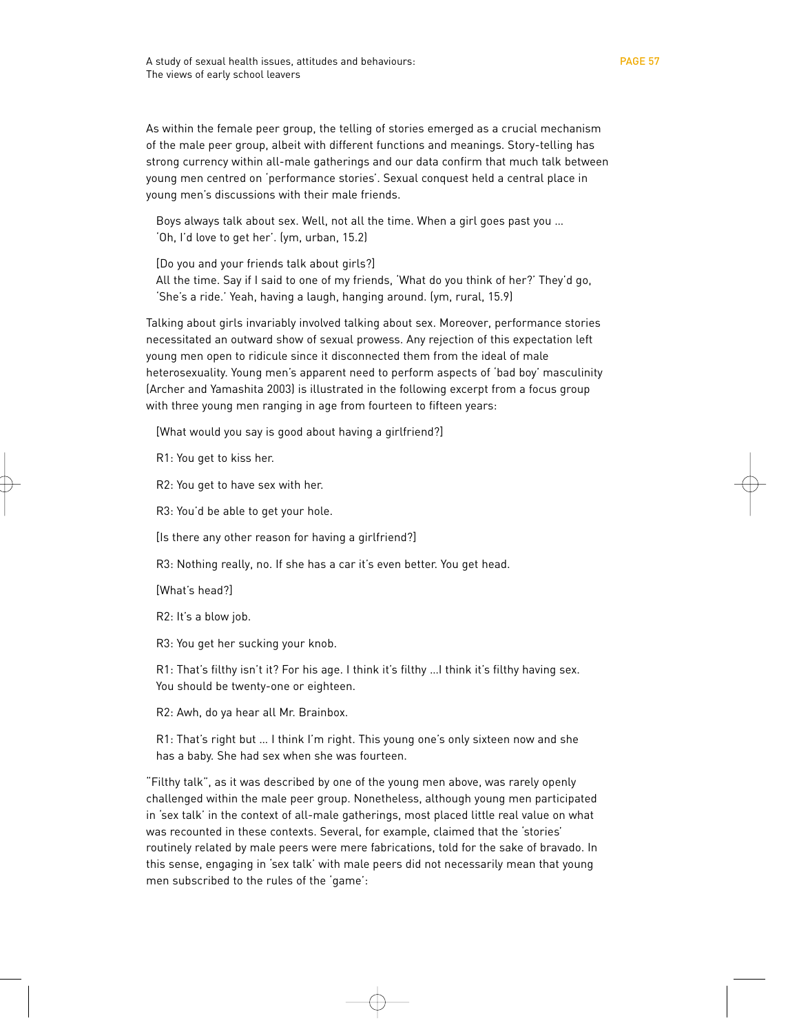As within the female peer group, the telling of stories emerged as a crucial mechanism of the male peer group, albeit with different functions and meanings. Story-telling has strong currency within all-male gatherings and our data confirm that much talk between young men centred on 'performance stories'. Sexual conquest held a central place in young men's discussions with their male friends.

> Boys always talk about sex. Well, not all the time. When a girl goes past you ... 'Oh, I'd love to get her'. (ym, urban, 15.2)

> [Do you and your friends talk about girls?]
> All the time. Say if I said to one of my friends, 'What do you think of her?' They'd go, 'She's a ride.' Yeah, having a laugh, hanging around. (ym, rural, 15.9)

Talking about girls invariably involved talking about sex. Moreover, performance stories necessitated an outward show of sexual prowess. Any rejection of this expectation left young men open to ridicule since it disconnected them from the ideal of male heterosexuality. Young men's apparent need to perform aspects of 'bad boy' masculinity (Archer and Yamashita 2003) is illustrated in the following excerpt from a focus group with three young men ranging in age from fourteen to fifteen years:

> [What would you say is good about having a girlfriend?]
>
> R1: You get to kiss her.
>
> R2: You get to have sex with her.
>
> R3: You'd be able to get your hole.
>
> [Is there any other reason for having a girlfriend?]
>
> R3: Nothing really, no. If she has a car it's even better. You get head.
>
> [What's head?]
>
> R2: It's a blow job.
>
> R3: You get her sucking your knob.
>
> R1: That's filthy isn't it? For his age. I think it's filthy ...I think it's filthy having sex. You should be twenty-one or eighteen.
>
> R2: Awh, do ya hear all Mr. Brainbox.
>
> R1: That's right but ... I think I'm right. This young one's only sixteen now and she has a baby. She had sex when she was fourteen.

"Filthy talk", as it was described by one of the young men above, was rarely openly challenged within the male peer group. Nonetheless, although young men participated in 'sex talk' in the context of all-male gatherings, most placed little real value on what was recounted in these contexts. Several, for example, claimed that the 'stories' routinely related by male peers were mere fabrications, told for the sake of bravado. In this sense, engaging in 'sex talk' with male peers did not necessarily mean that young men subscribed to the rules of the 'game':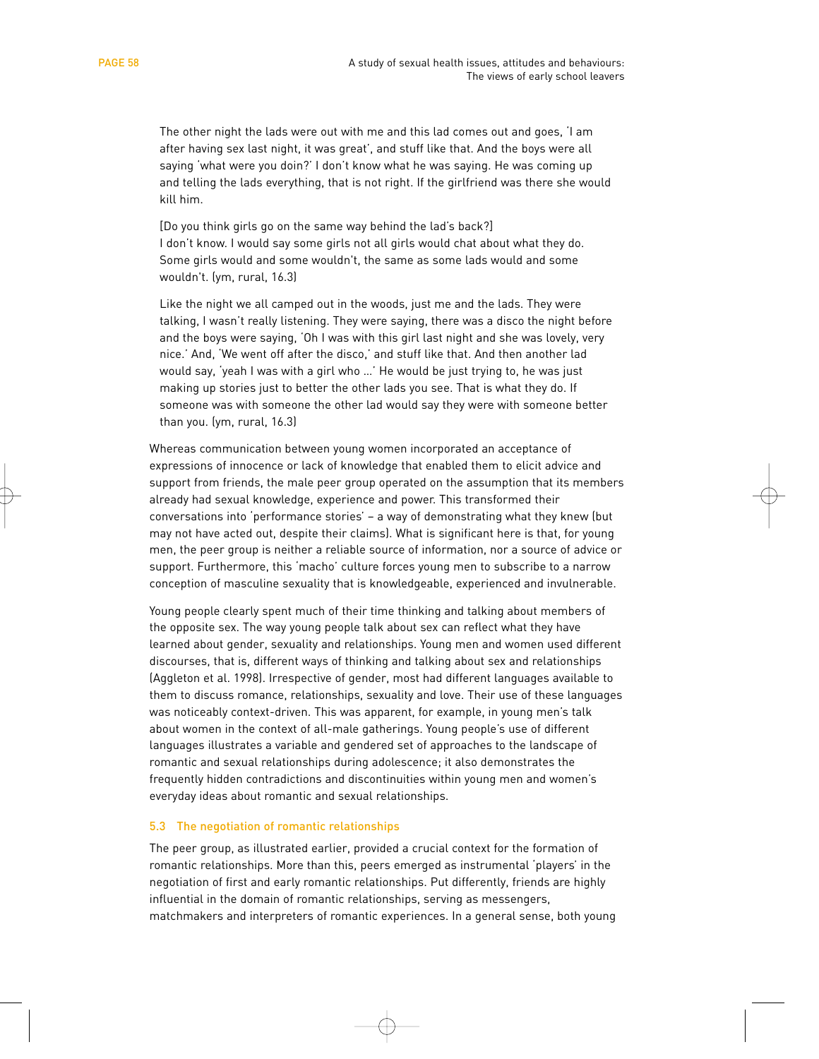> The other night the lads were out with me and this lad comes out and goes, 'I am after having sex last night, it was great', and stuff like that. And the boys were all saying 'what were you doin?' I don't know what he was saying. He was coming up and telling the lads everything, that is not right. If the girlfriend was there she would kill him.
>
> [Do you think girls go on the same way behind the lad's back?]
> I don't know. I would say some girls not all girls would chat about what they do. Some girls would and some wouldn't, the same as some lads would and some wouldn't. (ym, rural, 16.3)
>
> Like the night we all camped out in the woods, just me and the lads. They were talking, I wasn't really listening. They were saying, there was a disco the night before and the boys were saying, 'Oh I was with this girl last night and she was lovely, very nice.' And, 'We went off after the disco,' and stuff like that. And then another lad would say, 'yeah I was with a girl who ...' He would be just trying to, he was just making up stories just to better the other lads you see. That is what they do. If someone was with someone the other lad would say they were with someone better than you. (ym, rural, 16.3)

Whereas communication between young women incorporated an acceptance of expressions of innocence or lack of knowledge that enabled them to elicit advice and support from friends, the male peer group operated on the assumption that its members already had sexual knowledge, experience and power. This transformed their conversations into 'performance stories' – a way of demonstrating what they knew (but may not have acted out, despite their claims). What is significant here is that, for young men, the peer group is neither a reliable source of information, nor a source of advice or support. Furthermore, this 'macho' culture forces young men to subscribe to a narrow conception of masculine sexuality that is knowledgeable, experienced and invulnerable.

Young people clearly spent much of their time thinking and talking about members of the opposite sex. The way young people talk about sex can reflect what they have learned about gender, sexuality and relationships. Young men and women used different discourses, that is, different ways of thinking and talking about sex and relationships (Aggleton et al. 1998). Irrespective of gender, most had different languages available to them to discuss romance, relationships, sexuality and love. Their use of these languages was noticeably context-driven. This was apparent, for example, in young men's talk about women in the context of all-male gatherings. Young people's use of different languages illustrates a variable and gendered set of approaches to the landscape of romantic and sexual relationships during adolescence; it also demonstrates the frequently hidden contradictions and discontinuities within young men and women's everyday ideas about romantic and sexual relationships.

### 5.3 The negotiation of romantic relationships

The peer group, as illustrated earlier, provided a crucial context for the formation of romantic relationships. More than this, peers emerged as instrumental 'players' in the negotiation of first and early romantic relationships. Put differently, friends are highly influential in the domain of romantic relationships, serving as messengers, matchmakers and interpreters of romantic experiences. In a general sense, both young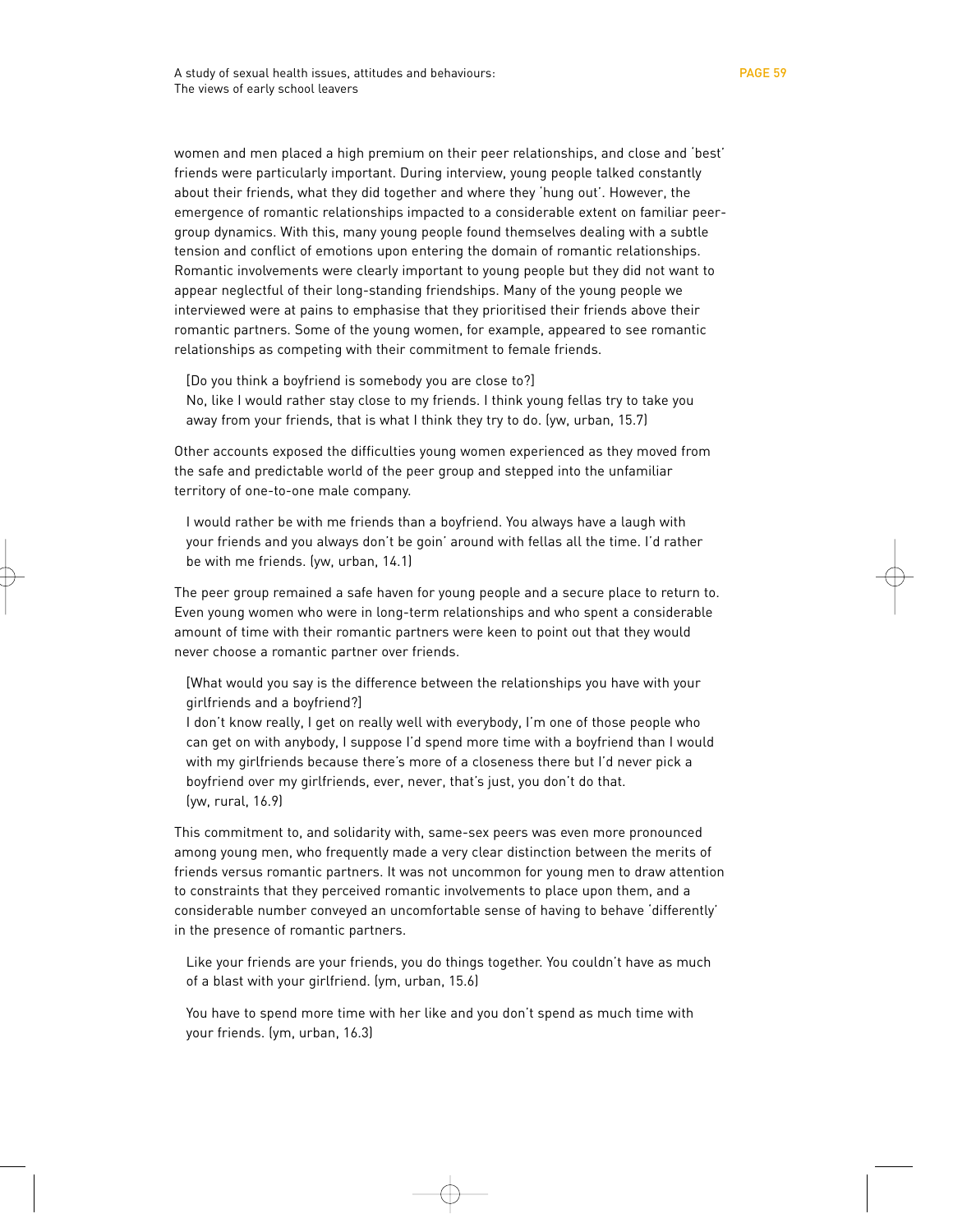women and men placed a high premium on their peer relationships, and close and 'best' friends were particularly important. During interview, young people talked constantly about their friends, what they did together and where they 'hung out'. However, the emergence of romantic relationships impacted to a considerable extent on familiar peer-group dynamics. With this, many young people found themselves dealing with a subtle tension and conflict of emotions upon entering the domain of romantic relationships. Romantic involvements were clearly important to young people but they did not want to appear neglectful of their long-standing friendships. Many of the young people we interviewed were at pains to emphasise that they prioritised their friends above their romantic partners. Some of the young women, for example, appeared to see romantic relationships as competing with their commitment to female friends.

> [Do you think a boyfriend is somebody you are close to?]
> No, like I would rather stay close to my friends. I think young fellas try to take you away from your friends, that is what I think they try to do. (yw, urban, 15.7)

Other accounts exposed the difficulties young women experienced as they moved from the safe and predictable world of the peer group and stepped into the unfamiliar territory of one-to-one male company.

> I would rather be with me friends than a boyfriend. You always have a laugh with your friends and you always don't be goin' around with fellas all the time. I'd rather be with me friends. (yw, urban, 14.1)

The peer group remained a safe haven for young people and a secure place to return to. Even young women who were in long-term relationships and who spent a considerable amount of time with their romantic partners were keen to point out that they would never choose a romantic partner over friends.

> [What would you say is the difference between the relationships you have with your girlfriends and a boyfriend?]
> I don't know really, I get on really well with everybody, I'm one of those people who can get on with anybody, I suppose I'd spend more time with a boyfriend than I would with my girlfriends because there's more of a closeness there but I'd never pick a boyfriend over my girlfriends, ever, never, that's just, you don't do that. (yw, rural, 16.9)

This commitment to, and solidarity with, same-sex peers was even more pronounced among young men, who frequently made a very clear distinction between the merits of friends versus romantic partners. It was not uncommon for young men to draw attention to constraints that they perceived romantic involvements to place upon them, and a considerable number conveyed an uncomfortable sense of having to behave 'differently' in the presence of romantic partners.

> Like your friends are your friends, you do things together. You couldn't have as much of a blast with your girlfriend. (ym, urban, 15.6)

> You have to spend more time with her like and you don't spend as much time with your friends. (ym, urban, 16.3)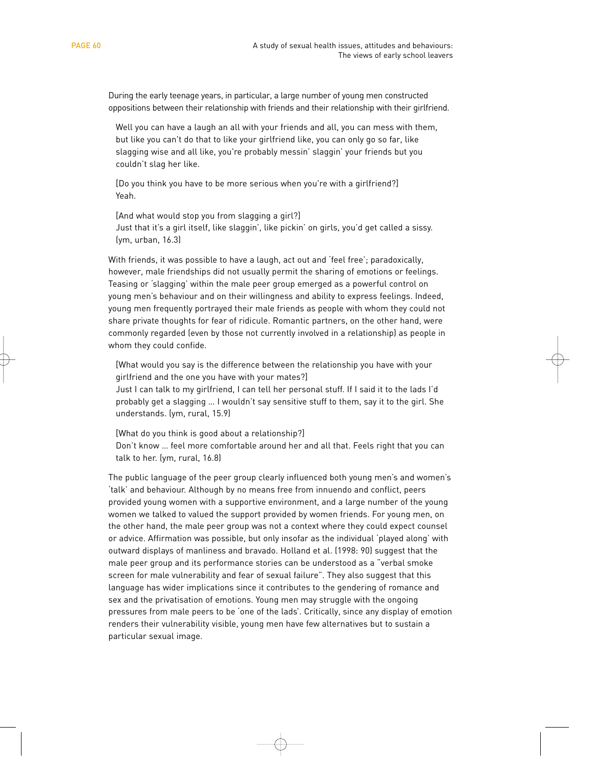During the early teenage years, in particular, a large number of young men constructed oppositions between their relationship with friends and their relationship with their girlfriend.

> Well you can have a laugh an all with your friends and all, you can mess with them, but like you can't do that to like your girlfriend like, you can only go so far, like slagging wise and all like, you're probably messin' slaggin' your friends but you couldn't slag her like.
>
> [Do you think you have to be more serious when you're with a girlfriend?]
> Yeah.
>
> [And what would stop you from slagging a girl?]
> Just that it's a girl itself, like slaggin', like pickin' on girls, you'd get called a sissy. (ym, urban, 16.3)

With friends, it was possible to have a laugh, act out and 'feel free'; paradoxically, however, male friendships did not usually permit the sharing of emotions or feelings. Teasing or 'slagging' within the male peer group emerged as a powerful control on young men's behaviour and on their willingness and ability to express feelings. Indeed, young men frequently portrayed their male friends as people with whom they could not share private thoughts for fear of ridicule. Romantic partners, on the other hand, were commonly regarded (even by those not currently involved in a relationship) as people in whom they could confide.

> [What would you say is the difference between the relationship you have with your girlfriend and the one you have with your mates?]
> Just I can talk to my girlfriend, I can tell her personal stuff. If I said it to the lads I'd probably get a slagging ... I wouldn't say sensitive stuff to them, say it to the girl. She understands. (ym, rural, 15.9)
>
> [What do you think is good about a relationship?]
> Don't know ... feel more comfortable around her and all that. Feels right that you can talk to her. (ym, rural, 16.8)

The public language of the peer group clearly influenced both young men's and women's 'talk' and behaviour. Although by no means free from innuendo and conflict, peers provided young women with a supportive environment, and a large number of the young women we talked to valued the support provided by women friends. For young men, on the other hand, the male peer group was not a context where they could expect counsel or advice. Affirmation was possible, but only insofar as the individual 'played along' with outward displays of manliness and bravado. Holland et al. (1998: 90) suggest that the male peer group and its performance stories can be understood as a "verbal smoke screen for male vulnerability and fear of sexual failure". They also suggest that this language has wider implications since it contributes to the gendering of romance and sex and the privatisation of emotions. Young men may struggle with the ongoing pressures from male peers to be 'one of the lads'. Critically, since any display of emotion renders their vulnerability visible, young men have few alternatives but to sustain a particular sexual image.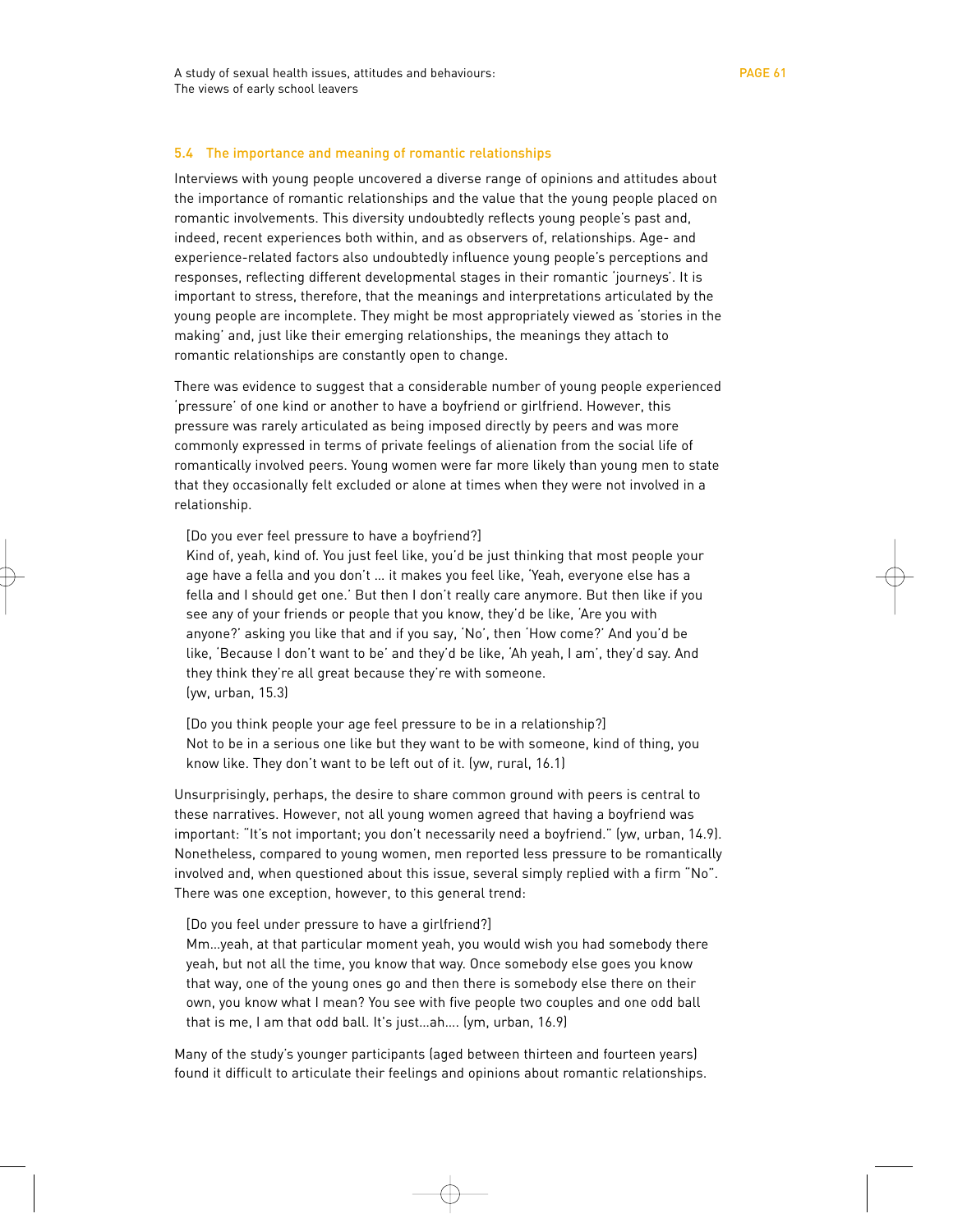## 5.4 The importance and meaning of romantic relationships

Interviews with young people uncovered a diverse range of opinions and attitudes about the importance of romantic relationships and the value that the young people placed on romantic involvements. This diversity undoubtedly reflects young people's past and, indeed, recent experiences both within, and as observers of, relationships. Age- and experience-related factors also undoubtedly influence young people's perceptions and responses, reflecting different developmental stages in their romantic 'journeys'. It is important to stress, therefore, that the meanings and interpretations articulated by the young people are incomplete. They might be most appropriately viewed as 'stories in the making' and, just like their emerging relationships, the meanings they attach to romantic relationships are constantly open to change.

There was evidence to suggest that a considerable number of young people experienced 'pressure' of one kind or another to have a boyfriend or girlfriend. However, this pressure was rarely articulated as being imposed directly by peers and was more commonly expressed in terms of private feelings of alienation from the social life of romantically involved peers. Young women were far more likely than young men to state that they occasionally felt excluded or alone at times when they were not involved in a relationship.

> [Do you ever feel pressure to have a boyfriend?]
> Kind of, yeah, kind of. You just feel like, you'd be just thinking that most people your age have a fella and you don't ... it makes you feel like, 'Yeah, everyone else has a fella and I should get one.' But then I don't really care anymore. But then like if you see any of your friends or people that you know, they'd be like, 'Are you with anyone?' asking you like that and if you say, 'No', then 'How come?' And you'd be like, 'Because I don't want to be' and they'd be like, 'Ah yeah, I am', they'd say. And they think they're all great because they're with someone.
> (yw, urban, 15.3)

> [Do you think people your age feel pressure to be in a relationship?]
> Not to be in a serious one like but they want to be with someone, kind of thing, you know like. They don't want to be left out of it. (yw, rural, 16.1)

Unsurprisingly, perhaps, the desire to share common ground with peers is central to these narratives. However, not all young women agreed that having a boyfriend was important: "It's not important; you don't necessarily need a boyfriend." (yw, urban, 14.9). Nonetheless, compared to young women, men reported less pressure to be romantically involved and, when questioned about this issue, several simply replied with a firm "No". There was one exception, however, to this general trend:

> [Do you feel under pressure to have a girlfriend?]
> Mm...yeah, at that particular moment yeah, you would wish you had somebody there yeah, but not all the time, you know that way. Once somebody else goes you know that way, one of the young ones go and then there is somebody else there on their own, you know what I mean? You see with five people two couples and one odd ball that is me, I am that odd ball. It's just...ah.... (ym, urban, 16.9)

Many of the study's younger participants (aged between thirteen and fourteen years) found it difficult to articulate their feelings and opinions about romantic relationships.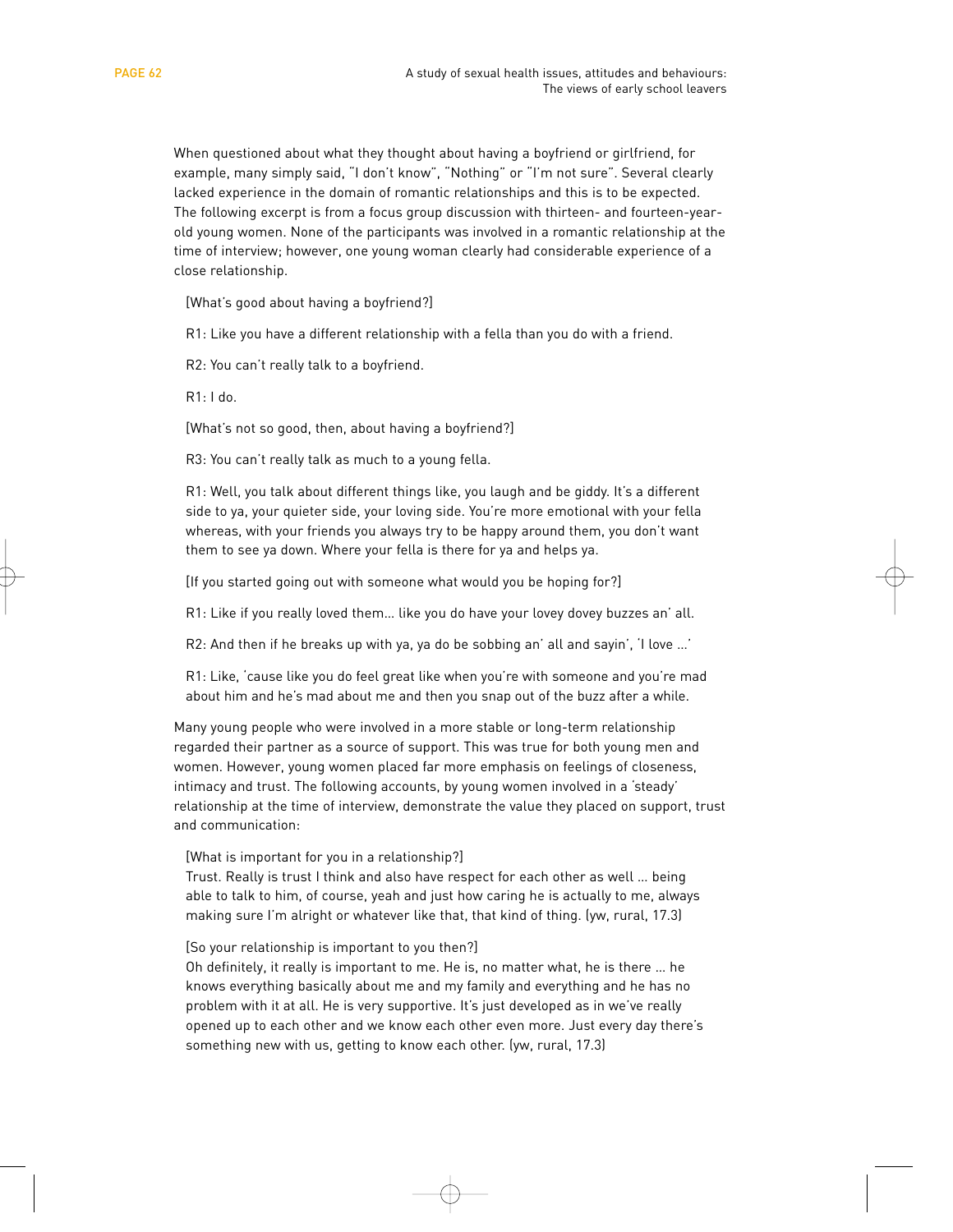When questioned about what they thought about having a boyfriend or girlfriend, for example, many simply said, "I don't know", "Nothing" or "I'm not sure". Several clearly lacked experience in the domain of romantic relationships and this is to be expected. The following excerpt is from a focus group discussion with thirteen- and fourteen-year-old young women. None of the participants was involved in a romantic relationship at the time of interview; however, one young woman clearly had considerable experience of a close relationship.

> [What's good about having a boyfriend?]
>
> R1: Like you have a different relationship with a fella than you do with a friend.
>
> R2: You can't really talk to a boyfriend.
>
> R1: I do.
>
> [What's not so good, then, about having a boyfriend?]
>
> R3: You can't really talk as much to a young fella.
>
> R1: Well, you talk about different things like, you laugh and be giddy. It's a different side to ya, your quieter side, your loving side. You're more emotional with your fella whereas, with your friends you always try to be happy around them, you don't want them to see ya down. Where your fella is there for ya and helps ya.
>
> [If you started going out with someone what would you be hoping for?]
>
> R1: Like if you really loved them… like you do have your lovey dovey buzzes an' all.
>
> R2: And then if he breaks up with ya, ya do be sobbing an' all and sayin', 'I love …'
>
> R1: Like, 'cause like you do feel great like when you're with someone and you're mad about him and he's mad about me and then you snap out of the buzz after a while.

Many young people who were involved in a more stable or long-term relationship regarded their partner as a source of support. This was true for both young men and women. However, young women placed far more emphasis on feelings of closeness, intimacy and trust. The following accounts, by young women involved in a 'steady' relationship at the time of interview, demonstrate the value they placed on support, trust and communication:

> [What is important for you in a relationship?]
> Trust. Really is trust I think and also have respect for each other as well … being able to talk to him, of course, yeah and just how caring he is actually to me, always making sure I'm alright or whatever like that, that kind of thing. (yw, rural, 17.3)

> [So your relationship is important to you then?]
> Oh definitely, it really is important to me. He is, no matter what, he is there … he knows everything basically about me and my family and everything and he has no problem with it at all. He is very supportive. It's just developed as in we've really opened up to each other and we know each other even more. Just every day there's something new with us, getting to know each other. (yw, rural, 17.3)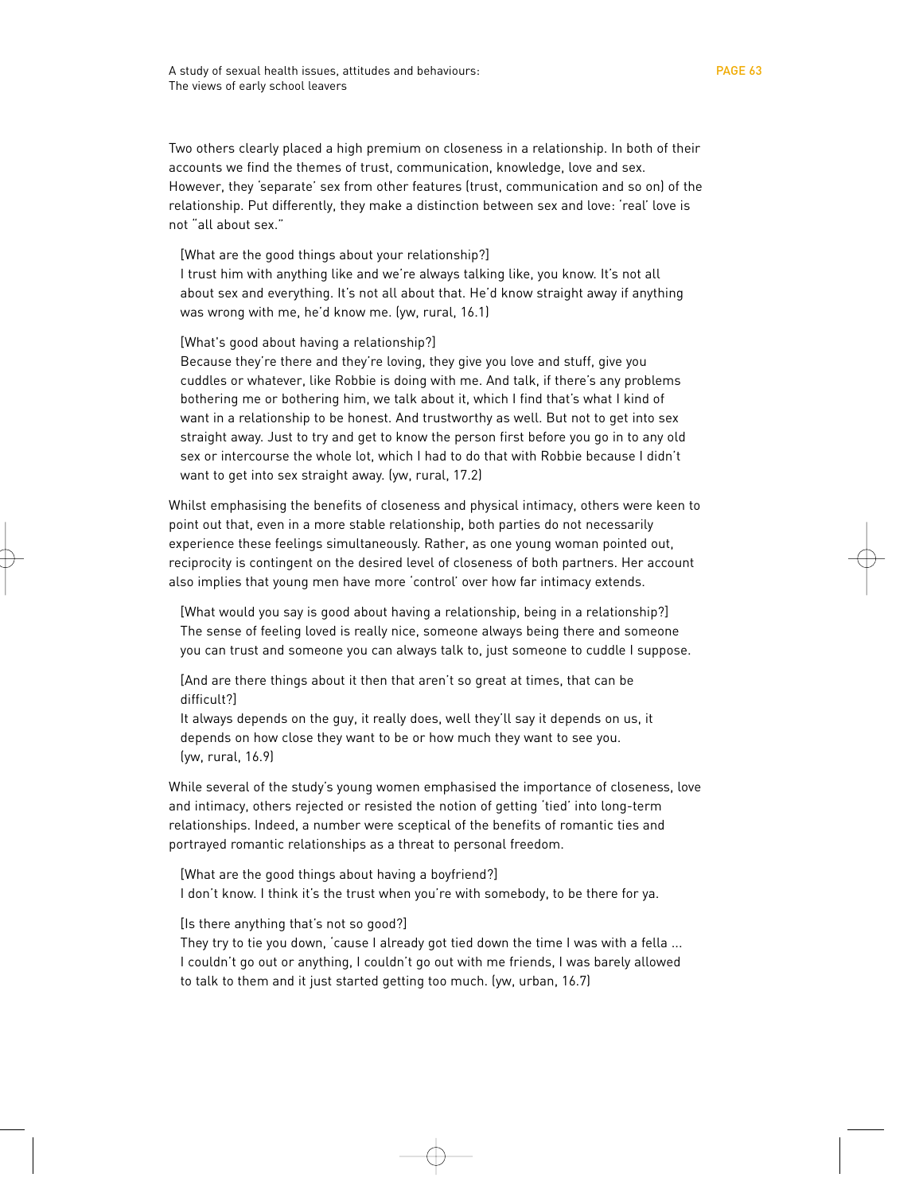Two others clearly placed a high premium on closeness in a relationship. In both of their accounts we find the themes of trust, communication, knowledge, love and sex. However, they 'separate' sex from other features (trust, communication and so on) of the relationship. Put differently, they make a distinction between sex and love: 'real' love is not "all about sex."

> [What are the good things about your relationship?]
> I trust him with anything like and we're always talking like, you know. It's not all about sex and everything. It's not all about that. He'd know straight away if anything was wrong with me, he'd know me. (yw, rural, 16.1)

> [What's good about having a relationship?]
> Because they're there and they're loving, they give you love and stuff, give you cuddles or whatever, like Robbie is doing with me. And talk, if there's any problems bothering me or bothering him, we talk about it, which I find that's what I kind of want in a relationship to be honest. And trustworthy as well. But not to get into sex straight away. Just to try and get to know the person first before you go in to any old sex or intercourse the whole lot, which I had to do that with Robbie because I didn't want to get into sex straight away. (yw, rural, 17.2)

Whilst emphasising the benefits of closeness and physical intimacy, others were keen to point out that, even in a more stable relationship, both parties do not necessarily experience these feelings simultaneously. Rather, as one young woman pointed out, reciprocity is contingent on the desired level of closeness of both partners. Her account also implies that young men have more 'control' over how far intimacy extends.

> [What would you say is good about having a relationship, being in a relationship?]
> The sense of feeling loved is really nice, someone always being there and someone you can trust and someone you can always talk to, just someone to cuddle I suppose.
>
> [And are there things about it then that aren't so great at times, that can be difficult?]
> It always depends on the guy, it really does, well they'll say it depends on us, it depends on how close they want to be or how much they want to see you.
> (yw, rural, 16.9)

While several of the study's young women emphasised the importance of closeness, love and intimacy, others rejected or resisted the notion of getting 'tied' into long-term relationships. Indeed, a number were sceptical of the benefits of romantic ties and portrayed romantic relationships as a threat to personal freedom.

> [What are the good things about having a boyfriend?]
> I don't know. I think it's the trust when you're with somebody, to be there for ya.
>
> [Is there anything that's not so good?]
> They try to tie you down, 'cause I already got tied down the time I was with a fella ... I couldn't go out or anything, I couldn't go out with me friends, I was barely allowed to talk to them and it just started getting too much. (yw, urban, 16.7)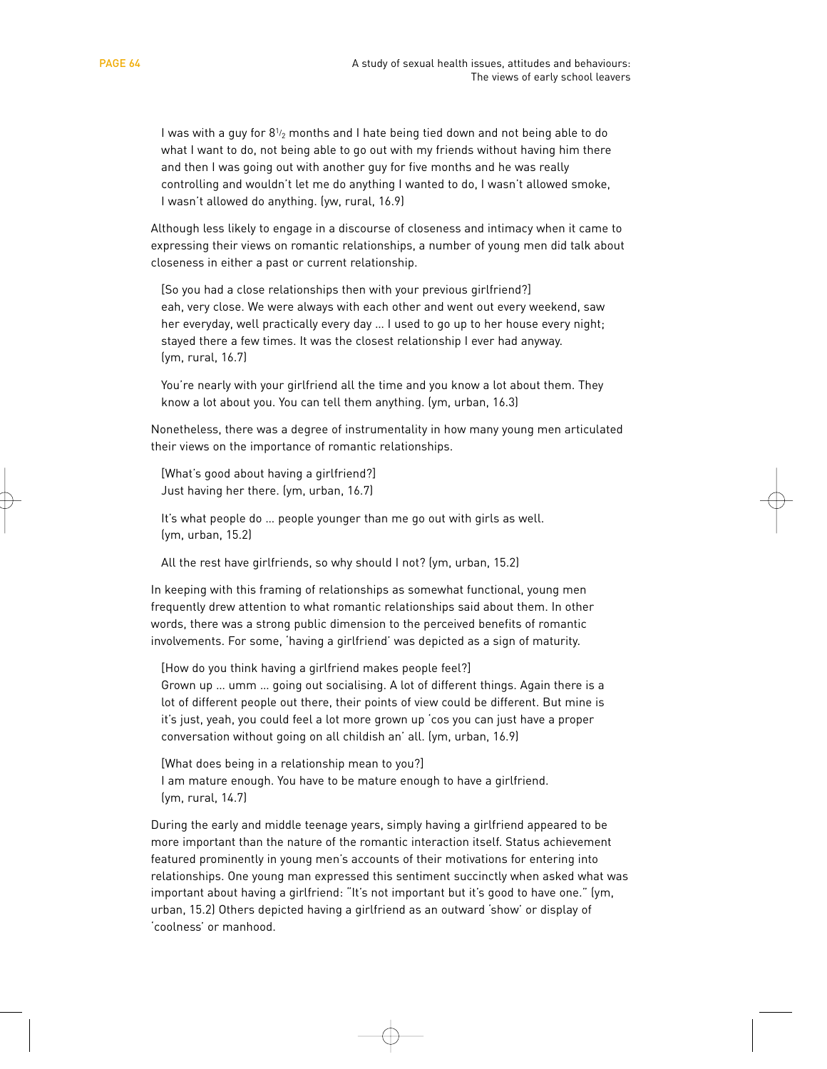> I was with a guy for $8^{1/2}$ months and I hate being tied down and not being able to do what I want to do, not being able to go out with my friends without having him there and then I was going out with another guy for five months and he was really controlling and wouldn't let me do anything I wanted to do, I wasn't allowed smoke, I wasn't allowed do anything. (yw, rural, 16.9)

Although less likely to engage in a discourse of closeness and intimacy when it came to expressing their views on romantic relationships, a number of young men did talk about closeness in either a past or current relationship.

> [So you had a close relationships then with your previous girlfriend?]
> eah, very close. We were always with each other and went out every weekend, saw her everyday, well practically every day … I used to go up to her house every night; stayed there a few times. It was the closest relationship I ever had anyway. (ym, rural, 16.7)

> You're nearly with your girlfriend all the time and you know a lot about them. They know a lot about you. You can tell them anything. (ym, urban, 16.3)

Nonetheless, there was a degree of instrumentality in how many young men articulated their views on the importance of romantic relationships.

> [What's good about having a girlfriend?]
> Just having her there. (ym, urban, 16.7)

> It's what people do … people younger than me go out with girls as well. (ym, urban, 15.2)

> All the rest have girlfriends, so why should I not? (ym, urban, 15.2)

In keeping with this framing of relationships as somewhat functional, young men frequently drew attention to what romantic relationships said about them. In other words, there was a strong public dimension to the perceived benefits of romantic involvements. For some, 'having a girlfriend' was depicted as a sign of maturity.

> [How do you think having a girlfriend makes people feel?]
> Grown up … umm … going out socialising. A lot of different things. Again there is a lot of different people out there, their points of view could be different. But mine is it's just, yeah, you could feel a lot more grown up 'cos you can just have a proper conversation without going on all childish an' all. (ym, urban, 16.9)

> [What does being in a relationship mean to you?]
> I am mature enough. You have to be mature enough to have a girlfriend. (ym, rural, 14.7)

During the early and middle teenage years, simply having a girlfriend appeared to be more important than the nature of the romantic interaction itself. Status achievement featured prominently in young men's accounts of their motivations for entering into relationships. One young man expressed this sentiment succinctly when asked what was important about having a girlfriend: "It's not important but it's good to have one." (ym, urban, 15.2) Others depicted having a girlfriend as an outward 'show' or display of 'coolness' or manhood.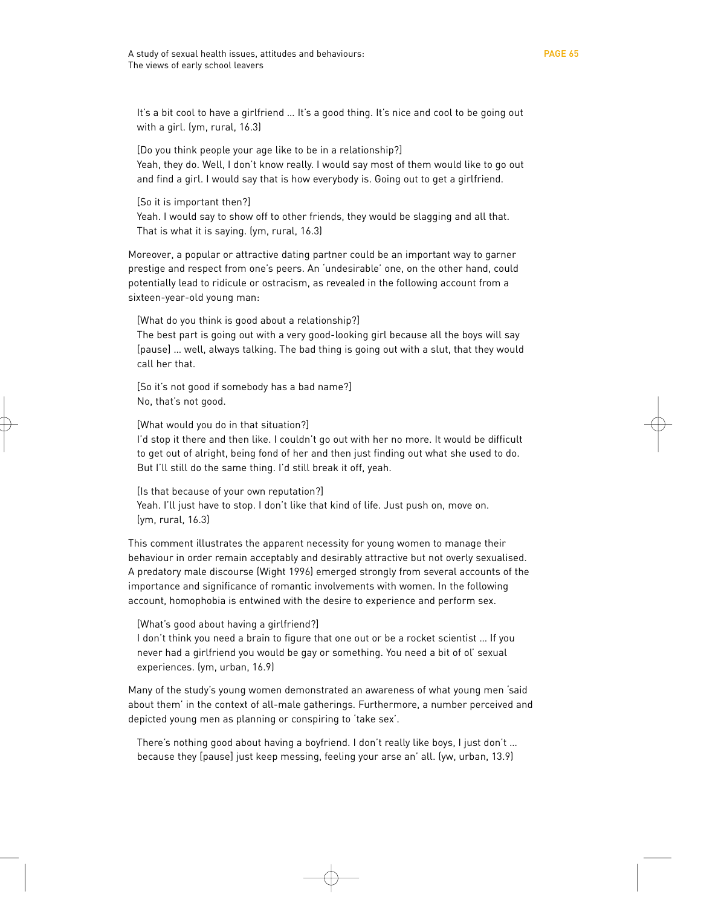> It's a bit cool to have a girlfriend … It's a good thing. It's nice and cool to be going out with a girl. (ym, rural, 16.3)

> [Do you think people your age like to be in a relationship?]
> Yeah, they do. Well, I don't know really. I would say most of them would like to go out and find a girl. I would say that is how everybody is. Going out to get a girlfriend.
>
> [So it is important then?]
> Yeah. I would say to show off to other friends, they would be slagging and all that. That is what it is saying. (ym, rural, 16.3)

Moreover, a popular or attractive dating partner could be an important way to garner prestige and respect from one's peers. An 'undesirable' one, on the other hand, could potentially lead to ridicule or ostracism, as revealed in the following account from a sixteen-year-old young man:

> [What do you think is good about a relationship?]
> The best part is going out with a very good-looking girl because all the boys will say [pause] … well, always talking. The bad thing is going out with a slut, that they would call her that.
>
> [So it's not good if somebody has a bad name?]
> No, that's not good.
>
> [What would you do in that situation?]
> I'd stop it there and then like. I couldn't go out with her no more. It would be difficult to get out of alright, being fond of her and then just finding out what she used to do. But I'll still do the same thing. I'd still break it off, yeah.
>
> [Is that because of your own reputation?]
> Yeah. I'll just have to stop. I don't like that kind of life. Just push on, move on. (ym, rural, 16.3)

This comment illustrates the apparent necessity for young women to manage their behaviour in order remain acceptably and desirably attractive but not overly sexualised. A predatory male discourse (Wight 1996) emerged strongly from several accounts of the importance and significance of romantic involvements with women. In the following account, homophobia is entwined with the desire to experience and perform sex.

> [What's good about having a girlfriend?]
> I don't think you need a brain to figure that one out or be a rocket scientist … If you never had a girlfriend you would be gay or something. You need a bit of ol' sexual experiences. (ym, urban, 16.9)

Many of the study's young women demonstrated an awareness of what young men 'said about them' in the context of all-male gatherings. Furthermore, a number perceived and depicted young men as planning or conspiring to 'take sex'.

> There's nothing good about having a boyfriend. I don't really like boys, I just don't … because they [pause] just keep messing, feeling your arse an' all. (yw, urban, 13.9)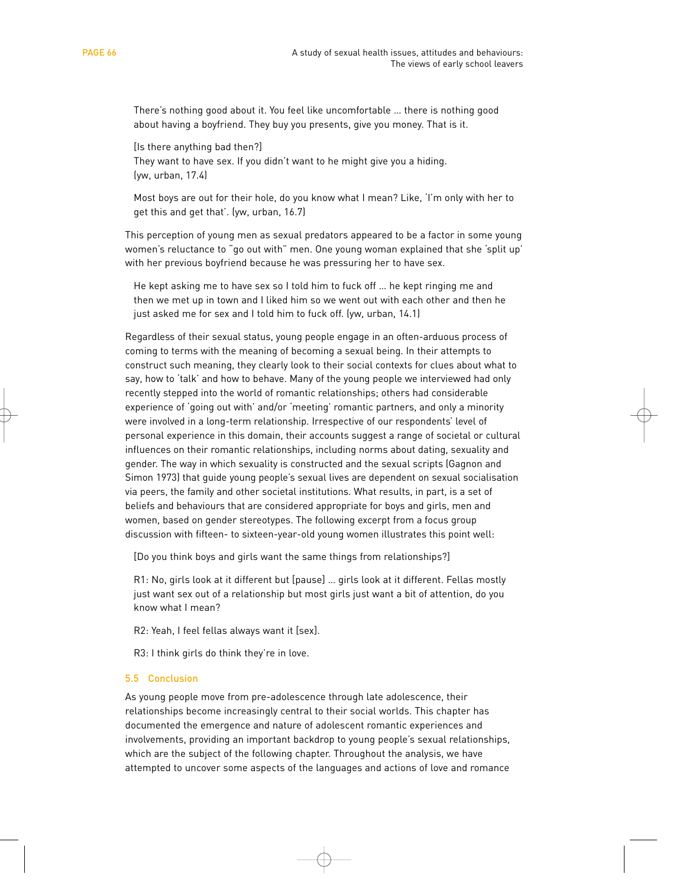> There's nothing good about it. You feel like uncomfortable … there is nothing good about having a boyfriend. They buy you presents, give you money. That is it.
>
> [Is there anything bad then?]
> They want to have sex. If you didn't want to he might give you a hiding.
> (yw, urban, 17.4)

> Most boys are out for their hole, do you know what I mean? Like, 'I'm only with her to get this and get that'. (yw, urban, 16.7)

This perception of young men as sexual predators appeared to be a factor in some young women's reluctance to "go out with" men. One young woman explained that she 'split up' with her previous boyfriend because he was pressuring her to have sex.

> He kept asking me to have sex so I told him to fuck off … he kept ringing me and then we met up in town and I liked him so we went out with each other and then he just asked me for sex and I told him to fuck off. (yw, urban, 14.1)

Regardless of their sexual status, young people engage in an often-arduous process of coming to terms with the meaning of becoming a sexual being. In their attempts to construct such meaning, they clearly look to their social contexts for clues about what to say, how to 'talk' and how to behave. Many of the young people we interviewed had only recently stepped into the world of romantic relationships; others had considerable experience of 'going out with' and/or 'meeting' romantic partners, and only a minority were involved in a long-term relationship. Irrespective of our respondents' level of personal experience in this domain, their accounts suggest a range of societal or cultural influences on their romantic relationships, including norms about dating, sexuality and gender. The way in which sexuality is constructed and the sexual scripts (Gagnon and Simon 1973) that guide young people's sexual lives are dependent on sexual socialisation via peers, the family and other societal institutions. What results, in part, is a set of beliefs and behaviours that are considered appropriate for boys and girls, men and women, based on gender stereotypes. The following excerpt from a focus group discussion with fifteen- to sixteen-year-old young women illustrates this point well:

> [Do you think boys and girls want the same things from relationships?]
>
> R1: No, girls look at it different but [pause] … girls look at it different. Fellas mostly just want sex out of a relationship but most girls just want a bit of attention, do you know what I mean?
>
> R2: Yeah, I feel fellas always want it [sex].
>
> R3: I think girls do think they're in love.

## 5.5 Conclusion

As young people move from pre-adolescence through late adolescence, their relationships become increasingly central to their social worlds. This chapter has documented the emergence and nature of adolescent romantic experiences and involvements, providing an important backdrop to young people's sexual relationships, which are the subject of the following chapter. Throughout the analysis, we have attempted to uncover some aspects of the languages and actions of love and romance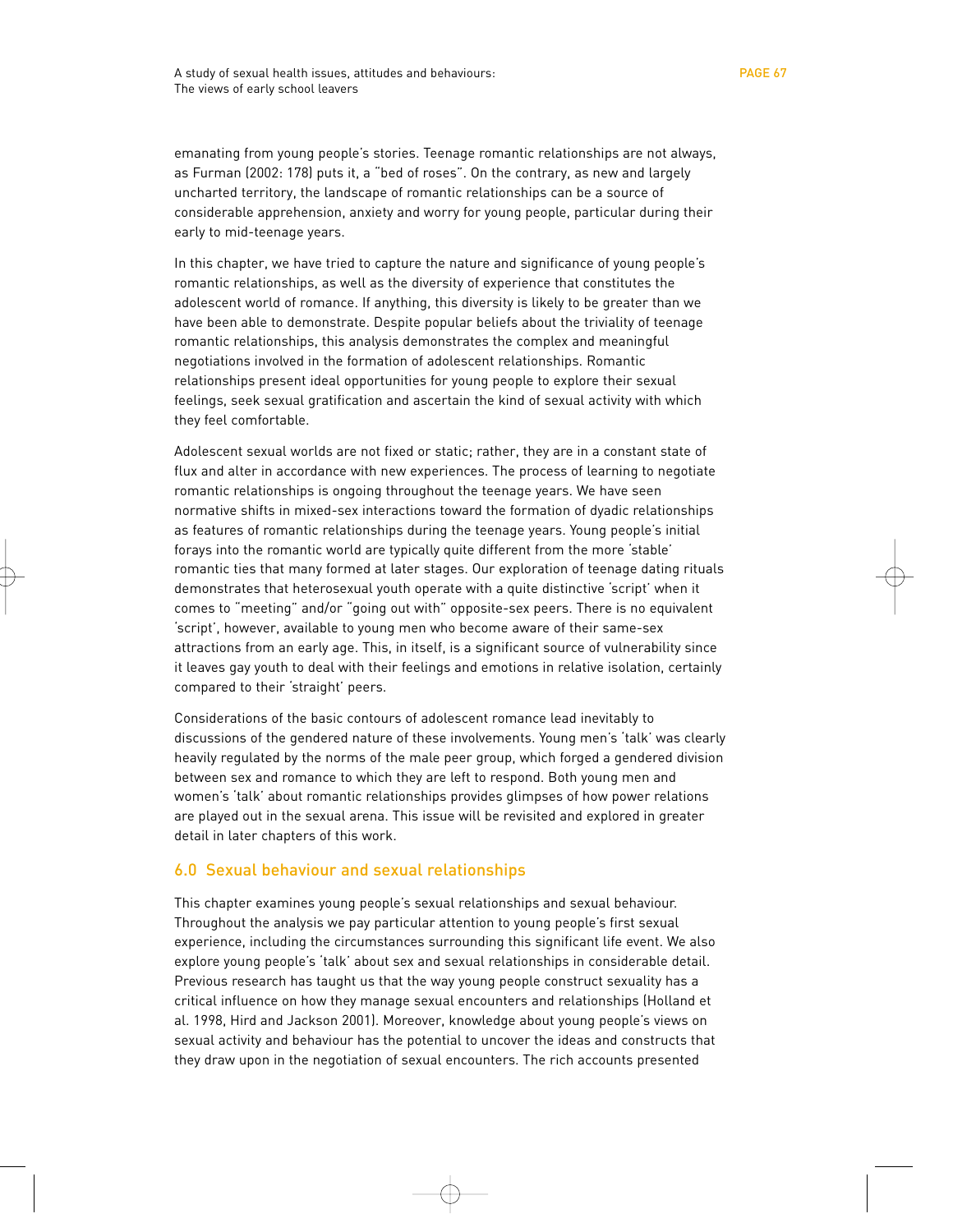emanating from young people's stories. Teenage romantic relationships are not always, as Furman (2002: 178) puts it, a "bed of roses". On the contrary, as new and largely uncharted territory, the landscape of romantic relationships can be a source of considerable apprehension, anxiety and worry for young people, particular during their early to mid-teenage years.

In this chapter, we have tried to capture the nature and significance of young people's romantic relationships, as well as the diversity of experience that constitutes the adolescent world of romance. If anything, this diversity is likely to be greater than we have been able to demonstrate. Despite popular beliefs about the triviality of teenage romantic relationships, this analysis demonstrates the complex and meaningful negotiations involved in the formation of adolescent relationships. Romantic relationships present ideal opportunities for young people to explore their sexual feelings, seek sexual gratification and ascertain the kind of sexual activity with which they feel comfortable.

Adolescent sexual worlds are not fixed or static; rather, they are in a constant state of flux and alter in accordance with new experiences. The process of learning to negotiate romantic relationships is ongoing throughout the teenage years. We have seen normative shifts in mixed-sex interactions toward the formation of dyadic relationships as features of romantic relationships during the teenage years. Young people's initial forays into the romantic world are typically quite different from the more 'stable' romantic ties that many formed at later stages. Our exploration of teenage dating rituals demonstrates that heterosexual youth operate with a quite distinctive 'script' when it comes to "meeting" and/or "going out with" opposite-sex peers. There is no equivalent 'script', however, available to young men who become aware of their same-sex attractions from an early age. This, in itself, is a significant source of vulnerability since it leaves gay youth to deal with their feelings and emotions in relative isolation, certainly compared to their 'straight' peers.

Considerations of the basic contours of adolescent romance lead inevitably to discussions of the gendered nature of these involvements. Young men's 'talk' was clearly heavily regulated by the norms of the male peer group, which forged a gendered division between sex and romance to which they are left to respond. Both young men and women's 'talk' about romantic relationships provides glimpses of how power relations are played out in the sexual arena. This issue will be revisited and explored in greater detail in later chapters of this work.

## 6.0 Sexual behaviour and sexual relationships

This chapter examines young people's sexual relationships and sexual behaviour. Throughout the analysis we pay particular attention to young people's first sexual experience, including the circumstances surrounding this significant life event. We also explore young people's 'talk' about sex and sexual relationships in considerable detail. Previous research has taught us that the way young people construct sexuality has a critical influence on how they manage sexual encounters and relationships (Holland et al. 1998, Hird and Jackson 2001). Moreover, knowledge about young people's views on sexual activity and behaviour has the potential to uncover the ideas and constructs that they draw upon in the negotiation of sexual encounters. The rich accounts presented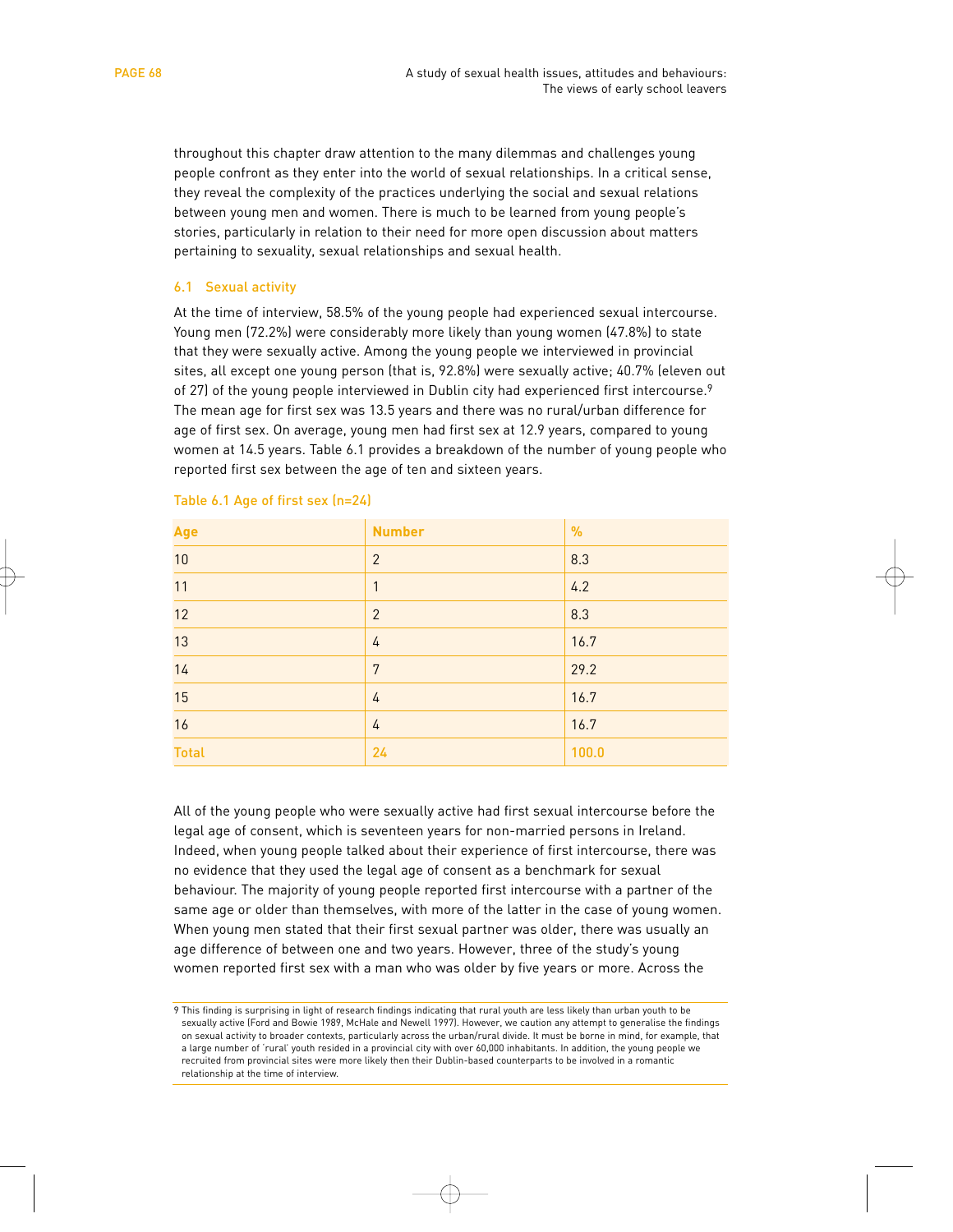throughout this chapter draw attention to the many dilemmas and challenges young people confront as they enter into the world of sexual relationships. In a critical sense, they reveal the complexity of the practices underlying the social and sexual relations between young men and women. There is much to be learned from young people's stories, particularly in relation to their need for more open discussion about matters pertaining to sexuality, sexual relationships and sexual health.

## 6.1 Sexual activity

At the time of interview, 58.5% of the young people had experienced sexual intercourse. Young men (72.2%) were considerably more likely than young women (47.8%) to state that they were sexually active. Among the young people we interviewed in provincial sites, all except one young person (that is, 92.8%) were sexually active; 40.7% (eleven out of 27) of the young people interviewed in Dublin city had experienced first intercourse.[9] The mean age for first sex was 13.5 years and there was no rural/urban difference for age of first sex. On average, young men had first sex at 12.9 years, compared to young women at 14.5 years. Table 6.1 provides a breakdown of the number of young people who reported first sex between the age of ten and sixteen years.

Table 6.1 Age of first sex (n=24)

| Age | Number | % |
|---|---|---|
| 10 | 2 | 8.3 |
| 11 | 1 | 4.2 |
| 12 | 2 | 8.3 |
| 13 | 4 | 16.7 |
| 14 | 7 | 29.2 |
| 15 | 4 | 16.7 |
| 16 | 4 | 16.7 |
| **Total** | **24** | **100.0** |

All of the young people who were sexually active had first sexual intercourse before the legal age of consent, which is seventeen years for non-married persons in Ireland. Indeed, when young people talked about their experience of first intercourse, there was no evidence that they used the legal age of consent as a benchmark for sexual behaviour. The majority of young people reported first intercourse with a partner of the same age or older than themselves, with more of the latter in the case of young women. When young men stated that their first sexual partner was older, there was usually an age difference of between one and two years. However, three of the study's young women reported first sex with a man who was older by five years or more. Across the

9 This finding is surprising in light of research findings indicating that rural youth are less likely than urban youth to be sexually active (Ford and Bowie 1989, McHale and Newell 1997). However, we caution any attempt to generalise the findings on sexual activity to broader contexts, particularly across the urban/rural divide. It must be borne in mind, for example, that a large number of 'rural' youth resided in a provincial city with over 60,000 inhabitants. In addition, the young people we recruited from provincial sites were more likely then their Dublin-based counterparts to be involved in a romantic relationship at the time of interview.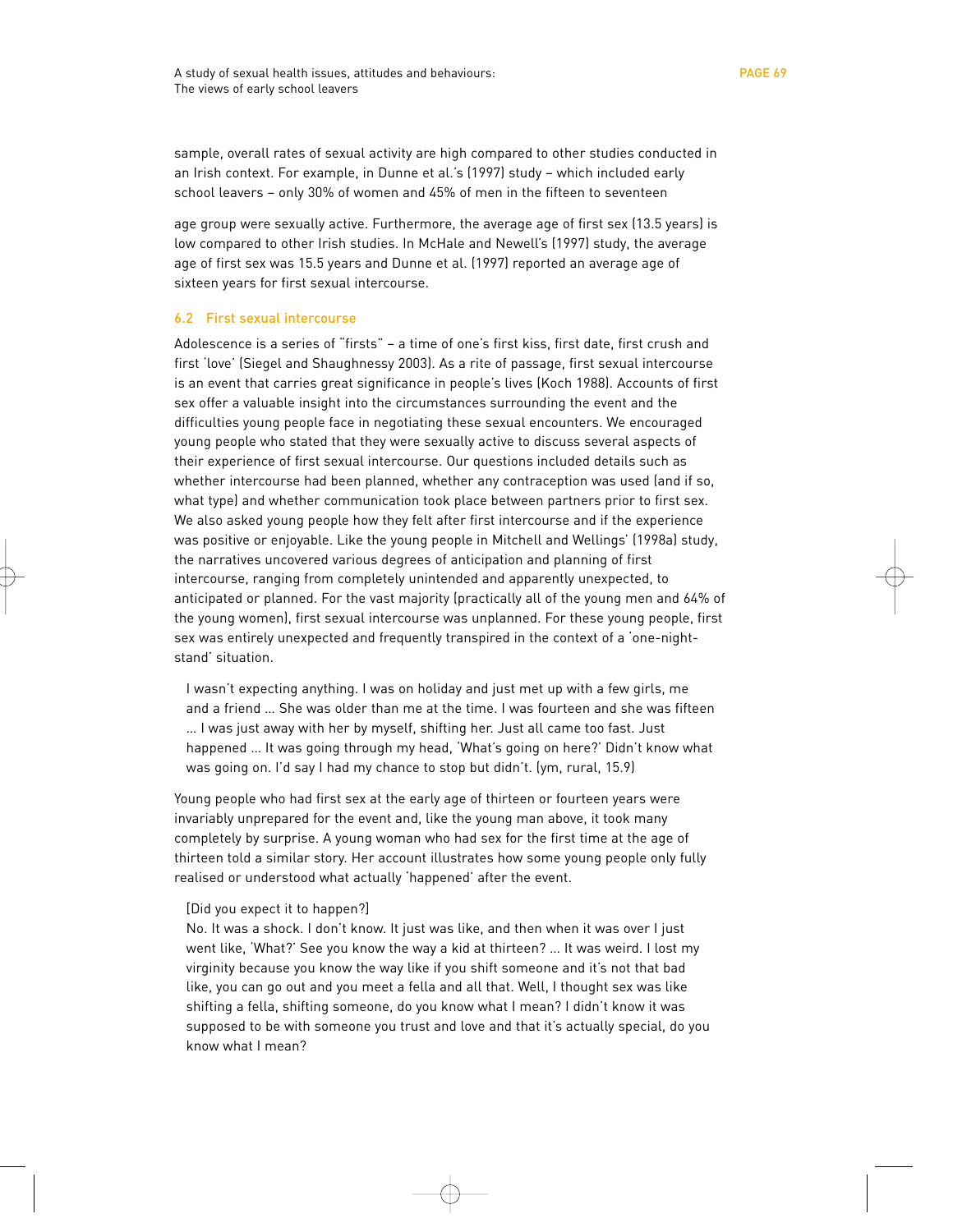sample, overall rates of sexual activity are high compared to other studies conducted in an Irish context. For example, in Dunne et al.'s (1997) study – which included early school leavers – only 30% of women and 45% of men in the fifteen to seventeen

age group were sexually active. Furthermore, the average age of first sex (13.5 years) is low compared to other Irish studies. In McHale and Newell's (1997) study, the average age of first sex was 15.5 years and Dunne et al. (1997) reported an average age of sixteen years for first sexual intercourse.

## 6.2 First sexual intercourse

Adolescence is a series of "firsts" – a time of one's first kiss, first date, first crush and first 'love' (Siegel and Shaughnessy 2003). As a rite of passage, first sexual intercourse is an event that carries great significance in people's lives (Koch 1988). Accounts of first sex offer a valuable insight into the circumstances surrounding the event and the difficulties young people face in negotiating these sexual encounters. We encouraged young people who stated that they were sexually active to discuss several aspects of their experience of first sexual intercourse. Our questions included details such as whether intercourse had been planned, whether any contraception was used (and if so, what type) and whether communication took place between partners prior to first sex. We also asked young people how they felt after first intercourse and if the experience was positive or enjoyable. Like the young people in Mitchell and Wellings' (1998a) study, the narratives uncovered various degrees of anticipation and planning of first intercourse, ranging from completely unintended and apparently unexpected, to anticipated or planned. For the vast majority (practically all of the young men and 64% of the young women), first sexual intercourse was unplanned. For these young people, first sex was entirely unexpected and frequently transpired in the context of a 'one-night-stand' situation.

> I wasn't expecting anything. I was on holiday and just met up with a few girls, me and a friend ... She was older than me at the time. I was fourteen and she was fifteen ... I was just away with her by myself, shifting her. Just all came too fast. Just happened ... It was going through my head, 'What's going on here?' Didn't know what was going on. I'd say I had my chance to stop but didn't. (ym, rural, 15.9)

Young people who had first sex at the early age of thirteen or fourteen years were invariably unprepared for the event and, like the young man above, it took many completely by surprise. A young woman who had sex for the first time at the age of thirteen told a similar story. Her account illustrates how some young people only fully realised or understood what actually 'happened' after the event.

> [Did you expect it to happen?]
>
> No. It was a shock. I don't know. It just was like, and then when it was over I just went like, 'What?' See you know the way a kid at thirteen? ... It was weird. I lost my virginity because you know the way like if you shift someone and it's not that bad like, you can go out and you meet a fella and all that. Well, I thought sex was like shifting a fella, shifting someone, do you know what I mean? I didn't know it was supposed to be with someone you trust and love and that it's actually special, do you know what I mean?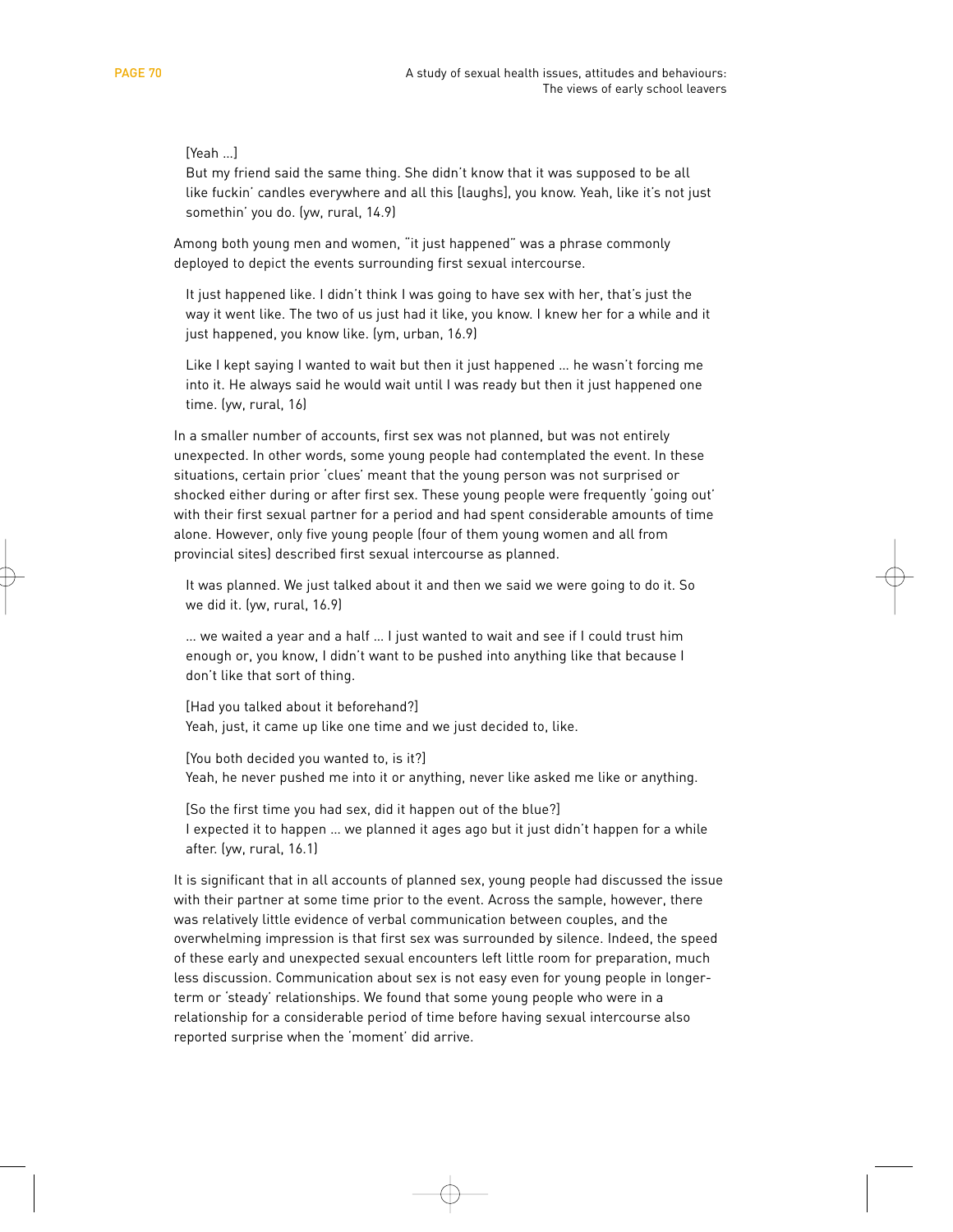[Yeah ...]
But my friend said the same thing. She didn't know that it was supposed to be all like fuckin' candles everywhere and all this [laughs], you know. Yeah, like it's not just somethin' you do. (yw, rural, 14.9)

Among both young men and women, "it just happened" was a phrase commonly deployed to depict the events surrounding first sexual intercourse.

> It just happened like. I didn't think I was going to have sex with her, that's just the way it went like. The two of us just had it like, you know. I knew her for a while and it just happened, you know like. (ym, urban, 16.9)

> Like I kept saying I wanted to wait but then it just happened ... he wasn't forcing me into it. He always said he would wait until I was ready but then it just happened one time. (yw, rural, 16)

In a smaller number of accounts, first sex was not planned, but was not entirely unexpected. In other words, some young people had contemplated the event. In these situations, certain prior 'clues' meant that the young person was not surprised or shocked either during or after first sex. These young people were frequently 'going out' with their first sexual partner for a period and had spent considerable amounts of time alone. However, only five young people (four of them young women and all from provincial sites) described first sexual intercourse as planned.

> It was planned. We just talked about it and then we said we were going to do it. So we did it. (yw, rural, 16.9)

> ... we waited a year and a half ... I just wanted to wait and see if I could trust him enough or, you know, I didn't want to be pushed into anything like that because I don't like that sort of thing.
>
> [Had you talked about it beforehand?]
> Yeah, just, it came up like one time and we just decided to, like.
>
> [You both decided you wanted to, is it?]
> Yeah, he never pushed me into it or anything, never like asked me like or anything.
>
> [So the first time you had sex, did it happen out of the blue?]
> I expected it to happen ... we planned it ages ago but it just didn't happen for a while after. (yw, rural, 16.1)

It is significant that in all accounts of planned sex, young people had discussed the issue with their partner at some time prior to the event. Across the sample, however, there was relatively little evidence of verbal communication between couples, and the overwhelming impression is that first sex was surrounded by silence. Indeed, the speed of these early and unexpected sexual encounters left little room for preparation, much less discussion. Communication about sex is not easy even for young people in longer-term or 'steady' relationships. We found that some young people who were in a relationship for a considerable period of time before having sexual intercourse also reported surprise when the 'moment' did arrive.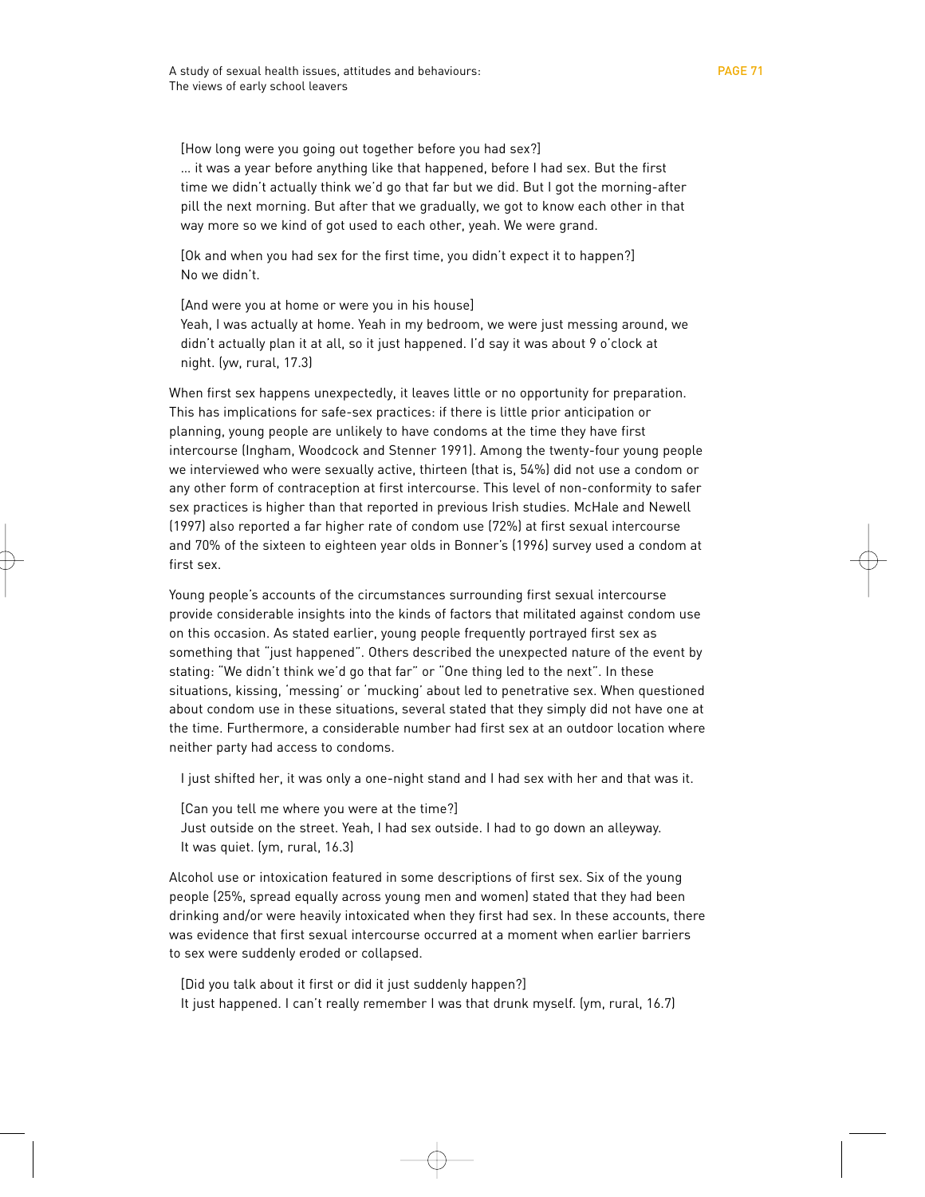[How long were you going out together before you had sex?]
... it was a year before anything like that happened, before I had sex. But the first time we didn't actually think we'd go that far but we did. But I got the morning-after pill the next morning. But after that we gradually, we got to know each other in that way more so we kind of got used to each other, yeah. We were grand.

[Ok and when you had sex for the first time, you didn't expect it to happen?]
No we didn't.

[And were you at home or were you in his house]
Yeah, I was actually at home. Yeah in my bedroom, we were just messing around, we didn't actually plan it at all, so it just happened. I'd say it was about 9 o'clock at night. (yw, rural, 17.3)

When first sex happens unexpectedly, it leaves little or no opportunity for preparation. This has implications for safe-sex practices: if there is little prior anticipation or planning, young people are unlikely to have condoms at the time they have first intercourse (Ingham, Woodcock and Stenner 1991). Among the twenty-four young people we interviewed who were sexually active, thirteen (that is, 54%) did not use a condom or any other form of contraception at first intercourse. This level of non-conformity to safer sex practices is higher than that reported in previous Irish studies. McHale and Newell (1997) also reported a far higher rate of condom use (72%) at first sexual intercourse and 70% of the sixteen to eighteen year olds in Bonner's (1996) survey used a condom at first sex.

Young people's accounts of the circumstances surrounding first sexual intercourse provide considerable insights into the kinds of factors that militated against condom use on this occasion. As stated earlier, young people frequently portrayed first sex as something that "just happened". Others described the unexpected nature of the event by stating: "We didn't think we'd go that far" or "One thing led to the next". In these situations, kissing, 'messing' or 'mucking' about led to penetrative sex. When questioned about condom use in these situations, several stated that they simply did not have one at the time. Furthermore, a considerable number had first sex at an outdoor location where neither party had access to condoms.

I just shifted her, it was only a one-night stand and I had sex with her and that was it.

[Can you tell me where you were at the time?]
Just outside on the street. Yeah, I had sex outside. I had to go down an alleyway. It was quiet. (ym, rural, 16.3)

Alcohol use or intoxication featured in some descriptions of first sex. Six of the young people (25%, spread equally across young men and women) stated that they had been drinking and/or were heavily intoxicated when they first had sex. In these accounts, there was evidence that first sexual intercourse occurred at a moment when earlier barriers to sex were suddenly eroded or collapsed.

[Did you talk about it first or did it just suddenly happen?]
It just happened. I can't really remember I was that drunk myself. (ym, rural, 16.7)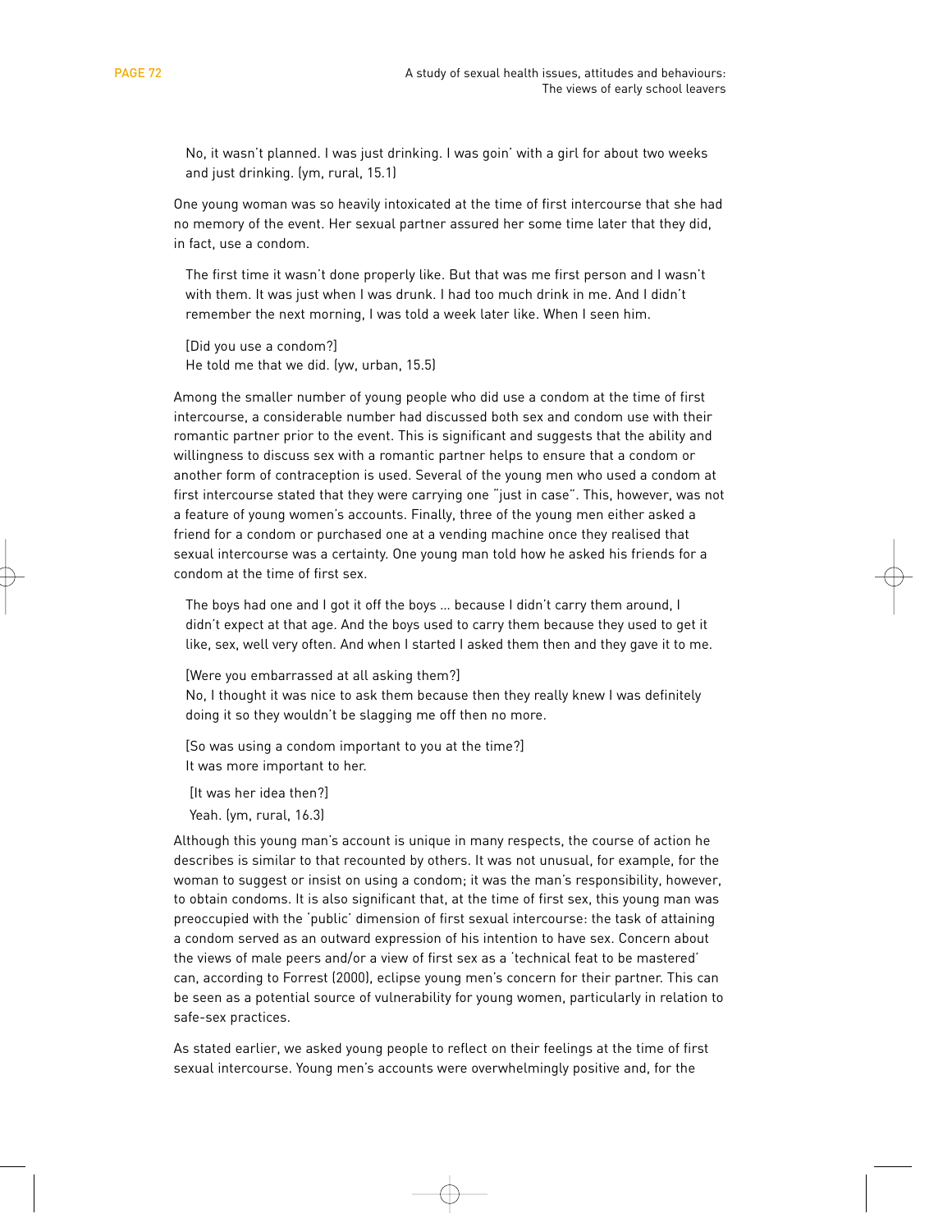> No, it wasn't planned. I was just drinking. I was goin' with a girl for about two weeks and just drinking. (ym, rural, 15.1)

One young woman was so heavily intoxicated at the time of first intercourse that she had no memory of the event. Her sexual partner assured her some time later that they did, in fact, use a condom.

> The first time it wasn't done properly like. But that was me first person and I wasn't with them. It was just when I was drunk. I had too much drink in me. And I didn't remember the next morning, I was told a week later like. When I seen him.
>
> [Did you use a condom?]
> He told me that we did. (yw, urban, 15.5)

Among the smaller number of young people who did use a condom at the time of first intercourse, a considerable number had discussed both sex and condom use with their romantic partner prior to the event. This is significant and suggests that the ability and willingness to discuss sex with a romantic partner helps to ensure that a condom or another form of contraception is used. Several of the young men who used a condom at first intercourse stated that they were carrying one "just in case". This, however, was not a feature of young women's accounts. Finally, three of the young men either asked a friend for a condom or purchased one at a vending machine once they realised that sexual intercourse was a certainty. One young man told how he asked his friends for a condom at the time of first sex.

> The boys had one and I got it off the boys … because I didn't carry them around, I didn't expect at that age. And the boys used to carry them because they used to get it like, sex, well very often. And when I started I asked them then and they gave it to me.
>
> [Were you embarrassed at all asking them?]
> No, I thought it was nice to ask them because then they really knew I was definitely doing it so they wouldn't be slagging me off then no more.
>
> [So was using a condom important to you at the time?]
> It was more important to her.
>
> [It was her idea then?]
> Yeah. (ym, rural, 16.3)

Although this young man's account is unique in many respects, the course of action he describes is similar to that recounted by others. It was not unusual, for example, for the woman to suggest or insist on using a condom; it was the man's responsibility, however, to obtain condoms. It is also significant that, at the time of first sex, this young man was preoccupied with the 'public' dimension of first sexual intercourse: the task of attaining a condom served as an outward expression of his intention to have sex. Concern about the views of male peers and/or a view of first sex as a 'technical feat to be mastered' can, according to Forrest (2000), eclipse young men's concern for their partner. This can be seen as a potential source of vulnerability for young women, particularly in relation to safe-sex practices.

As stated earlier, we asked young people to reflect on their feelings at the time of first sexual intercourse. Young men's accounts were overwhelmingly positive and, for the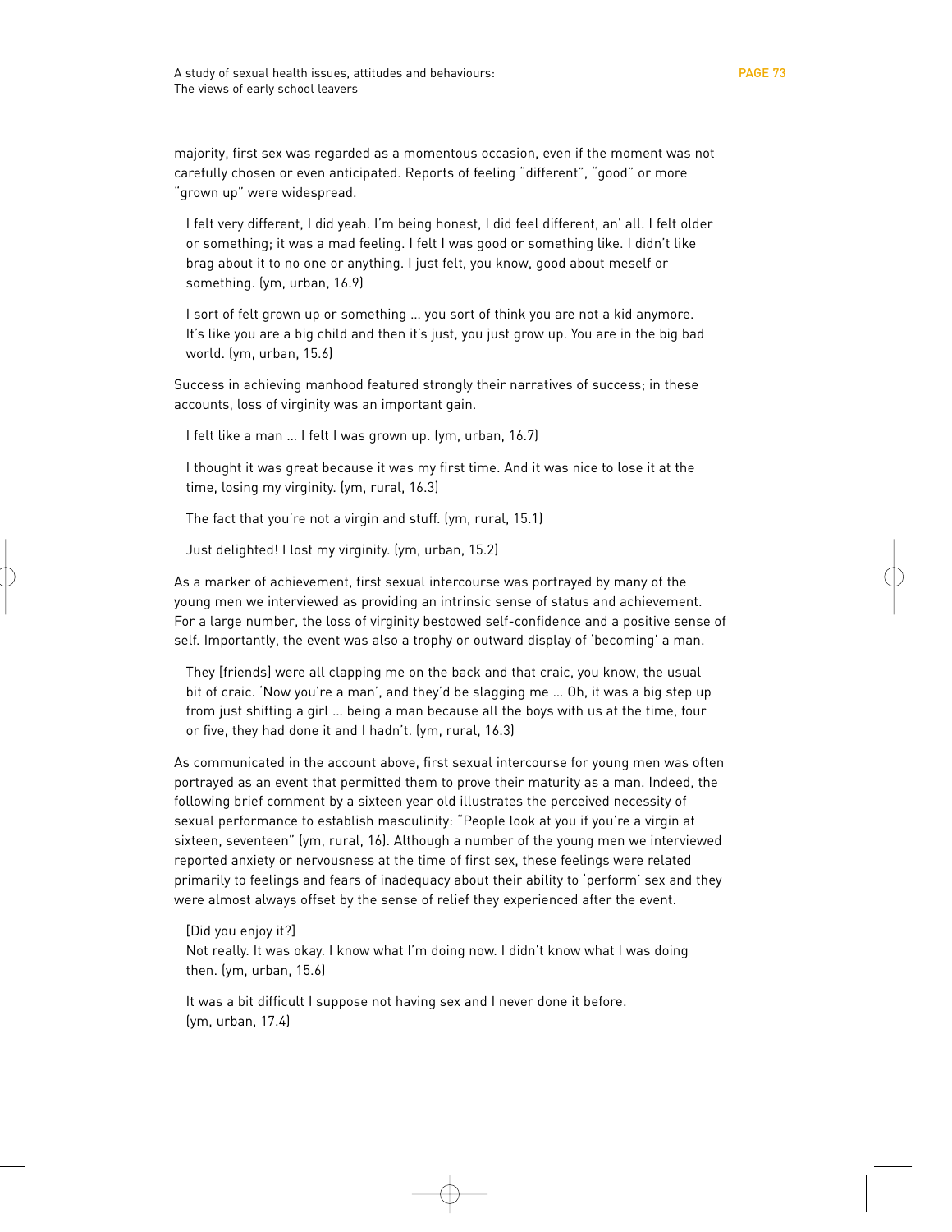majority, first sex was regarded as a momentous occasion, even if the moment was not carefully chosen or even anticipated. Reports of feeling "different", "good" or more "grown up" were widespread.

> I felt very different, I did yeah. I'm being honest, I did feel different, an' all. I felt older or something; it was a mad feeling. I felt I was good or something like. I didn't like brag about it to no one or anything. I just felt, you know, good about meself or something. (ym, urban, 16.9)

> I sort of felt grown up or something … you sort of think you are not a kid anymore. It's like you are a big child and then it's just, you just grow up. You are in the big bad world. (ym, urban, 15.6)

Success in achieving manhood featured strongly their narratives of success; in these accounts, loss of virginity was an important gain.

> I felt like a man … I felt I was grown up. (ym, urban, 16.7)

> I thought it was great because it was my first time. And it was nice to lose it at the time, losing my virginity. (ym, rural, 16.3)

> The fact that you're not a virgin and stuff. (ym, rural, 15.1)

> Just delighted! I lost my virginity. (ym, urban, 15.2)

As a marker of achievement, first sexual intercourse was portrayed by many of the young men we interviewed as providing an intrinsic sense of status and achievement. For a large number, the loss of virginity bestowed self-confidence and a positive sense of self. Importantly, the event was also a trophy or outward display of 'becoming' a man.

> They [friends] were all clapping me on the back and that craic, you know, the usual bit of craic. 'Now you're a man', and they'd be slagging me … Oh, it was a big step up from just shifting a girl … being a man because all the boys with us at the time, four or five, they had done it and I hadn't. (ym, rural, 16.3)

As communicated in the account above, first sexual intercourse for young men was often portrayed as an event that permitted them to prove their maturity as a man. Indeed, the following brief comment by a sixteen year old illustrates the perceived necessity of sexual performance to establish masculinity: "People look at you if you're a virgin at sixteen, seventeen" (ym, rural, 16). Although a number of the young men we interviewed reported anxiety or nervousness at the time of first sex, these feelings were related primarily to feelings and fears of inadequacy about their ability to 'perform' sex and they were almost always offset by the sense of relief they experienced after the event.

> [Did you enjoy it?]
> Not really. It was okay. I know what I'm doing now. I didn't know what I was doing then. (ym, urban, 15.6)

> It was a bit difficult I suppose not having sex and I never done it before. (ym, urban, 17.4)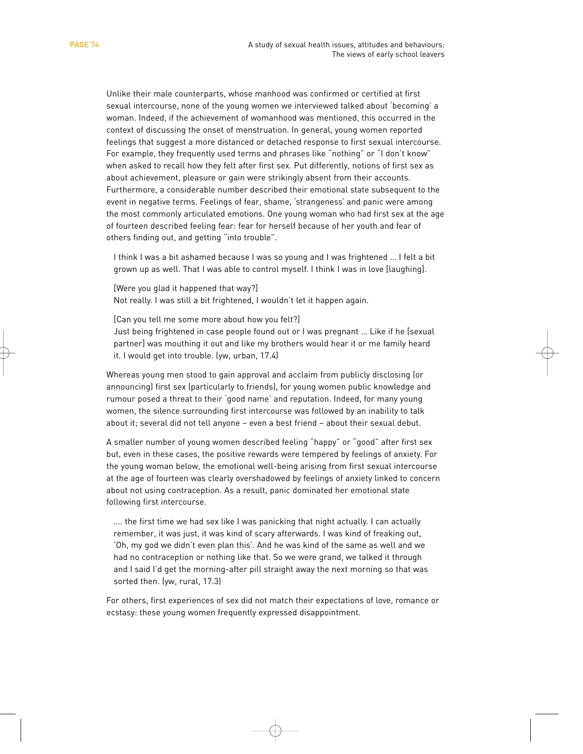Unlike their male counterparts, whose manhood was confirmed or certified at first sexual intercourse, none of the young women we interviewed talked about 'becoming' a woman. Indeed, if the achievement of womanhood was mentioned, this occurred in the context of discussing the onset of menstruation. In general, young women reported feelings that suggest a more distanced or detached response to first sexual intercourse. For example, they frequently used terms and phrases like "nothing" or "I don't know" when asked to recall how they felt after first sex. Put differently, notions of first sex as about achievement, pleasure or gain were strikingly absent from their accounts. Furthermore, a considerable number described their emotional state subsequent to the event in negative terms. Feelings of fear, shame, 'strangeness' and panic were among the most commonly articulated emotions. One young woman who had first sex at the age of fourteen described feeling fear: fear for herself because of her youth and fear of others finding out, and getting "into trouble".

> I think I was a bit ashamed because I was so young and I was frightened ... I felt a bit grown up as well. That I was able to control myself. I think I was in love [laughing].
>
> [Were you glad it happened that way?]
> Not really. I was still a bit frightened, I wouldn't let it happen again.
>
> [Can you tell me some more about how you felt?]
> Just being frightened in case people found out or I was pregnant ... Like if he [sexual partner] was mouthing it out and like my brothers would hear it or me family heard it. I would get into trouble. (yw, urban, 17.4)

Whereas young men stood to gain approval and acclaim from publicly disclosing (or announcing) first sex (particularly to friends), for young women public knowledge and rumour posed a threat to their 'good name' and reputation. Indeed, for many young women, the silence surrounding first intercourse was followed by an inability to talk about it; several did not tell anyone – even a best friend – about their sexual debut.

A smaller number of young women described feeling "happy" or "good" after first sex but, even in these cases, the positive rewards were tempered by feelings of anxiety. For the young woman below, the emotional well-being arising from first sexual intercourse at the age of fourteen was clearly overshadowed by feelings of anxiety linked to concern about not using contraception. As a result, panic dominated her emotional state following first intercourse.

> .... the first time we had sex like I was panicking that night actually. I can actually remember, it was just, it was kind of scary afterwards. I was kind of freaking out, 'Oh, my god we didn't even plan this'. And he was kind of the same as well and we had no contraception or nothing like that. So we were grand, we talked it through and I said I'd get the morning-after pill straight away the next morning so that was sorted then. (yw, rural, 17.3)

For others, first experiences of sex did not match their expectations of love, romance or ecstasy: these young women frequently expressed disappointment.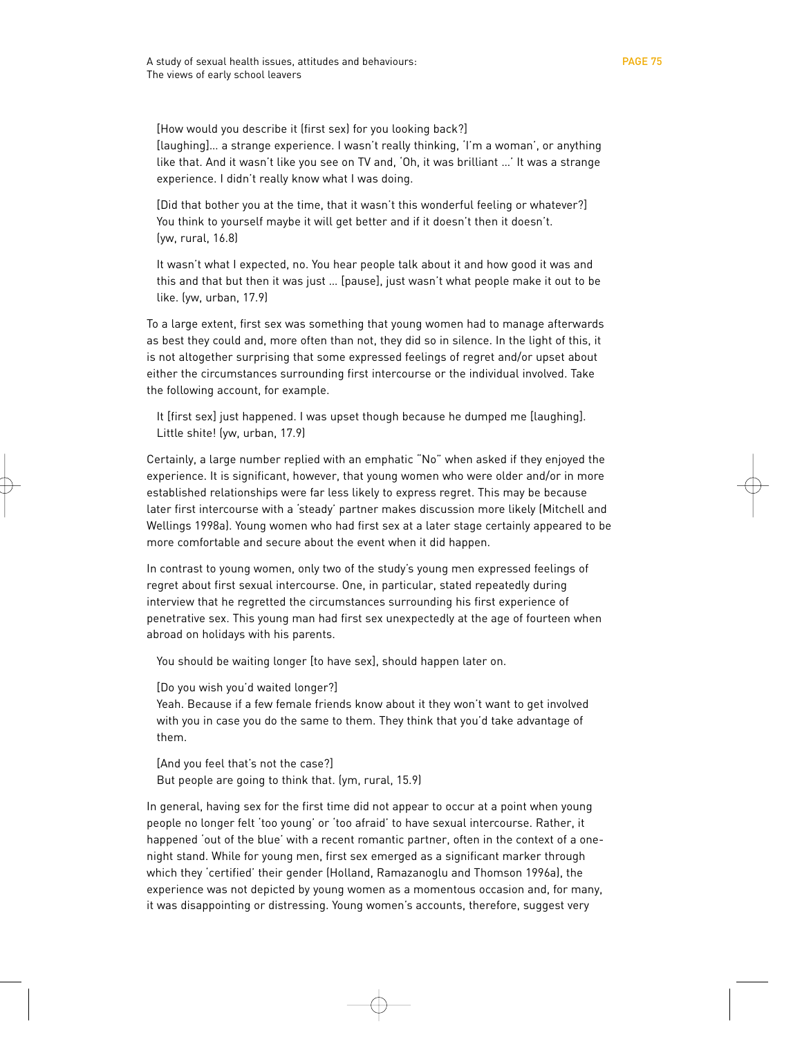[How would you describe it (first sex) for you looking back?]
[laughing]… a strange experience. I wasn't really thinking, 'I'm a woman', or anything like that. And it wasn't like you see on TV and, 'Oh, it was brilliant …' It was a strange experience. I didn't really know what I was doing.

[Did that bother you at the time, that it wasn't this wonderful feeling or whatever?]
You think to yourself maybe it will get better and if it doesn't then it doesn't. (yw, rural, 16.8)

It wasn't what I expected, no. You hear people talk about it and how good it was and this and that but then it was just … [pause], just wasn't what people make it out to be like. (yw, urban, 17.9)

To a large extent, first sex was something that young women had to manage afterwards as best they could and, more often than not, they did so in silence. In the light of this, it is not altogether surprising that some expressed feelings of regret and/or upset about either the circumstances surrounding first intercourse or the individual involved. Take the following account, for example.

It [first sex] just happened. I was upset though because he dumped me [laughing]. Little shite! (yw, urban, 17.9)

Certainly, a large number replied with an emphatic "No" when asked if they enjoyed the experience. It is significant, however, that young women who were older and/or in more established relationships were far less likely to express regret. This may be because later first intercourse with a 'steady' partner makes discussion more likely (Mitchell and Wellings 1998a). Young women who had first sex at a later stage certainly appeared to be more comfortable and secure about the event when it did happen.

In contrast to young women, only two of the study's young men expressed feelings of regret about first sexual intercourse. One, in particular, stated repeatedly during interview that he regretted the circumstances surrounding his first experience of penetrative sex. This young man had first sex unexpectedly at the age of fourteen when abroad on holidays with his parents.

You should be waiting longer [to have sex], should happen later on.

[Do you wish you'd waited longer?]
Yeah. Because if a few female friends know about it they won't want to get involved with you in case you do the same to them. They think that you'd take advantage of them.

[And you feel that's not the case?]
But people are going to think that. (ym, rural, 15.9)

In general, having sex for the first time did not appear to occur at a point when young people no longer felt 'too young' or 'too afraid' to have sexual intercourse. Rather, it happened 'out of the blue' with a recent romantic partner, often in the context of a one-night stand. While for young men, first sex emerged as a significant marker through which they 'certified' their gender (Holland, Ramazanoglu and Thomson 1996a), the experience was not depicted by young women as a momentous occasion and, for many, it was disappointing or distressing. Young women's accounts, therefore, suggest very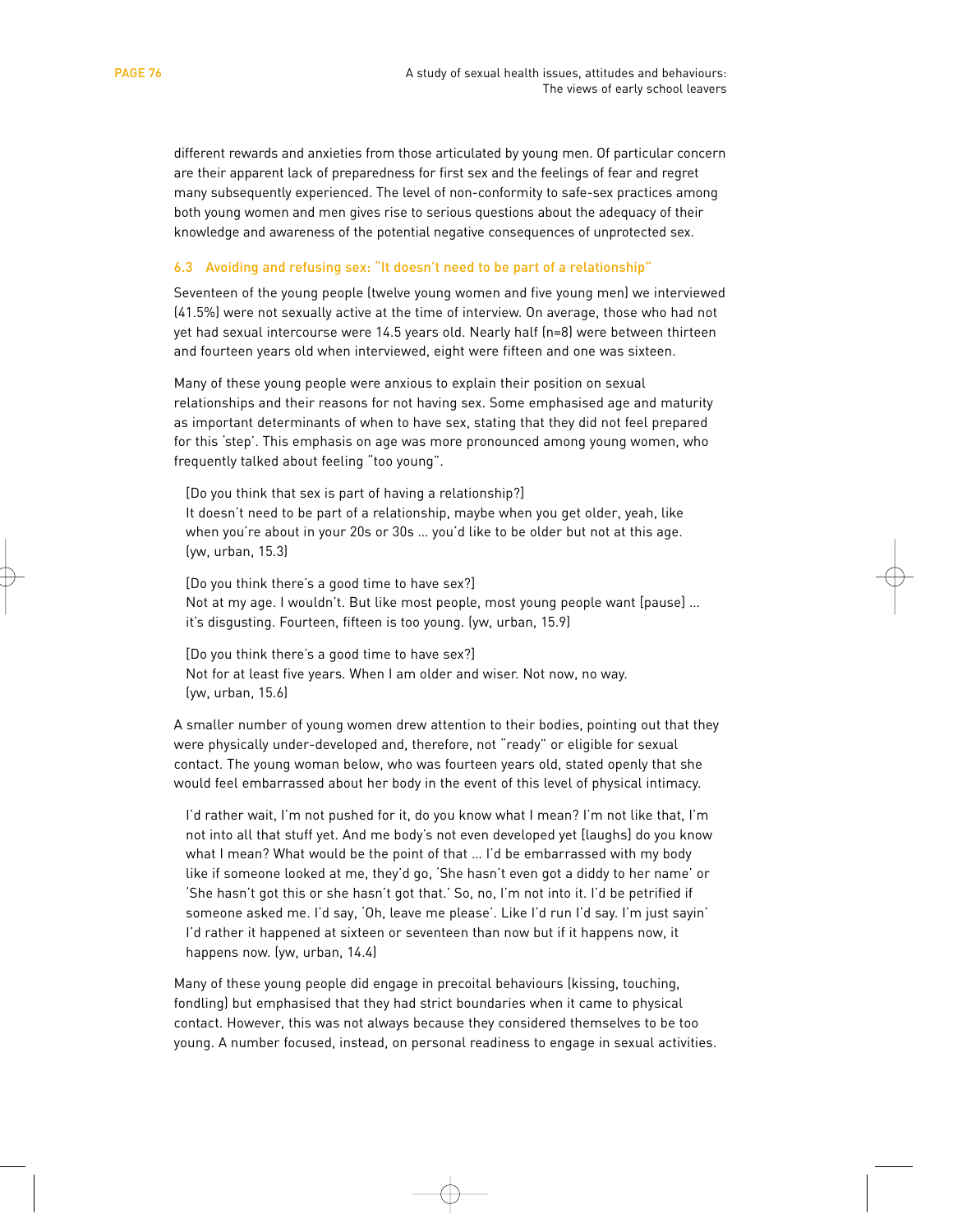different rewards and anxieties from those articulated by young men. Of particular concern are their apparent lack of preparedness for first sex and the feelings of fear and regret many subsequently experienced. The level of non-conformity to safe-sex practices among both young women and men gives rise to serious questions about the adequacy of their knowledge and awareness of the potential negative consequences of unprotected sex.

### 6.3 Avoiding and refusing sex: "It doesn't need to be part of a relationship"

Seventeen of the young people (twelve young women and five young men) we interviewed (41.5%) were not sexually active at the time of interview. On average, those who had not yet had sexual intercourse were 14.5 years old. Nearly half (n=8) were between thirteen and fourteen years old when interviewed, eight were fifteen and one was sixteen.

Many of these young people were anxious to explain their position on sexual relationships and their reasons for not having sex. Some emphasised age and maturity as important determinants of when to have sex, stating that they did not feel prepared for this 'step'. This emphasis on age was more pronounced among young women, who frequently talked about feeling "too young".

> [Do you think that sex is part of having a relationship?]
> It doesn't need to be part of a relationship, maybe when you get older, yeah, like when you're about in your 20s or 30s … you'd like to be older but not at this age. (yw, urban, 15.3)

> [Do you think there's a good time to have sex?]
> Not at my age. I wouldn't. But like most people, most young people want [pause] … it's disgusting. Fourteen, fifteen is too young. (yw, urban, 15.9)

> [Do you think there's a good time to have sex?]
> Not for at least five years. When I am older and wiser. Not now, no way. (yw, urban, 15.6)

A smaller number of young women drew attention to their bodies, pointing out that they were physically under-developed and, therefore, not "ready" or eligible for sexual contact. The young woman below, who was fourteen years old, stated openly that she would feel embarrassed about her body in the event of this level of physical intimacy.

> I'd rather wait, I'm not pushed for it, do you know what I mean? I'm not like that, I'm not into all that stuff yet. And me body's not even developed yet [laughs] do you know what I mean? What would be the point of that … I'd be embarrassed with my body like if someone looked at me, they'd go, 'She hasn't even got a diddy to her name' or 'She hasn't got this or she hasn't got that.' So, no, I'm not into it. I'd be petrified if someone asked me. I'd say, 'Oh, leave me please'. Like I'd run I'd say. I'm just sayin' I'd rather it happened at sixteen or seventeen than now but if it happens now, it happens now. (yw, urban, 14.4)

Many of these young people did engage in precoital behaviours (kissing, touching, fondling) but emphasised that they had strict boundaries when it came to physical contact. However, this was not always because they considered themselves to be too young. A number focused, instead, on personal readiness to engage in sexual activities.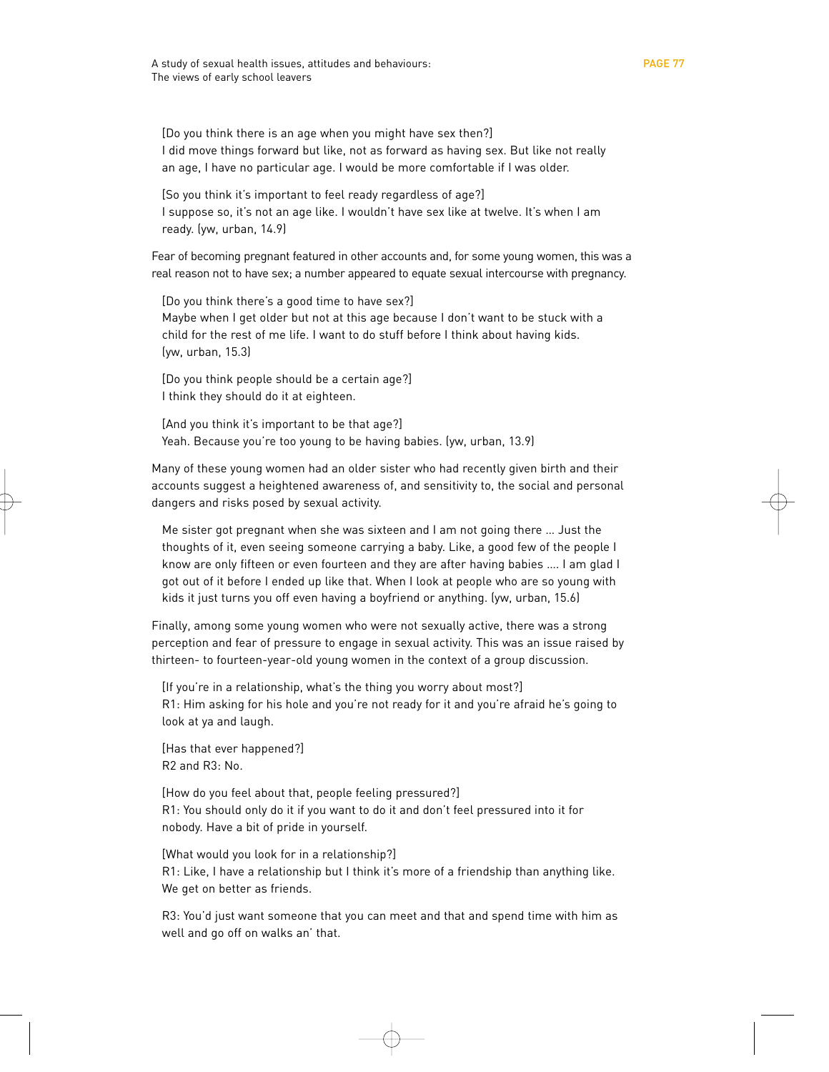[Do you think there is an age when you might have sex then?]
I did move things forward but like, not as forward as having sex. But like not really an age, I have no particular age. I would be more comfortable if I was older.

[So you think it's important to feel ready regardless of age?]
I suppose so, it's not an age like. I wouldn't have sex like at twelve. It's when I am ready. (yw, urban, 14.9)

Fear of becoming pregnant featured in other accounts and, for some young women, this was a real reason not to have sex; a number appeared to equate sexual intercourse with pregnancy.

[Do you think there's a good time to have sex?]
Maybe when I get older but not at this age because I don't want to be stuck with a child for the rest of me life. I want to do stuff before I think about having kids. (yw, urban, 15.3)

[Do you think people should be a certain age?]
I think they should do it at eighteen.

[And you think it's important to be that age?]
Yeah. Because you're too young to be having babies. (yw, urban, 13.9)

Many of these young women had an older sister who had recently given birth and their accounts suggest a heightened awareness of, and sensitivity to, the social and personal dangers and risks posed by sexual activity.

Me sister got pregnant when she was sixteen and I am not going there ... Just the thoughts of it, even seeing someone carrying a baby. Like, a good few of the people I know are only fifteen or even fourteen and they are after having babies .... I am glad I got out of it before I ended up like that. When I look at people who are so young with kids it just turns you off even having a boyfriend or anything. (yw, urban, 15.6)

Finally, among some young women who were not sexually active, there was a strong perception and fear of pressure to engage in sexual activity. This was an issue raised by thirteen- to fourteen-year-old young women in the context of a group discussion.

[If you're in a relationship, what's the thing you worry about most?]
R1: Him asking for his hole and you're not ready for it and you're afraid he's going to look at ya and laugh.

[Has that ever happened?]
R2 and R3: No.

[How do you feel about that, people feeling pressured?]
R1: You should only do it if you want to do it and don't feel pressured into it for nobody. Have a bit of pride in yourself.

[What would you look for in a relationship?]
R1: Like, I have a relationship but I think it's more of a friendship than anything like. We get on better as friends.

R3: You'd just want someone that you can meet and that and spend time with him as well and go off on walks an' that.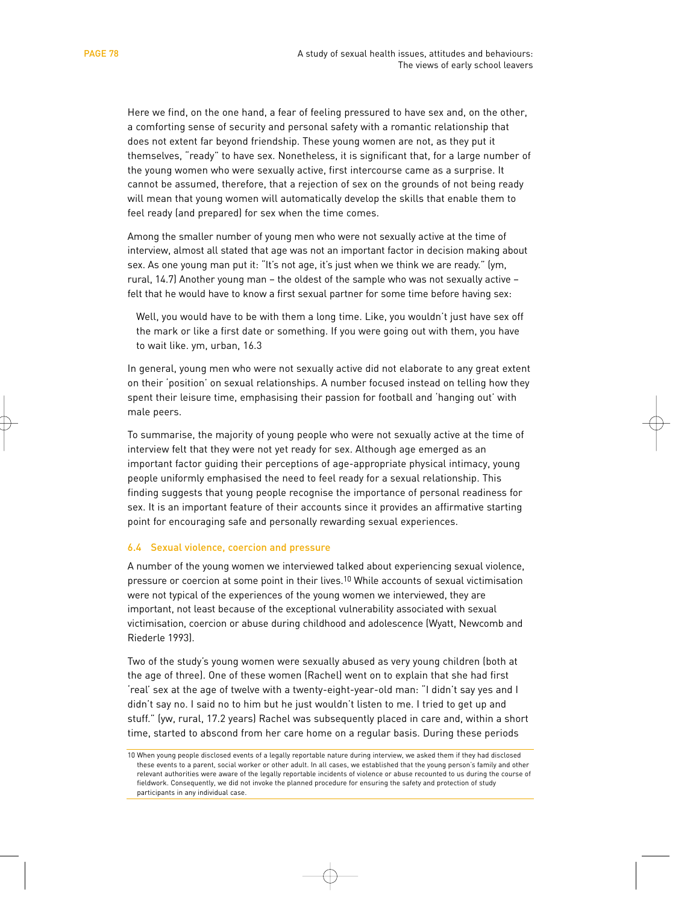Here we find, on the one hand, a fear of feeling pressured to have sex and, on the other, a comforting sense of security and personal safety with a romantic relationship that does not extent far beyond friendship. These young women are not, as they put it themselves, "ready" to have sex. Nonetheless, it is significant that, for a large number of the young women who were sexually active, first intercourse came as a surprise. It cannot be assumed, therefore, that a rejection of sex on the grounds of not being ready will mean that young women will automatically develop the skills that enable them to feel ready (and prepared) for sex when the time comes.

Among the smaller number of young men who were not sexually active at the time of interview, almost all stated that age was not an important factor in decision making about sex. As one young man put it: "It's not age, it's just when we think we are ready." (ym, rural, 14.7) Another young man – the oldest of the sample who was not sexually active – felt that he would have to know a first sexual partner for some time before having sex:

> Well, you would have to be with them a long time. Like, you wouldn't just have sex off the mark or like a first date or something. If you were going out with them, you have to wait like. ym, urban, 16.3

In general, young men who were not sexually active did not elaborate to any great extent on their 'position' on sexual relationships. A number focused instead on telling how they spent their leisure time, emphasising their passion for football and 'hanging out' with male peers.

To summarise, the majority of young people who were not sexually active at the time of interview felt that they were not yet ready for sex. Although age emerged as an important factor guiding their perceptions of age-appropriate physical intimacy, young people uniformly emphasised the need to feel ready for a sexual relationship. This finding suggests that young people recognise the importance of personal readiness for sex. It is an important feature of their accounts since it provides an affirmative starting point for encouraging safe and personally rewarding sexual experiences.

### 6.4 Sexual violence, coercion and pressure

A number of the young women we interviewed talked about experiencing sexual violence, pressure or coercion at some point in their lives.[10] While accounts of sexual victimisation were not typical of the experiences of the young women we interviewed, they are important, not least because of the exceptional vulnerability associated with sexual victimisation, coercion or abuse during childhood and adolescence (Wyatt, Newcomb and Riederle 1993).

Two of the study's young women were sexually abused as very young children (both at the age of three). One of these women (Rachel) went on to explain that she had first 'real' sex at the age of twelve with a twenty-eight-year-old man: "I didn't say yes and I didn't say no. I said no to him but he just wouldn't listen to me. I tried to get up and stuff." (yw, rural, 17.2 years) Rachel was subsequently placed in care and, within a short time, started to abscond from her care home on a regular basis. During these periods

[10] When young people disclosed events of a legally reportable nature during interview, we asked them if they had disclosed these events to a parent, social worker or other adult. In all cases, we established that the young person's family and other relevant authorities were aware of the legally reportable incidents of violence or abuse recounted to us during the course of fieldwork. Consequently, we did not invoke the planned procedure for ensuring the safety and protection of study participants in any individual case.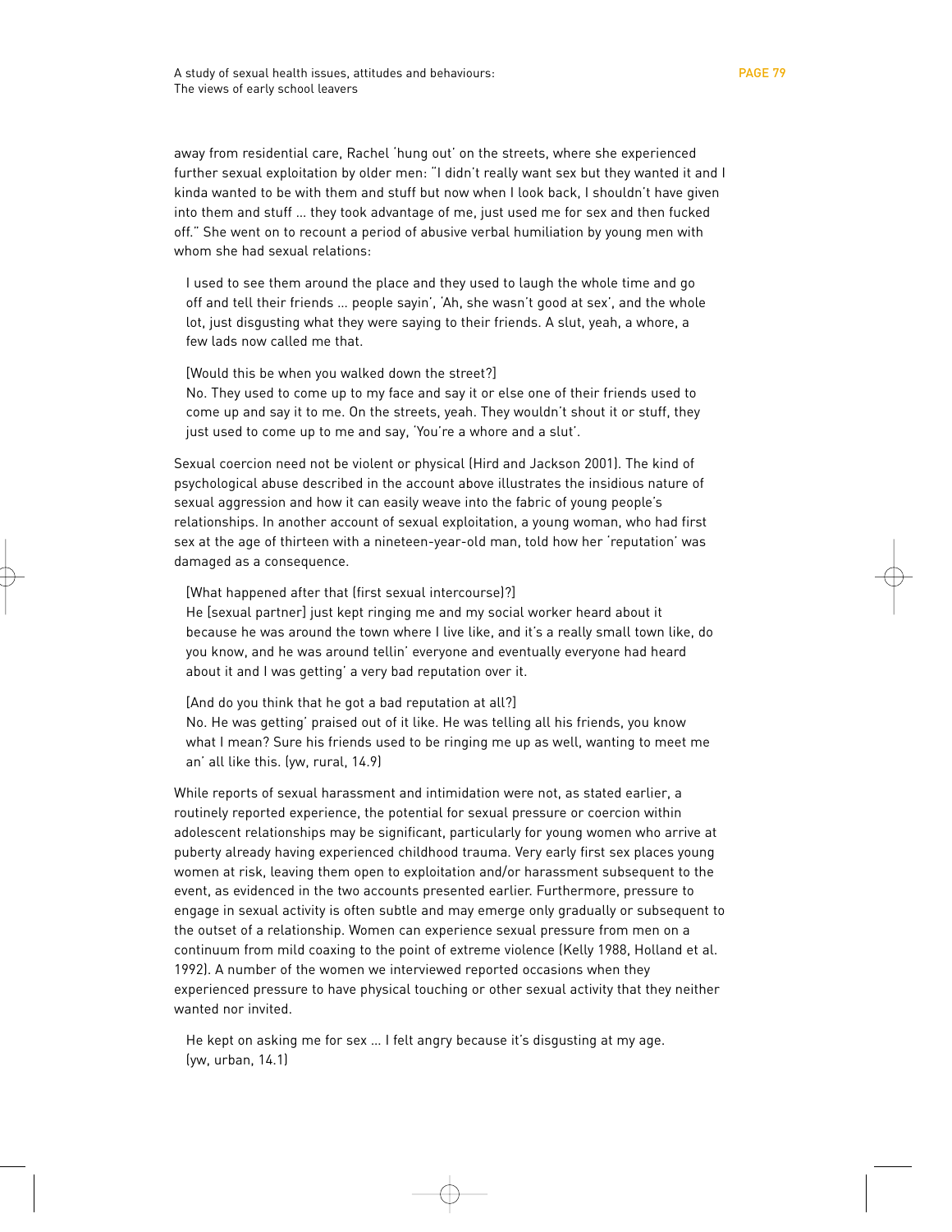away from residential care, Rachel 'hung out' on the streets, where she experienced further sexual exploitation by older men: "I didn't really want sex but they wanted it and I kinda wanted to be with them and stuff but now when I look back, I shouldn't have given into them and stuff … they took advantage of me, just used me for sex and then fucked off." She went on to recount a period of abusive verbal humiliation by young men with whom she had sexual relations:

> I used to see them around the place and they used to laugh the whole time and go off and tell their friends … people sayin', 'Ah, she wasn't good at sex', and the whole lot, just disgusting what they were saying to their friends. A slut, yeah, a whore, a few lads now called me that.
>
> [Would this be when you walked down the street?]
> No. They used to come up to my face and say it or else one of their friends used to come up and say it to me. On the streets, yeah. They wouldn't shout it or stuff, they just used to come up to me and say, 'You're a whore and a slut'.

Sexual coercion need not be violent or physical (Hird and Jackson 2001). The kind of psychological abuse described in the account above illustrates the insidious nature of sexual aggression and how it can easily weave into the fabric of young people's relationships. In another account of sexual exploitation, a young woman, who had first sex at the age of thirteen with a nineteen-year-old man, told how her 'reputation' was damaged as a consequence.

> [What happened after that (first sexual intercourse)?]
> He [sexual partner] just kept ringing me and my social worker heard about it because he was around the town where I live like, and it's a really small town like, do you know, and he was around tellin' everyone and eventually everyone had heard about it and I was getting' a very bad reputation over it.
>
> [And do you think that he got a bad reputation at all?]
> No. He was getting' praised out of it like. He was telling all his friends, you know what I mean? Sure his friends used to be ringing me up as well, wanting to meet me an' all like this. (yw, rural, 14.9)

While reports of sexual harassment and intimidation were not, as stated earlier, a routinely reported experience, the potential for sexual pressure or coercion within adolescent relationships may be significant, particularly for young women who arrive at puberty already having experienced childhood trauma. Very early first sex places young women at risk, leaving them open to exploitation and/or harassment subsequent to the event, as evidenced in the two accounts presented earlier. Furthermore, pressure to engage in sexual activity is often subtle and may emerge only gradually or subsequent to the outset of a relationship. Women can experience sexual pressure from men on a continuum from mild coaxing to the point of extreme violence (Kelly 1988, Holland et al. 1992). A number of the women we interviewed reported occasions when they experienced pressure to have physical touching or other sexual activity that they neither wanted nor invited.

> He kept on asking me for sex … I felt angry because it's disgusting at my age. (yw, urban, 14.1)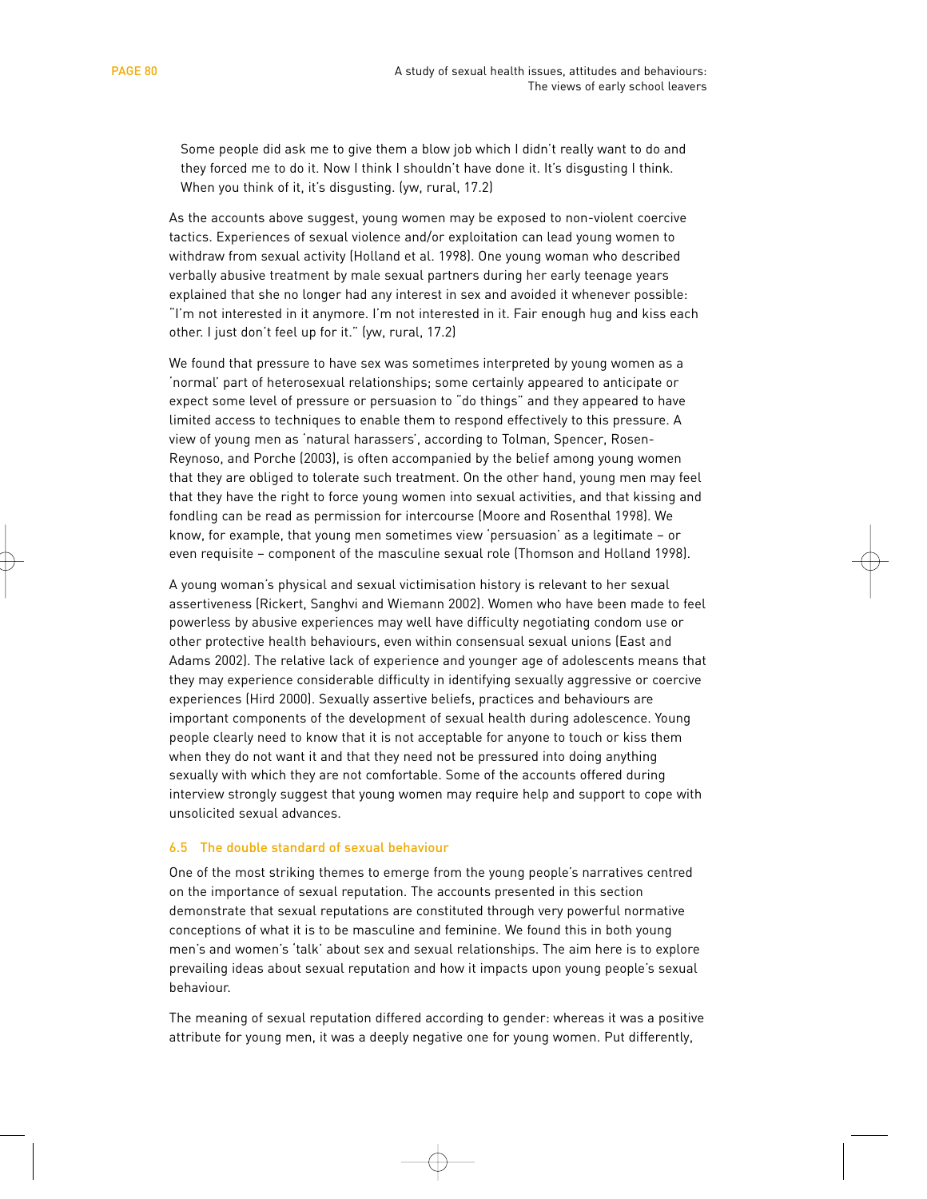> Some people did ask me to give them a blow job which I didn't really want to do and they forced me to do it. Now I think I shouldn't have done it. It's disgusting I think. When you think of it, it's disgusting. (yw, rural, 17.2)

As the accounts above suggest, young women may be exposed to non-violent coercive tactics. Experiences of sexual violence and/or exploitation can lead young women to withdraw from sexual activity (Holland et al. 1998). One young woman who described verbally abusive treatment by male sexual partners during her early teenage years explained that she no longer had any interest in sex and avoided it whenever possible: "I'm not interested in it anymore. I'm not interested in it. Fair enough hug and kiss each other. I just don't feel up for it." (yw, rural, 17.2)

We found that pressure to have sex was sometimes interpreted by young women as a 'normal' part of heterosexual relationships; some certainly appeared to anticipate or expect some level of pressure or persuasion to "do things" and they appeared to have limited access to techniques to enable them to respond effectively to this pressure. A view of young men as 'natural harassers', according to Tolman, Spencer, Rosen-Reynoso, and Porche (2003), is often accompanied by the belief among young women that they are obliged to tolerate such treatment. On the other hand, young men may feel that they have the right to force young women into sexual activities, and that kissing and fondling can be read as permission for intercourse (Moore and Rosenthal 1998). We know, for example, that young men sometimes view 'persuasion' as a legitimate – or even requisite – component of the masculine sexual role (Thomson and Holland 1998).

A young woman's physical and sexual victimisation history is relevant to her sexual assertiveness (Rickert, Sanghvi and Wiemann 2002). Women who have been made to feel powerless by abusive experiences may well have difficulty negotiating condom use or other protective health behaviours, even within consensual sexual unions (East and Adams 2002). The relative lack of experience and younger age of adolescents means that they may experience considerable difficulty in identifying sexually aggressive or coercive experiences (Hird 2000). Sexually assertive beliefs, practices and behaviours are important components of the development of sexual health during adolescence. Young people clearly need to know that it is not acceptable for anyone to touch or kiss them when they do not want it and that they need not be pressured into doing anything sexually with which they are not comfortable. Some of the accounts offered during interview strongly suggest that young women may require help and support to cope with unsolicited sexual advances.

### 6.5 The double standard of sexual behaviour

One of the most striking themes to emerge from the young people's narratives centred on the importance of sexual reputation. The accounts presented in this section demonstrate that sexual reputations are constituted through very powerful normative conceptions of what it is to be masculine and feminine. We found this in both young men's and women's 'talk' about sex and sexual relationships. The aim here is to explore prevailing ideas about sexual reputation and how it impacts upon young people's sexual behaviour.

The meaning of sexual reputation differed according to gender: whereas it was a positive attribute for young men, it was a deeply negative one for young women. Put differently,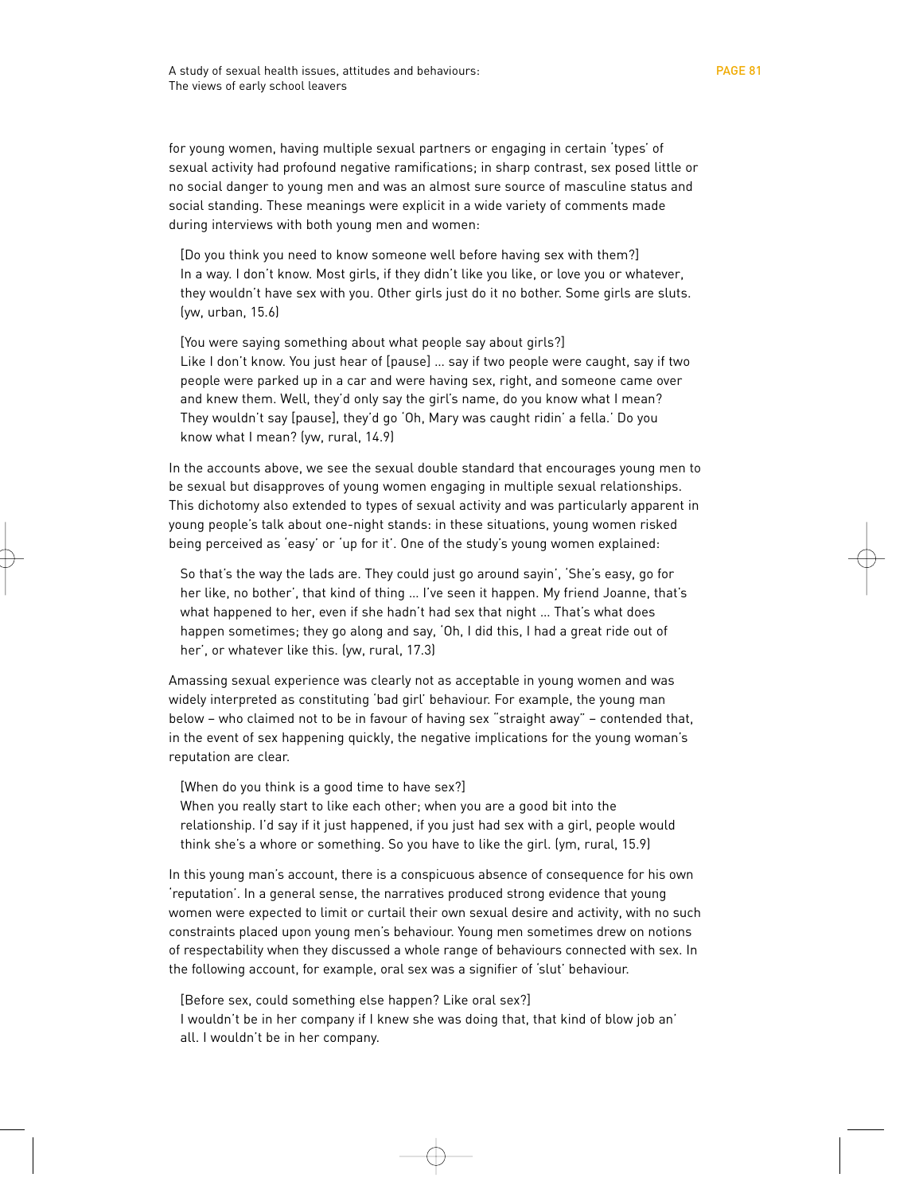for young women, having multiple sexual partners or engaging in certain 'types' of sexual activity had profound negative ramifications; in sharp contrast, sex posed little or no social danger to young men and was an almost sure source of masculine status and social standing. These meanings were explicit in a wide variety of comments made during interviews with both young men and women:

> [Do you think you need to know someone well before having sex with them?]
> In a way. I don't know. Most girls, if they didn't like you like, or love you or whatever, they wouldn't have sex with you. Other girls just do it no bother. Some girls are sluts. (yw, urban, 15.6)

> [You were saying something about what people say about girls?]
> Like I don't know. You just hear of [pause] … say if two people were caught, say if two people were parked up in a car and were having sex, right, and someone came over and knew them. Well, they'd only say the girl's name, do you know what I mean? They wouldn't say [pause], they'd go 'Oh, Mary was caught ridin' a fella.' Do you know what I mean? (yw, rural, 14.9)

In the accounts above, we see the sexual double standard that encourages young men to be sexual but disapproves of young women engaging in multiple sexual relationships. This dichotomy also extended to types of sexual activity and was particularly apparent in young people's talk about one-night stands: in these situations, young women risked being perceived as 'easy' or 'up for it'. One of the study's young women explained:

> So that's the way the lads are. They could just go around sayin', 'She's easy, go for her like, no bother', that kind of thing … I've seen it happen. My friend Joanne, that's what happened to her, even if she hadn't had sex that night … That's what does happen sometimes; they go along and say, 'Oh, I did this, I had a great ride out of her', or whatever like this. (yw, rural, 17.3)

Amassing sexual experience was clearly not as acceptable in young women and was widely interpreted as constituting 'bad girl' behaviour. For example, the young man below – who claimed not to be in favour of having sex "straight away" – contended that, in the event of sex happening quickly, the negative implications for the young woman's reputation are clear.

> [When do you think is a good time to have sex?]
> When you really start to like each other; when you are a good bit into the relationship. I'd say if it just happened, if you just had sex with a girl, people would think she's a whore or something. So you have to like the girl. (ym, rural, 15.9)

In this young man's account, there is a conspicuous absence of consequence for his own 'reputation'. In a general sense, the narratives produced strong evidence that young women were expected to limit or curtail their own sexual desire and activity, with no such constraints placed upon young men's behaviour. Young men sometimes drew on notions of respectability when they discussed a whole range of behaviours connected with sex. In the following account, for example, oral sex was a signifier of 'slut' behaviour.

> [Before sex, could something else happen? Like oral sex?]
> I wouldn't be in her company if I knew she was doing that, that kind of blow job an' all. I wouldn't be in her company.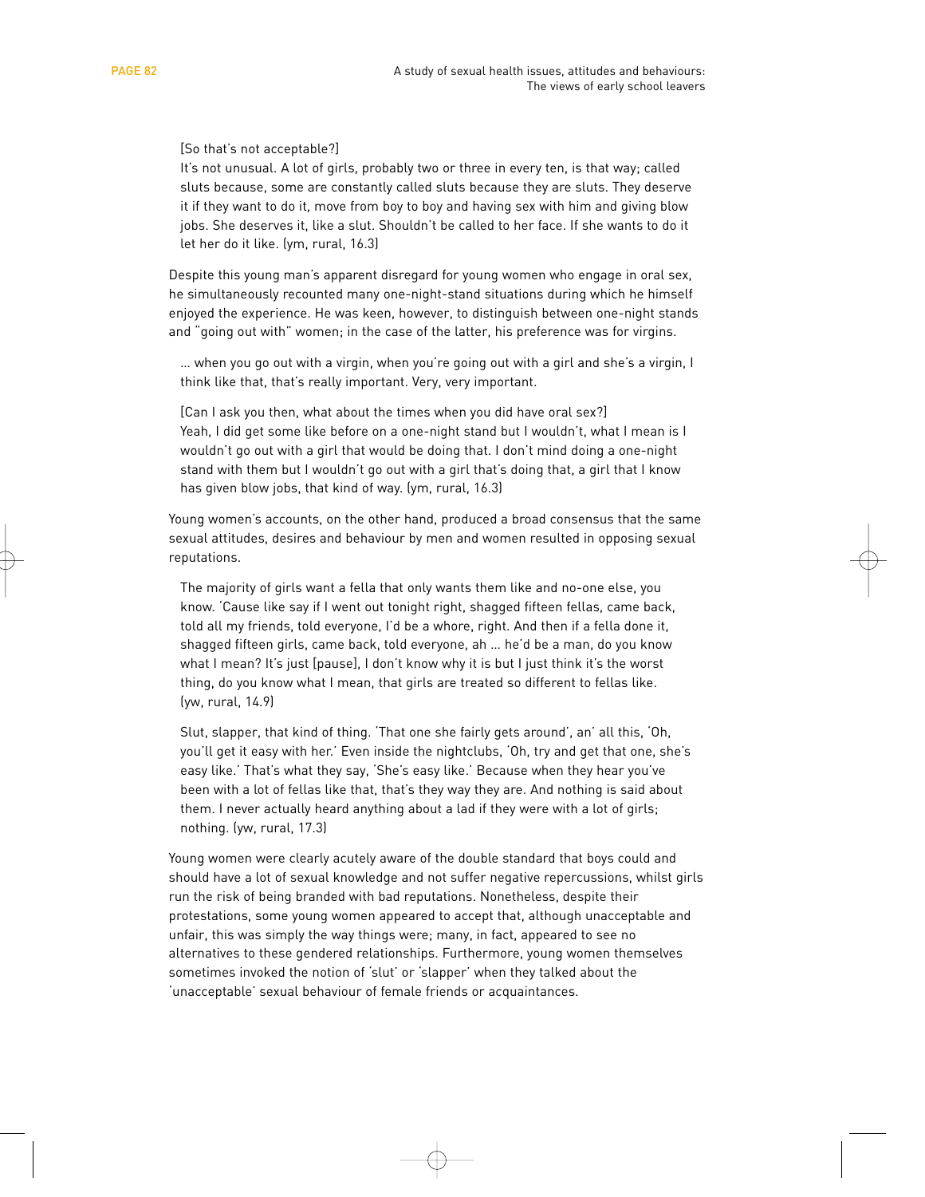[So that's not acceptable?]
It's not unusual. A lot of girls, probably two or three in every ten, is that way; called sluts because, some are constantly called sluts because they are sluts. They deserve it if they want to do it, move from boy to boy and having sex with him and giving blow jobs. She deserves it, like a slut. Shouldn't be called to her face. If she wants to do it let her do it like. (ym, rural, 16.3)

Despite this young man's apparent disregard for young women who engage in oral sex, he simultaneously recounted many one-night-stand situations during which he himself enjoyed the experience. He was keen, however, to distinguish between one-night stands and "going out with" women; in the case of the latter, his preference was for virgins.

> ... when you go out with a virgin, when you're going out with a girl and she's a virgin, I think like that, that's really important. Very, very important.
>
> [Can I ask you then, what about the times when you did have oral sex?]
> Yeah, I did get some like before on a one-night stand but I wouldn't, what I mean is I wouldn't go out with a girl that would be doing that. I don't mind doing a one-night stand with them but I wouldn't go out with a girl that's doing that, a girl that I know has given blow jobs, that kind of way. (ym, rural, 16.3)

Young women's accounts, on the other hand, produced a broad consensus that the same sexual attitudes, desires and behaviour by men and women resulted in opposing sexual reputations.

> The majority of girls want a fella that only wants them like and no-one else, you know. 'Cause like say if I went out tonight right, shagged fifteen fellas, came back, told all my friends, told everyone, I'd be a whore, right. And then if a fella done it, shagged fifteen girls, came back, told everyone, ah ... he'd be a man, do you know what I mean? It's just [pause], I don't know why it is but I just think it's the worst thing, do you know what I mean, that girls are treated so different to fellas like. (yw, rural, 14.9)

> Slut, slapper, that kind of thing. 'That one she fairly gets around', an' all this, 'Oh, you'll get it easy with her.' Even inside the nightclubs, 'Oh, try and get that one, she's easy like.' That's what they say, 'She's easy like.' Because when they hear you've been with a lot of fellas like that, that's they way they are. And nothing is said about them. I never actually heard anything about a lad if they were with a lot of girls; nothing. (yw, rural, 17.3)

Young women were clearly acutely aware of the double standard that boys could and should have a lot of sexual knowledge and not suffer negative repercussions, whilst girls run the risk of being branded with bad reputations. Nonetheless, despite their protestations, some young women appeared to accept that, although unacceptable and unfair, this was simply the way things were; many, in fact, appeared to see no alternatives to these gendered relationships. Furthermore, young women themselves sometimes invoked the notion of 'slut' or 'slapper' when they talked about the 'unacceptable' sexual behaviour of female friends or acquaintances.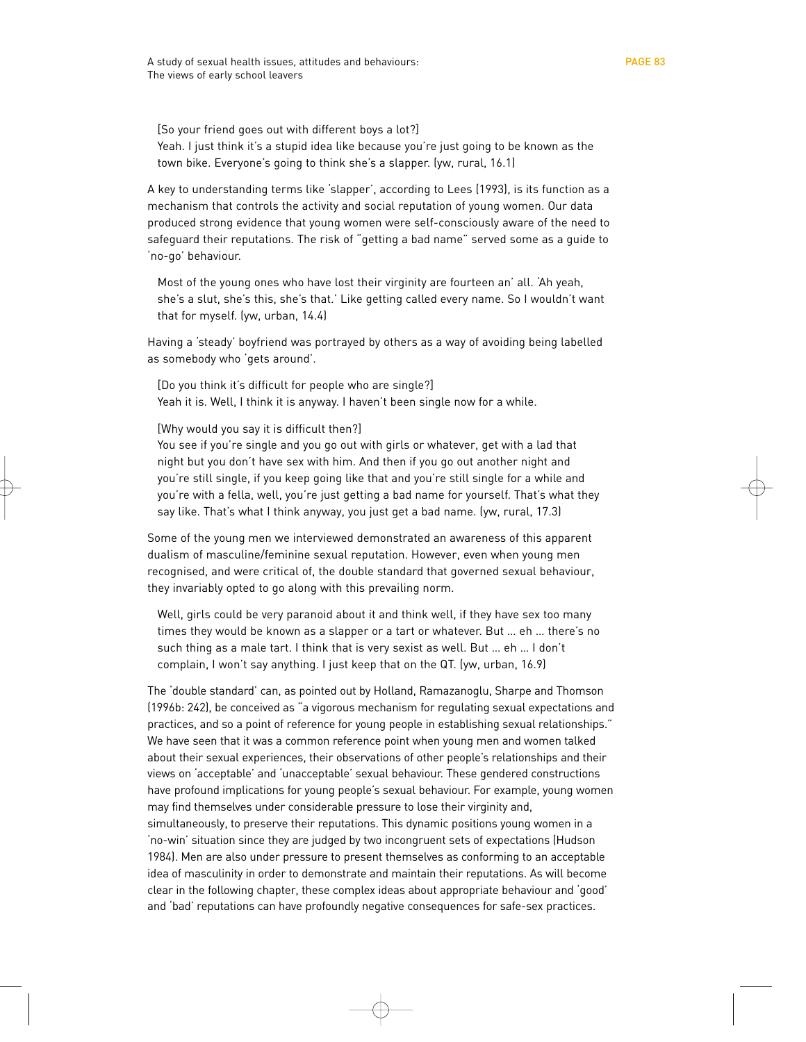> [So your friend goes out with different boys a lot?]
> Yeah. I just think it's a stupid idea like because you're just going to be known as the town bike. Everyone's going to think she's a slapper. (yw, rural, 16.1)

A key to understanding terms like 'slapper', according to Lees (1993), is its function as a mechanism that controls the activity and social reputation of young women. Our data produced strong evidence that young women were self-consciously aware of the need to safeguard their reputations. The risk of "getting a bad name" served some as a guide to 'no-go' behaviour.

> Most of the young ones who have lost their virginity are fourteen an' all. 'Ah yeah, she's a slut, she's this, she's that.' Like getting called every name. So I wouldn't want that for myself. (yw, urban, 14.4)

Having a 'steady' boyfriend was portrayed by others as a way of avoiding being labelled as somebody who 'gets around'.

> [Do you think it's difficult for people who are single?]
> Yeah it is. Well, I think it is anyway. I haven't been single now for a while.
>
> [Why would you say it is difficult then?]
> You see if you're single and you go out with girls or whatever, get with a lad that night but you don't have sex with him. And then if you go out another night and you're still single, if you keep going like that and you're still single for a while and you're with a fella, well, you're just getting a bad name for yourself. That's what they say like. That's what I think anyway, you just get a bad name. (yw, rural, 17.3)

Some of the young men we interviewed demonstrated an awareness of this apparent dualism of masculine/feminine sexual reputation. However, even when young men recognised, and were critical of, the double standard that governed sexual behaviour, they invariably opted to go along with this prevailing norm.

> Well, girls could be very paranoid about it and think well, if they have sex too many times they would be known as a slapper or a tart or whatever. But ... eh ... there's no such thing as a male tart. I think that is very sexist as well. But ... eh ... I don't complain, I won't say anything. I just keep that on the QT. (yw, urban, 16.9)

The 'double standard' can, as pointed out by Holland, Ramazanoglu, Sharpe and Thomson (1996b: 242), be conceived as "a vigorous mechanism for regulating sexual expectations and practices, and so a point of reference for young people in establishing sexual relationships." We have seen that it was a common reference point when young men and women talked about their sexual experiences, their observations of other people's relationships and their views on 'acceptable' and 'unacceptable' sexual behaviour. These gendered constructions have profound implications for young people's sexual behaviour. For example, young women may find themselves under considerable pressure to lose their virginity and, simultaneously, to preserve their reputations. This dynamic positions young women in a 'no-win' situation since they are judged by two incongruent sets of expectations (Hudson 1984). Men are also under pressure to present themselves as conforming to an acceptable idea of masculinity in order to demonstrate and maintain their reputations. As will become clear in the following chapter, these complex ideas about appropriate behaviour and 'good' and 'bad' reputations can have profoundly negative consequences for safe-sex practices.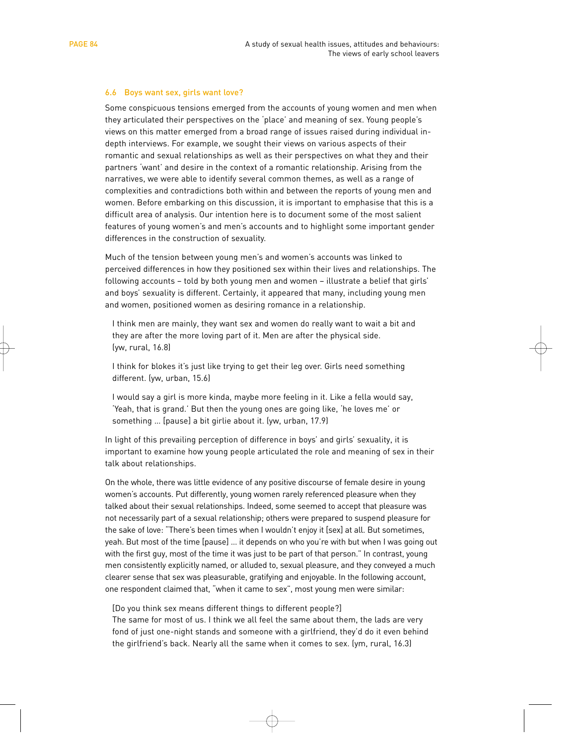### 6.6 Boys want sex, girls want love?

Some conspicuous tensions emerged from the accounts of young women and men when they articulated their perspectives on the 'place' and meaning of sex. Young people's views on this matter emerged from a broad range of issues raised during individual in-depth interviews. For example, we sought their views on various aspects of their romantic and sexual relationships as well as their perspectives on what they and their partners 'want' and desire in the context of a romantic relationship. Arising from the narratives, we were able to identify several common themes, as well as a range of complexities and contradictions both within and between the reports of young men and women. Before embarking on this discussion, it is important to emphasise that this is a difficult area of analysis. Our intention here is to document some of the most salient features of young women's and men's accounts and to highlight some important gender differences in the construction of sexuality.

Much of the tension between young men's and women's accounts was linked to perceived differences in how they positioned sex within their lives and relationships. The following accounts – told by both young men and women – illustrate a belief that girls' and boys' sexuality is different. Certainly, it appeared that many, including young men and women, positioned women as desiring romance in a relationship.

> I think men are mainly, they want sex and women do really want to wait a bit and they are after the more loving part of it. Men are after the physical side. (yw, rural, 16.8)

> I think for blokes it's just like trying to get their leg over. Girls need something different. (yw, urban, 15.6)

> I would say a girl is more kinda, maybe more feeling in it. Like a fella would say, 'Yeah, that is grand.' But then the young ones are going like, 'he loves me' or something ... [pause] a bit girlie about it. (yw, urban, 17.9)

In light of this prevailing perception of difference in boys' and girls' sexuality, it is important to examine how young people articulated the role and meaning of sex in their talk about relationships.

On the whole, there was little evidence of any positive discourse of female desire in young women's accounts. Put differently, young women rarely referenced pleasure when they talked about their sexual relationships. Indeed, some seemed to accept that pleasure was not necessarily part of a sexual relationship; others were prepared to suspend pleasure for the sake of love: "There's been times when I wouldn't enjoy it [sex] at all. But sometimes, yeah. But most of the time [pause] ... it depends on who you're with but when I was going out with the first guy, most of the time it was just to be part of that person." In contrast, young men consistently explicitly named, or alluded to, sexual pleasure, and they conveyed a much clearer sense that sex was pleasurable, gratifying and enjoyable. In the following account, one respondent claimed that, "when it came to sex", most young men were similar:

> [Do you think sex means different things to different people?]
> The same for most of us. I think we all feel the same about them, the lads are very fond of just one-night stands and someone with a girlfriend, they'd do it even behind the girlfriend's back. Nearly all the same when it comes to sex. (ym, rural, 16.3)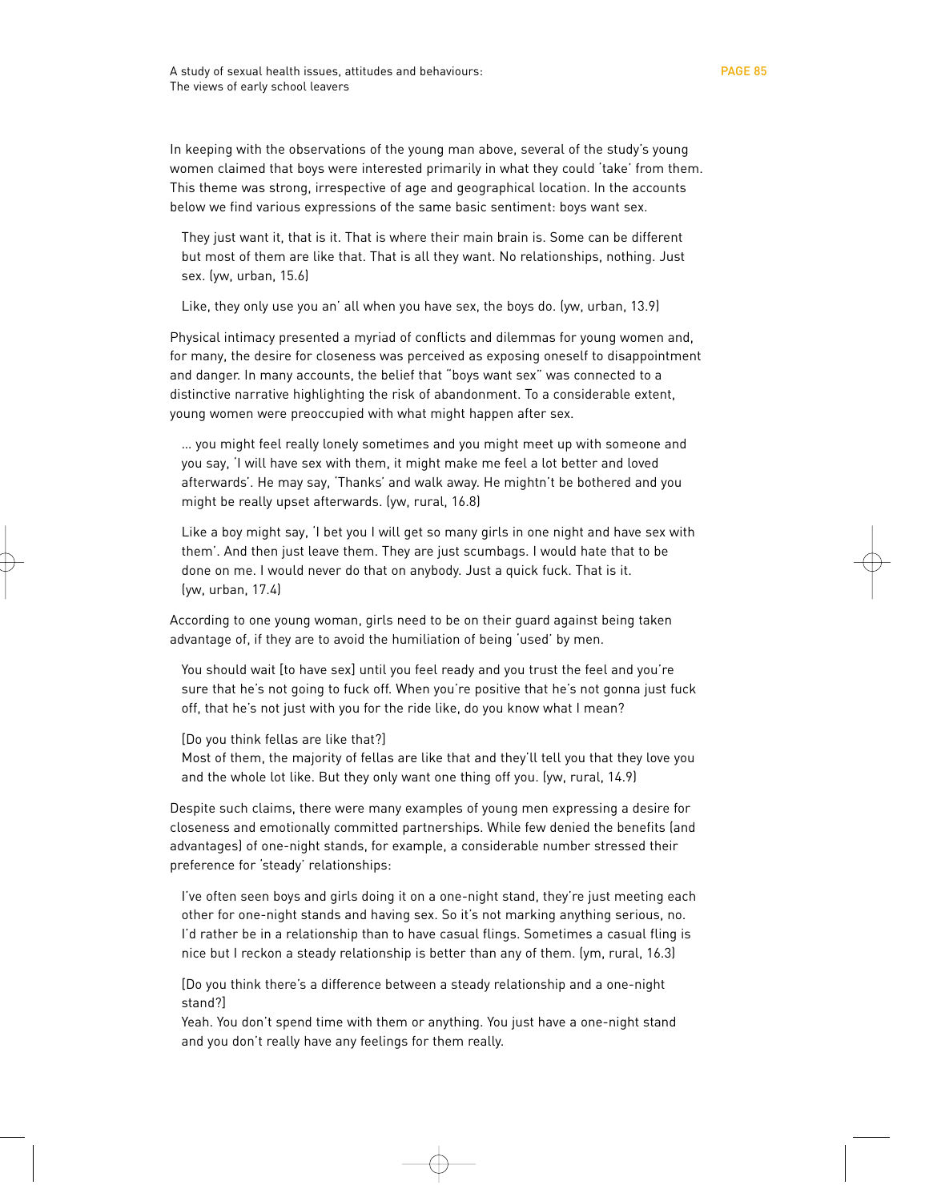In keeping with the observations of the young man above, several of the study's young women claimed that boys were interested primarily in what they could 'take' from them. This theme was strong, irrespective of age and geographical location. In the accounts below we find various expressions of the same basic sentiment: boys want sex.

> They just want it, that is it. That is where their main brain is. Some can be different but most of them are like that. That is all they want. No relationships, nothing. Just sex. (yw, urban, 15.6)

> Like, they only use you an' all when you have sex, the boys do. (yw, urban, 13.9)

Physical intimacy presented a myriad of conflicts and dilemmas for young women and, for many, the desire for closeness was perceived as exposing oneself to disappointment and danger. In many accounts, the belief that "boys want sex" was connected to a distinctive narrative highlighting the risk of abandonment. To a considerable extent, young women were preoccupied with what might happen after sex.

> ... you might feel really lonely sometimes and you might meet up with someone and you say, 'I will have sex with them, it might make me feel a lot better and loved afterwards'. He may say, 'Thanks' and walk away. He mightn't be bothered and you might be really upset afterwards. (yw, rural, 16.8)

> Like a boy might say, 'I bet you I will get so many girls in one night and have sex with them'. And then just leave them. They are just scumbags. I would hate that to be done on me. I would never do that on anybody. Just a quick fuck. That is it. (yw, urban, 17.4)

According to one young woman, girls need to be on their guard against being taken advantage of, if they are to avoid the humiliation of being 'used' by men.

> You should wait [to have sex] until you feel ready and you trust the feel and you're sure that he's not going to fuck off. When you're positive that he's not gonna just fuck off, that he's not just with you for the ride like, do you know what I mean?
>
> [Do you think fellas are like that?]
> Most of them, the majority of fellas are like that and they'll tell you that they love you and the whole lot like. But they only want one thing off you. (yw, rural, 14.9)

Despite such claims, there were many examples of young men expressing a desire for closeness and emotionally committed partnerships. While few denied the benefits (and advantages) of one-night stands, for example, a considerable number stressed their preference for 'steady' relationships:

> I've often seen boys and girls doing it on a one-night stand, they're just meeting each other for one-night stands and having sex. So it's not marking anything serious, no. I'd rather be in a relationship than to have casual flings. Sometimes a casual fling is nice but I reckon a steady relationship is better than any of them. (ym, rural, 16.3)

> [Do you think there's a difference between a steady relationship and a one-night stand?]
> Yeah. You don't spend time with them or anything. You just have a one-night stand and you don't really have any feelings for them really.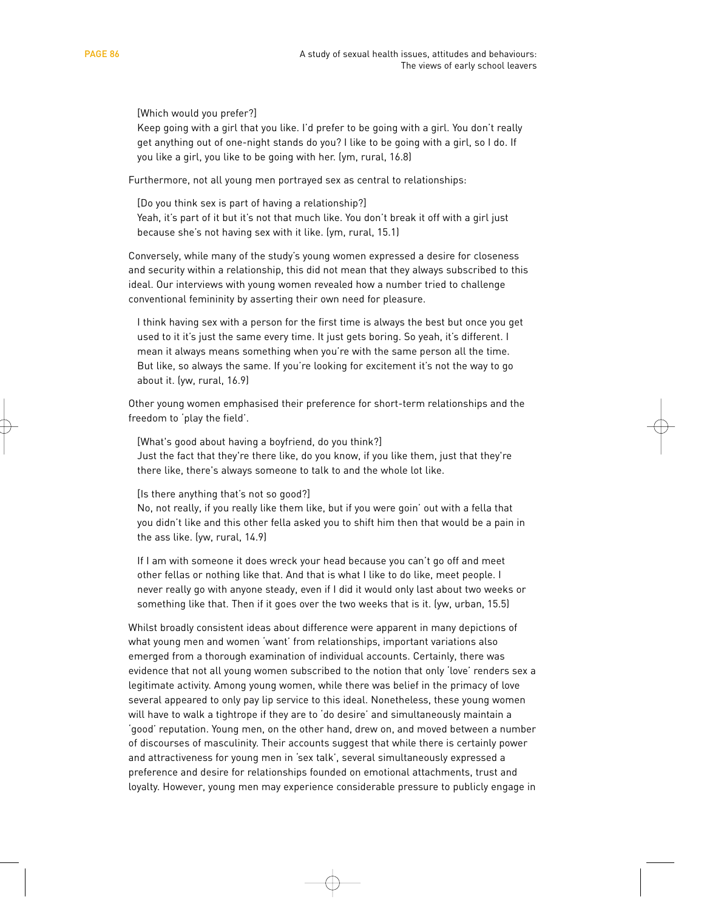[Which would you prefer?]
Keep going with a girl that you like. I'd prefer to be going with a girl. You don't really get anything out of one-night stands do you? I like to be going with a girl, so I do. If you like a girl, you like to be going with her. (ym, rural, 16.8)

Furthermore, not all young men portrayed sex as central to relationships:

[Do you think sex is part of having a relationship?]
Yeah, it's part of it but it's not that much like. You don't break it off with a girl just because she's not having sex with it like. (ym, rural, 15.1)

Conversely, while many of the study's young women expressed a desire for closeness and security within a relationship, this did not mean that they always subscribed to this ideal. Our interviews with young women revealed how a number tried to challenge conventional femininity by asserting their own need for pleasure.

I think having sex with a person for the first time is always the best but once you get used to it it's just the same every time. It just gets boring. So yeah, it's different. I mean it always means something when you're with the same person all the time. But like, so always the same. If you're looking for excitement it's not the way to go about it. (yw, rural, 16.9)

Other young women emphasised their preference for short-term relationships and the freedom to 'play the field'.

[What's good about having a boyfriend, do you think?]
Just the fact that they're there like, do you know, if you like them, just that they're there like, there's always someone to talk to and the whole lot like.

[Is there anything that's not so good?]
No, not really, if you really like them like, but if you were goin' out with a fella that you didn't like and this other fella asked you to shift him then that would be a pain in the ass like. (yw, rural, 14.9)

If I am with someone it does wreck your head because you can't go off and meet other fellas or nothing like that. And that is what I like to do like, meet people. I never really go with anyone steady, even if I did it would only last about two weeks or something like that. Then if it goes over the two weeks that is it. (yw, urban, 15.5)

Whilst broadly consistent ideas about difference were apparent in many depictions of what young men and women 'want' from relationships, important variations also emerged from a thorough examination of individual accounts. Certainly, there was evidence that not all young women subscribed to the notion that only 'love' renders sex a legitimate activity. Among young women, while there was belief in the primacy of love several appeared to only pay lip service to this ideal. Nonetheless, these young women will have to walk a tightrope if they are to 'do desire' and simultaneously maintain a 'good' reputation. Young men, on the other hand, drew on, and moved between a number of discourses of masculinity. Their accounts suggest that while there is certainly power and attractiveness for young men in 'sex talk', several simultaneously expressed a preference and desire for relationships founded on emotional attachments, trust and loyalty. However, young men may experience considerable pressure to publicly engage in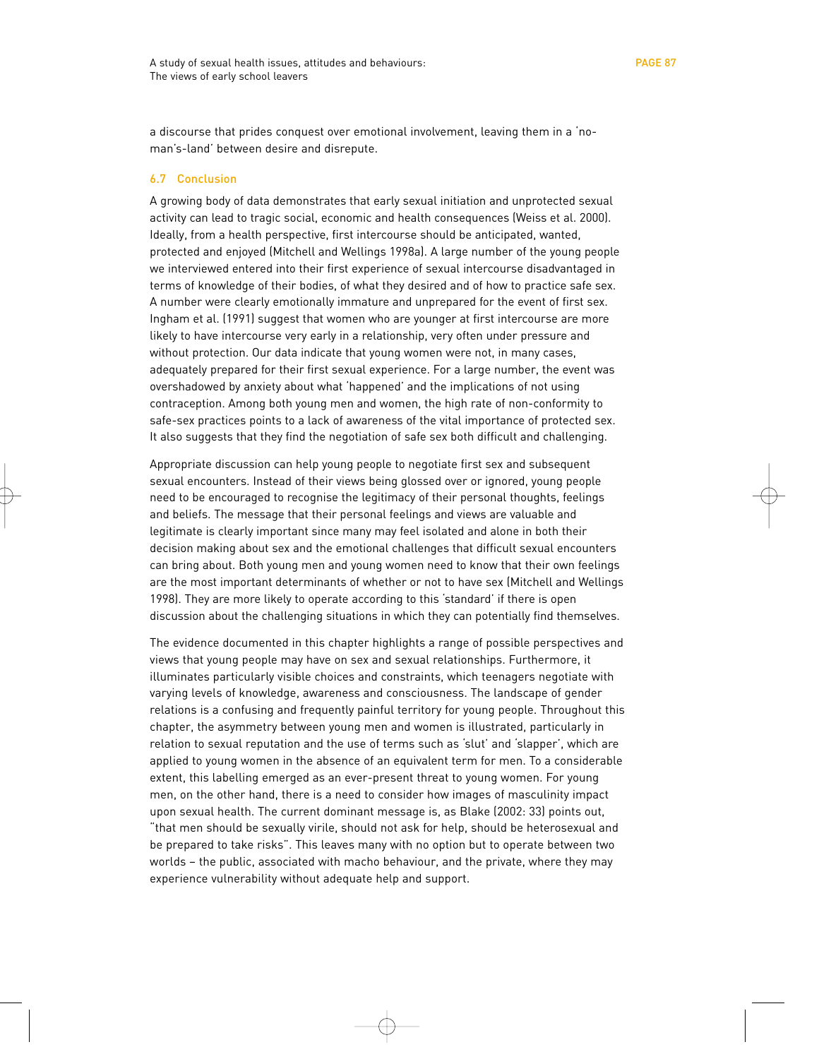a discourse that prides conquest over emotional involvement, leaving them in a 'no-man's-land' between desire and disrepute.

### 6.7 Conclusion

A growing body of data demonstrates that early sexual initiation and unprotected sexual activity can lead to tragic social, economic and health consequences (Weiss et al. 2000). Ideally, from a health perspective, first intercourse should be anticipated, wanted, protected and enjoyed (Mitchell and Wellings 1998a). A large number of the young people we interviewed entered into their first experience of sexual intercourse disadvantaged in terms of knowledge of their bodies, of what they desired and of how to practice safe sex. A number were clearly emotionally immature and unprepared for the event of first sex. Ingham et al. (1991) suggest that women who are younger at first intercourse are more likely to have intercourse very early in a relationship, very often under pressure and without protection. Our data indicate that young women were not, in many cases, adequately prepared for their first sexual experience. For a large number, the event was overshadowed by anxiety about what 'happened' and the implications of not using contraception. Among both young men and women, the high rate of non-conformity to safe-sex practices points to a lack of awareness of the vital importance of protected sex. It also suggests that they find the negotiation of safe sex both difficult and challenging.

Appropriate discussion can help young people to negotiate first sex and subsequent sexual encounters. Instead of their views being glossed over or ignored, young people need to be encouraged to recognise the legitimacy of their personal thoughts, feelings and beliefs. The message that their personal feelings and views are valuable and legitimate is clearly important since many may feel isolated and alone in both their decision making about sex and the emotional challenges that difficult sexual encounters can bring about. Both young men and young women need to know that their own feelings are the most important determinants of whether or not to have sex (Mitchell and Wellings 1998). They are more likely to operate according to this 'standard' if there is open discussion about the challenging situations in which they can potentially find themselves.

The evidence documented in this chapter highlights a range of possible perspectives and views that young people may have on sex and sexual relationships. Furthermore, it illuminates particularly visible choices and constraints, which teenagers negotiate with varying levels of knowledge, awareness and consciousness. The landscape of gender relations is a confusing and frequently painful territory for young people. Throughout this chapter, the asymmetry between young men and women is illustrated, particularly in relation to sexual reputation and the use of terms such as 'slut' and 'slapper', which are applied to young women in the absence of an equivalent term for men. To a considerable extent, this labelling emerged as an ever-present threat to young women. For young men, on the other hand, there is a need to consider how images of masculinity impact upon sexual health. The current dominant message is, as Blake (2002: 33) points out, "that men should be sexually virile, should not ask for help, should be heterosexual and be prepared to take risks". This leaves many with no option but to operate between two worlds – the public, associated with macho behaviour, and the private, where they may experience vulnerability without adequate help and support.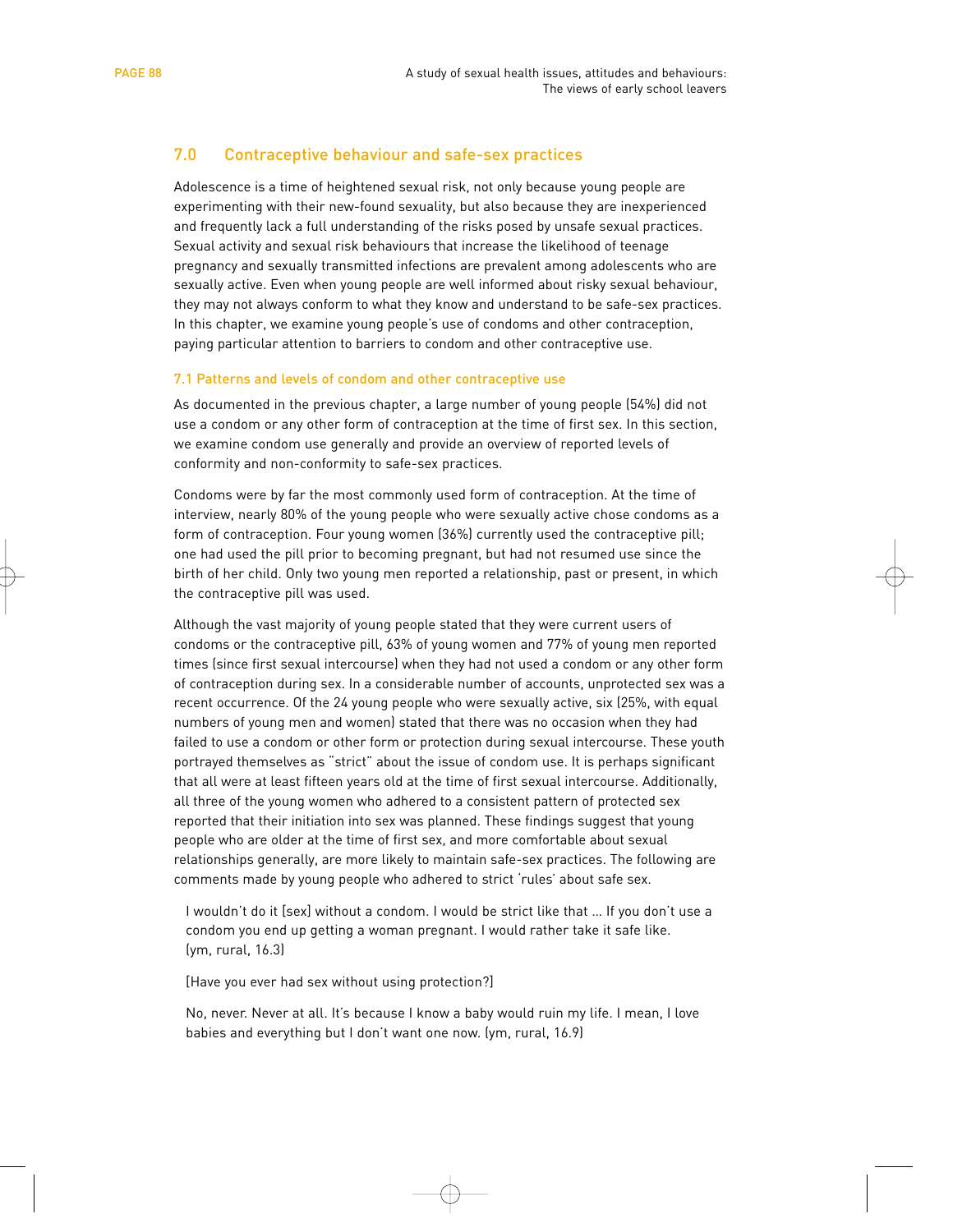## 7.0 Contraceptive behaviour and safe-sex practices

Adolescence is a time of heightened sexual risk, not only because young people are experimenting with their new-found sexuality, but also because they are inexperienced and frequently lack a full understanding of the risks posed by unsafe sexual practices. Sexual activity and sexual risk behaviours that increase the likelihood of teenage pregnancy and sexually transmitted infections are prevalent among adolescents who are sexually active. Even when young people are well informed about risky sexual behaviour, they may not always conform to what they know and understand to be safe-sex practices. In this chapter, we examine young people's use of condoms and other contraception, paying particular attention to barriers to condom and other contraceptive use.

### 7.1 Patterns and levels of condom and other contraceptive use

As documented in the previous chapter, a large number of young people (54%) did not use a condom or any other form of contraception at the time of first sex. In this section, we examine condom use generally and provide an overview of reported levels of conformity and non-conformity to safe-sex practices.

Condoms were by far the most commonly used form of contraception. At the time of interview, nearly 80% of the young people who were sexually active chose condoms as a form of contraception. Four young women (36%) currently used the contraceptive pill; one had used the pill prior to becoming pregnant, but had not resumed use since the birth of her child. Only two young men reported a relationship, past or present, in which the contraceptive pill was used.

Although the vast majority of young people stated that they were current users of condoms or the contraceptive pill, 63% of young women and 77% of young men reported times (since first sexual intercourse) when they had not used a condom or any other form of contraception during sex. In a considerable number of accounts, unprotected sex was a recent occurrence. Of the 24 young people who were sexually active, six (25%, with equal numbers of young men and women) stated that there was no occasion when they had failed to use a condom or other form or protection during sexual intercourse. These youth portrayed themselves as "strict" about the issue of condom use. It is perhaps significant that all were at least fifteen years old at the time of first sexual intercourse. Additionally, all three of the young women who adhered to a consistent pattern of protected sex reported that their initiation into sex was planned. These findings suggest that young people who are older at the time of first sex, and more comfortable about sexual relationships generally, are more likely to maintain safe-sex practices. The following are comments made by young people who adhered to strict 'rules' about safe sex.

> I wouldn't do it [sex] without a condom. I would be strict like that ... If you don't use a condom you end up getting a woman pregnant. I would rather take it safe like. (ym, rural, 16.3)

> [Have you ever had sex without using protection?]
>
> No, never. Never at all. It's because I know a baby would ruin my life. I mean, I love babies and everything but I don't want one now. (ym, rural, 16.9)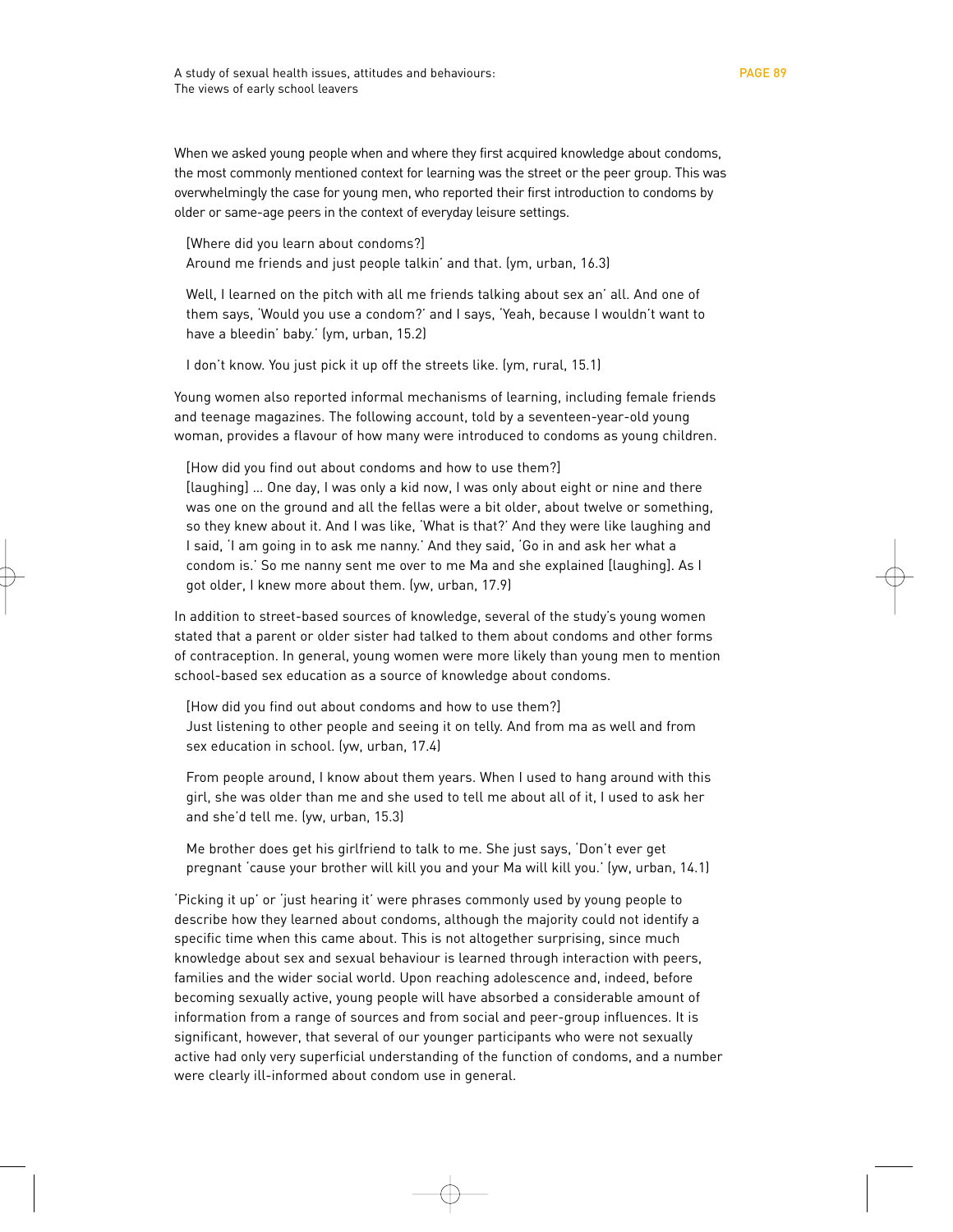When we asked young people when and where they first acquired knowledge about condoms, the most commonly mentioned context for learning was the street or the peer group. This was overwhelmingly the case for young men, who reported their first introduction to condoms by older or same-age peers in the context of everyday leisure settings.

> [Where did you learn about condoms?]
> Around me friends and just people talkin' and that. (ym, urban, 16.3)

> Well, I learned on the pitch with all me friends talking about sex an' all. And one of them says, 'Would you use a condom?' and I says, 'Yeah, because I wouldn't want to have a bleedin' baby.' (ym, urban, 15.2)

> I don't know. You just pick it up off the streets like. (ym, rural, 15.1)

Young women also reported informal mechanisms of learning, including female friends and teenage magazines. The following account, told by a seventeen-year-old young woman, provides a flavour of how many were introduced to condoms as young children.

> [How did you find out about condoms and how to use them?]
> [laughing] ... One day, I was only a kid now, I was only about eight or nine and there was one on the ground and all the fellas were a bit older, about twelve or something, so they knew about it. And I was like, 'What is that?' And they were like laughing and I said, 'I am going in to ask me nanny.' And they said, 'Go in and ask her what a condom is.' So me nanny sent me over to me Ma and she explained [laughing]. As I got older, I knew more about them. (yw, urban, 17.9)

In addition to street-based sources of knowledge, several of the study's young women stated that a parent or older sister had talked to them about condoms and other forms of contraception. In general, young women were more likely than young men to mention school-based sex education as a source of knowledge about condoms.

> [How did you find out about condoms and how to use them?]
> Just listening to other people and seeing it on telly. And from ma as well and from sex education in school. (yw, urban, 17.4)

> From people around, I know about them years. When I used to hang around with this girl, she was older than me and she used to tell me about all of it, I used to ask her and she'd tell me. (yw, urban, 15.3)

> Me brother does get his girlfriend to talk to me. She just says, 'Don't ever get pregnant 'cause your brother will kill you and your Ma will kill you.' (yw, urban, 14.1)

'Picking it up' or 'just hearing it' were phrases commonly used by young people to describe how they learned about condoms, although the majority could not identify a specific time when this came about. This is not altogether surprising, since much knowledge about sex and sexual behaviour is learned through interaction with peers, families and the wider social world. Upon reaching adolescence and, indeed, before becoming sexually active, young people will have absorbed a considerable amount of information from a range of sources and from social and peer-group influences. It is significant, however, that several of our younger participants who were not sexually active had only very superficial understanding of the function of condoms, and a number were clearly ill-informed about condom use in general.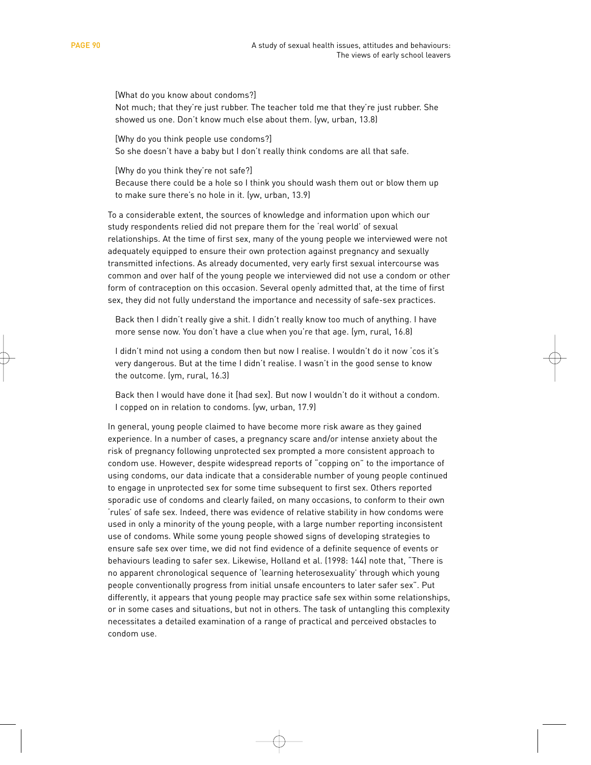[What do you know about condoms?]
Not much; that they're just rubber. The teacher told me that they're just rubber. She showed us one. Don't know much else about them. (yw, urban, 13.8)

[Why do you think people use condoms?]
So she doesn't have a baby but I don't really think condoms are all that safe.

[Why do you think they're not safe?]
Because there could be a hole so I think you should wash them out or blow them up to make sure there's no hole in it. (yw, urban, 13.9)

To a considerable extent, the sources of knowledge and information upon which our study respondents relied did not prepare them for the 'real world' of sexual relationships. At the time of first sex, many of the young people we interviewed were not adequately equipped to ensure their own protection against pregnancy and sexually transmitted infections. As already documented, very early first sexual intercourse was common and over half of the young people we interviewed did not use a condom or other form of contraception on this occasion. Several openly admitted that, at the time of first sex, they did not fully understand the importance and necessity of safe-sex practices.

Back then I didn't really give a shit. I didn't really know too much of anything. I have more sense now. You don't have a clue when you're that age. (ym, rural, 16.8)

I didn't mind not using a condom then but now I realise. I wouldn't do it now 'cos it's very dangerous. But at the time I didn't realise. I wasn't in the good sense to know the outcome. (ym, rural, 16.3)

Back then I would have done it [had sex]. But now I wouldn't do it without a condom. I copped on in relation to condoms. (yw, urban, 17.9)

In general, young people claimed to have become more risk aware as they gained experience. In a number of cases, a pregnancy scare and/or intense anxiety about the risk of pregnancy following unprotected sex prompted a more consistent approach to condom use. However, despite widespread reports of "copping on" to the importance of using condoms, our data indicate that a considerable number of young people continued to engage in unprotected sex for some time subsequent to first sex. Others reported sporadic use of condoms and clearly failed, on many occasions, to conform to their own 'rules' of safe sex. Indeed, there was evidence of relative stability in how condoms were used in only a minority of the young people, with a large number reporting inconsistent use of condoms. While some young people showed signs of developing strategies to ensure safe sex over time, we did not find evidence of a definite sequence of events or behaviours leading to safer sex. Likewise, Holland et al. (1998: 144) note that, "There is no apparent chronological sequence of 'learning heterosexuality' through which young people conventionally progress from initial unsafe encounters to later safer sex". Put differently, it appears that young people may practice safe sex within some relationships, or in some cases and situations, but not in others. The task of untangling this complexity necessitates a detailed examination of a range of practical and perceived obstacles to condom use.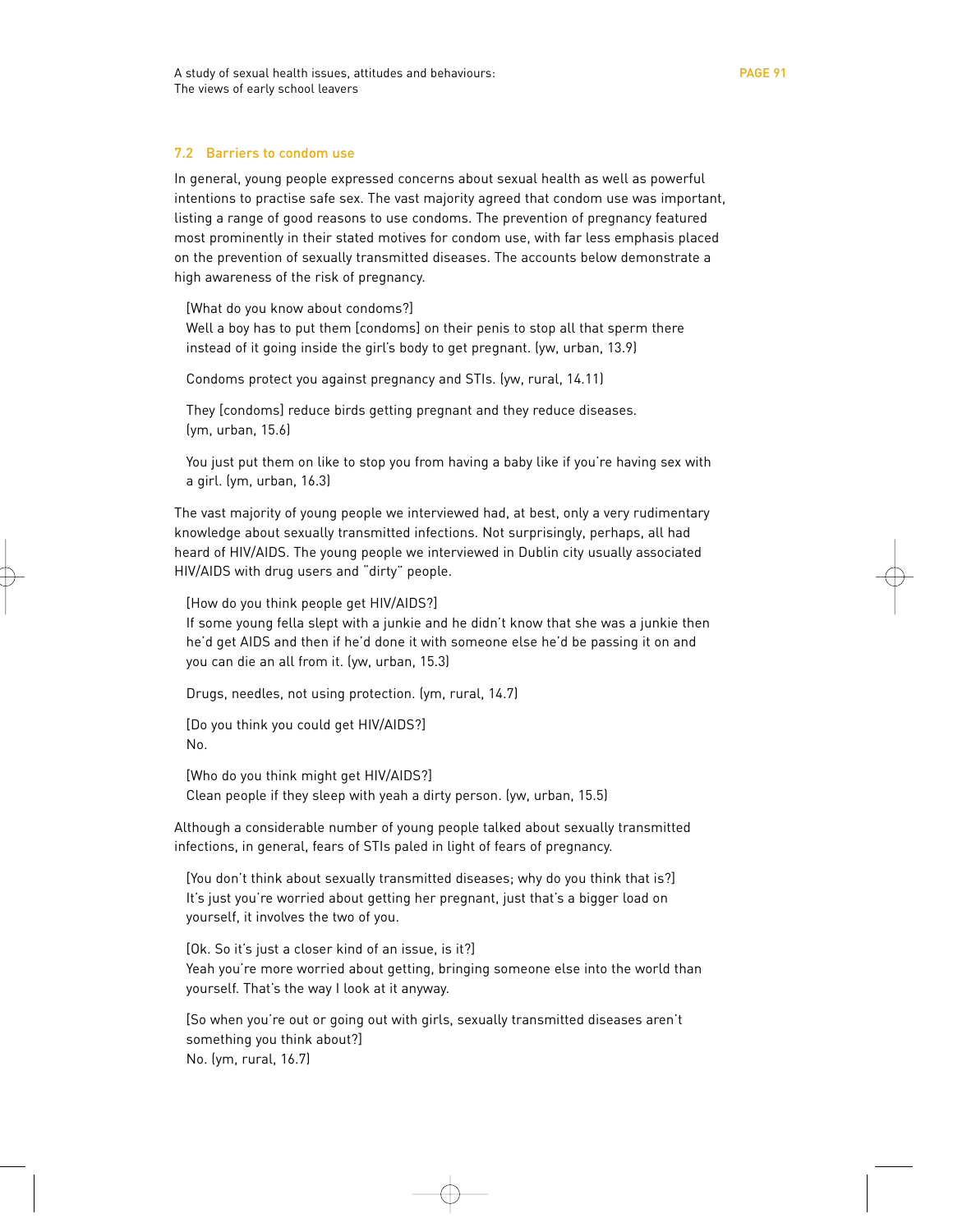## 7.2 Barriers to condom use

In general, young people expressed concerns about sexual health as well as powerful intentions to practise safe sex. The vast majority agreed that condom use was important, listing a range of good reasons to use condoms. The prevention of pregnancy featured most prominently in their stated motives for condom use, with far less emphasis placed on the prevention of sexually transmitted diseases. The accounts below demonstrate a high awareness of the risk of pregnancy.

> [What do you know about condoms?]
> Well a boy has to put them [condoms] on their penis to stop all that sperm there instead of it going inside the girl's body to get pregnant. (yw, urban, 13.9)

> Condoms protect you against pregnancy and STIs. (yw, rural, 14.11)

> They [condoms] reduce birds getting pregnant and they reduce diseases. (ym, urban, 15.6)

> You just put them on like to stop you from having a baby like if you're having sex with a girl. (ym, urban, 16.3)

The vast majority of young people we interviewed had, at best, only a very rudimentary knowledge about sexually transmitted infections. Not surprisingly, perhaps, all had heard of HIV/AIDS. The young people we interviewed in Dublin city usually associated HIV/AIDS with drug users and "dirty" people.

> [How do you think people get HIV/AIDS?]
> If some young fella slept with a junkie and he didn't know that she was a junkie then he'd get AIDS and then if he'd done it with someone else he'd be passing it on and you can die an all from it. (yw, urban, 15.3)

> Drugs, needles, not using protection. (ym, rural, 14.7)

> [Do you think you could get HIV/AIDS?]
> No.
>
> [Who do you think might get HIV/AIDS?]
> Clean people if they sleep with yeah a dirty person. (yw, urban, 15.5)

Although a considerable number of young people talked about sexually transmitted infections, in general, fears of STIs paled in light of fears of pregnancy.

> [You don't think about sexually transmitted diseases; why do you think that is?]
> It's just you're worried about getting her pregnant, just that's a bigger load on yourself, it involves the two of you.
>
> [Ok. So it's just a closer kind of an issue, is it?]
> Yeah you're more worried about getting, bringing someone else into the world than yourself. That's the way I look at it anyway.
>
> [So when you're out or going out with girls, sexually transmitted diseases aren't something you think about?]
> No. (ym, rural, 16.7)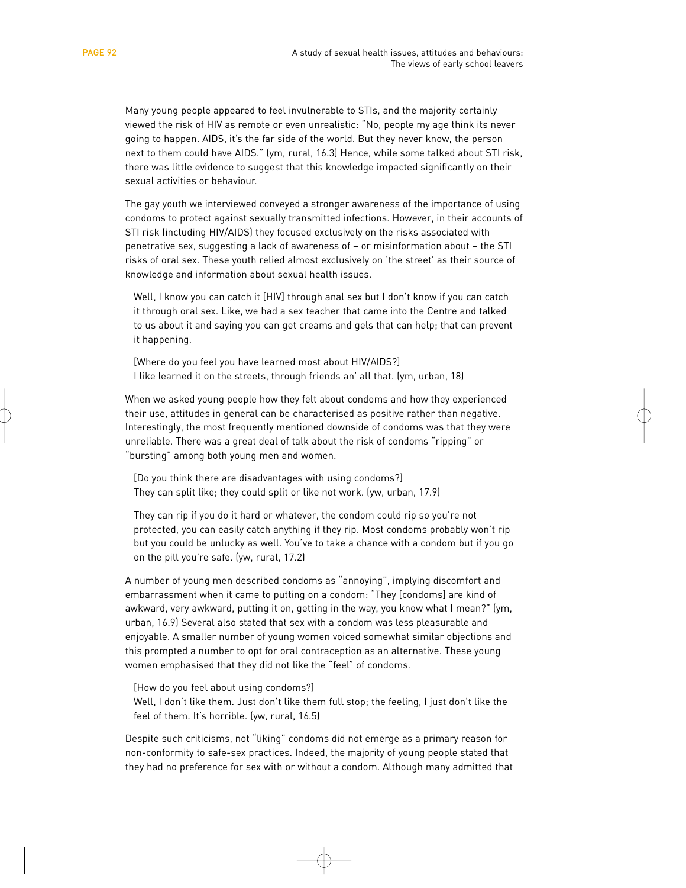Many young people appeared to feel invulnerable to STIs, and the majority certainly viewed the risk of HIV as remote or even unrealistic: "No, people my age think its never going to happen. AIDS, it's the far side of the world. But they never know, the person next to them could have AIDS." (ym, rural, 16.3) Hence, while some talked about STI risk, there was little evidence to suggest that this knowledge impacted significantly on their sexual activities or behaviour.

The gay youth we interviewed conveyed a stronger awareness of the importance of using condoms to protect against sexually transmitted infections. However, in their accounts of STI risk (including HIV/AIDS) they focused exclusively on the risks associated with penetrative sex, suggesting a lack of awareness of – or misinformation about – the STI risks of oral sex. These youth relied almost exclusively on 'the street' as their source of knowledge and information about sexual health issues.

> Well, I know you can catch it [HIV] through anal sex but I don't know if you can catch it through oral sex. Like, we had a sex teacher that came into the Centre and talked to us about it and saying you can get creams and gels that can help; that can prevent it happening.
>
> [Where do you feel you have learned most about HIV/AIDS?]
> I like learned it on the streets, through friends an' all that. (ym, urban, 18)

When we asked young people how they felt about condoms and how they experienced their use, attitudes in general can be characterised as positive rather than negative. Interestingly, the most frequently mentioned downside of condoms was that they were unreliable. There was a great deal of talk about the risk of condoms "ripping" or "bursting" among both young men and women.

> [Do you think there are disadvantages with using condoms?]
> They can split like; they could split or like not work. (yw, urban, 17.9)

> They can rip if you do it hard or whatever, the condom could rip so you're not protected, you can easily catch anything if they rip. Most condoms probably won't rip but you could be unlucky as well. You've to take a chance with a condom but if you go on the pill you're safe. (yw, rural, 17.2)

A number of young men described condoms as "annoying", implying discomfort and embarrassment when it came to putting on a condom: "They [condoms] are kind of awkward, very awkward, putting it on, getting in the way, you know what I mean?" (ym, urban, 16.9) Several also stated that sex with a condom was less pleasurable and enjoyable. A smaller number of young women voiced somewhat similar objections and this prompted a number to opt for oral contraception as an alternative. These young women emphasised that they did not like the "feel" of condoms.

> [How do you feel about using condoms?]
> Well, I don't like them. Just don't like them full stop; the feeling, I just don't like the feel of them. It's horrible. (yw, rural, 16.5)

Despite such criticisms, not "liking" condoms did not emerge as a primary reason for non-conformity to safe-sex practices. Indeed, the majority of young people stated that they had no preference for sex with or without a condom. Although many admitted that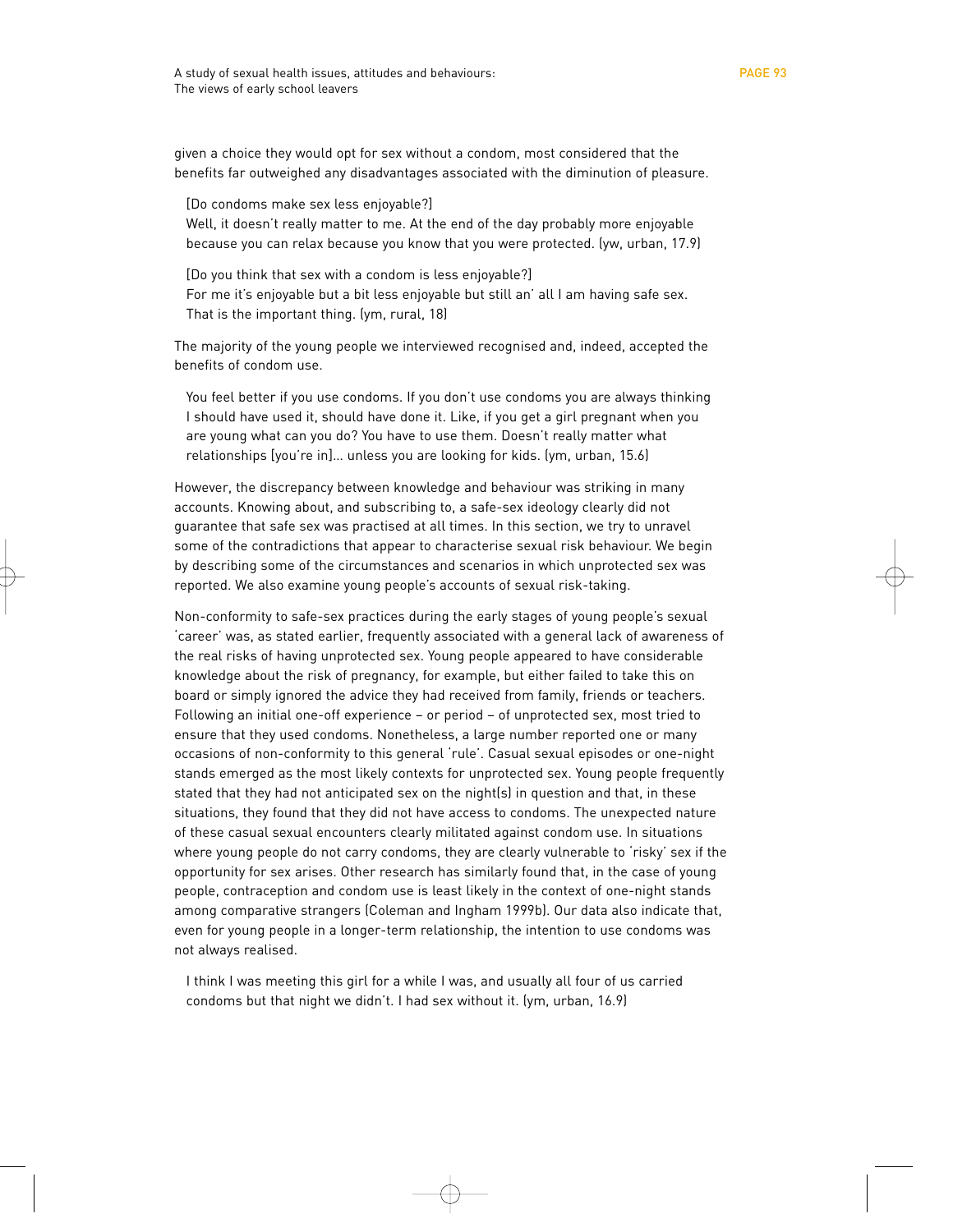given a choice they would opt for sex without a condom, most considered that the benefits far outweighed any disadvantages associated with the diminution of pleasure.

> [Do condoms make sex less enjoyable?]
> Well, it doesn't really matter to me. At the end of the day probably more enjoyable because you can relax because you know that you were protected. (yw, urban, 17.9)

> [Do you think that sex with a condom is less enjoyable?]
> For me it's enjoyable but a bit less enjoyable but still an' all I am having safe sex. That is the important thing. (ym, rural, 18)

The majority of the young people we interviewed recognised and, indeed, accepted the benefits of condom use.

> You feel better if you use condoms. If you don't use condoms you are always thinking I should have used it, should have done it. Like, if you get a girl pregnant when you are young what can you do? You have to use them. Doesn't really matter what relationships [you're in]... unless you are looking for kids. (ym, urban, 15.6)

However, the discrepancy between knowledge and behaviour was striking in many accounts. Knowing about, and subscribing to, a safe-sex ideology clearly did not guarantee that safe sex was practised at all times. In this section, we try to unravel some of the contradictions that appear to characterise sexual risk behaviour. We begin by describing some of the circumstances and scenarios in which unprotected sex was reported. We also examine young people's accounts of sexual risk-taking.

Non-conformity to safe-sex practices during the early stages of young people's sexual 'career' was, as stated earlier, frequently associated with a general lack of awareness of the real risks of having unprotected sex. Young people appeared to have considerable knowledge about the risk of pregnancy, for example, but either failed to take this on board or simply ignored the advice they had received from family, friends or teachers. Following an initial one-off experience – or period – of unprotected sex, most tried to ensure that they used condoms. Nonetheless, a large number reported one or many occasions of non-conformity to this general 'rule'. Casual sexual episodes or one-night stands emerged as the most likely contexts for unprotected sex. Young people frequently stated that they had not anticipated sex on the night(s) in question and that, in these situations, they found that they did not have access to condoms. The unexpected nature of these casual sexual encounters clearly militated against condom use. In situations where young people do not carry condoms, they are clearly vulnerable to 'risky' sex if the opportunity for sex arises. Other research has similarly found that, in the case of young people, contraception and condom use is least likely in the context of one-night stands among comparative strangers (Coleman and Ingham 1999b). Our data also indicate that, even for young people in a longer-term relationship, the intention to use condoms was not always realised.

> I think I was meeting this girl for a while I was, and usually all four of us carried condoms but that night we didn't. I had sex without it. (ym, urban, 16.9)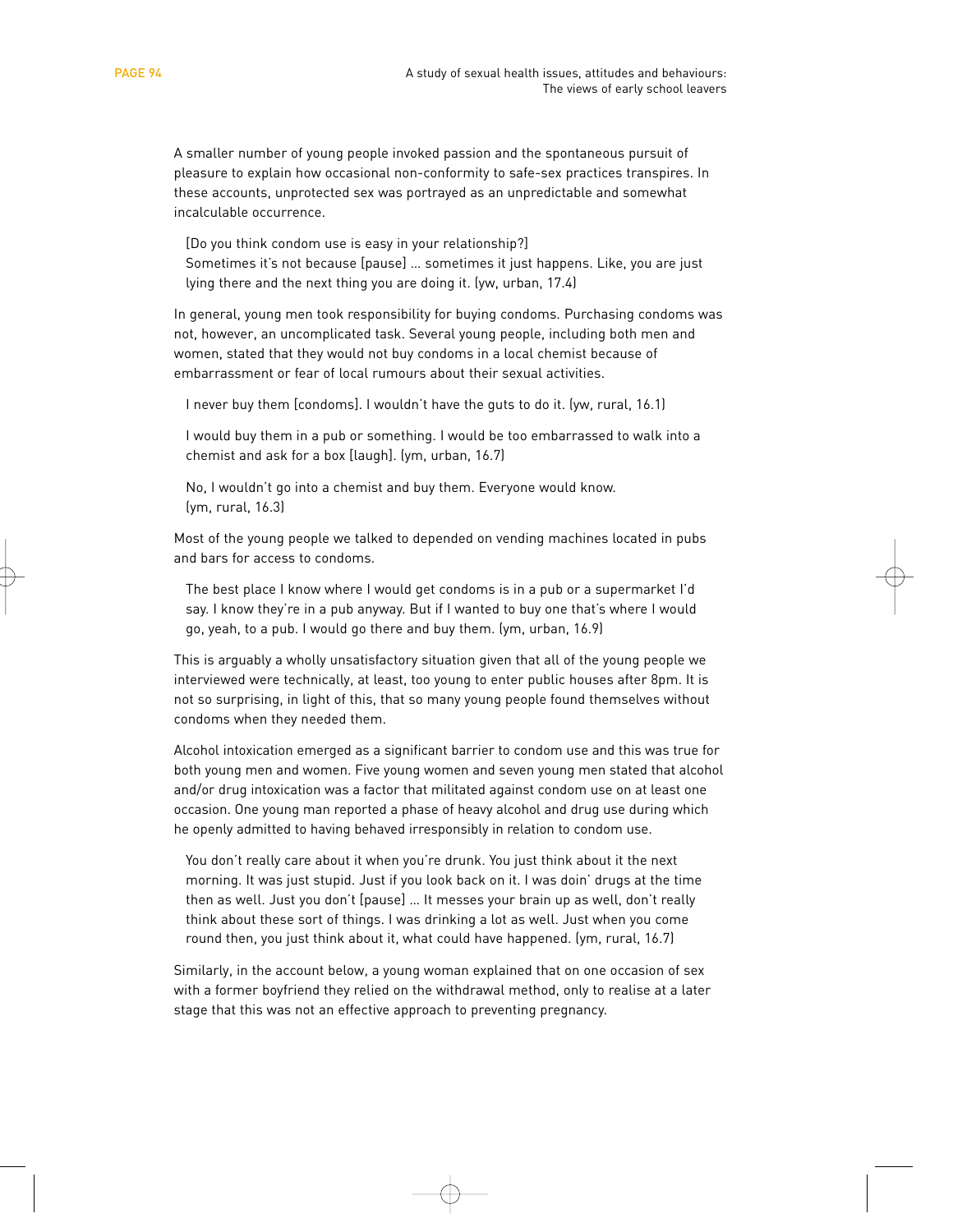A smaller number of young people invoked passion and the spontaneous pursuit of pleasure to explain how occasional non-conformity to safe-sex practices transpires. In these accounts, unprotected sex was portrayed as an unpredictable and somewhat incalculable occurrence.

> [Do you think condom use is easy in your relationship?]
> Sometimes it's not because [pause] ... sometimes it just happens. Like, you are just lying there and the next thing you are doing it. (yw, urban, 17.4)

In general, young men took responsibility for buying condoms. Purchasing condoms was not, however, an uncomplicated task. Several young people, including both men and women, stated that they would not buy condoms in a local chemist because of embarrassment or fear of local rumours about their sexual activities.

> I never buy them [condoms]. I wouldn't have the guts to do it. (yw, rural, 16.1)

> I would buy them in a pub or something. I would be too embarrassed to walk into a chemist and ask for a box [laugh]. (ym, urban, 16.7)

> No, I wouldn't go into a chemist and buy them. Everyone would know. (ym, rural, 16.3)

Most of the young people we talked to depended on vending machines located in pubs and bars for access to condoms.

> The best place I know where I would get condoms is in a pub or a supermarket I'd say. I know they're in a pub anyway. But if I wanted to buy one that's where I would go, yeah, to a pub. I would go there and buy them. (ym, urban, 16.9)

This is arguably a wholly unsatisfactory situation given that all of the young people we interviewed were technically, at least, too young to enter public houses after 8pm. It is not so surprising, in light of this, that so many young people found themselves without condoms when they needed them.

Alcohol intoxication emerged as a significant barrier to condom use and this was true for both young men and women. Five young women and seven young men stated that alcohol and/or drug intoxication was a factor that militated against condom use on at least one occasion. One young man reported a phase of heavy alcohol and drug use during which he openly admitted to having behaved irresponsibly in relation to condom use.

> You don't really care about it when you're drunk. You just think about it the next morning. It was just stupid. Just if you look back on it. I was doin' drugs at the time then as well. Just you don't [pause] ... It messes your brain up as well, don't really think about these sort of things. I was drinking a lot as well. Just when you come round then, you just think about it, what could have happened. (ym, rural, 16.7)

Similarly, in the account below, a young woman explained that on one occasion of sex with a former boyfriend they relied on the withdrawal method, only to realise at a later stage that this was not an effective approach to preventing pregnancy.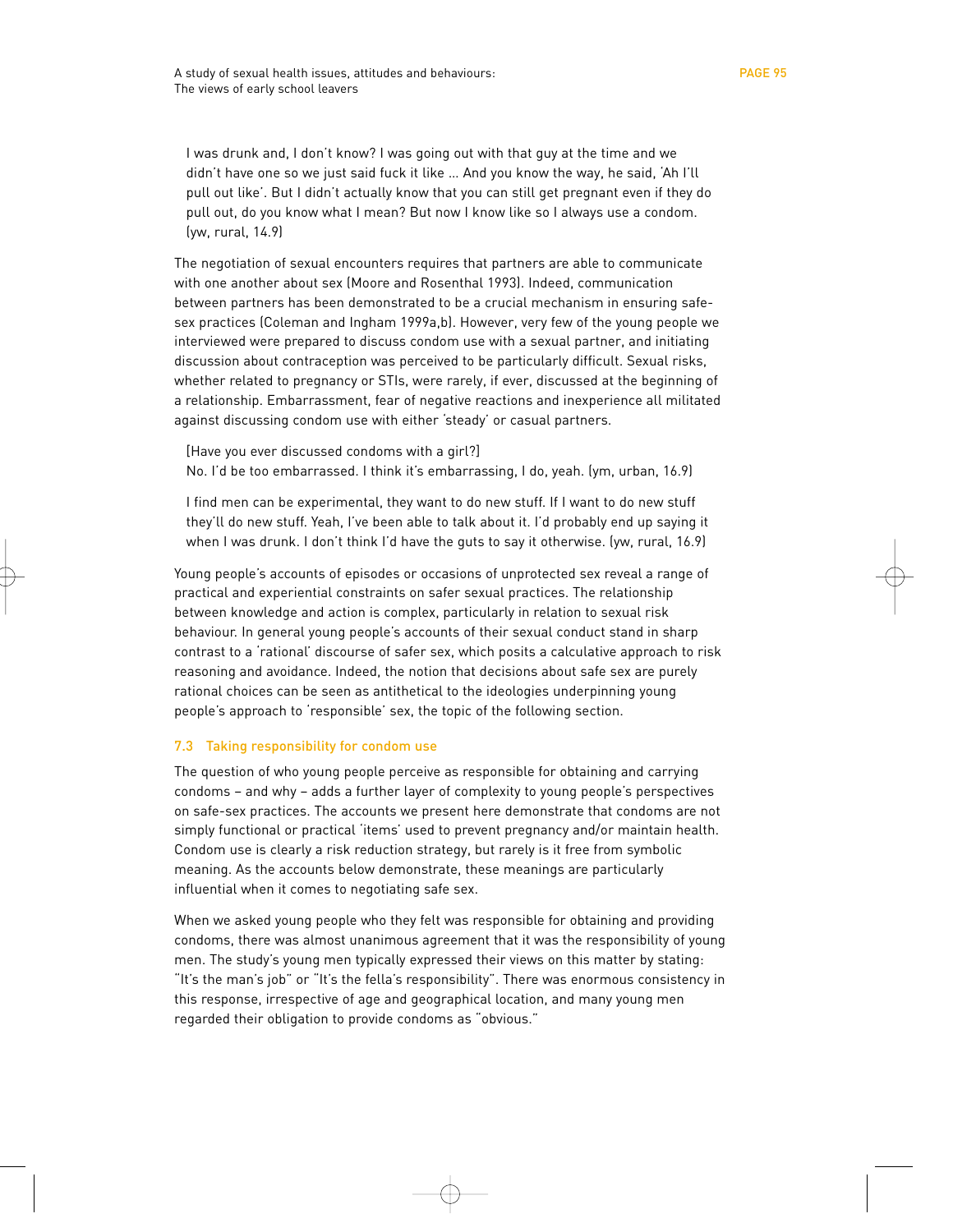> I was drunk and, I don't know? I was going out with that guy at the time and we didn't have one so we just said fuck it like ... And you know the way, he said, 'Ah I'll pull out like'. But I didn't actually know that you can still get pregnant even if they do pull out, do you know what I mean? But now I know like so I always use a condom. (yw, rural, 14.9)

The negotiation of sexual encounters requires that partners are able to communicate with one another about sex (Moore and Rosenthal 1993). Indeed, communication between partners has been demonstrated to be a crucial mechanism in ensuring safe-sex practices (Coleman and Ingham 1999a,b). However, very few of the young people we interviewed were prepared to discuss condom use with a sexual partner, and initiating discussion about contraception was perceived to be particularly difficult. Sexual risks, whether related to pregnancy or STIs, were rarely, if ever, discussed at the beginning of a relationship. Embarrassment, fear of negative reactions and inexperience all militated against discussing condom use with either 'steady' or casual partners.

> [Have you ever discussed condoms with a girl?]
> No. I'd be too embarrassed. I think it's embarrassing, I do, yeah. (ym, urban, 16.9)

> I find men can be experimental, they want to do new stuff. If I want to do new stuff they'll do new stuff. Yeah, I've been able to talk about it. I'd probably end up saying it when I was drunk. I don't think I'd have the guts to say it otherwise. (yw, rural, 16.9)

Young people's accounts of episodes or occasions of unprotected sex reveal a range of practical and experiential constraints on safer sexual practices. The relationship between knowledge and action is complex, particularly in relation to sexual risk behaviour. In general young people's accounts of their sexual conduct stand in sharp contrast to a 'rational' discourse of safer sex, which posits a calculative approach to risk reasoning and avoidance. Indeed, the notion that decisions about safe sex are purely rational choices can be seen as antithetical to the ideologies underpinning young people's approach to 'responsible' sex, the topic of the following section.

### 7.3 Taking responsibility for condom use

The question of who young people perceive as responsible for obtaining and carrying condoms – and why – adds a further layer of complexity to young people's perspectives on safe-sex practices. The accounts we present here demonstrate that condoms are not simply functional or practical 'items' used to prevent pregnancy and/or maintain health. Condom use is clearly a risk reduction strategy, but rarely is it free from symbolic meaning. As the accounts below demonstrate, these meanings are particularly influential when it comes to negotiating safe sex.

When we asked young people who they felt was responsible for obtaining and providing condoms, there was almost unanimous agreement that it was the responsibility of young men. The study's young men typically expressed their views on this matter by stating: "It's the man's job" or "It's the fella's responsibility". There was enormous consistency in this response, irrespective of age and geographical location, and many young men regarded their obligation to provide condoms as "obvious."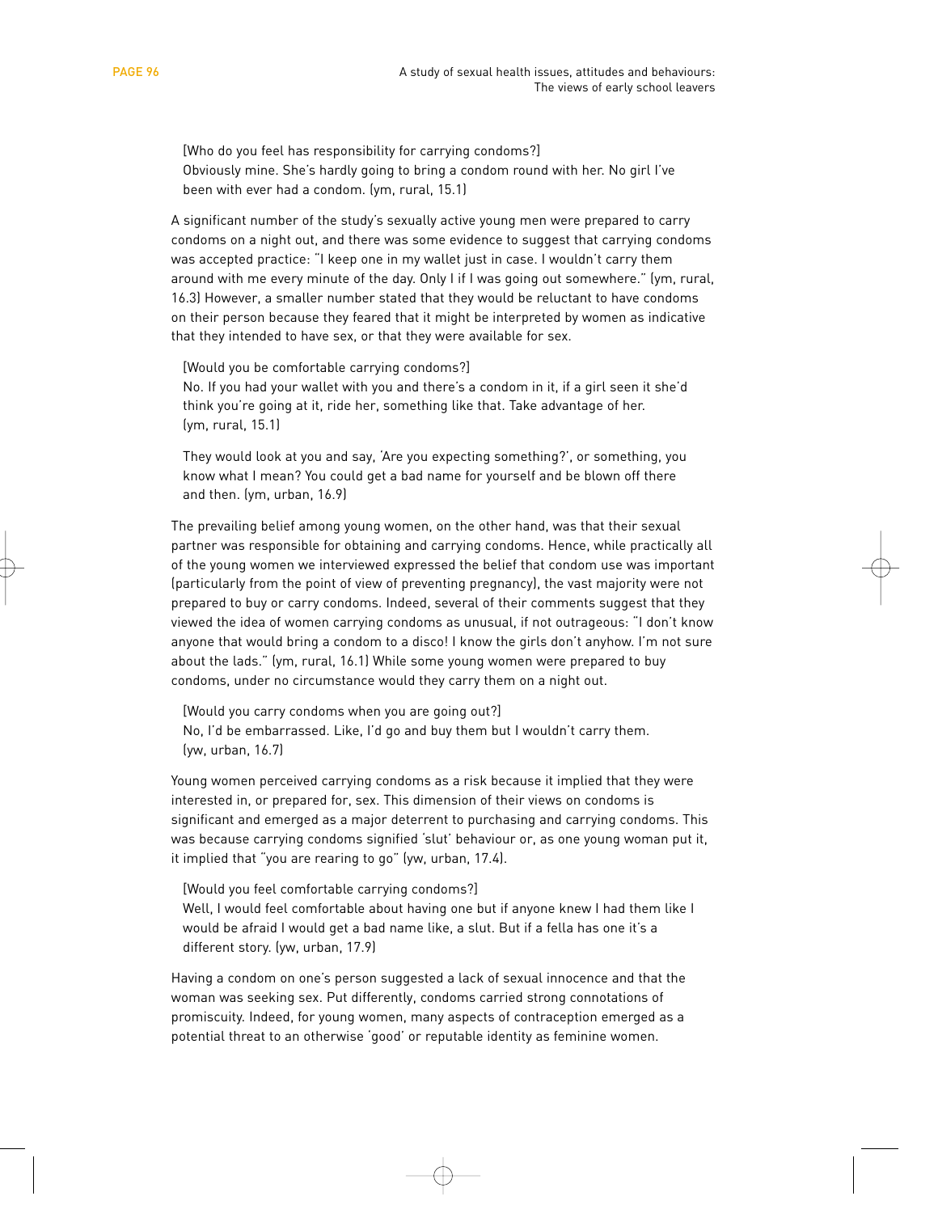[Who do you feel has responsibility for carrying condoms?]
Obviously mine. She's hardly going to bring a condom round with her. No girl I've been with ever had a condom. (ym, rural, 15.1)

A significant number of the study's sexually active young men were prepared to carry condoms on a night out, and there was some evidence to suggest that carrying condoms was accepted practice: "I keep one in my wallet just in case. I wouldn't carry them around with me every minute of the day. Only I if I was going out somewhere." (ym, rural, 16.3) However, a smaller number stated that they would be reluctant to have condoms on their person because they feared that it might be interpreted by women as indicative that they intended to have sex, or that they were available for sex.

[Would you be comfortable carrying condoms?]
No. If you had your wallet with you and there's a condom in it, if a girl seen it she'd think you're going at it, ride her, something like that. Take advantage of her. (ym, rural, 15.1)

They would look at you and say, 'Are you expecting something?', or something, you know what I mean? You could get a bad name for yourself and be blown off there and then. (ym, urban, 16.9)

The prevailing belief among young women, on the other hand, was that their sexual partner was responsible for obtaining and carrying condoms. Hence, while practically all of the young women we interviewed expressed the belief that condom use was important (particularly from the point of view of preventing pregnancy), the vast majority were not prepared to buy or carry condoms. Indeed, several of their comments suggest that they viewed the idea of women carrying condoms as unusual, if not outrageous: "I don't know anyone that would bring a condom to a disco! I know the girls don't anyhow. I'm not sure about the lads." (ym, rural, 16.1) While some young women were prepared to buy condoms, under no circumstance would they carry them on a night out.

[Would you carry condoms when you are going out?]
No, I'd be embarrassed. Like, I'd go and buy them but I wouldn't carry them. (yw, urban, 16.7)

Young women perceived carrying condoms as a risk because it implied that they were interested in, or prepared for, sex. This dimension of their views on condoms is significant and emerged as a major deterrent to purchasing and carrying condoms. This was because carrying condoms signified 'slut' behaviour or, as one young woman put it, it implied that "you are rearing to go" (yw, urban, 17.4).

[Would you feel comfortable carrying condoms?]
Well, I would feel comfortable about having one but if anyone knew I had them like I would be afraid I would get a bad name like, a slut. But if a fella has one it's a different story. (yw, urban, 17.9)

Having a condom on one's person suggested a lack of sexual innocence and that the woman was seeking sex. Put differently, condoms carried strong connotations of promiscuity. Indeed, for young women, many aspects of contraception emerged as a potential threat to an otherwise 'good' or reputable identity as feminine women.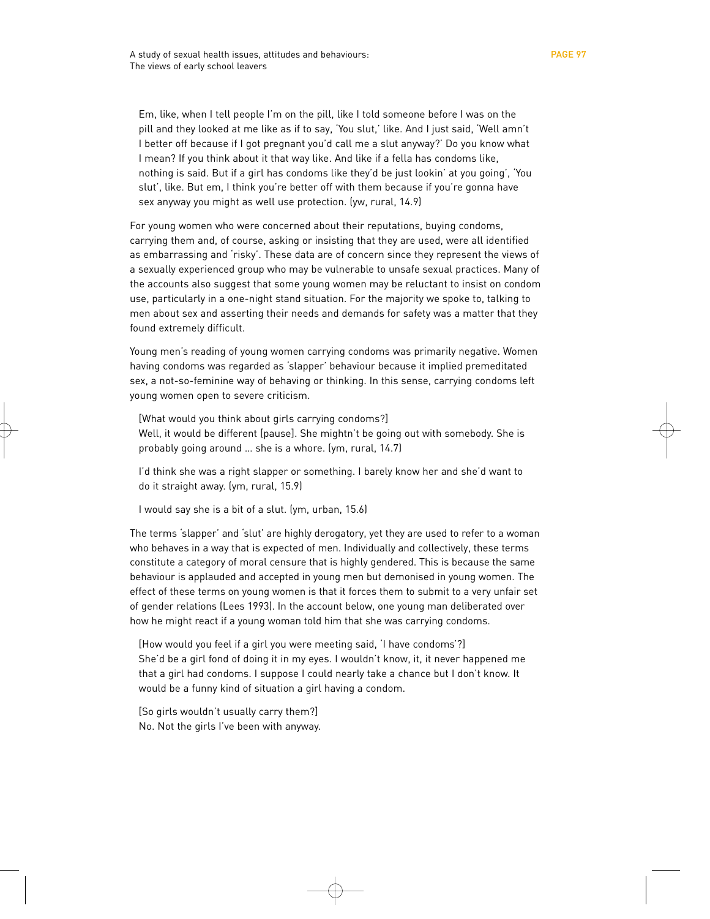> Em, like, when I tell people I'm on the pill, like I told someone before I was on the pill and they looked at me like as if to say, 'You slut,' like. And I just said, 'Well amn't I better off because if I got pregnant you'd call me a slut anyway?' Do you know what I mean? If you think about it that way like. And like if a fella has condoms like, nothing is said. But if a girl has condoms like they'd be just lookin' at you going', 'You slut', like. But em, I think you're better off with them because if you're gonna have sex anyway you might as well use protection. (yw, rural, 14.9)

For young women who were concerned about their reputations, buying condoms, carrying them and, of course, asking or insisting that they are used, were all identified as embarrassing and 'risky'. These data are of concern since they represent the views of a sexually experienced group who may be vulnerable to unsafe sexual practices. Many of the accounts also suggest that some young women may be reluctant to insist on condom use, particularly in a one-night stand situation. For the majority we spoke to, talking to men about sex and asserting their needs and demands for safety was a matter that they found extremely difficult.

Young men's reading of young women carrying condoms was primarily negative. Women having condoms was regarded as 'slapper' behaviour because it implied premeditated sex, a not-so-feminine way of behaving or thinking. In this sense, carrying condoms left young women open to severe criticism.

> [What would you think about girls carrying condoms?]
> Well, it would be different [pause]. She mightn't be going out with somebody. She is probably going around ... she is a whore. (ym, rural, 14.7)

> I'd think she was a right slapper or something. I barely know her and she'd want to do it straight away. (ym, rural, 15.9)

> I would say she is a bit of a slut. (ym, urban, 15.6)

The terms 'slapper' and 'slut' are highly derogatory, yet they are used to refer to a woman who behaves in a way that is expected of men. Individually and collectively, these terms constitute a category of moral censure that is highly gendered. This is because the same behaviour is applauded and accepted in young men but demonised in young women. The effect of these terms on young women is that it forces them to submit to a very unfair set of gender relations (Lees 1993). In the account below, one young man deliberated over how he might react if a young woman told him that she was carrying condoms.

> [How would you feel if a girl you were meeting said, 'I have condoms'?]
> She'd be a girl fond of doing it in my eyes. I wouldn't know, it, it never happened me that a girl had condoms. I suppose I could nearly take a chance but I don't know. It would be a funny kind of situation a girl having a condom.

> [So girls wouldn't usually carry them?]
> No. Not the girls I've been with anyway.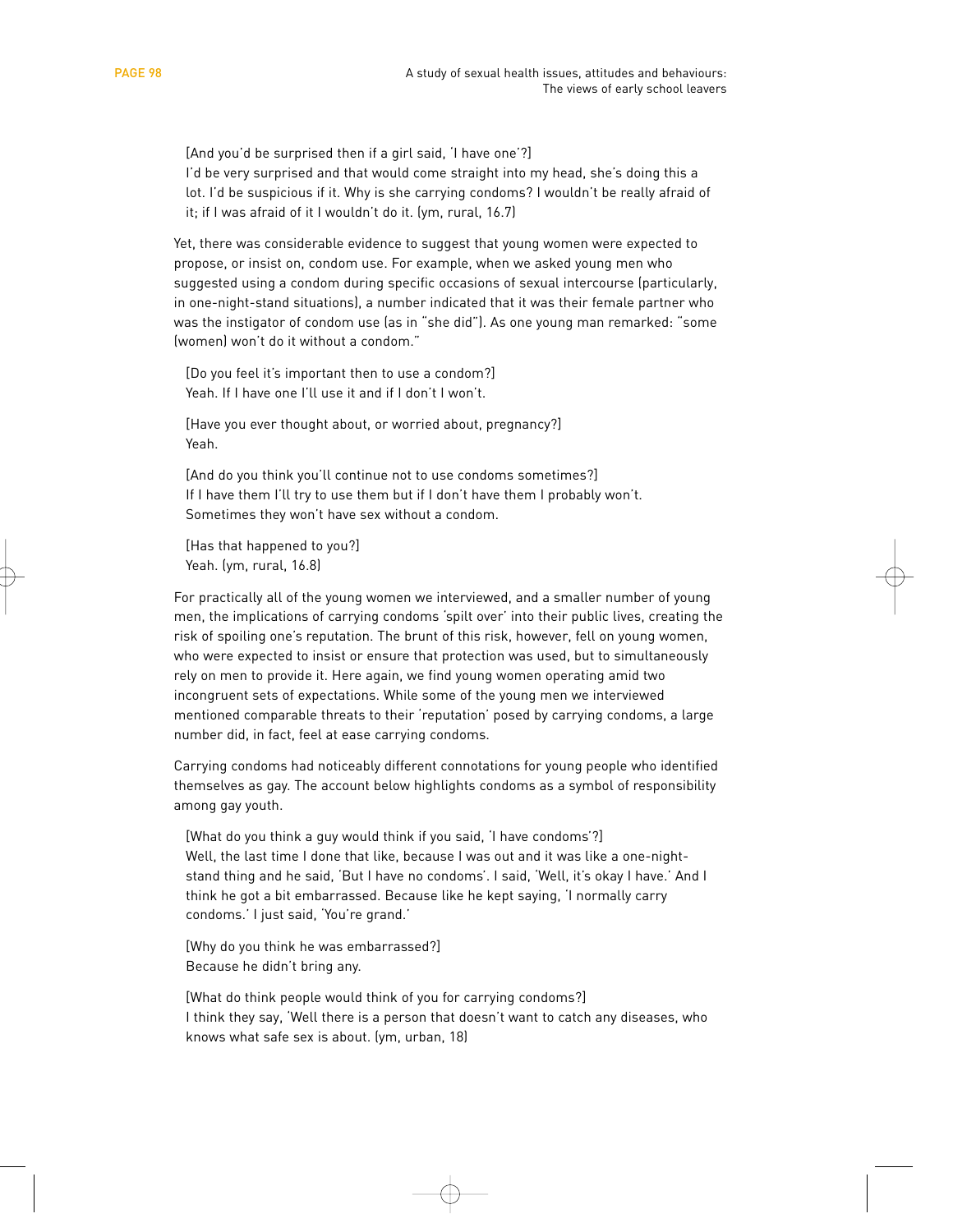[And you'd be surprised then if a girl said, 'I have one'?]
I'd be very surprised and that would come straight into my head, she's doing this a lot. I'd be suspicious if it. Why is she carrying condoms? I wouldn't be really afraid of it; if I was afraid of it I wouldn't do it. (ym, rural, 16.7)

Yet, there was considerable evidence to suggest that young women were expected to propose, or insist on, condom use. For example, when we asked young men who suggested using a condom during specific occasions of sexual intercourse (particularly, in one-night-stand situations), a number indicated that it was their female partner who was the instigator of condom use (as in "she did"). As one young man remarked: "some (women) won't do it without a condom."

[Do you feel it's important then to use a condom?]
Yeah. If I have one I'll use it and if I don't I won't.

[Have you ever thought about, or worried about, pregnancy?]
Yeah.

[And do you think you'll continue not to use condoms sometimes?]
If I have them I'll try to use them but if I don't have them I probably won't. Sometimes they won't have sex without a condom.

[Has that happened to you?]
Yeah. (ym, rural, 16.8)

For practically all of the young women we interviewed, and a smaller number of young men, the implications of carrying condoms 'spilt over' into their public lives, creating the risk of spoiling one's reputation. The brunt of this risk, however, fell on young women, who were expected to insist or ensure that protection was used, but to simultaneously rely on men to provide it. Here again, we find young women operating amid two incongruent sets of expectations. While some of the young men we interviewed mentioned comparable threats to their 'reputation' posed by carrying condoms, a large number did, in fact, feel at ease carrying condoms.

Carrying condoms had noticeably different connotations for young people who identified themselves as gay. The account below highlights condoms as a symbol of responsibility among gay youth.

[What do you think a guy would think if you said, 'I have condoms'?]
Well, the last time I done that like, because I was out and it was like a one-night-stand thing and he said, 'But I have no condoms'. I said, 'Well, it's okay I have.' And I think he got a bit embarrassed. Because like he kept saying, 'I normally carry condoms.' I just said, 'You're grand.'

[Why do you think he was embarrassed?]
Because he didn't bring any.

[What do think people would think of you for carrying condoms?]
I think they say, 'Well there is a person that doesn't want to catch any diseases, who knows what safe sex is about. (ym, urban, 18)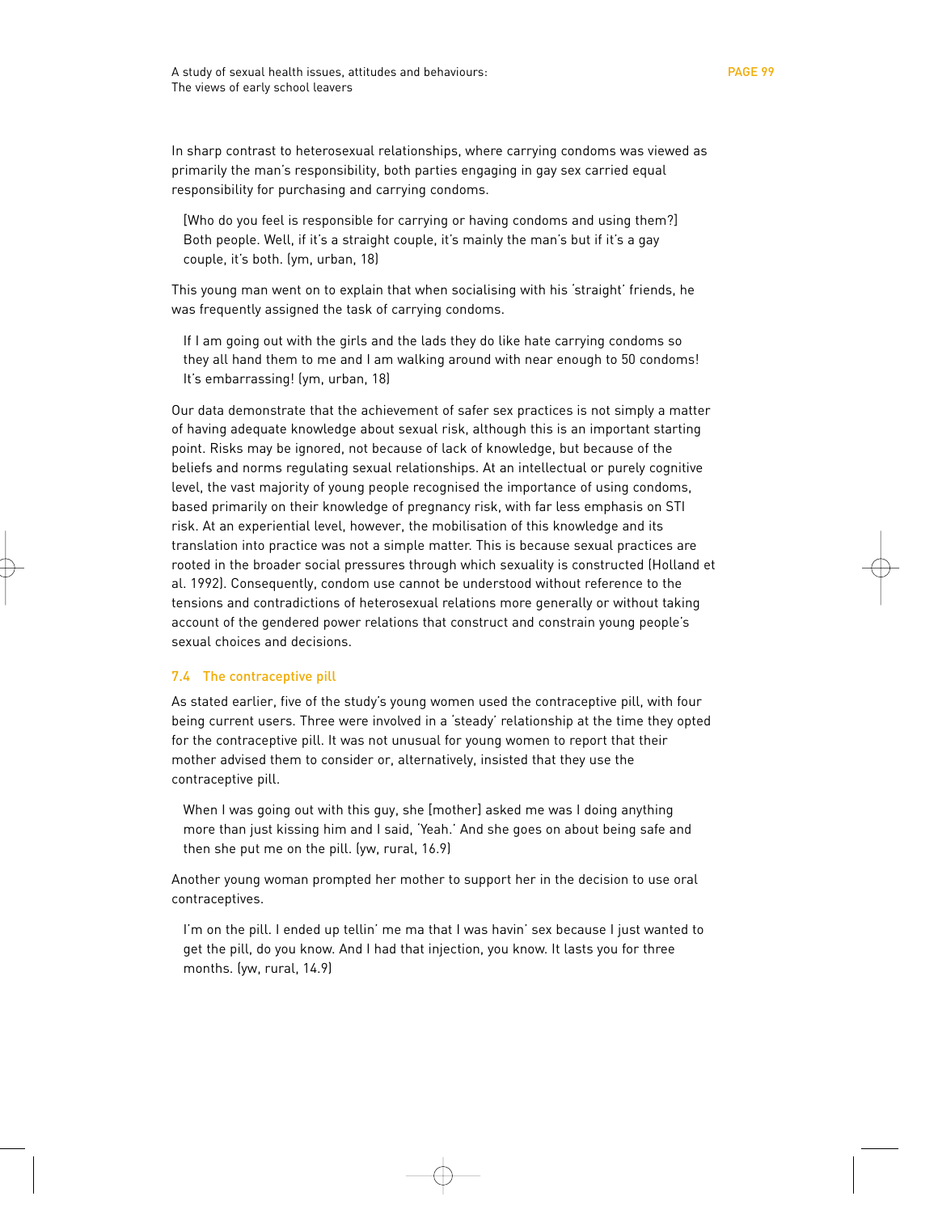In sharp contrast to heterosexual relationships, where carrying condoms was viewed as primarily the man's responsibility, both parties engaging in gay sex carried equal responsibility for purchasing and carrying condoms.

> [Who do you feel is responsible for carrying or having condoms and using them?] Both people. Well, if it's a straight couple, it's mainly the man's but if it's a gay couple, it's both. (ym, urban, 18)

This young man went on to explain that when socialising with his 'straight' friends, he was frequently assigned the task of carrying condoms.

> If I am going out with the girls and the lads they do like hate carrying condoms so they all hand them to me and I am walking around with near enough to 50 condoms! It's embarrassing! (ym, urban, 18)

Our data demonstrate that the achievement of safer sex practices is not simply a matter of having adequate knowledge about sexual risk, although this is an important starting point. Risks may be ignored, not because of lack of knowledge, but because of the beliefs and norms regulating sexual relationships. At an intellectual or purely cognitive level, the vast majority of young people recognised the importance of using condoms, based primarily on their knowledge of pregnancy risk, with far less emphasis on STI risk. At an experiential level, however, the mobilisation of this knowledge and its translation into practice was not a simple matter. This is because sexual practices are rooted in the broader social pressures through which sexuality is constructed (Holland et al. 1992). Consequently, condom use cannot be understood without reference to the tensions and contradictions of heterosexual relations more generally or without taking account of the gendered power relations that construct and constrain young people's sexual choices and decisions.

### 7.4 The contraceptive pill

As stated earlier, five of the study's young women used the contraceptive pill, with four being current users. Three were involved in a 'steady' relationship at the time they opted for the contraceptive pill. It was not unusual for young women to report that their mother advised them to consider or, alternatively, insisted that they use the contraceptive pill.

> When I was going out with this guy, she [mother] asked me was I doing anything more than just kissing him and I said, 'Yeah.' And she goes on about being safe and then she put me on the pill. (yw, rural, 16.9)

Another young woman prompted her mother to support her in the decision to use oral contraceptives.

> I'm on the pill. I ended up tellin' me ma that I was havin' sex because I just wanted to get the pill, do you know. And I had that injection, you know. It lasts you for three months. (yw, rural, 14.9)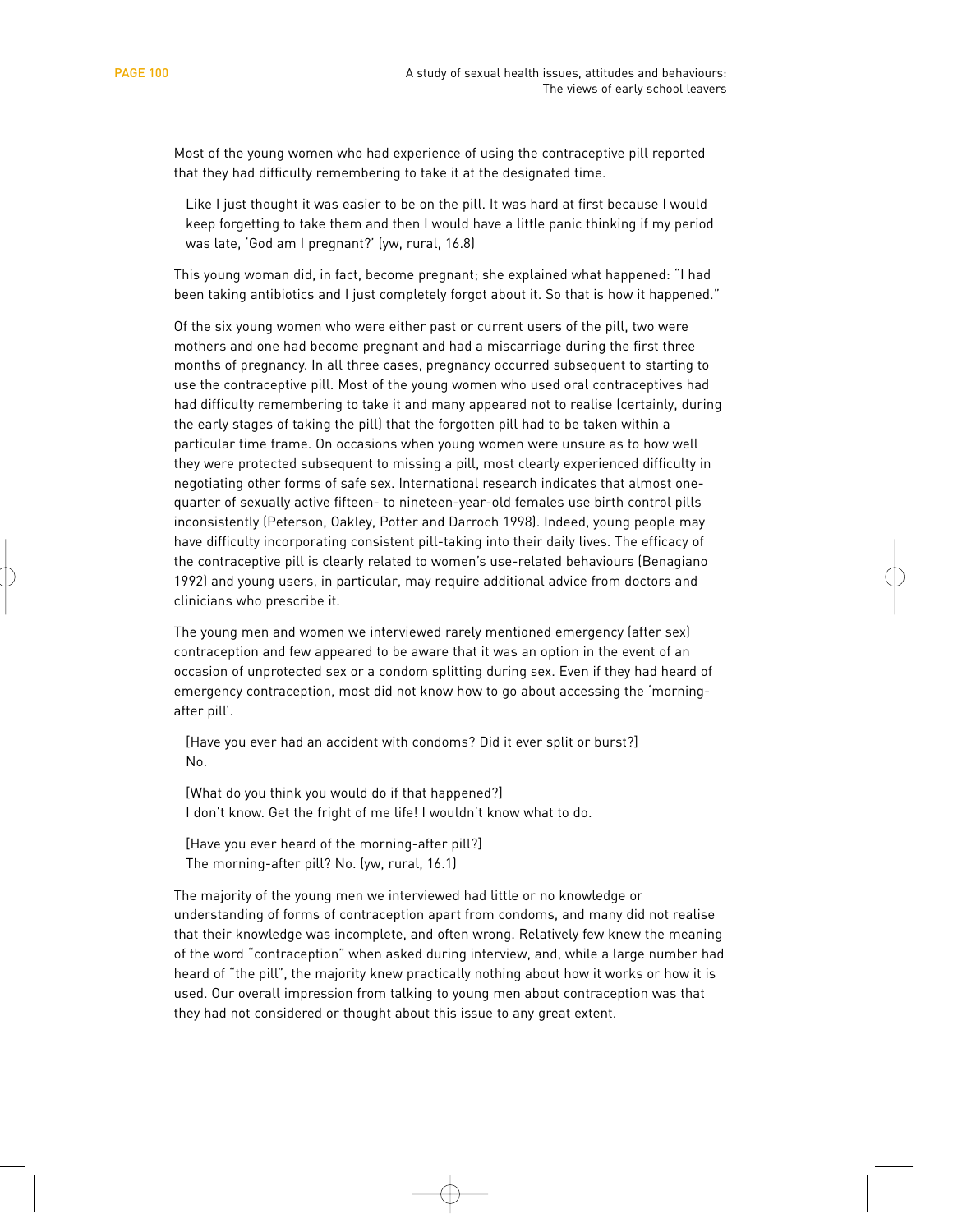Most of the young women who had experience of using the contraceptive pill reported that they had difficulty remembering to take it at the designated time.

> Like I just thought it was easier to be on the pill. It was hard at first because I would keep forgetting to take them and then I would have a little panic thinking if my period was late, 'God am I pregnant?' (yw, rural, 16.8)

This young woman did, in fact, become pregnant; she explained what happened: "I had been taking antibiotics and I just completely forgot about it. So that is how it happened."

Of the six young women who were either past or current users of the pill, two were mothers and one had become pregnant and had a miscarriage during the first three months of pregnancy. In all three cases, pregnancy occurred subsequent to starting to use the contraceptive pill. Most of the young women who used oral contraceptives had had difficulty remembering to take it and many appeared not to realise (certainly, during the early stages of taking the pill) that the forgotten pill had to be taken within a particular time frame. On occasions when young women were unsure as to how well they were protected subsequent to missing a pill, most clearly experienced difficulty in negotiating other forms of safe sex. International research indicates that almost one-quarter of sexually active fifteen- to nineteen-year-old females use birth control pills inconsistently (Peterson, Oakley, Potter and Darroch 1998). Indeed, young people may have difficulty incorporating consistent pill-taking into their daily lives. The efficacy of the contraceptive pill is clearly related to women's use-related behaviours (Benagiano 1992) and young users, in particular, may require additional advice from doctors and clinicians who prescribe it.

The young men and women we interviewed rarely mentioned emergency (after sex) contraception and few appeared to be aware that it was an option in the event of an occasion of unprotected sex or a condom splitting during sex. Even if they had heard of emergency contraception, most did not know how to go about accessing the 'morning-after pill'.

> [Have you ever had an accident with condoms? Did it ever split or burst?]
> No.
>
> [What do you think you would do if that happened?]
> I don't know. Get the fright of me life! I wouldn't know what to do.
>
> [Have you ever heard of the morning-after pill?]
> The morning-after pill? No. (yw, rural, 16.1)

The majority of the young men we interviewed had little or no knowledge or understanding of forms of contraception apart from condoms, and many did not realise that their knowledge was incomplete, and often wrong. Relatively few knew the meaning of the word "contraception" when asked during interview, and, while a large number had heard of "the pill", the majority knew practically nothing about how it works or how it is used. Our overall impression from talking to young men about contraception was that they had not considered or thought about this issue to any great extent.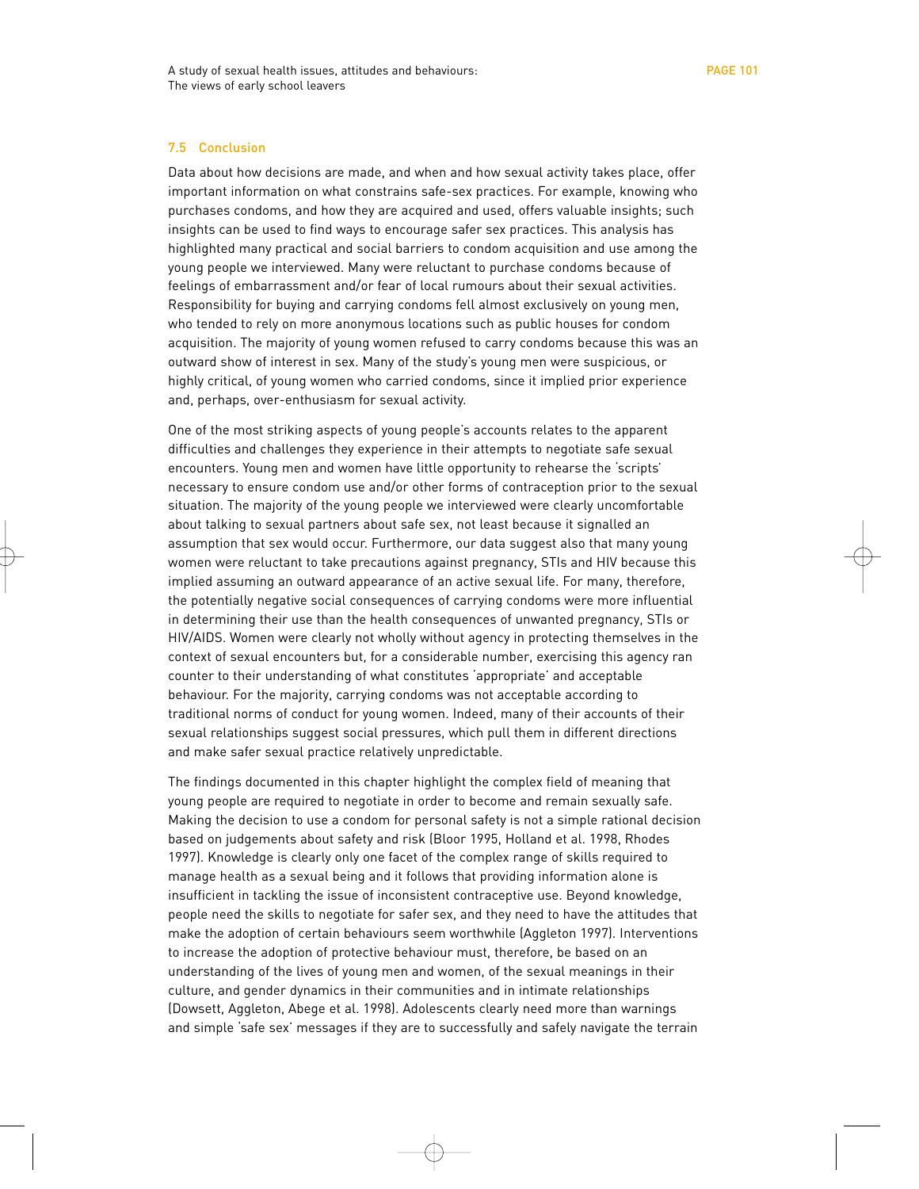## 7.5 Conclusion

Data about how decisions are made, and when and how sexual activity takes place, offer important information on what constrains safe-sex practices. For example, knowing who purchases condoms, and how they are acquired and used, offers valuable insights; such insights can be used to find ways to encourage safer sex practices. This analysis has highlighted many practical and social barriers to condom acquisition and use among the young people we interviewed. Many were reluctant to purchase condoms because of feelings of embarrassment and/or fear of local rumours about their sexual activities. Responsibility for buying and carrying condoms fell almost exclusively on young men, who tended to rely on more anonymous locations such as public houses for condom acquisition. The majority of young women refused to carry condoms because this was an outward show of interest in sex. Many of the study's young men were suspicious, or highly critical, of young women who carried condoms, since it implied prior experience and, perhaps, over-enthusiasm for sexual activity.

One of the most striking aspects of young people's accounts relates to the apparent difficulties and challenges they experience in their attempts to negotiate safe sexual encounters. Young men and women have little opportunity to rehearse the 'scripts' necessary to ensure condom use and/or other forms of contraception prior to the sexual situation. The majority of the young people we interviewed were clearly uncomfortable about talking to sexual partners about safe sex, not least because it signalled an assumption that sex would occur. Furthermore, our data suggest also that many young women were reluctant to take precautions against pregnancy, STIs and HIV because this implied assuming an outward appearance of an active sexual life. For many, therefore, the potentially negative social consequences of carrying condoms were more influential in determining their use than the health consequences of unwanted pregnancy, STIs or HIV/AIDS. Women were clearly not wholly without agency in protecting themselves in the context of sexual encounters but, for a considerable number, exercising this agency ran counter to their understanding of what constitutes 'appropriate' and acceptable behaviour. For the majority, carrying condoms was not acceptable according to traditional norms of conduct for young women. Indeed, many of their accounts of their sexual relationships suggest social pressures, which pull them in different directions and make safer sexual practice relatively unpredictable.

The findings documented in this chapter highlight the complex field of meaning that young people are required to negotiate in order to become and remain sexually safe. Making the decision to use a condom for personal safety is not a simple rational decision based on judgements about safety and risk (Bloor 1995, Holland et al. 1998, Rhodes 1997). Knowledge is clearly only one facet of the complex range of skills required to manage health as a sexual being and it follows that providing information alone is insufficient in tackling the issue of inconsistent contraceptive use. Beyond knowledge, people need the skills to negotiate for safer sex, and they need to have the attitudes that make the adoption of certain behaviours seem worthwhile (Aggleton 1997). Interventions to increase the adoption of protective behaviour must, therefore, be based on an understanding of the lives of young men and women, of the sexual meanings in their culture, and gender dynamics in their communities and in intimate relationships (Dowsett, Aggleton, Abege et al. 1998). Adolescents clearly need more than warnings and simple 'safe sex' messages if they are to successfully and safely navigate the terrain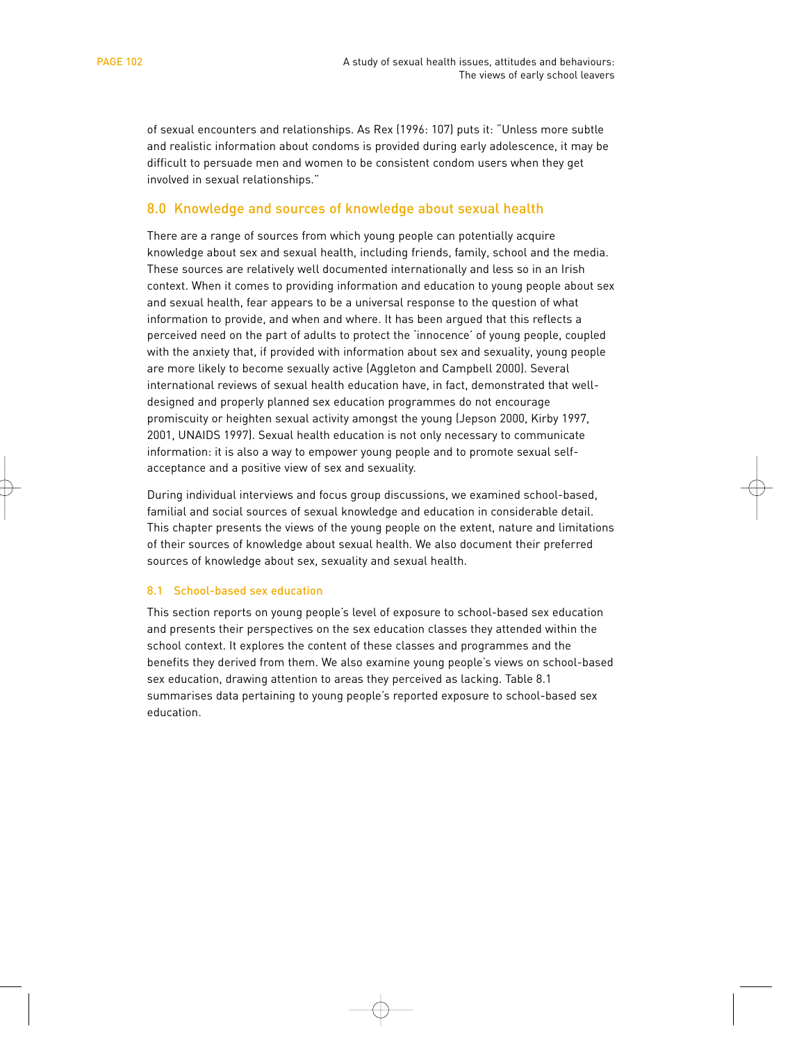of sexual encounters and relationships. As Rex (1996: 107) puts it: "Unless more subtle and realistic information about condoms is provided during early adolescence, it may be difficult to persuade men and women to be consistent condom users when they get involved in sexual relationships."

## 8.0 Knowledge and sources of knowledge about sexual health

There are a range of sources from which young people can potentially acquire knowledge about sex and sexual health, including friends, family, school and the media. These sources are relatively well documented internationally and less so in an Irish context. When it comes to providing information and education to young people about sex and sexual health, fear appears to be a universal response to the question of what information to provide, and when and where. It has been argued that this reflects a perceived need on the part of adults to protect the 'innocence' of young people, coupled with the anxiety that, if provided with information about sex and sexuality, young people are more likely to become sexually active (Aggleton and Campbell 2000). Several international reviews of sexual health education have, in fact, demonstrated that well-designed and properly planned sex education programmes do not encourage promiscuity or heighten sexual activity amongst the young (Jepson 2000, Kirby 1997, 2001, UNAIDS 1997). Sexual health education is not only necessary to communicate information: it is also a way to empower young people and to promote sexual self-acceptance and a positive view of sex and sexuality.

During individual interviews and focus group discussions, we examined school-based, familial and social sources of sexual knowledge and education in considerable detail. This chapter presents the views of the young people on the extent, nature and limitations of their sources of knowledge about sexual health. We also document their preferred sources of knowledge about sex, sexuality and sexual health.

### 8.1 School-based sex education

This section reports on young people's level of exposure to school-based sex education and presents their perspectives on the sex education classes they attended within the school context. It explores the content of these classes and programmes and the benefits they derived from them. We also examine young people's views on school-based sex education, drawing attention to areas they perceived as lacking. Table 8.1 summarises data pertaining to young people's reported exposure to school-based sex education.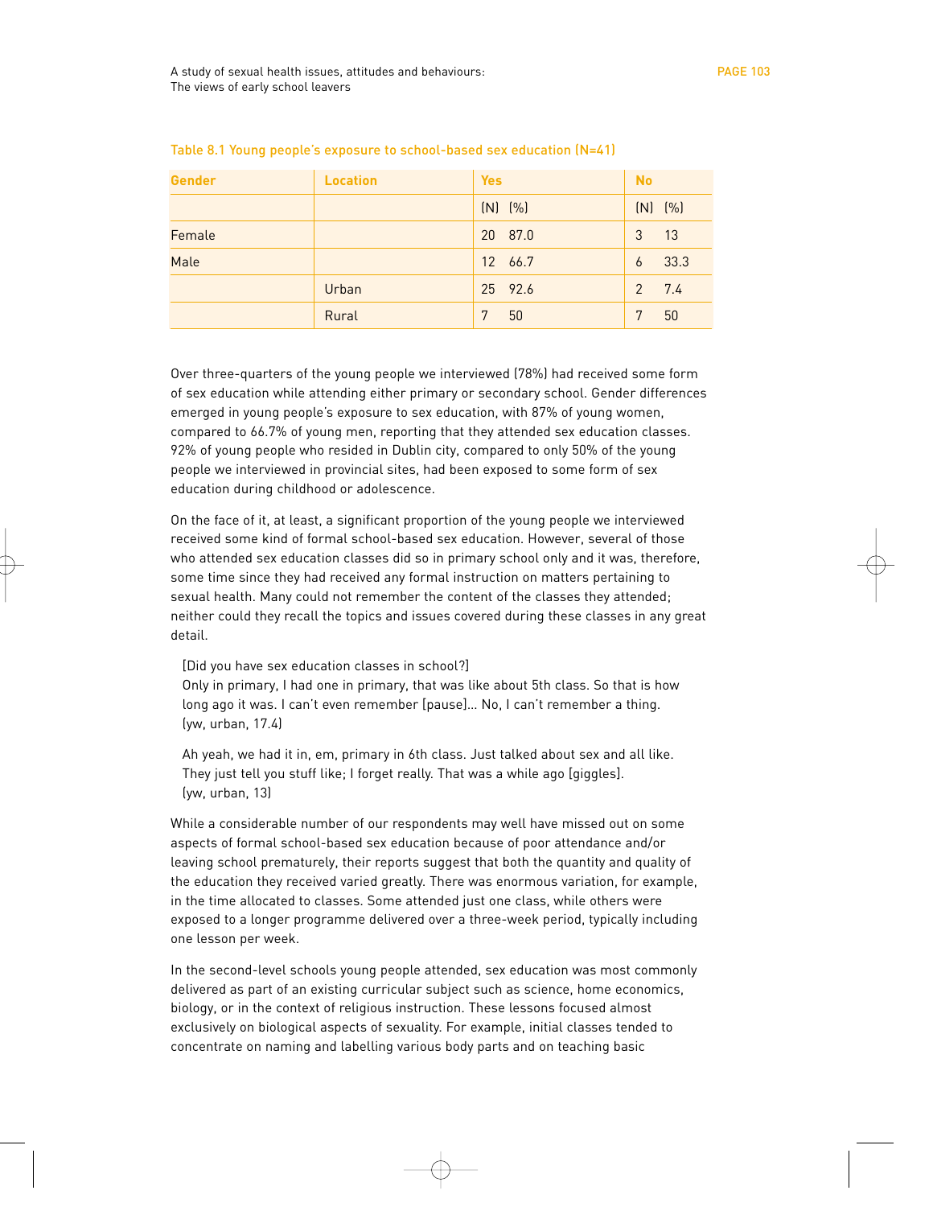Table 8.1 Young people's exposure to school-based sex education (N=41)

| Gender | Location | Yes | | No | |
|---|---|---|---|---|---|
| | | (N) | (%) | (N) | (%) |
| Female | | 20 | 87.0 | 3 | 13 |
| Male | | 12 | 66.7 | 6 | 33.3 |
| | Urban | 25 | 92.6 | 2 | 7.4 |
| | Rural | 7 | 50 | 7 | 50 |

Over three-quarters of the young people we interviewed (78%) had received some form of sex education while attending either primary or secondary school. Gender differences emerged in young people's exposure to sex education, with 87% of young women, compared to 66.7% of young men, reporting that they attended sex education classes. 92% of young people who resided in Dublin city, compared to only 50% of the young people we interviewed in provincial sites, had been exposed to some form of sex education during childhood or adolescence.

On the face of it, at least, a significant proportion of the young people we interviewed received some kind of formal school-based sex education. However, several of those who attended sex education classes did so in primary school only and it was, therefore, some time since they had received any formal instruction on matters pertaining to sexual health. Many could not remember the content of the classes they attended; neither could they recall the topics and issues covered during these classes in any great detail.

> [Did you have sex education classes in school?]
> Only in primary, I had one in primary, that was like about 5th class. So that is how long ago it was. I can't even remember [pause]… No, I can't remember a thing.
> (yw, urban, 17.4)

> Ah yeah, we had it in, em, primary in 6th class. Just talked about sex and all like. They just tell you stuff like; I forget really. That was a while ago [giggles].
> (yw, urban, 13)

While a considerable number of our respondents may well have missed out on some aspects of formal school-based sex education because of poor attendance and/or leaving school prematurely, their reports suggest that both the quantity and quality of the education they received varied greatly. There was enormous variation, for example, in the time allocated to classes. Some attended just one class, while others were exposed to a longer programme delivered over a three-week period, typically including one lesson per week.

In the second-level schools young people attended, sex education was most commonly delivered as part of an existing curricular subject such as science, home economics, biology, or in the context of religious instruction. These lessons focused almost exclusively on biological aspects of sexuality. For example, initial classes tended to concentrate on naming and labelling various body parts and on teaching basic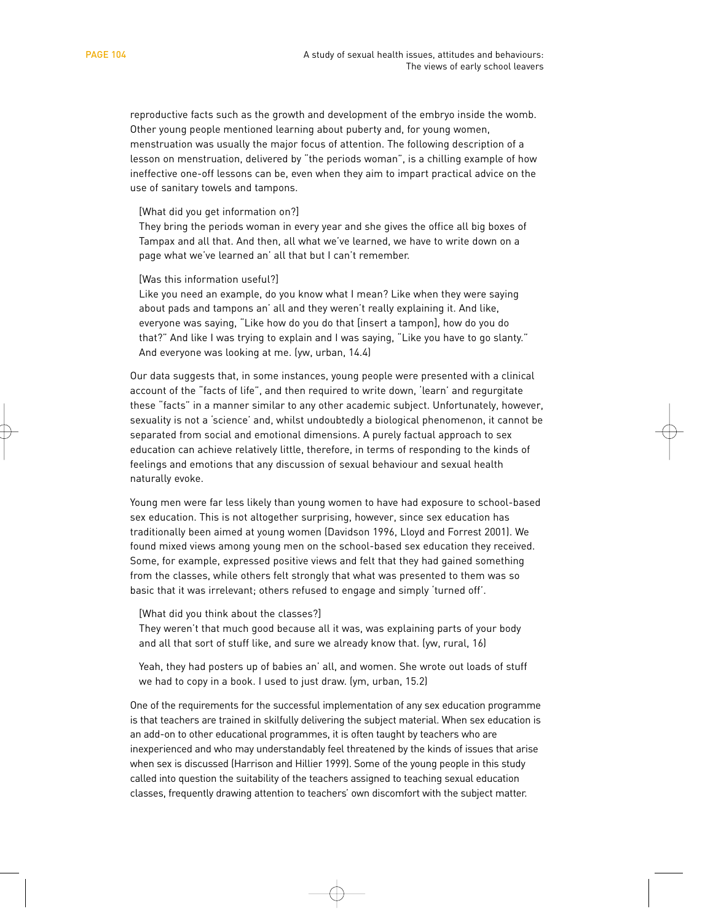reproductive facts such as the growth and development of the embryo inside the womb. Other young people mentioned learning about puberty and, for young women, menstruation was usually the major focus of attention. The following description of a lesson on menstruation, delivered by "the periods woman", is a chilling example of how ineffective one-off lessons can be, even when they aim to impart practical advice on the use of sanitary towels and tampons.

> [What did you get information on?]
> They bring the periods woman in every year and she gives the office all big boxes of Tampax and all that. And then, all what we've learned, we have to write down on a page what we've learned an' all that but I can't remember.
>
> [Was this information useful?]
> Like you need an example, do you know what I mean? Like when they were saying about pads and tampons an' all and they weren't really explaining it. And like, everyone was saying, "Like how do you do that [insert a tampon], how do you do that?" And like I was trying to explain and I was saying, "Like you have to go slanty." And everyone was looking at me. (yw, urban, 14.4)

Our data suggests that, in some instances, young people were presented with a clinical account of the "facts of life", and then required to write down, 'learn' and regurgitate these "facts" in a manner similar to any other academic subject. Unfortunately, however, sexuality is not a 'science' and, whilst undoubtedly a biological phenomenon, it cannot be separated from social and emotional dimensions. A purely factual approach to sex education can achieve relatively little, therefore, in terms of responding to the kinds of feelings and emotions that any discussion of sexual behaviour and sexual health naturally evoke.

Young men were far less likely than young women to have had exposure to school-based sex education. This is not altogether surprising, however, since sex education has traditionally been aimed at young women (Davidson 1996, Lloyd and Forrest 2001). We found mixed views among young men on the school-based sex education they received. Some, for example, expressed positive views and felt that they had gained something from the classes, while others felt strongly that what was presented to them was so basic that it was irrelevant; others refused to engage and simply 'turned off'.

> [What did you think about the classes?]
> They weren't that much good because all it was, was explaining parts of your body and all that sort of stuff like, and sure we already know that. (yw, rural, 16)
>
> Yeah, they had posters up of babies an' all, and women. She wrote out loads of stuff we had to copy in a book. I used to just draw. (ym, urban, 15.2)

One of the requirements for the successful implementation of any sex education programme is that teachers are trained in skilfully delivering the subject material. When sex education is an add-on to other educational programmes, it is often taught by teachers who are inexperienced and who may understandably feel threatened by the kinds of issues that arise when sex is discussed (Harrison and Hillier 1999). Some of the young people in this study called into question the suitability of the teachers assigned to teaching sexual education classes, frequently drawing attention to teachers' own discomfort with the subject matter.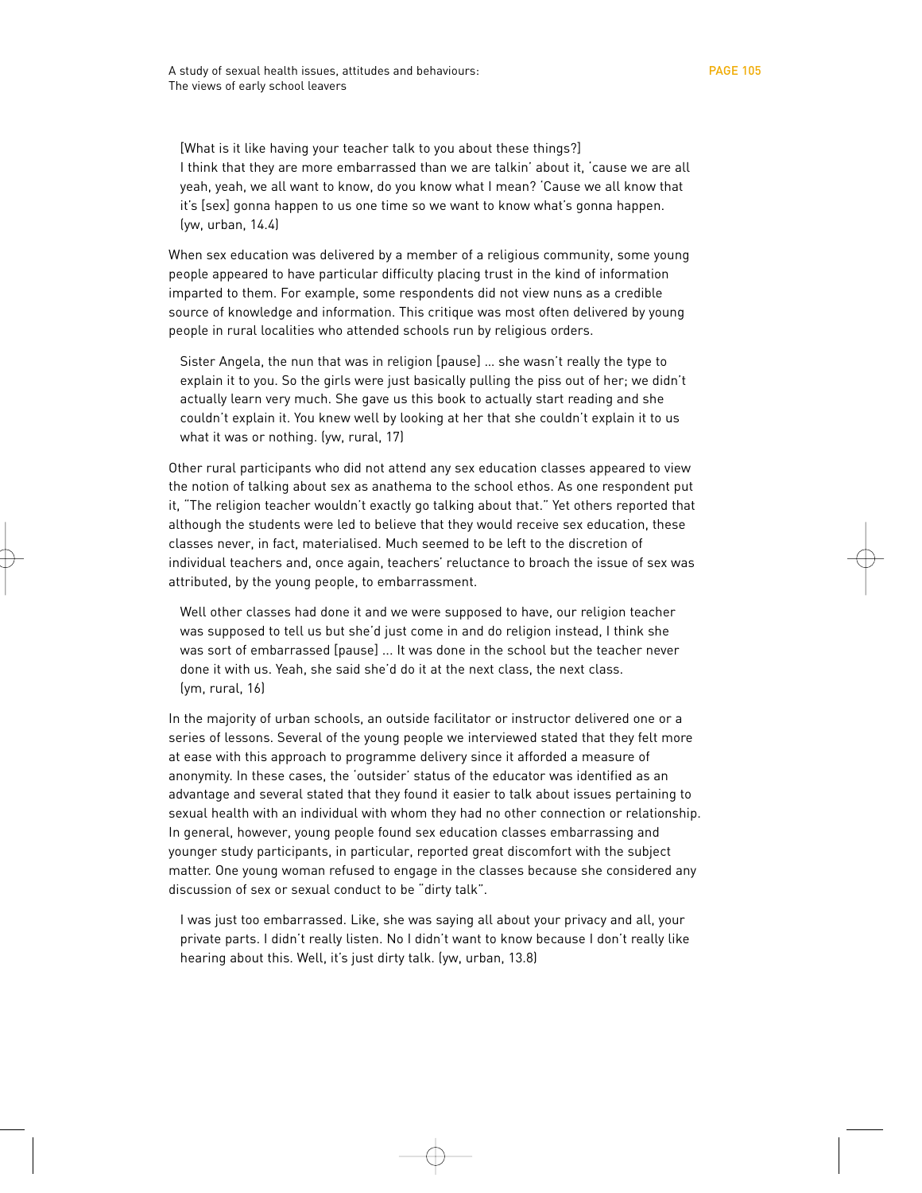[What is it like having your teacher talk to you about these things?]
I think that they are more embarrassed than we are talkin' about it, 'cause we are all yeah, yeah, we all want to know, do you know what I mean? 'Cause we all know that it's [sex] gonna happen to us one time so we want to know what's gonna happen. (yw, urban, 14.4)

When sex education was delivered by a member of a religious community, some young people appeared to have particular difficulty placing trust in the kind of information imparted to them. For example, some respondents did not view nuns as a credible source of knowledge and information. This critique was most often delivered by young people in rural localities who attended schools run by religious orders.

Sister Angela, the nun that was in religion [pause] ... she wasn't really the type to explain it to you. So the girls were just basically pulling the piss out of her; we didn't actually learn very much. She gave us this book to actually start reading and she couldn't explain it. You knew well by looking at her that she couldn't explain it to us what it was or nothing. (yw, rural, 17)

Other rural participants who did not attend any sex education classes appeared to view the notion of talking about sex as anathema to the school ethos. As one respondent put it, "The religion teacher wouldn't exactly go talking about that." Yet others reported that although the students were led to believe that they would receive sex education, these classes never, in fact, materialised. Much seemed to be left to the discretion of individual teachers and, once again, teachers' reluctance to broach the issue of sex was attributed, by the young people, to embarrassment.

Well other classes had done it and we were supposed to have, our religion teacher was supposed to tell us but she'd just come in and do religion instead, I think she was sort of embarrassed [pause] ... It was done in the school but the teacher never done it with us. Yeah, she said she'd do it at the next class, the next class. (ym, rural, 16)

In the majority of urban schools, an outside facilitator or instructor delivered one or a series of lessons. Several of the young people we interviewed stated that they felt more at ease with this approach to programme delivery since it afforded a measure of anonymity. In these cases, the 'outsider' status of the educator was identified as an advantage and several stated that they found it easier to talk about issues pertaining to sexual health with an individual with whom they had no other connection or relationship. In general, however, young people found sex education classes embarrassing and younger study participants, in particular, reported great discomfort with the subject matter. One young woman refused to engage in the classes because she considered any discussion of sex or sexual conduct to be "dirty talk".

I was just too embarrassed. Like, she was saying all about your privacy and all, your private parts. I didn't really listen. No I didn't want to know because I don't really like hearing about this. Well, it's just dirty talk. (yw, urban, 13.8)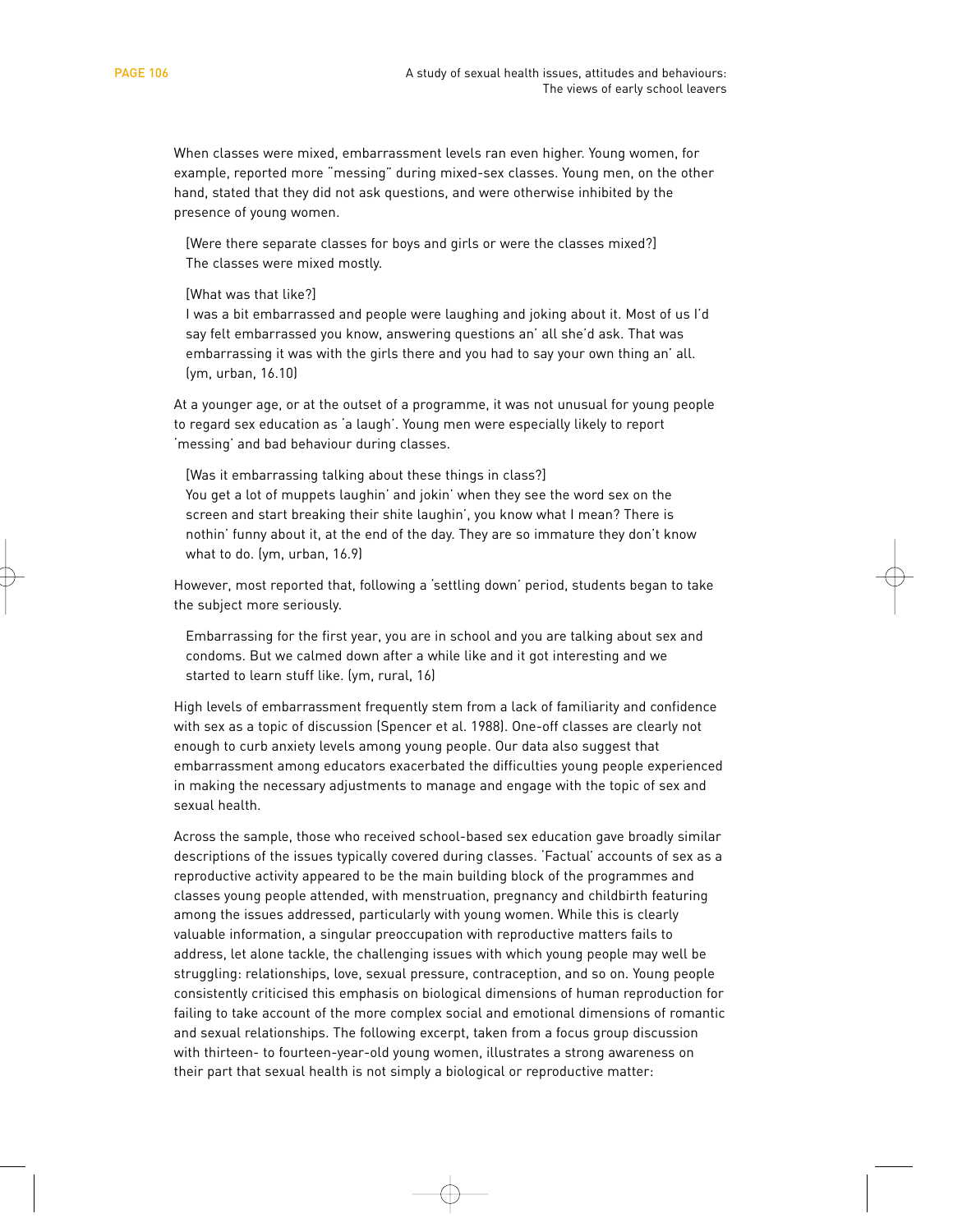When classes were mixed, embarrassment levels ran even higher. Young women, for example, reported more "messing" during mixed-sex classes. Young men, on the other hand, stated that they did not ask questions, and were otherwise inhibited by the presence of young women.

> [Were there separate classes for boys and girls or were the classes mixed?]
> The classes were mixed mostly.
>
> [What was that like?]
> I was a bit embarrassed and people were laughing and joking about it. Most of us I'd say felt embarrassed you know, answering questions an' all she'd ask. That was embarrassing it was with the girls there and you had to say your own thing an' all. (ym, urban, 16.10)

At a younger age, or at the outset of a programme, it was not unusual for young people to regard sex education as 'a laugh'. Young men were especially likely to report 'messing' and bad behaviour during classes.

> [Was it embarrassing talking about these things in class?]
> You get a lot of muppets laughin' and jokin' when they see the word sex on the screen and start breaking their shite laughin', you know what I mean? There is nothin' funny about it, at the end of the day. They are so immature they don't know what to do. (ym, urban, 16.9)

However, most reported that, following a 'settling down' period, students began to take the subject more seriously.

> Embarrassing for the first year, you are in school and you are talking about sex and condoms. But we calmed down after a while like and it got interesting and we started to learn stuff like. (ym, rural, 16)

High levels of embarrassment frequently stem from a lack of familiarity and confidence with sex as a topic of discussion (Spencer et al. 1988). One-off classes are clearly not enough to curb anxiety levels among young people. Our data also suggest that embarrassment among educators exacerbated the difficulties young people experienced in making the necessary adjustments to manage and engage with the topic of sex and sexual health.

Across the sample, those who received school-based sex education gave broadly similar descriptions of the issues typically covered during classes. 'Factual' accounts of sex as a reproductive activity appeared to be the main building block of the programmes and classes young people attended, with menstruation, pregnancy and childbirth featuring among the issues addressed, particularly with young women. While this is clearly valuable information, a singular preoccupation with reproductive matters fails to address, let alone tackle, the challenging issues with which young people may well be struggling: relationships, love, sexual pressure, contraception, and so on. Young people consistently criticised this emphasis on biological dimensions of human reproduction for failing to take account of the more complex social and emotional dimensions of romantic and sexual relationships. The following excerpt, taken from a focus group discussion with thirteen- to fourteen-year-old young women, illustrates a strong awareness on their part that sexual health is not simply a biological or reproductive matter: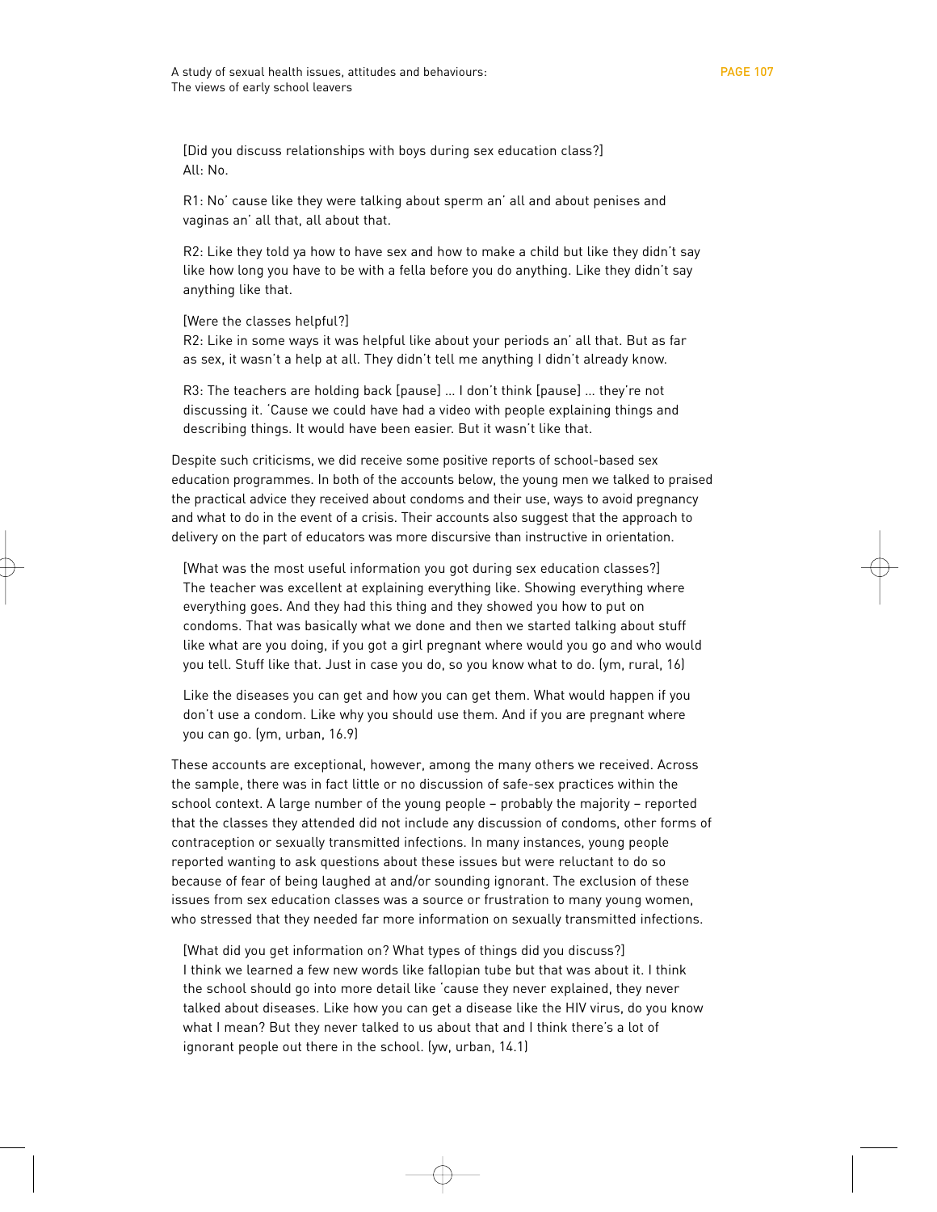[Did you discuss relationships with boys during sex education class?]
All: No.

R1: No' cause like they were talking about sperm an' all and about penises and vaginas an' all that, all about that.

R2: Like they told ya how to have sex and how to make a child but like they didn't say like how long you have to be with a fella before you do anything. Like they didn't say anything like that.

[Were the classes helpful?]
R2: Like in some ways it was helpful like about your periods an' all that. But as far as sex, it wasn't a help at all. They didn't tell me anything I didn't already know.

R3: The teachers are holding back [pause] ... I don't think [pause] ... they're not discussing it. 'Cause we could have had a video with people explaining things and describing things. It would have been easier. But it wasn't like that.

Despite such criticisms, we did receive some positive reports of school-based sex education programmes. In both of the accounts below, the young men we talked to praised the practical advice they received about condoms and their use, ways to avoid pregnancy and what to do in the event of a crisis. Their accounts also suggest that the approach to delivery on the part of educators was more discursive than instructive in orientation.

[What was the most useful information you got during sex education classes?]
The teacher was excellent at explaining everything like. Showing everything where everything goes. And they had this thing and they showed you how to put on condoms. That was basically what we done and then we started talking about stuff like what are you doing, if you got a girl pregnant where would you go and who would you tell. Stuff like that. Just in case you do, so you know what to do. (ym, rural, 16)

Like the diseases you can get and how you can get them. What would happen if you don't use a condom. Like why you should use them. And if you are pregnant where you can go. (ym, urban, 16.9)

These accounts are exceptional, however, among the many others we received. Across the sample, there was in fact little or no discussion of safe-sex practices within the school context. A large number of the young people – probably the majority – reported that the classes they attended did not include any discussion of condoms, other forms of contraception or sexually transmitted infections. In many instances, young people reported wanting to ask questions about these issues but were reluctant to do so because of fear of being laughed at and/or sounding ignorant. The exclusion of these issues from sex education classes was a source or frustration to many young women, who stressed that they needed far more information on sexually transmitted infections.

[What did you get information on? What types of things did you discuss?]
I think we learned a few new words like fallopian tube but that was about it. I think the school should go into more detail like 'cause they never explained, they never talked about diseases. Like how you can get a disease like the HIV virus, do you know what I mean? But they never talked to us about that and I think there's a lot of ignorant people out there in the school. (yw, urban, 14.1)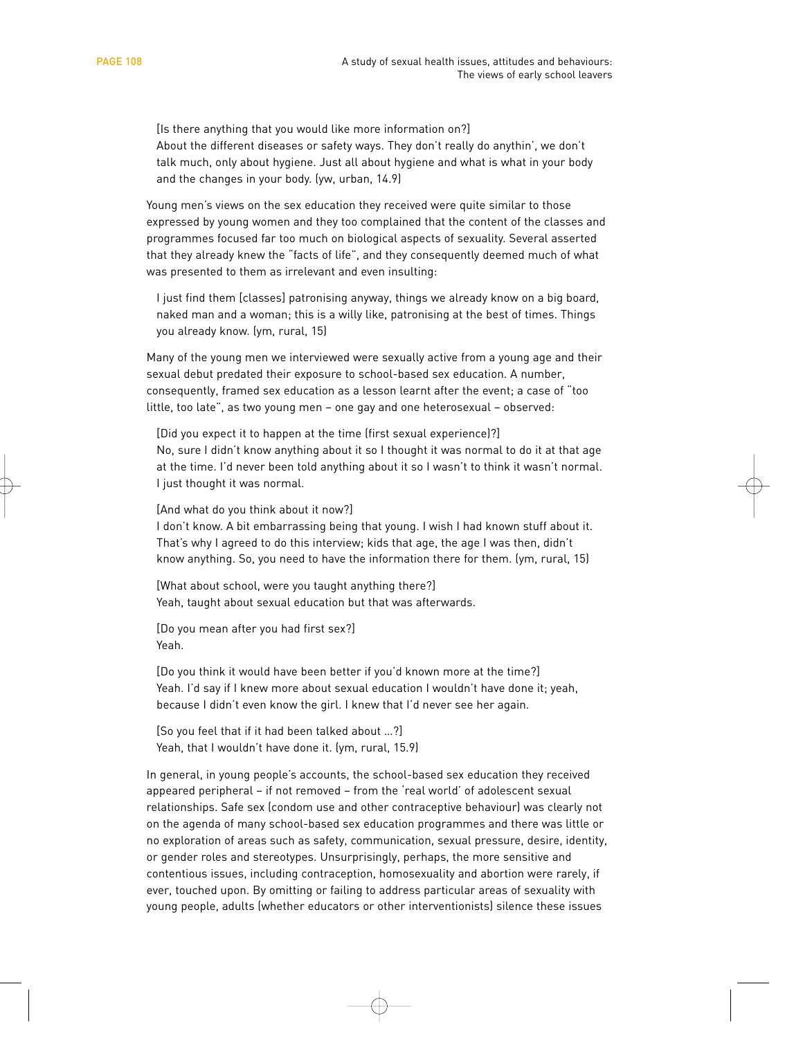[Is there anything that you would like more information on?]
About the different diseases or safety ways. They don't really do anythin', we don't talk much, only about hygiene. Just all about hygiene and what is what in your body and the changes in your body. (yw, urban, 14.9)

Young men's views on the sex education they received were quite similar to those expressed by young women and they too complained that the content of the classes and programmes focused far too much on biological aspects of sexuality. Several asserted that they already knew the "facts of life", and they consequently deemed much of what was presented to them as irrelevant and even insulting:

> I just find them [classes] patronising anyway, things we already know on a big board, naked man and a woman; this is a willy like, patronising at the best of times. Things you already know. (ym, rural, 15)

Many of the young men we interviewed were sexually active from a young age and their sexual debut predated their exposure to school-based sex education. A number, consequently, framed sex education as a lesson learnt after the event; a case of "too little, too late", as two young men – one gay and one heterosexual – observed:

> [Did you expect it to happen at the time (first sexual experience)?]
> No, sure I didn't know anything about it so I thought it was normal to do it at that age at the time. I'd never been told anything about it so I wasn't to think it wasn't normal. I just thought it was normal.
>
> [And what do you think about it now?]
> I don't know. A bit embarrassing being that young. I wish I had known stuff about it. That's why I agreed to do this interview; kids that age, the age I was then, didn't know anything. So, you need to have the information there for them. (ym, rural, 15)
>
> [What about school, were you taught anything there?]
> Yeah, taught about sexual education but that was afterwards.
>
> [Do you mean after you had first sex?]
> Yeah.
>
> [Do you think it would have been better if you'd known more at the time?]
> Yeah. I'd say if I knew more about sexual education I wouldn't have done it; yeah, because I didn't even know the girl. I knew that I'd never see her again.
>
> [So you feel that if it had been talked about ...?]
> Yeah, that I wouldn't have done it. (ym, rural, 15.9)

In general, in young people's accounts, the school-based sex education they received appeared peripheral – if not removed – from the 'real world' of adolescent sexual relationships. Safe sex (condom use and other contraceptive behaviour) was clearly not on the agenda of many school-based sex education programmes and there was little or no exploration of areas such as safety, communication, sexual pressure, desire, identity, or gender roles and stereotypes. Unsurprisingly, perhaps, the more sensitive and contentious issues, including contraception, homosexuality and abortion were rarely, if ever, touched upon. By omitting or failing to address particular areas of sexuality with young people, adults (whether educators or other interventionists) silence these issues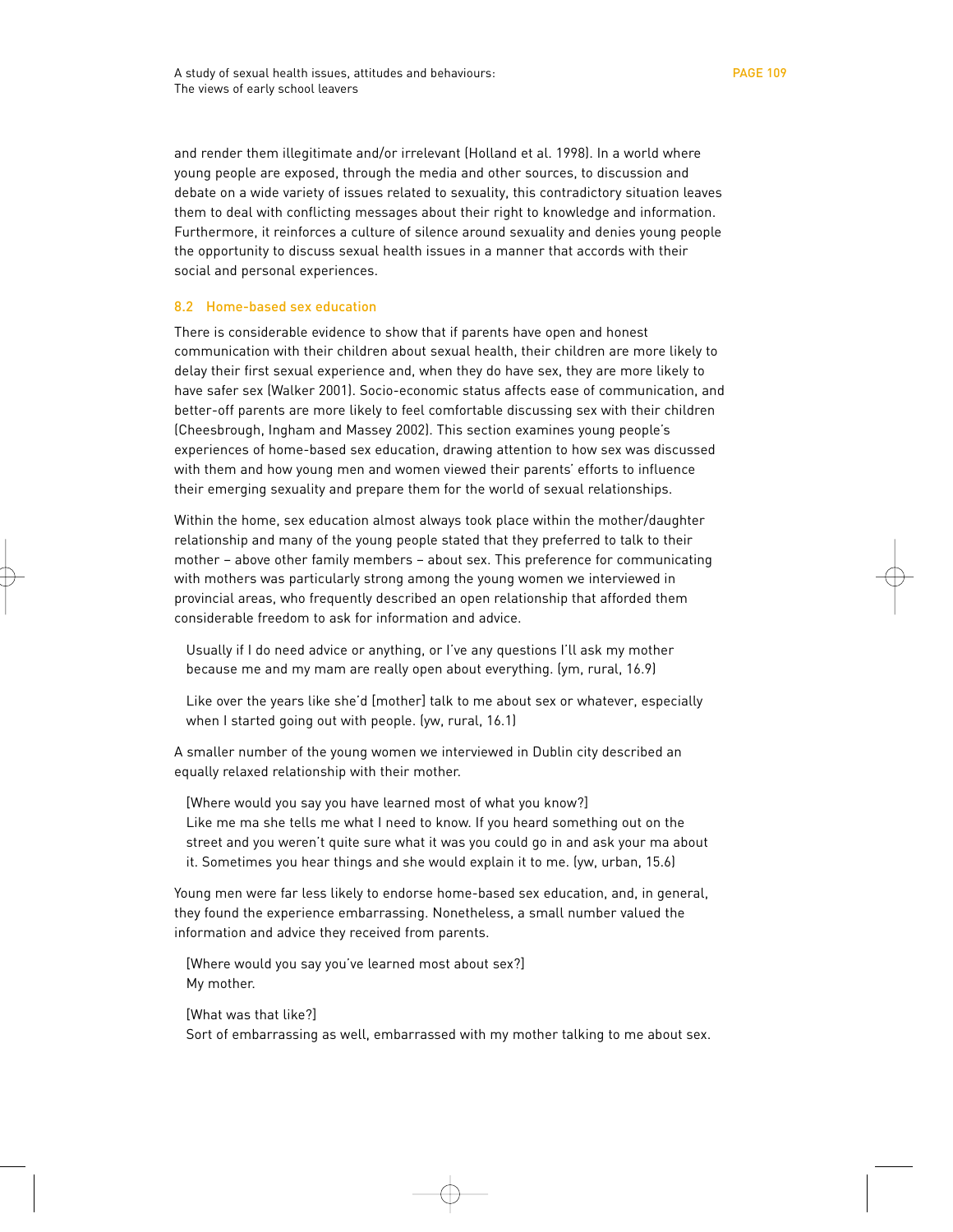and render them illegitimate and/or irrelevant (Holland et al. 1998). In a world where young people are exposed, through the media and other sources, to discussion and debate on a wide variety of issues related to sexuality, this contradictory situation leaves them to deal with conflicting messages about their right to knowledge and information. Furthermore, it reinforces a culture of silence around sexuality and denies young people the opportunity to discuss sexual health issues in a manner that accords with their social and personal experiences.

## 8.2 Home-based sex education

There is considerable evidence to show that if parents have open and honest communication with their children about sexual health, their children are more likely to delay their first sexual experience and, when they do have sex, they are more likely to have safer sex (Walker 2001). Socio-economic status affects ease of communication, and better-off parents are more likely to feel comfortable discussing sex with their children (Cheesbrough, Ingham and Massey 2002). This section examines young people's experiences of home-based sex education, drawing attention to how sex was discussed with them and how young men and women viewed their parents' efforts to influence their emerging sexuality and prepare them for the world of sexual relationships.

Within the home, sex education almost always took place within the mother/daughter relationship and many of the young people stated that they preferred to talk to their mother – above other family members – about sex. This preference for communicating with mothers was particularly strong among the young women we interviewed in provincial areas, who frequently described an open relationship that afforded them considerable freedom to ask for information and advice.

> Usually if I do need advice or anything, or I've any questions I'll ask my mother because me and my mam are really open about everything. (ym, rural, 16.9)

> Like over the years like she'd [mother] talk to me about sex or whatever, especially when I started going out with people. (yw, rural, 16.1)

A smaller number of the young women we interviewed in Dublin city described an equally relaxed relationship with their mother.

> [Where would you say you have learned most of what you know?]
> Like me ma she tells me what I need to know. If you heard something out on the street and you weren't quite sure what it was you could go in and ask your ma about it. Sometimes you hear things and she would explain it to me. (yw, urban, 15.6)

Young men were far less likely to endorse home-based sex education, and, in general, they found the experience embarrassing. Nonetheless, a small number valued the information and advice they received from parents.

> [Where would you say you've learned most about sex?]
> My mother.
>
> [What was that like?]
> Sort of embarrassing as well, embarrassed with my mother talking to me about sex.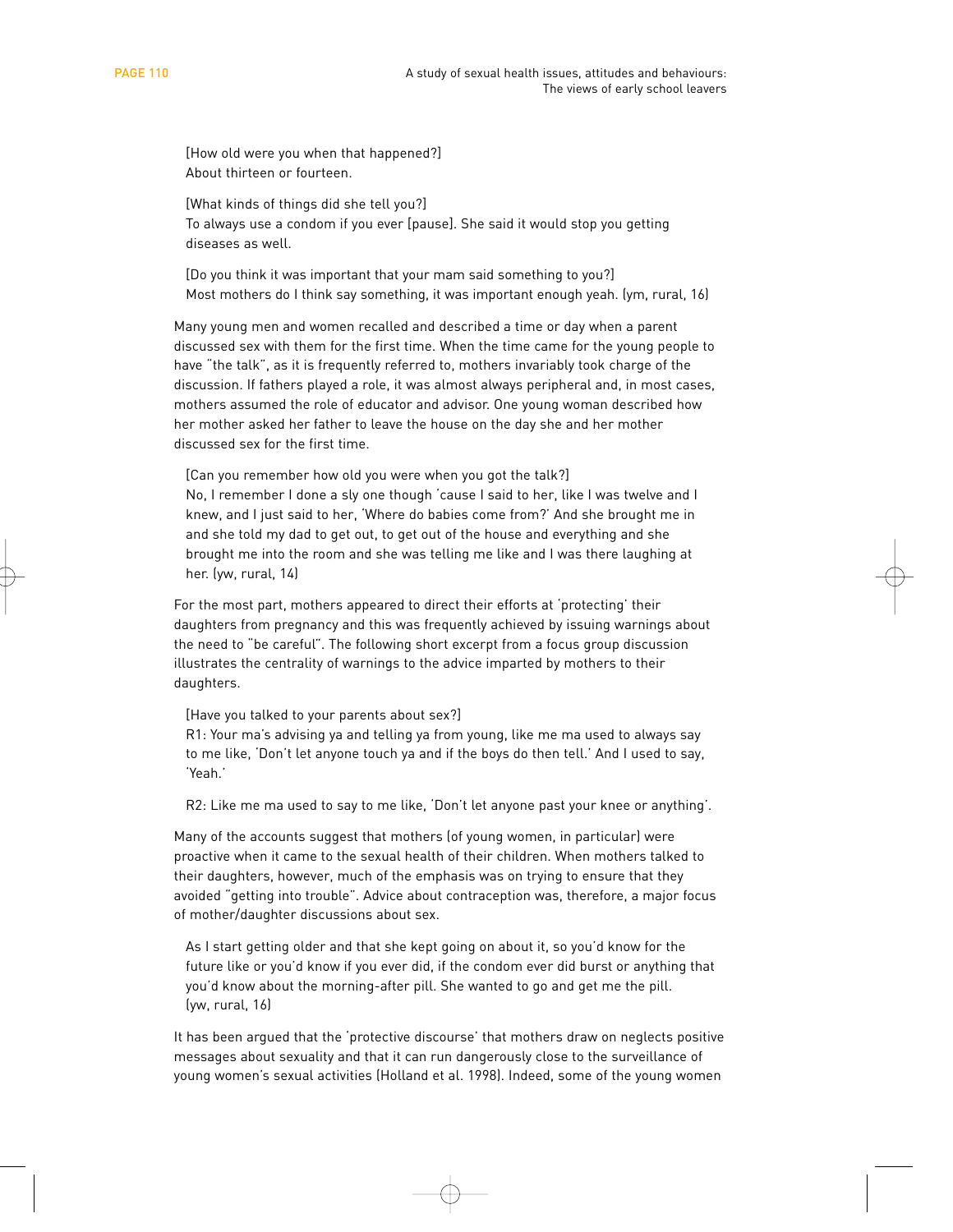[How old were you when that happened?]
About thirteen or fourteen.

[What kinds of things did she tell you?]
To always use a condom if you ever [pause]. She said it would stop you getting diseases as well.

[Do you think it was important that your mam said something to you?]
Most mothers do I think say something, it was important enough yeah. (ym, rural, 16)

Many young men and women recalled and described a time or day when a parent discussed sex with them for the first time. When the time came for the young people to have "the talk", as it is frequently referred to, mothers invariably took charge of the discussion. If fathers played a role, it was almost always peripheral and, in most cases, mothers assumed the role of educator and advisor. One young woman described how her mother asked her father to leave the house on the day she and her mother discussed sex for the first time.

[Can you remember how old you were when you got the talk?]
No, I remember I done a sly one though 'cause I said to her, like I was twelve and I knew, and I just said to her, 'Where do babies come from?' And she brought me in and she told my dad to get out, to get out of the house and everything and she brought me into the room and she was telling me like and I was there laughing at her. (yw, rural, 14)

For the most part, mothers appeared to direct their efforts at 'protecting' their daughters from pregnancy and this was frequently achieved by issuing warnings about the need to "be careful". The following short excerpt from a focus group discussion illustrates the centrality of warnings to the advice imparted by mothers to their daughters.

[Have you talked to your parents about sex?]
R1: Your ma's advising ya and telling ya from young, like me ma used to always say to me like, 'Don't let anyone touch ya and if the boys do then tell.' And I used to say, 'Yeah.'

R2: Like me ma used to say to me like, 'Don't let anyone past your knee or anything'.

Many of the accounts suggest that mothers (of young women, in particular) were proactive when it came to the sexual health of their children. When mothers talked to their daughters, however, much of the emphasis was on trying to ensure that they avoided "getting into trouble". Advice about contraception was, therefore, a major focus of mother/daughter discussions about sex.

As I start getting older and that she kept going on about it, so you'd know for the future like or you'd know if you ever did, if the condom ever did burst or anything that you'd know about the morning-after pill. She wanted to go and get me the pill. (yw, rural, 16)

It has been argued that the 'protective discourse' that mothers draw on neglects positive messages about sexuality and that it can run dangerously close to the surveillance of young women's sexual activities (Holland et al. 1998). Indeed, some of the young women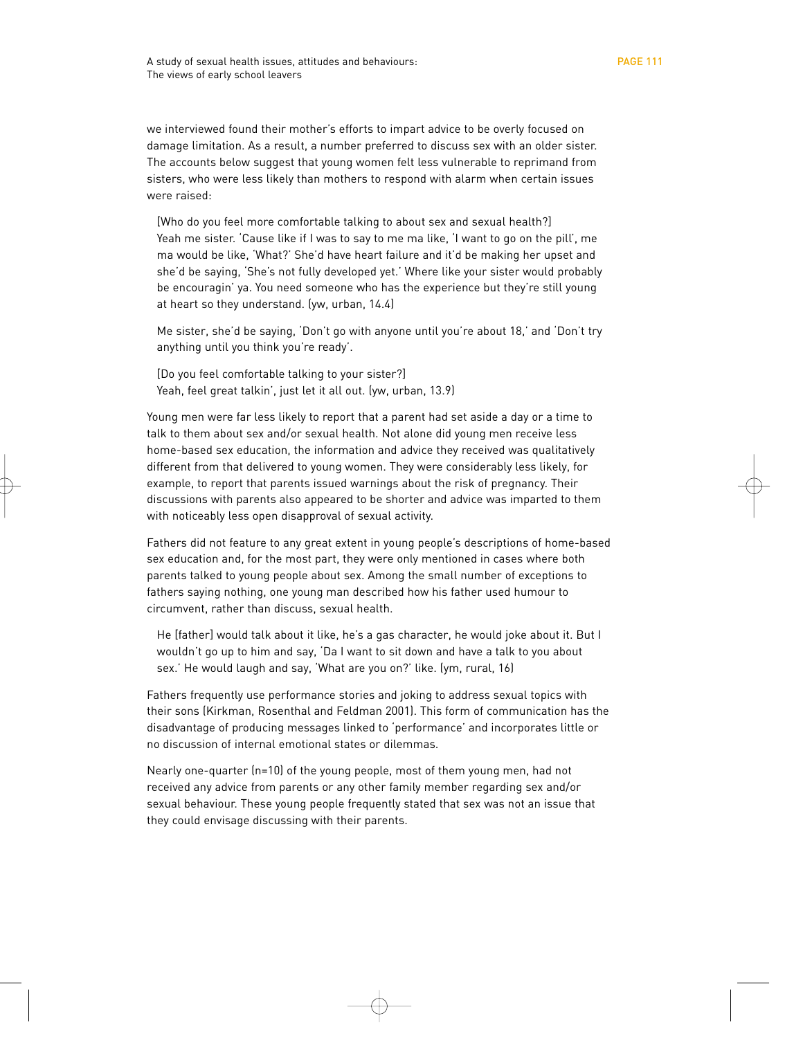we interviewed found their mother's efforts to impart advice to be overly focused on damage limitation. As a result, a number preferred to discuss sex with an older sister. The accounts below suggest that young women felt less vulnerable to reprimand from sisters, who were less likely than mothers to respond with alarm when certain issues were raised:

> [Who do you feel more comfortable talking to about sex and sexual health?]
> Yeah me sister. 'Cause like if I was to say to me ma like, 'I want to go on the pill', me ma would be like, 'What?' She'd have heart failure and it'd be making her upset and she'd be saying, 'She's not fully developed yet.' Where like your sister would probably be encouragin' ya. You need someone who has the experience but they're still young at heart so they understand. (yw, urban, 14.4)
>
> Me sister, she'd be saying, 'Don't go with anyone until you're about 18,' and 'Don't try anything until you think you're ready'.
>
> [Do you feel comfortable talking to your sister?]
> Yeah, feel great talkin', just let it all out. (yw, urban, 13.9)

Young men were far less likely to report that a parent had set aside a day or a time to talk to them about sex and/or sexual health. Not alone did young men receive less home-based sex education, the information and advice they received was qualitatively different from that delivered to young women. They were considerably less likely, for example, to report that parents issued warnings about the risk of pregnancy. Their discussions with parents also appeared to be shorter and advice was imparted to them with noticeably less open disapproval of sexual activity.

Fathers did not feature to any great extent in young people's descriptions of home-based sex education and, for the most part, they were only mentioned in cases where both parents talked to young people about sex. Among the small number of exceptions to fathers saying nothing, one young man described how his father used humour to circumvent, rather than discuss, sexual health.

> He [father] would talk about it like, he's a gas character, he would joke about it. But I wouldn't go up to him and say, 'Da I want to sit down and have a talk to you about sex.' He would laugh and say, 'What are you on?' like. (ym, rural, 16)

Fathers frequently use performance stories and joking to address sexual topics with their sons (Kirkman, Rosenthal and Feldman 2001). This form of communication has the disadvantage of producing messages linked to 'performance' and incorporates little or no discussion of internal emotional states or dilemmas.

Nearly one-quarter (n=10) of the young people, most of them young men, had not received any advice from parents or any other family member regarding sex and/or sexual behaviour. These young people frequently stated that sex was not an issue that they could envisage discussing with their parents.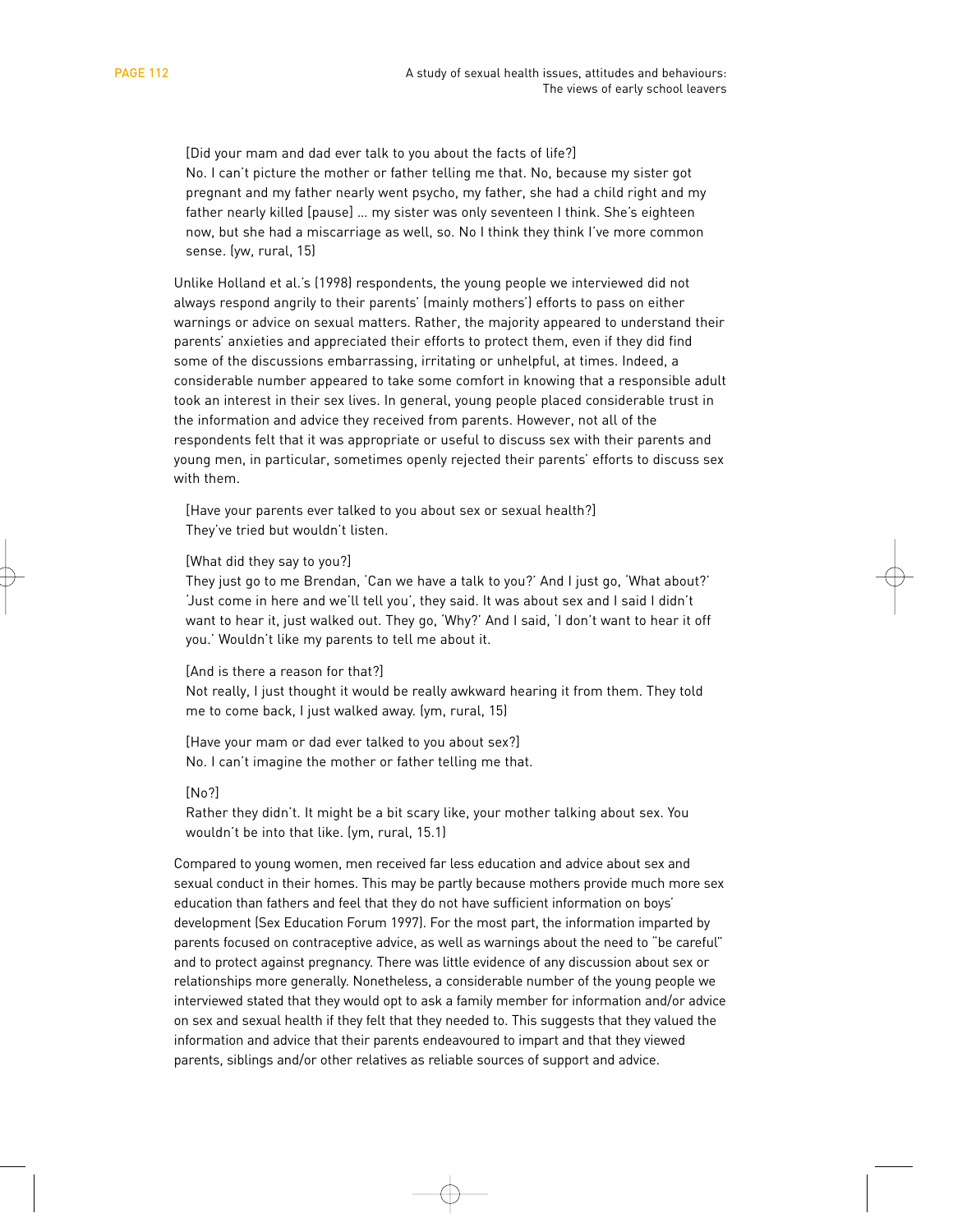[Did your mam and dad ever talk to you about the facts of life?]
No. I can't picture the mother or father telling me that. No, because my sister got pregnant and my father nearly went psycho, my father, she had a child right and my father nearly killed [pause] … my sister was only seventeen I think. She's eighteen now, but she had a miscarriage as well, so. No I think they think I've more common sense. (yw, rural, 15)

Unlike Holland et al.'s (1998) respondents, the young people we interviewed did not always respond angrily to their parents' (mainly mothers') efforts to pass on either warnings or advice on sexual matters. Rather, the majority appeared to understand their parents' anxieties and appreciated their efforts to protect them, even if they did find some of the discussions embarrassing, irritating or unhelpful, at times. Indeed, a considerable number appeared to take some comfort in knowing that a responsible adult took an interest in their sex lives. In general, young people placed considerable trust in the information and advice they received from parents. However, not all of the respondents felt that it was appropriate or useful to discuss sex with their parents and young men, in particular, sometimes openly rejected their parents' efforts to discuss sex with them.

[Have your parents ever talked to you about sex or sexual health?]
They've tried but wouldn't listen.

[What did they say to you?]
They just go to me Brendan, 'Can we have a talk to you?' And I just go, 'What about?' 'Just come in here and we'll tell you', they said. It was about sex and I said I didn't want to hear it, just walked out. They go, 'Why?' And I said, 'I don't want to hear it off you.' Wouldn't like my parents to tell me about it.

[And is there a reason for that?]
Not really, I just thought it would be really awkward hearing it from them. They told me to come back, I just walked away. (ym, rural, 15)

[Have your mam or dad ever talked to you about sex?]
No. I can't imagine the mother or father telling me that.

[No?]
Rather they didn't. It might be a bit scary like, your mother talking about sex. You wouldn't be into that like. (ym, rural, 15.1)

Compared to young women, men received far less education and advice about sex and sexual conduct in their homes. This may be partly because mothers provide much more sex education than fathers and feel that they do not have sufficient information on boys' development (Sex Education Forum 1997). For the most part, the information imparted by parents focused on contraceptive advice, as well as warnings about the need to "be careful" and to protect against pregnancy. There was little evidence of any discussion about sex or relationships more generally. Nonetheless, a considerable number of the young people we interviewed stated that they would opt to ask a family member for information and/or advice on sex and sexual health if they felt that they needed to. This suggests that they valued the information and advice that their parents endeavoured to impart and that they viewed parents, siblings and/or other relatives as reliable sources of support and advice.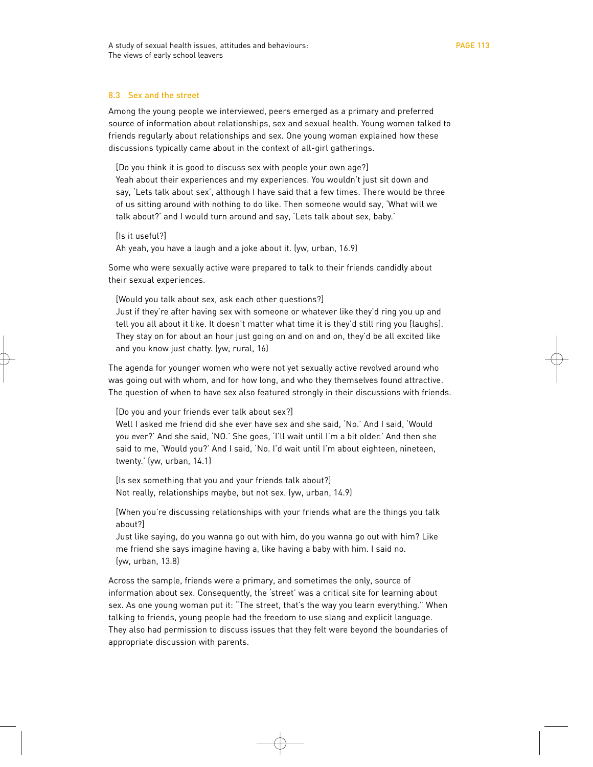## 8.3 Sex and the street

Among the young people we interviewed, peers emerged as a primary and preferred source of information about relationships, sex and sexual health. Young women talked to friends regularly about relationships and sex. One young woman explained how these discussions typically came about in the context of all-girl gatherings.

> [Do you think it is good to discuss sex with people your own age?]
> Yeah about their experiences and my experiences. You wouldn't just sit down and say, 'Lets talk about sex', although I have said that a few times. There would be three of us sitting around with nothing to do like. Then someone would say, 'What will we talk about?' and I would turn around and say, 'Lets talk about sex, baby.'
>
> [Is it useful?]
> Ah yeah, you have a laugh and a joke about it. (yw, urban, 16.9)

Some who were sexually active were prepared to talk to their friends candidly about their sexual experiences.

> [Would you talk about sex, ask each other questions?]
> Just if they're after having sex with someone or whatever like they'd ring you up and tell you all about it like. It doesn't matter what time it is they'd still ring you [laughs]. They stay on for about an hour just going on and on and on, they'd be all excited like and you know just chatty. (yw, rural, 16)

The agenda for younger women who were not yet sexually active revolved around who was going out with whom, and for how long, and who they themselves found attractive. The question of when to have sex also featured strongly in their discussions with friends.

> [Do you and your friends ever talk about sex?]
> Well I asked me friend did she ever have sex and she said, 'No.' And I said, 'Would you ever?' And she said, 'NO.' She goes, 'I'll wait until I'm a bit older.' And then she said to me, 'Would you?' And I said, 'No. I'd wait until I'm about eighteen, nineteen, twenty.' (yw, urban, 14.1)
>
> [Is sex something that you and your friends talk about?]
> Not really, relationships maybe, but not sex. (yw, urban, 14.9)
>
> [When you're discussing relationships with your friends what are the things you talk about?]
> Just like saying, do you wanna go out with him, do you wanna go out with him? Like me friend she says imagine having a, like having a baby with him. I said no. (yw, urban, 13.8)

Across the sample, friends were a primary, and sometimes the only, source of information about sex. Consequently, the 'street' was a critical site for learning about sex. As one young woman put it: "The street, that's the way you learn everything." When talking to friends, young people had the freedom to use slang and explicit language. They also had permission to discuss issues that they felt were beyond the boundaries of appropriate discussion with parents.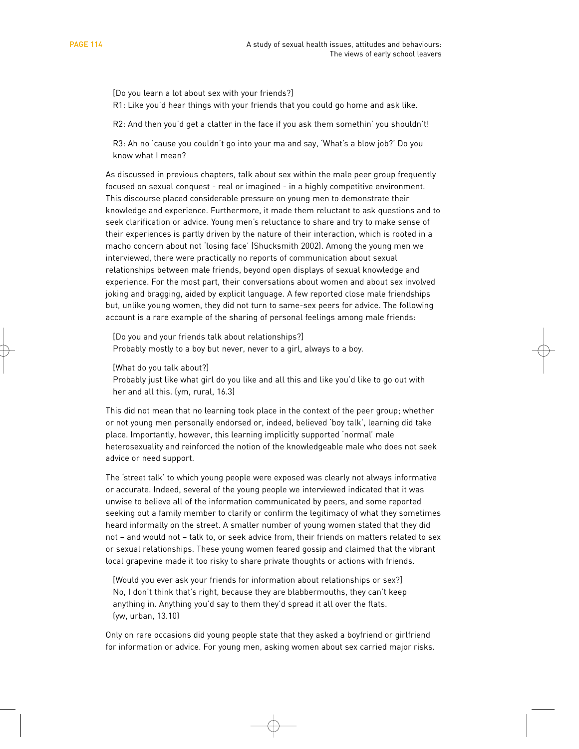[Do you learn a lot about sex with your friends?]
R1: Like you'd hear things with your friends that you could go home and ask like.

R2: And then you'd get a clatter in the face if you ask them somethin' you shouldn't!

R3: Ah no 'cause you couldn't go into your ma and say, 'What's a blow job?' Do you know what I mean?

As discussed in previous chapters, talk about sex within the male peer group frequently focused on sexual conquest - real or imagined - in a highly competitive environment. This discourse placed considerable pressure on young men to demonstrate their knowledge and experience. Furthermore, it made them reluctant to ask questions and to seek clarification or advice. Young men's reluctance to share and try to make sense of their experiences is partly driven by the nature of their interaction, which is rooted in a macho concern about not 'losing face' (Shucksmith 2002). Among the young men we interviewed, there were practically no reports of communication about sexual relationships between male friends, beyond open displays of sexual knowledge and experience. For the most part, their conversations about women and about sex involved joking and bragging, aided by explicit language. A few reported close male friendships but, unlike young women, they did not turn to same-sex peers for advice. The following account is a rare example of the sharing of personal feelings among male friends:

[Do you and your friends talk about relationships?]
Probably mostly to a boy but never, never to a girl, always to a boy.

[What do you talk about?]
Probably just like what girl do you like and all this and like you'd like to go out with her and all this. (ym, rural, 16.3)

This did not mean that no learning took place in the context of the peer group; whether or not young men personally endorsed or, indeed, believed 'boy talk', learning did take place. Importantly, however, this learning implicitly supported 'normal' male heterosexuality and reinforced the notion of the knowledgeable male who does not seek advice or need support.

The 'street talk' to which young people were exposed was clearly not always informative or accurate. Indeed, several of the young people we interviewed indicated that it was unwise to believe all of the information communicated by peers, and some reported seeking out a family member to clarify or confirm the legitimacy of what they sometimes heard informally on the street. A smaller number of young women stated that they did not – and would not – talk to, or seek advice from, their friends on matters related to sex or sexual relationships. These young women feared gossip and claimed that the vibrant local grapevine made it too risky to share private thoughts or actions with friends.

[Would you ever ask your friends for information about relationships or sex?]
No, I don't think that's right, because they are blabbermouths, they can't keep anything in. Anything you'd say to them they'd spread it all over the flats.
(yw, urban, 13.10)

Only on rare occasions did young people state that they asked a boyfriend or girlfriend for information or advice. For young men, asking women about sex carried major risks.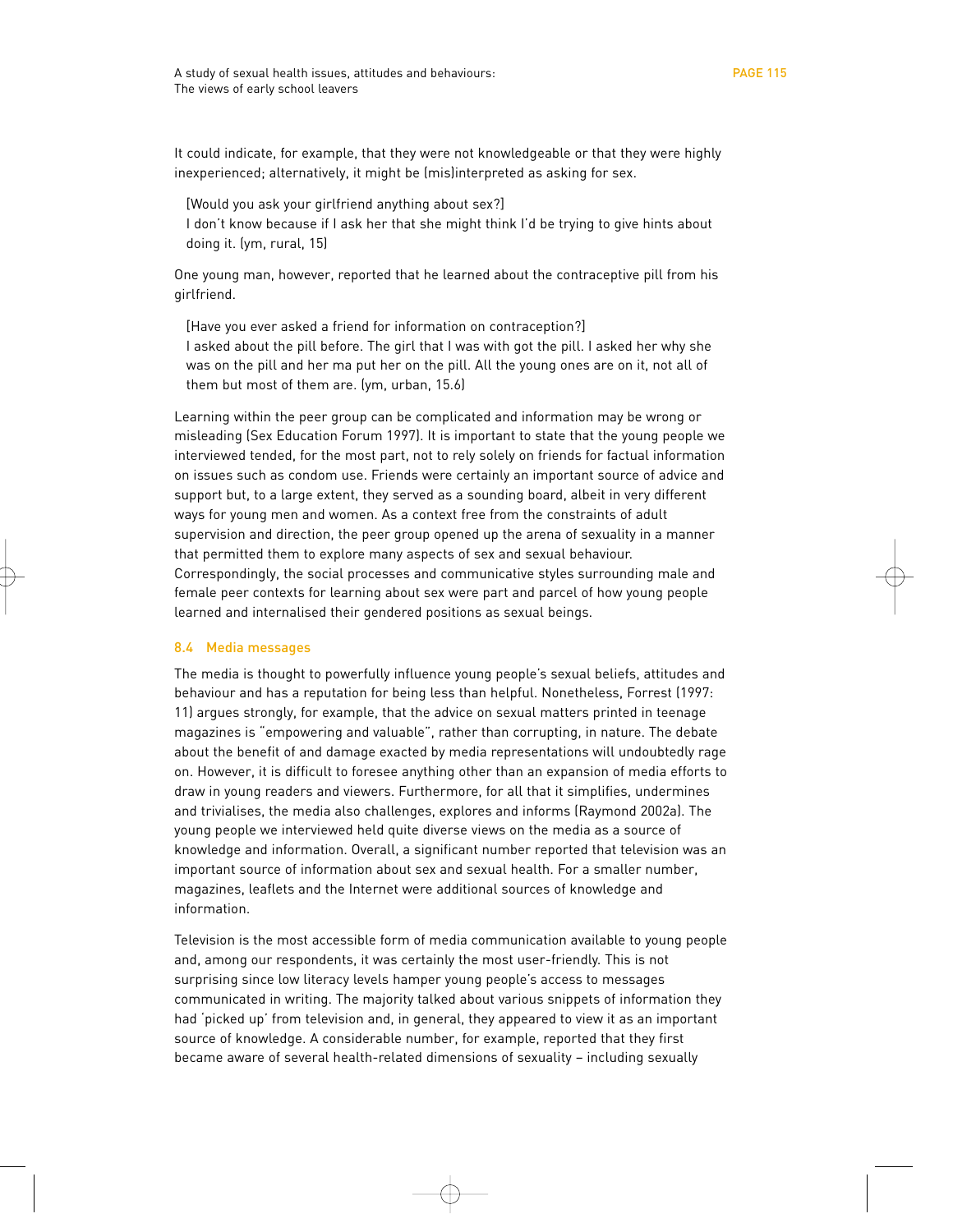It could indicate, for example, that they were not knowledgeable or that they were highly inexperienced; alternatively, it might be (mis)interpreted as asking for sex.

> [Would you ask your girlfriend anything about sex?]
> I don't know because if I ask her that she might think I'd be trying to give hints about doing it. (ym, rural, 15)

One young man, however, reported that he learned about the contraceptive pill from his girlfriend.

> [Have you ever asked a friend for information on contraception?]
> I asked about the pill before. The girl that I was with got the pill. I asked her why she was on the pill and her ma put her on the pill. All the young ones are on it, not all of them but most of them are. (ym, urban, 15.6)

Learning within the peer group can be complicated and information may be wrong or misleading (Sex Education Forum 1997). It is important to state that the young people we interviewed tended, for the most part, not to rely solely on friends for factual information on issues such as condom use. Friends were certainly an important source of advice and support but, to a large extent, they served as a sounding board, albeit in very different ways for young men and women. As a context free from the constraints of adult supervision and direction, the peer group opened up the arena of sexuality in a manner that permitted them to explore many aspects of sex and sexual behaviour. Correspondingly, the social processes and communicative styles surrounding male and female peer contexts for learning about sex were part and parcel of how young people learned and internalised their gendered positions as sexual beings.

### 8.4 Media messages

The media is thought to powerfully influence young people's sexual beliefs, attitudes and behaviour and has a reputation for being less than helpful. Nonetheless, Forrest (1997: 11) argues strongly, for example, that the advice on sexual matters printed in teenage magazines is "empowering and valuable", rather than corrupting, in nature. The debate about the benefit of and damage exacted by media representations will undoubtedly rage on. However, it is difficult to foresee anything other than an expansion of media efforts to draw in young readers and viewers. Furthermore, for all that it simplifies, undermines and trivialises, the media also challenges, explores and informs (Raymond 2002a). The young people we interviewed held quite diverse views on the media as a source of knowledge and information. Overall, a significant number reported that television was an important source of information about sex and sexual health. For a smaller number, magazines, leaflets and the Internet were additional sources of knowledge and information.

Television is the most accessible form of media communication available to young people and, among our respondents, it was certainly the most user-friendly. This is not surprising since low literacy levels hamper young people's access to messages communicated in writing. The majority talked about various snippets of information they had 'picked up' from television and, in general, they appeared to view it as an important source of knowledge. A considerable number, for example, reported that they first became aware of several health-related dimensions of sexuality – including sexually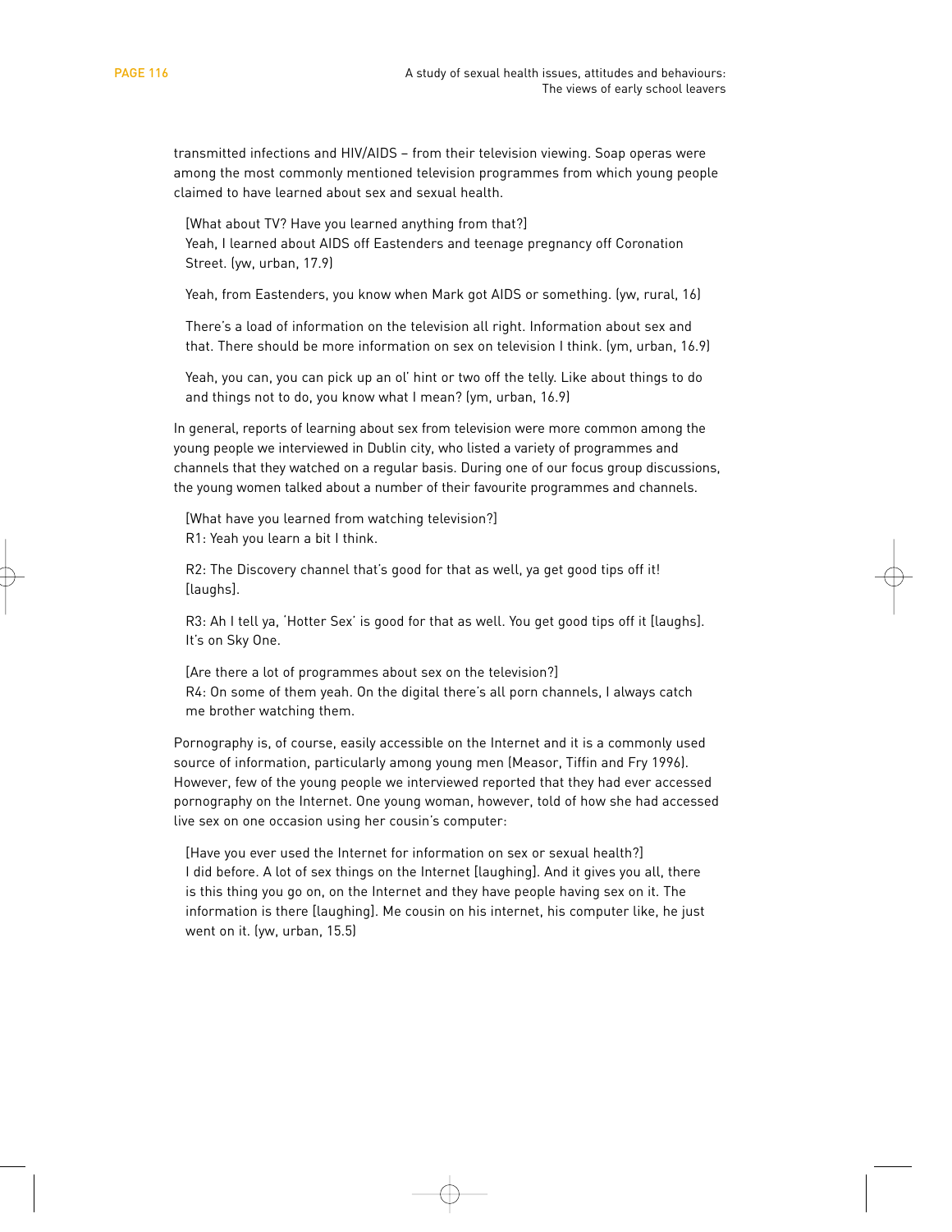transmitted infections and HIV/AIDS – from their television viewing. Soap operas were among the most commonly mentioned television programmes from which young people claimed to have learned about sex and sexual health.

> [What about TV? Have you learned anything from that?]
> Yeah, I learned about AIDS off Eastenders and teenage pregnancy off Coronation Street. (yw, urban, 17.9)

> Yeah, from Eastenders, you know when Mark got AIDS or something. (yw, rural, 16)

> There's a load of information on the television all right. Information about sex and that. There should be more information on sex on television I think. (ym, urban, 16.9)

> Yeah, you can, you can pick up an ol' hint or two off the telly. Like about things to do and things not to do, you know what I mean? (ym, urban, 16.9)

In general, reports of learning about sex from television were more common among the young people we interviewed in Dublin city, who listed a variety of programmes and channels that they watched on a regular basis. During one of our focus group discussions, the young women talked about a number of their favourite programmes and channels.

> [What have you learned from watching television?]
> R1: Yeah you learn a bit I think.

> R2: The Discovery channel that's good for that as well, ya get good tips off it! [laughs].

> R3: Ah I tell ya, 'Hotter Sex' is good for that as well. You get good tips off it [laughs]. It's on Sky One.

> [Are there a lot of programmes about sex on the television?]
> R4: On some of them yeah. On the digital there's all porn channels, I always catch me brother watching them.

Pornography is, of course, easily accessible on the Internet and it is a commonly used source of information, particularly among young men (Measor, Tiffin and Fry 1996). However, few of the young people we interviewed reported that they had ever accessed pornography on the Internet. One young woman, however, told of how she had accessed live sex on one occasion using her cousin's computer:

> [Have you ever used the Internet for information on sex or sexual health?]
> I did before. A lot of sex things on the Internet [laughing]. And it gives you all, there is this thing you go on, on the Internet and they have people having sex on it. The information is there [laughing]. Me cousin on his internet, his computer like, he just went on it. (yw, urban, 15.5)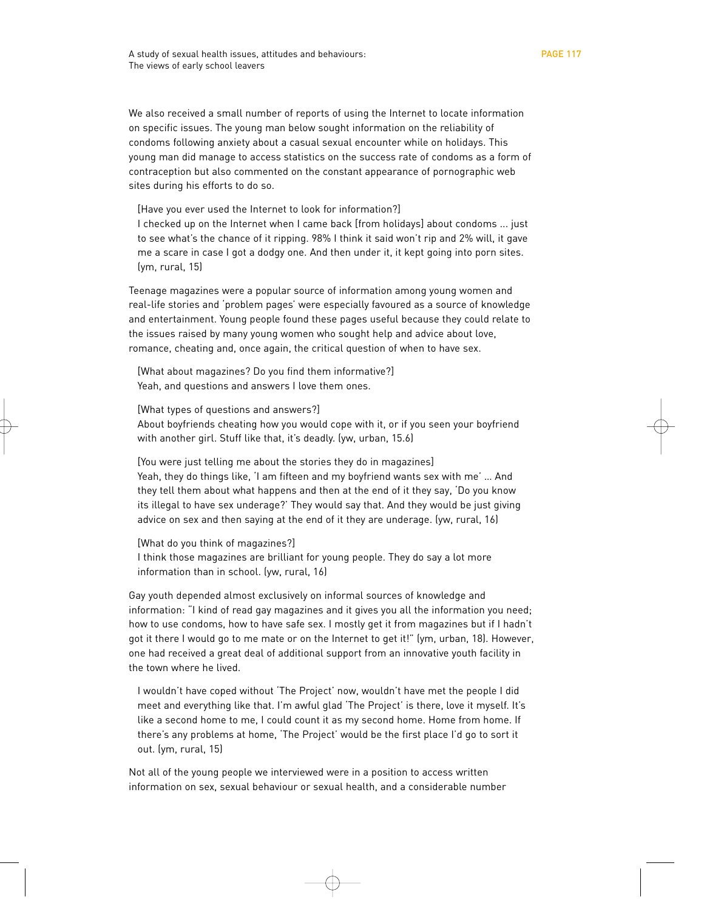We also received a small number of reports of using the Internet to locate information on specific issues. The young man below sought information on the reliability of condoms following anxiety about a casual sexual encounter while on holidays. This young man did manage to access statistics on the success rate of condoms as a form of contraception but also commented on the constant appearance of pornographic web sites during his efforts to do so.

> [Have you ever used the Internet to look for information?]
> I checked up on the Internet when I came back [from holidays] about condoms … just to see what's the chance of it ripping. 98% I think it said won't rip and 2% will, it gave me a scare in case I got a dodgy one. And then under it, it kept going into porn sites. (ym, rural, 15)

Teenage magazines were a popular source of information among young women and real-life stories and 'problem pages' were especially favoured as a source of knowledge and entertainment. Young people found these pages useful because they could relate to the issues raised by many young women who sought help and advice about love, romance, cheating and, once again, the critical question of when to have sex.

> [What about magazines? Do you find them informative?]
> Yeah, and questions and answers I love them ones.
>
> [What types of questions and answers?]
> About boyfriends cheating how you would cope with it, or if you seen your boyfriend with another girl. Stuff like that, it's deadly. (yw, urban, 15.6)
>
> [You were just telling me about the stories they do in magazines]
> Yeah, they do things like, 'I am fifteen and my boyfriend wants sex with me' … And they tell them about what happens and then at the end of it they say, 'Do you know its illegal to have sex underage?' They would say that. And they would be just giving advice on sex and then saying at the end of it they are underage. (yw, rural, 16)
>
> [What do you think of magazines?]
> I think those magazines are brilliant for young people. They do say a lot more information than in school. (yw, rural, 16)

Gay youth depended almost exclusively on informal sources of knowledge and information: "I kind of read gay magazines and it gives you all the information you need; how to use condoms, how to have safe sex. I mostly get it from magazines but if I hadn't got it there I would go to me mate or on the Internet to get it!" (ym, urban, 18). However, one had received a great deal of additional support from an innovative youth facility in the town where he lived.

> I wouldn't have coped without 'The Project' now, wouldn't have met the people I did meet and everything like that. I'm awful glad 'The Project' is there, love it myself. It's like a second home to me, I could count it as my second home. Home from home. If there's any problems at home, 'The Project' would be the first place I'd go to sort it out. (ym, rural, 15)

Not all of the young people we interviewed were in a position to access written information on sex, sexual behaviour or sexual health, and a considerable number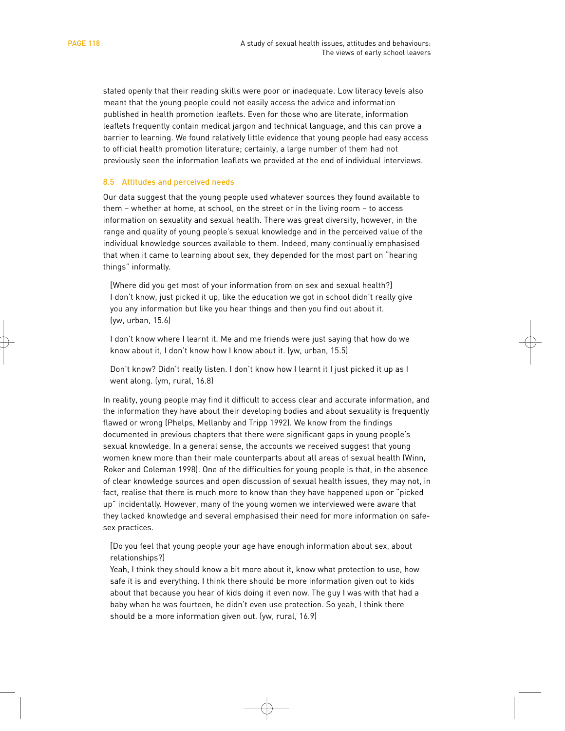stated openly that their reading skills were poor or inadequate. Low literacy levels also meant that the young people could not easily access the advice and information published in health promotion leaflets. Even for those who are literate, information leaflets frequently contain medical jargon and technical language, and this can prove a barrier to learning. We found relatively little evidence that young people had easy access to official health promotion literature; certainly, a large number of them had not previously seen the information leaflets we provided at the end of individual interviews.

### 8.5 Attitudes and perceived needs

Our data suggest that the young people used whatever sources they found available to them – whether at home, at school, on the street or in the living room – to access information on sexuality and sexual health. There was great diversity, however, in the range and quality of young people's sexual knowledge and in the perceived value of the individual knowledge sources available to them. Indeed, many continually emphasised that when it came to learning about sex, they depended for the most part on "hearing things" informally.

> [Where did you get most of your information from on sex and sexual health?]
> I don't know, just picked it up, like the education we got in school didn't really give you any information but like you hear things and then you find out about it. (yw, urban, 15.6)

> I don't know where I learnt it. Me and me friends were just saying that how do we know about it, I don't know how I know about it. (yw, urban, 15.5)

> Don't know? Didn't really listen. I don't know how I learnt it I just picked it up as I went along. (ym, rural, 16.8)

In reality, young people may find it difficult to access clear and accurate information, and the information they have about their developing bodies and about sexuality is frequently flawed or wrong (Phelps, Mellanby and Tripp 1992). We know from the findings documented in previous chapters that there were significant gaps in young people's sexual knowledge. In a general sense, the accounts we received suggest that young women knew more than their male counterparts about all areas of sexual health (Winn, Roker and Coleman 1998). One of the difficulties for young people is that, in the absence of clear knowledge sources and open discussion of sexual health issues, they may not, in fact, realise that there is much more to know than they have happened upon or "picked up" incidentally. However, many of the young women we interviewed were aware that they lacked knowledge and several emphasised their need for more information on safe-sex practices.

> [Do you feel that young people your age have enough information about sex, about relationships?]
> Yeah, I think they should know a bit more about it, know what protection to use, how safe it is and everything. I think there should be more information given out to kids about that because you hear of kids doing it even now. The guy I was with that had a baby when he was fourteen, he didn't even use protection. So yeah, I think there should be a more information given out. (yw, rural, 16.9)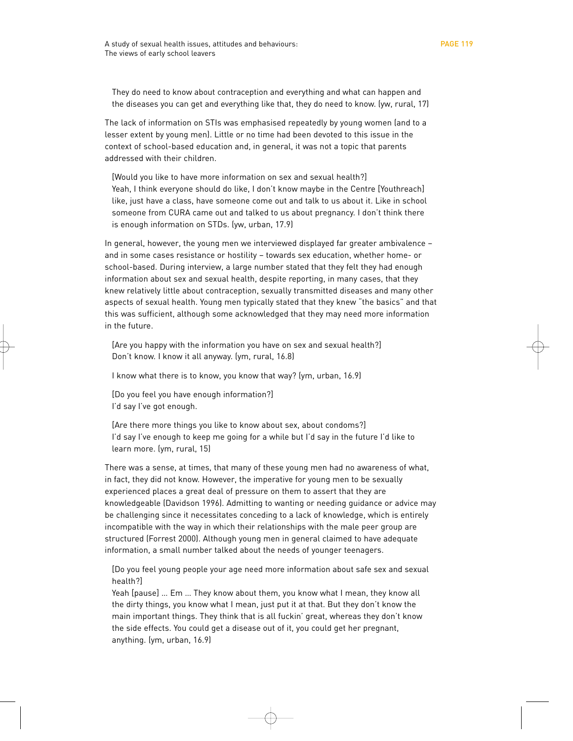> They do need to know about contraception and everything and what can happen and the diseases you can get and everything like that, they do need to know. (yw, rural, 17)

The lack of information on STIs was emphasised repeatedly by young women (and to a lesser extent by young men). Little or no time had been devoted to this issue in the context of school-based education and, in general, it was not a topic that parents addressed with their children.

> [Would you like to have more information on sex and sexual health?]
> Yeah, I think everyone should do like, I don't know maybe in the Centre [Youthreach] like, just have a class, have someone come out and talk to us about it. Like in school someone from CURA came out and talked to us about pregnancy. I don't think there is enough information on STDs. (yw, urban, 17.9)

In general, however, the young men we interviewed displayed far greater ambivalence – and in some cases resistance or hostility – towards sex education, whether home- or school-based. During interview, a large number stated that they felt they had enough information about sex and sexual health, despite reporting, in many cases, that they knew relatively little about contraception, sexually transmitted diseases and many other aspects of sexual health. Young men typically stated that they knew "the basics" and that this was sufficient, although some acknowledged that they may need more information in the future.

> [Are you happy with the information you have on sex and sexual health?]
> Don't know. I know it all anyway. (ym, rural, 16.8)

> I know what there is to know, you know that way? (ym, urban, 16.9)

> [Do you feel you have enough information?]
> I'd say I've got enough.

> [Are there more things you like to know about sex, about condoms?]
> I'd say I've enough to keep me going for a while but I'd say in the future I'd like to learn more. (ym, rural, 15)

There was a sense, at times, that many of these young men had no awareness of what, in fact, they did not know. However, the imperative for young men to be sexually experienced places a great deal of pressure on them to assert that they are knowledgeable (Davidson 1996). Admitting to wanting or needing guidance or advice may be challenging since it necessitates conceding to a lack of knowledge, which is entirely incompatible with the way in which their relationships with the male peer group are structured (Forrest 2000). Although young men in general claimed to have adequate information, a small number talked about the needs of younger teenagers.

> [Do you feel young people your age need more information about safe sex and sexual health?]
> Yeah [pause] ... Em ... They know about them, you know what I mean, they know all the dirty things, you know what I mean, just put it at that. But they don't know the main important things. They think that is all fuckin' great, whereas they don't know the side effects. You could get a disease out of it, you could get her pregnant, anything. (ym, urban, 16.9)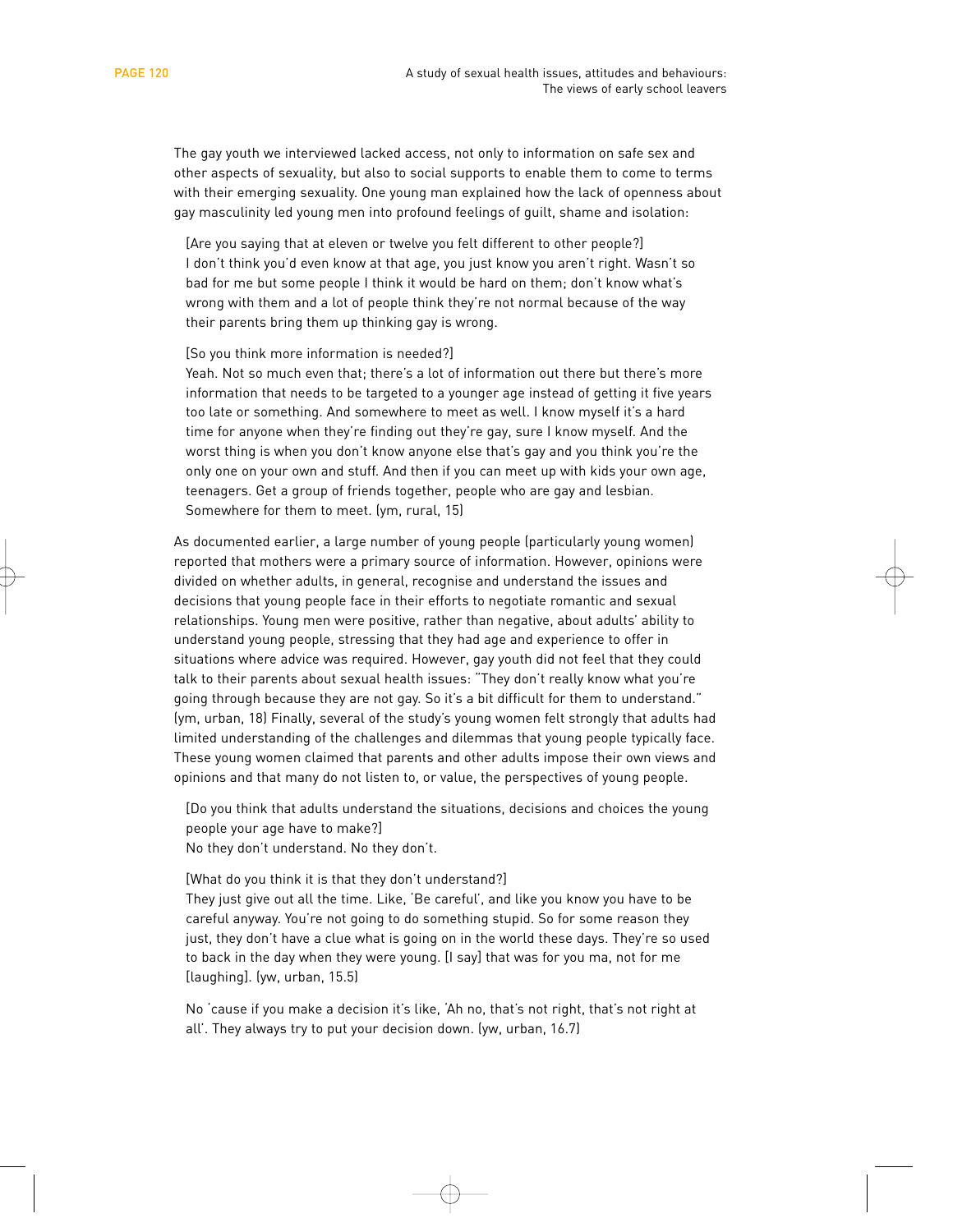The gay youth we interviewed lacked access, not only to information on safe sex and other aspects of sexuality, but also to social supports to enable them to come to terms with their emerging sexuality. One young man explained how the lack of openness about gay masculinity led young men into profound feelings of guilt, shame and isolation:

> [Are you saying that at eleven or twelve you felt different to other people?]
> I don't think you'd even know at that age, you just know you aren't right. Wasn't so bad for me but some people I think it would be hard on them; don't know what's wrong with them and a lot of people think they're not normal because of the way their parents bring them up thinking gay is wrong.
>
> [So you think more information is needed?]
> Yeah. Not so much even that; there's a lot of information out there but there's more information that needs to be targeted to a younger age instead of getting it five years too late or something. And somewhere to meet as well. I know myself it's a hard time for anyone when they're finding out they're gay, sure I know myself. And the worst thing is when you don't know anyone else that's gay and you think you're the only one on your own and stuff. And then if you can meet up with kids your own age, teenagers. Get a group of friends together, people who are gay and lesbian. Somewhere for them to meet. (ym, rural, 15)

As documented earlier, a large number of young people (particularly young women) reported that mothers were a primary source of information. However, opinions were divided on whether adults, in general, recognise and understand the issues and decisions that young people face in their efforts to negotiate romantic and sexual relationships. Young men were positive, rather than negative, about adults' ability to understand young people, stressing that they had age and experience to offer in situations where advice was required. However, gay youth did not feel that they could talk to their parents about sexual health issues: "They don't really know what you're going through because they are not gay. So it's a bit difficult for them to understand." (ym, urban, 18) Finally, several of the study's young women felt strongly that adults had limited understanding of the challenges and dilemmas that young people typically face. These young women claimed that parents and other adults impose their own views and opinions and that many do not listen to, or value, the perspectives of young people.

> [Do you think that adults understand the situations, decisions and choices the young people your age have to make?]
> No they don't understand. No they don't.
>
> [What do you think it is that they don't understand?]
> They just give out all the time. Like, 'Be careful', and like you know you have to be careful anyway. You're not going to do something stupid. So for some reason they just, they don't have a clue what is going on in the world these days. They're so used to back in the day when they were young. [I say] that was for you ma, not for me [laughing]. (yw, urban, 15.5)

> No 'cause if you make a decision it's like, 'Ah no, that's not right, that's not right at all'. They always try to put your decision down. (yw, urban, 16.7)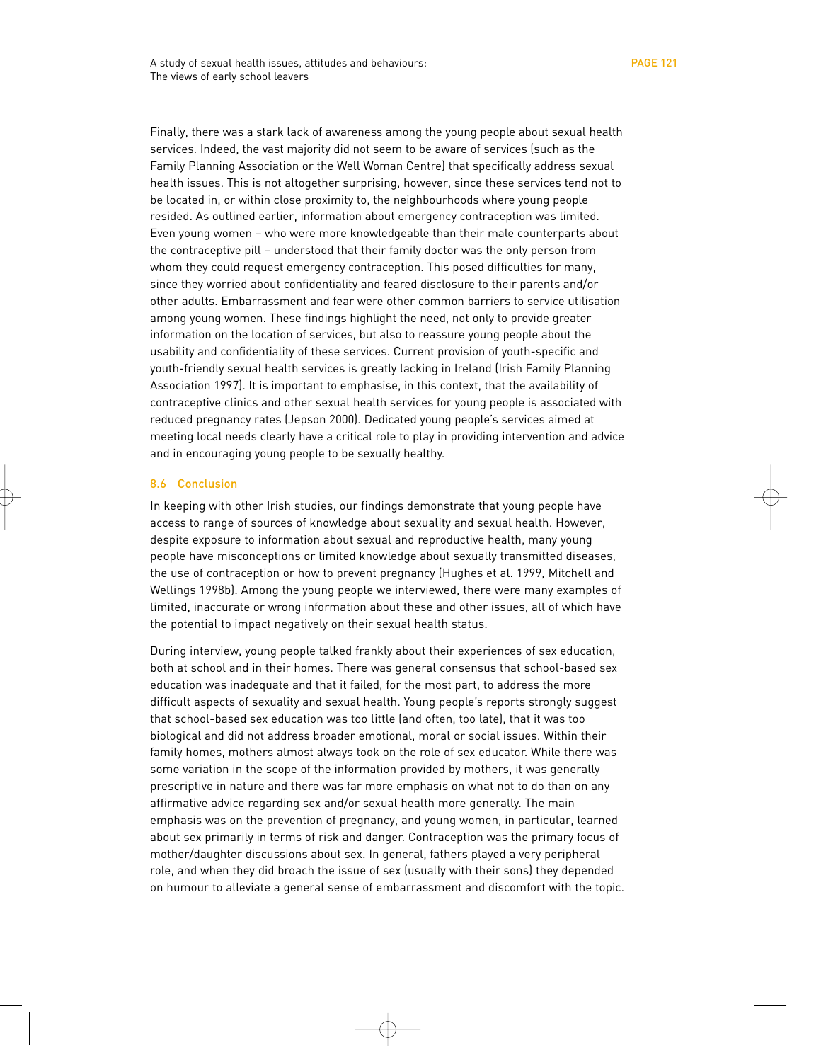Finally, there was a stark lack of awareness among the young people about sexual health services. Indeed, the vast majority did not seem to be aware of services (such as the Family Planning Association or the Well Woman Centre) that specifically address sexual health issues. This is not altogether surprising, however, since these services tend not to be located in, or within close proximity to, the neighbourhoods where young people resided. As outlined earlier, information about emergency contraception was limited. Even young women – who were more knowledgeable than their male counterparts about the contraceptive pill – understood that their family doctor was the only person from whom they could request emergency contraception. This posed difficulties for many, since they worried about confidentiality and feared disclosure to their parents and/or other adults. Embarrassment and fear were other common barriers to service utilisation among young women. These findings highlight the need, not only to provide greater information on the location of services, but also to reassure young people about the usability and confidentiality of these services. Current provision of youth-specific and youth-friendly sexual health services is greatly lacking in Ireland (Irish Family Planning Association 1997). It is important to emphasise, in this context, that the availability of contraceptive clinics and other sexual health services for young people is associated with reduced pregnancy rates (Jepson 2000). Dedicated young people's services aimed at meeting local needs clearly have a critical role to play in providing intervention and advice and in encouraging young people to be sexually healthy.

## 8.6 Conclusion

In keeping with other Irish studies, our findings demonstrate that young people have access to range of sources of knowledge about sexuality and sexual health. However, despite exposure to information about sexual and reproductive health, many young people have misconceptions or limited knowledge about sexually transmitted diseases, the use of contraception or how to prevent pregnancy (Hughes et al. 1999, Mitchell and Wellings 1998b). Among the young people we interviewed, there were many examples of limited, inaccurate or wrong information about these and other issues, all of which have the potential to impact negatively on their sexual health status.

During interview, young people talked frankly about their experiences of sex education, both at school and in their homes. There was general consensus that school-based sex education was inadequate and that it failed, for the most part, to address the more difficult aspects of sexuality and sexual health. Young people's reports strongly suggest that school-based sex education was too little (and often, too late), that it was too biological and did not address broader emotional, moral or social issues. Within their family homes, mothers almost always took on the role of sex educator. While there was some variation in the scope of the information provided by mothers, it was generally prescriptive in nature and there was far more emphasis on what not to do than on any affirmative advice regarding sex and/or sexual health more generally. The main emphasis was on the prevention of pregnancy, and young women, in particular, learned about sex primarily in terms of risk and danger. Contraception was the primary focus of mother/daughter discussions about sex. In general, fathers played a very peripheral role, and when they did broach the issue of sex (usually with their sons) they depended on humour to alleviate a general sense of embarrassment and discomfort with the topic.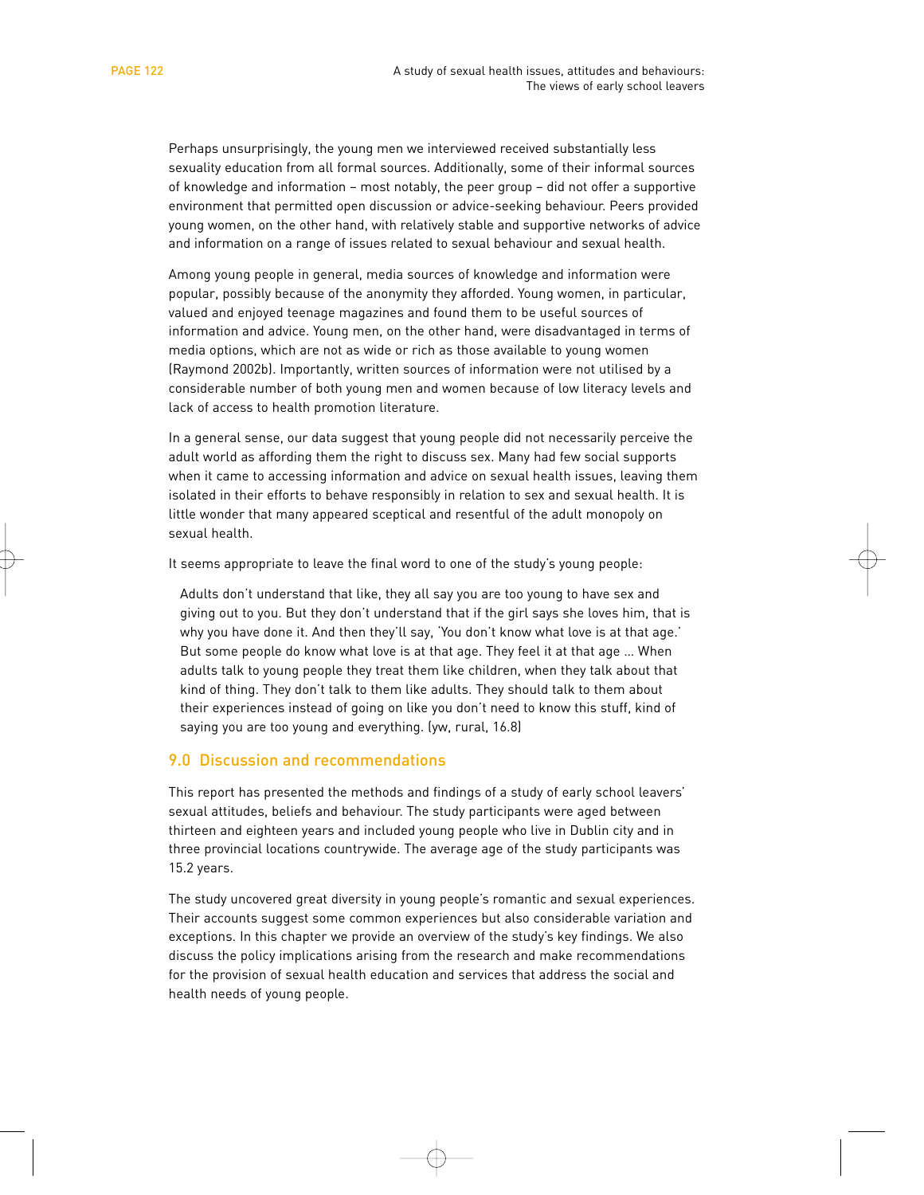Perhaps unsurprisingly, the young men we interviewed received substantially less sexuality education from all formal sources. Additionally, some of their informal sources of knowledge and information – most notably, the peer group – did not offer a supportive environment that permitted open discussion or advice-seeking behaviour. Peers provided young women, on the other hand, with relatively stable and supportive networks of advice and information on a range of issues related to sexual behaviour and sexual health.

Among young people in general, media sources of knowledge and information were popular, possibly because of the anonymity they afforded. Young women, in particular, valued and enjoyed teenage magazines and found them to be useful sources of information and advice. Young men, on the other hand, were disadvantaged in terms of media options, which are not as wide or rich as those available to young women (Raymond 2002b). Importantly, written sources of information were not utilised by a considerable number of both young men and women because of low literacy levels and lack of access to health promotion literature.

In a general sense, our data suggest that young people did not necessarily perceive the adult world as affording them the right to discuss sex. Many had few social supports when it came to accessing information and advice on sexual health issues, leaving them isolated in their efforts to behave responsibly in relation to sex and sexual health. It is little wonder that many appeared sceptical and resentful of the adult monopoly on sexual health.

It seems appropriate to leave the final word to one of the study's young people:

> Adults don't understand that like, they all say you are too young to have sex and giving out to you. But they don't understand that if the girl says she loves him, that is why you have done it. And then they'll say, 'You don't know what love is at that age.' But some people do know what love is at that age. They feel it at that age ... When adults talk to young people they treat them like children, when they talk about that kind of thing. They don't talk to them like adults. They should talk to them about their experiences instead of going on like you don't need to know this stuff, kind of saying you are too young and everything. (yw, rural, 16.8)

## 9.0 Discussion and recommendations

This report has presented the methods and findings of a study of early school leavers' sexual attitudes, beliefs and behaviour. The study participants were aged between thirteen and eighteen years and included young people who live in Dublin city and in three provincial locations countrywide. The average age of the study participants was 15.2 years.

The study uncovered great diversity in young people's romantic and sexual experiences. Their accounts suggest some common experiences but also considerable variation and exceptions. In this chapter we provide an overview of the study's key findings. We also discuss the policy implications arising from the research and make recommendations for the provision of sexual health education and services that address the social and health needs of young people.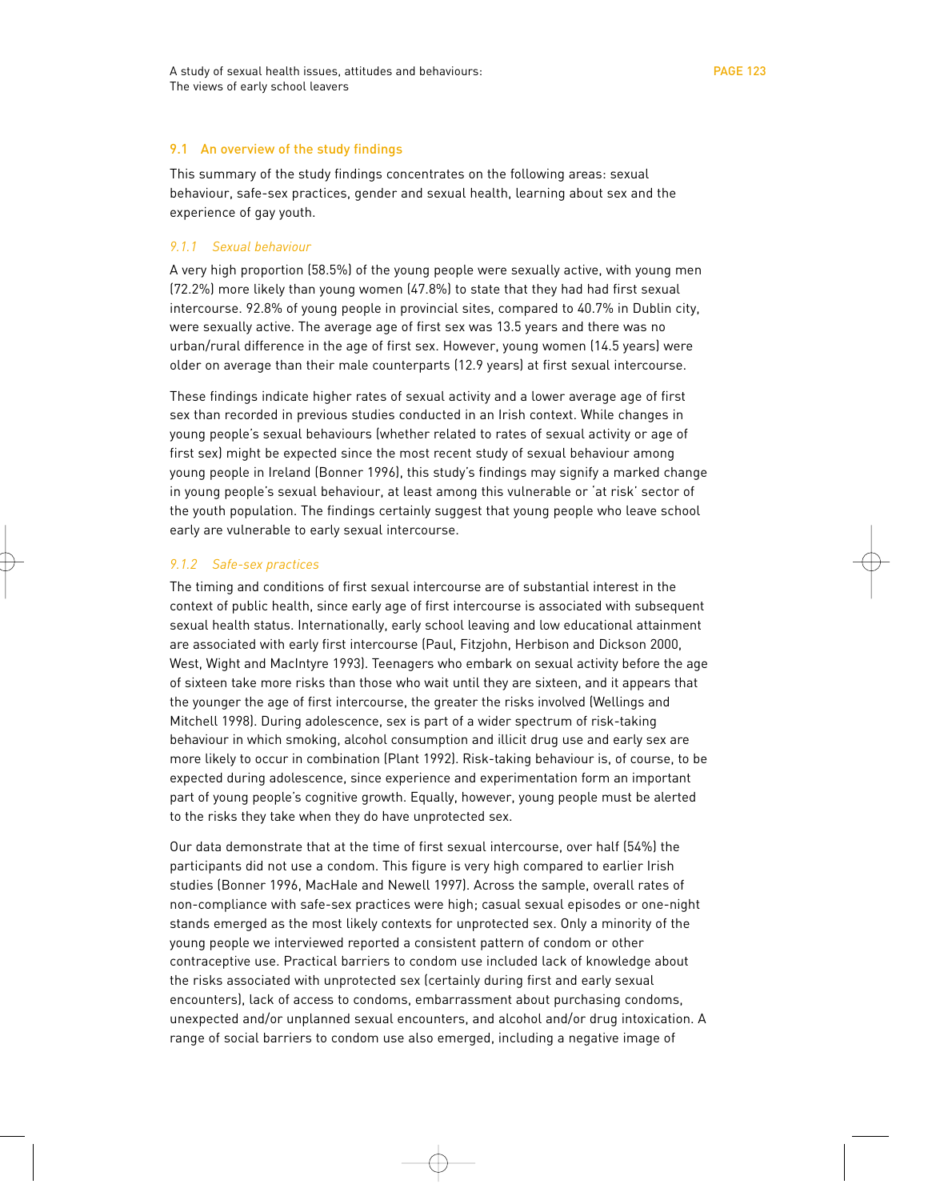## 9.1 An overview of the study findings

This summary of the study findings concentrates on the following areas: sexual behaviour, safe-sex practices, gender and sexual health, learning about sex and the experience of gay youth.

### *9.1.1 Sexual behaviour*

A very high proportion (58.5%) of the young people were sexually active, with young men (72.2%) more likely than young women (47.8%) to state that they had had first sexual intercourse. 92.8% of young people in provincial sites, compared to 40.7% in Dublin city, were sexually active. The average age of first sex was 13.5 years and there was no urban/rural difference in the age of first sex. However, young women (14.5 years) were older on average than their male counterparts (12.9 years) at first sexual intercourse.

These findings indicate higher rates of sexual activity and a lower average age of first sex than recorded in previous studies conducted in an Irish context. While changes in young people's sexual behaviours (whether related to rates of sexual activity or age of first sex) might be expected since the most recent study of sexual behaviour among young people in Ireland (Bonner 1996), this study's findings may signify a marked change in young people's sexual behaviour, at least among this vulnerable or 'at risk' sector of the youth population. The findings certainly suggest that young people who leave school early are vulnerable to early sexual intercourse.

### *9.1.2 Safe-sex practices*

The timing and conditions of first sexual intercourse are of substantial interest in the context of public health, since early age of first intercourse is associated with subsequent sexual health status. Internationally, early school leaving and low educational attainment are associated with early first intercourse (Paul, Fitzjohn, Herbison and Dickson 2000, West, Wight and MacIntyre 1993). Teenagers who embark on sexual activity before the age of sixteen take more risks than those who wait until they are sixteen, and it appears that the younger the age of first intercourse, the greater the risks involved (Wellings and Mitchell 1998). During adolescence, sex is part of a wider spectrum of risk-taking behaviour in which smoking, alcohol consumption and illicit drug use and early sex are more likely to occur in combination (Plant 1992). Risk-taking behaviour is, of course, to be expected during adolescence, since experience and experimentation form an important part of young people's cognitive growth. Equally, however, young people must be alerted to the risks they take when they do have unprotected sex.

Our data demonstrate that at the time of first sexual intercourse, over half (54%) the participants did not use a condom. This figure is very high compared to earlier Irish studies (Bonner 1996, MacHale and Newell 1997). Across the sample, overall rates of non-compliance with safe-sex practices were high; casual sexual episodes or one-night stands emerged as the most likely contexts for unprotected sex. Only a minority of the young people we interviewed reported a consistent pattern of condom or other contraceptive use. Practical barriers to condom use included lack of knowledge about the risks associated with unprotected sex (certainly during first and early sexual encounters), lack of access to condoms, embarrassment about purchasing condoms, unexpected and/or unplanned sexual encounters, and alcohol and/or drug intoxication. A range of social barriers to condom use also emerged, including a negative image of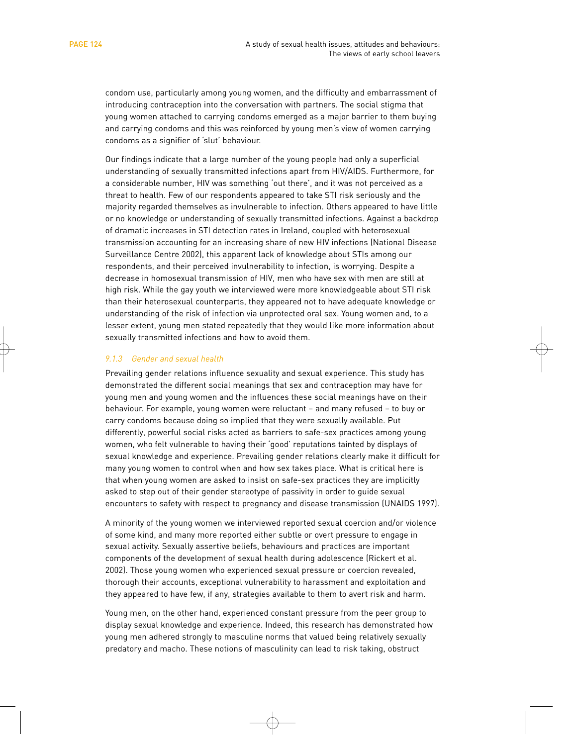condom use, particularly among young women, and the difficulty and embarrassment of introducing contraception into the conversation with partners. The social stigma that young women attached to carrying condoms emerged as a major barrier to them buying and carrying condoms and this was reinforced by young men's view of women carrying condoms as a signifier of 'slut' behaviour.

Our findings indicate that a large number of the young people had only a superficial understanding of sexually transmitted infections apart from HIV/AIDS. Furthermore, for a considerable number, HIV was something 'out there', and it was not perceived as a threat to health. Few of our respondents appeared to take STI risk seriously and the majority regarded themselves as invulnerable to infection. Others appeared to have little or no knowledge or understanding of sexually transmitted infections. Against a backdrop of dramatic increases in STI detection rates in Ireland, coupled with heterosexual transmission accounting for an increasing share of new HIV infections (National Disease Surveillance Centre 2002), this apparent lack of knowledge about STIs among our respondents, and their perceived invulnerability to infection, is worrying. Despite a decrease in homosexual transmission of HIV, men who have sex with men are still at high risk. While the gay youth we interviewed were more knowledgeable about STI risk than their heterosexual counterparts, they appeared not to have adequate knowledge or understanding of the risk of infection via unprotected oral sex. Young women and, to a lesser extent, young men stated repeatedly that they would like more information about sexually transmitted infections and how to avoid them.

### *9.1.3 Gender and sexual health*

Prevailing gender relations influence sexuality and sexual experience. This study has demonstrated the different social meanings that sex and contraception may have for young men and young women and the influences these social meanings have on their behaviour. For example, young women were reluctant – and many refused – to buy or carry condoms because doing so implied that they were sexually available. Put differently, powerful social risks acted as barriers to safe-sex practices among young women, who felt vulnerable to having their 'good' reputations tainted by displays of sexual knowledge and experience. Prevailing gender relations clearly make it difficult for many young women to control when and how sex takes place. What is critical here is that when young women are asked to insist on safe-sex practices they are implicitly asked to step out of their gender stereotype of passivity in order to guide sexual encounters to safety with respect to pregnancy and disease transmission (UNAIDS 1997).

A minority of the young women we interviewed reported sexual coercion and/or violence of some kind, and many more reported either subtle or overt pressure to engage in sexual activity. Sexually assertive beliefs, behaviours and practices are important components of the development of sexual health during adolescence (Rickert et al. 2002). Those young women who experienced sexual pressure or coercion revealed, thorough their accounts, exceptional vulnerability to harassment and exploitation and they appeared to have few, if any, strategies available to them to avert risk and harm.

Young men, on the other hand, experienced constant pressure from the peer group to display sexual knowledge and experience. Indeed, this research has demonstrated how young men adhered strongly to masculine norms that valued being relatively sexually predatory and macho. These notions of masculinity can lead to risk taking, obstruct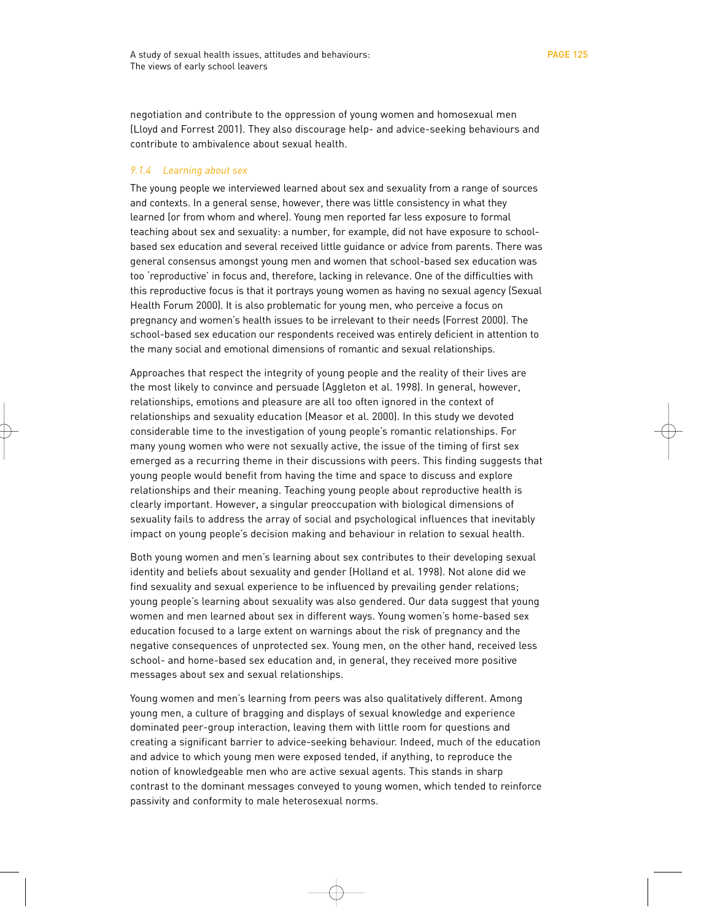negotiation and contribute to the oppression of young women and homosexual men (Lloyd and Forrest 2001). They also discourage help- and advice-seeking behaviours and contribute to ambivalence about sexual health.

#### *9.1.4 Learning about sex*

The young people we interviewed learned about sex and sexuality from a range of sources and contexts. In a general sense, however, there was little consistency in what they learned (or from whom and where). Young men reported far less exposure to formal teaching about sex and sexuality: a number, for example, did not have exposure to school-based sex education and several received little guidance or advice from parents. There was general consensus amongst young men and women that school-based sex education was too 'reproductive' in focus and, therefore, lacking in relevance. One of the difficulties with this reproductive focus is that it portrays young women as having no sexual agency (Sexual Health Forum 2000). It is also problematic for young men, who perceive a focus on pregnancy and women's health issues to be irrelevant to their needs (Forrest 2000). The school-based sex education our respondents received was entirely deficient in attention to the many social and emotional dimensions of romantic and sexual relationships.

Approaches that respect the integrity of young people and the reality of their lives are the most likely to convince and persuade (Aggleton et al. 1998). In general, however, relationships, emotions and pleasure are all too often ignored in the context of relationships and sexuality education (Measor et al. 2000). In this study we devoted considerable time to the investigation of young people's romantic relationships. For many young women who were not sexually active, the issue of the timing of first sex emerged as a recurring theme in their discussions with peers. This finding suggests that young people would benefit from having the time and space to discuss and explore relationships and their meaning. Teaching young people about reproductive health is clearly important. However, a singular preoccupation with biological dimensions of sexuality fails to address the array of social and psychological influences that inevitably impact on young people's decision making and behaviour in relation to sexual health.

Both young women and men's learning about sex contributes to their developing sexual identity and beliefs about sexuality and gender (Holland et al. 1998). Not alone did we find sexuality and sexual experience to be influenced by prevailing gender relations; young people's learning about sexuality was also gendered. Our data suggest that young women and men learned about sex in different ways. Young women's home-based sex education focused to a large extent on warnings about the risk of pregnancy and the negative consequences of unprotected sex. Young men, on the other hand, received less school- and home-based sex education and, in general, they received more positive messages about sex and sexual relationships.

Young women and men's learning from peers was also qualitatively different. Among young men, a culture of bragging and displays of sexual knowledge and experience dominated peer-group interaction, leaving them with little room for questions and creating a significant barrier to advice-seeking behaviour. Indeed, much of the education and advice to which young men were exposed tended, if anything, to reproduce the notion of knowledgeable men who are active sexual agents. This stands in sharp contrast to the dominant messages conveyed to young women, which tended to reinforce passivity and conformity to male heterosexual norms.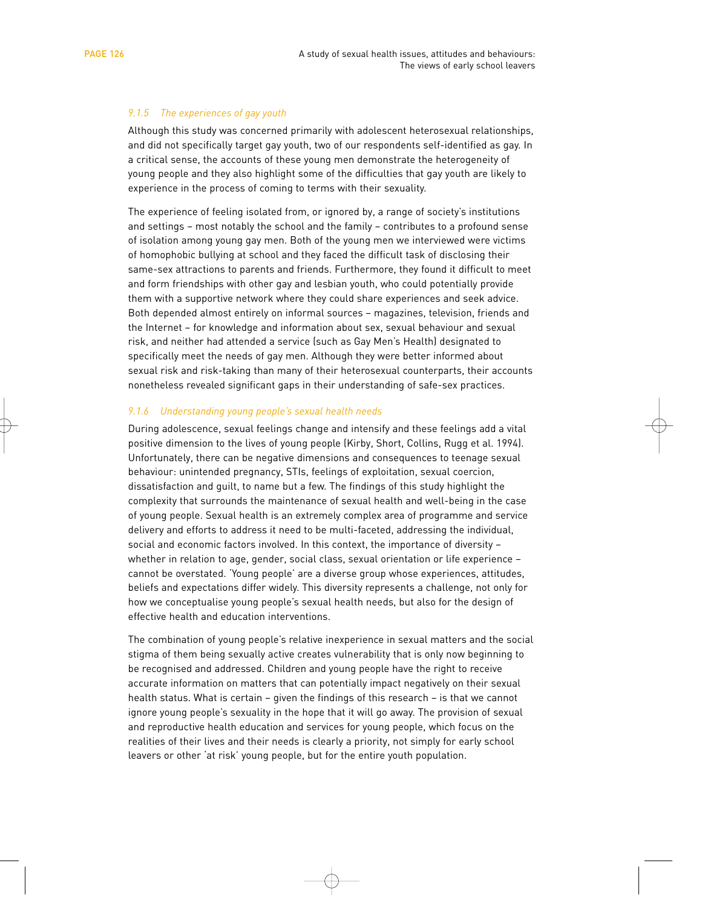### *9.1.5 The experiences of gay youth*

Although this study was concerned primarily with adolescent heterosexual relationships, and did not specifically target gay youth, two of our respondents self-identified as gay. In a critical sense, the accounts of these young men demonstrate the heterogeneity of young people and they also highlight some of the difficulties that gay youth are likely to experience in the process of coming to terms with their sexuality.

The experience of feeling isolated from, or ignored by, a range of society's institutions and settings – most notably the school and the family – contributes to a profound sense of isolation among young gay men. Both of the young men we interviewed were victims of homophobic bullying at school and they faced the difficult task of disclosing their same-sex attractions to parents and friends. Furthermore, they found it difficult to meet and form friendships with other gay and lesbian youth, who could potentially provide them with a supportive network where they could share experiences and seek advice. Both depended almost entirely on informal sources – magazines, television, friends and the Internet – for knowledge and information about sex, sexual behaviour and sexual risk, and neither had attended a service (such as Gay Men's Health) designated to specifically meet the needs of gay men. Although they were better informed about sexual risk and risk-taking than many of their heterosexual counterparts, their accounts nonetheless revealed significant gaps in their understanding of safe-sex practices.

### *9.1.6 Understanding young people's sexual health needs*

During adolescence, sexual feelings change and intensify and these feelings add a vital positive dimension to the lives of young people (Kirby, Short, Collins, Rugg et al. 1994). Unfortunately, there can be negative dimensions and consequences to teenage sexual behaviour: unintended pregnancy, STIs, feelings of exploitation, sexual coercion, dissatisfaction and guilt, to name but a few. The findings of this study highlight the complexity that surrounds the maintenance of sexual health and well-being in the case of young people. Sexual health is an extremely complex area of programme and service delivery and efforts to address it need to be multi-faceted, addressing the individual, social and economic factors involved. In this context, the importance of diversity – whether in relation to age, gender, social class, sexual orientation or life experience – cannot be overstated. 'Young people' are a diverse group whose experiences, attitudes, beliefs and expectations differ widely. This diversity represents a challenge, not only for how we conceptualise young people's sexual health needs, but also for the design of effective health and education interventions.

The combination of young people's relative inexperience in sexual matters and the social stigma of them being sexually active creates vulnerability that is only now beginning to be recognised and addressed. Children and young people have the right to receive accurate information on matters that can potentially impact negatively on their sexual health status. What is certain – given the findings of this research – is that we cannot ignore young people's sexuality in the hope that it will go away. The provision of sexual and reproductive health education and services for young people, which focus on the realities of their lives and their needs is clearly a priority, not simply for early school leavers or other 'at risk' young people, but for the entire youth population.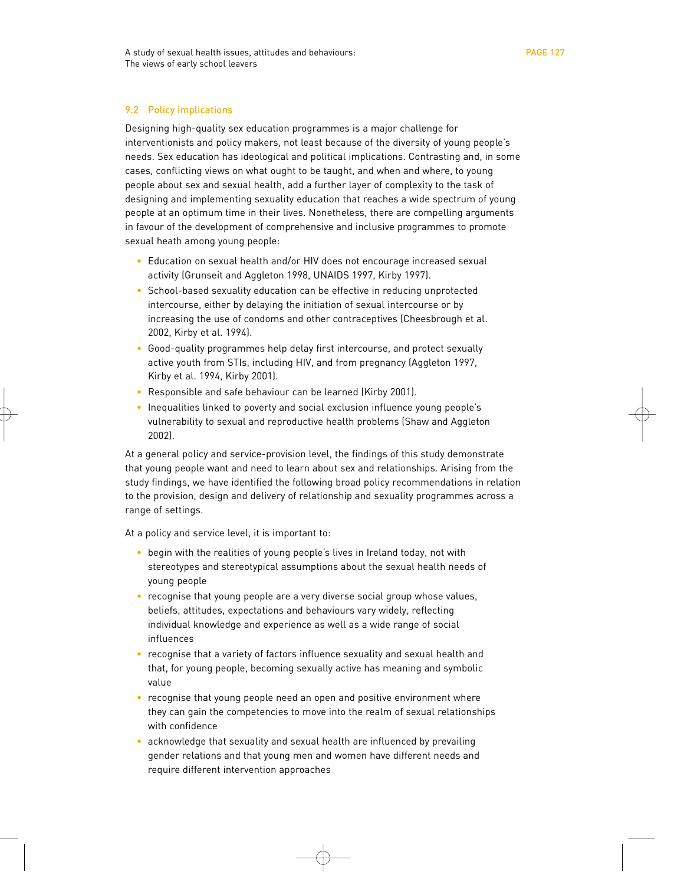## 9.2 Policy implications

Designing high-quality sex education programmes is a major challenge for interventionists and policy makers, not least because of the diversity of young people's needs. Sex education has ideological and political implications. Contrasting and, in some cases, conflicting views on what ought to be taught, and when and where, to young people about sex and sexual health, add a further layer of complexity to the task of designing and implementing sexuality education that reaches a wide spectrum of young people at an optimum time in their lives. Nonetheless, there are compelling arguments in favour of the development of comprehensive and inclusive programmes to promote sexual heath among young people:

- Education on sexual health and/or HIV does not encourage increased sexual activity (Grunseit and Aggleton 1998, UNAIDS 1997, Kirby 1997).
- School-based sexuality education can be effective in reducing unprotected intercourse, either by delaying the initiation of sexual intercourse or by increasing the use of condoms and other contraceptives (Cheesbrough et al. 2002, Kirby et al. 1994).
- Good-quality programmes help delay first intercourse, and protect sexually active youth from STIs, including HIV, and from pregnancy (Aggleton 1997, Kirby et al. 1994, Kirby 2001).
- Responsible and safe behaviour can be learned (Kirby 2001).
- Inequalities linked to poverty and social exclusion influence young people's vulnerability to sexual and reproductive health problems (Shaw and Aggleton 2002).

At a general policy and service-provision level, the findings of this study demonstrate that young people want and need to learn about sex and relationships. Arising from the study findings, we have identified the following broad policy recommendations in relation to the provision, design and delivery of relationship and sexuality programmes across a range of settings.

At a policy and service level, it is important to:

- begin with the realities of young people's lives in Ireland today, not with stereotypes and stereotypical assumptions about the sexual health needs of young people
- recognise that young people are a very diverse social group whose values, beliefs, attitudes, expectations and behaviours vary widely, reflecting individual knowledge and experience as well as a wide range of social influences
- recognise that a variety of factors influence sexuality and sexual health and that, for young people, becoming sexually active has meaning and symbolic value
- recognise that young people need an open and positive environment where they can gain the competencies to move into the realm of sexual relationships with confidence
- acknowledge that sexuality and sexual health are influenced by prevailing gender relations and that young men and women have different needs and require different intervention approaches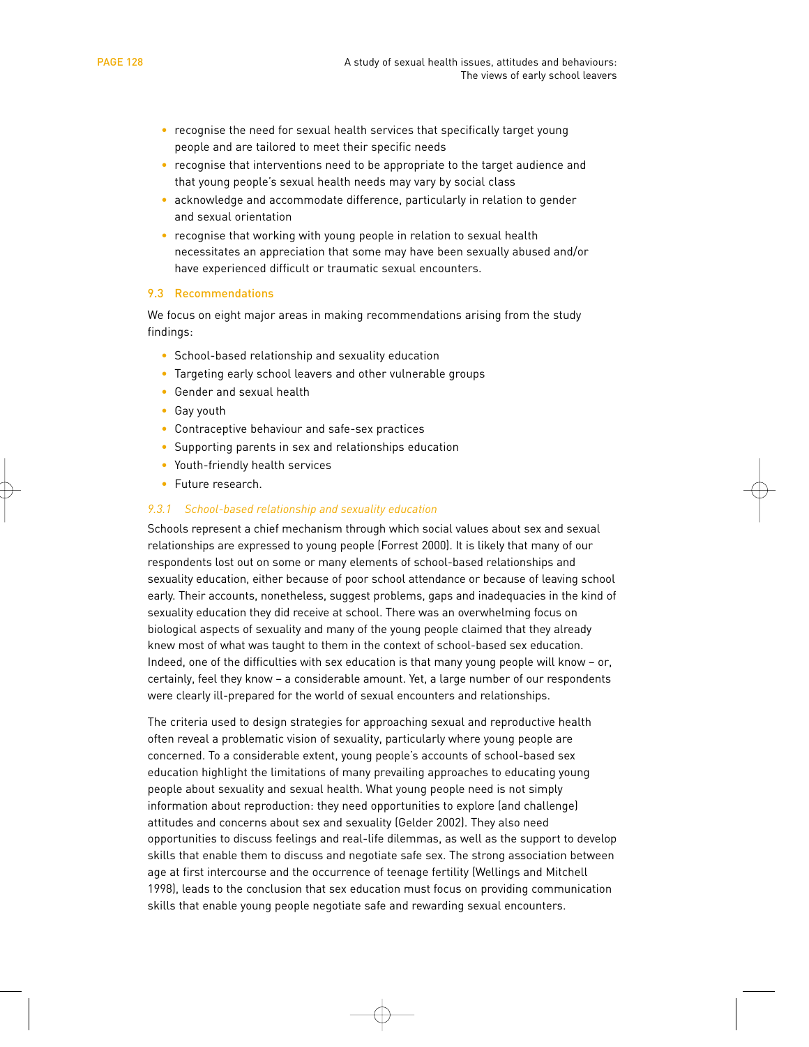- recognise the need for sexual health services that specifically target young people and are tailored to meet their specific needs
- recognise that interventions need to be appropriate to the target audience and that young people's sexual health needs may vary by social class
- acknowledge and accommodate difference, particularly in relation to gender and sexual orientation
- recognise that working with young people in relation to sexual health necessitates an appreciation that some may have been sexually abused and/or have experienced difficult or traumatic sexual encounters.

## 9.3 Recommendations

We focus on eight major areas in making recommendations arising from the study findings:

- School-based relationship and sexuality education
- Targeting early school leavers and other vulnerable groups
- Gender and sexual health
- Gay youth
- Contraceptive behaviour and safe-sex practices
- Supporting parents in sex and relationships education
- Youth-friendly health services
- Future research.

### *9.3.1 School-based relationship and sexuality education*

Schools represent a chief mechanism through which social values about sex and sexual relationships are expressed to young people (Forrest 2000). It is likely that many of our respondents lost out on some or many elements of school-based relationships and sexuality education, either because of poor school attendance or because of leaving school early. Their accounts, nonetheless, suggest problems, gaps and inadequacies in the kind of sexuality education they did receive at school. There was an overwhelming focus on biological aspects of sexuality and many of the young people claimed that they already knew most of what was taught to them in the context of school-based sex education. Indeed, one of the difficulties with sex education is that many young people will know – or, certainly, feel they know – a considerable amount. Yet, a large number of our respondents were clearly ill-prepared for the world of sexual encounters and relationships.

The criteria used to design strategies for approaching sexual and reproductive health often reveal a problematic vision of sexuality, particularly where young people are concerned. To a considerable extent, young people's accounts of school-based sex education highlight the limitations of many prevailing approaches to educating young people about sexuality and sexual health. What young people need is not simply information about reproduction: they need opportunities to explore (and challenge) attitudes and concerns about sex and sexuality (Gelder 2002). They also need opportunities to discuss feelings and real-life dilemmas, as well as the support to develop skills that enable them to discuss and negotiate safe sex. The strong association between age at first intercourse and the occurrence of teenage fertility (Wellings and Mitchell 1998), leads to the conclusion that sex education must focus on providing communication skills that enable young people negotiate safe and rewarding sexual encounters.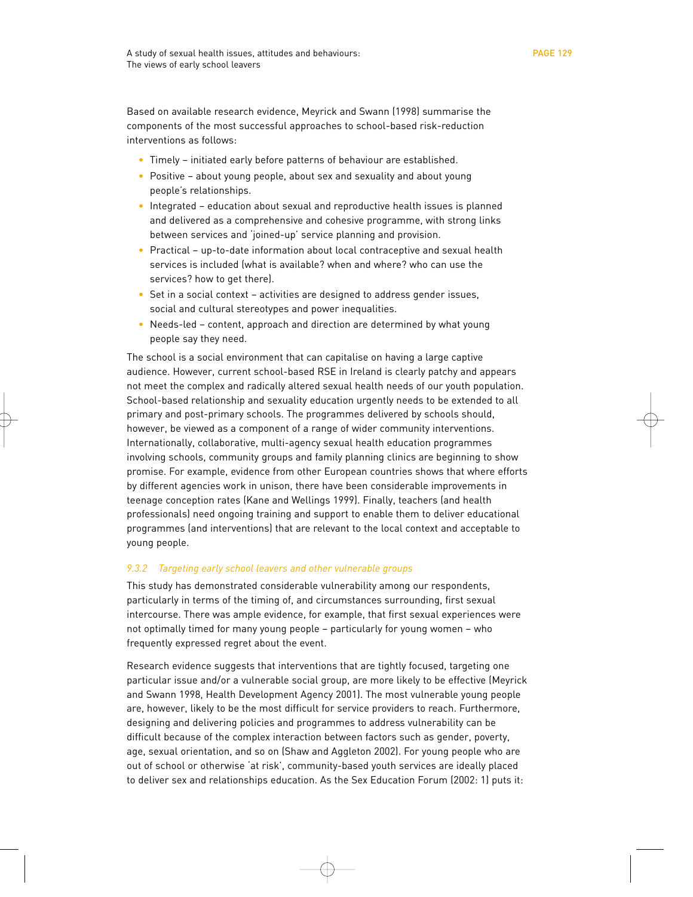Based on available research evidence, Meyrick and Swann (1998) summarise the components of the most successful approaches to school-based risk-reduction interventions as follows:

- Timely – initiated early before patterns of behaviour are established.
- Positive – about young people, about sex and sexuality and about young people's relationships.
- Integrated – education about sexual and reproductive health issues is planned and delivered as a comprehensive and cohesive programme, with strong links between services and 'joined-up' service planning and provision.
- Practical – up-to-date information about local contraceptive and sexual health services is included (what is available? when and where? who can use the services? how to get there).
- Set in a social context – activities are designed to address gender issues, social and cultural stereotypes and power inequalities.
- Needs-led – content, approach and direction are determined by what young people say they need.

The school is a social environment that can capitalise on having a large captive audience. However, current school-based RSE in Ireland is clearly patchy and appears not meet the complex and radically altered sexual health needs of our youth population. School-based relationship and sexuality education urgently needs to be extended to all primary and post-primary schools. The programmes delivered by schools should, however, be viewed as a component of a range of wider community interventions. Internationally, collaborative, multi-agency sexual health education programmes involving schools, community groups and family planning clinics are beginning to show promise. For example, evidence from other European countries shows that where efforts by different agencies work in unison, there have been considerable improvements in teenage conception rates (Kane and Wellings 1999). Finally, teachers (and health professionals) need ongoing training and support to enable them to deliver educational programmes (and interventions) that are relevant to the local context and acceptable to young people.

#### *9.3.2 Targeting early school leavers and other vulnerable groups*

This study has demonstrated considerable vulnerability among our respondents, particularly in terms of the timing of, and circumstances surrounding, first sexual intercourse. There was ample evidence, for example, that first sexual experiences were not optimally timed for many young people – particularly for young women – who frequently expressed regret about the event.

Research evidence suggests that interventions that are tightly focused, targeting one particular issue and/or a vulnerable social group, are more likely to be effective (Meyrick and Swann 1998, Health Development Agency 2001). The most vulnerable young people are, however, likely to be the most difficult for service providers to reach. Furthermore, designing and delivering policies and programmes to address vulnerability can be difficult because of the complex interaction between factors such as gender, poverty, age, sexual orientation, and so on (Shaw and Aggleton 2002). For young people who are out of school or otherwise 'at risk', community-based youth services are ideally placed to deliver sex and relationships education. As the Sex Education Forum (2002: 1) puts it: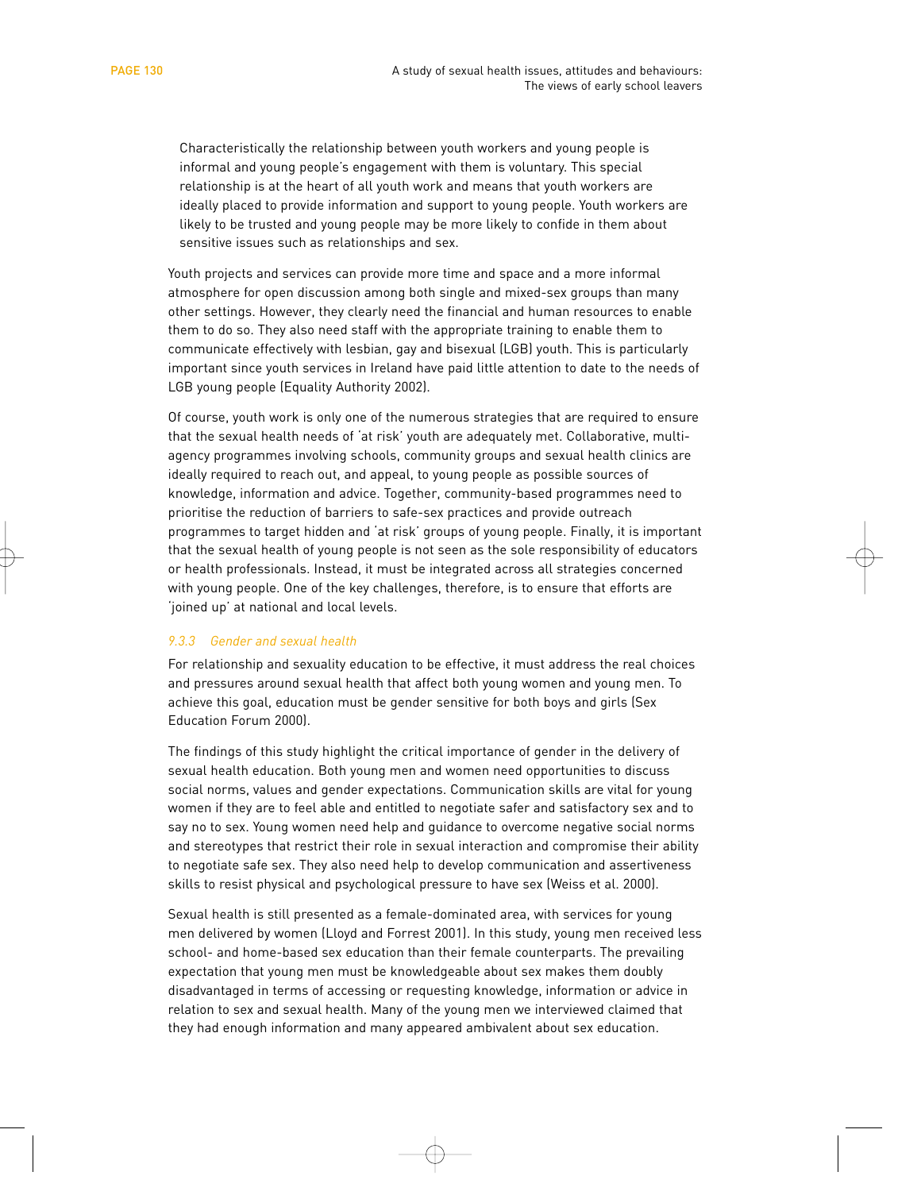> Characteristically the relationship between youth workers and young people is informal and young people's engagement with them is voluntary. This special relationship is at the heart of all youth work and means that youth workers are ideally placed to provide information and support to young people. Youth workers are likely to be trusted and young people may be more likely to confide in them about sensitive issues such as relationships and sex.

Youth projects and services can provide more time and space and a more informal atmosphere for open discussion among both single and mixed-sex groups than many other settings. However, they clearly need the financial and human resources to enable them to do so. They also need staff with the appropriate training to enable them to communicate effectively with lesbian, gay and bisexual (LGB) youth. This is particularly important since youth services in Ireland have paid little attention to date to the needs of LGB young people (Equality Authority 2002).

Of course, youth work is only one of the numerous strategies that are required to ensure that the sexual health needs of 'at risk' youth are adequately met. Collaborative, multi-agency programmes involving schools, community groups and sexual health clinics are ideally required to reach out, and appeal, to young people as possible sources of knowledge, information and advice. Together, community-based programmes need to prioritise the reduction of barriers to safe-sex practices and provide outreach programmes to target hidden and 'at risk' groups of young people. Finally, it is important that the sexual health of young people is not seen as the sole responsibility of educators or health professionals. Instead, it must be integrated across all strategies concerned with young people. One of the key challenges, therefore, is to ensure that efforts are 'joined up' at national and local levels.

### *9.3.3 Gender and sexual health*

For relationship and sexuality education to be effective, it must address the real choices and pressures around sexual health that affect both young women and young men. To achieve this goal, education must be gender sensitive for both boys and girls (Sex Education Forum 2000).

The findings of this study highlight the critical importance of gender in the delivery of sexual health education. Both young men and women need opportunities to discuss social norms, values and gender expectations. Communication skills are vital for young women if they are to feel able and entitled to negotiate safer and satisfactory sex and to say no to sex. Young women need help and guidance to overcome negative social norms and stereotypes that restrict their role in sexual interaction and compromise their ability to negotiate safe sex. They also need help to develop communication and assertiveness skills to resist physical and psychological pressure to have sex (Weiss et al. 2000).

Sexual health is still presented as a female-dominated area, with services for young men delivered by women (Lloyd and Forrest 2001). In this study, young men received less school- and home-based sex education than their female counterparts. The prevailing expectation that young men must be knowledgeable about sex makes them doubly disadvantaged in terms of accessing or requesting knowledge, information or advice in relation to sex and sexual health. Many of the young men we interviewed claimed that they had enough information and many appeared ambivalent about sex education.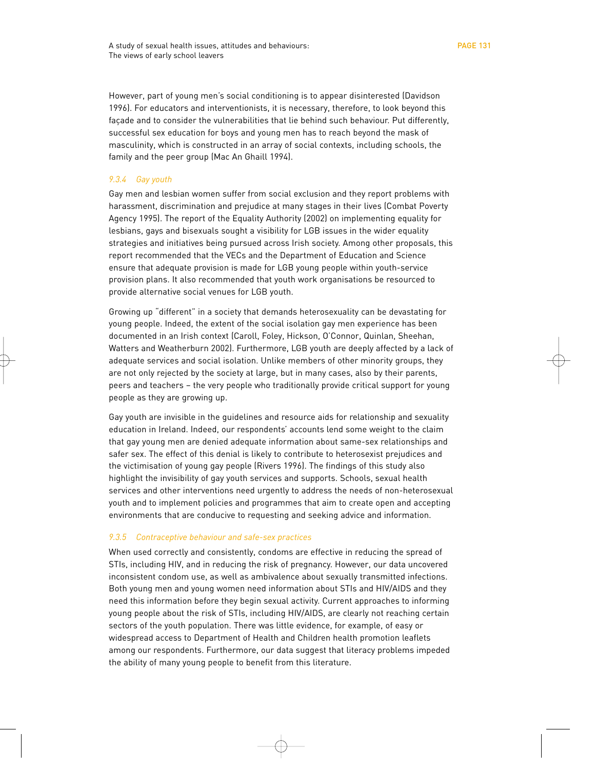However, part of young men's social conditioning is to appear disinterested (Davidson 1996). For educators and interventionists, it is necessary, therefore, to look beyond this façade and to consider the vulnerabilities that lie behind such behaviour. Put differently, successful sex education for boys and young men has to reach beyond the mask of masculinity, which is constructed in an array of social contexts, including schools, the family and the peer group (Mac An Ghaill 1994).

#### *9.3.4 Gay youth*

Gay men and lesbian women suffer from social exclusion and they report problems with harassment, discrimination and prejudice at many stages in their lives (Combat Poverty Agency 1995). The report of the Equality Authority (2002) on implementing equality for lesbians, gays and bisexuals sought a visibility for LGB issues in the wider equality strategies and initiatives being pursued across Irish society. Among other proposals, this report recommended that the VECs and the Department of Education and Science ensure that adequate provision is made for LGB young people within youth-service provision plans. It also recommended that youth work organisations be resourced to provide alternative social venues for LGB youth.

Growing up "different" in a society that demands heterosexuality can be devastating for young people. Indeed, the extent of the social isolation gay men experience has been documented in an Irish context (Caroll, Foley, Hickson, O'Connor, Quinlan, Sheehan, Watters and Weatherburn 2002). Furthermore, LGB youth are deeply affected by a lack of adequate services and social isolation. Unlike members of other minority groups, they are not only rejected by the society at large, but in many cases, also by their parents, peers and teachers – the very people who traditionally provide critical support for young people as they are growing up.

Gay youth are invisible in the guidelines and resource aids for relationship and sexuality education in Ireland. Indeed, our respondents' accounts lend some weight to the claim that gay young men are denied adequate information about same-sex relationships and safer sex. The effect of this denial is likely to contribute to heterosexist prejudices and the victimisation of young gay people (Rivers 1996). The findings of this study also highlight the invisibility of gay youth services and supports. Schools, sexual health services and other interventions need urgently to address the needs of non-heterosexual youth and to implement policies and programmes that aim to create open and accepting environments that are conducive to requesting and seeking advice and information.

#### *9.3.5 Contraceptive behaviour and safe-sex practices*

When used correctly and consistently, condoms are effective in reducing the spread of STIs, including HIV, and in reducing the risk of pregnancy. However, our data uncovered inconsistent condom use, as well as ambivalence about sexually transmitted infections. Both young men and young women need information about STIs and HIV/AIDS and they need this information before they begin sexual activity. Current approaches to informing young people about the risk of STIs, including HIV/AIDS, are clearly not reaching certain sectors of the youth population. There was little evidence, for example, of easy or widespread access to Department of Health and Children health promotion leaflets among our respondents. Furthermore, our data suggest that literacy problems impeded the ability of many young people to benefit from this literature.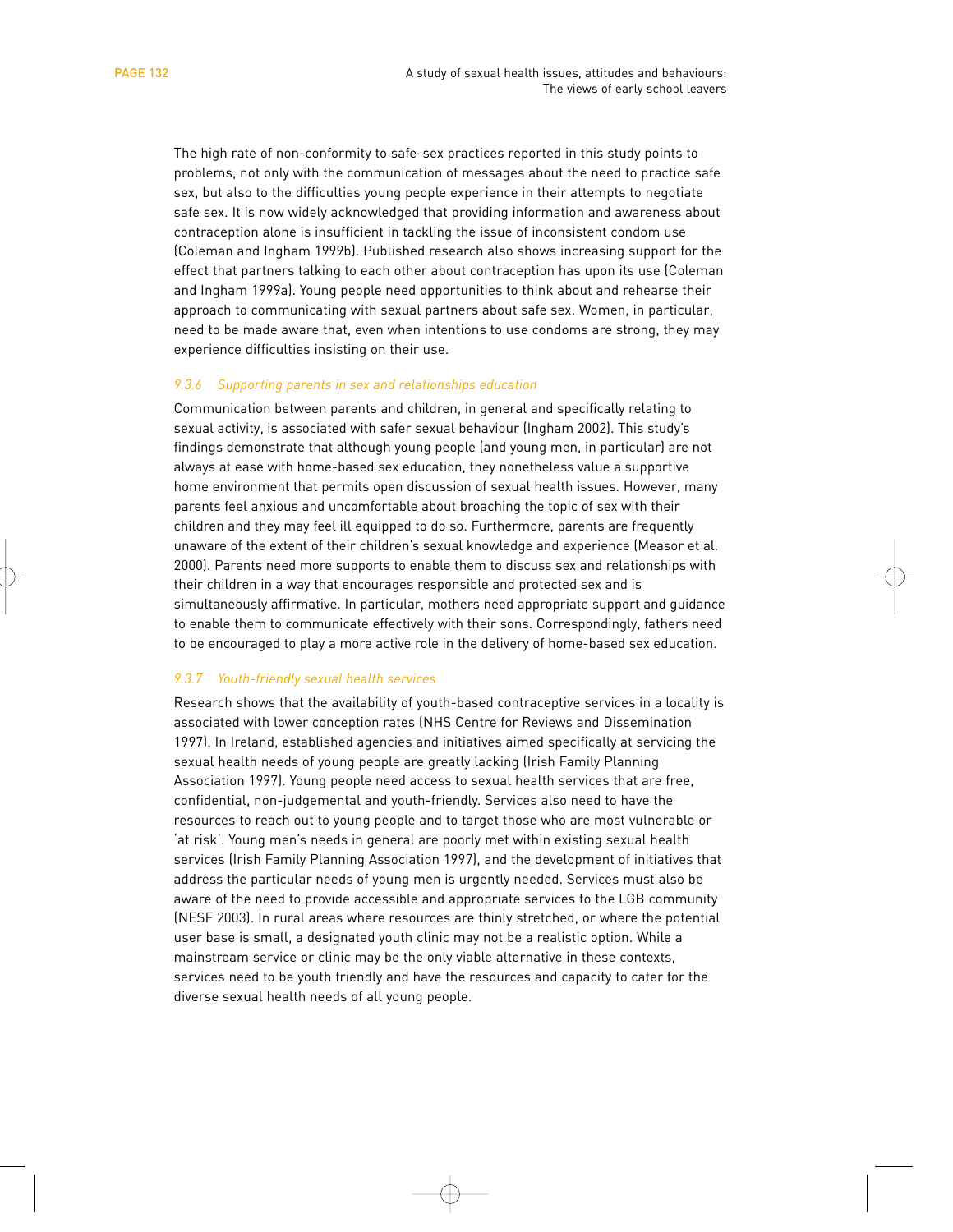The high rate of non-conformity to safe-sex practices reported in this study points to problems, not only with the communication of messages about the need to practice safe sex, but also to the difficulties young people experience in their attempts to negotiate safe sex. It is now widely acknowledged that providing information and awareness about contraception alone is insufficient in tackling the issue of inconsistent condom use (Coleman and Ingham 1999b). Published research also shows increasing support for the effect that partners talking to each other about contraception has upon its use (Coleman and Ingham 1999a). Young people need opportunities to think about and rehearse their approach to communicating with sexual partners about safe sex. Women, in particular, need to be made aware that, even when intentions to use condoms are strong, they may experience difficulties insisting on their use.

### *9.3.6 Supporting parents in sex and relationships education*

Communication between parents and children, in general and specifically relating to sexual activity, is associated with safer sexual behaviour (Ingham 2002). This study's findings demonstrate that although young people (and young men, in particular) are not always at ease with home-based sex education, they nonetheless value a supportive home environment that permits open discussion of sexual health issues. However, many parents feel anxious and uncomfortable about broaching the topic of sex with their children and they may feel ill equipped to do so. Furthermore, parents are frequently unaware of the extent of their children's sexual knowledge and experience (Measor et al. 2000). Parents need more supports to enable them to discuss sex and relationships with their children in a way that encourages responsible and protected sex and is simultaneously affirmative. In particular, mothers need appropriate support and guidance to enable them to communicate effectively with their sons. Correspondingly, fathers need to be encouraged to play a more active role in the delivery of home-based sex education.

### *9.3.7 Youth-friendly sexual health services*

Research shows that the availability of youth-based contraceptive services in a locality is associated with lower conception rates (NHS Centre for Reviews and Dissemination 1997). In Ireland, established agencies and initiatives aimed specifically at servicing the sexual health needs of young people are greatly lacking (Irish Family Planning Association 1997). Young people need access to sexual health services that are free, confidential, non-judgemental and youth-friendly. Services also need to have the resources to reach out to young people and to target those who are most vulnerable or 'at risk'. Young men's needs in general are poorly met within existing sexual health services (Irish Family Planning Association 1997), and the development of initiatives that address the particular needs of young men is urgently needed. Services must also be aware of the need to provide accessible and appropriate services to the LGB community (NESF 2003). In rural areas where resources are thinly stretched, or where the potential user base is small, a designated youth clinic may not be a realistic option. While a mainstream service or clinic may be the only viable alternative in these contexts, services need to be youth friendly and have the resources and capacity to cater for the diverse sexual health needs of all young people.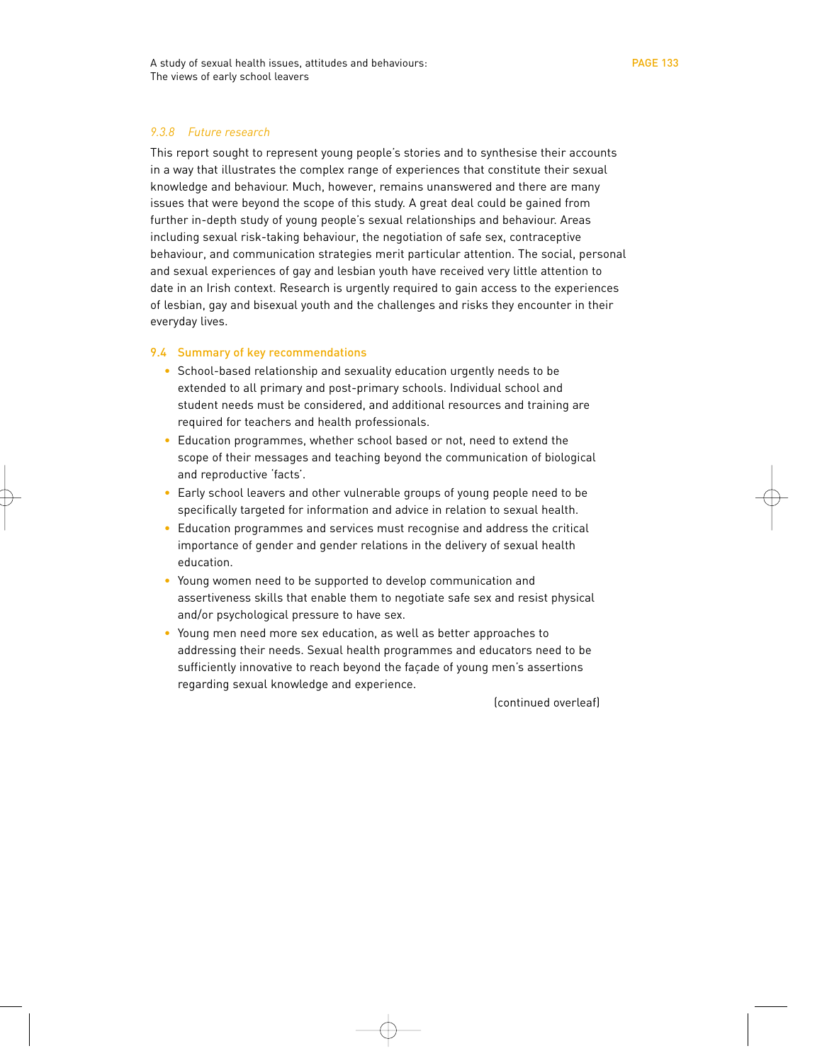#### *9.3.8 Future research*

This report sought to represent young people's stories and to synthesise their accounts in a way that illustrates the complex range of experiences that constitute their sexual knowledge and behaviour. Much, however, remains unanswered and there are many issues that were beyond the scope of this study. A great deal could be gained from further in-depth study of young people's sexual relationships and behaviour. Areas including sexual risk-taking behaviour, the negotiation of safe sex, contraceptive behaviour, and communication strategies merit particular attention. The social, personal and sexual experiences of gay and lesbian youth have received very little attention to date in an Irish context. Research is urgently required to gain access to the experiences of lesbian, gay and bisexual youth and the challenges and risks they encounter in their everyday lives.

### 9.4 Summary of key recommendations

- School-based relationship and sexuality education urgently needs to be extended to all primary and post-primary schools. Individual school and student needs must be considered, and additional resources and training are required for teachers and health professionals.
- Education programmes, whether school based or not, need to extend the scope of their messages and teaching beyond the communication of biological and reproductive 'facts'.
- Early school leavers and other vulnerable groups of young people need to be specifically targeted for information and advice in relation to sexual health.
- Education programmes and services must recognise and address the critical importance of gender and gender relations in the delivery of sexual health education.
- Young women need to be supported to develop communication and assertiveness skills that enable them to negotiate safe sex and resist physical and/or psychological pressure to have sex.
- Young men need more sex education, as well as better approaches to addressing their needs. Sexual health programmes and educators need to be sufficiently innovative to reach beyond the façade of young men's assertions regarding sexual knowledge and experience.

(continued overleaf)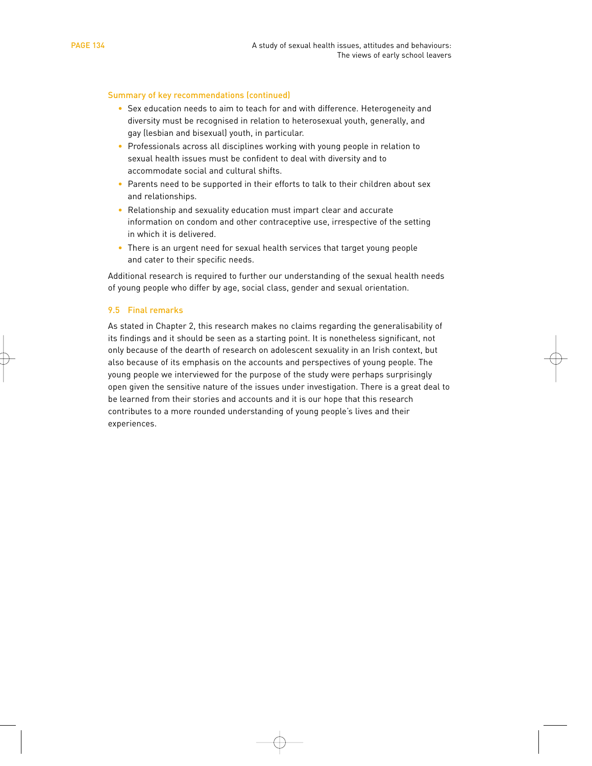### Summary of key recommendations (continued)

- Sex education needs to aim to teach for and with difference. Heterogeneity and diversity must be recognised in relation to heterosexual youth, generally, and gay (lesbian and bisexual) youth, in particular.
- Professionals across all disciplines working with young people in relation to sexual health issues must be confident to deal with diversity and to accommodate social and cultural shifts.
- Parents need to be supported in their efforts to talk to their children about sex and relationships.
- Relationship and sexuality education must impart clear and accurate information on condom and other contraceptive use, irrespective of the setting in which it is delivered.
- There is an urgent need for sexual health services that target young people and cater to their specific needs.

Additional research is required to further our understanding of the sexual health needs of young people who differ by age, social class, gender and sexual orientation.

## 9.5 Final remarks

As stated in Chapter 2, this research makes no claims regarding the generalisability of its findings and it should be seen as a starting point. It is nonetheless significant, not only because of the dearth of research on adolescent sexuality in an Irish context, but also because of its emphasis on the accounts and perspectives of young people. The young people we interviewed for the purpose of the study were perhaps surprisingly open given the sensitive nature of the issues under investigation. There is a great deal to be learned from their stories and accounts and it is our hope that this research contributes to a more rounded understanding of young people's lives and their experiences.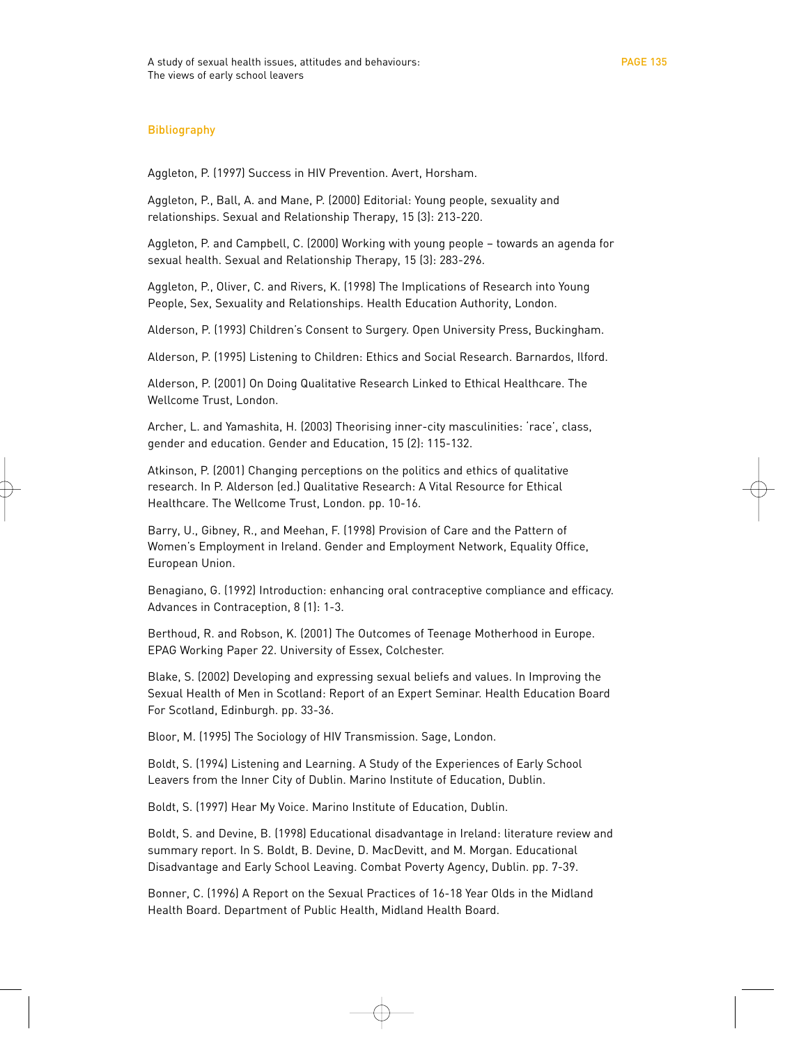## Bibliography

Aggleton, P. (1997) Success in HIV Prevention. Avert, Horsham.

Aggleton, P., Ball, A. and Mane, P. (2000) Editorial: Young people, sexuality and relationships. Sexual and Relationship Therapy, 15 (3): 213-220.

Aggleton, P. and Campbell, C. (2000) Working with young people – towards an agenda for sexual health. Sexual and Relationship Therapy, 15 (3): 283-296.

Aggleton, P., Oliver, C. and Rivers, K. (1998) The Implications of Research into Young People, Sex, Sexuality and Relationships. Health Education Authority, London.

Alderson, P. (1993) Children's Consent to Surgery. Open University Press, Buckingham.

Alderson, P. (1995) Listening to Children: Ethics and Social Research. Barnardos, Ilford.

Alderson, P. (2001) On Doing Qualitative Research Linked to Ethical Healthcare. The Wellcome Trust, London.

Archer, L. and Yamashita, H. (2003) Theorising inner-city masculinities: 'race', class, gender and education. Gender and Education, 15 (2): 115-132.

Atkinson, P. (2001) Changing perceptions on the politics and ethics of qualitative research. In P. Alderson (ed.) Qualitative Research: A Vital Resource for Ethical Healthcare. The Wellcome Trust, London. pp. 10-16.

Barry, U., Gibney, R., and Meehan, F. (1998) Provision of Care and the Pattern of Women's Employment in Ireland. Gender and Employment Network, Equality Office, European Union.

Benagiano, G. (1992) Introduction: enhancing oral contraceptive compliance and efficacy. Advances in Contraception, 8 (1): 1-3.

Berthoud, R. and Robson, K. (2001) The Outcomes of Teenage Motherhood in Europe. EPAG Working Paper 22. University of Essex, Colchester.

Blake, S. (2002) Developing and expressing sexual beliefs and values. In Improving the Sexual Health of Men in Scotland: Report of an Expert Seminar. Health Education Board For Scotland, Edinburgh. pp. 33-36.

Bloor, M. (1995) The Sociology of HIV Transmission. Sage, London.

Boldt, S. (1994) Listening and Learning. A Study of the Experiences of Early School Leavers from the Inner City of Dublin. Marino Institute of Education, Dublin.

Boldt, S. (1997) Hear My Voice. Marino Institute of Education, Dublin.

Boldt, S. and Devine, B. (1998) Educational disadvantage in Ireland: literature review and summary report. In S. Boldt, B. Devine, D. MacDevitt, and M. Morgan. Educational Disadvantage and Early School Leaving. Combat Poverty Agency, Dublin. pp. 7-39.

Bonner, C. (1996) A Report on the Sexual Practices of 16-18 Year Olds in the Midland Health Board. Department of Public Health, Midland Health Board.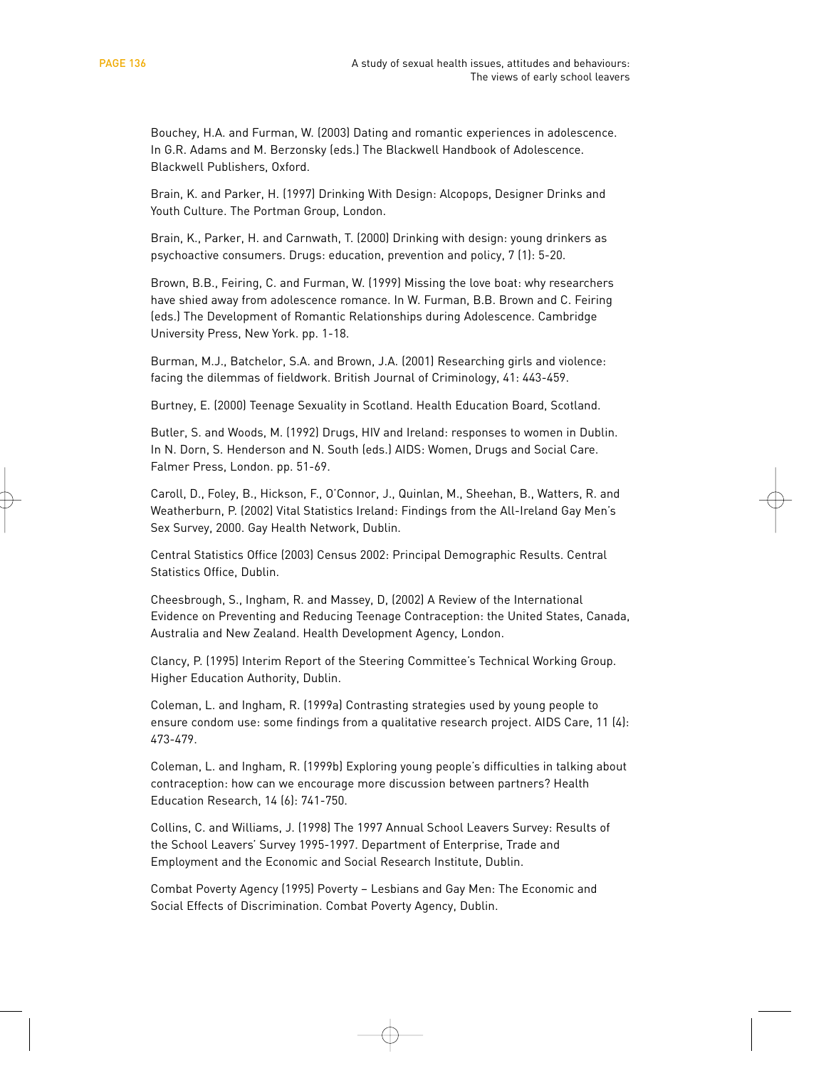Bouchey, H.A. and Furman, W. (2003) Dating and romantic experiences in adolescence. In G.R. Adams and M. Berzonsky (eds.) The Blackwell Handbook of Adolescence. Blackwell Publishers, Oxford.

Brain, K. and Parker, H. (1997) Drinking With Design: Alcopops, Designer Drinks and Youth Culture. The Portman Group, London.

Brain, K., Parker, H. and Carnwath, T. (2000) Drinking with design: young drinkers as psychoactive consumers. Drugs: education, prevention and policy, 7 (1): 5-20.

Brown, B.B., Feiring, C. and Furman, W. (1999) Missing the love boat: why researchers have shied away from adolescence romance. In W. Furman, B.B. Brown and C. Feiring (eds.) The Development of Romantic Relationships during Adolescence. Cambridge University Press, New York. pp. 1-18.

Burman, M.J., Batchelor, S.A. and Brown, J.A. (2001) Researching girls and violence: facing the dilemmas of fieldwork. British Journal of Criminology, 41: 443-459.

Burtney, E. (2000) Teenage Sexuality in Scotland. Health Education Board, Scotland.

Butler, S. and Woods, M. (1992) Drugs, HIV and Ireland: responses to women in Dublin. In N. Dorn, S. Henderson and N. South (eds.) AIDS: Women, Drugs and Social Care. Falmer Press, London. pp. 51-69.

Caroll, D., Foley, B., Hickson, F., O'Connor, J., Quinlan, M., Sheehan, B., Watters, R. and Weatherburn, P. (2002) Vital Statistics Ireland: Findings from the All-Ireland Gay Men's Sex Survey, 2000. Gay Health Network, Dublin.

Central Statistics Office (2003) Census 2002: Principal Demographic Results. Central Statistics Office, Dublin.

Cheesbrough, S., Ingham, R. and Massey, D, (2002) A Review of the International Evidence on Preventing and Reducing Teenage Contraception: the United States, Canada, Australia and New Zealand. Health Development Agency, London.

Clancy, P. (1995) Interim Report of the Steering Committee's Technical Working Group. Higher Education Authority, Dublin.

Coleman, L. and Ingham, R. (1999a) Contrasting strategies used by young people to ensure condom use: some findings from a qualitative research project. AIDS Care, 11 (4): 473-479.

Coleman, L. and Ingham, R. (1999b) Exploring young people's difficulties in talking about contraception: how can we encourage more discussion between partners? Health Education Research, 14 (6): 741-750.

Collins, C. and Williams, J. (1998) The 1997 Annual School Leavers Survey: Results of the School Leavers' Survey 1995-1997. Department of Enterprise, Trade and Employment and the Economic and Social Research Institute, Dublin.

Combat Poverty Agency (1995) Poverty – Lesbians and Gay Men: The Economic and Social Effects of Discrimination. Combat Poverty Agency, Dublin.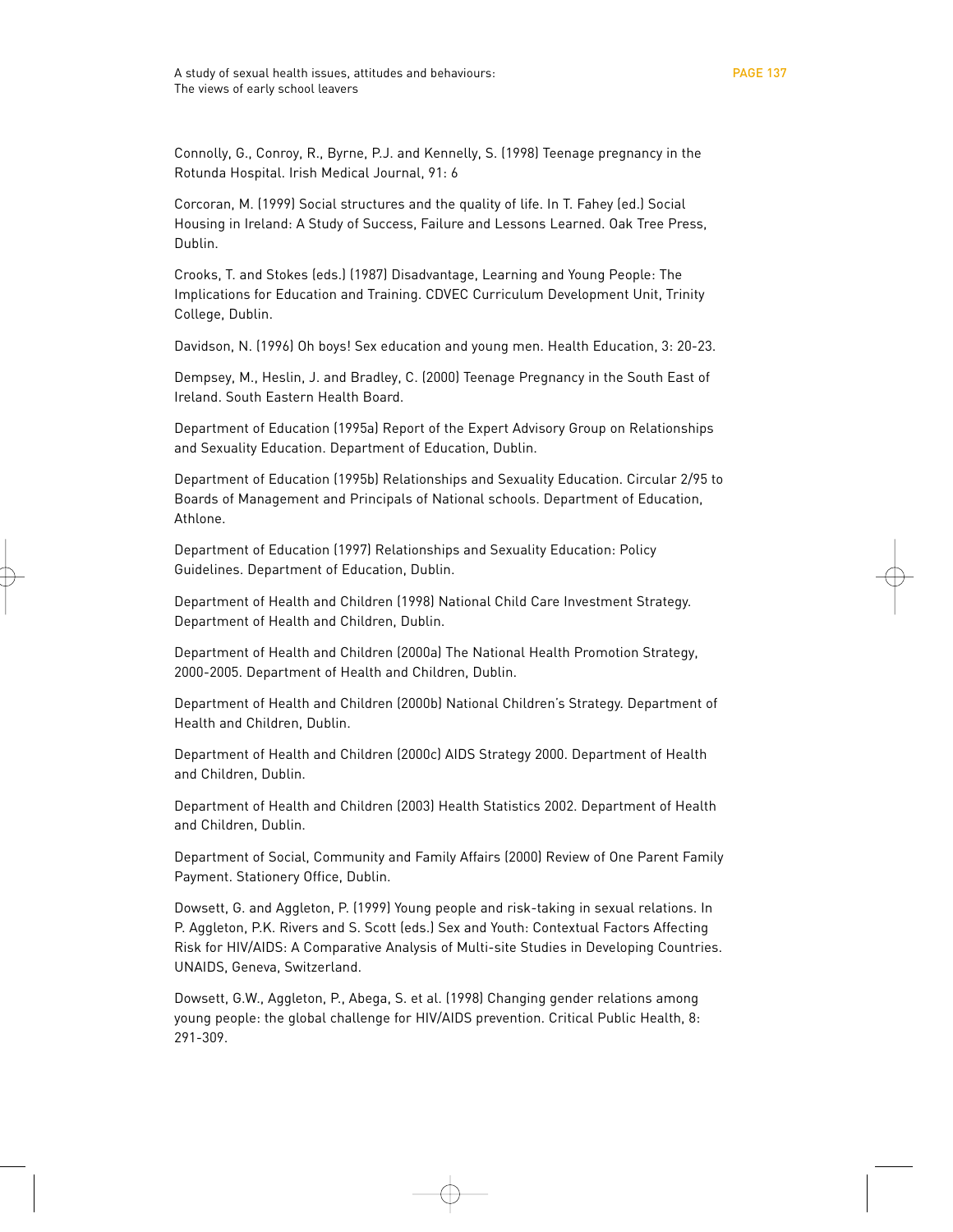Connolly, G., Conroy, R., Byrne, P.J. and Kennelly, S. (1998) Teenage pregnancy in the Rotunda Hospital. Irish Medical Journal, 91: 6

Corcoran, M. (1999) Social structures and the quality of life. In T. Fahey (ed.) Social Housing in Ireland: A Study of Success, Failure and Lessons Learned. Oak Tree Press, Dublin.

Crooks, T. and Stokes (eds.) (1987) Disadvantage, Learning and Young People: The Implications for Education and Training. CDVEC Curriculum Development Unit, Trinity College, Dublin.

Davidson, N. (1996) Oh boys! Sex education and young men. Health Education, 3: 20-23.

Dempsey, M., Heslin, J. and Bradley, C. (2000) Teenage Pregnancy in the South East of Ireland. South Eastern Health Board.

Department of Education (1995a) Report of the Expert Advisory Group on Relationships and Sexuality Education. Department of Education, Dublin.

Department of Education (1995b) Relationships and Sexuality Education. Circular 2/95 to Boards of Management and Principals of National schools. Department of Education, Athlone.

Department of Education (1997) Relationships and Sexuality Education: Policy Guidelines. Department of Education, Dublin.

Department of Health and Children (1998) National Child Care Investment Strategy. Department of Health and Children, Dublin.

Department of Health and Children (2000a) The National Health Promotion Strategy, 2000-2005. Department of Health and Children, Dublin.

Department of Health and Children (2000b) National Children's Strategy. Department of Health and Children, Dublin.

Department of Health and Children (2000c) AIDS Strategy 2000. Department of Health and Children, Dublin.

Department of Health and Children (2003) Health Statistics 2002. Department of Health and Children, Dublin.

Department of Social, Community and Family Affairs (2000) Review of One Parent Family Payment. Stationery Office, Dublin.

Dowsett, G. and Aggleton, P. (1999) Young people and risk-taking in sexual relations. In P. Aggleton, P.K. Rivers and S. Scott (eds.) Sex and Youth: Contextual Factors Affecting Risk for HIV/AIDS: A Comparative Analysis of Multi-site Studies in Developing Countries. UNAIDS, Geneva, Switzerland.

Dowsett, G.W., Aggleton, P., Abega, S. et al. (1998) Changing gender relations among young people: the global challenge for HIV/AIDS prevention. Critical Public Health, 8: 291-309.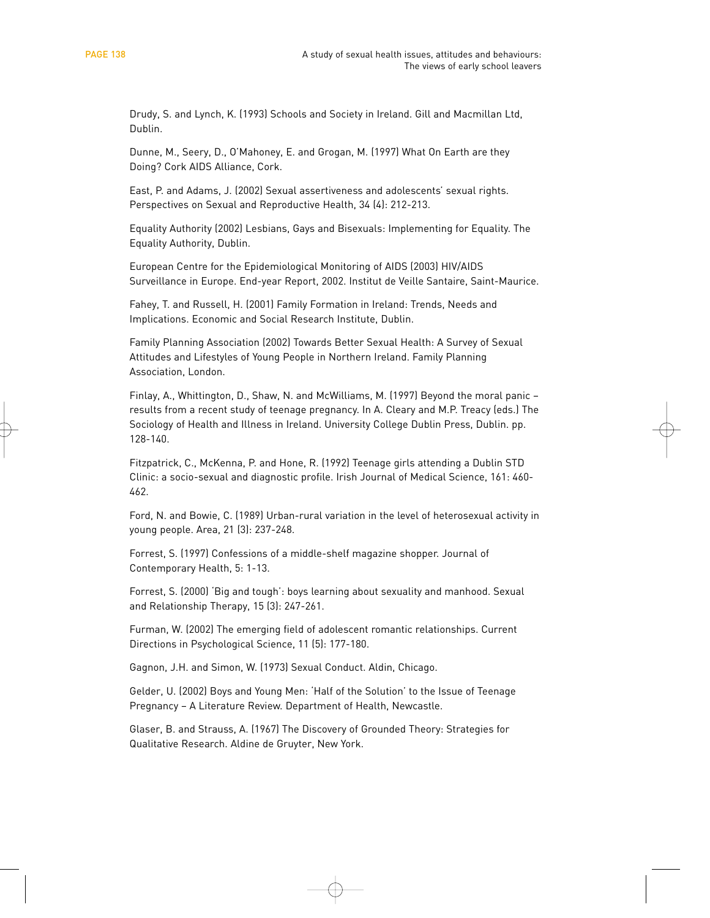Drudy, S. and Lynch, K. (1993) Schools and Society in Ireland. Gill and Macmillan Ltd, Dublin.

Dunne, M., Seery, D., O'Mahoney, E. and Grogan, M. (1997) What On Earth are they Doing? Cork AIDS Alliance, Cork.

East, P. and Adams, J. (2002) Sexual assertiveness and adolescents' sexual rights. Perspectives on Sexual and Reproductive Health, 34 (4): 212-213.

Equality Authority (2002) Lesbians, Gays and Bisexuals: Implementing for Equality. The Equality Authority, Dublin.

European Centre for the Epidemiological Monitoring of AIDS (2003) HIV/AIDS Surveillance in Europe. End-year Report, 2002. Institut de Veille Santaire, Saint-Maurice.

Fahey, T. and Russell, H. (2001) Family Formation in Ireland: Trends, Needs and Implications. Economic and Social Research Institute, Dublin.

Family Planning Association (2002) Towards Better Sexual Health: A Survey of Sexual Attitudes and Lifestyles of Young People in Northern Ireland. Family Planning Association, London.

Finlay, A., Whittington, D., Shaw, N. and McWilliams, M. (1997) Beyond the moral panic – results from a recent study of teenage pregnancy. In A. Cleary and M.P. Treacy (eds.) The Sociology of Health and Illness in Ireland. University College Dublin Press, Dublin. pp. 128-140.

Fitzpatrick, C., McKenna, P. and Hone, R. (1992) Teenage girls attending a Dublin STD Clinic: a socio-sexual and diagnostic profile. Irish Journal of Medical Science, 161: 460-462.

Ford, N. and Bowie, C. (1989) Urban-rural variation in the level of heterosexual activity in young people. Area, 21 (3): 237-248.

Forrest, S. (1997) Confessions of a middle-shelf magazine shopper. Journal of Contemporary Health, 5: 1-13.

Forrest, S. (2000) 'Big and tough': boys learning about sexuality and manhood. Sexual and Relationship Therapy, 15 (3): 247-261.

Furman, W. (2002) The emerging field of adolescent romantic relationships. Current Directions in Psychological Science, 11 (5): 177-180.

Gagnon, J.H. and Simon, W. (1973) Sexual Conduct. Aldin, Chicago.

Gelder, U. (2002) Boys and Young Men: 'Half of the Solution' to the Issue of Teenage Pregnancy – A Literature Review. Department of Health, Newcastle.

Glaser, B. and Strauss, A. (1967) The Discovery of Grounded Theory: Strategies for Qualitative Research. Aldine de Gruyter, New York.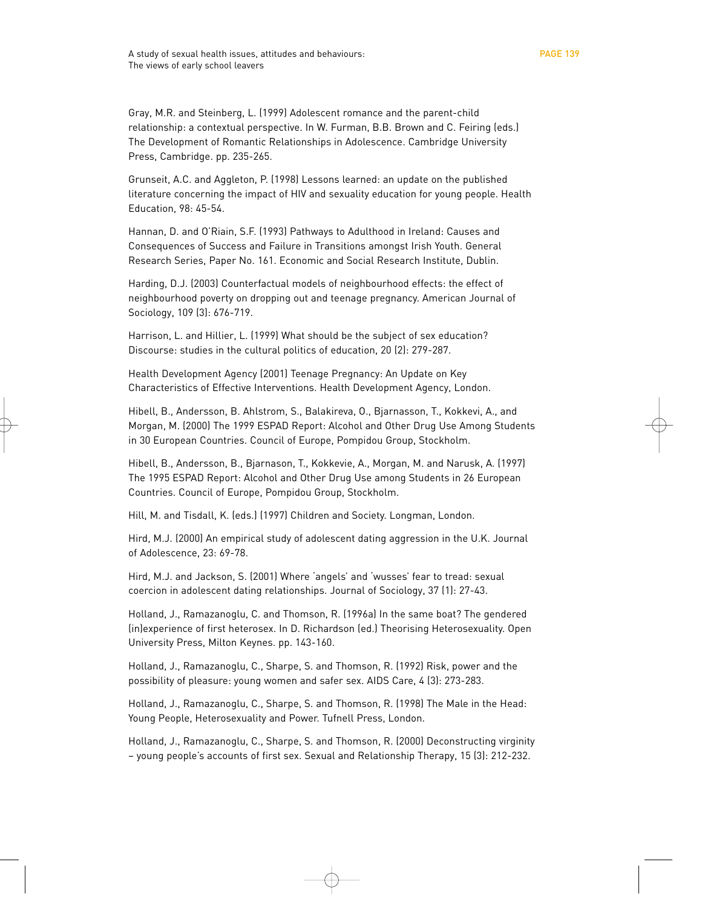Gray, M.R. and Steinberg, L. (1999) Adolescent romance and the parent-child relationship: a contextual perspective. In W. Furman, B.B. Brown and C. Feiring (eds.) The Development of Romantic Relationships in Adolescence. Cambridge University Press, Cambridge. pp. 235-265.

Grunseit, A.C. and Aggleton, P. (1998) Lessons learned: an update on the published literature concerning the impact of HIV and sexuality education for young people. Health Education, 98: 45-54.

Hannan, D. and O'Riain, S.F. (1993) Pathways to Adulthood in Ireland: Causes and Consequences of Success and Failure in Transitions amongst Irish Youth. General Research Series, Paper No. 161. Economic and Social Research Institute, Dublin.

Harding, D.J. (2003) Counterfactual models of neighbourhood effects: the effect of neighbourhood poverty on dropping out and teenage pregnancy. American Journal of Sociology, 109 (3): 676-719.

Harrison, L. and Hillier, L. (1999) What should be the subject of sex education? Discourse: studies in the cultural politics of education, 20 (2): 279-287.

Health Development Agency (2001) Teenage Pregnancy: An Update on Key Characteristics of Effective Interventions. Health Development Agency, London.

Hibell, B., Andersson, B. Ahlstrom, S., Balakireva, O., Bjarnasson, T., Kokkevi, A., and Morgan, M. (2000) The 1999 ESPAD Report: Alcohol and Other Drug Use Among Students in 30 European Countries. Council of Europe, Pompidou Group, Stockholm.

Hibell, B., Andersson, B., Bjarnason, T., Kokkevie, A., Morgan, M. and Narusk, A. (1997) The 1995 ESPAD Report: Alcohol and Other Drug Use among Students in 26 European Countries. Council of Europe, Pompidou Group, Stockholm.

Hill, M. and Tisdall, K. (eds.) (1997) Children and Society. Longman, London.

Hird, M.J. (2000) An empirical study of adolescent dating aggression in the U.K. Journal of Adolescence, 23: 69-78.

Hird, M.J. and Jackson, S. (2001) Where 'angels' and 'wusses' fear to tread: sexual coercion in adolescent dating relationships. Journal of Sociology, 37 (1): 27-43.

Holland, J., Ramazanoglu, C. and Thomson, R. (1996a) In the same boat? The gendered (in)experience of first heterosex. In D. Richardson (ed.) Theorising Heterosexuality. Open University Press, Milton Keynes. pp. 143-160.

Holland, J., Ramazanoglu, C., Sharpe, S. and Thomson, R. (1992) Risk, power and the possibility of pleasure: young women and safer sex. AIDS Care, 4 (3): 273-283.

Holland, J., Ramazanoglu, C., Sharpe, S. and Thomson, R. (1998) The Male in the Head: Young People, Heterosexuality and Power. Tufnell Press, London.

Holland, J., Ramazanoglu, C., Sharpe, S. and Thomson, R. (2000) Deconstructing virginity – young people's accounts of first sex. Sexual and Relationship Therapy, 15 (3): 212-232.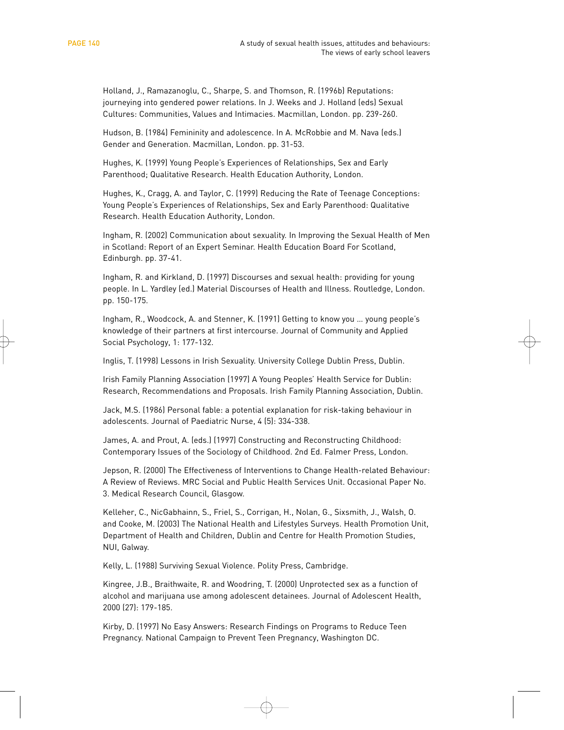Holland, J., Ramazanoglu, C., Sharpe, S. and Thomson, R. (1996b) Reputations: journeying into gendered power relations. In J. Weeks and J. Holland (eds) Sexual Cultures: Communities, Values and Intimacies. Macmillan, London. pp. 239-260.

Hudson, B. (1984) Femininity and adolescence. In A. McRobbie and M. Nava (eds.) Gender and Generation. Macmillan, London. pp. 31-53.

Hughes, K. (1999) Young People's Experiences of Relationships, Sex and Early Parenthood; Qualitative Research. Health Education Authority, London.

Hughes, K., Cragg, A. and Taylor, C. (1999) Reducing the Rate of Teenage Conceptions: Young People's Experiences of Relationships, Sex and Early Parenthood: Qualitative Research. Health Education Authority, London.

Ingham, R. (2002) Communication about sexuality. In Improving the Sexual Health of Men in Scotland: Report of an Expert Seminar. Health Education Board For Scotland, Edinburgh. pp. 37-41.

Ingham, R. and Kirkland, D. (1997) Discourses and sexual health: providing for young people. In L. Yardley (ed.) Material Discourses of Health and Illness. Routledge, London. pp. 150-175.

Ingham, R., Woodcock, A. and Stenner, K. (1991) Getting to know you ... young people's knowledge of their partners at first intercourse. Journal of Community and Applied Social Psychology, 1: 177-132.

Inglis, T. (1998) Lessons in Irish Sexuality. University College Dublin Press, Dublin.

Irish Family Planning Association (1997) A Young Peoples' Health Service for Dublin: Research, Recommendations and Proposals. Irish Family Planning Association, Dublin.

Jack, M.S. (1986) Personal fable: a potential explanation for risk-taking behaviour in adolescents. Journal of Paediatric Nurse, 4 (5): 334-338.

James, A. and Prout, A. (eds.) (1997) Constructing and Reconstructing Childhood: Contemporary Issues of the Sociology of Childhood. 2nd Ed. Falmer Press, London.

Jepson, R. (2000) The Effectiveness of Interventions to Change Health-related Behaviour: A Review of Reviews. MRC Social and Public Health Services Unit. Occasional Paper No. 3. Medical Research Council, Glasgow.

Kelleher, C., NicGabhainn, S., Friel, S., Corrigan, H., Nolan, G., Sixsmith, J., Walsh, O. and Cooke, M. (2003) The National Health and Lifestyles Surveys. Health Promotion Unit, Department of Health and Children, Dublin and Centre for Health Promotion Studies, NUI, Galway.

Kelly, L. (1988) Surviving Sexual Violence. Polity Press, Cambridge.

Kingree, J.B., Braithwaite, R. and Woodring, T. (2000) Unprotected sex as a function of alcohol and marijuana use among adolescent detainees. Journal of Adolescent Health, 2000 (27): 179-185.

Kirby, D. (1997) No Easy Answers: Research Findings on Programs to Reduce Teen Pregnancy. National Campaign to Prevent Teen Pregnancy, Washington DC.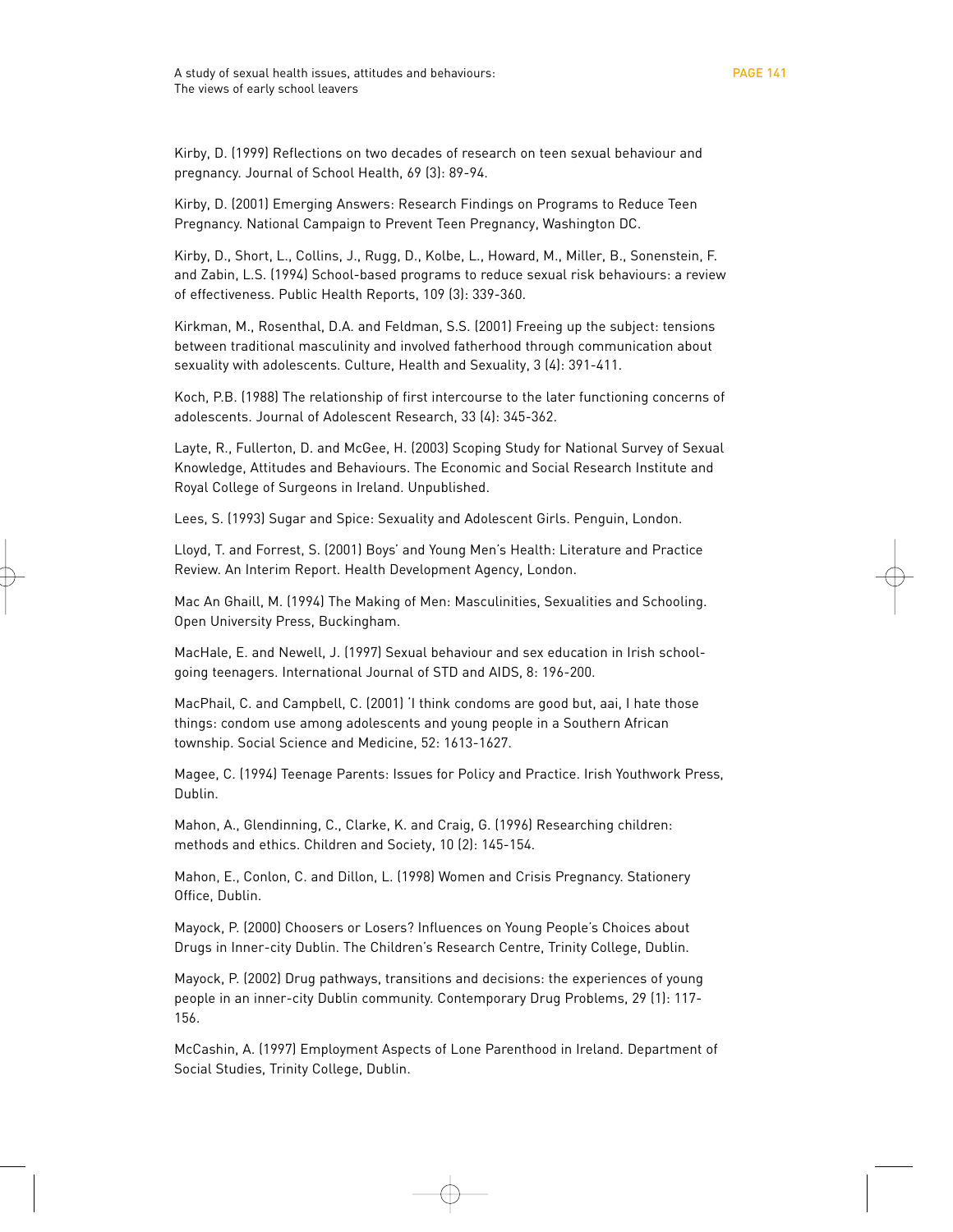Kirby, D. (1999) Reflections on two decades of research on teen sexual behaviour and pregnancy. Journal of School Health, 69 (3): 89-94.

Kirby, D. (2001) Emerging Answers: Research Findings on Programs to Reduce Teen Pregnancy. National Campaign to Prevent Teen Pregnancy, Washington DC.

Kirby, D., Short, L., Collins, J., Rugg, D., Kolbe, L., Howard, M., Miller, B., Sonenstein, F. and Zabin, L.S. (1994) School-based programs to reduce sexual risk behaviours: a review of effectiveness. Public Health Reports, 109 (3): 339-360.

Kirkman, M., Rosenthal, D.A. and Feldman, S.S. (2001) Freeing up the subject: tensions between traditional masculinity and involved fatherhood through communication about sexuality with adolescents. Culture, Health and Sexuality, 3 (4): 391-411.

Koch, P.B. (1988) The relationship of first intercourse to the later functioning concerns of adolescents. Journal of Adolescent Research, 33 (4): 345-362.

Layte, R., Fullerton, D. and McGee, H. (2003) Scoping Study for National Survey of Sexual Knowledge, Attitudes and Behaviours. The Economic and Social Research Institute and Royal College of Surgeons in Ireland. Unpublished.

Lees, S. (1993) Sugar and Spice: Sexuality and Adolescent Girls. Penguin, London.

Lloyd, T. and Forrest, S. (2001) Boys' and Young Men's Health: Literature and Practice Review. An Interim Report. Health Development Agency, London.

Mac An Ghaill, M. (1994) The Making of Men: Masculinities, Sexualities and Schooling. Open University Press, Buckingham.

MacHale, E. and Newell, J. (1997) Sexual behaviour and sex education in Irish school-going teenagers. International Journal of STD and AIDS, 8: 196-200.

MacPhail, C. and Campbell, C. (2001) 'I think condoms are good but, aai, I hate those things: condom use among adolescents and young people in a Southern African township. Social Science and Medicine, 52: 1613-1627.

Magee, C. (1994) Teenage Parents: Issues for Policy and Practice. Irish Youthwork Press, Dublin.

Mahon, A., Glendinning, C., Clarke, K. and Craig, G. (1996) Researching children: methods and ethics. Children and Society, 10 (2): 145-154.

Mahon, E., Conlon, C. and Dillon, L. (1998) Women and Crisis Pregnancy. Stationery Office, Dublin.

Mayock, P. (2000) Choosers or Losers? Influences on Young People's Choices about Drugs in Inner-city Dublin. The Children's Research Centre, Trinity College, Dublin.

Mayock, P. (2002) Drug pathways, transitions and decisions: the experiences of young people in an inner-city Dublin community. Contemporary Drug Problems, 29 (1): 117-156.

McCashin, A. (1997) Employment Aspects of Lone Parenthood in Ireland. Department of Social Studies, Trinity College, Dublin.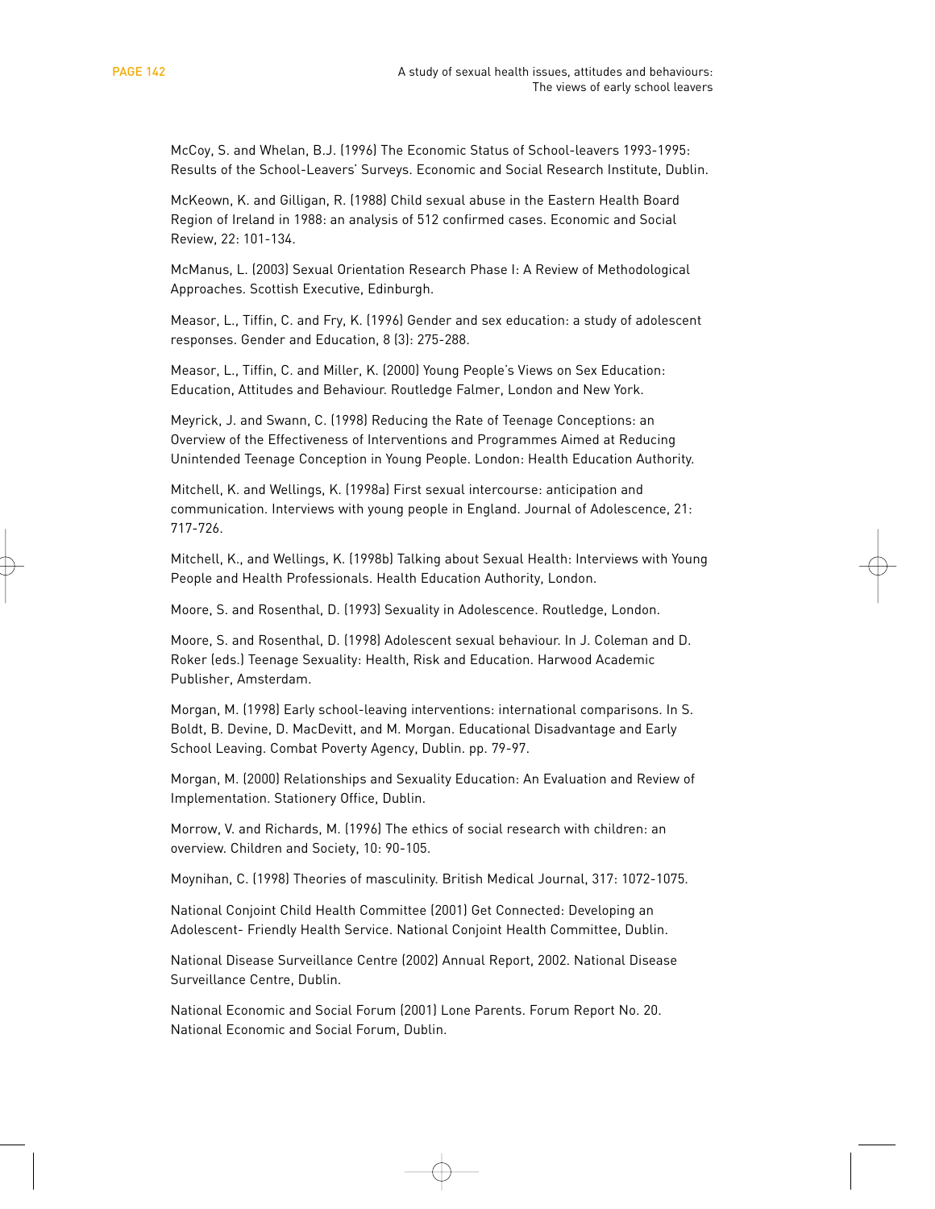McCoy, S. and Whelan, B.J. (1996) The Economic Status of School-leavers 1993-1995: Results of the School-Leavers' Surveys. Economic and Social Research Institute, Dublin.

McKeown, K. and Gilligan, R. (1988) Child sexual abuse in the Eastern Health Board Region of Ireland in 1988: an analysis of 512 confirmed cases. Economic and Social Review, 22: 101-134.

McManus, L. (2003) Sexual Orientation Research Phase I: A Review of Methodological Approaches. Scottish Executive, Edinburgh.

Measor, L., Tiffin, C. and Fry, K. (1996) Gender and sex education: a study of adolescent responses. Gender and Education, 8 (3): 275-288.

Measor, L., Tiffin, C. and Miller, K. (2000) Young People's Views on Sex Education: Education, Attitudes and Behaviour. Routledge Falmer, London and New York.

Meyrick, J. and Swann, C. (1998) Reducing the Rate of Teenage Conceptions: an Overview of the Effectiveness of Interventions and Programmes Aimed at Reducing Unintended Teenage Conception in Young People. London: Health Education Authority.

Mitchell, K. and Wellings, K. (1998a) First sexual intercourse: anticipation and communication. Interviews with young people in England. Journal of Adolescence, 21: 717-726.

Mitchell, K., and Wellings, K. (1998b) Talking about Sexual Health: Interviews with Young People and Health Professionals. Health Education Authority, London.

Moore, S. and Rosenthal, D. (1993) Sexuality in Adolescence. Routledge, London.

Moore, S. and Rosenthal, D. (1998) Adolescent sexual behaviour. In J. Coleman and D. Roker (eds.) Teenage Sexuality: Health, Risk and Education. Harwood Academic Publisher, Amsterdam.

Morgan, M. (1998) Early school-leaving interventions: international comparisons. In S. Boldt, B. Devine, D. MacDevitt, and M. Morgan. Educational Disadvantage and Early School Leaving. Combat Poverty Agency, Dublin. pp. 79-97.

Morgan, M. (2000) Relationships and Sexuality Education: An Evaluation and Review of Implementation. Stationery Office, Dublin.

Morrow, V. and Richards, M. (1996) The ethics of social research with children: an overview. Children and Society, 10: 90-105.

Moynihan, C. (1998) Theories of masculinity. British Medical Journal, 317: 1072-1075.

National Conjoint Child Health Committee (2001) Get Connected: Developing an Adolescent- Friendly Health Service. National Conjoint Health Committee, Dublin.

National Disease Surveillance Centre (2002) Annual Report, 2002. National Disease Surveillance Centre, Dublin.

National Economic and Social Forum (2001) Lone Parents. Forum Report No. 20. National Economic and Social Forum, Dublin.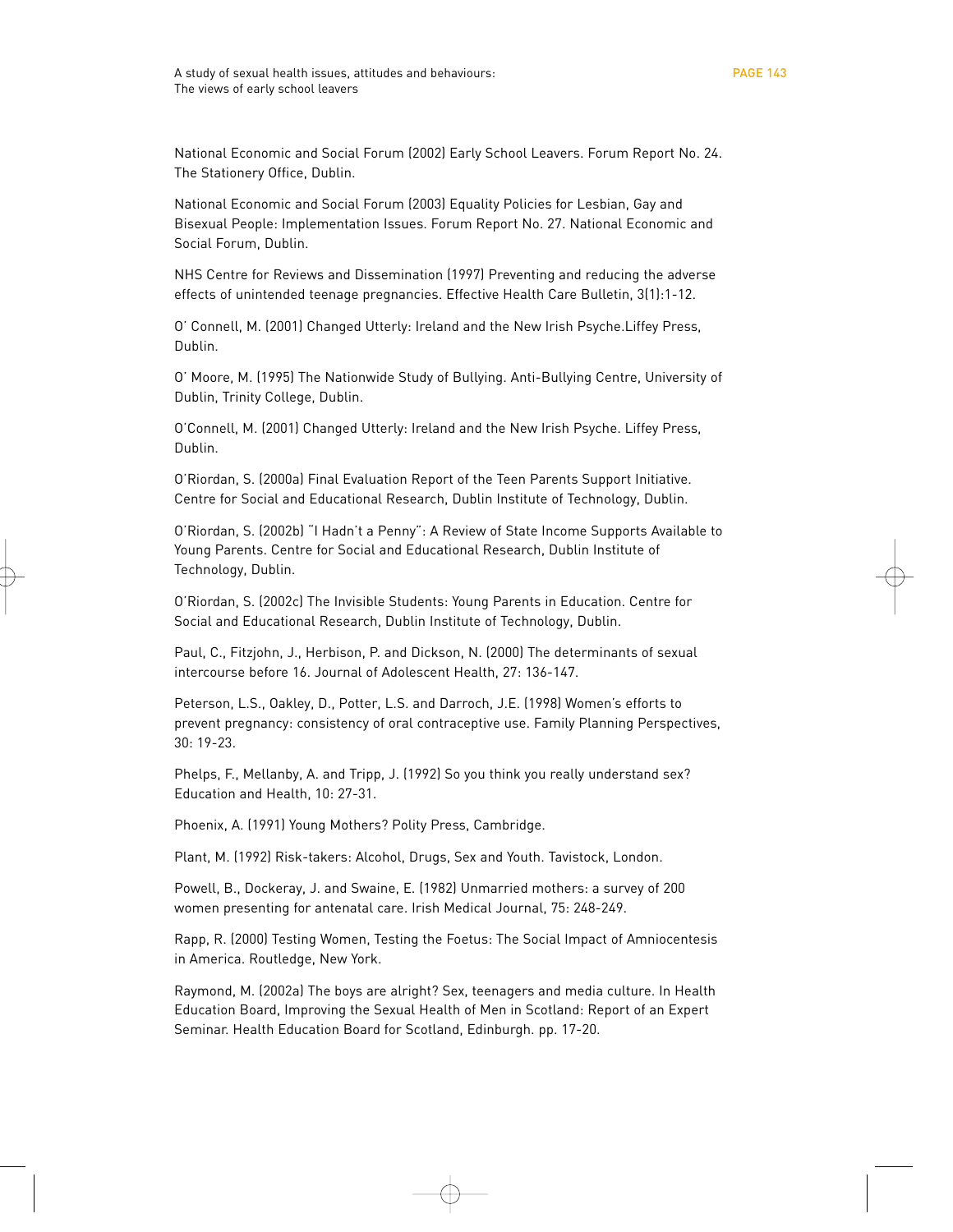National Economic and Social Forum (2002) Early School Leavers. Forum Report No. 24. The Stationery Office, Dublin.

National Economic and Social Forum (2003) Equality Policies for Lesbian, Gay and Bisexual People: Implementation Issues. Forum Report No. 27. National Economic and Social Forum, Dublin.

NHS Centre for Reviews and Dissemination (1997) Preventing and reducing the adverse effects of unintended teenage pregnancies. Effective Health Care Bulletin, 3(1):1-12.

O' Connell, M. (2001) Changed Utterly: Ireland and the New Irish Psyche.Liffey Press, Dublin.

O' Moore, M. (1995) The Nationwide Study of Bullying. Anti-Bullying Centre, University of Dublin, Trinity College, Dublin.

O'Connell, M. (2001) Changed Utterly: Ireland and the New Irish Psyche. Liffey Press, Dublin.

O'Riordan, S. (2000a) Final Evaluation Report of the Teen Parents Support Initiative. Centre for Social and Educational Research, Dublin Institute of Technology, Dublin.

O'Riordan, S. (2002b) "I Hadn't a Penny": A Review of State Income Supports Available to Young Parents. Centre for Social and Educational Research, Dublin Institute of Technology, Dublin.

O'Riordan, S. (2002c) The Invisible Students: Young Parents in Education. Centre for Social and Educational Research, Dublin Institute of Technology, Dublin.

Paul, C., Fitzjohn, J., Herbison, P. and Dickson, N. (2000) The determinants of sexual intercourse before 16. Journal of Adolescent Health, 27: 136-147.

Peterson, L.S., Oakley, D., Potter, L.S. and Darroch, J.E. (1998) Women's efforts to prevent pregnancy: consistency of oral contraceptive use. Family Planning Perspectives, 30: 19-23.

Phelps, F., Mellanby, A. and Tripp, J. (1992) So you think you really understand sex? Education and Health, 10: 27-31.

Phoenix, A. (1991) Young Mothers? Polity Press, Cambridge.

Plant, M. (1992) Risk-takers: Alcohol, Drugs, Sex and Youth. Tavistock, London.

Powell, B., Dockeray, J. and Swaine, E. (1982) Unmarried mothers: a survey of 200 women presenting for antenatal care. Irish Medical Journal, 75: 248-249.

Rapp, R. (2000) Testing Women, Testing the Foetus: The Social Impact of Amniocentesis in America. Routledge, New York.

Raymond, M. (2002a) The boys are alright? Sex, teenagers and media culture. In Health Education Board, Improving the Sexual Health of Men in Scotland: Report of an Expert Seminar. Health Education Board for Scotland, Edinburgh. pp. 17-20.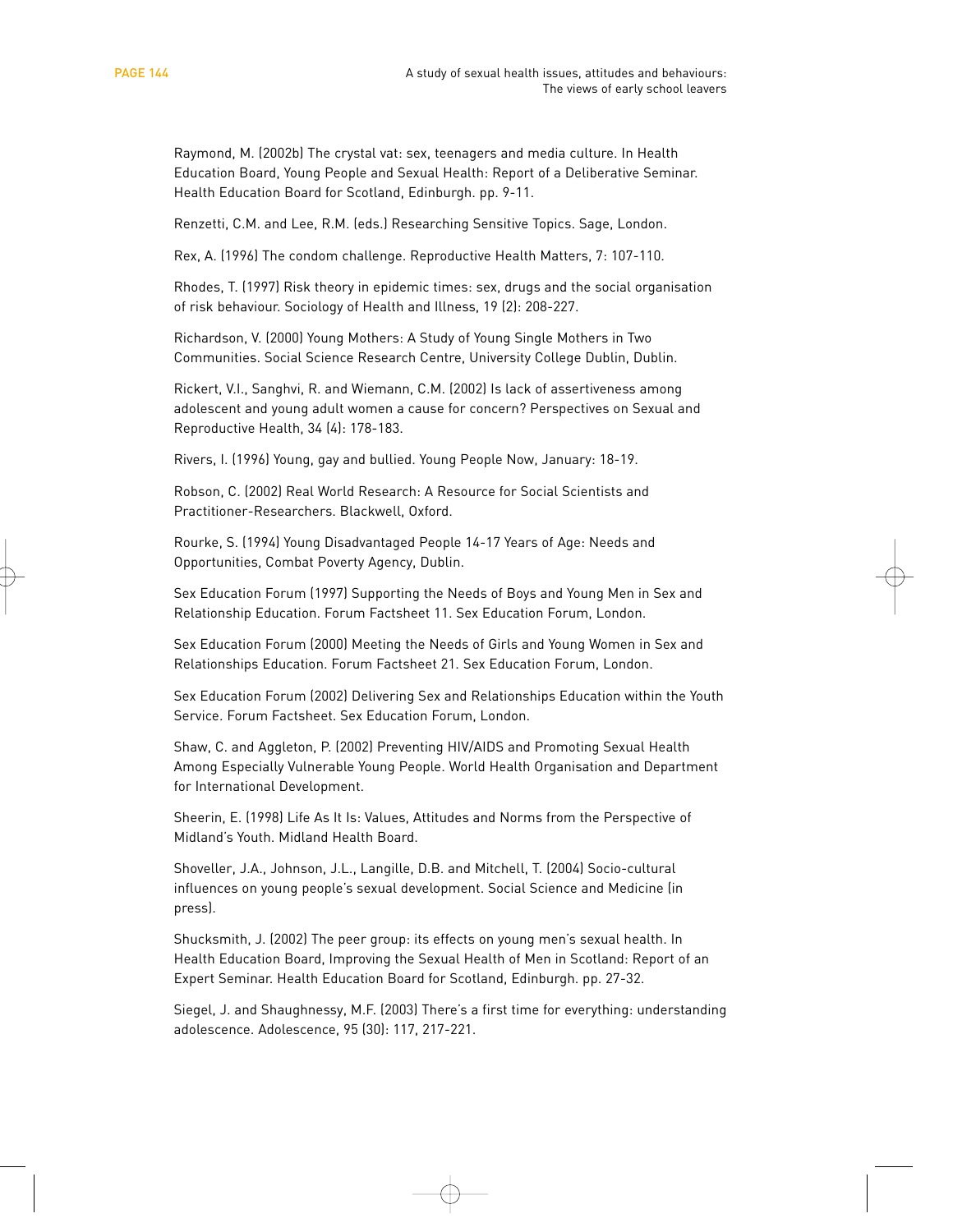Raymond, M. (2002b) The crystal vat: sex, teenagers and media culture. In Health Education Board, Young People and Sexual Health: Report of a Deliberative Seminar. Health Education Board for Scotland, Edinburgh. pp. 9-11.

Renzetti, C.M. and Lee, R.M. (eds.) Researching Sensitive Topics. Sage, London.

Rex, A. (1996) The condom challenge. Reproductive Health Matters, 7: 107-110.

Rhodes, T. (1997) Risk theory in epidemic times: sex, drugs and the social organisation of risk behaviour. Sociology of Health and Illness, 19 (2): 208-227.

Richardson, V. (2000) Young Mothers: A Study of Young Single Mothers in Two Communities. Social Science Research Centre, University College Dublin, Dublin.

Rickert, V.I., Sanghvi, R. and Wiemann, C.M. (2002) Is lack of assertiveness among adolescent and young adult women a cause for concern? Perspectives on Sexual and Reproductive Health, 34 (4): 178-183.

Rivers, I. (1996) Young, gay and bullied. Young People Now, January: 18-19.

Robson, C. (2002) Real World Research: A Resource for Social Scientists and Practitioner-Researchers. Blackwell, Oxford.

Rourke, S. (1994) Young Disadvantaged People 14-17 Years of Age: Needs and Opportunities, Combat Poverty Agency, Dublin.

Sex Education Forum (1997) Supporting the Needs of Boys and Young Men in Sex and Relationship Education. Forum Factsheet 11. Sex Education Forum, London.

Sex Education Forum (2000) Meeting the Needs of Girls and Young Women in Sex and Relationships Education. Forum Factsheet 21. Sex Education Forum, London.

Sex Education Forum (2002) Delivering Sex and Relationships Education within the Youth Service. Forum Factsheet. Sex Education Forum, London.

Shaw, C. and Aggleton, P. (2002) Preventing HIV/AIDS and Promoting Sexual Health Among Especially Vulnerable Young People. World Health Organisation and Department for International Development.

Sheerin, E. (1998) Life As It Is: Values, Attitudes and Norms from the Perspective of Midland's Youth. Midland Health Board.

Shoveller, J.A., Johnson, J.L., Langille, D.B. and Mitchell, T. (2004) Socio-cultural influences on young people's sexual development. Social Science and Medicine (in press).

Shucksmith, J. (2002) The peer group: its effects on young men's sexual health. In Health Education Board, Improving the Sexual Health of Men in Scotland: Report of an Expert Seminar. Health Education Board for Scotland, Edinburgh. pp. 27-32.

Siegel, J. and Shaughnessy, M.F. (2003) There's a first time for everything: understanding adolescence. Adolescence, 95 (30): 117, 217-221.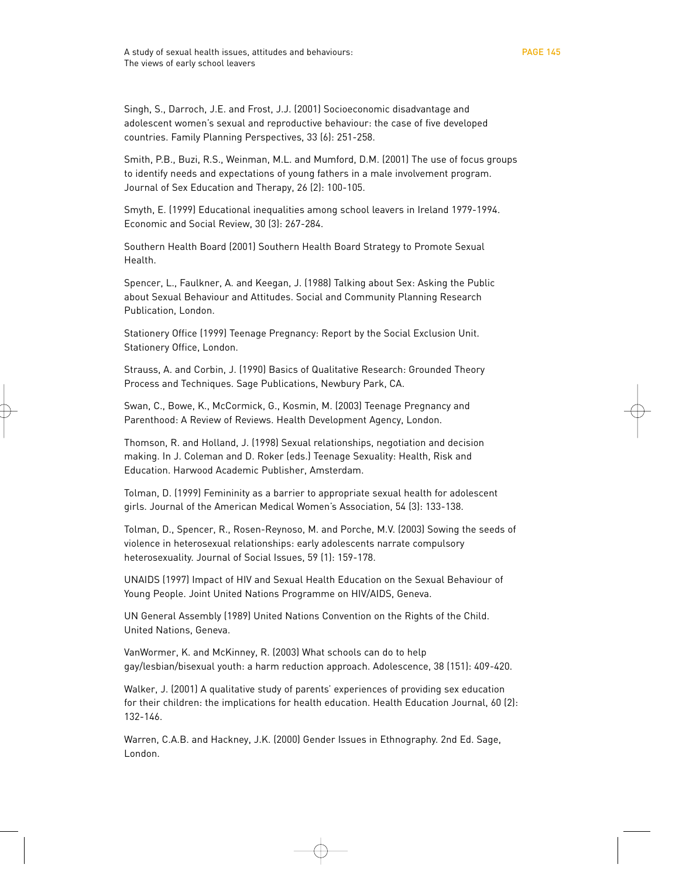Singh, S., Darroch, J.E. and Frost, J.J. (2001) Socioeconomic disadvantage and adolescent women's sexual and reproductive behaviour: the case of five developed countries. Family Planning Perspectives, 33 (6): 251-258.

Smith, P.B., Buzi, R.S., Weinman, M.L. and Mumford, D.M. (2001) The use of focus groups to identify needs and expectations of young fathers in a male involvement program. Journal of Sex Education and Therapy, 26 (2): 100-105.

Smyth, E. (1999) Educational inequalities among school leavers in Ireland 1979-1994. Economic and Social Review, 30 (3): 267-284.

Southern Health Board (2001) Southern Health Board Strategy to Promote Sexual Health.

Spencer, L., Faulkner, A. and Keegan, J. (1988) Talking about Sex: Asking the Public about Sexual Behaviour and Attitudes. Social and Community Planning Research Publication, London.

Stationery Office (1999) Teenage Pregnancy: Report by the Social Exclusion Unit. Stationery Office, London.

Strauss, A. and Corbin, J. (1990) Basics of Qualitative Research: Grounded Theory Process and Techniques. Sage Publications, Newbury Park, CA.

Swan, C., Bowe, K., McCormick, G., Kosmin, M. (2003) Teenage Pregnancy and Parenthood: A Review of Reviews. Health Development Agency, London.

Thomson, R. and Holland, J. (1998) Sexual relationships, negotiation and decision making. In J. Coleman and D. Roker (eds.) Teenage Sexuality: Health, Risk and Education. Harwood Academic Publisher, Amsterdam.

Tolman, D. (1999) Femininity as a barrier to appropriate sexual health for adolescent girls. Journal of the American Medical Women's Association, 54 (3): 133-138.

Tolman, D., Spencer, R., Rosen-Reynoso, M. and Porche, M.V. (2003) Sowing the seeds of violence in heterosexual relationships: early adolescents narrate compulsory heterosexuality. Journal of Social Issues, 59 (1): 159-178.

UNAIDS (1997) Impact of HIV and Sexual Health Education on the Sexual Behaviour of Young People. Joint United Nations Programme on HIV/AIDS, Geneva.

UN General Assembly (1989) United Nations Convention on the Rights of the Child. United Nations, Geneva.

VanWormer, K. and McKinney, R. (2003) What schools can do to help gay/lesbian/bisexual youth: a harm reduction approach. Adolescence, 38 (151): 409-420.

Walker, J. (2001) A qualitative study of parents' experiences of providing sex education for their children: the implications for health education. Health Education Journal, 60 (2): 132-146.

Warren, C.A.B. and Hackney, J.K. (2000) Gender Issues in Ethnography. 2nd Ed. Sage, London.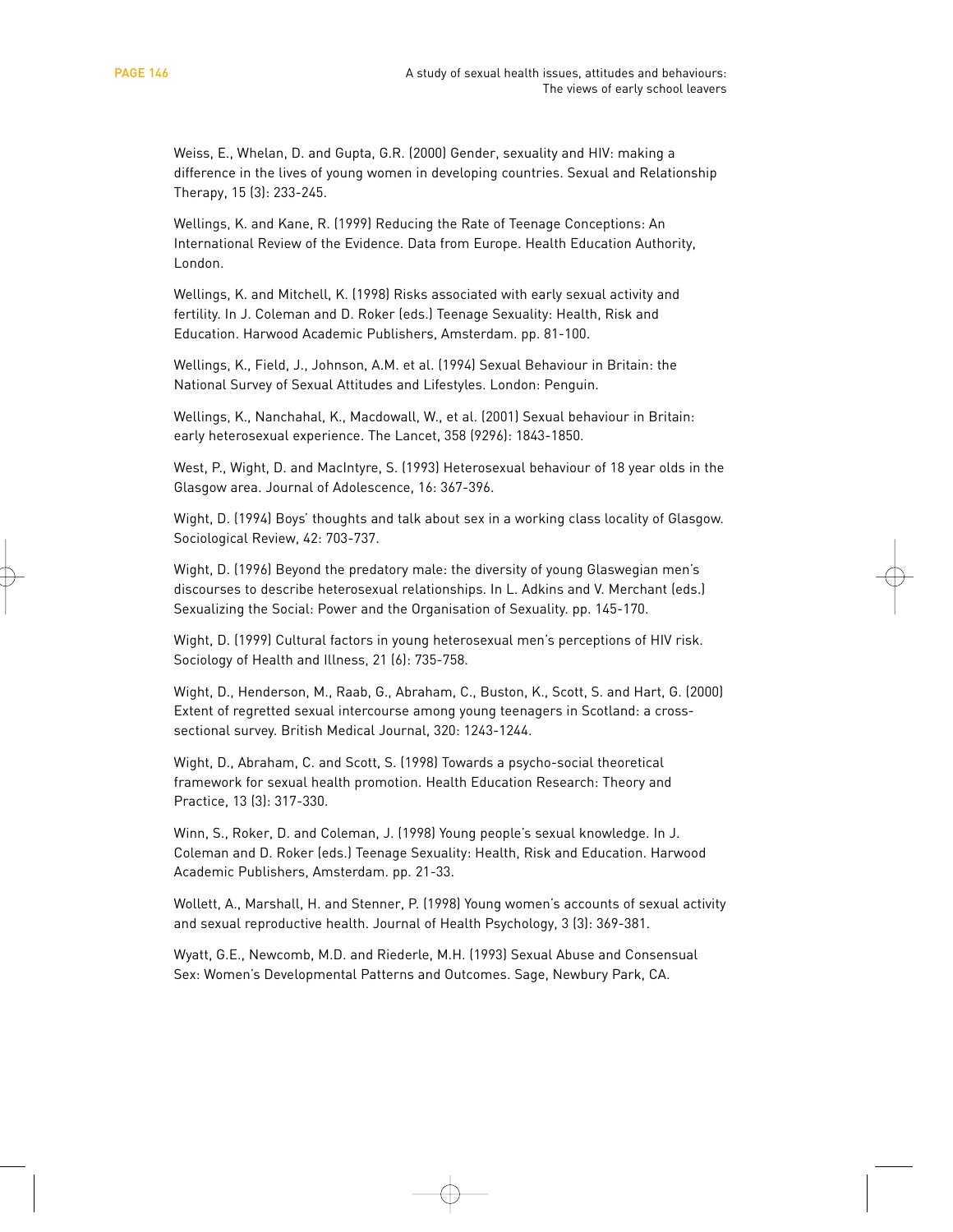Weiss, E., Whelan, D. and Gupta, G.R. (2000) Gender, sexuality and HIV: making a difference in the lives of young women in developing countries. Sexual and Relationship Therapy, 15 (3): 233-245.

Wellings, K. and Kane, R. (1999) Reducing the Rate of Teenage Conceptions: An International Review of the Evidence. Data from Europe. Health Education Authority, London.

Wellings, K. and Mitchell, K. (1998) Risks associated with early sexual activity and fertility. In J. Coleman and D. Roker (eds.) Teenage Sexuality: Health, Risk and Education. Harwood Academic Publishers, Amsterdam. pp. 81-100.

Wellings, K., Field, J., Johnson, A.M. et al. (1994) Sexual Behaviour in Britain: the National Survey of Sexual Attitudes and Lifestyles. London: Penguin.

Wellings, K., Nanchahal, K., Macdowall, W., et al. (2001) Sexual behaviour in Britain: early heterosexual experience. The Lancet, 358 (9296): 1843-1850.

West, P., Wight, D. and MacIntyre, S. (1993) Heterosexual behaviour of 18 year olds in the Glasgow area. Journal of Adolescence, 16: 367-396.

Wight, D. (1994) Boys' thoughts and talk about sex in a working class locality of Glasgow. Sociological Review, 42: 703-737.

Wight, D. (1996) Beyond the predatory male: the diversity of young Glaswegian men's discourses to describe heterosexual relationships. In L. Adkins and V. Merchant (eds.) Sexualizing the Social: Power and the Organisation of Sexuality. pp. 145-170.

Wight, D. (1999) Cultural factors in young heterosexual men's perceptions of HIV risk. Sociology of Health and Illness, 21 (6): 735-758.

Wight, D., Henderson, M., Raab, G., Abraham, C., Buston, K., Scott, S. and Hart, G. (2000) Extent of regretted sexual intercourse among young teenagers in Scotland: a cross-sectional survey. British Medical Journal, 320: 1243-1244.

Wight, D., Abraham, C. and Scott, S. (1998) Towards a psycho-social theoretical framework for sexual health promotion. Health Education Research: Theory and Practice, 13 (3): 317-330.

Winn, S., Roker, D. and Coleman, J. (1998) Young people's sexual knowledge. In J. Coleman and D. Roker (eds.) Teenage Sexuality: Health, Risk and Education. Harwood Academic Publishers, Amsterdam. pp. 21-33.

Wollett, A., Marshall, H. and Stenner, P. (1998) Young women's accounts of sexual activity and sexual reproductive health. Journal of Health Psychology, 3 (3): 369-381.

Wyatt, G.E., Newcomb, M.D. and Riederle, M.H. (1993) Sexual Abuse and Consensual Sex: Women's Developmental Patterns and Outcomes. Sage, Newbury Park, CA.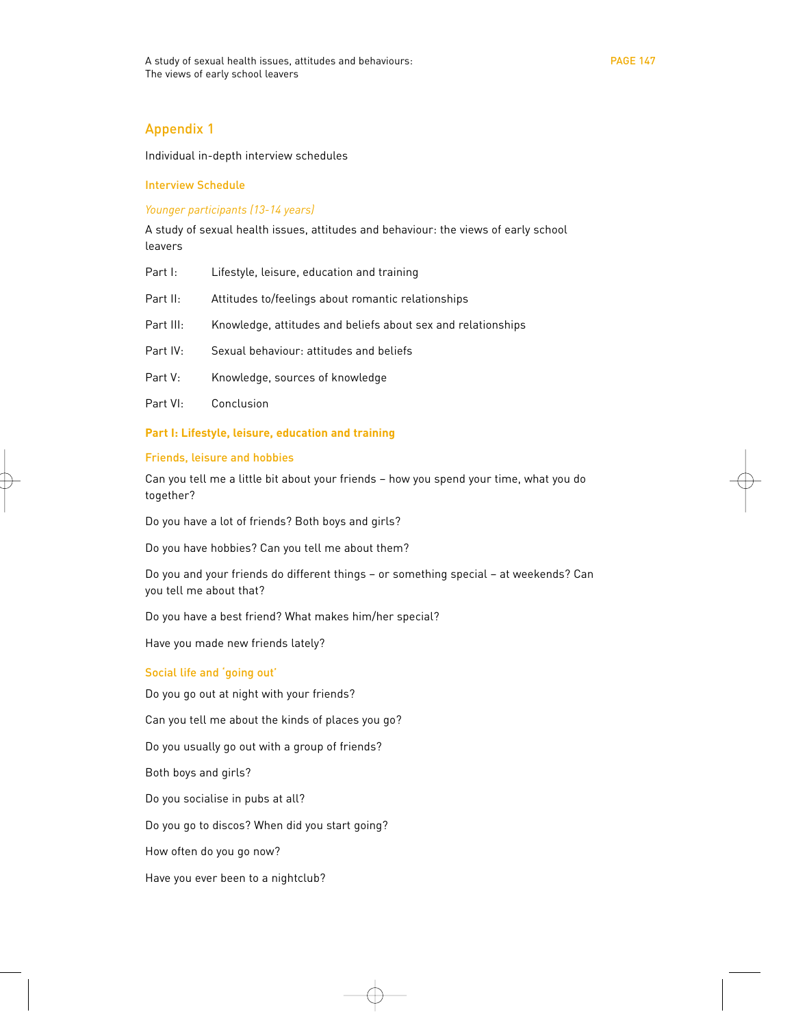# Appendix 1

Individual in-depth interview schedules

## Interview Schedule

*Younger participants (13-14 years)*

A study of sexual health issues, attitudes and behaviour: the views of early school leavers

| | |
|---|---|
| Part I: | Lifestyle, leisure, education and training |
| Part II: | Attitudes to/feelings about romantic relationships |
| Part III: | Knowledge, attitudes and beliefs about sex and relationships |
| Part IV: | Sexual behaviour: attitudes and beliefs |
| Part V: | Knowledge, sources of knowledge |
| Part VI: | Conclusion |

### Part I: Lifestyle, leisure, education and training

#### Friends, leisure and hobbies

Can you tell me a little bit about your friends – how you spend your time, what you do together?

Do you have a lot of friends? Both boys and girls?

Do you have hobbies? Can you tell me about them?

Do you and your friends do different things – or something special – at weekends? Can you tell me about that?

Do you have a best friend? What makes him/her special?

Have you made new friends lately?

#### Social life and 'going out'

Do you go out at night with your friends?

Can you tell me about the kinds of places you go?

Do you usually go out with a group of friends?

Both boys and girls?

Do you socialise in pubs at all?

Do you go to discos? When did you start going?

How often do you go now?

Have you ever been to a nightclub?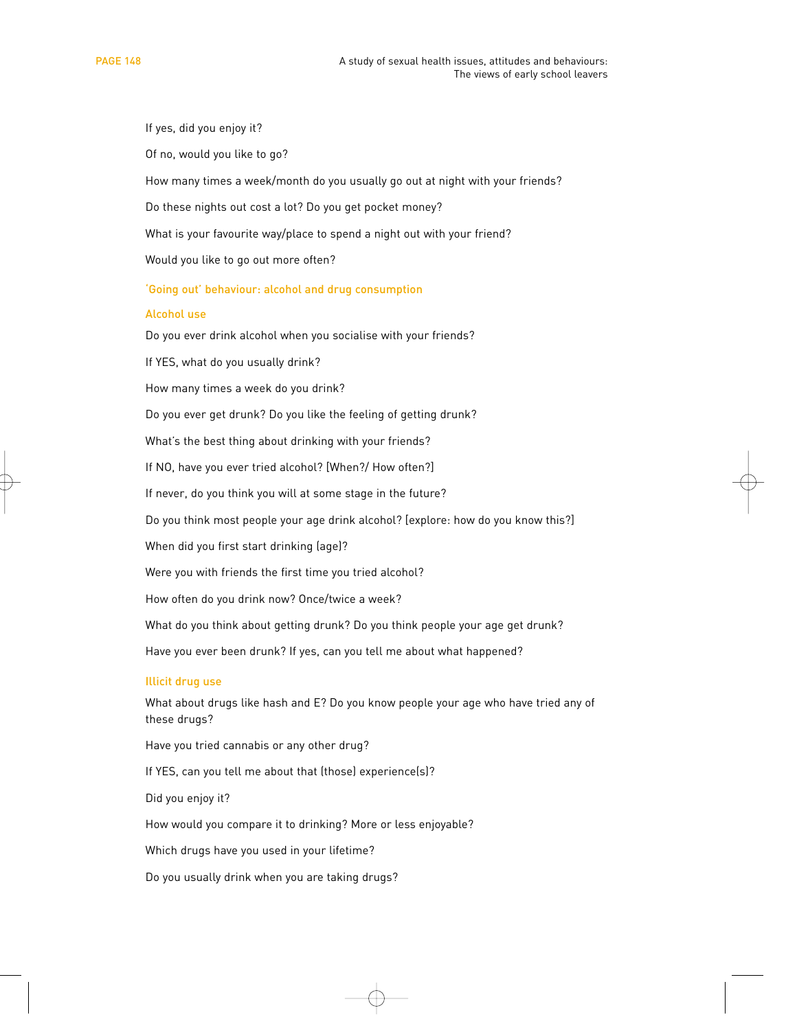If yes, did you enjoy it?

Of no, would you like to go?

How many times a week/month do you usually go out at night with your friends?

Do these nights out cost a lot? Do you get pocket money?

What is your favourite way/place to spend a night out with your friend?

Would you like to go out more often?

### 'Going out' behaviour: alcohol and drug consumption

#### Alcohol use

Do you ever drink alcohol when you socialise with your friends?

If YES, what do you usually drink?

How many times a week do you drink?

Do you ever get drunk? Do you like the feeling of getting drunk?

What's the best thing about drinking with your friends?

If NO, have you ever tried alcohol? [When?/ How often?]

If never, do you think you will at some stage in the future?

Do you think most people your age drink alcohol? [explore: how do you know this?]

When did you first start drinking (age)?

Were you with friends the first time you tried alcohol?

How often do you drink now? Once/twice a week?

What do you think about getting drunk? Do you think people your age get drunk?

Have you ever been drunk? If yes, can you tell me about what happened?

#### Illicit drug use

What about drugs like hash and E? Do you know people your age who have tried any of these drugs?

Have you tried cannabis or any other drug?

If YES, can you tell me about that (those) experience(s)?

Did you enjoy it?

How would you compare it to drinking? More or less enjoyable?

Which drugs have you used in your lifetime?

Do you usually drink when you are taking drugs?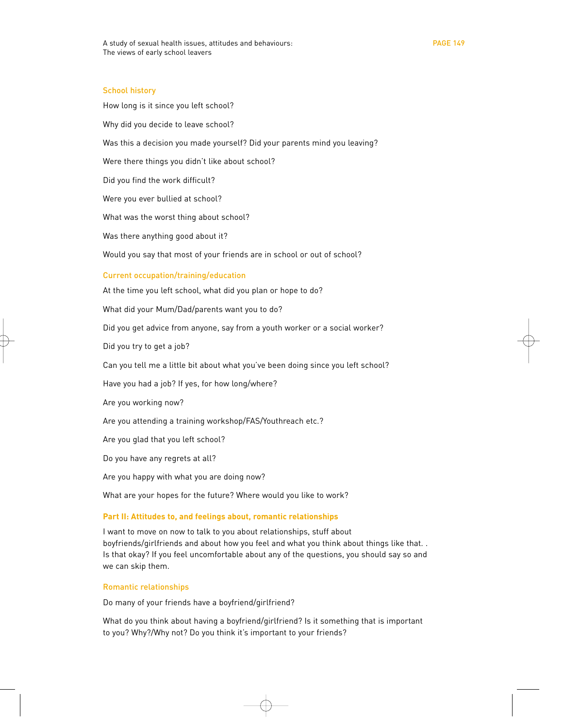### School history

How long is it since you left school?

Why did you decide to leave school?

Was this a decision you made yourself? Did your parents mind you leaving?

Were there things you didn't like about school?

Did you find the work difficult?

Were you ever bullied at school?

What was the worst thing about school?

Was there anything good about it?

Would you say that most of your friends are in school or out of school?

### Current occupation/training/education

At the time you left school, what did you plan or hope to do?

What did your Mum/Dad/parents want you to do?

Did you get advice from anyone, say from a youth worker or a social worker?

Did you try to get a job?

Can you tell me a little bit about what you've been doing since you left school?

Have you had a job? If yes, for how long/where?

Are you working now?

Are you attending a training workshop/FAS/Youthreach etc.?

Are you glad that you left school?

Do you have any regrets at all?

Are you happy with what you are doing now?

What are your hopes for the future? Where would you like to work?

## Part II: Attitudes to, and feelings about, romantic relationships

I want to move on now to talk to you about relationships, stuff about boyfriends/girlfriends and about how you feel and what you think about things like that. . Is that okay? If you feel uncomfortable about any of the questions, you should say so and we can skip them.

### Romantic relationships

Do many of your friends have a boyfriend/girlfriend?

What do you think about having a boyfriend/girlfriend? Is it something that is important to you? Why?/Why not? Do you think it's important to your friends?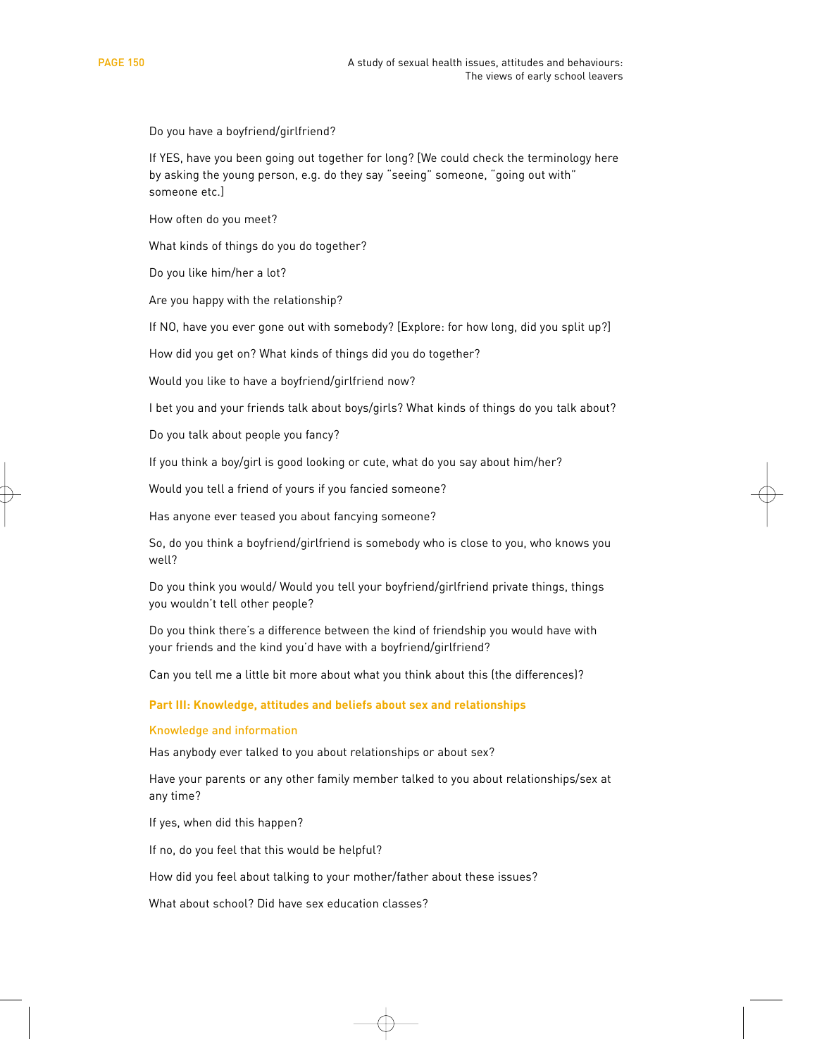Do you have a boyfriend/girlfriend?

If YES, have you been going out together for long? [We could check the terminology here by asking the young person, e.g. do they say "seeing" someone, "going out with" someone etc.]

How often do you meet?

What kinds of things do you do together?

Do you like him/her a lot?

Are you happy with the relationship?

If NO, have you ever gone out with somebody? [Explore: for how long, did you split up?]

How did you get on? What kinds of things did you do together?

Would you like to have a boyfriend/girlfriend now?

I bet you and your friends talk about boys/girls? What kinds of things do you talk about?

Do you talk about people you fancy?

If you think a boy/girl is good looking or cute, what do you say about him/her?

Would you tell a friend of yours if you fancied someone?

Has anyone ever teased you about fancying someone?

So, do you think a boyfriend/girlfriend is somebody who is close to you, who knows you well?

Do you think you would/ Would you tell your boyfriend/girlfriend private things, things you wouldn't tell other people?

Do you think there's a difference between the kind of friendship you would have with your friends and the kind you'd have with a boyfriend/girlfriend?

Can you tell me a little bit more about what you think about this (the differences)?

## Part III: Knowledge, attitudes and beliefs about sex and relationships

### Knowledge and information

Has anybody ever talked to you about relationships or about sex?

Have your parents or any other family member talked to you about relationships/sex at any time?

If yes, when did this happen?

If no, do you feel that this would be helpful?

How did you feel about talking to your mother/father about these issues?

What about school? Did have sex education classes?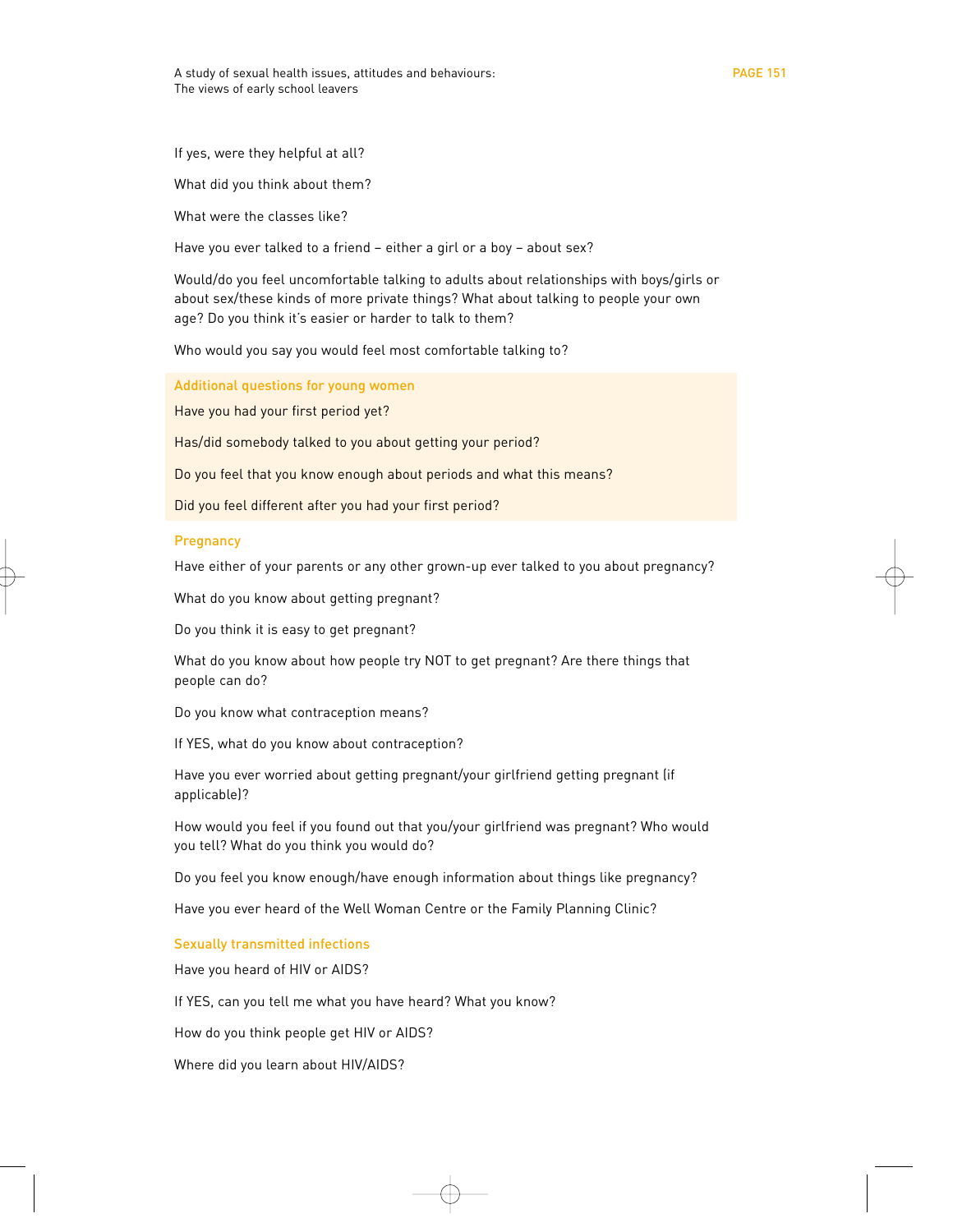If yes, were they helpful at all?

What did you think about them?

What were the classes like?

Have you ever talked to a friend – either a girl or a boy – about sex?

Would/do you feel uncomfortable talking to adults about relationships with boys/girls or about sex/these kinds of more private things? What about talking to people your own age? Do you think it's easier or harder to talk to them?

Who would you say you would feel most comfortable talking to?

### Additional questions for young women

Have you had your first period yet?

Has/did somebody talked to you about getting your period?

Do you feel that you know enough about periods and what this means?

Did you feel different after you had your first period?

### Pregnancy

Have either of your parents or any other grown-up ever talked to you about pregnancy?

What do you know about getting pregnant?

Do you think it is easy to get pregnant?

What do you know about how people try NOT to get pregnant? Are there things that people can do?

Do you know what contraception means?

If YES, what do you know about contraception?

Have you ever worried about getting pregnant/your girlfriend getting pregnant (if applicable)?

How would you feel if you found out that you/your girlfriend was pregnant? Who would you tell? What do you think you would do?

Do you feel you know enough/have enough information about things like pregnancy?

Have you ever heard of the Well Woman Centre or the Family Planning Clinic?

### Sexually transmitted infections

Have you heard of HIV or AIDS?

If YES, can you tell me what you have heard? What you know?

How do you think people get HIV or AIDS?

Where did you learn about HIV/AIDS?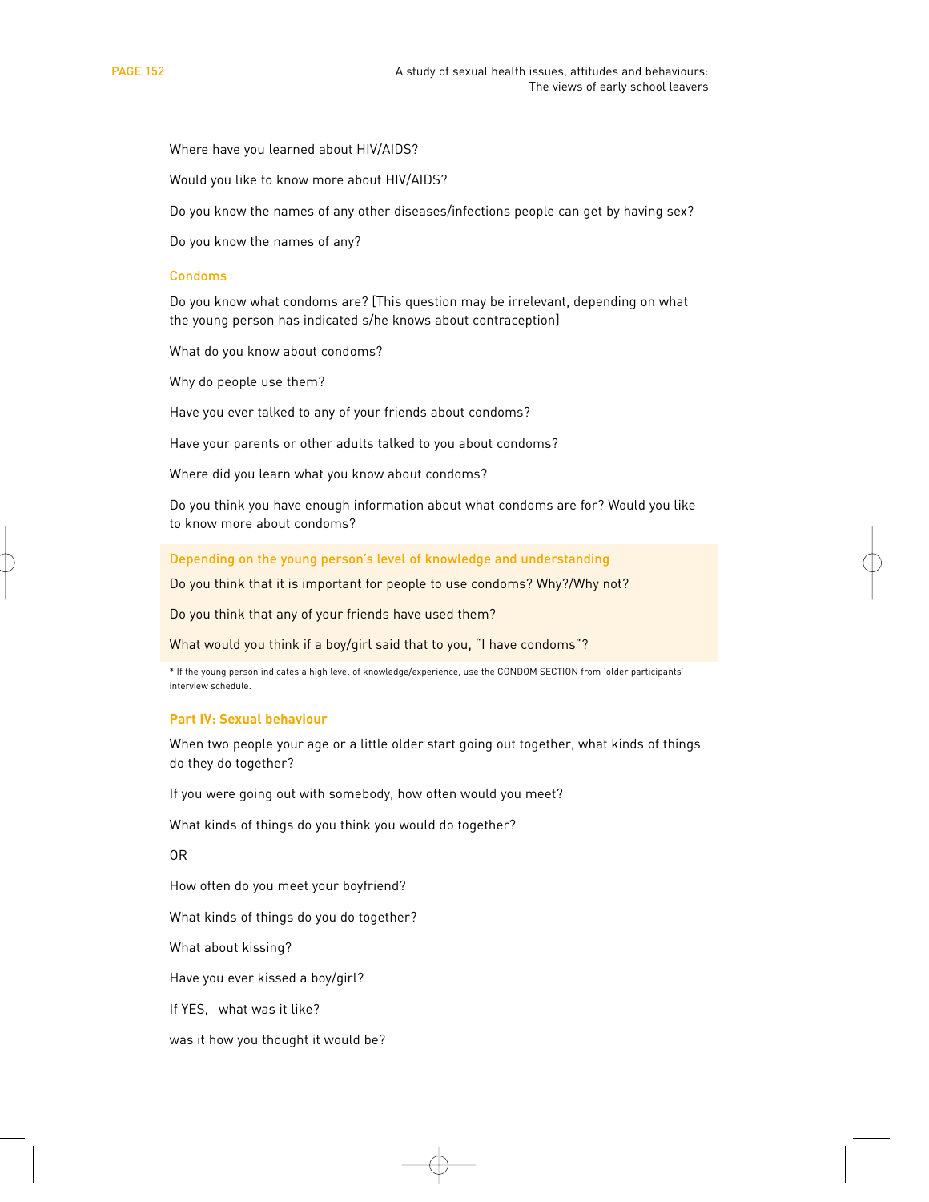Where have you learned about HIV/AIDS?

Would you like to know more about HIV/AIDS?

Do you know the names of any other diseases/infections people can get by having sex?

Do you know the names of any?

### Condoms

Do you know what condoms are? [This question may be irrelevant, depending on what the young person has indicated s/he knows about contraception]

What do you know about condoms?

Why do people use them?

Have you ever talked to any of your friends about condoms?

Have your parents or other adults talked to you about condoms?

Where did you learn what you know about condoms?

Do you think you have enough information about what condoms are for? Would you like to know more about condoms?

#### Depending on the young person's level of knowledge and understanding

Do you think that it is important for people to use condoms? Why?/Why not?

Do you think that any of your friends have used them?

What would you think if a boy/girl said that to you, "I have condoms"?

* If the young person indicates a high level of knowledge/experience, use the CONDOM SECTION from 'older participants' interview schedule.

### Part IV: Sexual behaviour

When two people your age or a little older start going out together, what kinds of things do they do together?

If you were going out with somebody, how often would you meet?

What kinds of things do you think you would do together?

OR

How often do you meet your boyfriend?

What kinds of things do you do together?

What about kissing?

Have you ever kissed a boy/girl?

If YES, what was it like?

was it how you thought it would be?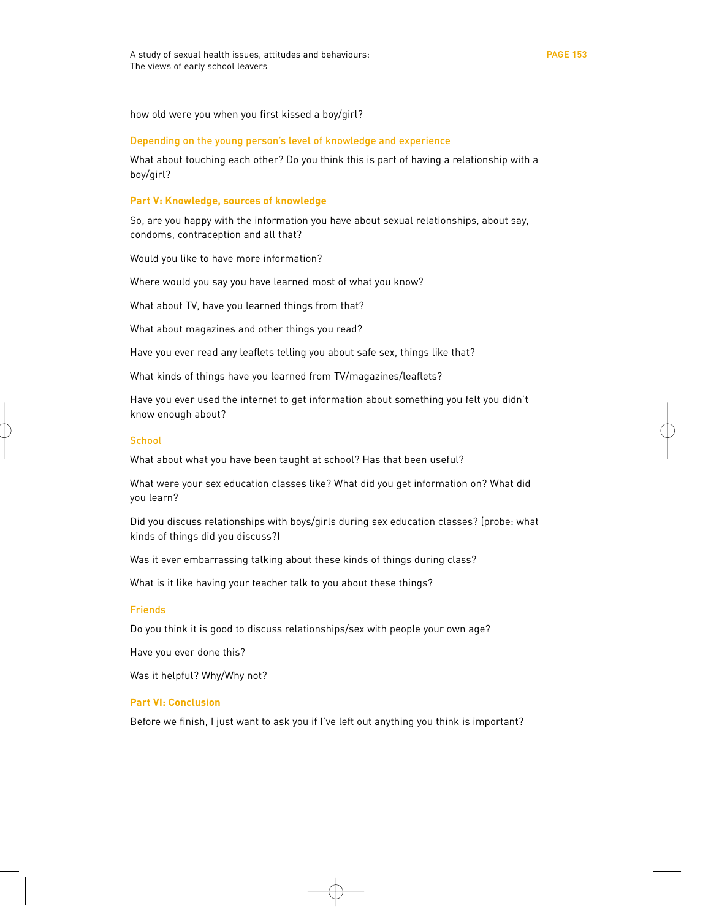how old were you when you first kissed a boy/girl?

### Depending on the young person's level of knowledge and experience

What about touching each other? Do you think this is part of having a relationship with a boy/girl?

## Part V: Knowledge, sources of knowledge

So, are you happy with the information you have about sexual relationships, about say, condoms, contraception and all that?

Would you like to have more information?

Where would you say you have learned most of what you know?

What about TV, have you learned things from that?

What about magazines and other things you read?

Have you ever read any leaflets telling you about safe sex, things like that?

What kinds of things have you learned from TV/magazines/leaflets?

Have you ever used the internet to get information about something you felt you didn't know enough about?

### School

What about what you have been taught at school? Has that been useful?

What were your sex education classes like? What did you get information on? What did you learn?

Did you discuss relationships with boys/girls during sex education classes? (probe: what kinds of things did you discuss?)

Was it ever embarrassing talking about these kinds of things during class?

What is it like having your teacher talk to you about these things?

### Friends

Do you think it is good to discuss relationships/sex with people your own age?

Have you ever done this?

Was it helpful? Why/Why not?

## Part VI: Conclusion

Before we finish, I just want to ask you if I've left out anything you think is important?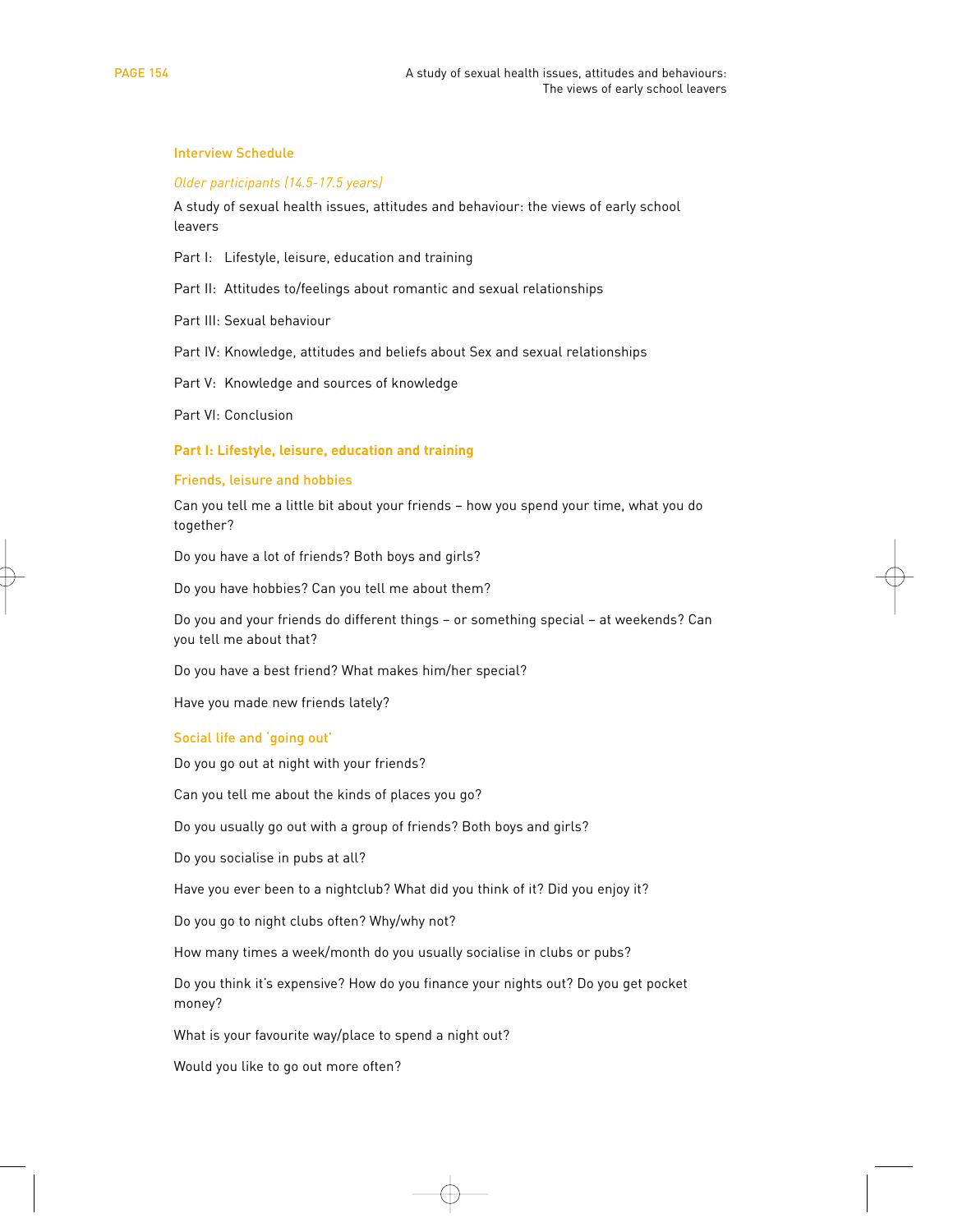## Interview Schedule

*Older participants (14.5-17.5 years)*

A study of sexual health issues, attitudes and behaviour: the views of early school leavers

Part I: Lifestyle, leisure, education and training

Part II: Attitudes to/feelings about romantic and sexual relationships

Part III: Sexual behaviour

Part IV: Knowledge, attitudes and beliefs about Sex and sexual relationships

Part V: Knowledge and sources of knowledge

Part VI: Conclusion

### Part I: Lifestyle, leisure, education and training

#### Friends, leisure and hobbies

Can you tell me a little bit about your friends – how you spend your time, what you do together?

Do you have a lot of friends? Both boys and girls?

Do you have hobbies? Can you tell me about them?

Do you and your friends do different things – or something special – at weekends? Can you tell me about that?

Do you have a best friend? What makes him/her special?

Have you made new friends lately?

#### Social life and 'going out'

Do you go out at night with your friends?

Can you tell me about the kinds of places you go?

Do you usually go out with a group of friends? Both boys and girls?

Do you socialise in pubs at all?

Have you ever been to a nightclub? What did you think of it? Did you enjoy it?

Do you go to night clubs often? Why/why not?

How many times a week/month do you usually socialise in clubs or pubs?

Do you think it's expensive? How do you finance your nights out? Do you get pocket money?

What is your favourite way/place to spend a night out?

Would you like to go out more often?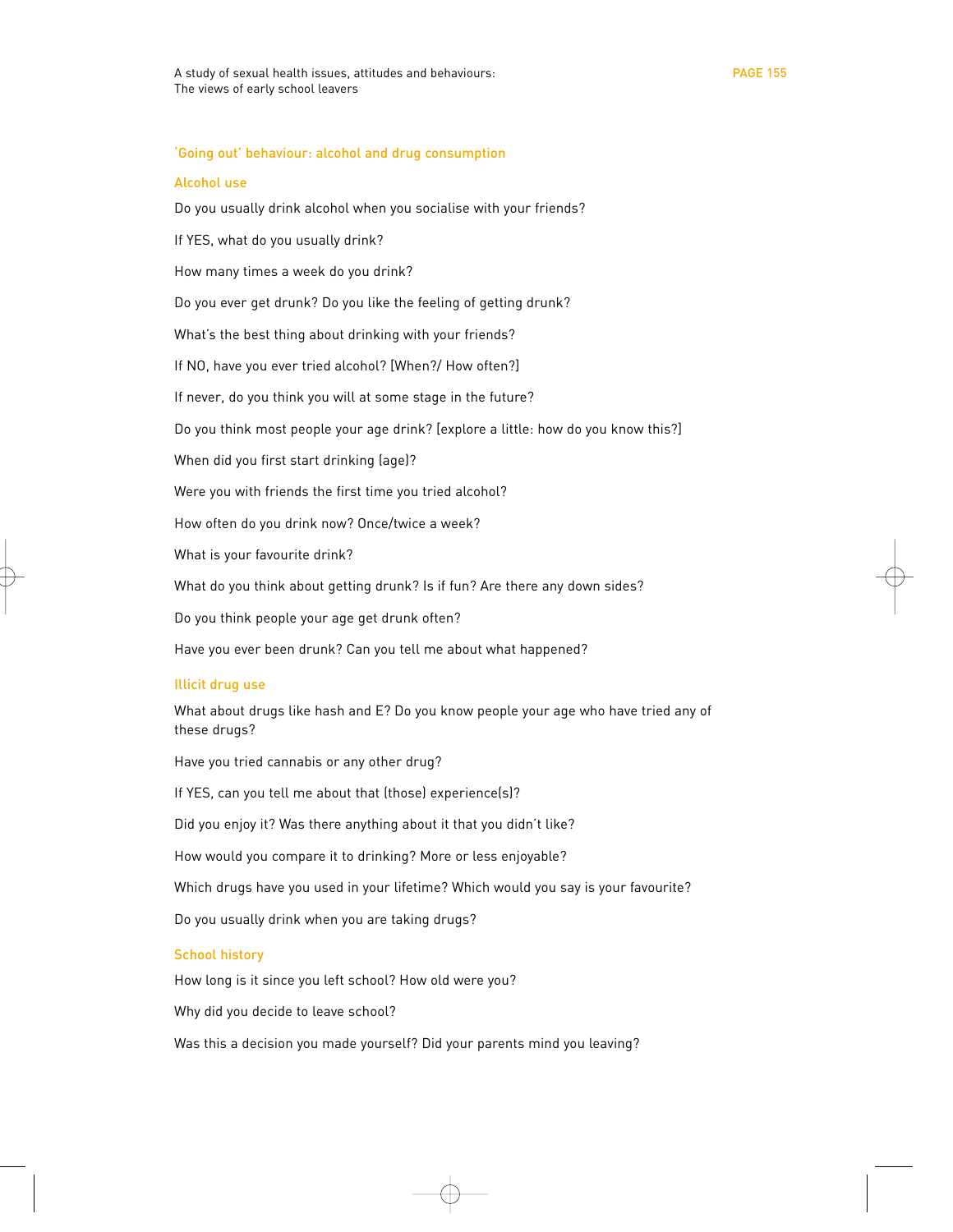## 'Going out' behaviour: alcohol and drug consumption

### Alcohol use

Do you usually drink alcohol when you socialise with your friends?

If YES, what do you usually drink?

How many times a week do you drink?

Do you ever get drunk? Do you like the feeling of getting drunk?

What's the best thing about drinking with your friends?

If NO, have you ever tried alcohol? [When?/ How often?]

If never, do you think you will at some stage in the future?

Do you think most people your age drink? [explore a little: how do you know this?]

When did you first start drinking (age)?

Were you with friends the first time you tried alcohol?

How often do you drink now? Once/twice a week?

What is your favourite drink?

What do you think about getting drunk? Is if fun? Are there any down sides?

Do you think people your age get drunk often?

Have you ever been drunk? Can you tell me about what happened?

### Illicit drug use

What about drugs like hash and E? Do you know people your age who have tried any of these drugs?

Have you tried cannabis or any other drug?

If YES, can you tell me about that (those) experience(s)?

Did you enjoy it? Was there anything about it that you didn't like?

How would you compare it to drinking? More or less enjoyable?

Which drugs have you used in your lifetime? Which would you say is your favourite?

Do you usually drink when you are taking drugs?

### School history

How long is it since you left school? How old were you?

Why did you decide to leave school?

Was this a decision you made yourself? Did your parents mind you leaving?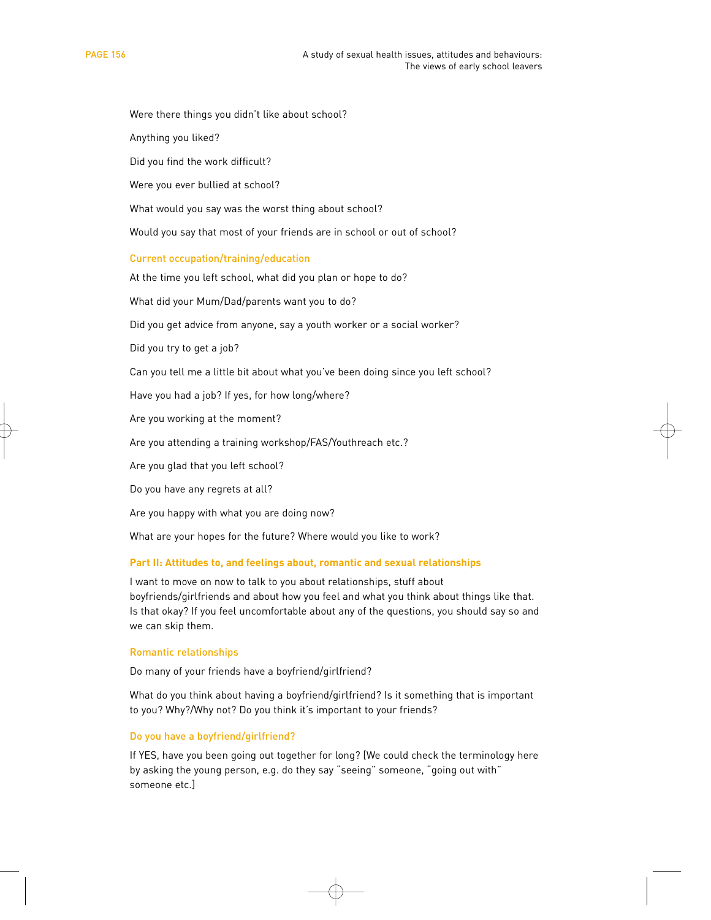Were there things you didn't like about school?

Anything you liked?

Did you find the work difficult?

Were you ever bullied at school?

What would you say was the worst thing about school?

Would you say that most of your friends are in school or out of school?

### Current occupation/training/education

At the time you left school, what did you plan or hope to do?

What did your Mum/Dad/parents want you to do?

Did you get advice from anyone, say a youth worker or a social worker?

Did you try to get a job?

Can you tell me a little bit about what you've been doing since you left school?

Have you had a job? If yes, for how long/where?

Are you working at the moment?

Are you attending a training workshop/FAS/Youthreach etc.?

Are you glad that you left school?

Do you have any regrets at all?

Are you happy with what you are doing now?

What are your hopes for the future? Where would you like to work?

## Part II: Attitudes to, and feelings about, romantic and sexual relationships

I want to move on now to talk to you about relationships, stuff about boyfriends/girlfriends and about how you feel and what you think about things like that. Is that okay? If you feel uncomfortable about any of the questions, you should say so and we can skip them.

### Romantic relationships

Do many of your friends have a boyfriend/girlfriend?

What do you think about having a boyfriend/girlfriend? Is it something that is important to you? Why?/Why not? Do you think it's important to your friends?

### Do you have a boyfriend/girlfriend?

If YES, have you been going out together for long? [We could check the terminology here by asking the young person, e.g. do they say "seeing" someone, "going out with" someone etc.]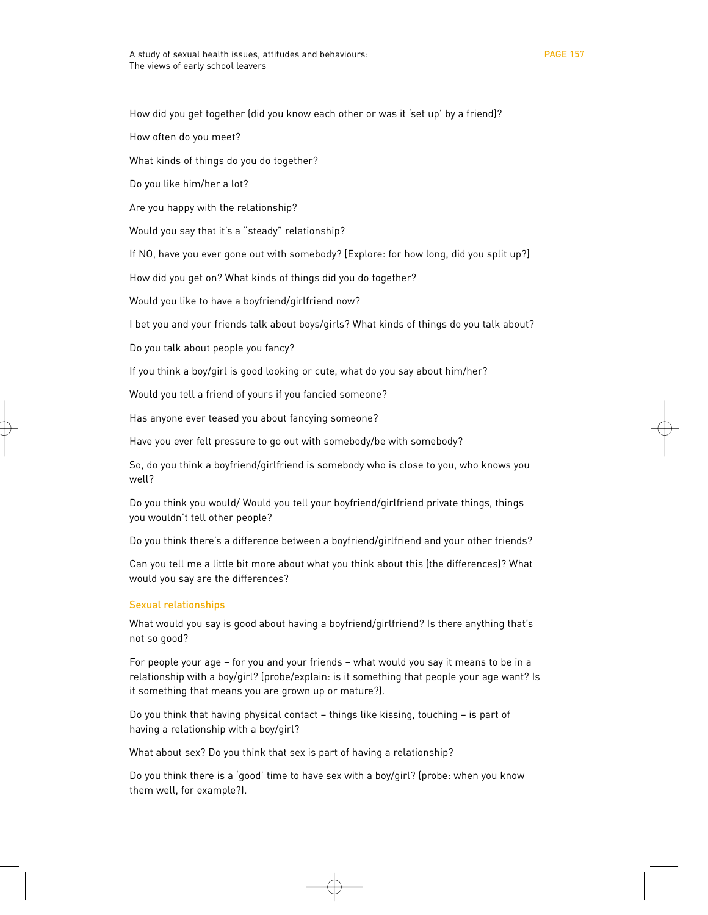How did you get together (did you know each other or was it 'set up' by a friend)?

How often do you meet?

What kinds of things do you do together?

Do you like him/her a lot?

Are you happy with the relationship?

Would you say that it's a "steady" relationship?

If NO, have you ever gone out with somebody? [Explore: for how long, did you split up?]

How did you get on? What kinds of things did you do together?

Would you like to have a boyfriend/girlfriend now?

I bet you and your friends talk about boys/girls? What kinds of things do you talk about?

Do you talk about people you fancy?

If you think a boy/girl is good looking or cute, what do you say about him/her?

Would you tell a friend of yours if you fancied someone?

Has anyone ever teased you about fancying someone?

Have you ever felt pressure to go out with somebody/be with somebody?

So, do you think a boyfriend/girlfriend is somebody who is close to you, who knows you well?

Do you think you would/ Would you tell your boyfriend/girlfriend private things, things you wouldn't tell other people?

Do you think there's a difference between a boyfriend/girlfriend and your other friends?

Can you tell me a little bit more about what you think about this (the differences)? What would you say are the differences?

### Sexual relationships

What would you say is good about having a boyfriend/girlfriend? Is there anything that's not so good?

For people your age – for you and your friends – what would you say it means to be in a relationship with a boy/girl? (probe/explain: is it something that people your age want? Is it something that means you are grown up or mature?).

Do you think that having physical contact – things like kissing, touching – is part of having a relationship with a boy/girl?

What about sex? Do you think that sex is part of having a relationship?

Do you think there is a 'good' time to have sex with a boy/girl? (probe: when you know them well, for example?).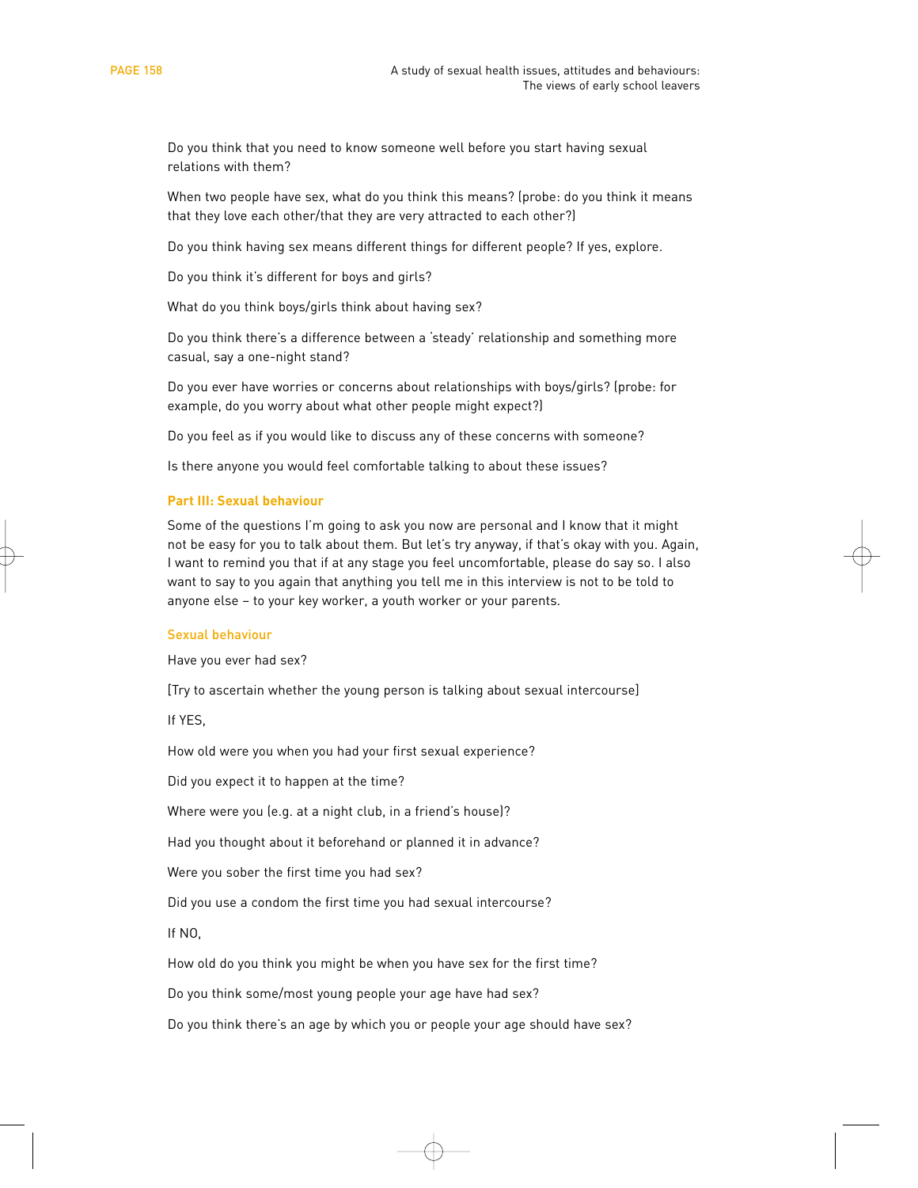Do you think that you need to know someone well before you start having sexual relations with them?

When two people have sex, what do you think this means? (probe: do you think it means that they love each other/that they are very attracted to each other?)

Do you think having sex means different things for different people? If yes, explore.

Do you think it's different for boys and girls?

What do you think boys/girls think about having sex?

Do you think there's a difference between a 'steady' relationship and something more casual, say a one-night stand?

Do you ever have worries or concerns about relationships with boys/girls? (probe: for example, do you worry about what other people might expect?)

Do you feel as if you would like to discuss any of these concerns with someone?

Is there anyone you would feel comfortable talking to about these issues?

## Part III: Sexual behaviour

Some of the questions I'm going to ask you now are personal and I know that it might not be easy for you to talk about them. But let's try anyway, if that's okay with you. Again, I want to remind you that if at any stage you feel uncomfortable, please do say so. I also want to say to you again that anything you tell me in this interview is not to be told to anyone else – to your key worker, a youth worker or your parents.

### Sexual behaviour

Have you ever had sex?

[Try to ascertain whether the young person is talking about sexual intercourse]

If YES,

How old were you when you had your first sexual experience?

Did you expect it to happen at the time?

Where were you (e.g. at a night club, in a friend's house)?

Had you thought about it beforehand or planned it in advance?

Were you sober the first time you had sex?

Did you use a condom the first time you had sexual intercourse?

If NO,

How old do you think you might be when you have sex for the first time?

Do you think some/most young people your age have had sex?

Do you think there's an age by which you or people your age should have sex?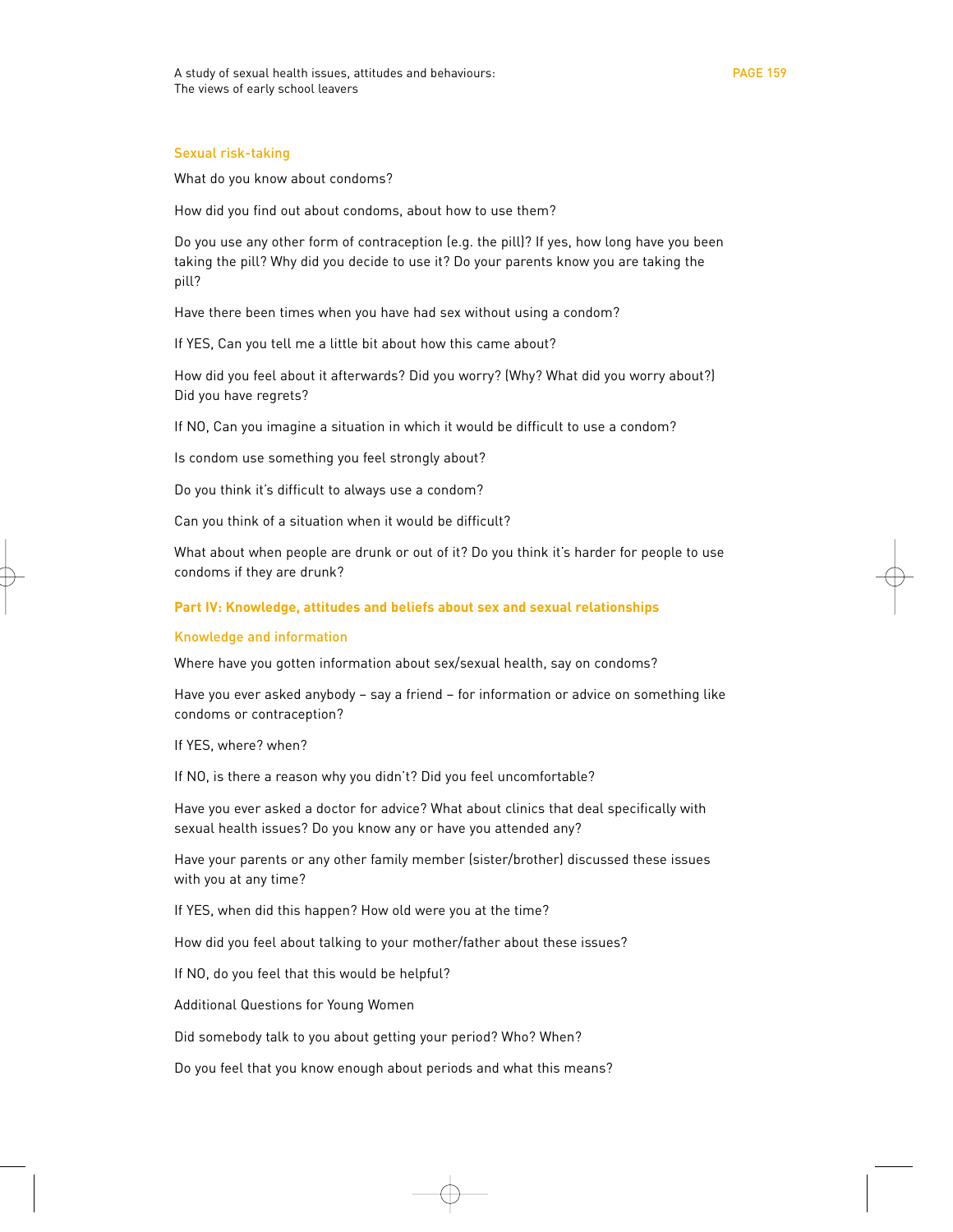### Sexual risk-taking

What do you know about condoms?

How did you find out about condoms, about how to use them?

Do you use any other form of contraception (e.g. the pill)? If yes, how long have you been taking the pill? Why did you decide to use it? Do your parents know you are taking the pill?

Have there been times when you have had sex without using a condom?

If YES, Can you tell me a little bit about how this came about?

How did you feel about it afterwards? Did you worry? (Why? What did you worry about?) Did you have regrets?

If NO, Can you imagine a situation in which it would be difficult to use a condom?

Is condom use something you feel strongly about?

Do you think it's difficult to always use a condom?

Can you think of a situation when it would be difficult?

What about when people are drunk or out of it? Do you think it's harder for people to use condoms if they are drunk?

## Part IV: Knowledge, attitudes and beliefs about sex and sexual relationships

### Knowledge and information

Where have you gotten information about sex/sexual health, say on condoms?

Have you ever asked anybody – say a friend – for information or advice on something like condoms or contraception?

If YES, where? when?

If NO, is there a reason why you didn't? Did you feel uncomfortable?

Have you ever asked a doctor for advice? What about clinics that deal specifically with sexual health issues? Do you know any or have you attended any?

Have your parents or any other family member (sister/brother) discussed these issues with you at any time?

If YES, when did this happen? How old were you at the time?

How did you feel about talking to your mother/father about these issues?

If NO, do you feel that this would be helpful?

Additional Questions for Young Women

Did somebody talk to you about getting your period? Who? When?

Do you feel that you know enough about periods and what this means?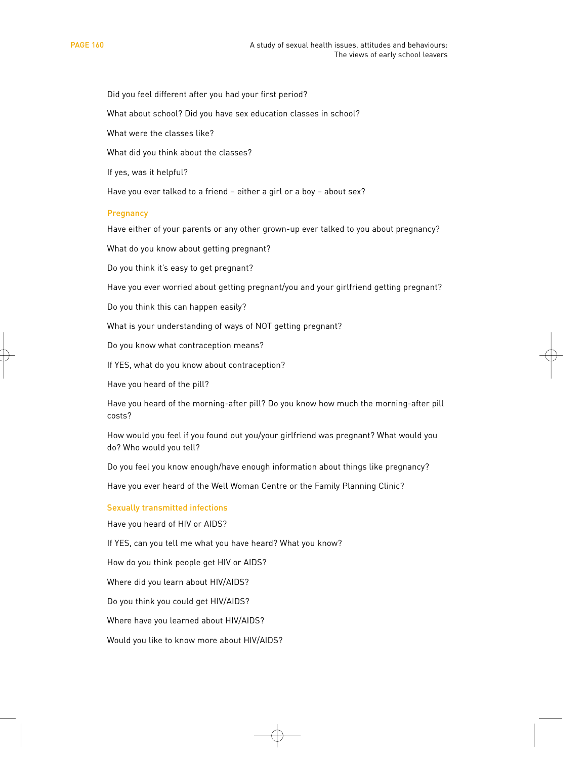Did you feel different after you had your first period?

What about school? Did you have sex education classes in school?

What were the classes like?

What did you think about the classes?

If yes, was it helpful?

Have you ever talked to a friend – either a girl or a boy – about sex?

## Pregnancy

Have either of your parents or any other grown-up ever talked to you about pregnancy?

What do you know about getting pregnant?

Do you think it's easy to get pregnant?

Have you ever worried about getting pregnant/you and your girlfriend getting pregnant?

Do you think this can happen easily?

What is your understanding of ways of NOT getting pregnant?

Do you know what contraception means?

If YES, what do you know about contraception?

Have you heard of the pill?

Have you heard of the morning-after pill? Do you know how much the morning-after pill costs?

How would you feel if you found out you/your girlfriend was pregnant? What would you do? Who would you tell?

Do you feel you know enough/have enough information about things like pregnancy?

Have you ever heard of the Well Woman Centre or the Family Planning Clinic?

## Sexually transmitted infections

Have you heard of HIV or AIDS?

If YES, can you tell me what you have heard? What you know?

How do you think people get HIV or AIDS?

Where did you learn about HIV/AIDS?

Do you think you could get HIV/AIDS?

Where have you learned about HIV/AIDS?

Would you like to know more about HIV/AIDS?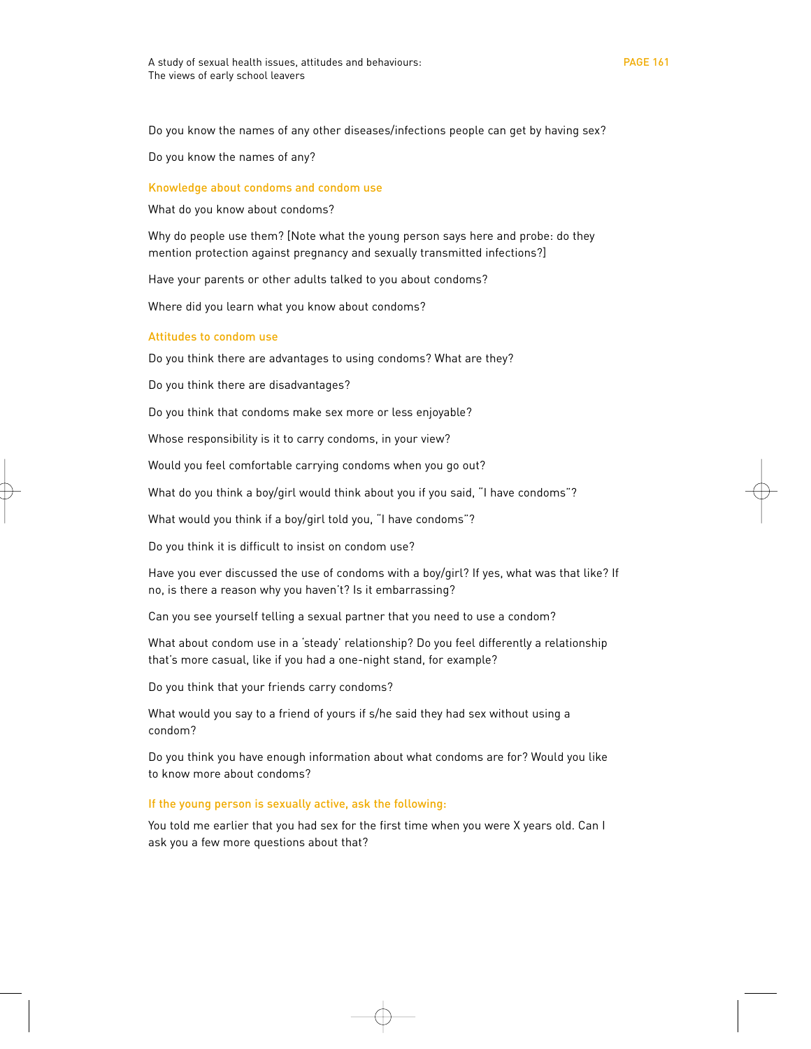Do you know the names of any other diseases/infections people can get by having sex?

Do you know the names of any?

### Knowledge about condoms and condom use

What do you know about condoms?

Why do people use them? [Note what the young person says here and probe: do they mention protection against pregnancy and sexually transmitted infections?]

Have your parents or other adults talked to you about condoms?

Where did you learn what you know about condoms?

### Attitudes to condom use

Do you think there are advantages to using condoms? What are they?

Do you think there are disadvantages?

Do you think that condoms make sex more or less enjoyable?

Whose responsibility is it to carry condoms, in your view?

Would you feel comfortable carrying condoms when you go out?

What do you think a boy/girl would think about you if you said, "I have condoms"?

What would you think if a boy/girl told you, "I have condoms"?

Do you think it is difficult to insist on condom use?

Have you ever discussed the use of condoms with a boy/girl? If yes, what was that like? If no, is there a reason why you haven't? Is it embarrassing?

Can you see yourself telling a sexual partner that you need to use a condom?

What about condom use in a 'steady' relationship? Do you feel differently a relationship that's more casual, like if you had a one-night stand, for example?

Do you think that your friends carry condoms?

What would you say to a friend of yours if s/he said they had sex without using a condom?

Do you think you have enough information about what condoms are for? Would you like to know more about condoms?

### If the young person is sexually active, ask the following:

You told me earlier that you had sex for the first time when you were X years old. Can I ask you a few more questions about that?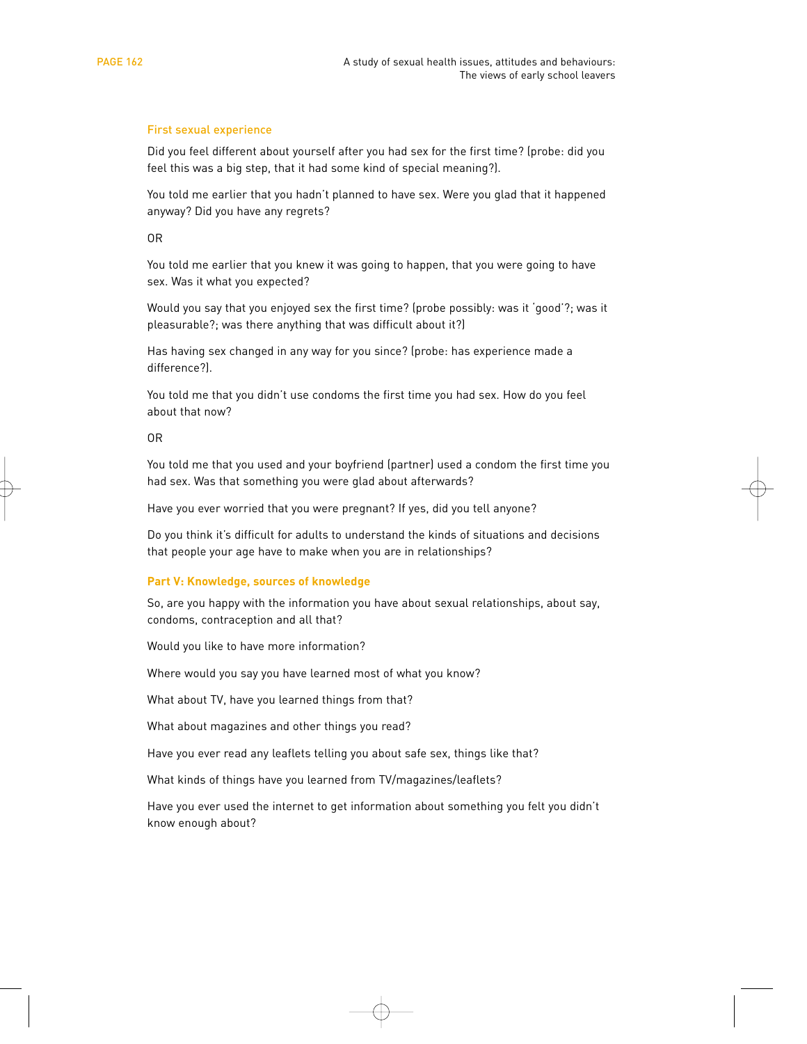### First sexual experience

Did you feel different about yourself after you had sex for the first time? (probe: did you feel this was a big step, that it had some kind of special meaning?).

You told me earlier that you hadn't planned to have sex. Were you glad that it happened anyway? Did you have any regrets?

OR

You told me earlier that you knew it was going to happen, that you were going to have sex. Was it what you expected?

Would you say that you enjoyed sex the first time? (probe possibly: was it 'good'?; was it pleasurable?; was there anything that was difficult about it?)

Has having sex changed in any way for you since? (probe: has experience made a difference?).

You told me that you didn't use condoms the first time you had sex. How do you feel about that now?

OR

You told me that you used and your boyfriend (partner) used a condom the first time you had sex. Was that something you were glad about afterwards?

Have you ever worried that you were pregnant? If yes, did you tell anyone?

Do you think it's difficult for adults to understand the kinds of situations and decisions that people your age have to make when you are in relationships?

### Part V: Knowledge, sources of knowledge

So, are you happy with the information you have about sexual relationships, about say, condoms, contraception and all that?

Would you like to have more information?

Where would you say you have learned most of what you know?

What about TV, have you learned things from that?

What about magazines and other things you read?

Have you ever read any leaflets telling you about safe sex, things like that?

What kinds of things have you learned from TV/magazines/leaflets?

Have you ever used the internet to get information about something you felt you didn't know enough about?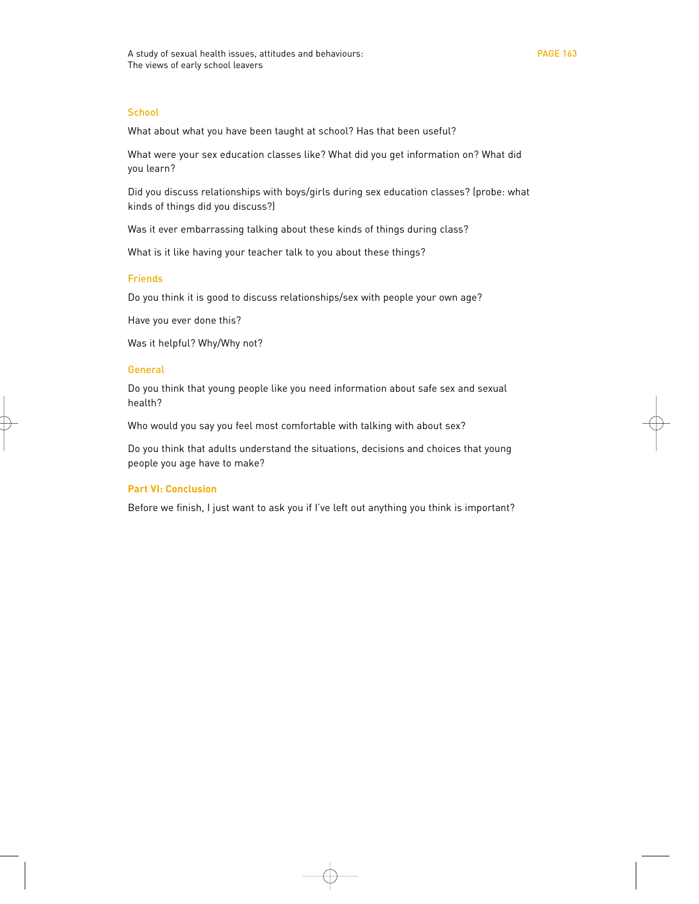### School

What about what you have been taught at school? Has that been useful?

What were your sex education classes like? What did you get information on? What did you learn?

Did you discuss relationships with boys/girls during sex education classes? (probe: what kinds of things did you discuss?)

Was it ever embarrassing talking about these kinds of things during class?

What is it like having your teacher talk to you about these things?

### Friends

Do you think it is good to discuss relationships/sex with people your own age?

Have you ever done this?

Was it helpful? Why/Why not?

### General

Do you think that young people like you need information about safe sex and sexual health?

Who would you say you feel most comfortable with talking with about sex?

Do you think that adults understand the situations, decisions and choices that young people you age have to make?

## Part VI: Conclusion

Before we finish, I just want to ask you if I've left out anything you think is important?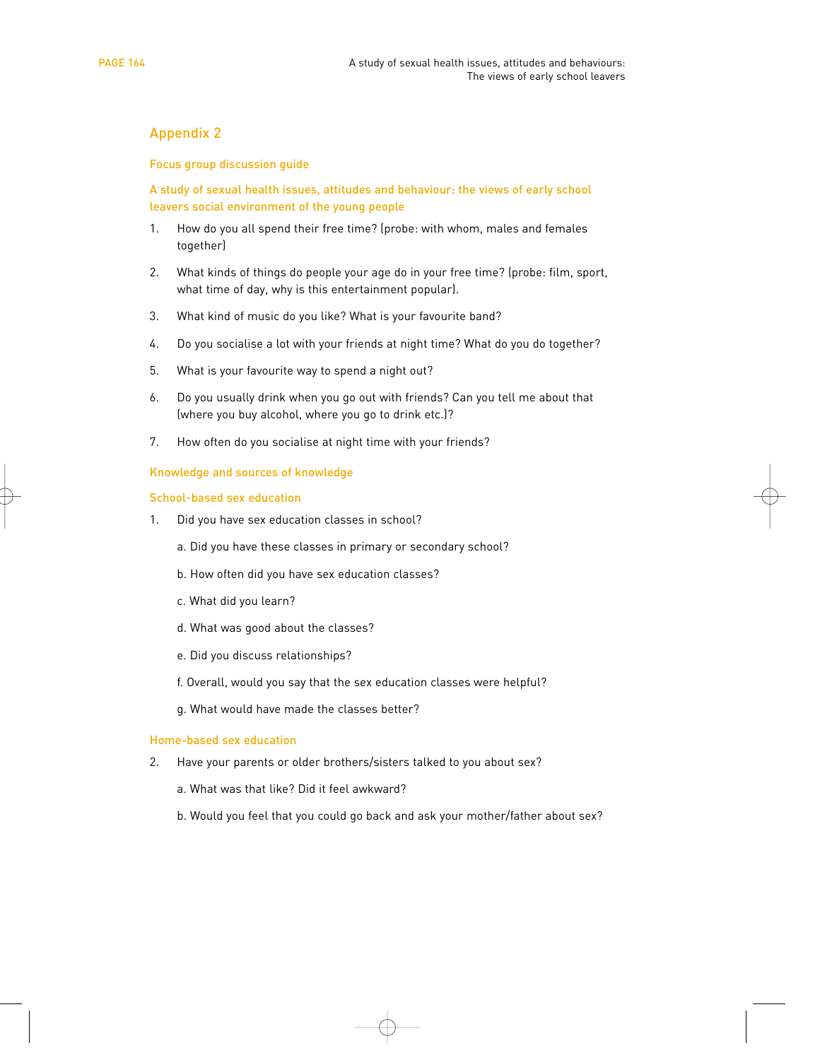## Appendix 2

### Focus group discussion guide

### A study of sexual health issues, attitudes and behaviour: the views of early school leavers social environment of the young people

1. How do you all spend their free time? (probe: with whom, males and females together)

2. What kinds of things do people your age do in your free time? (probe: film, sport, what time of day, why is this entertainment popular).

3. What kind of music do you like? What is your favourite band?

4. Do you socialise a lot with your friends at night time? What do you do together?

5. What is your favourite way to spend a night out?

6. Do you usually drink when you go out with friends? Can you tell me about that (where you buy alcohol, where you go to drink etc.)?

7. How often do you socialise at night time with your friends?

### Knowledge and sources of knowledge

#### School-based sex education

1. Did you have sex education classes in school?

   a. Did you have these classes in primary or secondary school?

   b. How often did you have sex education classes?

   c. What did you learn?

   d. What was good about the classes?

   e. Did you discuss relationships?

   f. Overall, would you say that the sex education classes were helpful?

   g. What would have made the classes better?

#### Home-based sex education

2. Have your parents or older brothers/sisters talked to you about sex?

   a. What was that like? Did it feel awkward?

   b. Would you feel that you could go back and ask your mother/father about sex?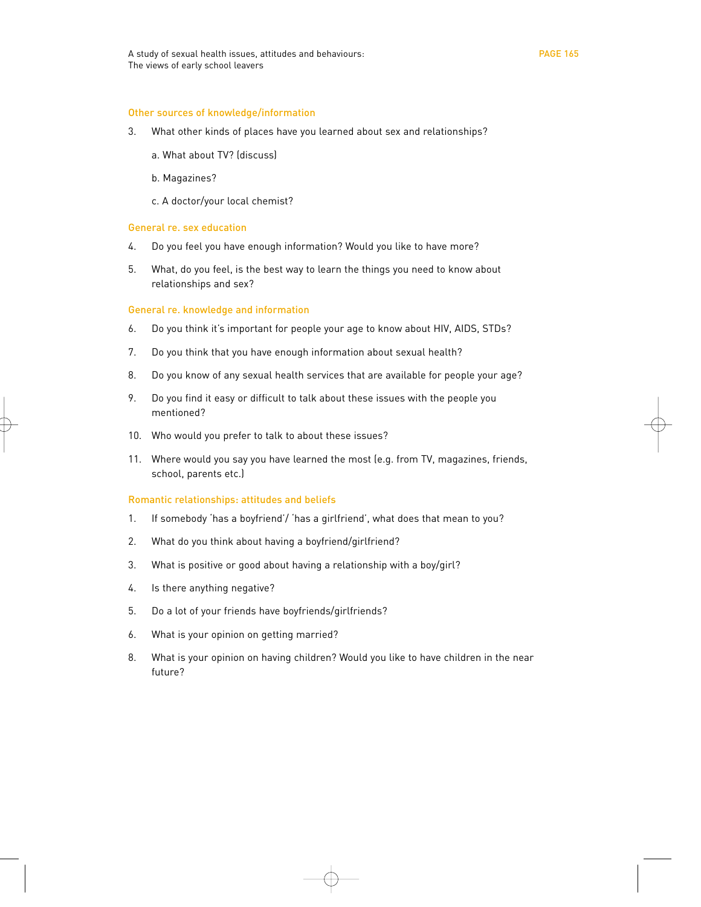### Other sources of knowledge/information

3. What other kinds of places have you learned about sex and relationships?

   a. What about TV? (discuss)

   b. Magazines?

   c. A doctor/your local chemist?

### General re. sex education

4. Do you feel you have enough information? Would you like to have more?

5. What, do you feel, is the best way to learn the things you need to know about relationships and sex?

### General re. knowledge and information

6. Do you think it's important for people your age to know about HIV, AIDS, STDs?

7. Do you think that you have enough information about sexual health?

8. Do you know of any sexual health services that are available for people your age?

9. Do you find it easy or difficult to talk about these issues with the people you mentioned?

10. Who would you prefer to talk to about these issues?

11. Where would you say you have learned the most (e.g. from TV, magazines, friends, school, parents etc.)

### Romantic relationships: attitudes and beliefs

1. If somebody 'has a boyfriend'/ 'has a girlfriend', what does that mean to you?

2. What do you think about having a boyfriend/girlfriend?

3. What is positive or good about having a relationship with a boy/girl?

4. Is there anything negative?

5. Do a lot of your friends have boyfriends/girlfriends?

6. What is your opinion on getting married?

8\. What is your opinion on having children? Would you like to have children in the near future?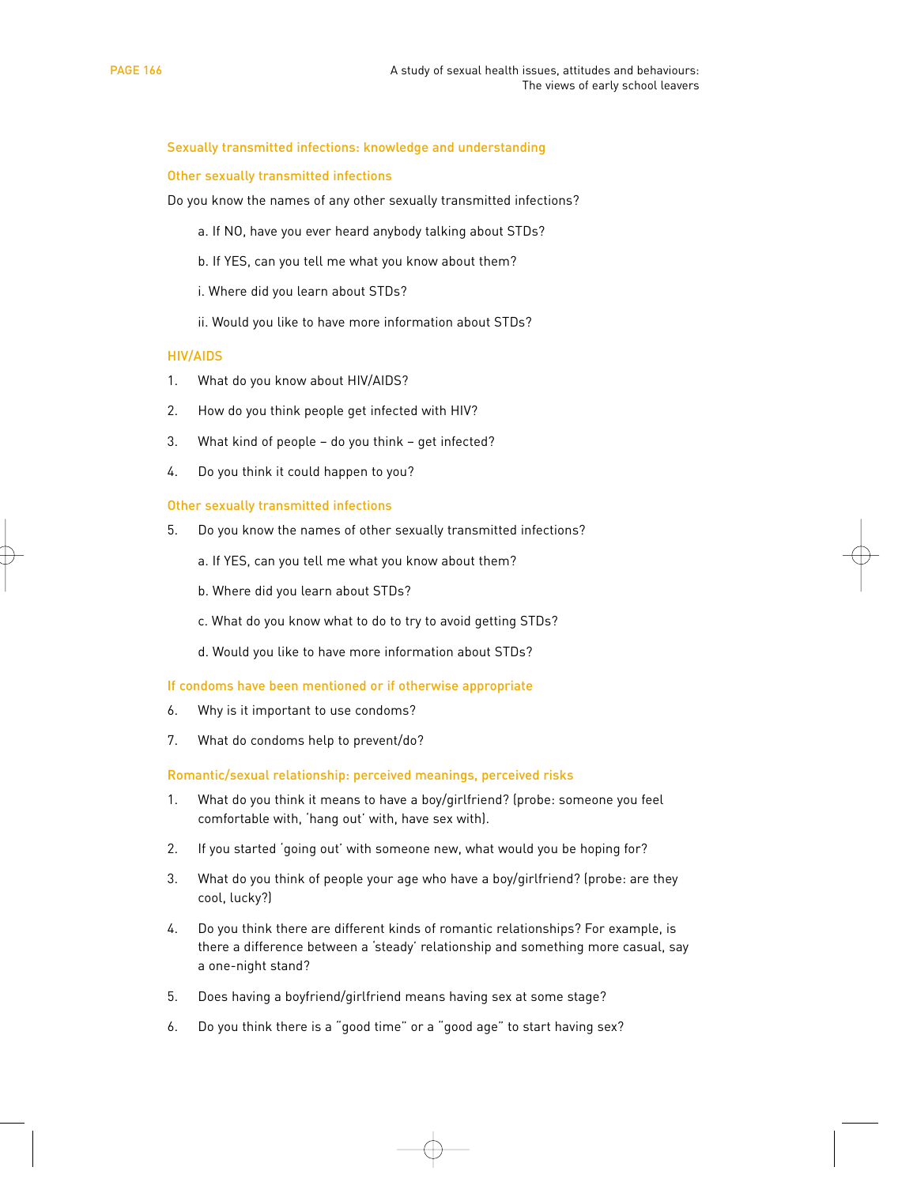### Sexually transmitted infections: knowledge and understanding

### Other sexually transmitted infections

Do you know the names of any other sexually transmitted infections?

a. If NO, have you ever heard anybody talking about STDs?

b. If YES, can you tell me what you know about them?

i. Where did you learn about STDs?

ii. Would you like to have more information about STDs?

### HIV/AIDS

1. What do you know about HIV/AIDS?
2. How do you think people get infected with HIV?
3. What kind of people – do you think – get infected?
4. Do you think it could happen to you?

### Other sexually transmitted infections

5. Do you know the names of other sexually transmitted infections?

   a. If YES, can you tell me what you know about them?

   b. Where did you learn about STDs?

   c. What do you know what to do to try to avoid getting STDs?

   d. Would you like to have more information about STDs?

### If condoms have been mentioned or if otherwise appropriate

6. Why is it important to use condoms?
7. What do condoms help to prevent/do?

### Romantic/sexual relationship: perceived meanings, perceived risks

1. What do you think it means to have a boy/girlfriend? (probe: someone you feel comfortable with, 'hang out' with, have sex with).
2. If you started 'going out' with someone new, what would you be hoping for?
3. What do you think of people your age who have a boy/girlfriend? (probe: are they cool, lucky?)
4. Do you think there are different kinds of romantic relationships? For example, is there a difference between a 'steady' relationship and something more casual, say a one-night stand?
5. Does having a boyfriend/girlfriend means having sex at some stage?
6. Do you think there is a "good time" or a "good age" to start having sex?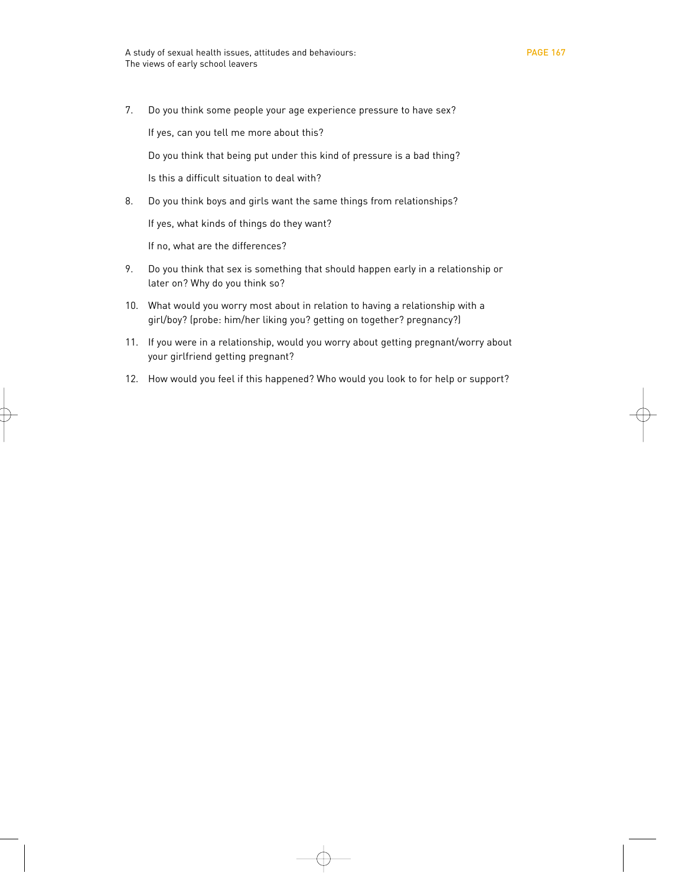7. Do you think some people your age experience pressure to have sex?

   If yes, can you tell me more about this?

   Do you think that being put under this kind of pressure is a bad thing?

   Is this a difficult situation to deal with?

8. Do you think boys and girls want the same things from relationships?

   If yes, what kinds of things do they want?

   If no, what are the differences?

9. Do you think that sex is something that should happen early in a relationship or later on? Why do you think so?

10. What would you worry most about in relation to having a relationship with a girl/boy? (probe: him/her liking you? getting on together? pregnancy?)

11. If you were in a relationship, would you worry about getting pregnant/worry about your girlfriend getting pregnant?

12. How would you feel if this happened? Who would you look to for help or support?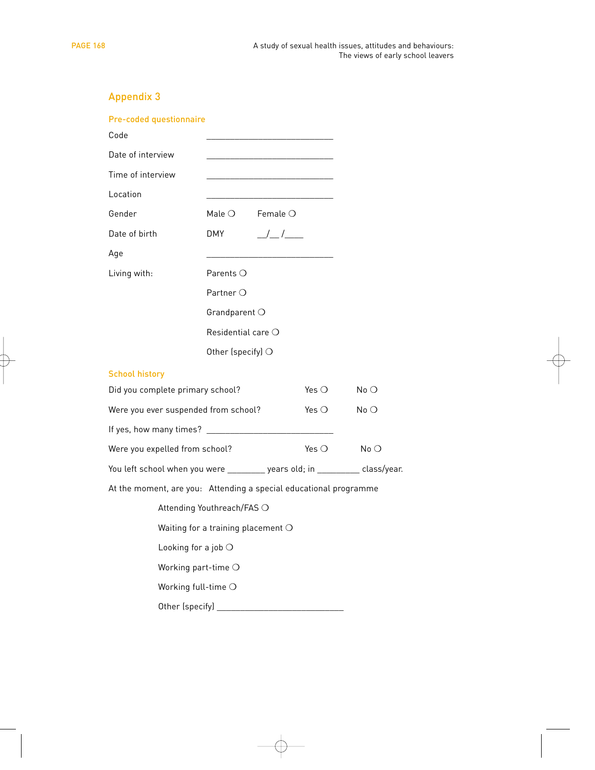## Appendix 3

### Pre-coded questionnaire

Code ______________________________

Date of interview ______________________________

Time of interview ______________________________

Location ______________________________

Gender Male ❍ Female ❍

Date of birth DMY __/__ /____

Age ______________________________

Living with:

Parents ❍

Partner ❍

Grandparent ❍

Residential care ❍

Other (specify) ❍

### School history

Did you complete primary school? Yes ❍ No ❍

Were you ever suspended from school? Yes ❍ No ❍

If yes, how many times? ______________________________

Were you expelled from school? Yes ❍ No ❍

You left school when you were ________ years old; in _________ class/year.

At the moment, are you: Attending a special educational programme

Attending Youthreach/FAS ❍

Waiting for a training placement ❍

Looking for a job ❍

Working part-time ❍

Working full-time ❍

Other (specify) ______________________________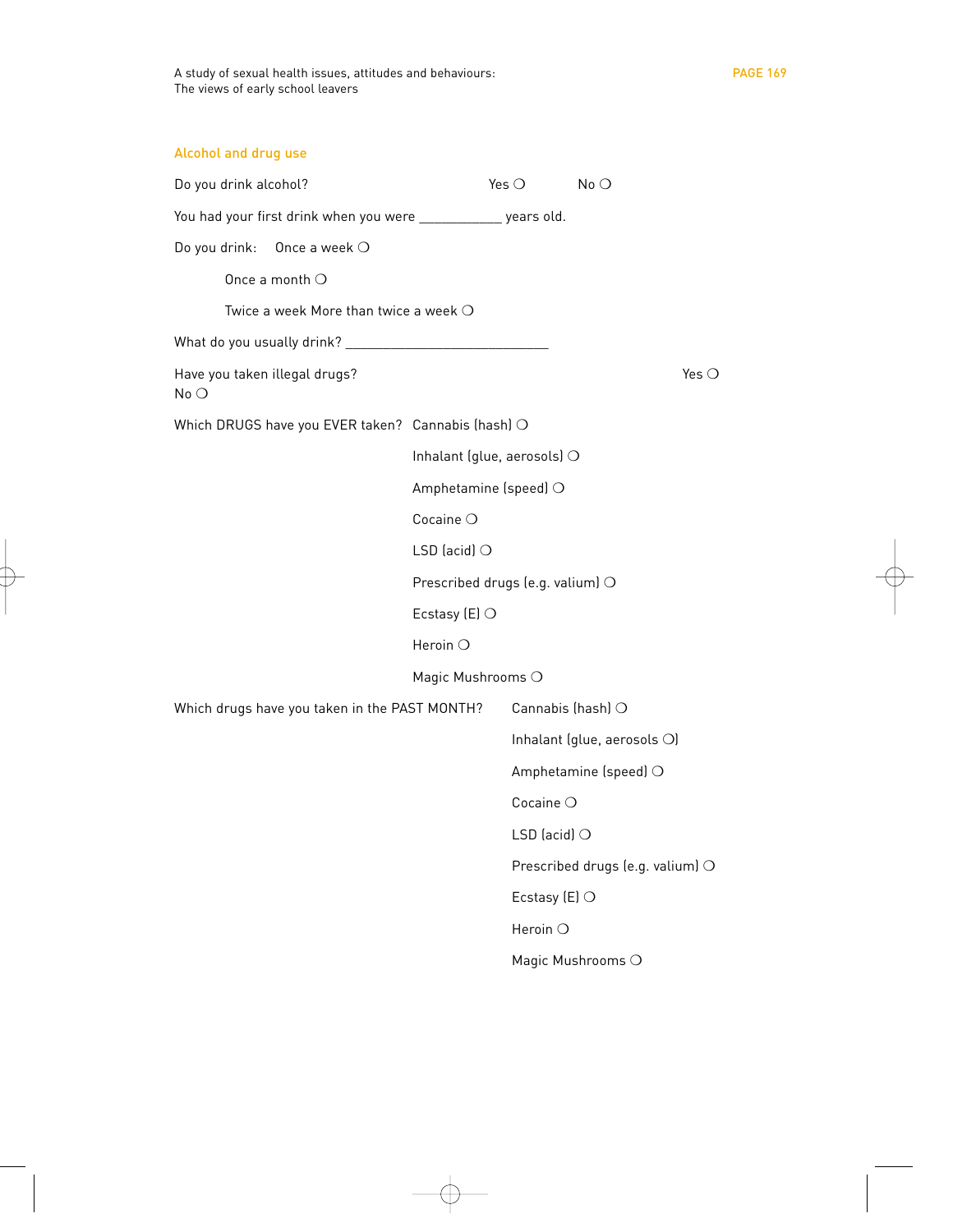## Alcohol and drug use

Do you drink alcohol? Yes ❍ No ❍

You had your first drink when you were ___________ years old.

Do you drink: Once a week ❍

Once a month ❍

Twice a week More than twice a week ❍

What do you usually drink? ____________________________

Have you taken illegal drugs? Yes ❍
No ❍

Which DRUGS have you EVER taken?

Cannabis (hash) ❍

Inhalant (glue, aerosols) ❍

Amphetamine (speed) ❍

Cocaine ❍

LSD (acid) ❍

Prescribed drugs (e.g. valium) ❍

Ecstasy (E) ❍

Heroin ❍

Magic Mushrooms ❍

Which drugs have you taken in the PAST MONTH?

Cannabis (hash) ❍

Inhalant (glue, aerosols ❍)

Amphetamine (speed) ❍

Cocaine ❍

LSD (acid) ❍

Prescribed drugs (e.g. valium) ❍

Ecstasy (E) ❍

Heroin ❍

Magic Mushrooms ❍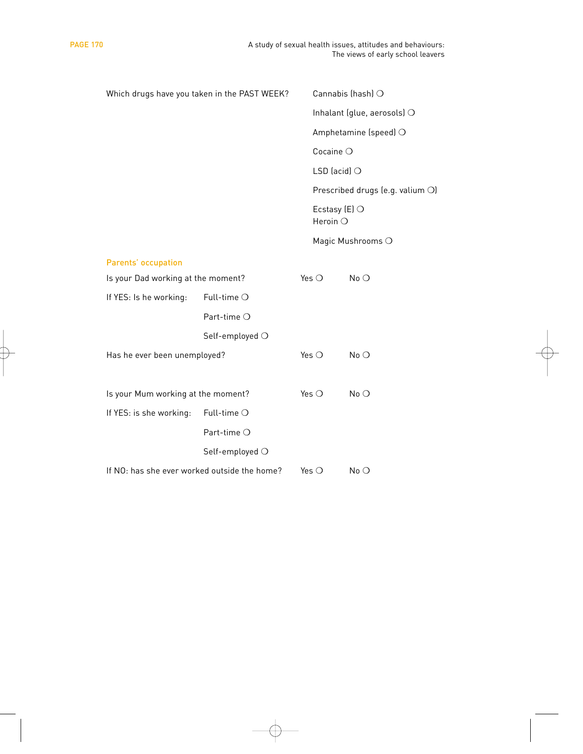Which drugs have you taken in the PAST WEEK?

- Cannabis (hash) ❍
- Inhalant (glue, aerosols) ❍
- Amphetamine (speed) ❍
- Cocaine ❍
- LSD (acid) ❍
- Prescribed drugs (e.g. valium ❍)
- Ecstasy (E) ❍
- Heroin ❍
- Magic Mushrooms ❍

## Parents' occupation

Is your Dad working at the moment? Yes ❍ No ❍

If YES: Is he working:

- Full-time ❍
- Part-time ❍
- Self-employed ❍

Has he ever been unemployed? Yes ❍ No ❍

Is your Mum working at the moment? Yes ❍ No ❍

If YES: is she working:

- Full-time ❍
- Part-time ❍
- Self-employed ❍

If NO: has she ever worked outside the home? Yes ❍ No ❍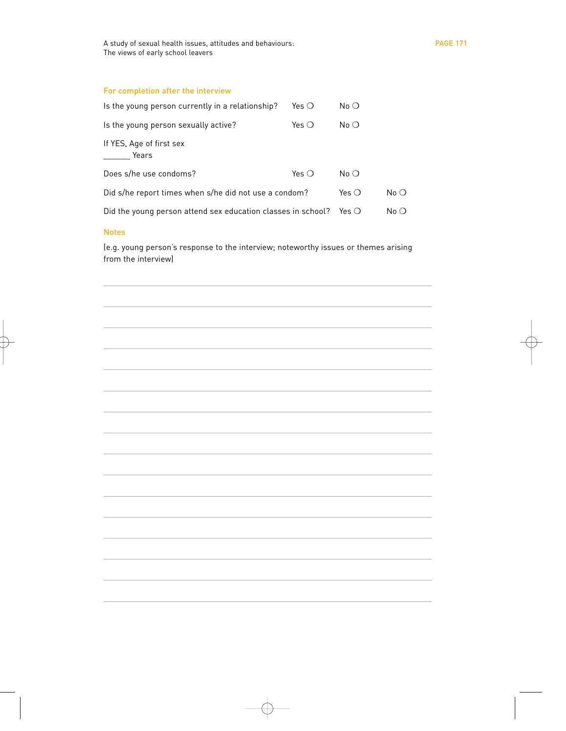## For completion after the interview

Is the young person currently in a relationship? Yes ❍ No ❍

Is the young person sexually active? Yes ❍ No ❍

If YES, Age of first sex

_______ Years

Does s/he use condoms? Yes ❍ No ❍

Did s/he report times when s/he did not use a condom? Yes ❍ No ❍

Did the young person attend sex education classes in school? Yes ❍ No ❍

## Notes

(e.g. young person's response to the interview; noteworthy issues or themes arising from the interview)

_______________________________________________

_______________________________________________

_______________________________________________

_______________________________________________

_______________________________________________

_______________________________________________

_______________________________________________

_______________________________________________

_______________________________________________

_______________________________________________

_______________________________________________

_______________________________________________

_______________________________________________

_______________________________________________

_______________________________________________

_______________________________________________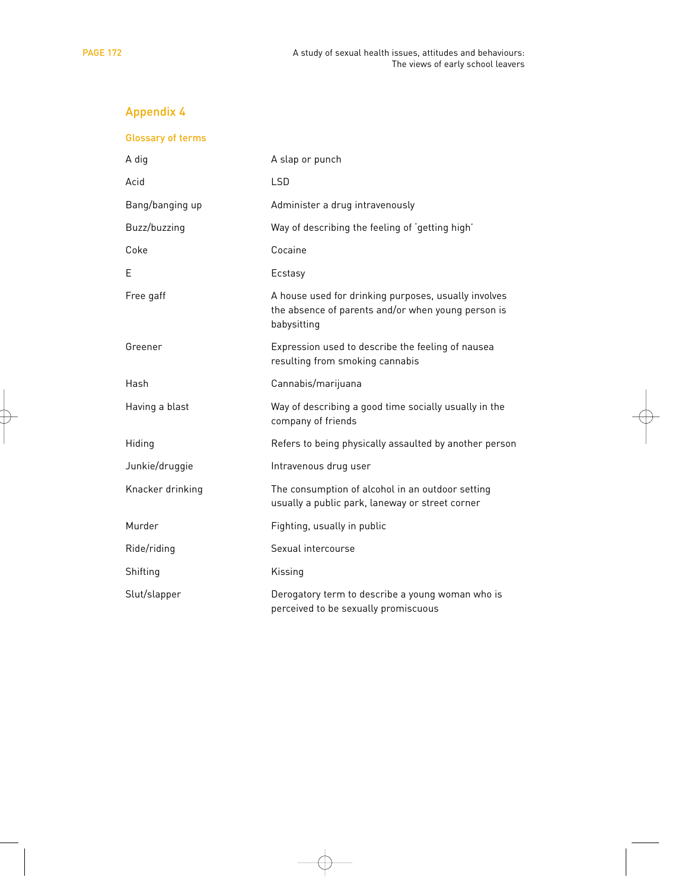## Appendix 4

### Glossary of terms

| Term | Definition |
|---|---|
| A dig | A slap or punch |
| Acid | LSD |
| Bang/banging up | Administer a drug intravenously |
| Buzz/buzzing | Way of describing the feeling of 'getting high' |
| Coke | Cocaine |
| E | Ecstasy |
| Free gaff | A house used for drinking purposes, usually involves the absence of parents and/or when young person is babysitting |
| Greener | Expression used to describe the feeling of nausea resulting from smoking cannabis |
| Hash | Cannabis/marijuana |
| Having a blast | Way of describing a good time socially usually in the company of friends |
| Hiding | Refers to being physically assaulted by another person |
| Junkie/druggie | Intravenous drug user |
| Knacker drinking | The consumption of alcohol in an outdoor setting usually a public park, laneway or street corner |
| Murder | Fighting, usually in public |
| Ride/riding | Sexual intercourse |
| Shifting | Kissing |
| Slut/slapper | Derogatory term to describe a young woman who is perceived to be sexually promiscuous |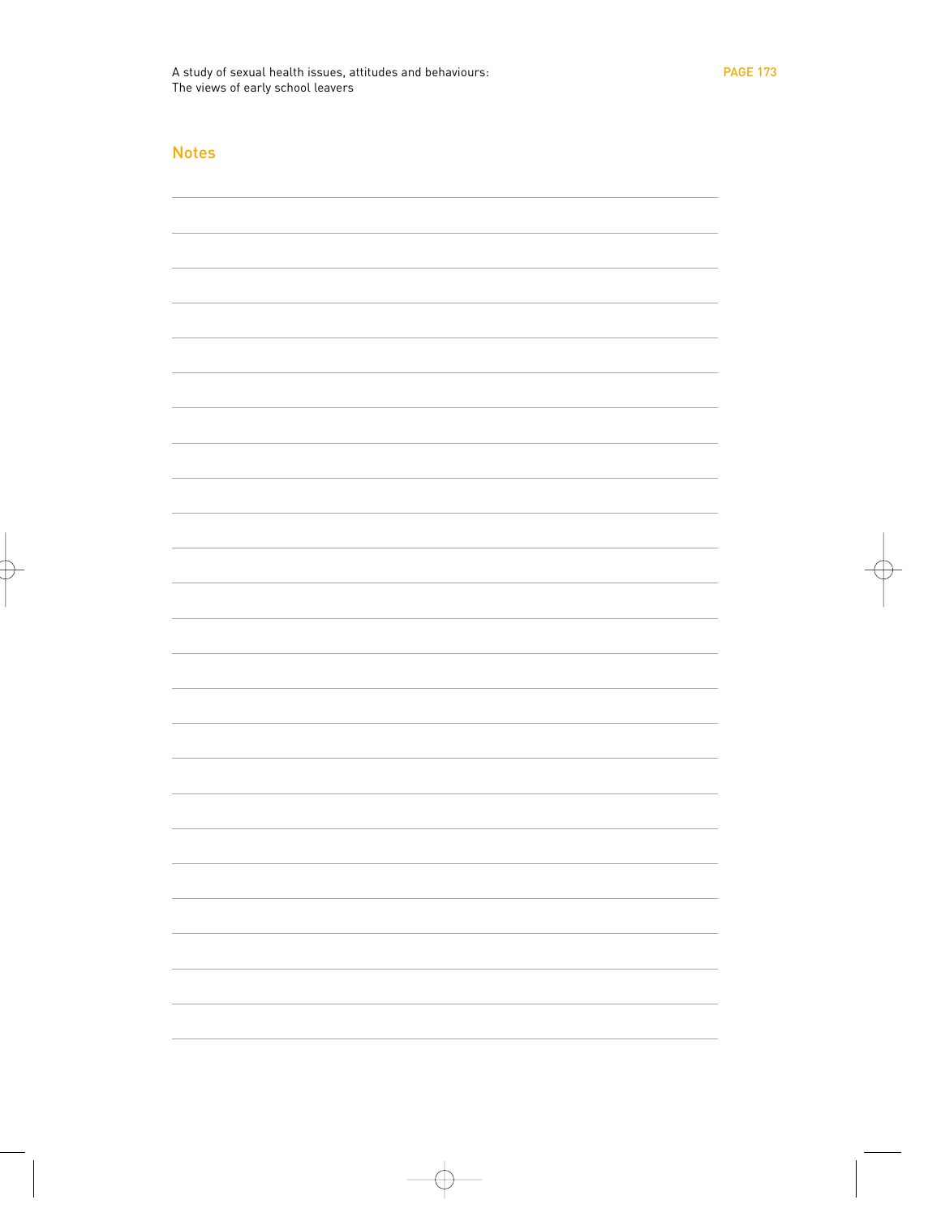## Notes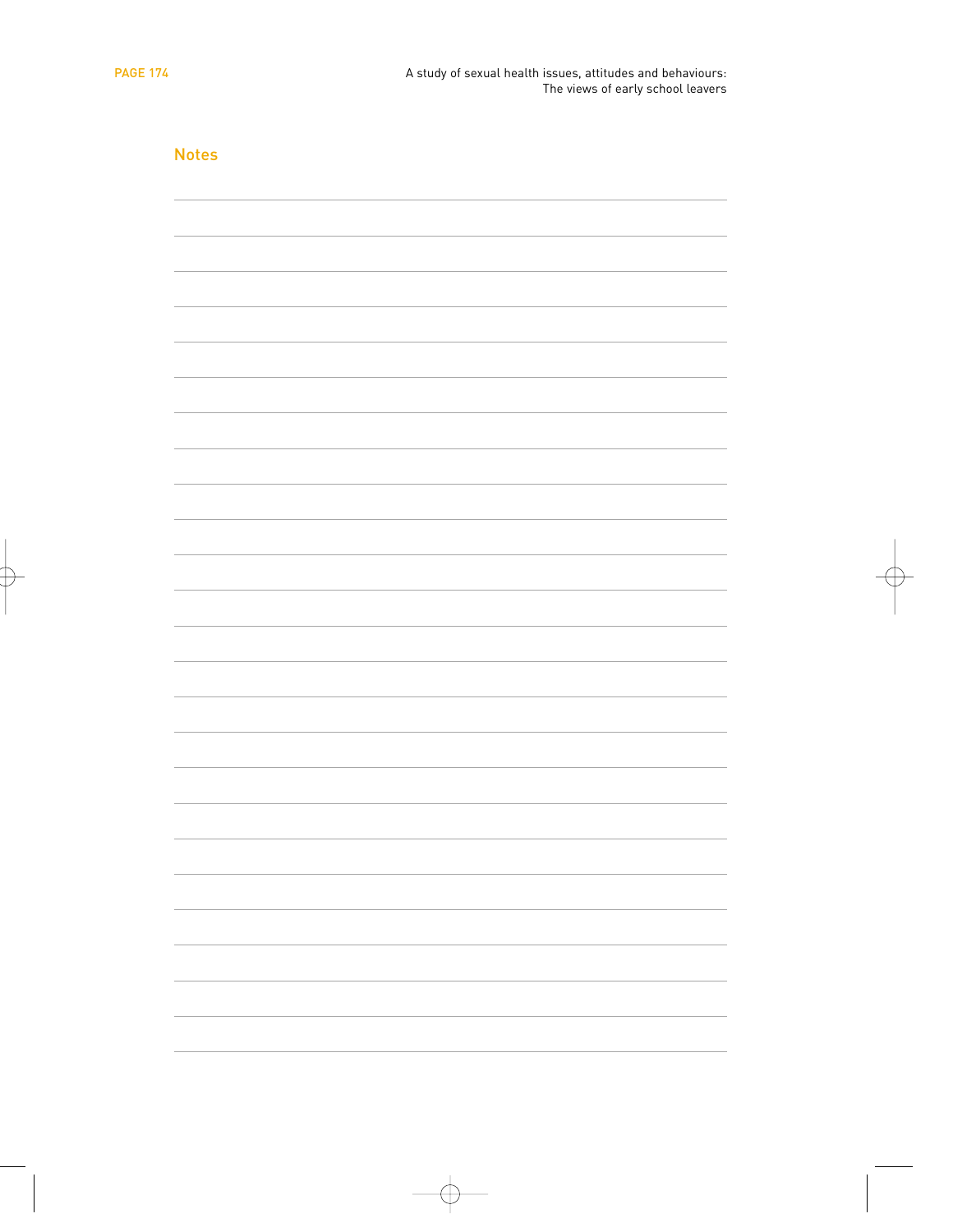## Notes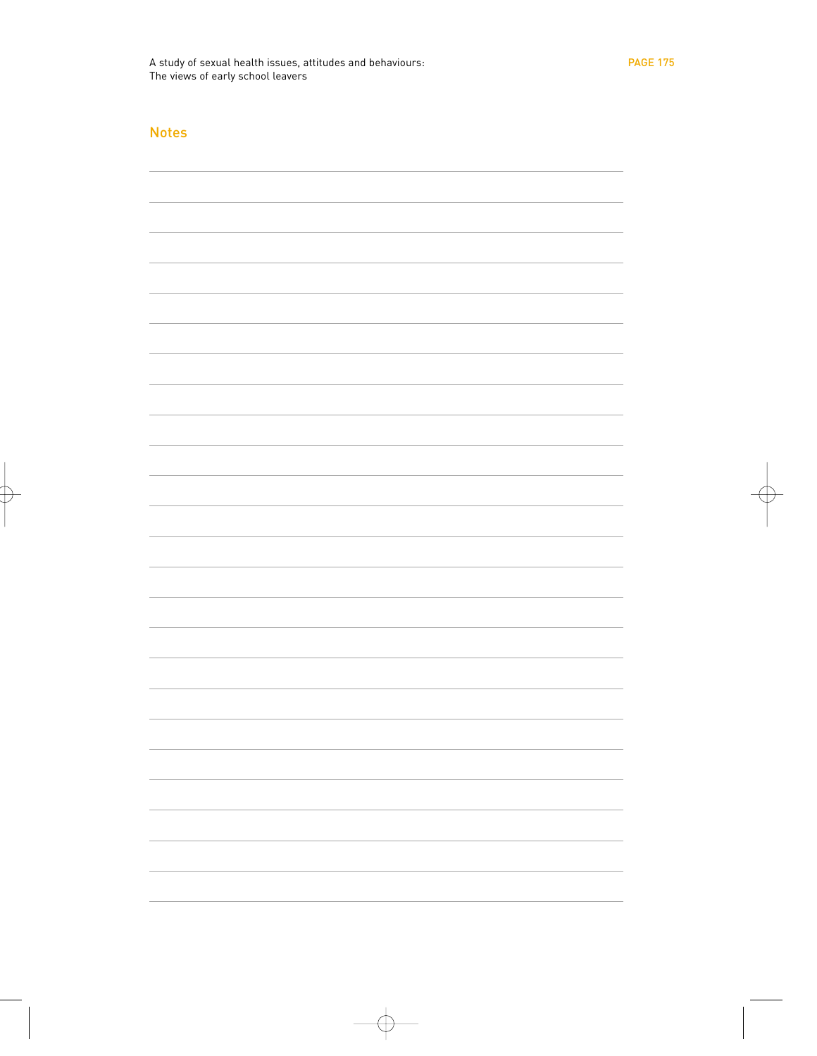## Notes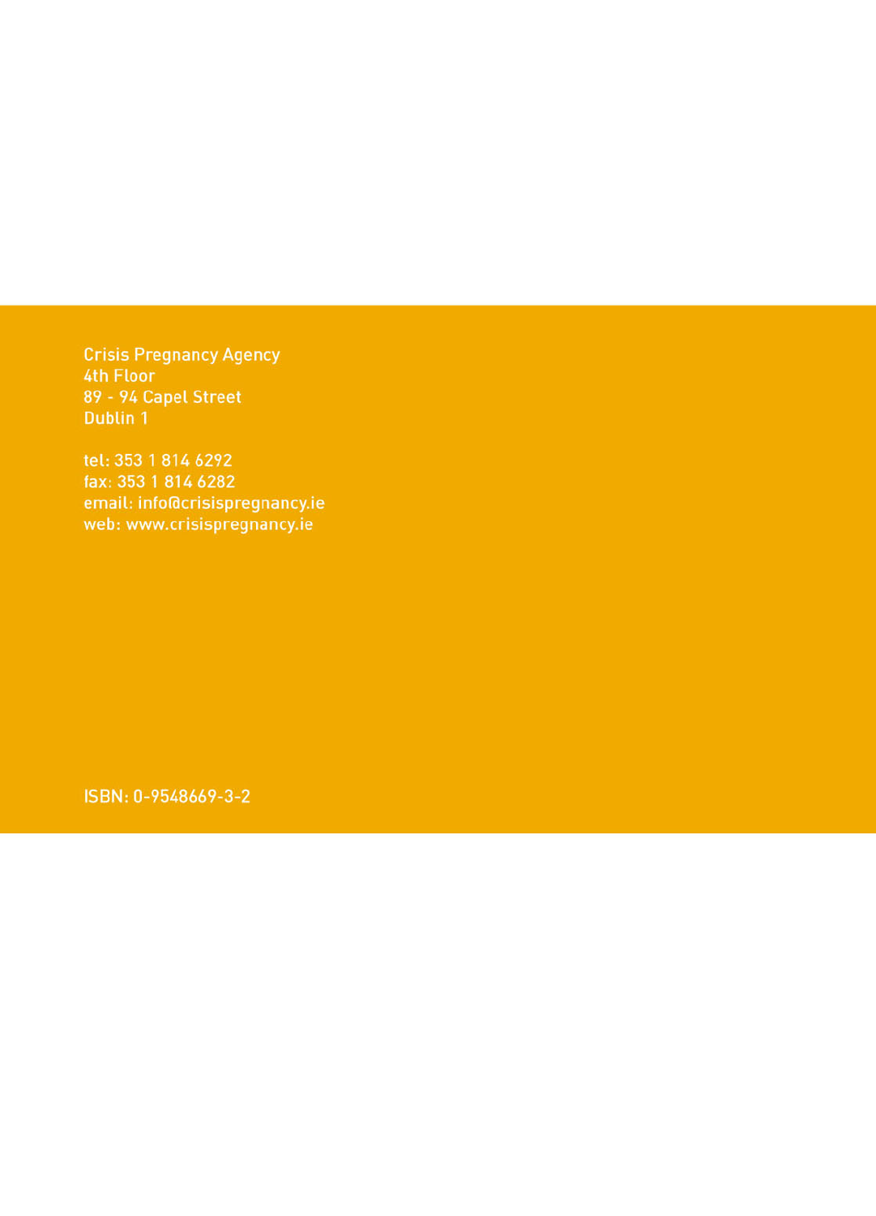Crisis Pregnancy Agency
4th Floor
89 - 94 Capel Street
Dublin 1

tel: 353 1 814 6292
fax: 353 1 814 6282
email: info@crisispregnancy.ie
web: www.crisispregnancy.ie

ISBN: 0-9548669-3-2